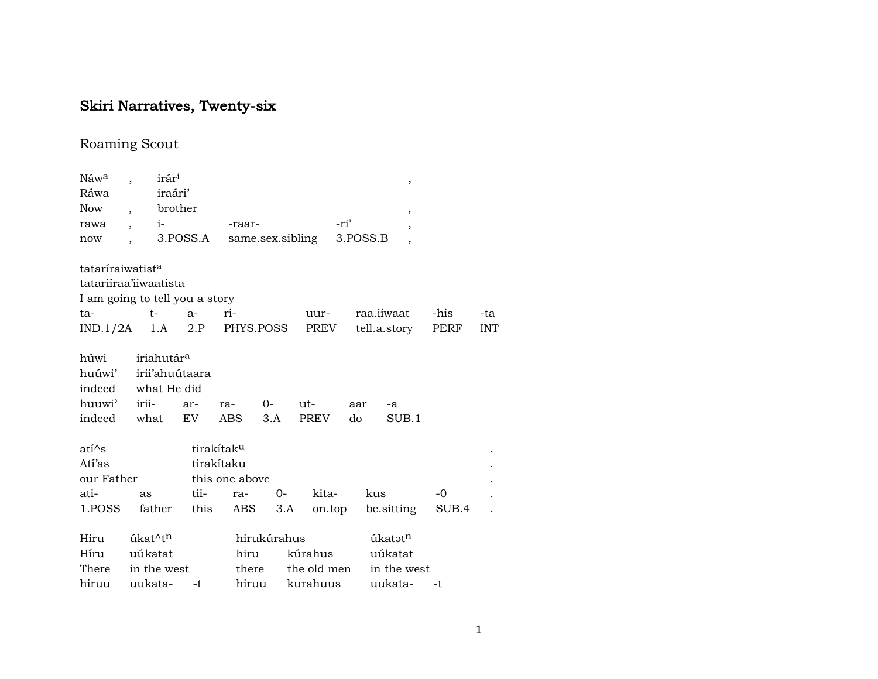## Skiri Narratives, Twenty-six

### Roaming Scout

| Náw^a | , | irár^i | | | ,|
|---|---|---|---|---|---|
| Ráwa | | iraári’ | | | |
| Now | , | brother | | | , |
| rawa | , | i- | -raar- | -ri’ | , |
| now | , | 3.POSS.A | same.sex.sibling | 3.POSS.B | , |

| tataríraiwatist^a | | | | | | | |
|---|---|---|---|---|---|---|---|
| tatariíraa’iiwaatista | | | | | | | |
| I am going to tell you a story | | | | | | | |
| ta- | t- | a- | ri- | uur- | raa.iiwaat | -his | -ta |
| IND.1/2A | 1.A | 2.P | PHYS.POSS | PREV | tell.a.story | PERF | INT |

| húwi | iriahutár^a | | | | | | |
|---|---|---|---|---|---|---|---|
| huúwi’ | irii’ahuútaara | | | | | | |
| indeed | what He did | | | | | | |
| huuwi’ | irii- | ar- | ra- | 0- | ut- | aar | -a |
| indeed | what | EV | ABS | 3.A | PREV | do | SUB.1 |

| atí^s | | tirakítak^u | | | | | | . |
|---|---|---|---|---|---|---|---|---|
| Atí’as | | tirakítaku | | | | | | . |
| our Father | | this one above | | | | | | . |
| ati- | as | tii- | ra- | 0- | kita- | kus | -0 | . |
| 1.POSS | father | this | ABS | 3.A | on.top | be.sitting | SUB.4 | . |

| Hiru | úkat^t^n | | hirukúrahus | | úkatət^n | |
|---|---|---|---|---|---|---|
| Híru | uúkatat | | hiru | kúrahus | uúkatat | |
| There | in the west | | there | the old men | in the west | |
| hiruu | uukata- | -t | hiruu | kurahuus | uukata- | -t |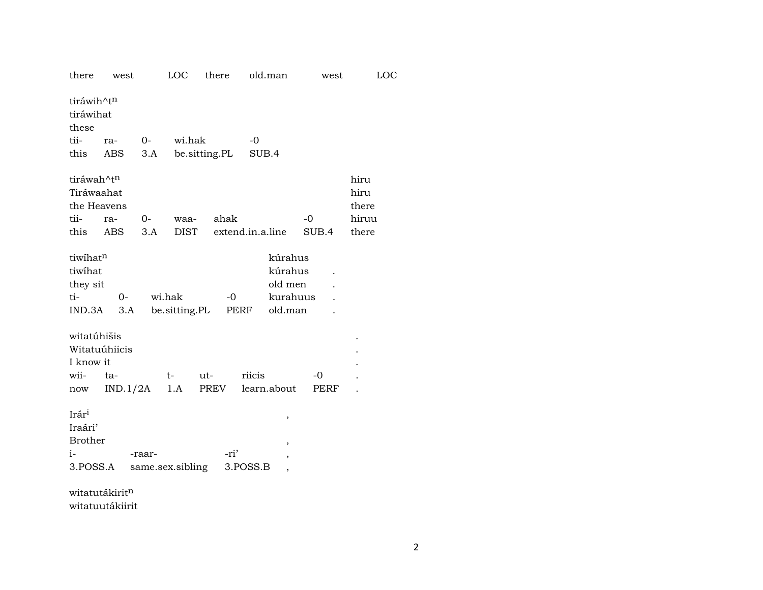there west LOC there old.man west LOC

| tiráwih^tⁿ | | | | |
|---|---|---|---|---|
| tiráwihat | | | | |
| these | | | | |
| tii- | ra- | 0- | wi.hak | -0 |
| this | ABS | 3.A | be.sitting.PL | SUB.4 |

| tiráwah^tⁿ | | | | | | hiru |
|---|---|---|---|---|---|---|
| Tiráwaahat | | | | | | hiru |
| the Heavens | | | | | | there |
| tii- | ra- | 0- | waa- | ahak | -0 | hiruu |
| this | ABS | 3.A | DIST | extend.in.a.line | SUB.4 | there |

| tiwíhatⁿ | | | | kúrahus | |
|---|---|---|---|---|---|
| tiwíhat | | | | kúrahus | . |
| they sit | | | | old men | . |
| ti- | 0- | wi.hak | -0 | kurahuus | . |
| IND.3A | 3.A | be.sitting.PL | PERF | old.man | . |

| witatúhišis | | | | | | . |
|---|---|---|---|---|---|---|
| Witatuúhiicis | | | | | | . |
| I know it | | | | | | . |
| wii- | ta- | t- | ut- | riicis | -0 | . |
| now | IND.1/2A | 1.A | PREV | learn.about | PERF | . |

| Irárⁱ | | | , |
|---|---|---|---|
| Iraári' | | | |
| Brother | | | , |
| i- | -raar- | -ri' | , |
| 3.POSS.A | same.sex.sibling | 3.POSS.B | , |

witatutákiritⁿ
witatuutákiirit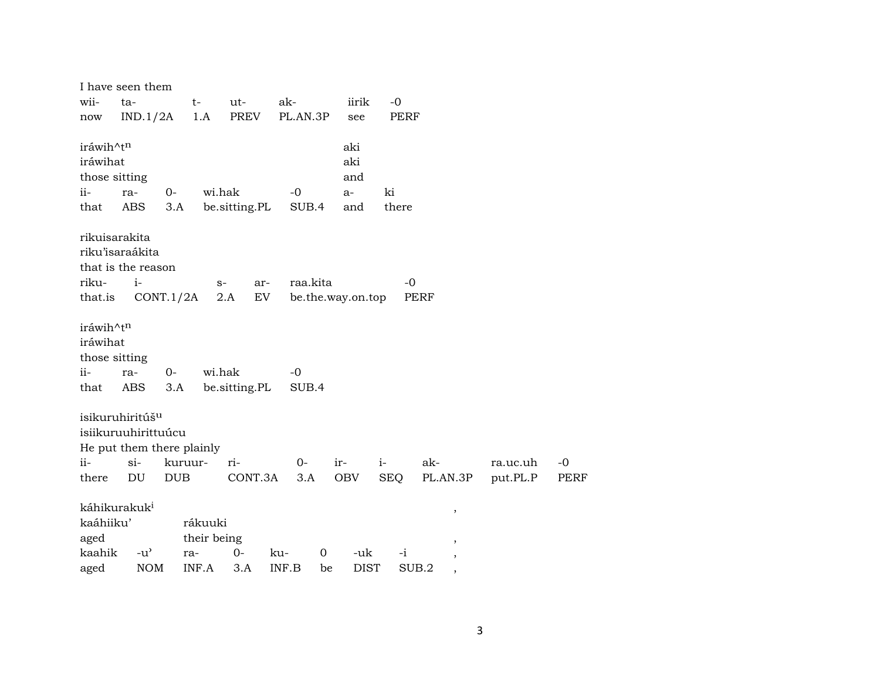I have seen them

| wii- | ta- | t- | ut- | ak- | iirik | -0 |
|---|---|---|---|---|---|---|
| now | IND.1/2A | 1.A | PREV | PL.AN.3P | see | PERF |

iráwih^t$^{n}$ aki
iráwihat aki
those sitting and

| ii- | ra- | 0- | wi.hak | -0 | a- | ki |
|---|---|---|---|---|---|---|
| that | ABS | 3.A | be.sitting.PL | SUB.4 | and | there |

rikuisarakita
riku'isaraákita
that is the reason

| riku- | i- | s- | ar- | raa.kita | -0 |
|---|---|---|---|---|---|
| that.is | CONT.1/2A | 2.A | EV | be.the.way.on.top | PERF |

iráwih^t$^{n}$
iráwihat
those sitting

| ii- | ra- | 0- | wi.hak | -0 |
|---|---|---|---|---|
| that | ABS | 3.A | be.sitting.PL | SUB.4 |

isikuruhiritúš$^{u}$
isiikuruuhirittuúcu
He put them there plainly

| ii- | si- | kuruur- | ri- | 0- | ir- | i- | ak- | ra.uc.uh | -0 |
|---|---|---|---|---|---|---|---|---|---|
| there | DU | DUB | CONT.3A | 3.A | OBV | SEQ | PL.AN.3P | put.PL.P | PERF |

káhikurakuk$^{i}$ ,
kaáhiiku' rákuuki
aged their being ,

| kaahik | -u' | ra- | 0- | ku- | 0 | -uk | -i | , |
|---|---|---|---|---|---|---|---|---|
| aged | NOM | INF.A | 3.A | INF.B | be | DIST | SUB.2 | , |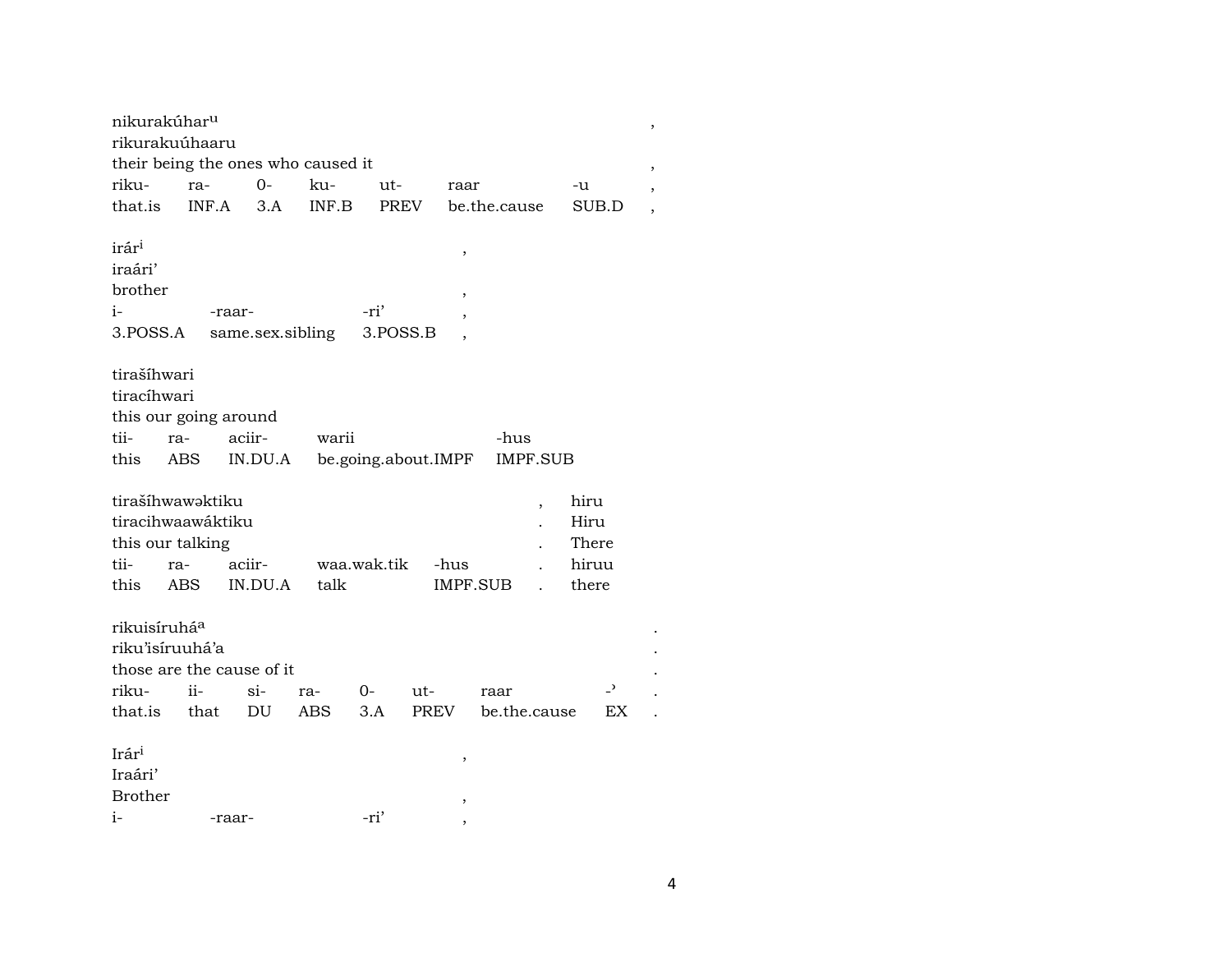nikurakúhar[u] ,
rikurakuúhaaru
their being the ones who caused it ,

| riku- | ra- | 0- | ku- | ut- | raar | -u | , |
|---|---|---|---|---|---|---|---|
| that.is | INF.A | 3.A | INF.B | PREV | be.the.cause | SUB.D | , |

irár[i] ,
iraári'
brother ,

| i- | -raar- | -ri' | , |
|---|---|---|---|
| 3.POSS.A | same.sex.sibling | 3.POSS.B | , |

tirašíhwari
tiracíhwari
this our going around

| tii- | ra- | aciir- | warii | -hus |
|---|---|---|---|---|
| this | ABS | IN.DU.A | be.going.about.IMPF | IMPF.SUB |

tirašíhwawəktiku , hiru
tiracihwaawáktiku . Hiru
this our talking . There

| tii- | ra- | aciir- | waa.wak.tik | -hus | . | hiruu |
|---|---|---|---|---|---|---|
| this | ABS | IN.DU.A | talk | IMPF.SUB | . | there |

rikuisíruhá[a] .
riku'isíruuhá'a .
those are the cause of it .

| riku- | ii- | si- | ra- | 0- | ut- | raar | -' | . |
|---|---|---|---|---|---|---|---|---|
| that.is | that | DU | ABS | 3.A | PREV | be.the.cause | EX | . |

Irár[i] ,
Iraári'
Brother ,

| i- | -raar- | -ri' | , |
|---|---|---|---|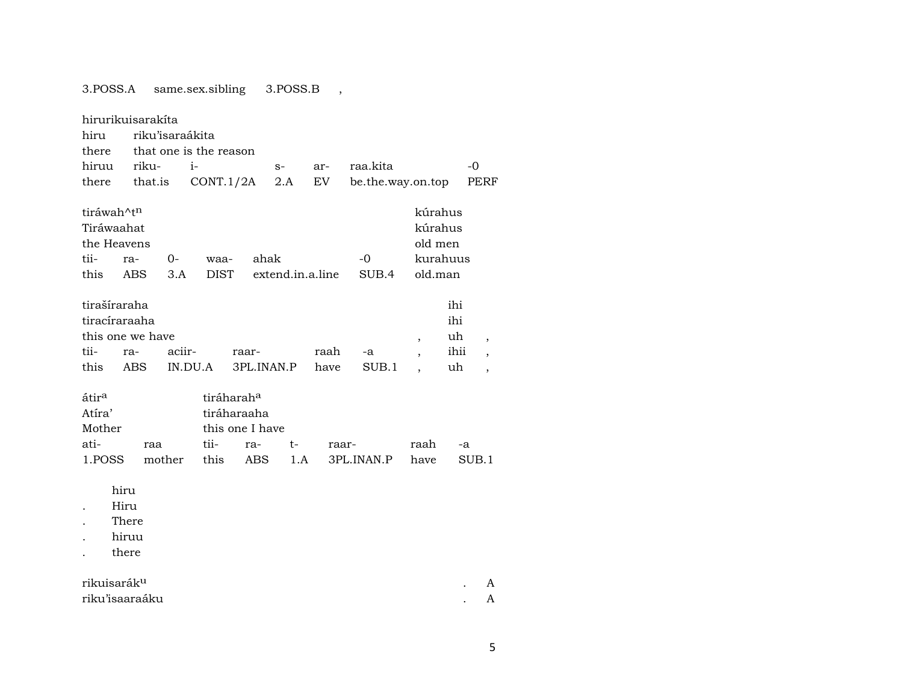3.POSS.A same.sex.sibling 3.POSS.B ,

| hirurikuisarakíta | | | | | | |
|---|---|---|---|---|---|---|
| hiru | riku'isaraákita | | | | | |
| there | that one is the reason | | | | | |
| hiruu | riku- | i- | s- | ar- | raa.kita | -0 |
| there | that.is | CONT.1/2A | 2.A | EV | be.the.way.on.top | PERF |

| tiráwah^t[n] | | | | | | kúrahus |
|---|---|---|---|---|---|---|
| Tiráwaahat | | | | | | kúrahus |
| the Heavens | | | | | | old men |
| tii- | ra- | 0- | waa- | ahak | -0 | kurahuus |
| this | ABS | 3.A | DIST | extend.in.a.line | SUB.4 | old.man |

| tiraširaraha | | | | | | | ihi | |
|---|---|---|---|---|---|---|---|---|
| tiracíraraaha | | | | | | | ihi | |
| this one we have | | | | | | , | uh | , |
| tii- | ra- | aciir- | raar- | raah | -a | , | ihii | , |
| this | ABS | IN.DU.A | 3PL.INAN.P | have | SUB.1 | , | uh | , |

| átir[a] | | tiráharah[a] | | | | | |
|---|---|---|---|---|---|---|---|
| Atíra' | | tiráharaaha | | | | | |
| Mother | | this one I have | | | | | |
| ati- | raa | tii- | ra- | t- | raar- | raah | -a |
| 1.POSS | mother | this | ABS | 1.A | 3PL.INAN.P | have | SUB.1 |

| | hiru |
|---|---|
| . | Hiru |
| . | There |
| . | hiruu |
| . | there |

| rikuisarák[u] | . | A |
|---|---|---|
| riku'isaaraáku | . | A |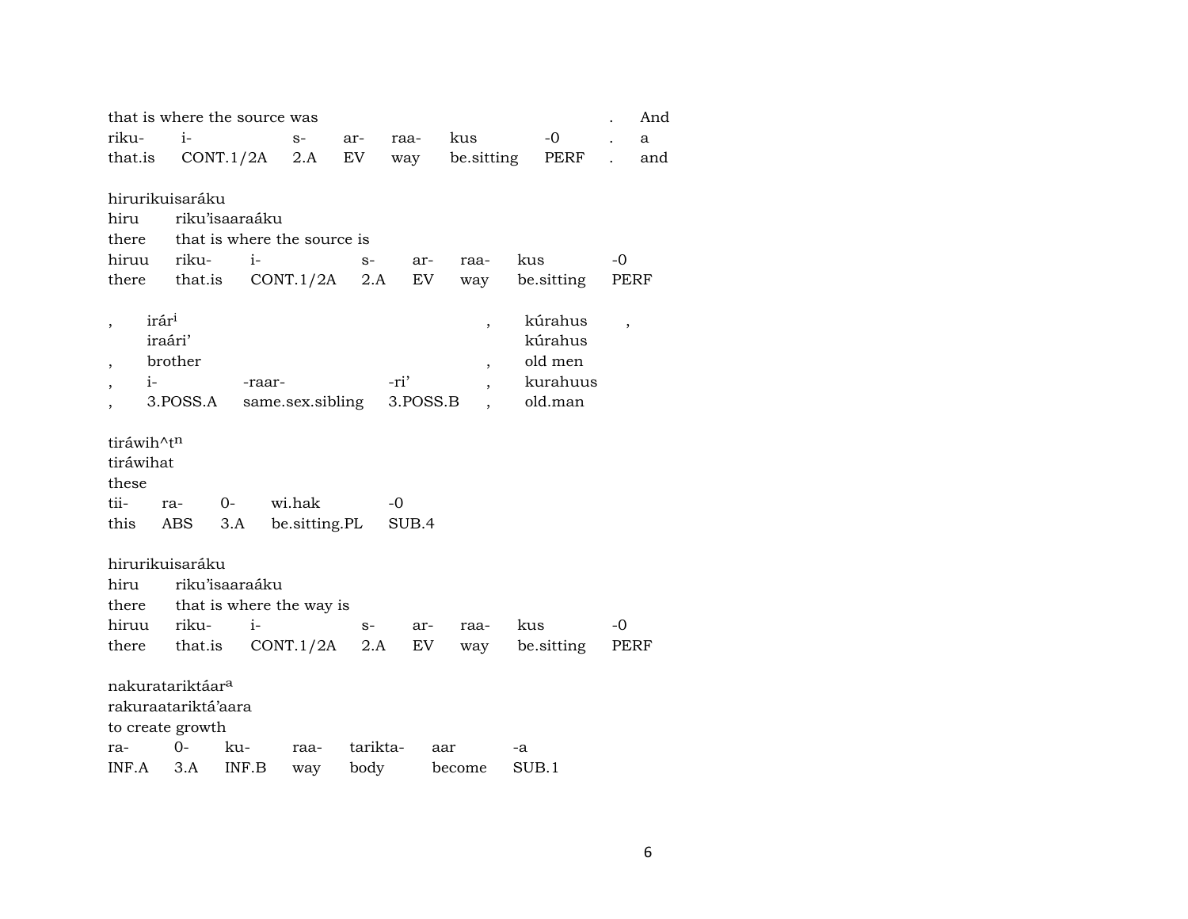| that is where the source was | | | | | | | . | And |
|---|---|---|---|---|---|---|---|---|
| riku- | i- | s- | ar- | raa- | kus | -0 | . | a |
| that.is | CONT.1/2A | 2.A | EV | way | be.sitting | PERF | . | and |

hirurikuisaráku

| hiru | riku'isaaraáku | | | | | |
|---|---|---|---|---|---|---|
| there | that is where the source is | | | | | |
| hiruu | riku- | i- | s- | ar- | raa- | kus | -0 |
| there | that.is | CONT.1/2A | 2.A | EV | way | be.sitting | PERF |

| , | irár[i] | | | , | kúrahus | , |
|---|---|---|---|---|---|---|
| | iraári' | | | | kúrahus | |
| , | brother | | | , | old men | |
| , | i- | -raar- | -ri' | , | kurahuus | |
| , | 3.POSS.A | same.sex.sibling | 3.POSS.B | , | old.man | |

tiráwih^t[n]

| tiráwihat | | | | |
|---|---|---|---|---|
| these | | | | |
| tii- | ra- | 0- | wi.hak | -0 |
| this | ABS | 3.A | be.sitting.PL | SUB.4 |

hirurikuisaráku

| hiru | riku'isaaraáku | | | | | | |
|---|---|---|---|---|---|---|---|
| there | that is where the way is | | | | | | |
| hiruu | riku- | i- | s- | ar- | raa- | kus | -0 |
| there | that.is | CONT.1/2A | 2.A | EV | way | be.sitting | PERF |

nakuratariktáar[a]

| rakuraatariktá'aara | | | | | | |
|---|---|---|---|---|---|---|
| to create growth | | | | | | |
| ra- | 0- | ku- | raa- | tarikta- | aar | -a |
| INF.A | 3.A | INF.B | way | body | become | SUB.1 |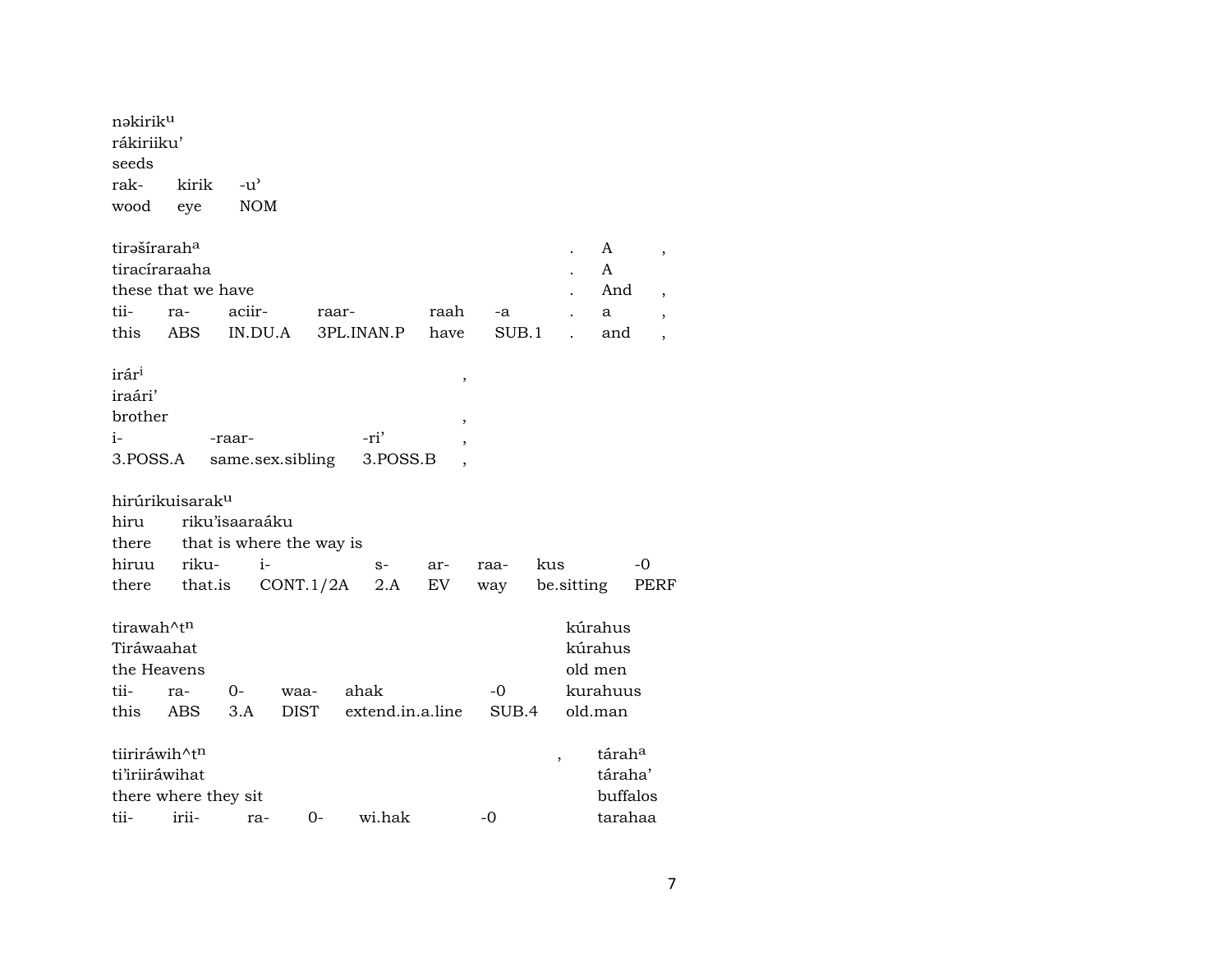nəkirik^u
rákiriiku'
seeds

| rak- | kirik | -u' |
|---|---|---|
| wood | eye | NOM |

tirəšírarah^a . A ,
tiracíraraaha . A
these that we have . And ,

| tii- | ra- | aciir- | raar- | raah | -a | . | a | , |
|---|---|---|---|---|---|---|---|---|
| this | ABS | IN.DU.A | 3PL.INAN.P | have | SUB.1 | . | and | , |

irár^i ,
iraári'
brother ,

| i- | -raar- | -ri' | , |
|---|---|---|---|
| 3.POSS.A | same.sex.sibling | 3.POSS.B | , |

hirúrikuisarak^u
hiru riku'isaaraáku
there that is where the way is

| hiruu | riku- | i- | s- | ar- | raa- | kus | -0 |
|---|---|---|---|---|---|---|---|
| there | that.is | CONT.1/2A | 2.A | EV | way | be.sitting | PERF |

tirawah^t^n kúrahus
Tiráwaahat kúrahus
the Heavens old men

| tii- | ra- | 0- | waa- | ahak | -0 | kurahuus |
|---|---|---|---|---|---|---|
| this | ABS | 3.A | DIST | extend.in.a.line | SUB.4 | old.man |

tiiriráwih^t^n , tárah^a
ti'iriiráwihat táraha'
there where they sit buffalos

| tii- | irii- | ra- | 0- | wi.hak | -0 | tarahaa |
|---|---|---|---|---|---|---|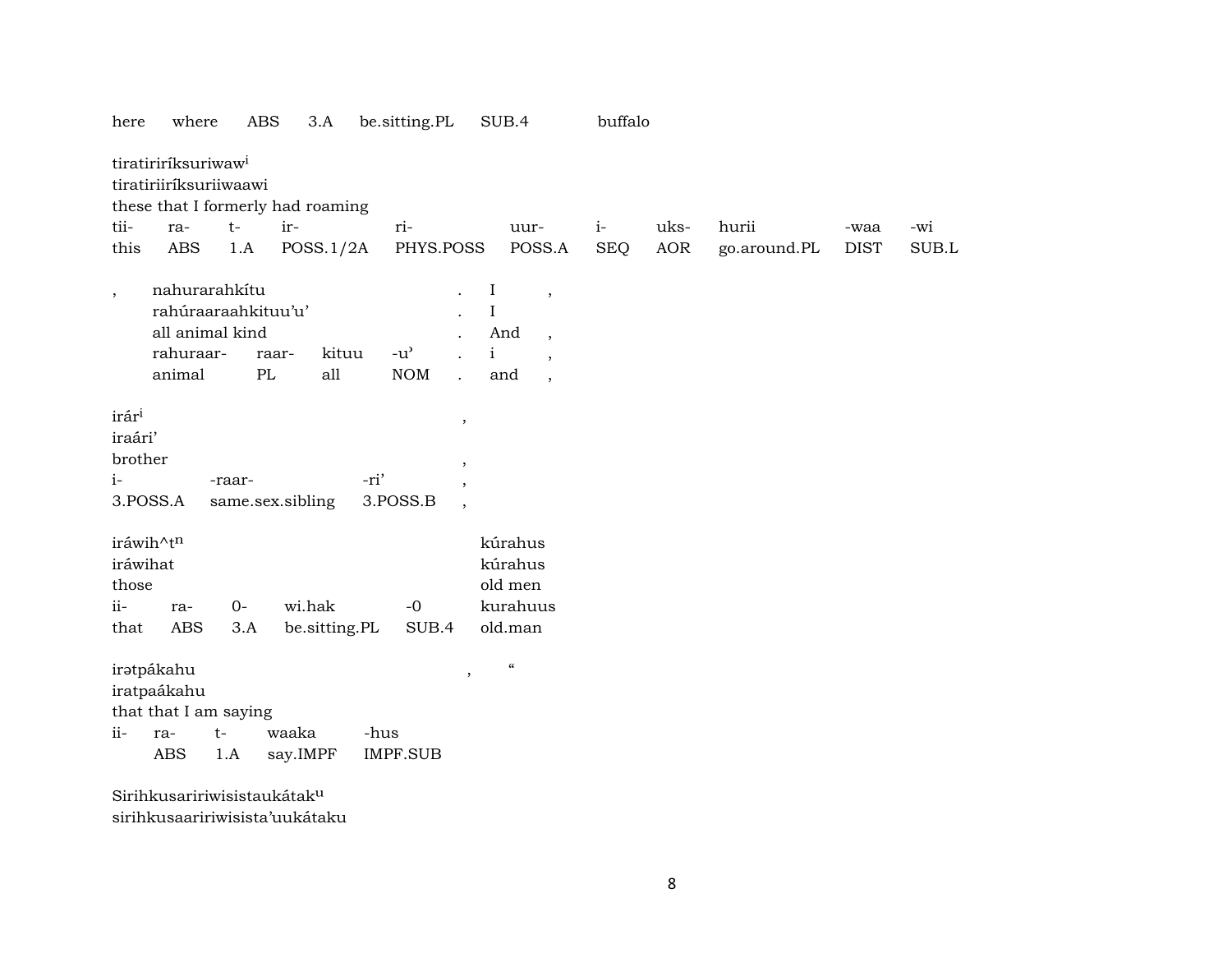| here | where | ABS | 3.A | be.sitting.PL | SUB.4 | buffalo |
|---|---|---|---|---|---|---|

tiratiriríksuriwaw[i]
tiratiriiríksuriiwaawi
these that I formerly had roaming

| tii- | ra- | t- | ir- | ri- | uur- | i- | uks- | hurii | -waa | -wi |
|---|---|---|---|---|---|---|---|---|---|---|
| this | ABS | 1.A | POSS.1/2A | PHYS.POSS | POSS.A | SEQ | AOR | go.around.PL | DIST | SUB.L |

| , | nahurarahkítu | | | | . | I | , |
|---|---|---|---|---|---|---|---|
| | rahúraaraahkituu'u' | | | | . | I | |
| | all animal kind | | | | . | And | , |
| | rahuraar- | raar- | kituu | -u' | . | i | , |
| | animal | PL | all | NOM | . | and | , |

irár[i] ,
iraári'
brother ,

| i- | -raar- | -ri' | , |
|---|---|---|---|
| 3.POSS.A | same.sex.sibling | 3.POSS.B | , |

| iráwih^t[n] | | | | | kúrahus |
|---|---|---|---|---|---|
| iráwihat | | | | | kúrahus |
| those | | | | | old men |
| ii- | ra- | 0- | wi.hak | -0 | kurahuus |
| that | ABS | 3.A | be.sitting.PL | SUB.4 | old.man |

irətpákahu , "
iratpaákahu
that that I am saying

| ii- | ra- | t- | waaka | -hus |
|---|---|---|---|---|
| | ABS | 1.A | say.IMPF | IMPF.SUB |

Sirihkusaririwisistaukátak[u]
sirihkusaaririwisista'uukátaku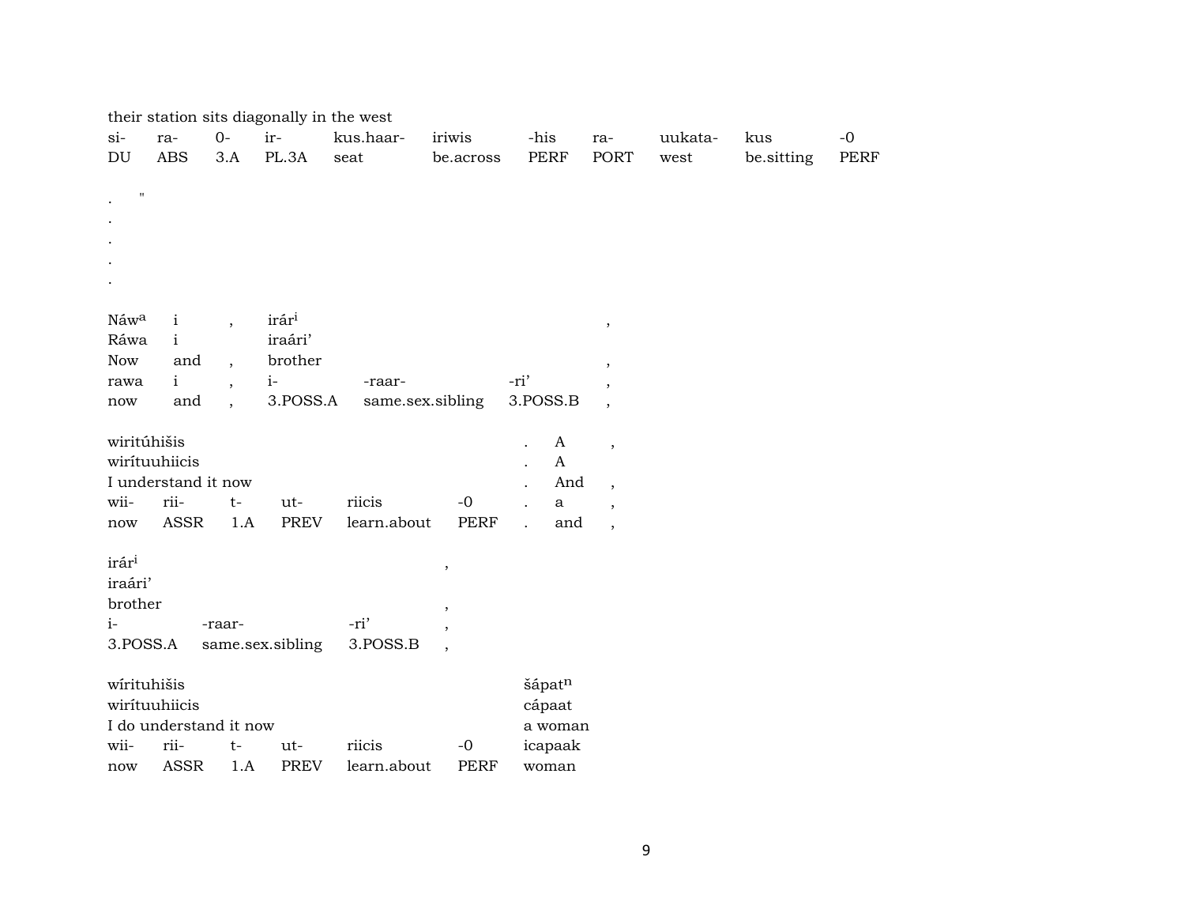their station sits diagonally in the west

| si- | ra- | 0- | ir- | kus.haar- | iriwis | -his | ra- | uukata- | kus | -0 |
|---|---|---|---|---|---|---|---|---|---|---|
| DU | ABS | 3.A | PL.3A | seat | be.across | PERF | PORT | west | be.sitting | PERF |

. "
.
.
.
.

| Náw[a] | i | , | irár[i] | | | , |
|---|---|---|---|---|---|---|
| Ráwa | i | | iraári' | | | |
| Now | and | , | brother | | | , |
| rawa | i | , | i- | -raar- | -ri' | , |
| now | and | , | 3.POSS.A | same.sex.sibling | 3.POSS.B | , |

| wiritúhišis | | | | | | . | A | , |
|---|---|---|---|---|---|---|---|---|
| wirítuuhiicis | | | | | | . | A | |
| I understand it now | | | | | | . | And | , |
| wii- | rii- | t- | ut- | riicis | -0 | . | a | , |
| now | ASSR | 1.A | PREV | learn.about | PERF | . | and | , |

| irár[i] | | | , |
|---|---|---|---|
| iraári' | | | |
| brother | | | , |
| i- | -raar- | -ri' | , |
| 3.POSS.A | same.sex.sibling | 3.POSS.B | , |

| wírituhišis | | | | | | šápat[n] |
|---|---|---|---|---|---|---|
| wirítuuhiicis | | | | | | cápaat |
| I do understand it now | | | | | | a woman |
| wii- | rii- | t- | ut- | riicis | -0 | icapaak |
| now | ASSR | 1.A | PREV | learn.about | PERF | woman |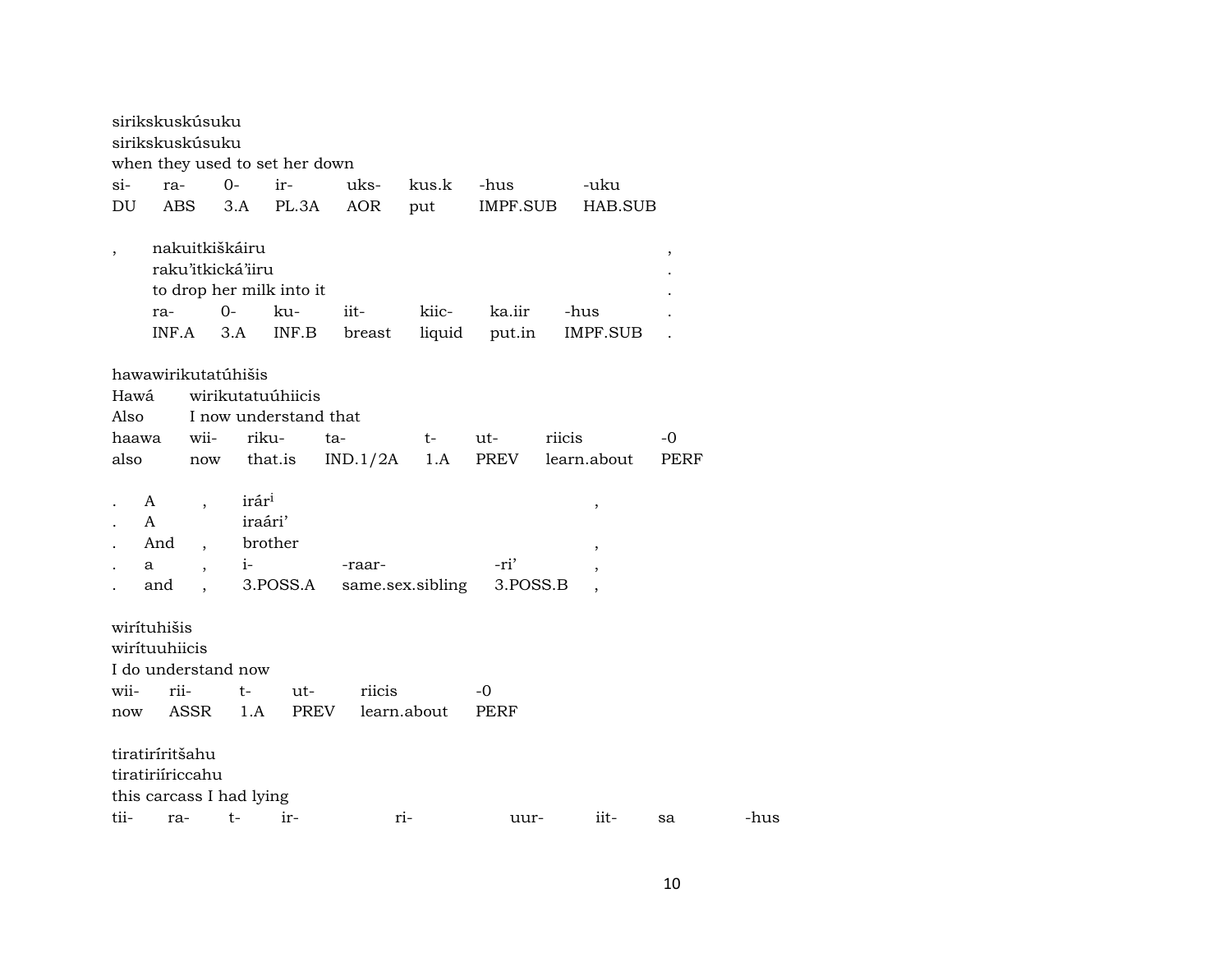sirikskuskúsuku
sirikskuskúsuku
when they used to set her down

| si- | ra- | 0- | ir- | uks- | kus.k | -hus | -uku |
|---|---|---|---|---|---|---|---|
| DU | ABS | 3.A | PL.3A | AOR | put | IMPF.SUB | HAB.SUB |

| , | nakuitkiškáiru | | | | | | | , |
|---|---|---|---|---|---|---|---|---|
| | raku'itkická'iiru | | | | | | | . |
| | to drop her milk into it | | | | | | | . |
| | ra- | 0- | ku- | iit- | kiic- | ka.iir | -hus | . |
| | INF.A | 3.A | INF.B | breast | liquid | put.in | IMPF.SUB | . |

hawawirikutatúhišis
Hawá wirikutatuúhiicis
Also I now understand that

| haawa | wii- | riku- | ta- | t- | ut- | riicis | -0 |
|---|---|---|---|---|---|---|---|
| also | now | that.is | IND.1/2A | 1.A | PREV | learn.about | PERF |

| . | A | , | irár[i] | | | , |
|---|---|---|---|---|---|---|
| . | A | | iraári' | | | |
| . | And | , | brother | | | , |
| . | a | , | i- | -raar- | -ri' | , |
| . | and | , | 3.POSS.A | same.sex.sibling | 3.POSS.B | , |

wirítuhišis
wirítuuhiicis
I do understand now

| wii- | rii- | t- | ut- | riicis | -0 |
|---|---|---|---|---|---|
| now | ASSR | 1.A | PREV | learn.about | PERF |

tiratiríritšahu
tiratiriíriccahu
this carcass I had lying

| tii- | ra- | t- | ir- | ri- | uur- | iit- | sa | -hus |
|---|---|---|---|---|---|---|---|---|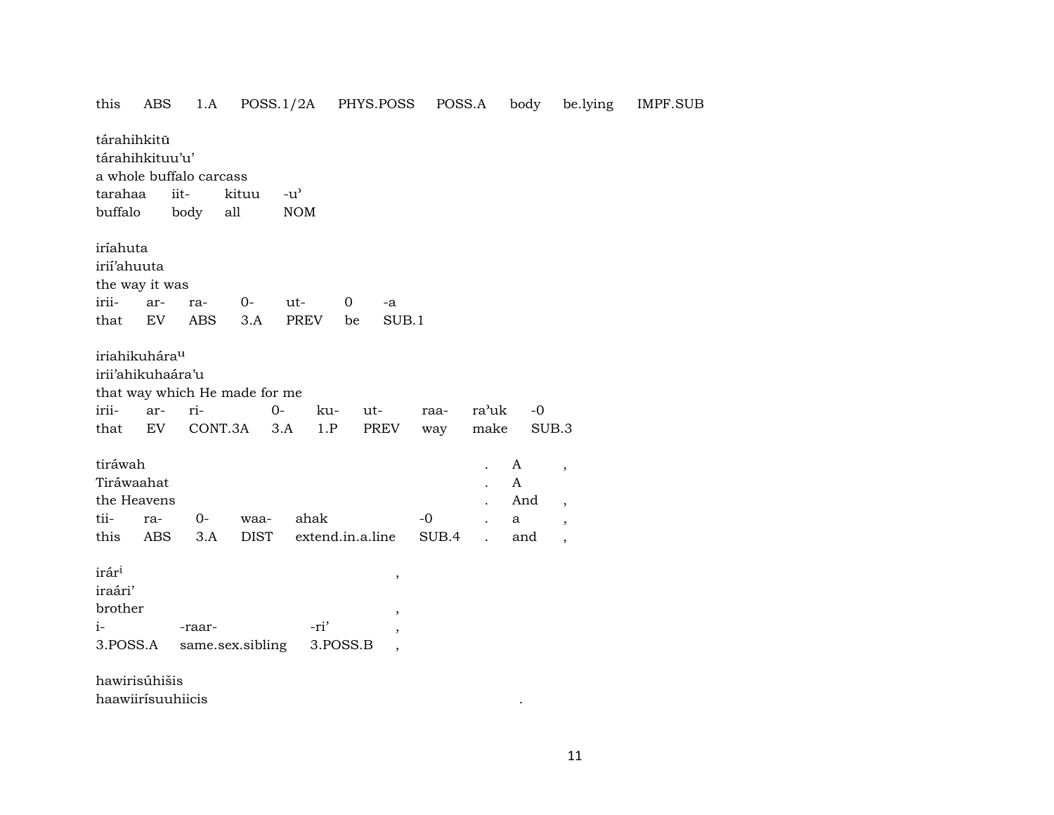this ABS 1.A POSS.1/2A PHYS.POSS POSS.A body be.lying IMPF.SUB

tárahihkitū
tárahihkituu'u'
a whole buffalo carcass

| tarahaa | iit- | kituu | -u' |
|---|---|---|---|
| buffalo | body | all | NOM |

iríahuta
irií'ahuuta
the way it was

| irii- | ar- | ra- | 0- | ut- | 0 | -a |
|---|---|---|---|---|---|---|
| that | EV | ABS | 3.A | PREV | be | SUB.1 |

iriahikuhára^u
irii'ahikuhaára'u
that way which He made for me

| irii- | ar- | ri- | 0- | ku- | ut- | raa- | ra'uk | -0 |
|---|---|---|---|---|---|---|---|---|
| that | EV | CONT.3A | 3.A | 1.P | PREV | way | make | SUB.3 |

tiráwah . A ,
Tiráwaahat . A
the Heavens . And ,

| tii- | ra- | 0- | waa- | ahak | -0 | . | a | , |
|---|---|---|---|---|---|---|---|---|
| this | ABS | 3.A | DIST | extend.in.a.line | SUB.4 | . | and | , |

irár^i ,
iraári'
brother ,

| i- | -raar- | -ri' | , |
|---|---|---|---|
| 3.POSS.A | same.sex.sibling | 3.POSS.B | , |

hawirisúhišis
haawiirísuuhiicis .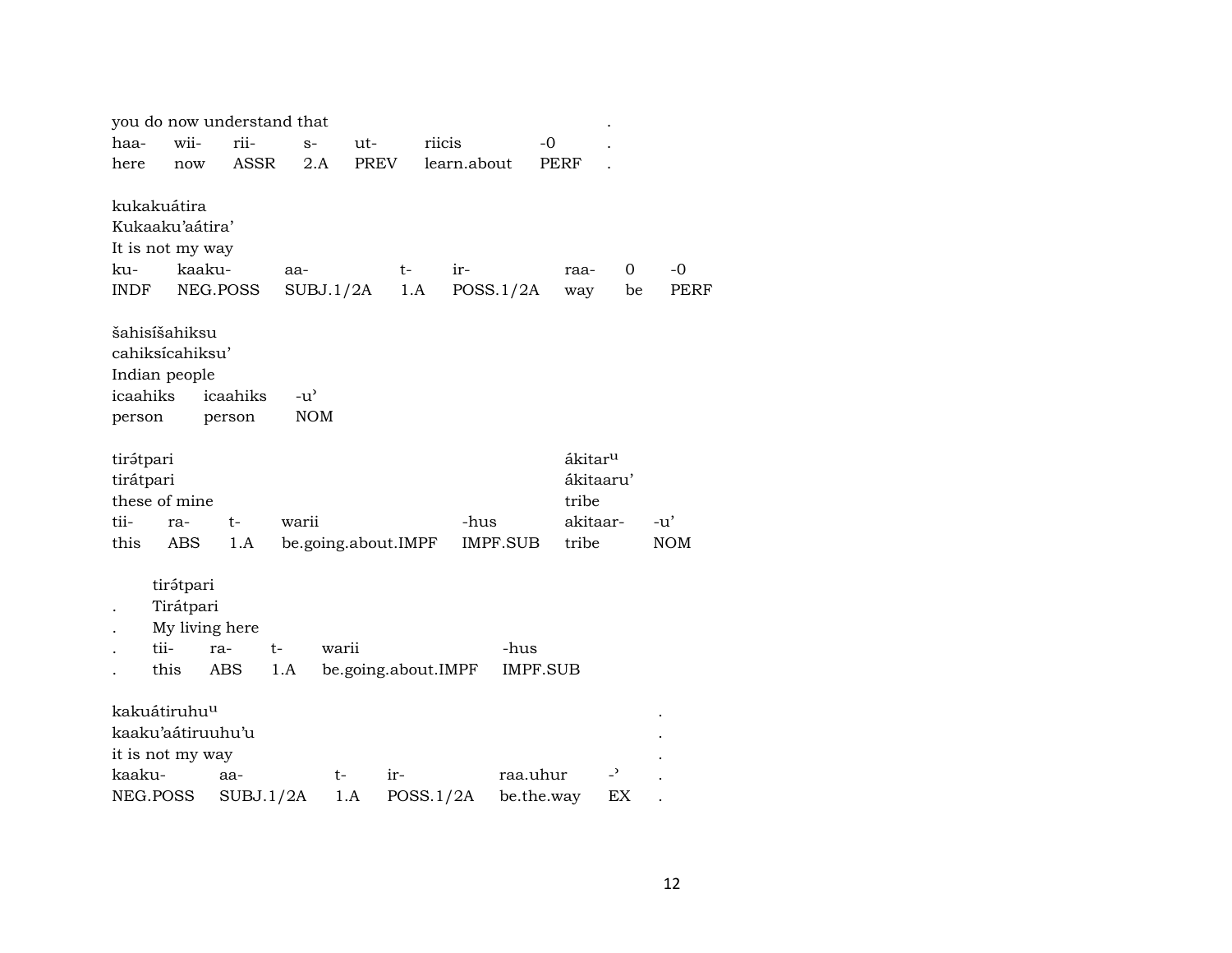you do now understand that .

| haa- | wii- | rii- | s- | ut- | riicis | -0 | . |
|---|---|---|---|---|---|---|---|
| here | now | ASSR | 2.A | PREV | learn.about | PERF | . |

kukakuátira
Kukaaku'aátira'
It is not my way

| ku- | kaaku- | aa- | t- | ir- | raa- | 0 | -0 |
|---|---|---|---|---|---|---|---|
| INDF | NEG.POSS | SUBJ.1/2A | 1.A | POSS.1/2A | way | be | PERF |

šahisíšahiksu
cahiksícahiksu'
Indian people

| icaahiks | icaahiks | -u' |
|---|---|---|
| person | person | NOM |

tirə́tpari ákitar[u]
tirátpari ákitaaru'
these of mine tribe

| tii- | ra- | t- | warii | -hus | akitaar- | -u' |
|---|---|---|---|---|---|---|
| this | ABS | 1.A | be.going.about.IMPF | IMPF.SUB | tribe | NOM |

tirə́tpari
. Tirátpari
. My living here

| . | tii- | ra- | t- | warii | -hus |
|---|---|---|---|---|---|
| . | this | ABS | 1.A | be.going.about.IMPF | IMPF.SUB |

kakuátiruhu[u] .
kaaku'aátiruuhu'u .
it is not my way .

| kaaku- | aa- | t- | ir- | raa.uhur | -' | . |
|---|---|---|---|---|---|---|
| NEG.POSS | SUBJ.1/2A | 1.A | POSS.1/2A | be.the.way | EX | . |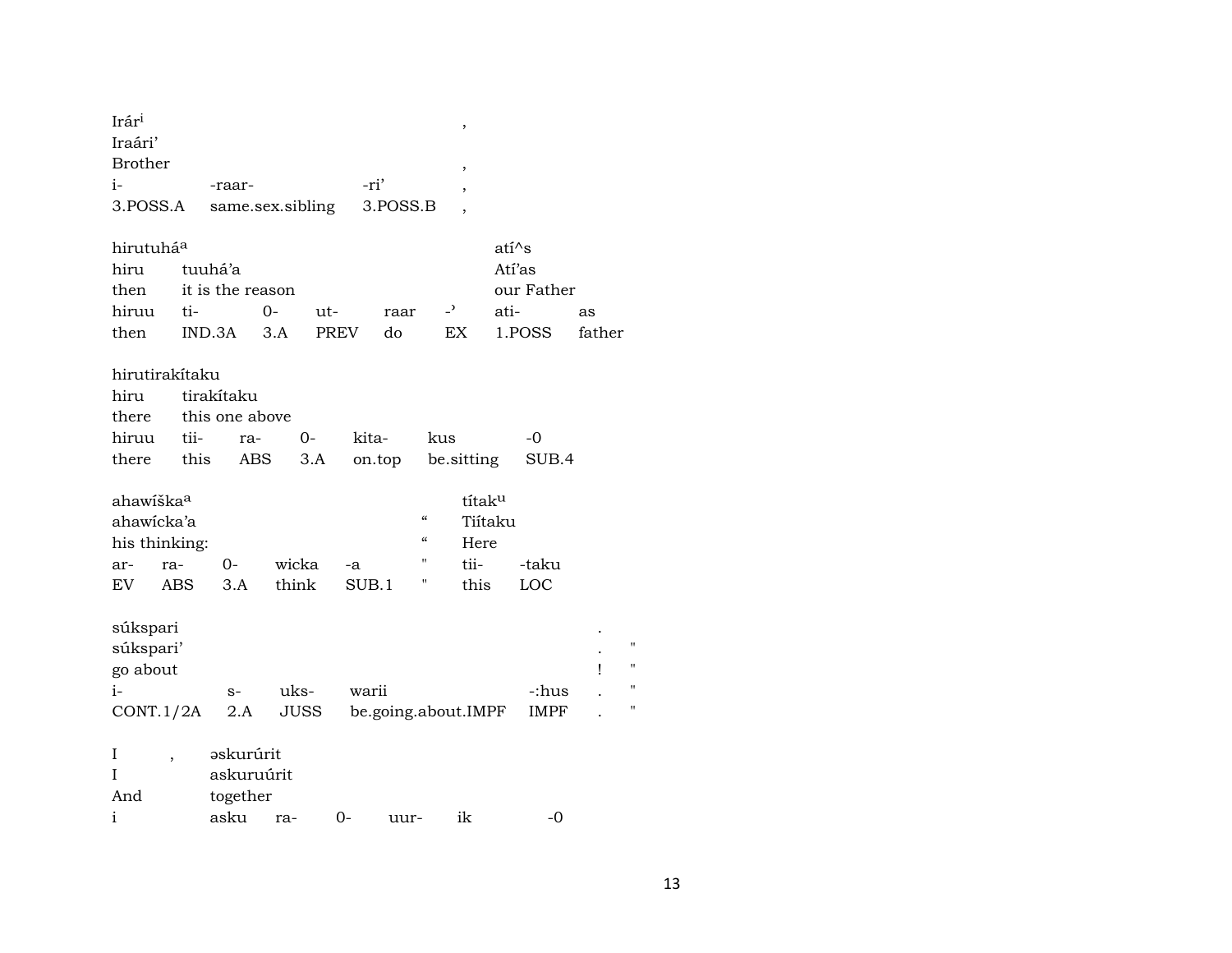| Irárⁱ | | | , |
|---|---|---|---|
| Iraári' | | | |
| Brother | | | , |
| i- | -raar- | -ri' | , |
| 3.POSS.A | same.sex.sibling | 3.POSS.B | , |

| hirutuháᵃ | | | | | | atí^s | |
|---|---|---|---|---|---|---|---|
| hiru | tuuhá'a | | | | | Atí'as | |
| then | it is the reason | | | | | our Father | |
| hiruu | ti- | 0- | ut- | raar | -' | ati- | as |
| then | IND.3A | 3.A | PREV | do | EX | 1.POSS | father |

| hirutirakítaku | | | | | | |
|---|---|---|---|---|---|---|
| hiru | tirakítaku | | | | | |
| there | this one above | | | | | |
| hiruu | tii- | ra- | 0- | kita- | kus | -0 |
| there | this | ABS | 3.A | on.top | be.sitting | SUB.4 |

| ahawíškaᵃ | | | | | | títakᵘ | |
|---|---|---|---|---|---|---|---|
| ahawícka'a | | | | | " | Tiítaku | |
| his thinking: | | | | | " | Here | |
| ar- | ra- | 0- | wicka | -a | " | tii- | -taku |
| EV | ABS | 3.A | think | SUB.1 | " | this | LOC |

| súkspari | | | | | . | |
|---|---|---|---|---|---|---|
| súkspari' | | | | | . | " |
| go about | | | | | ! | " |
| i- | s- | uks- | warii | -:hus | . | " |
| CONT.1/2A | 2.A | JUSS | be.going.about.IMPF | IMPF | . | " |

| I | , | əskurúrit | | | | | |
|---|---|---|---|---|---|---|---|
| I | | askuruúrit | | | | | |
| And | | together | | | | | |
| i | | asku | ra- | 0- | uur- | ik | -0 |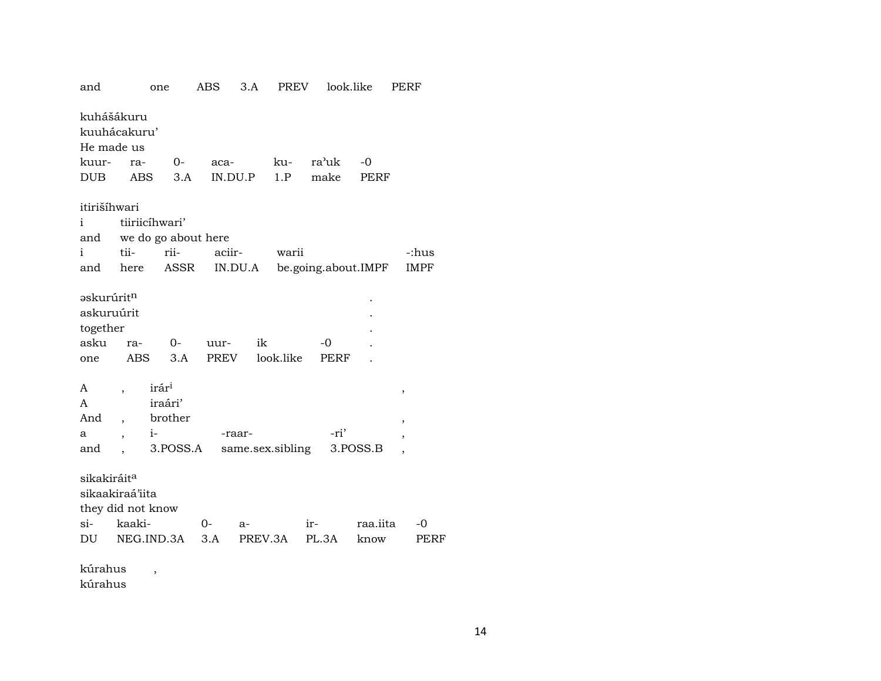and one ABS 3.A PREV look.like PERF

kuhášákuru
kuuhácakuru'
He made us

| kuur- | ra- | 0- | aca- | ku- | ra'uk | -0 |
|---|---|---|---|---|---|---|
| DUB | ABS | 3.A | IN.DU.P | 1.P | make | PERF |

itirišíhwari
i tiiriicíhwari'
and we do go about here

| i | tii- | rii- | aciir- | warii | -:hus |
|---|---|---|---|---|---|
| and | here | ASSR | IN.DU.A | be.going.about.IMPF | IMPF |

əskurúrit[n] .
askuruúrit .
together .

| asku | ra- | 0- | uur- | ik | -0 | . |
|---|---|---|---|---|---|---|
| one | ABS | 3.A | PREV | look.like | PERF | . |

A , irár[i] ,
A iraári'
And , brother ,

| a | , | i- | -raar- | -ri' | , |
|---|---|---|---|---|---|
| and | , | 3.POSS.A | same.sex.sibling | 3.POSS.B | , |

sikakiráit[a]
sikaakiraá'iita
they did not know

| si- | kaaki- | 0- | a- | ir- | raa.iita | -0 |
|---|---|---|---|---|---|---|
| DU | NEG.IND.3A | 3.A | PREV.3A | PL.3A | know | PERF |

kúrahus ,
kúrahus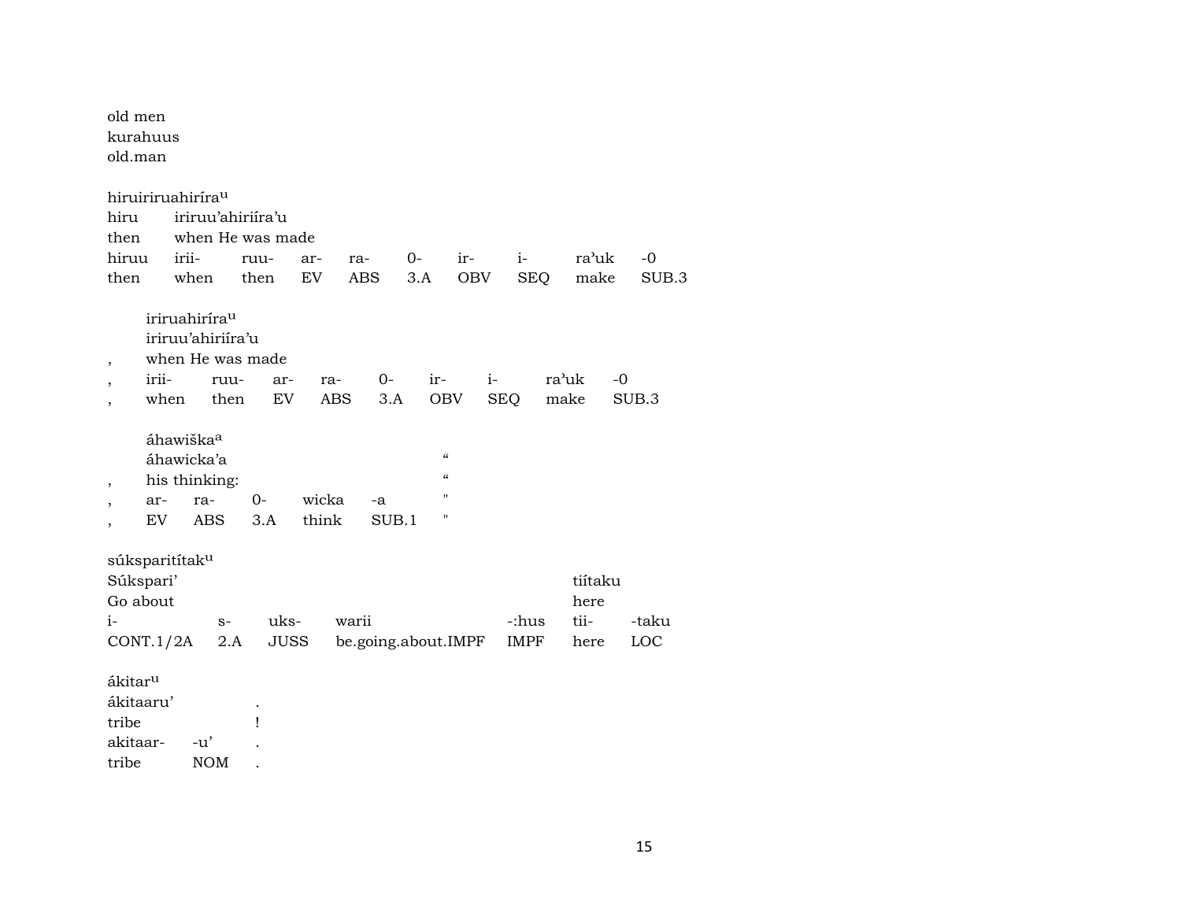old men
kurahuus
old.man

hiruiriruahirírau

| hiru | iriruu'ahiriíra'u | | | | | | | | |
|---|---|---|---|---|---|---|---|---|---|
| then | when He was made | | | | | | | | |
| hiruu | irii- | ruu- | ar- | ra- | 0- | ir- | i- | ra'uk | -0 |
| then | when | then | EV | ABS | 3.A | OBV | SEQ | make | SUB.3 |

iriruahirírau

| | iriruu'ahiriíra'u | | | | | | | | |
|---|---|---|---|---|---|---|---|---|---|
| , | when He was made | | | | | | | | |
| , | irii- | ruu- | ar- | ra- | 0- | ir- | i- | ra'uk | -0 |
| , | when | then | EV | ABS | 3.A | OBV | SEQ | make | SUB.3 |

áhawiškaa

| | áhawicka'a | | | | " |
|---|---|---|---|---|---|
| , | his thinking: | | | | " |
| , | ar- | ra- | 0- | wicka | -a | " |
| , | EV | ABS | 3.A | think | SUB.1 | " |

súksparitítaku

| Súkspari' | | | | | tiítaku | |
|---|---|---|---|---|---|---|
| Go about | | | | | here | |
| i- | s- | uks- | warii | -:hus | tii- | -taku |
| CONT.1/2A | 2.A | JUSS | be.going.about.IMPF | IMPF | here | LOC |

ákitaru

| ákitaaru' | | . |
|---|---|---|
| tribe | | ! |
| akitaar- | -u' | . |
| tribe | NOM | . |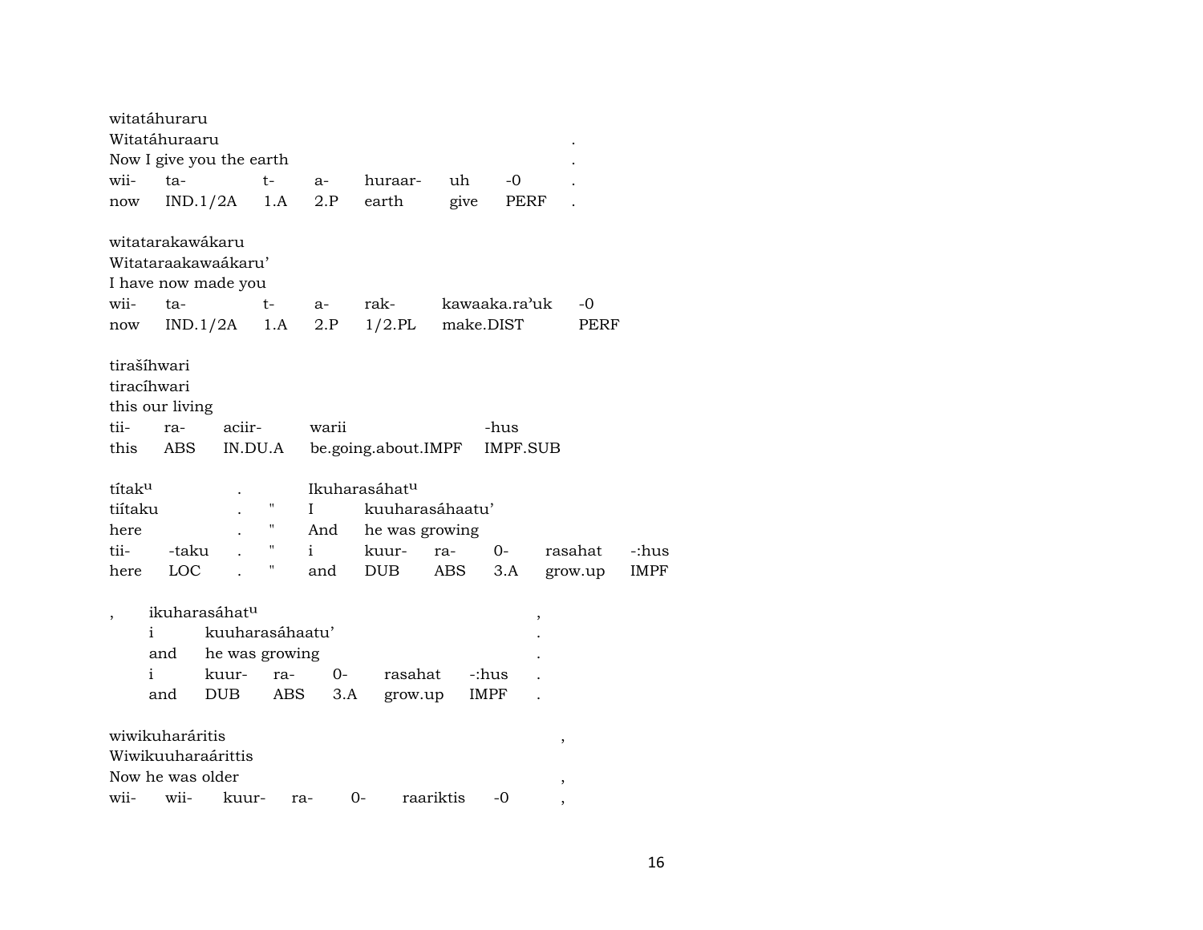witatáhuraru
Witatáhuraaru .
Now I give you the earth .

| wii- | ta- | t- | a- | huraar- | uh | -0 | . |
|---|---|---|---|---|---|---|---|
| now | IND.1/2A | 1.A | 2.P | earth | give | PERF | . |

witatarakawákaru
Witataraakakawaákaru'
I have now made you

| wii- | ta- | t- | a- | rak- | kawaaka.ra'uk | -0 |
|---|---|---|---|---|---|---|
| now | IND.1/2A | 1.A | 2.P | 1/2.PL | make.DIST | PERF |

tirašíhwari
tiracíhwari
this our living

| tii- | ra- | aciir- | warii | -hus |
|---|---|---|---|---|
| this | ABS | IN.DU.A | be.going.about.IMPF | IMPF.SUB |

títak^u . Ikuharasáhat^u
tiítaku . " I kuuharasáhaatu'
here . " And he was growing

| tii- | -taku | . | " | i | kuur- | ra- | 0- | rasahat | -:hus |
|---|---|---|---|---|---|---|---|---|---|
| here | LOC | . | " | and | DUB | ABS | 3.A | grow.up | IMPF |

, ikuharasáhat^u ,
i kuuharasáhaatu' .
and he was growing .

| i | kuur- | ra- | 0- | rasahat | -:hus | . |
|---|---|---|---|---|---|---|
| and | DUB | ABS | 3.A | grow.up | IMPF | . |

wiwikuharáritis ,
Wiwikuuharaárittis
Now he was older ,

| wii- | wii- | kuur- | ra- | 0- | raariktis | -0 | , |
|---|---|---|---|---|---|---|---|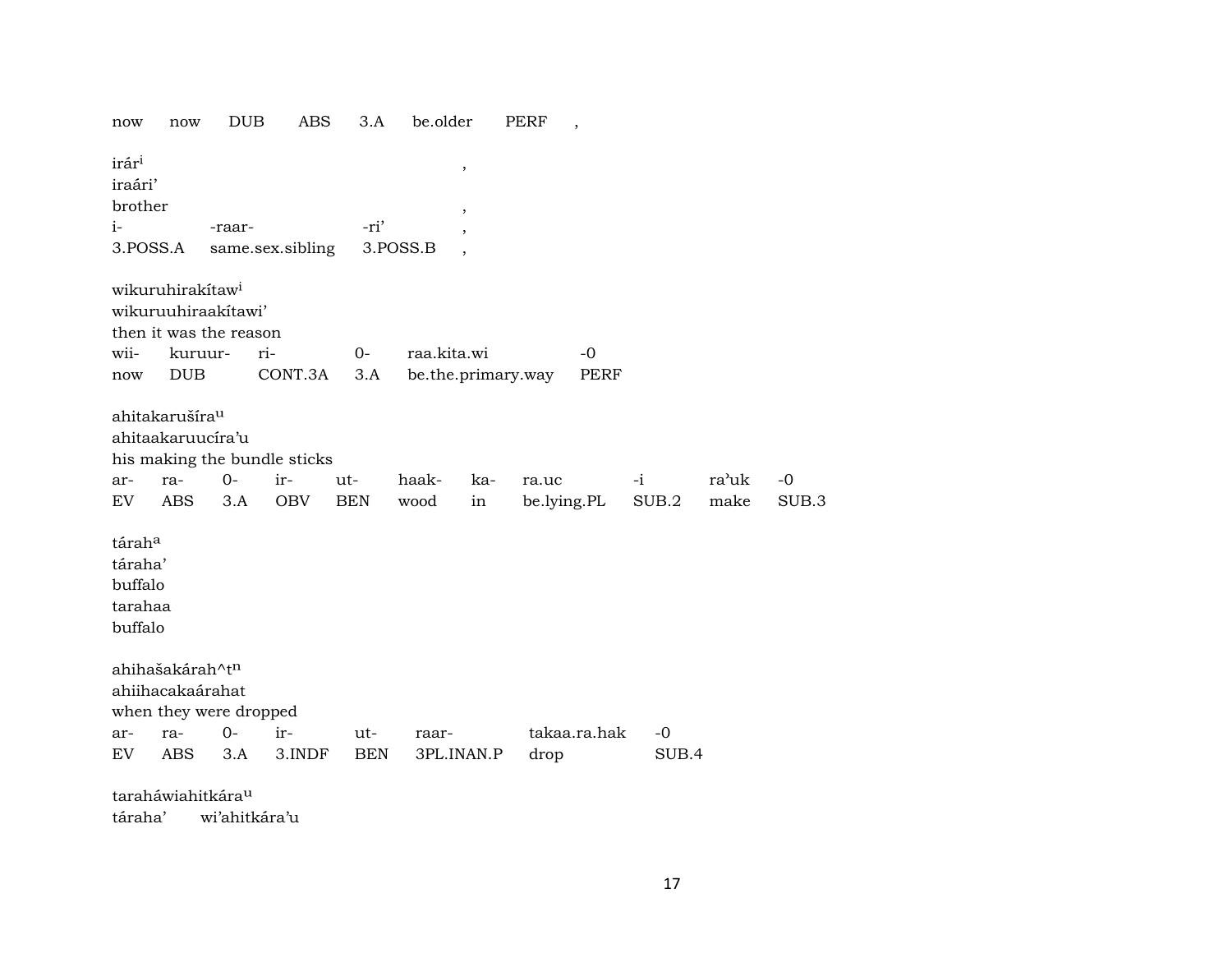now now DUB ABS 3.A be.older PERF ,

irár[i] ,
iraári’
brother ,

| i- | -raar- | -ri’ | , |
|---|---|---|---|
| 3.POSS.A | same.sex.sibling | 3.POSS.B | , |

wikuruhirakítaw[i]
wikuruuhiraakítawi’
then it was the reason

| wii- | kuruur- | ri- | 0- | raa.kita.wi | -0 |
|---|---|---|---|---|---|
| now | DUB | CONT.3A | 3.A | be.the.primary.way | PERF |

ahitakarušíra[u]
ahitaakaruucíra’u
his making the bundle sticks

| ar- | ra- | 0- | ir- | ut- | haak- | ka- | ra.uc | -i | ra’uk | -0 |
|---|---|---|---|---|---|---|---|---|---|---|
| EV | ABS | 3.A | OBV | BEN | wood | in | be.lying.PL | SUB.2 | make | SUB.3 |

tárah[a]
táraha’
buffalo
tarahaa
buffalo

ahihašakárah^t[n]
ahiihacakaárahat
when they were dropped

| ar- | ra- | 0- | ir- | ut- | raar- | takaa.ra.hak | -0 |
|---|---|---|---|---|---|---|---|
| EV | ABS | 3.A | 3.INDF | BEN | 3PL.INAN.P | drop | SUB.4 |

taraháwiahitkára[u]
táraha’ wi’ahitkára’u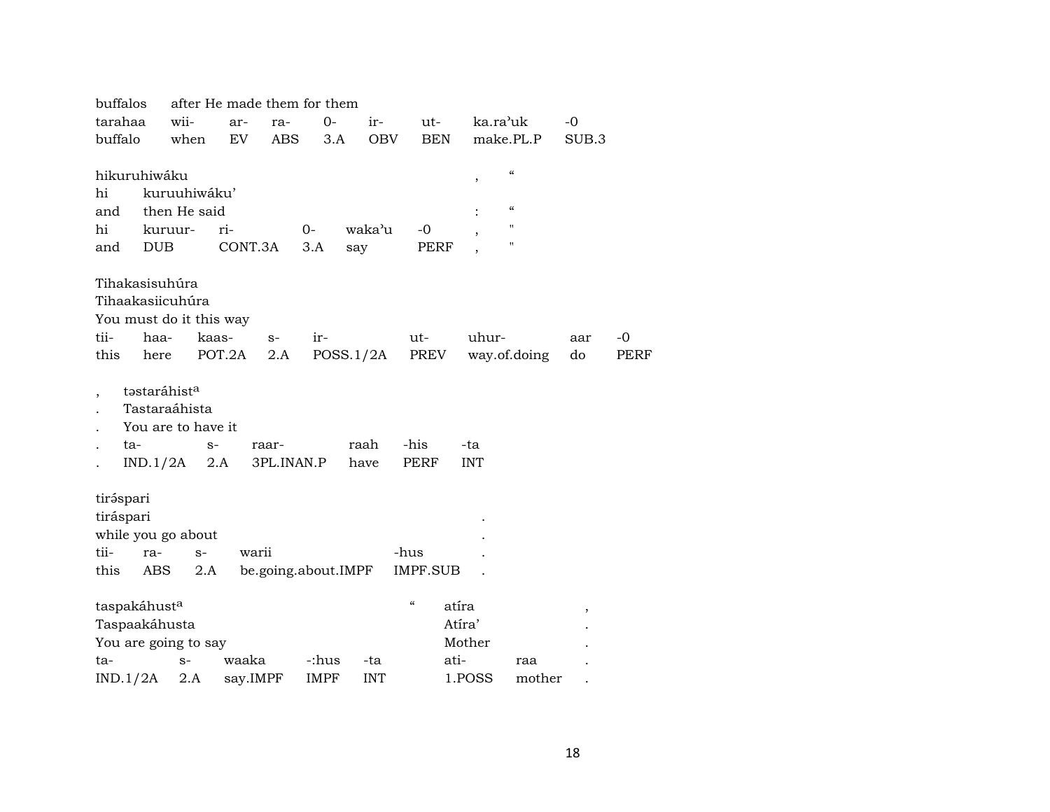| buffalos | after He made them for them | | | | | | | |
|---|---|---|---|---|---|---|---|---|
| tarahaa | wii- | ar- | ra- | 0- | ir- | ut- | ka.ra'uk | -0 |
| buffalo | when | EV | ABS | 3.A | OBV | BEN | make.PL.P | SUB.3 |

| hikuruhiwáku | | | | | | , | " |
|---|---|---|---|---|---|---|---|
| hi | kuruuhiwáku' | | | | | | |
| and | then He said | | | | | : | " |
| hi | kuruur- | ri- | 0- | waka'u | -0 | , | " |
| and | DUB | CONT.3A | 3.A | say | PERF | , | " |

| Tihakasisuhúra | | | | | | | | |
|---|---|---|---|---|---|---|---|---|
| Tihaakasiicuhúra | | | | | | | | |
| You must do it this way | | | | | | | | |
| tii- | haa- | kaas- | s- | ir- | ut- | uhur- | aar | -0 |
| this | here | POT.2A | 2.A | POSS.1/2A | PREV | way.of.doing | do | PERF |

| , | təstaráhist[a] | | | | | |
|---|---|---|---|---|---|---|
| . | Tastaraáhista | | | | | |
| . | You are to have it | | | | | |
| . | ta- | s- | raar- | raah | -his | -ta |
| . | IND.1/2A | 2.A | 3PL.INAN.P | have | PERF | INT |

| tirə́spari | | | | | |
|---|---|---|---|---|---|
| tiráspari | | | | | . |
| while you go about | | | | | . |
| tii- | ra- | s- | warii | -hus | . |
| this | ABS | 2.A | be.going.about.IMPF | IMPF.SUB | . |

| taspakáhust[a] | | | | | " | atíra | | , |
|---|---|---|---|---|---|---|---|---|
| Taspaakáhusta | | | | | | Atíra' | | . |
| You are going to say | | | | | | Mother | | . |
| ta- | s- | waaka | -:hus | -ta | | ati- | raa | . |
| IND.1/2A | 2.A | say.IMPF | IMPF | INT | | 1.POSS | mother | . |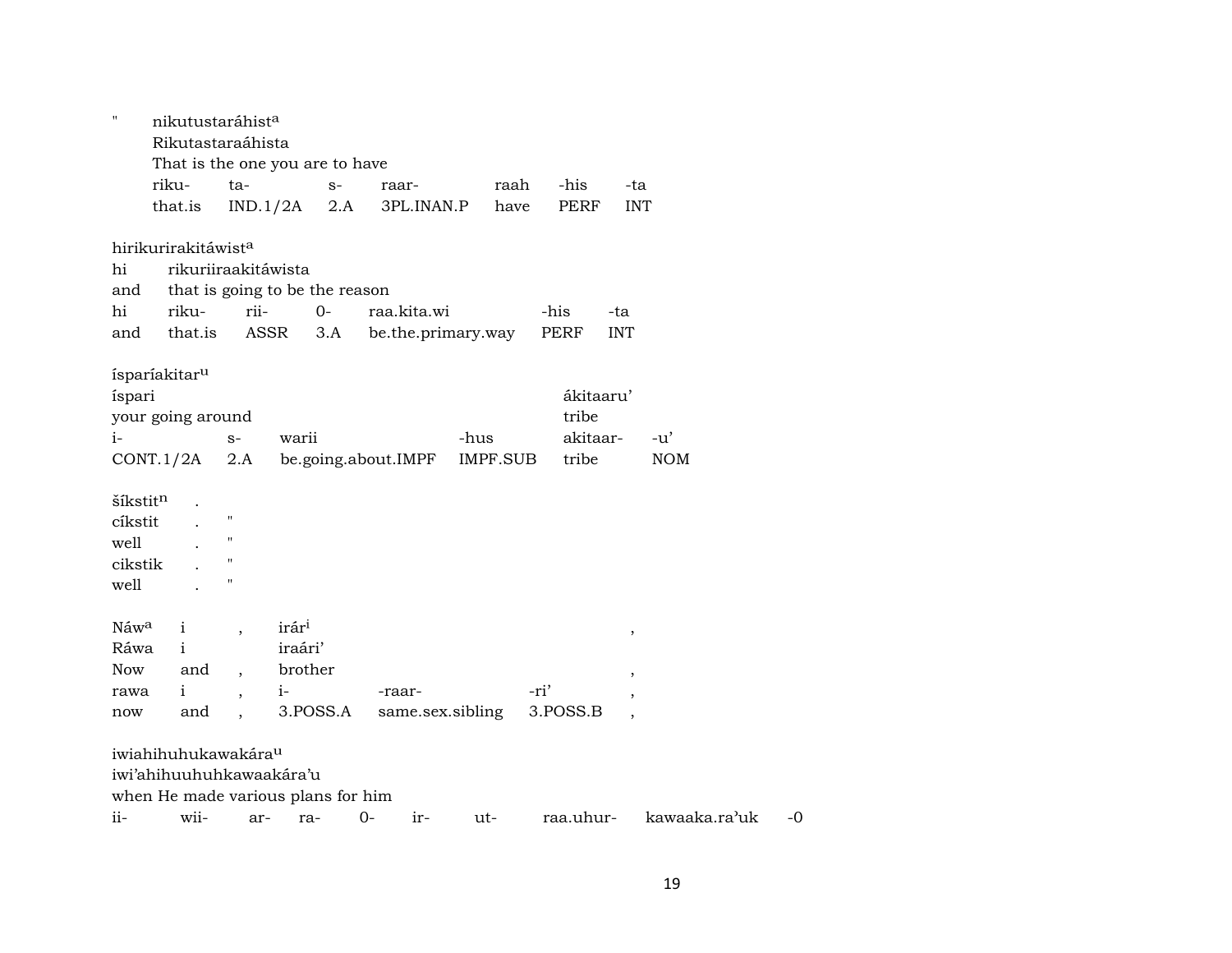" nikutustaráhist^a
Rikutastaraáhista
That is the one you are to have

| riku- | ta- | s- | raar- | raah | -his | -ta |
|---|---|---|---|---|---|---|
| that.is | IND.1/2A | 2.A | 3PL.INAN.P | have | PERF | INT |

hirikurirakitáwist^a

| hi | rikuriiraakitáwista | | | | | |
|---|---|---|---|---|---|---|
| and | that is going to be the reason | | | | | |
| hi | riku- | rii- | 0- | raa.kita.wi | -his | -ta |
| and | that.is | ASSR | 3.A | be.the.primary.way | PERF | INT |

íspariákitar^u

| íspari | | | | ákitaaru' | |
|---|---|---|---|---|---|
| your going around | | | | tribe | |
| i- | s- | warii | -hus | akitaar- | -u' |
| CONT.1/2A | 2.A | be.going.about.IMPF | IMPF.SUB | tribe | NOM |

šíkstit^n .
cíkstit . "
well . "
cikstik . "
well . "

| Náw^a | i | , | irár^i | | | , |
|---|---|---|---|---|---|---|
| Ráwa | i | | iraári' | | | |
| Now | and | , | brother | | | , |
| rawa | i | , | i- | -raar- | -ri' | , |
| now | and | , | 3.POSS.A | same.sex.sibling | 3.POSS.B | , |

iwiahihuhukawakára^u
iwi'ahihuuhuhkawaakára'u
when He made various plans for him

| ii- | wii- | ar- | ra- | 0- | ir- | ut- | raa.uhur- | kawaaka.ra'uk | -0 |
|---|---|---|---|---|---|---|---|---|---|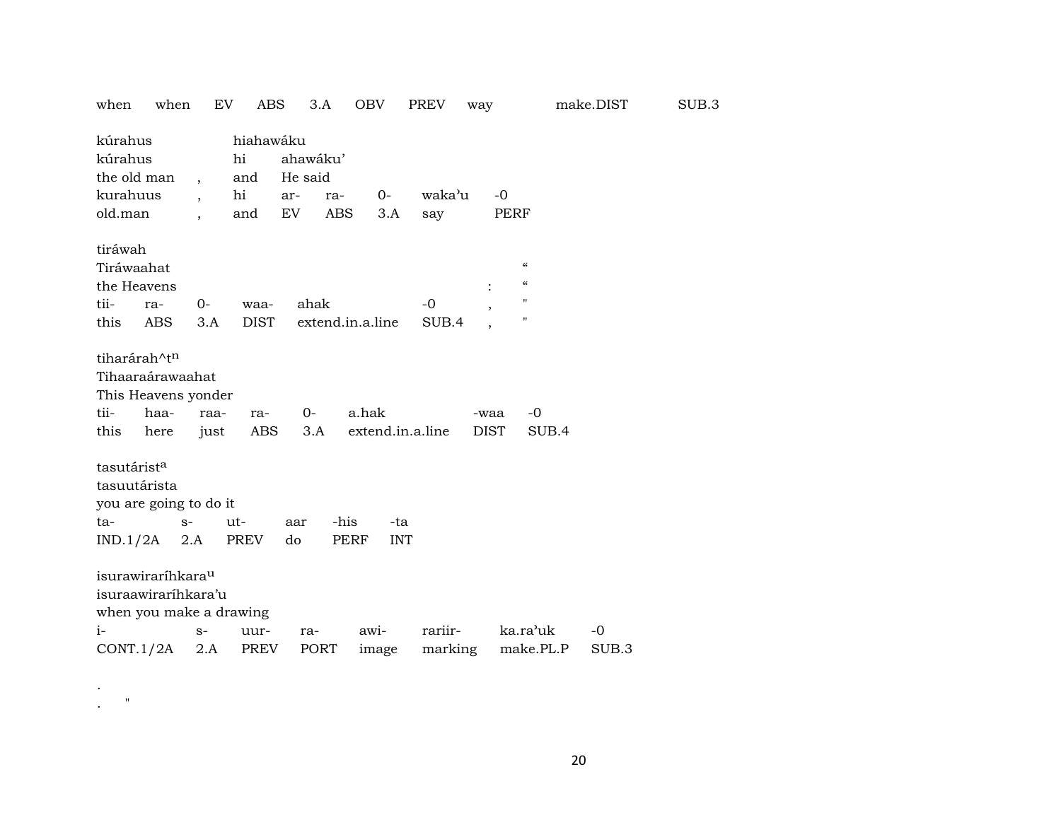when when EV ABS 3.A OBV PREV way make.DIST SUB.3

kúrahus hiahawáku
kúrahus hi ahawáku'
the old man , and He said
kurahuus , hi ar- ra- 0- waka'u -0
old.man , and EV ABS 3.A say PERF

tiráwah
Tiráwaahat "
the Heavens : "
tii- ra- 0- waa- ahak -0 , "
this ABS 3.A DIST extend.in.a.line SUB.4 , "

tiharárah^t[n]
Tihaaraárawaahat
This Heavens yonder
tii- haa- raa- ra- 0- a.hak -waa -0
this here just ABS 3.A extend.in.a.line DIST SUB.4

tasutárist[a]
tasuutárista
you are going to do it
ta- s- ut- aar -his -ta
IND.1/2A 2.A PREV do PERF INT

isurawiraríhkara[u]
isuraawiraríhkara'u
when you make a drawing
i- s- uur- ra- awi- rariir- ka.ra'uk -0
CONT.1/2A 2.A PREV PORT image marking make.PL.P SUB.3

.
. "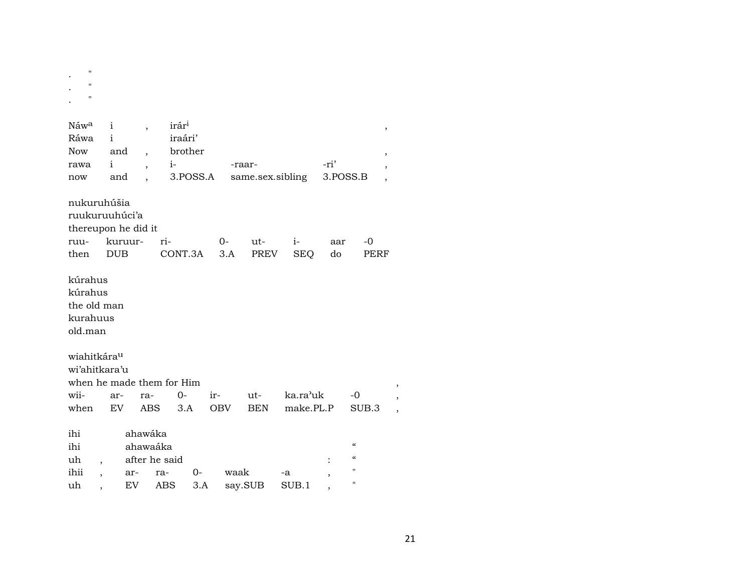. "
. "
. "

| Náw[a] | i | , | irár[i] | | | , |
|---|---|---|---|---|---|---|
| Ráwa | i | | iraári’ | | | |
| Now | and | , | brother | | | , |
| rawa | i | , | i- | -raar- | -ri’ | , |
| now | and | , | 3.POSS.A | same.sex.sibling | 3.POSS.B | , |

| nukuruhúšia | | | | | | | |
|---|---|---|---|---|---|---|---|
| ruukuruuhúci’a | | | | | | | |
| thereupon he did it | | | | | | | |
| ruu- | kuruur- | ri- | 0- | ut- | i- | aar | -0 |
| then | DUB | CONT.3A | 3.A | PREV | SEQ | do | PERF |

kúrahus
kúrahus
the old man
kurahuus
old.man

| wiahitkára[u] | | | | | | | | |
|---|---|---|---|---|---|---|---|---|
| wi’ahitkara’u | | | | | | | | |
| when he made them for Him | | | | | | | | , |
| wii- | ar- | ra- | 0- | ir- | ut- | ka.ra’uk | -0 | , |
| when | EV | ABS | 3.A | OBV | BEN | make.PL.P | SUB.3 | , |

| ihi | | ahawáka | | | | | | |
|---|---|---|---|---|---|---|---|---|
| ihi | | ahawaáka | | | | | | “ |
| uh | , | after he said | | | | | : | “ |
| ihii | , | ar- | ra- | 0- | waak | -a | , | " |
| uh | , | EV | ABS | 3.A | say.SUB | SUB.1 | , | " |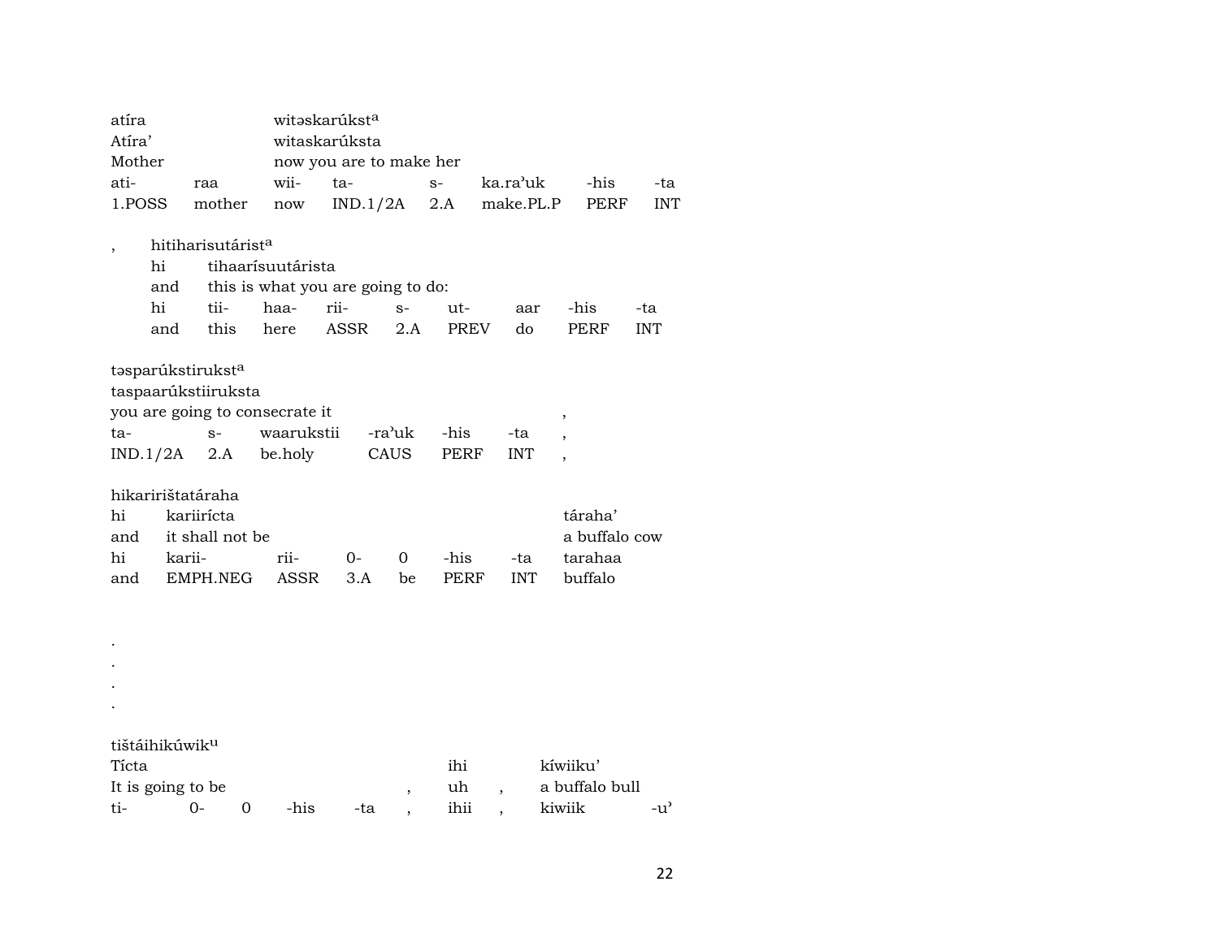atíra witəskarúkst[a]

| | | | | | | | |
|---|---|---|---|---|---|---|---|
| Atíra’ | | witaskarúksta | | | | | |
| Mother | | now you are to make her | | | | | |
| ati- | raa | wii- | ta- | s- | ka.ra’uk | -his | -ta |
| 1.POSS | mother | now | IND.1/2A | 2.A | make.PL.P | PERF | INT |

, hitiharisutárist[a]

| | | | | | | | | |
|---|---|---|---|---|---|---|---|---|
| hi | tihaarísuutárista | | | | | | | |
| and | this is what you are going to do: | | | | | | | |
| hi | tii- | haa- | rii- | s- | ut- | aar | -his | -ta |
| and | this | here | ASSR | 2.A | PREV | do | PERF | INT |

təsparúkstirukst[a]

| | | | | | | |
|---|---|---|---|---|---|---|
| taspaarúkstiiruksta | | | | | | |
| you are going to consecrate it | | | | | | , |
| ta- | s- | waarukstii | -ra’uk | -his | -ta | , |
| IND.1/2A | 2.A | be.holy | CAUS | PERF | INT | , |

hikaririštatáraha

| | | | | | | | |
|---|---|---|---|---|---|---|---|
| hi | kariirícta | | | | | | táraha’ |
| and | it shall not be | | | | | | a buffalo cow |
| hi | karii- | rii- | 0- | 0 | -his | -ta | tarahaa |
| and | EMPH.NEG | ASSR | 3.A | be | PERF | INT | buffalo |

.
.
.
.

tištáihikúwik[u]

| | | | | | | | | | |
|---|---|---|---|---|---|---|---|---|---|
| Tícta | | | | | | ihi | | kíwiiku’ | |
| It is going to be | | | | | , | uh | , | a buffalo bull | |
| ti- | 0- | 0 | -his | -ta | , | ihii | , | kiwiik | -u’ |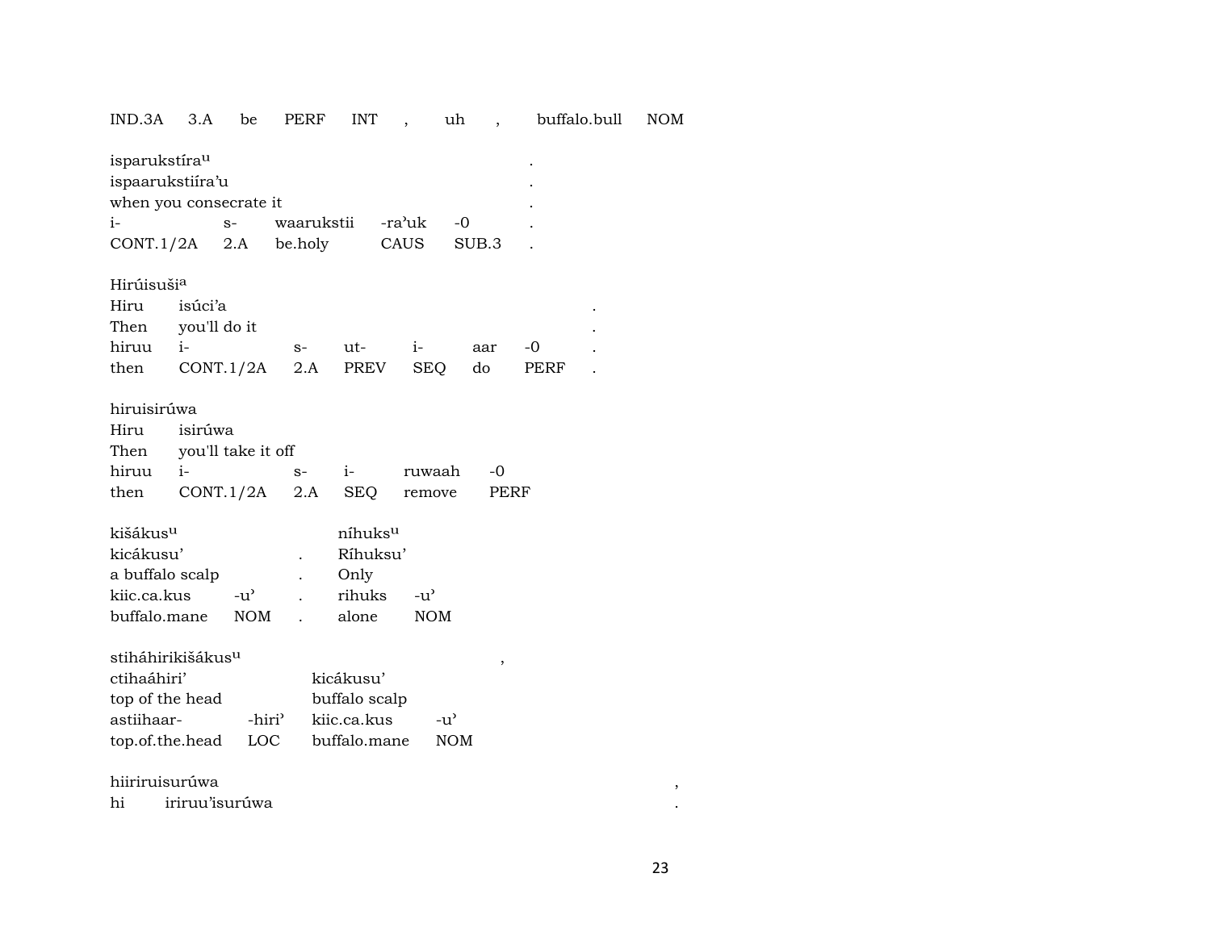IND.3A 3.A be PERF INT , uh , buffalo.bull NOM

isparukstíra[u] .
ispaarukstiíra'u .
when you consecrate it .
i- s- waarukstii -ra'uk -0 .
CONT.1/2A 2.A be.holy CAUS SUB.3 .

Hirúisuši[a]
Hiru isúci'a .
Then you'll do it .
hiruu i- s- ut- i- aar -0 .
then CONT.1/2A 2.A PREV SEQ do PERF .

hiruisirúwa
Hiru isirúwa
Then you'll take it off
hiruu i- s- i- ruwaah -0
then CONT.1/2A 2.A SEQ remove PERF

kišákus[u] níhuks[u]
kicákusu' . Ríhuksu'
a buffalo scalp . Only
kiic.ca.kus -u' . rihuks -u'
buffalo.mane NOM . alone NOM

stiháhirikišákus[u] ,
ctihaáhiri' kicákusu'
top of the head buffalo scalp
astiihaar- -hiri' kiic.ca.kus -u'
top.of.the.head LOC buffalo.mane NOM

hiiriruisurúwa ,
hi iriruu'isurúwa .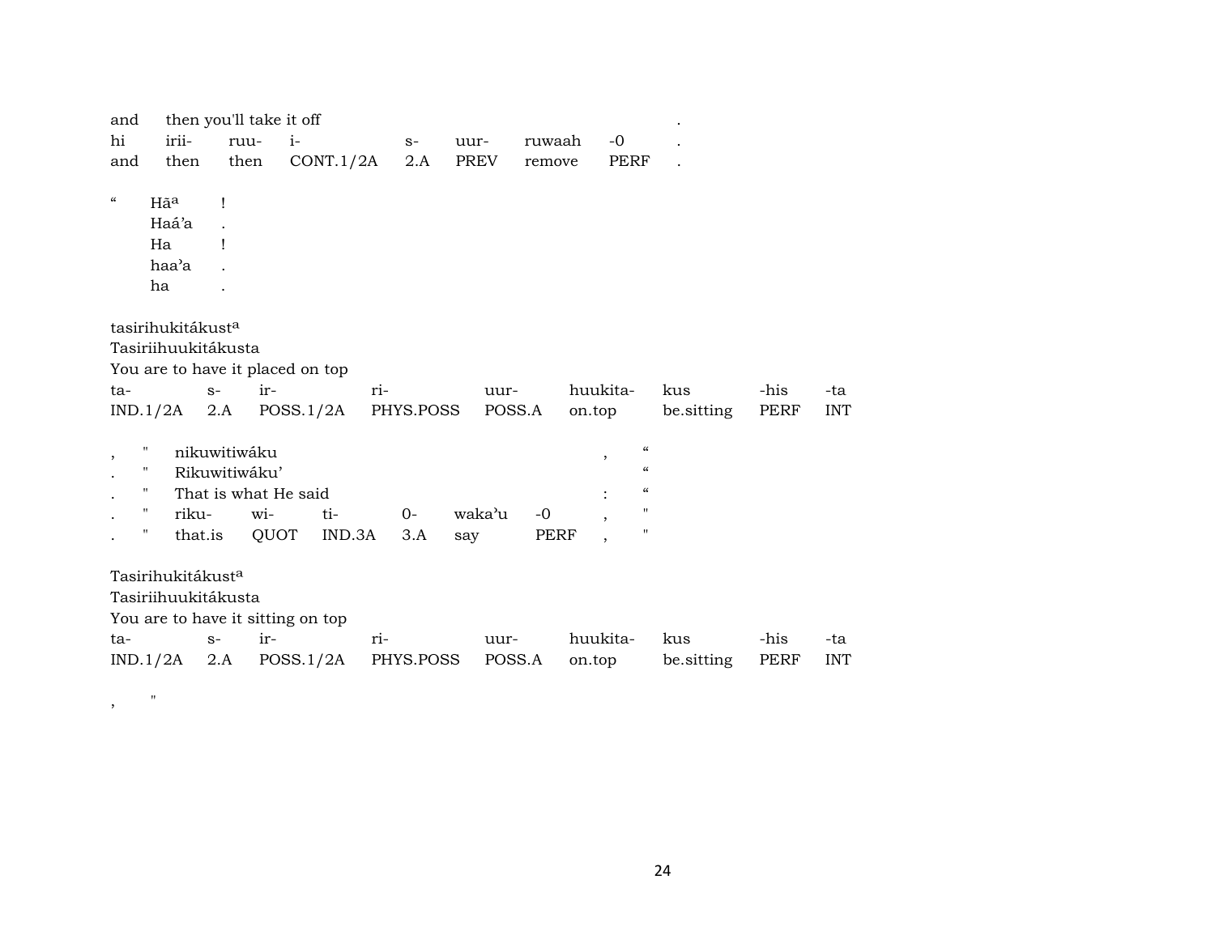| and | then you'll take it off | | | | | | | . |
|---|---|---|---|---|---|---|---|---|
| hi | irii- | ruu- | i- | s- | uur- | ruwaah | -0 | . |
| and | then | then | CONT.1/2A | 2.A | PREV | remove | PERF | . |

| “ | Hāa | ! |
|---|---|---|
| | Haá'a | . |
| | Ha | ! |
| | haa'a | . |
| | ha | . |

tasirihukitákusta
Tasiriihuukitákusta
You are to have it placed on top

| ta- | s- | ir- | ri- | uur- | huukita- | kus | -his | -ta |
|---|---|---|---|---|---|---|---|---|
| IND.1/2A | 2.A | POSS.1/2A | PHYS.POSS | POSS.A | on.top | be.sitting | PERF | INT |

| , | " | nikuwitiwáku | | | | | | , | “ |
|---|---|---|---|---|---|---|---|---|---|
| . | " | Rikuwitiwáku' | | | | | | | “ |
| . | " | That is what He said | | | | | | : | “ |
| . | " | riku- | wi- | ti- | 0- | waka'u | -0 | , | " |
| . | " | that.is | QUOT | IND.3A | 3.A | say | PERF | , | " |

Tasirihukitákusta
Tasiriihuukitákusta
You are to have it sitting on top

| ta- | s- | ir- | ri- | uur- | huukita- | kus | -his | -ta |
|---|---|---|---|---|---|---|---|---|
| IND.1/2A | 2.A | POSS.1/2A | PHYS.POSS | POSS.A | on.top | be.sitting | PERF | INT |

, "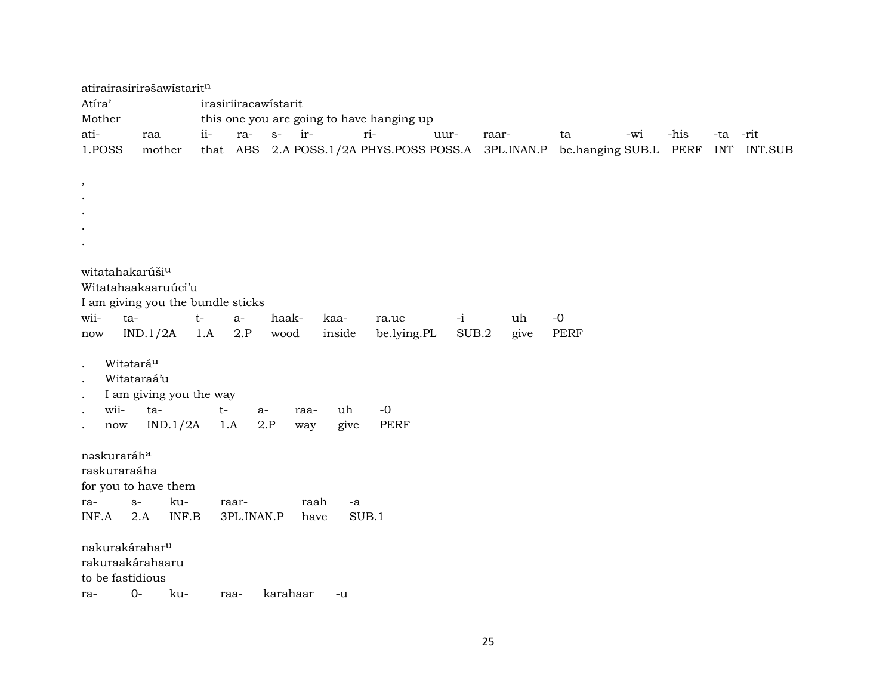atirairasirirəšawístaritⁿ
Atíra'  irasiriiracawístarit
Mother  this one you are going to have hanging up

| ati- | raa | ii- | ra- | s- | ir- | ri- | uur- | raar- | ta | -wi | -his | -ta | -rit |
|---|---|---|---|---|---|---|---|---|---|---|---|---|---|
| 1.POSS | mother | that | ABS | 2.A | POSS.1/2A | PHYS.POSS | POSS.A | 3PL.INAN.P | be.hanging | SUB.L | PERF | INT | INT.SUB |

,
.
.
.
.

witatahakarúšiᵘ
Witatahaakaaruúci'u
I am giving you the bundle sticks

| wii- | ta- | t- | a- | haak- | kaa- | ra.uc | -i | uh | -0 |
|---|---|---|---|---|---|---|---|---|---|
| now | IND.1/2A | 1.A | 2.P | wood | inside | be.lying.PL | SUB.2 | give | PERF |

. Witətaráᵘ
. Witataraá'u
. I am giving you the way

| . | wii- | ta- | t- | a- | raa- | uh | -0 |
|---|---|---|---|---|---|---|---|
| . | now | IND.1/2A | 1.A | 2.P | way | give | PERF |

nəskuraráhᵃ
raskuraraáha
for you to have them

| ra- | s- | ku- | raar- | raah | -a |
|---|---|---|---|---|---|
| INF.A | 2.A | INF.B | 3PL.INAN.P | have | SUB.1 |

nakurakárahar ᵘ
rakuraakárahaaru
to be fastidious

| ra- | 0- | ku- | raa- | karahaar | -u |
|---|---|---|---|---|---|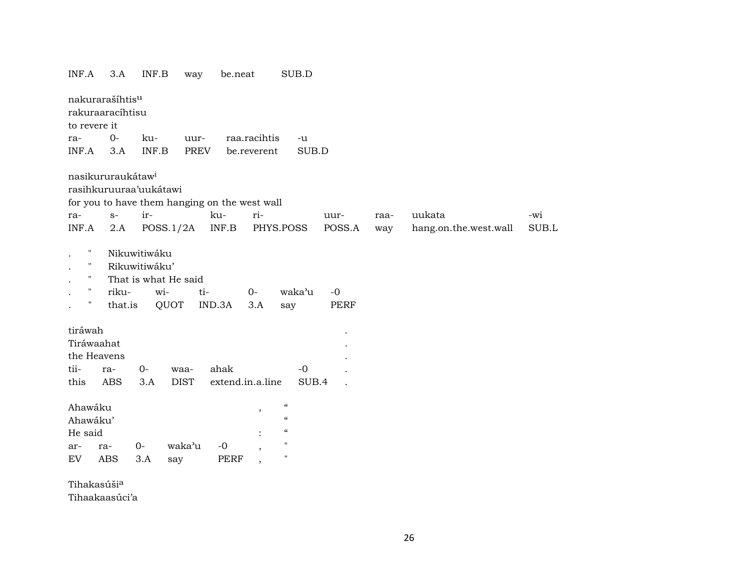INF.A 3.A INF.B way be.neat SUB.D

nakurarašíhtis[u]
rakuraaracíhtisu
to revere it

| ra- | 0- | ku- | uur- | raa.racihtis | -u |
|---|---|---|---|---|---|
| INF.A | 3.A | INF.B | PREV | be.reverent | SUB.D |

nasikururaukátaw[i]
rasihkuruuraa'uukátawi
for you to have them hanging on the west wall

| ra- | s- | ir- | ku- | ri- | uur- | raa- | uukata | -wi |
|---|---|---|---|---|---|---|---|---|
| INF.A | 2.A | POSS.1/2A | INF.B | PHYS.POSS | POSS.A | way | hang.on.the.west.wall | SUB.L |

| . | " | Nikuwitiwáku | | | | |
|---|---|---|---|---|---|---|
| . | " | Rikuwitiwáku' | | | | |
| . | " | That is what He said | | | | |
| . | " | riku- | wi- | ti- | 0- | waka'u | -0 |
| . | " | that.is | QUOT | IND.3A | 3.A | say | PERF |

tiráwah .
Tiráwaahat .
the Heavens .

| tii- | ra- | 0- | waa- | ahak | -0 | . |
|---|---|---|---|---|---|---|
| this | ABS | 3.A | DIST | extend.in.a.line | SUB.4 | . |

Ahawáku , "
Ahawáku' "
He said : "

| ar- | ra- | 0- | waka'u | -0 | , | " |
|---|---|---|---|---|---|---|
| EV | ABS | 3.A | say | PERF | , | " |

Tihakasúši[a]
Tihaakaasúci'a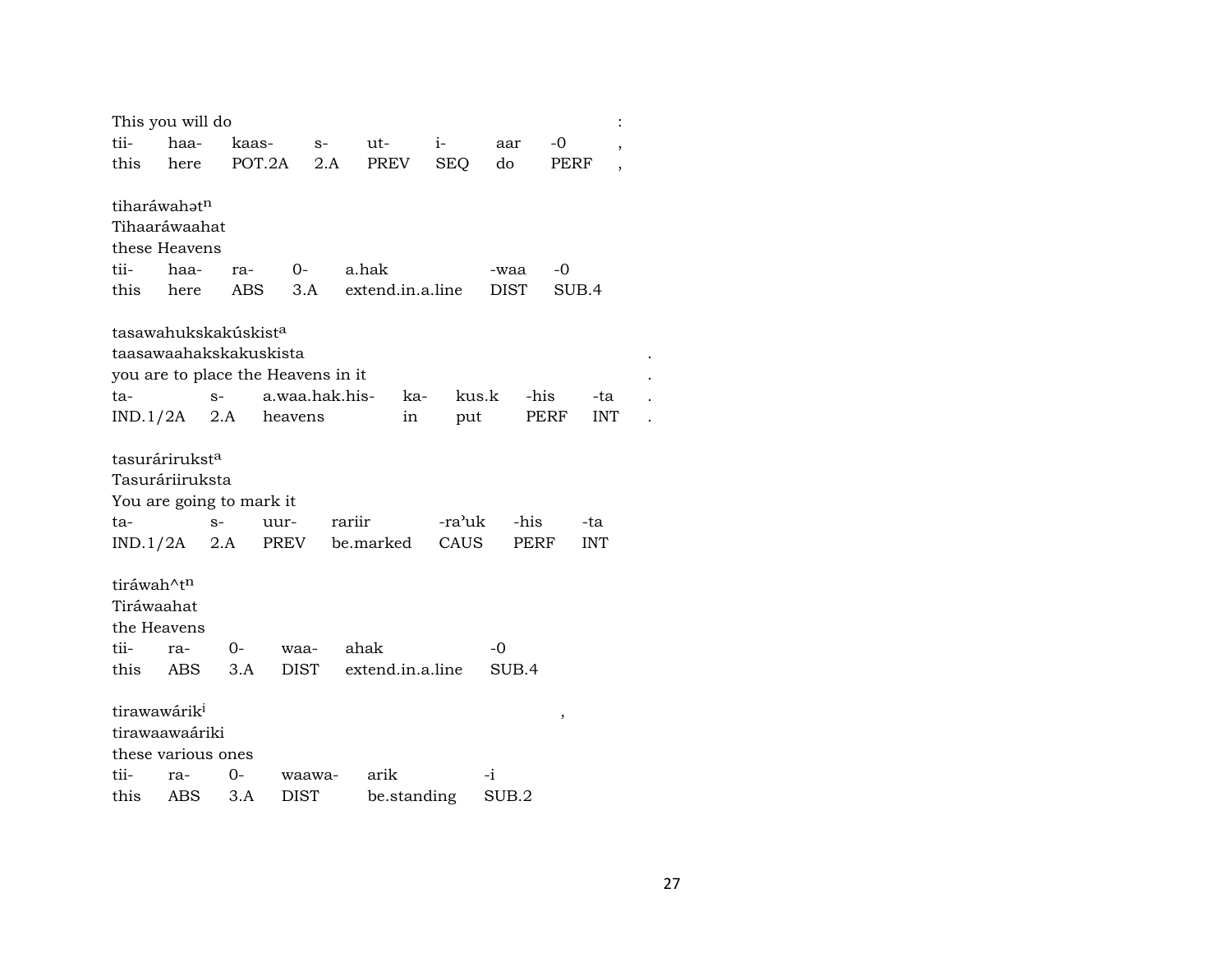This you will do :

| tii- | haa- | kaas- | s- | ut- | i- | aar | -0 | , |
|---|---|---|---|---|---|---|---|---|
| this | here | POT.2A | 2.A | PREV | SEQ | do | PERF | , |

tiharáwahət$^{n}$
Tihaaráwaahat
these Heavens

| tii- | haa- | ra- | 0- | a.hak | -waa | -0 |
|---|---|---|---|---|---|---|
| this | here | ABS | 3.A | extend.in.a.line | DIST | SUB.4 |

tasawahukskakúskist$^{a}$
taasawaahakskakuskista .
you are to place the Heavens in it .

| ta- | s- | a.waa.hak.his- | ka- | kus.k | -his | -ta | . |
|---|---|---|---|---|---|---|---|
| IND.1/2A | 2.A | heavens | in | put | PERF | INT | . |

tasurárirukst$^{a}$
Tasuráriiruksta
You are going to mark it

| ta- | s- | uur- | rariir | -raʾuk | -his | -ta |
|---|---|---|---|---|---|---|
| IND.1/2A | 2.A | PREV | be.marked | CAUS | PERF | INT |

tiráwah^t$^{n}$
Tiráwaahat
the Heavens

| tii- | ra- | 0- | waa- | ahak | -0 |
|---|---|---|---|---|---|
| this | ABS | 3.A | DIST | extend.in.a.line | SUB.4 |

tirawawárik$^{i}$ ,
tirawaawaáriki
these various ones

| tii- | ra- | 0- | waawa- | arik | -i |
|---|---|---|---|---|---|
| this | ABS | 3.A | DIST | be.standing | SUB.2 |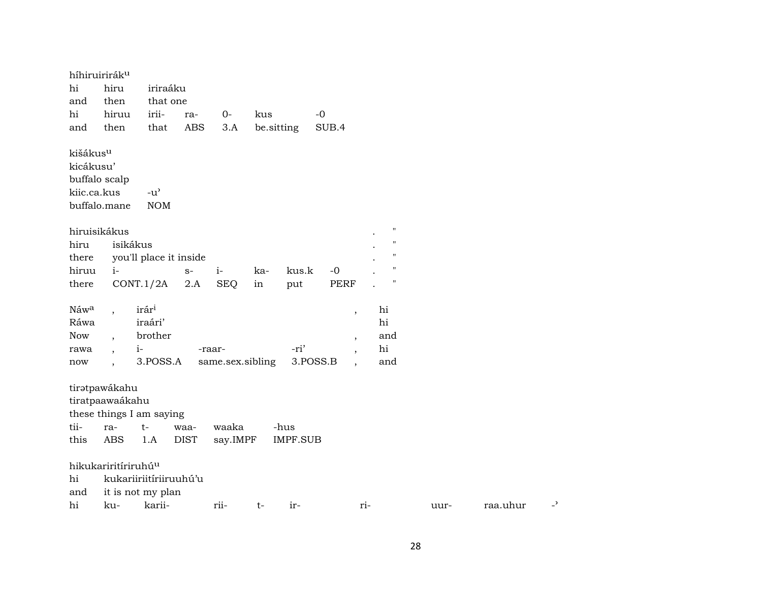híhiruirirák^u
| hi | hiru | iriraáku | | | | |
|---|---|---|---|---|---|---|
| and | then | that one | | | | |
| hi | hiruu | irii- | ra- | 0- | kus | -0 |
| and | then | that | ABS | 3.A | be.sitting | SUB.4 |

kišákus^u
| kicákusu' | |
|---|---|
| buffalo scalp | |
| kiic.ca.kus | -u' |
| buffalo.mane | NOM |

hiruisikákus . "
| hiru | isikákus | | | | | | . | " |
|---|---|---|---|---|---|---|---|---|
| there | you'll place it inside | | | | | | . | " |
| hiruu | i- | s- | i- | ka- | kus.k | -0 | . | " |
| there | CONT.1/2A | 2.A | SEQ | in | put | PERF | . | " |

| Náw^a | , | irár^i | | | , | hi |
|---|---|---|---|---|---|---|
| Ráwa | | iraári' | | | | hi |
| Now | , | brother | | | , | and |
| rawa | , | i- | -raar- | -ri' | , | hi |
| now | , | 3.POSS.A | same.sex.sibling | 3.POSS.B | , | and |

tirətpawákahu
| tiratpaawaákahu | | | | | |
|---|---|---|---|---|---|
| these things I am saying | | | | | |
| tii- | ra- | t- | waa- | waaka | -hus |
| this | ABS | 1.A | DIST | say.IMPF | IMPF.SUB |

hikukariritíriruhú^u
| hi | kukariiriitíriiruuhú'u | | | | | | | |
|---|---|---|---|---|---|---|---|---|
| and | it is not my plan | | | | | | | |
| hi | ku- | karii- | rii- | t- | ir- | ri- | uur- | raa.uhur | -' |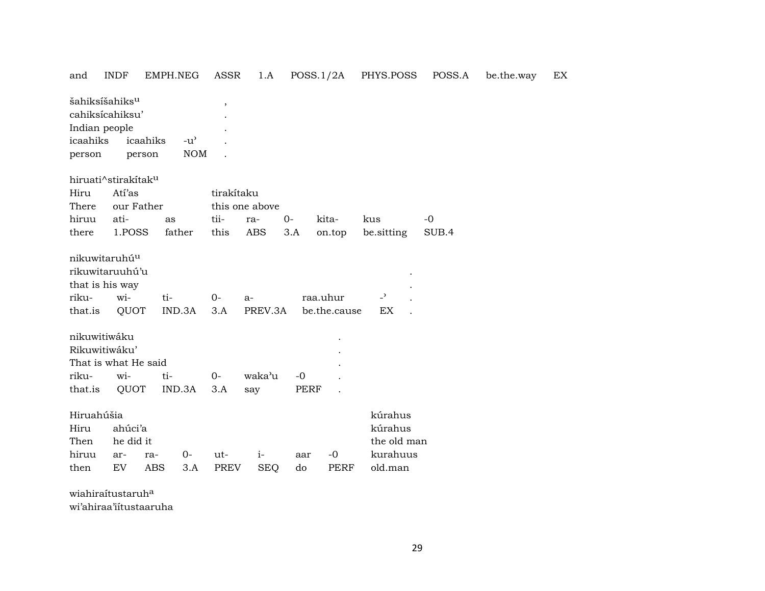and INDF EMPH.NEG ASSR 1.A POSS.1/2A PHYS.POSS POSS.A be.the.way EX

šahiksíšahiks^u ,
cahiksícahiksu' .
Indian people .
icaahiks icaahiks -u' .
person person NOM .

hiruati^stirakítak^u
Hiru Atí'as tirakítaku
There our Father this one above
hiruu ati- as tii- ra- 0- kita- kus -0
there 1.POSS father this ABS 3.A on.top be.sitting SUB.4

nikuwitaruhú^u
rikuwitaruuhú'u .
that is his way .
riku- wi- ti- 0- a- raa.uhur -' .
that.is QUOT IND.3A 3.A PREV.3A be.the.cause EX .

nikuwitiwáku .
Rikuwitiwáku' .
That is what He said .
riku- wi- ti- 0- waka'u -0 .
that.is QUOT IND.3A 3.A say PERF .

Hiruahúšia kúrahus
Hiru ahúci'a kúrahus
Then he did it the old man
hiruu ar- ra- 0- ut- i- aar -0 kurahuus
then EV ABS 3.A PREV SEQ do PERF old.man

wiahiraítustaruh^a
wi'ahiraa'iítustaaruha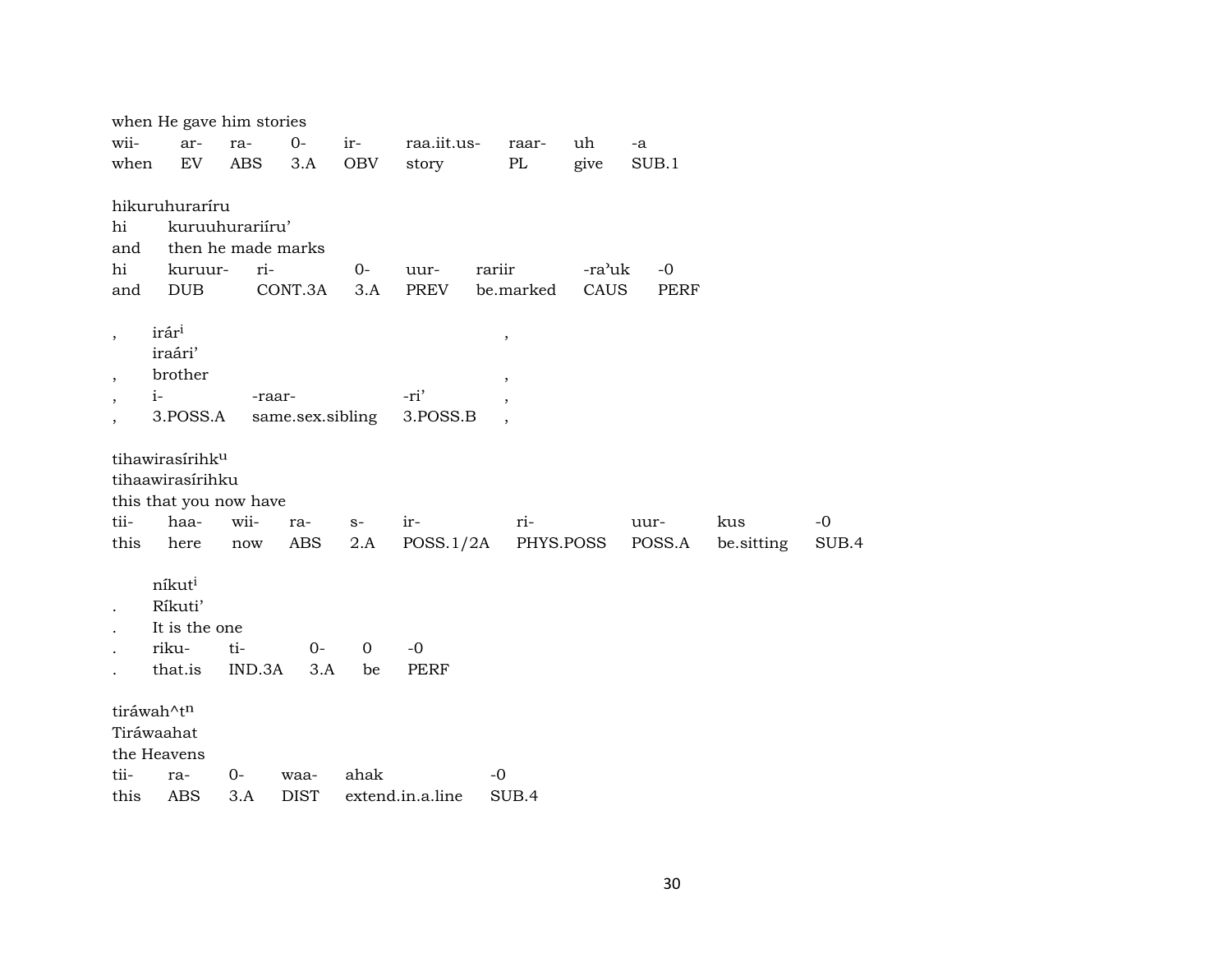when He gave him stories

| wii- | ar- | ra- | 0- | ir- | raa.iit.us- | raar- | uh | -a |
|---|---|---|---|---|---|---|---|---|
| when | EV | ABS | 3.A | OBV | story | PL | give | SUB.1 |

hikuruhuraríru

hi kuruuhurariíru'

and then he made marks

| hi | kuruur- | ri- | 0- | uur- | rariir | -ra'uk | -0 |
|---|---|---|---|---|---|---|---|
| and | DUB | CONT.3A | 3.A | PREV | be.marked | CAUS | PERF |

, irár[i] ,

iraári'

, brother ,

| , | i- | -raar- | -ri' | , |
|---|---|---|---|---|
| , | 3.POSS.A | same.sex.sibling | 3.POSS.B | , |

tihawirasírihk[u]

tihaawirasírihku

this that you now have

| tii- | haa- | wii- | ra- | s- | ir- | ri- | uur- | kus | -0 |
|---|---|---|---|---|---|---|---|---|---|
| this | here | now | ABS | 2.A | POSS.1/2A | PHYS.POSS | POSS.A | be.sitting | SUB.4 |

níkut[i]

. Ríkuti'

. It is the one

| . | riku- | ti- | 0- | 0 | -0 |
|---|---|---|---|---|---|
| . | that.is | IND.3A | 3.A | be | PERF |

tiráwah^t[n]

Tiráwaahat

the Heavens

| tii- | ra- | 0- | waa- | ahak | -0 |
|---|---|---|---|---|---|
| this | ABS | 3.A | DIST | extend.in.a.line | SUB.4 |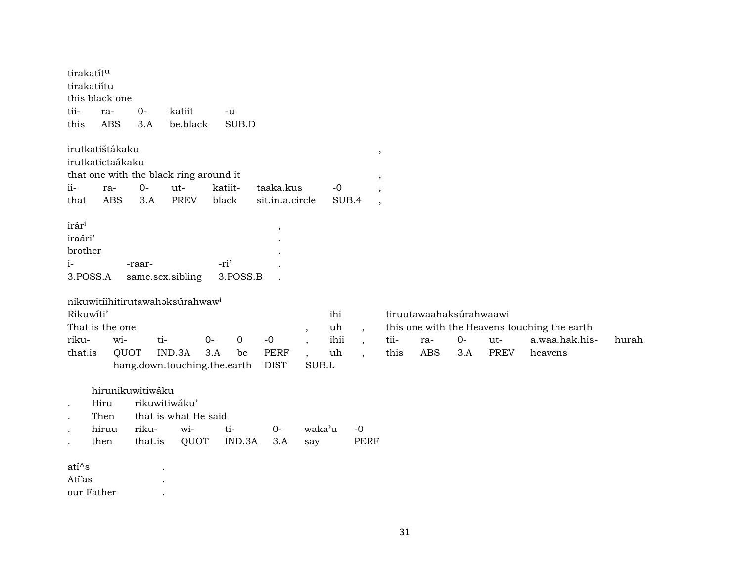tirakatít$^{u}$
tirakatiítu
this black one

| tii- | ra- | 0- | katiit | -u |
|---|---|---|---|---|
| this | ABS | 3.A | be.black | SUB.D |

irutkatištákaku ,
irutkatictaákaku
that one with the black ring around it ,

| ii- | ra- | 0- | ut- | katiit- | taaka.kus | -0 | , |
|---|---|---|---|---|---|---|---|
| that | ABS | 3.A | PREV | black | sit.in.a.circle | SUB.4 | , |

irár$^{i}$ ,
iraári’ .
brother .

| i- | -raar- | -ri’ | . |
|---|---|---|---|
| 3.POSS.A | same.sex.sibling | 3.POSS.B | . |

nikuwitíihitirutawahəksúrahwaw$^{i}$
Rikuwíti’ ihi tiruutawaahaksúrahwaawi
That is the one , uh , this one with the Heavens touching the earth

| riku- | wi- | ti- | 0- | 0 | -0 | , | ihii | , | tii- | ra- | 0- | ut- | a.waa.hak.his- | hurah |
|---|---|---|---|---|---|---|---|---|---|---|---|---|---|---|
| that.is | QUOT | IND.3A | 3.A | be | PERF | , | uh | , | this | ABS | 3.A | PREV | heavens | |
| | hang.down.touching.the.earth | | | | DIST | SUB.L | | | | | | | | |

hirunikuwitiwáku
. Hiru rikuwitiwáku’
. Then that is what He said

| . | hiruu | riku- | wi- | ti- | 0- | waka’u | -0 |
|---|---|---|---|---|---|---|---|
| . | then | that.is | QUOT | IND.3A | 3.A | say | PERF |

atí^s .
Atí’as .
our Father .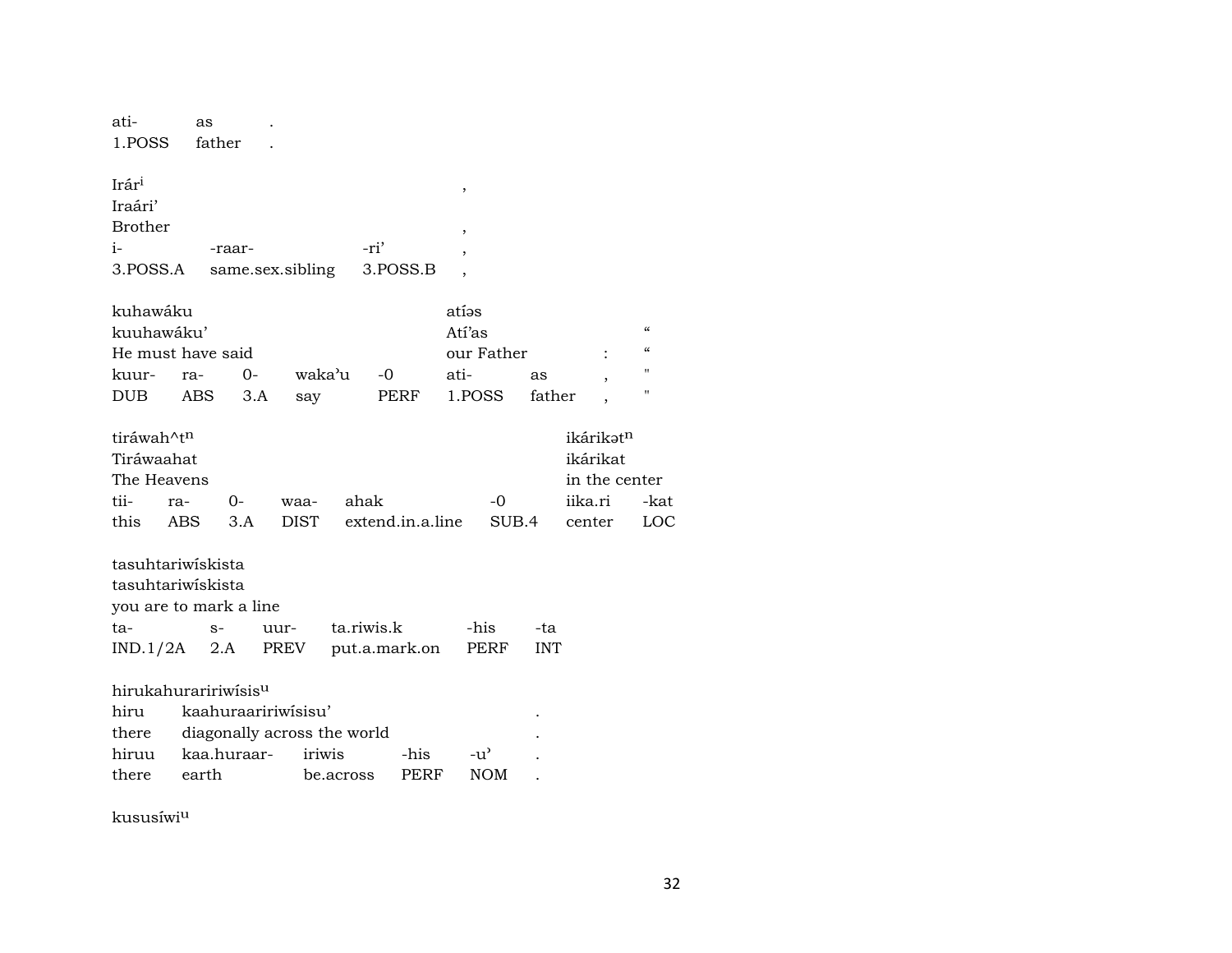| ati- | as | . |
|---|---|---|
| 1.POSS | father | . |

| Irár$^{i}$ | | | , |
|---|---|---|---|
| Iraári' | | | |
| Brother | | | , |
| i- | -raar- | -ri' | , |
| 3.POSS.A | same.sex.sibling | 3.POSS.B | , |

| kuhawáku | | | | | atíəs | | | |
|---|---|---|---|---|---|---|---|---|
| kuuhawáku' | | | | | Atí'as | | | " |
| He must have said | | | | | our Father | | : | " |
| kuur- | ra- | 0- | waka'u | -0 | ati- | as | , | " |
| DUB | ABS | 3.A | say | PERF | 1.POSS | father | , | " |

| tiráwah^t$^{n}$ | | | | | | ikárikət$^{n}$ | |
|---|---|---|---|---|---|---|---|
| Tiráwaahat | | | | | | ikárikat | |
| The Heavens | | | | | | in the center | |
| tii- | ra- | 0- | waa- | ahak | -0 | iika.ri | -kat |
| this | ABS | 3.A | DIST | extend.in.a.line | SUB.4 | center | LOC |

| tasuhtariwískista | | | | | |
|---|---|---|---|---|---|
| tasuhtariwískista | | | | | |
| you are to mark a line | | | | | |
| ta- | s- | uur- | ta.riwis.k | -his | -ta |
| IND.1/2A | 2.A | PREV | put.a.mark.on | PERF | INT |

| hirukahurariRiwísis$^{u}$ | | | | | |
|---|---|---|---|---|---|
| hiru | kaahuraariRiwísisu' | | | | . |
| there | diagonally across the world | | | | . |
| hiruu | kaa.huraar- | iriwis | -his | -u' | . |
| there | earth | be.across | PERF | NOM | . |

kususíwi$^{u}$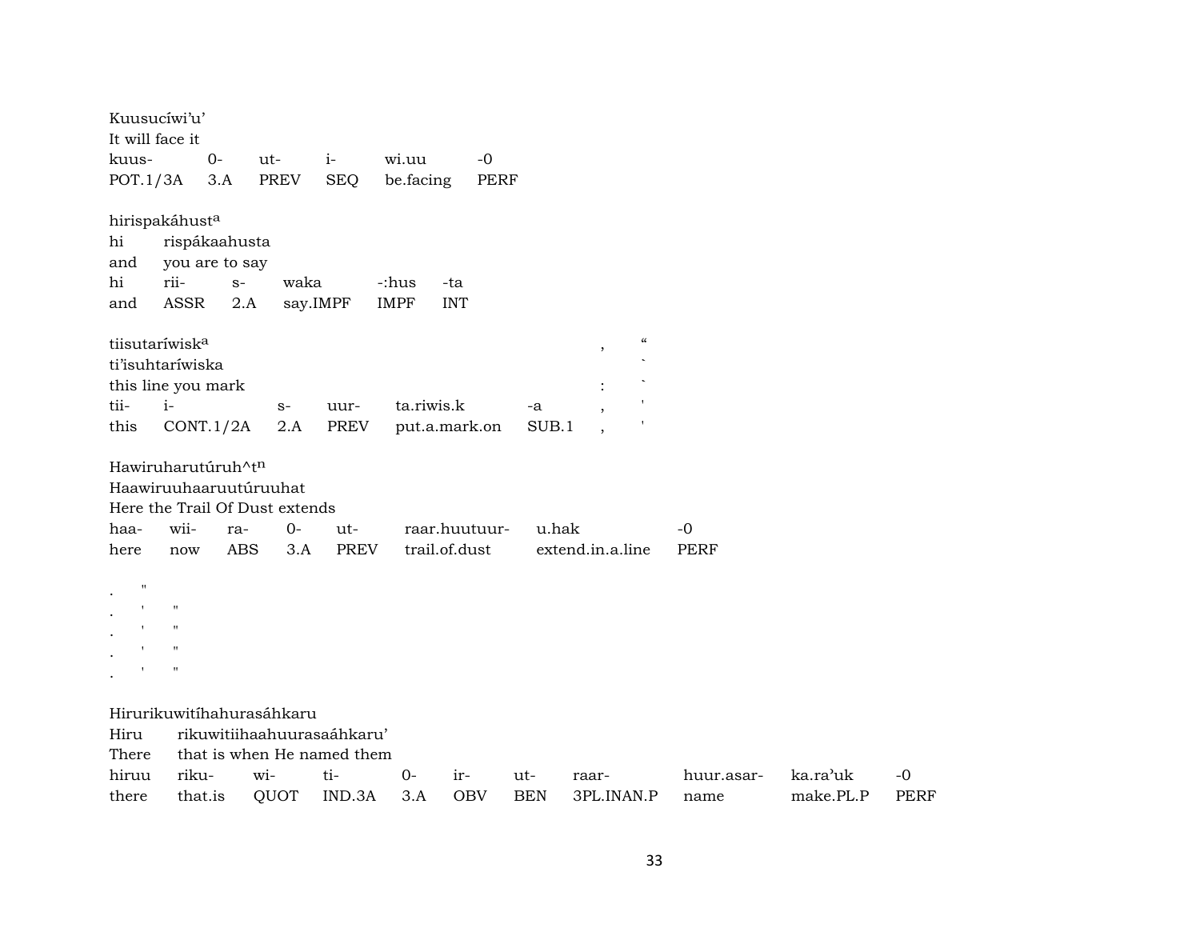Kuusucíwi'u'
It will face it

| kuus- | 0- | ut- | i- | wi.uu | -0 |
|---|---|---|---|---|---|
| POT.1/3A | 3.A | PREV | SEQ | be.facing | PERF |

hirispakáhust[a]
hi rispákaahusta
and you are to say

| hi | rii- | s- | waka | -:hus | -ta |
|---|---|---|---|---|---|
| and | ASSR | 2.A | say.IMPF | IMPF | INT |

tiisutaríwisk[a] , “
ti'isuhtaríwiska `
this line you mark : `

| tii- | i- | s- | uur- | ta.riwis.k | -a | , | ' |
|---|---|---|---|---|---|---|---|
| this | CONT.1/2A | 2.A | PREV | put.a.mark.on | SUB.1 | , | ' |

Hawiruharutúruh^t[n]
Haawiruuhaaruutúruuhat
Here the Trail Of Dust extends

| haa- | wii- | ra- | 0- | ut- | raar.huutuur- | u.hak | -0 |
|---|---|---|---|---|---|---|---|
| here | now | ABS | 3.A | PREV | trail.of.dust | extend.in.a.line | PERF |

. "
. ' "
. ' "
. ' "
. ' "

Hirurikuwitíhahurasáhkaru
Hiru rikuwitiihaahuurasaáhkaru'
There that is when He named them

| hiruu | riku- | wi- | ti- | 0- | ir- | ut- | raar- | huur.asar- | ka.ra'uk | -0 |
|---|---|---|---|---|---|---|---|---|---|---|
| there | that.is | QUOT | IND.3A | 3.A | OBV | BEN | 3PL.INAN.P | name | make.PL.P | PERF |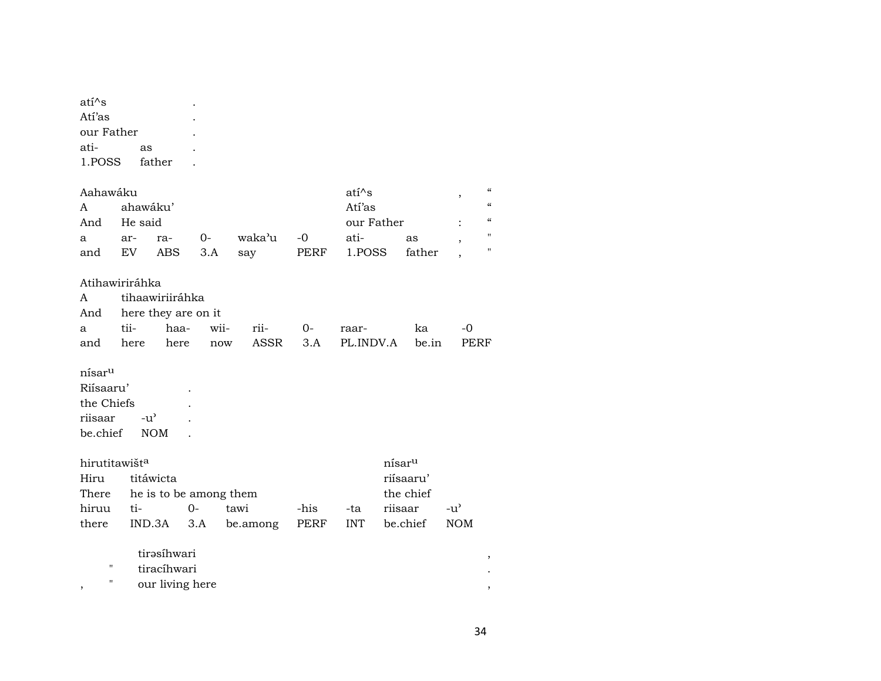atí^s .
Atí'as .
our Father .
ati- as .
1.POSS father .

| Aahawáku | | | | | | atí^s | | , | " |
|---|---|---|---|---|---|---|---|---|---|
| A | ahawáku' | | | | | Atí'as | | | " |
| And | He said | | | | | our Father | | : | " |
| a | ar- | ra- | 0- | waka'u | -0 | ati- | as | , | " |
| and | EV | ABS | 3.A | say | PERF | 1.POSS | father | , | " |

| Atihawiriráhka | | | | | | | | |
|---|---|---|---|---|---|---|---|---|
| A | tihaawiriiráhka | | | | | | | |
| And | here they are on it | | | | | | | |
| a | tii- | haa- | wii- | rii- | 0- | raar- | ka | -0 |
| and | here | here | now | ASSR | 3.A | PL.INDV.A | be.in | PERF |

nísar[u]
Riísaaru' .
the Chiefs .
riisaar -u' .
be.chief NOM .

| hirutitawišt[a] | | | | | | nísar[u] | |
|---|---|---|---|---|---|---|---|
| Hiru | titáwicta | | | | | riísaaru' | |
| There | he is to be among them | | | | | the chief | |
| hiruu | ti- | 0- | tawi | -his | -ta | riisaar | -u' |
| there | IND.3A | 3.A | be.among | PERF | INT | be.chief | NOM |

tirəsíhwari ,
" tiracíhwari .
, " our living here ,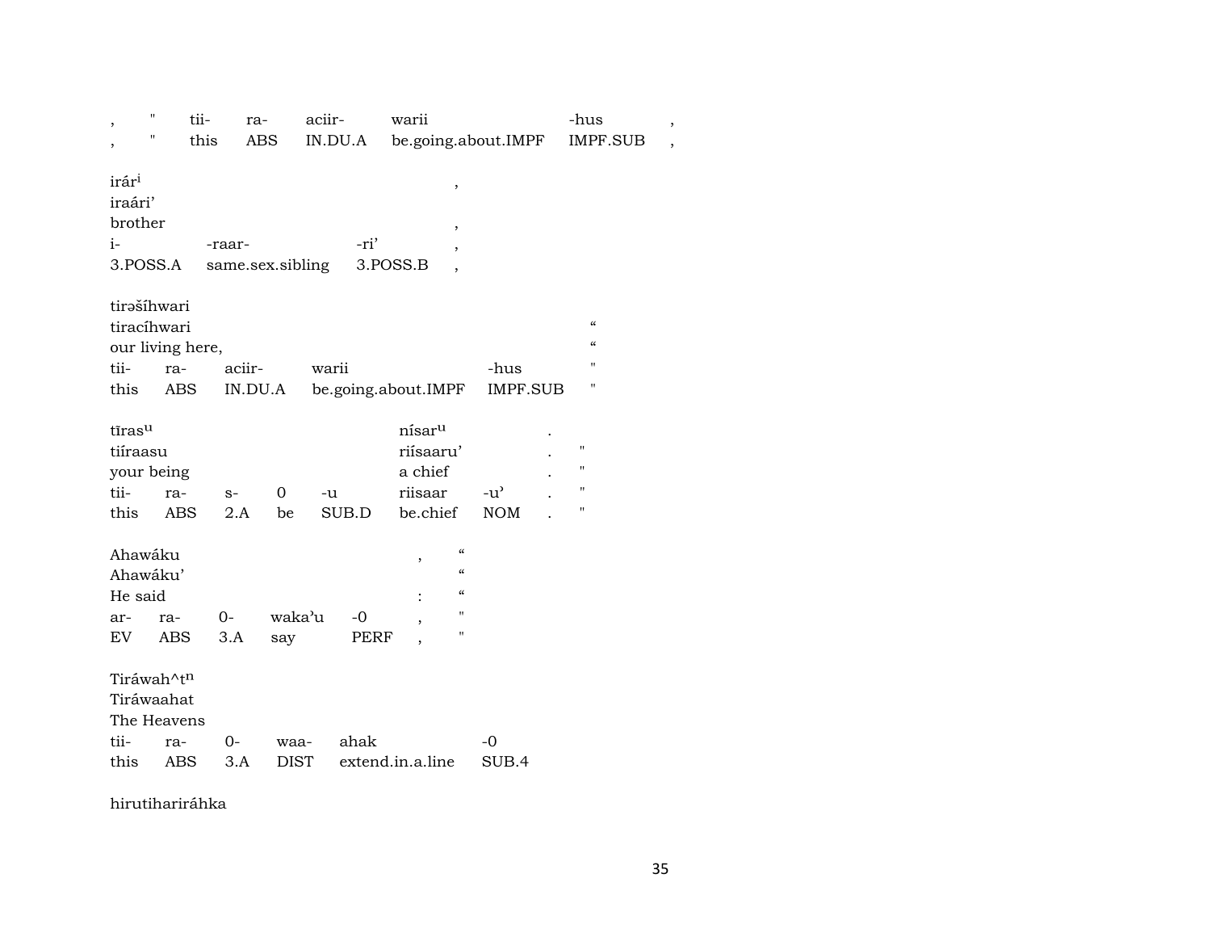| , | " | tii- | ra- | aciir- | warii | -hus | , |
|---|---|---|---|---|---|---|---|
| , | " | this | ABS | IN.DU.A | be.going.about.IMPF | IMPF.SUB | , |

irár[i]
iraári'
brother ,

| i- | -raar- | -ri' | , |
|---|---|---|---|
| 3.POSS.A | same.sex.sibling | 3.POSS.B | , |

tirəšíhwari
tiracíhwari “
our living here, “

| tii- | ra- | aciir- | warii | -hus | " |
|---|---|---|---|---|---|
| this | ABS | IN.DU.A | be.going.about.IMPF | IMPF.SUB | " |

tĩras[u] nísar[u] .
tiíraasu riísaaru' . "
your being a chief . "

| tii- | ra- | s- | 0 | -u | riisaar | -u' | . | " |
|---|---|---|---|---|---|---|---|---|
| this | ABS | 2.A | be | SUB.D | be.chief | NOM | . | " |

Ahawáku , “
Ahawáku' “
He said : “

| ar- | ra- | 0- | waka'u | -0 | , | " |
|---|---|---|---|---|---|---|
| EV | ABS | 3.A | say | PERF | , | " |

Tiráwah^t[n]
Tiráwaahat
The Heavens

| tii- | ra- | 0- | waa- | ahak | -0 |
|---|---|---|---|---|---|
| this | ABS | 3.A | DIST | extend.in.a.line | SUB.4 |

hirutihariráhka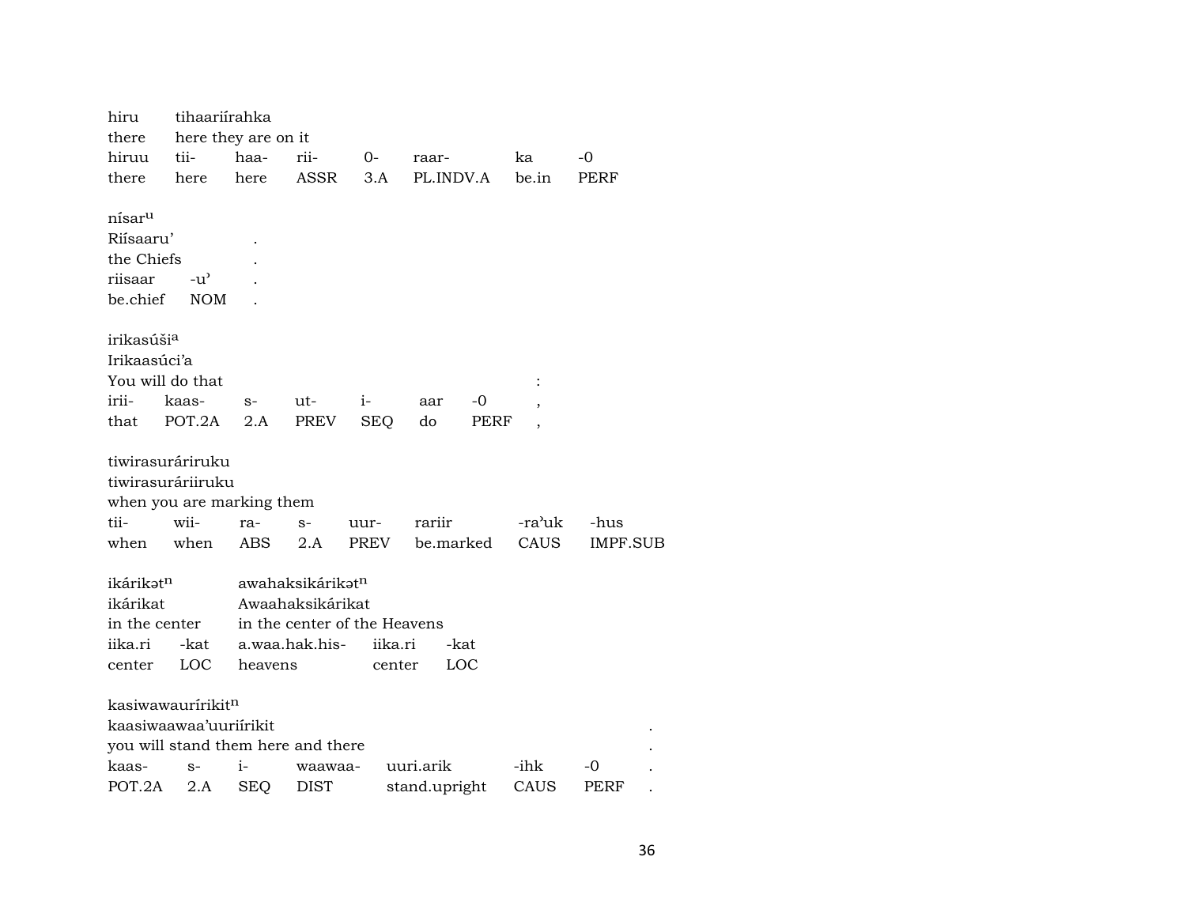hiru tihaariírahka
there here they are on it

| hiruu | tii- | haa- | rii- | 0- | raar- | ka | -0 |
|---|---|---|---|---|---|---|---|
| there | here | here | ASSR | 3.A | PL.INDV.A | be.in | PERF |

nísar$^{u}$
Riísaaru' .
the Chiefs .

| riisaar | -u' | . |
|---|---|---|
| be.chief | NOM | . |

irikasúši$^{a}$
Irikaasúci'a
You will do that :

| irii- | kaas- | s- | ut- | i- | aar | -0 | , |
|---|---|---|---|---|---|---|---|
| that | POT.2A | 2.A | PREV | SEQ | do | PERF | , |

tiwirasuráriruku
tiwirasuráriiruku
when you are marking them

| tii- | wii- | ra- | s- | uur- | rariir | -ra'uk | -hus |
|---|---|---|---|---|---|---|---|
| when | when | ABS | 2.A | PREV | be.marked | CAUS | IMPF.SUB |

ikárikət$^{n}$ awahaksikárikət$^{n}$
ikárikat Awaahaksikárikat
in the center in the center of the Heavens

| iika.ri | -kat | a.waa.hak.his- | iika.ri | -kat |
|---|---|---|---|---|
| center | LOC | heavens | center | LOC |

kasiwawauririkit$^{n}$
kaasiwaawaa'uuriírikit .
you will stand them here and there .

| kaas- | s- | i- | waawaa- | uuri.arik | -ihk | -0 | . |
|---|---|---|---|---|---|---|---|
| POT.2A | 2.A | SEQ | DIST | stand.upright | CAUS | PERF | . |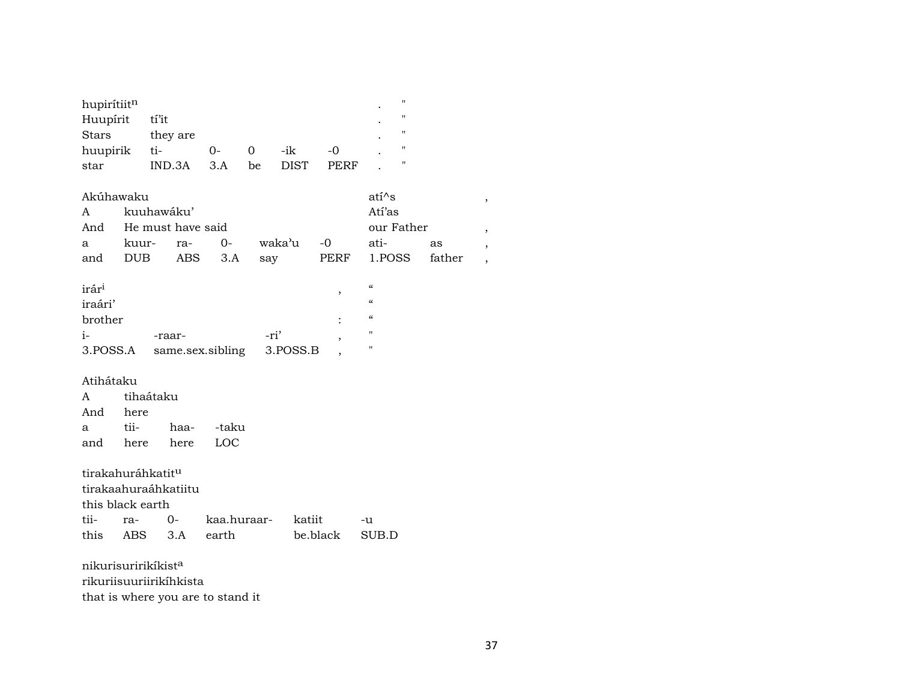hupirítiit[n] . "
Huupírit tí'it . "
Stars they are . "

| huupirik | ti- | 0- | 0 | -ik | -0 | . | " |
|---|---|---|---|---|---|---|---|
| star | IND.3A | 3.A | be | DIST | PERF | . | " |

Akúhawaku atí^s ,
A kuuhawáku' Atí'as
And He must have said our Father ,

| a | kuur- | ra- | 0- | waka'u | -0 | ati- | as | , |
|---|---|---|---|---|---|---|---|---|
| and | DUB | ABS | 3.A | say | PERF | 1.POSS | father | , |

irár[i] , "
iraári' "
brother : "

| i- | -raar- | -ri' | , | " |
|---|---|---|---|---|
| 3.POSS.A | same.sex.sibling | 3.POSS.B | , | " |

Atihátaku
A tihaátaku
And here

| a | tii- | haa- | -taku |
|---|---|---|---|
| and | here | here | LOC |

tirakahuráhkatit[u]
tirakaahuraáhkatiitu
this black earth

| tii- | ra- | 0- | kaa.huraar- | katiit | -u |
|---|---|---|---|---|---|
| this | ABS | 3.A | earth | be.black | SUB.D |

nikurisuririkíkist[a]
rikuriisuuriirikíhkista
that is where you are to stand it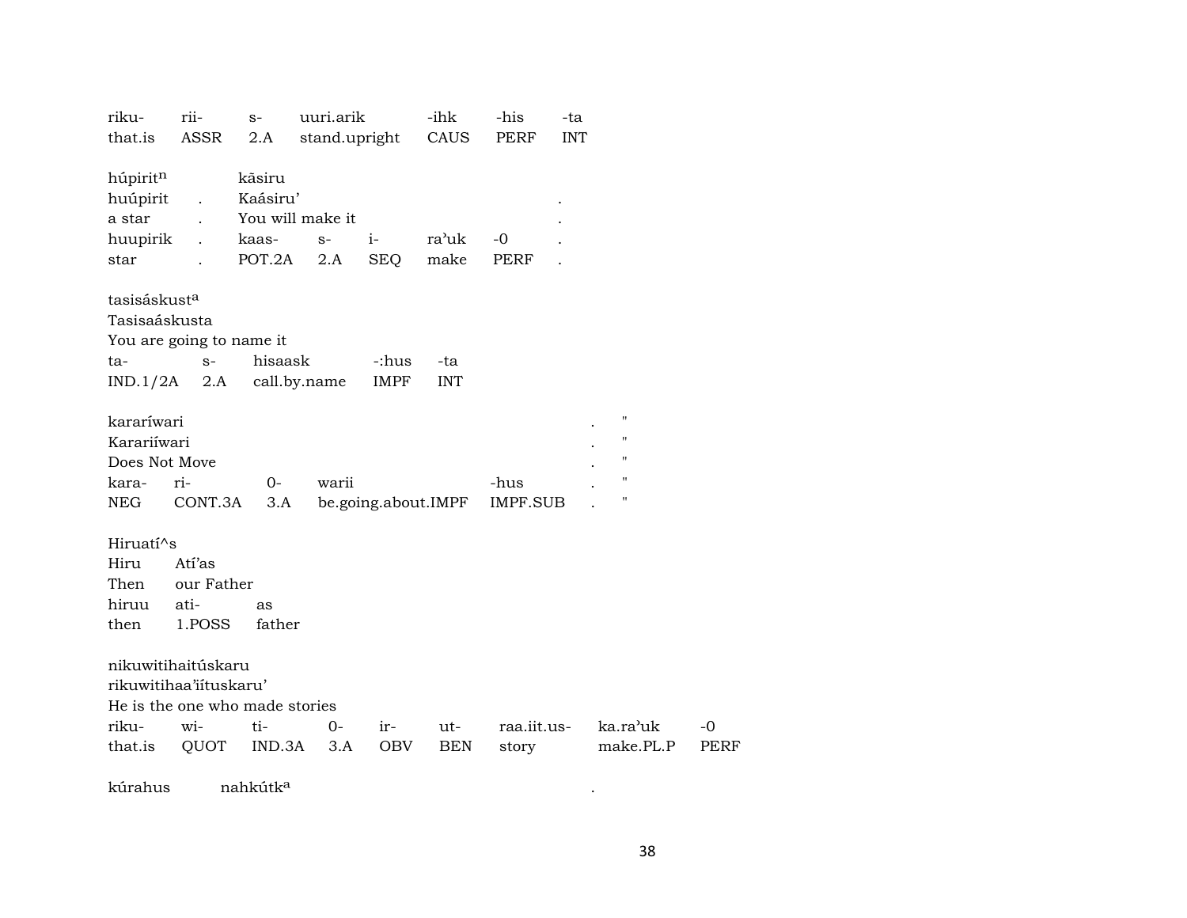| riku- | rii- | s- | uuri.arik | -ihk | -his | -ta |
|---|---|---|---|---|---|---|
| that.is | ASSR | 2.A | stand.upright | CAUS | PERF | INT |

| húpirit[n] | | kāsiru | | | | | |
|---|---|---|---|---|---|---|---|
| huúpirit | . | Kaásiru’ | | | | | . |
| a star | . | You will make it | | | | | . |
| huupirik | . | kaas- | s- | i- | ra’uk | -0 | . |
| star | . | POT.2A | 2.A | SEQ | make | PERF | . |

tasisáskust[a]
Tasisaáskusta
You are going to name it

| ta- | s- | hisaask | -:hus | -ta |
|---|---|---|---|---|
| IND.1/2A | 2.A | call.by.name | IMPF | INT |

| kararíwari | | | | | . | " |
|---|---|---|---|---|---|---|
| Karariíwari | | | | | . | " |
| Does Not Move | | | | | . | " |
| kara- | ri- | 0- | warii | -hus | . | " |
| NEG | CONT.3A | 3.A | be.going.about.IMPF | IMPF.SUB | . | " |

Hiruatí^s

| Hiru | Atí’as | |
|---|---|---|
| Then | our Father | |
| hiruu | ati- | as |
| then | 1.POSS | father |

nikuwitihaitúskaru
rikuwitihaa’iítuskaru’
He is the one who made stories

| riku- | wi- | ti- | 0- | ir- | ut- | raa.iit.us- | ka.ra’uk | -0 |
|---|---|---|---|---|---|---|---|---|
| that.is | QUOT | IND.3A | 3.A | OBV | BEN | story | make.PL.P | PERF |

kúrahus nahkútk[a] .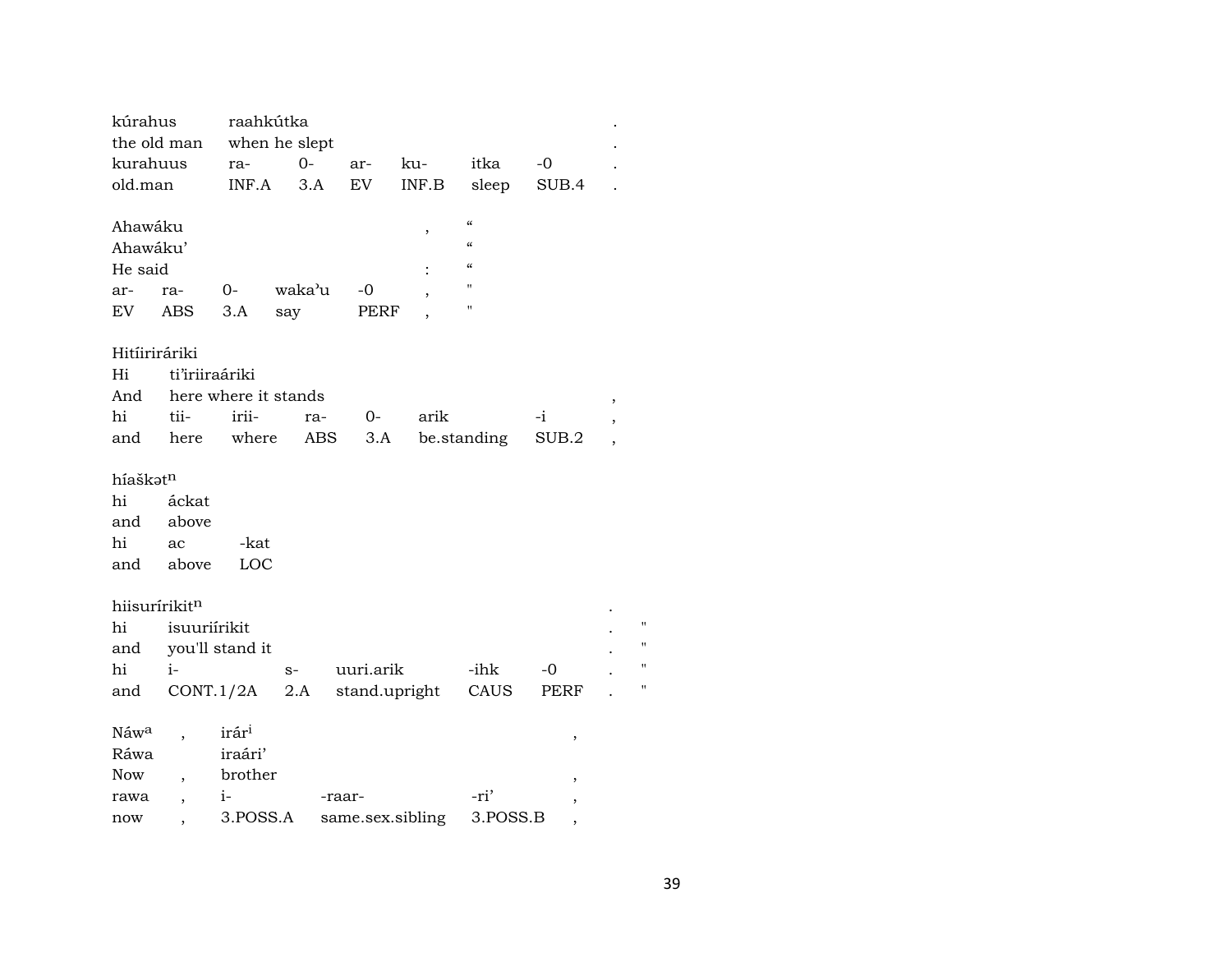| kúrahus | raahkútka | | | | | | . |
|---|---|---|---|---|---|---|---|
| the old man | when he slept | | | | | | . |
| kurahuus | ra- | 0- | ar- | ku- | itka | -0 | . |
| old.man | INF.A | 3.A | EV | INF.B | sleep | SUB.4 | . |

| Ahawáku | | | | | , | “ |
|---|---|---|---|---|---|---|
| Ahawáku’ | | | | | | “ |
| He said | | | | | : | “ |
| ar- | ra- | 0- | waka’u | -0 | , | " |
| EV | ABS | 3.A | say | PERF | , | " |

| Hitíiriráriki | | | | | | | |
|---|---|---|---|---|---|---|---|
| Hi | ti’iriiraáriki | | | | | | |
| And | here where it stands | | | | | | , |
| hi | tii- | irii- | ra- | 0- | arik | -i | , |
| and | here | where | ABS | 3.A | be.standing | SUB.2 | , |

| híaškət[n] | | |
|---|---|---|
| hi | áckat | |
| and | above | |
| hi | ac | -kat |
| and | above | LOC |

| hiisuríriki[tn] | | | | | | . | |
|---|---|---|---|---|---|---|---|
| hi | isuuriírikit | | | | | . | " |
| and | you'll stand it | | | | | . | " |
| hi | i- | s- | uuri.arik | -ihk | -0 | . | " |
| and | CONT.1/2A | 2.A | stand.upright | CAUS | PERF | . | " |

| Náw[a] | , | irár[i] | | | , |
|---|---|---|---|---|---|
| Ráwa | | iraári’ | | | |
| Now | , | brother | | | , |
| rawa | , | i- | -raar- | -ri’ | , |
| now | , | 3.POSS.A | same.sex.sibling | 3.POSS.B | , |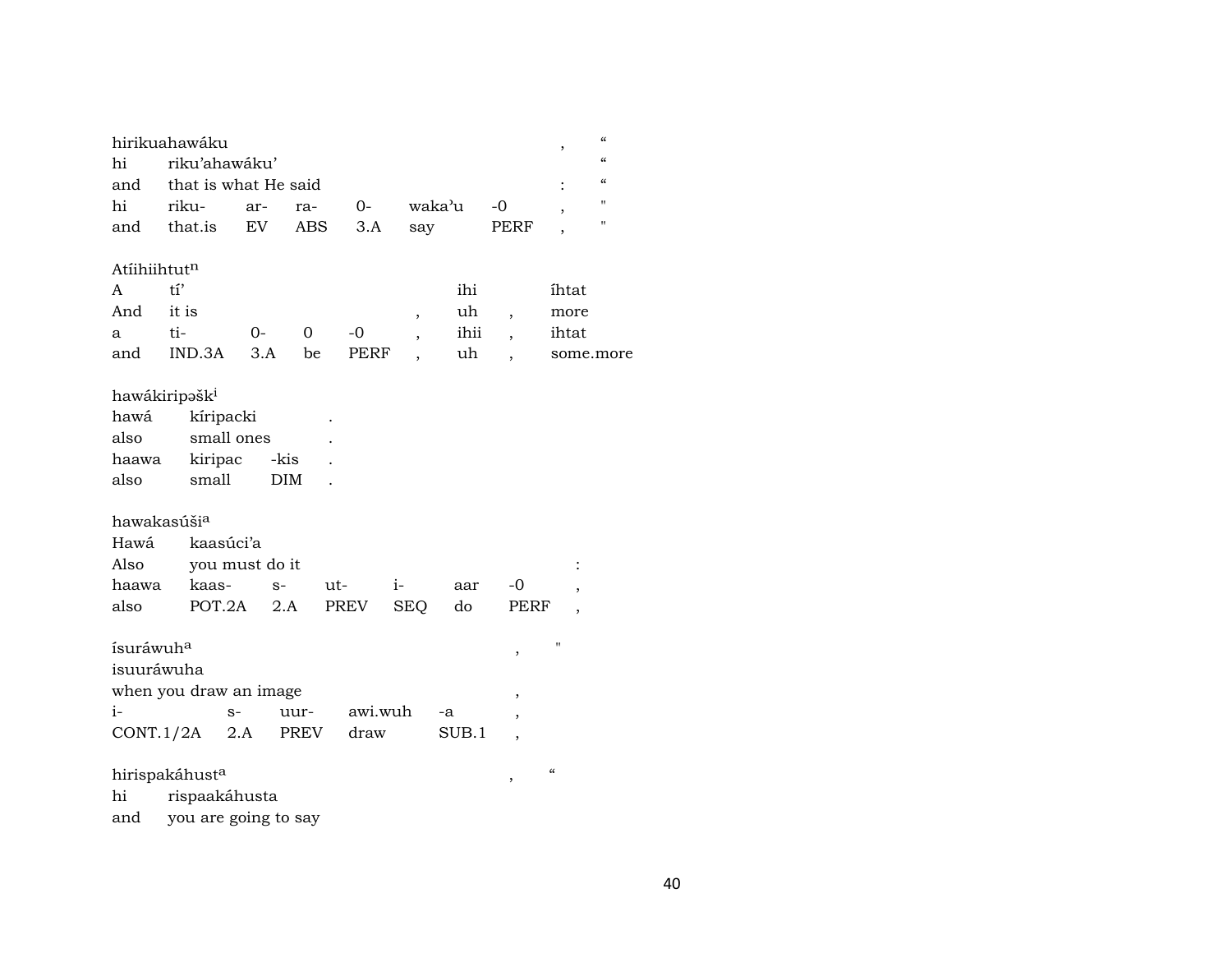hirikuahawáku , “
hi riku’ahawáku’ “
and that is what He said : “

| hi | riku- | ar- | ra- | 0- | waka’u | -0 | , | " |
|---|---|---|---|---|---|---|---|---|
| and | that.is | EV | ABS | 3.A | say | PERF | , | " |

Atíihiihtut[n]

| A | tí’ | | | | | ihi | | íhtat |
|---|---|---|---|---|---|---|---|---|
| And | it is | | | | , | uh | , | more |
| a | ti- | 0- | 0 | -0 | , | ihii | , | ihtat |
| and | IND.3A | 3.A | be | PERF | , | uh | , | some.more |

hawákiripəšk[i]

| hawá | kíripacki | | . |
|---|---|---|---|
| also | small ones | | . |
| haawa | kiripac | -kis | . |
| also | small | DIM | . |

hawakasúši[a]

| Hawá | kaasúci’a | | | | | | |
|---|---|---|---|---|---|---|---|
| Also | you must do it | | | | | | : |
| haawa | kaas- | s- | ut- | i- | aar | -0 | , |
| also | POT.2A | 2.A | PREV | SEQ | do | PERF | , |

ísuráwuh[a] , "
isuuráwuha
when you draw an image ,

| i- | s- | uur- | awi.wuh | -a | , |
|---|---|---|---|---|---|
| CONT.1/2A | 2.A | PREV | draw | SUB.1 | , |

hirispakáhust[a] , “
hi rispaakáhusta
and you are going to say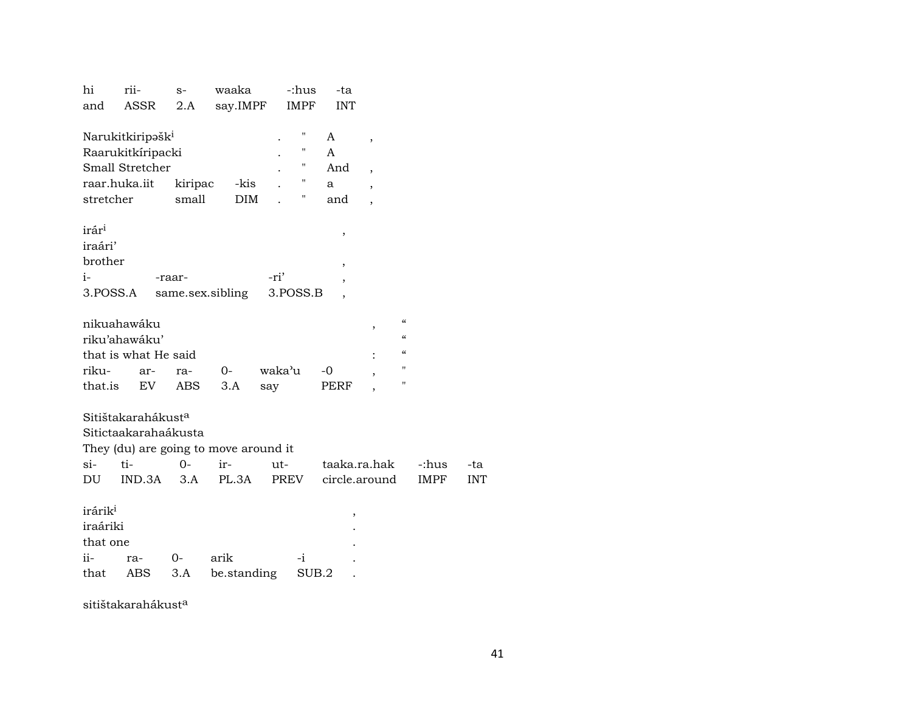| hi | rii- | s- | waaka | -:hus | -ta |
|---|---|---|---|---|---|
| and | ASSR | 2.A | say.IMPF | IMPF | INT |

| Narukitkiripəšk[i] | | | . | " | A | , |
|---|---|---|---|---|---|---|
| Raarukitkíripacki | | | . | " | A | |
| Small Stretcher | | | . | " | And | , |
| raar.huka.iit | kiripac | -kis | . | " | a | , |
| stretcher | small | DIM | . | " | and | , |

| irár[i] | | | , |
|---|---|---|---|
| iraári’ | | | |
| brother | | | , |
| i- | -raar- | -ri’ | , |
| 3.POSS.A | same.sex.sibling | 3.POSS.B | , |

| nikuahawáku | | | | | | , | “ |
|---|---|---|---|---|---|---|---|
| riku’ahawáku’ | | | | | | | “ |
| that is what He said | | | | | | : | “ |
| riku- | ar- | ra- | 0- | waka’u | -0 | , | " |
| that.is | EV | ABS | 3.A | say | PERF | , | " |

| Sitištakarahákust[a] | | | | | | | |
|---|---|---|---|---|---|---|---|
| Sitictaakarahaákusta | | | | | | | |
| They (du) are going to move around it | | | | | | | |
| si- | ti- | 0- | ir- | ut- | taaka.ra.hak | -:hus | -ta |
| DU | IND.3A | 3.A | PL.3A | PREV | circle.around | IMPF | INT |

| irárik[i] | | | | | , |
|---|---|---|---|---|---|
| iraáriki | | | | | . |
| that one | | | | | . |
| ii- | ra- | 0- | arik | -i | . |
| that | ABS | 3.A | be.standing | SUB.2 | . |

sitištakarahákust[a]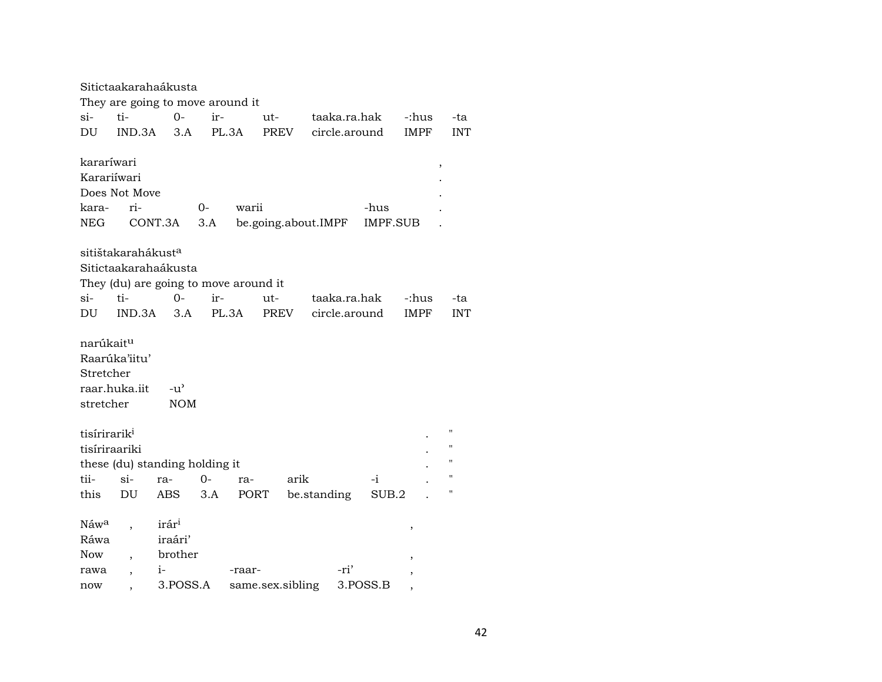Sitictaakarahaákusta
They are going to move around it

| si- | ti- | 0- | ir- | ut- | taaka.ra.hak | -:hus | -ta |
|---|---|---|---|---|---|---|---|
| DU | IND.3A | 3.A | PL.3A | PREV | circle.around | IMPF | INT |

kararíwari ,
Karariíwari .
Does Not Move .

| kara- | ri- | 0- | warii | -hus | . |
|---|---|---|---|---|---|
| NEG | CONT.3A | 3.A | be.going.about.IMPF | IMPF.SUB | . |

sitištakarahákust[a]
Sitictaakarahaákusta
They (du) are going to move around it

| si- | ti- | 0- | ir- | ut- | taaka.ra.hak | -:hus | -ta |
|---|---|---|---|---|---|---|---|
| DU | IND.3A | 3.A | PL.3A | PREV | circle.around | IMPF | INT |

narúkait[u]
Raarúka'iitu'
Stretcher

| raar.huka.iit | -u' |
|---|---|
| stretcher | NOM |

tisírirarik[i] . "
tisíriraariki . "
these (du) standing holding it . "

| tii- | si- | ra- | 0- | ra- | arik | -i | . | " |
|---|---|---|---|---|---|---|---|---|
| this | DU | ABS | 3.A | PORT | be.standing | SUB.2 | . | " |

| Náw[a] | , | irár[i] | | | , |
|---|---|---|---|---|---|
| Ráwa | | iraári' | | | |
| Now | , | brother | | | , |
| rawa | , | i- | -raar- | -ri' | , |
| now | , | 3.POSS.A | same.sex.sibling | 3.POSS.B | , |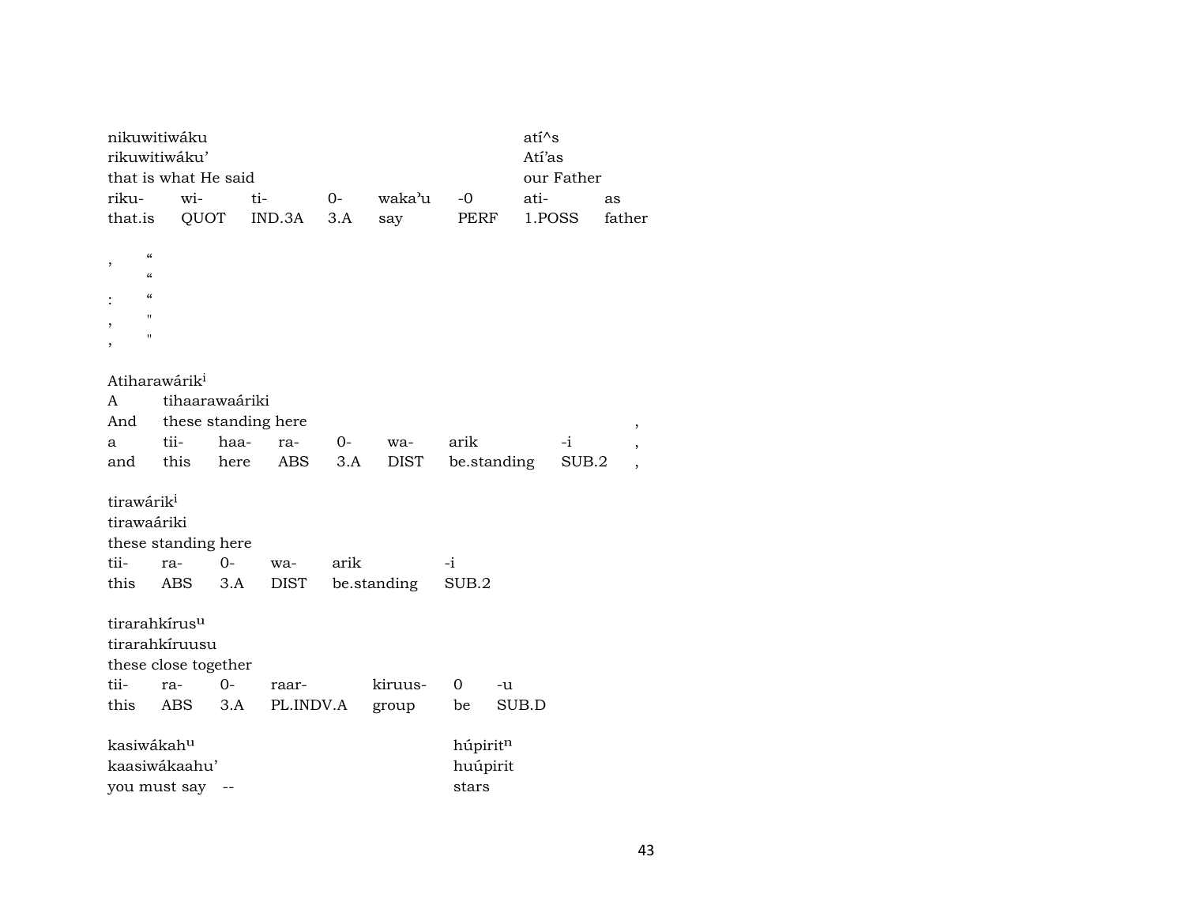nikuwitiwáku
rikuwitiwáku'
that is what He said

| riku- | wi- | ti- | 0- | waka'u | -0 |
|---|---|---|---|---|---|
| that.is | QUOT | IND.3A | 3.A | say | PERF |

atí^s
Atí'as
our Father

| ati- | as |
|---|---|
| 1.POSS | father |

, “
“
: “
, "
, "

Atiharawárik[i]
A tihaarawaáriki
And these standing here ,

| a | tii- | haa- | ra- | 0- | wa- | arik | -i | , |
|---|---|---|---|---|---|---|---|---|
| and | this | here | ABS | 3.A | DIST | be.standing | SUB.2 | , |

tirawárik[i]
tirawaáriki
these standing here

| tii- | ra- | 0- | wa- | arik | -i |
|---|---|---|---|---|---|
| this | ABS | 3.A | DIST | be.standing | SUB.2 |

tirarahkírus[u]
tirarahkíruusu
these close together

| tii- | ra- | 0- | raar- | kiruus- | 0 | -u |
|---|---|---|---|---|---|---|
| this | ABS | 3.A | PL.INDV.A | group | be | SUB.D |

kasiwákah[u]
kaasiwákaahu'
you must say --

húpirit[n]
huúpirit
stars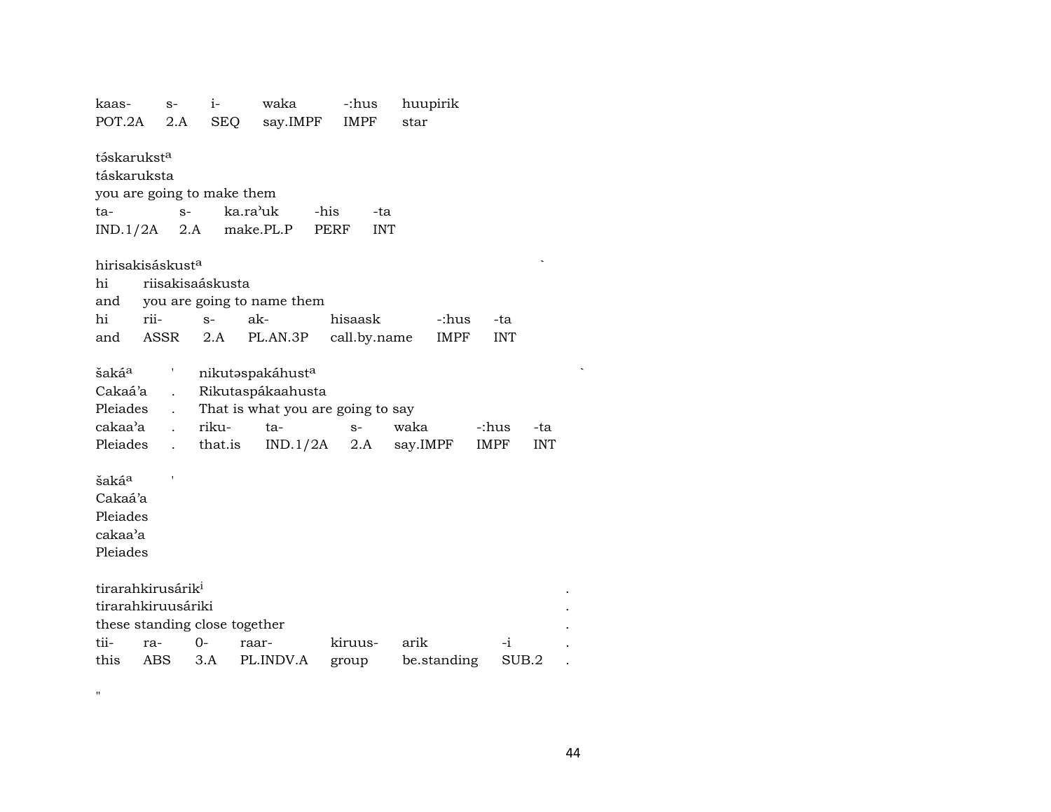| kaas- | s- | i- | waka | -:hus | huupirik |
|---|---|---|---|---|---|
| POT.2A | 2.A | SEQ | say.IMPF | IMPF | star |

táskarukst[a]
táskaruksta
you are going to make them

| ta- | s- | ka.ra'uk | -his | -ta |
|---|---|---|---|---|
| IND.1/2A | 2.A | make.PL.P | PERF | INT |

hirisakisáskust[a] `
hi riisakisaáskusta
and you are going to name them

| hi | rii- | s- | ak- | hisaask | -:hus | -ta |
|---|---|---|---|---|---|---|
| and | ASSR | 2.A | PL.AN.3P | call.by.name | IMPF | INT |

šaká[a] ' nikutəspakáhust[a] `
Cakaá'a . Rikutaspákaahusta
Pleiades . That is what you are going to say

| cakaa'a | . | riku- | ta- | s- | waka | -:hus | -ta |
|---|---|---|---|---|---|---|---|
| Pleiades | . | that.is | IND.1/2A | 2.A | say.IMPF | IMPF | INT |

šaká[a] '
Cakaá'a
Pleiades
cakaa'a
Pleiades

tirarahkirusárik[i] .
tirarahkiruusáriki .
these standing close together .

| tii- | ra- | 0- | raar- | kiruus- | arik | -i | . |
|---|---|---|---|---|---|---|---|
| this | ABS | 3.A | PL.INDV.A | group | be.standing | SUB.2 | . |

"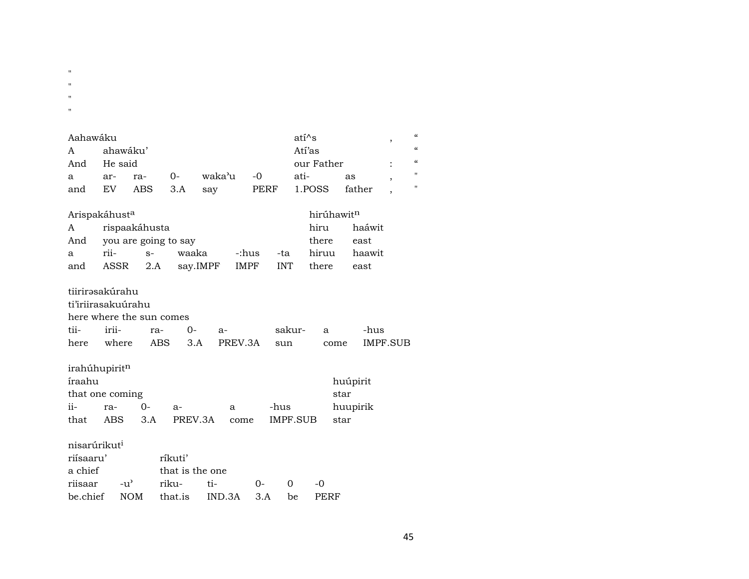"
"
"
"

| Aahawáku | | | | | | atí^s | | , | " |
|---|---|---|---|---|---|---|---|---|---|
| A | ahawáku' | | | | | Atí'as | | | " |
| And | He said | | | | | our Father | | : | " |
| a | ar- | ra- | 0- | waka'u | -0 | ati- | as | , | " |
| and | EV | ABS | 3.A | say | PERF | 1.POSS | father | , | " |

| Arispakáhust[a] | | | | | | hirúhawit[n] | |
|---|---|---|---|---|---|---|---|
| A | rispaakáhusta | | | | | hiru | haáwit |
| And | you are going to say | | | | | there | east |
| a | rii- | s- | waaka | -:hus | -ta | hiruu | haawit |
| and | ASSR | 2.A | say.IMPF | IMPF | INT | there | east |

| tiirirəsakúrahu | | | | | | | |
|---|---|---|---|---|---|---|---|
| ti'iriirasakuúrahu | | | | | | | |
| here where the sun comes | | | | | | | |
| tii- | irii- | ra- | 0- | a- | sakur- | a | -hus |
| here | where | ABS | 3.A | PREV.3A | sun | come | IMPF.SUB |

| irahúhupirit[n] | | | | | | |
|---|---|---|---|---|---|---|
| íraahu | | | | | | huúpirit |
| that one coming | | | | | | star |
| ii- | ra- | 0- | a- | a | -hus | huupirik |
| that | ABS | 3.A | PREV.3A | come | IMPF.SUB | star |

| nisarúrikut[i] | | | | | | |
|---|---|---|---|---|---|---|
| riísaaru' | | ríkuti' | | | | |
| a chief | | that is the one | | | | |
| riisaar | -u' | riku- | ti- | 0- | 0 | -0 |
| be.chief | NOM | that.is | IND.3A | 3.A | be | PERF |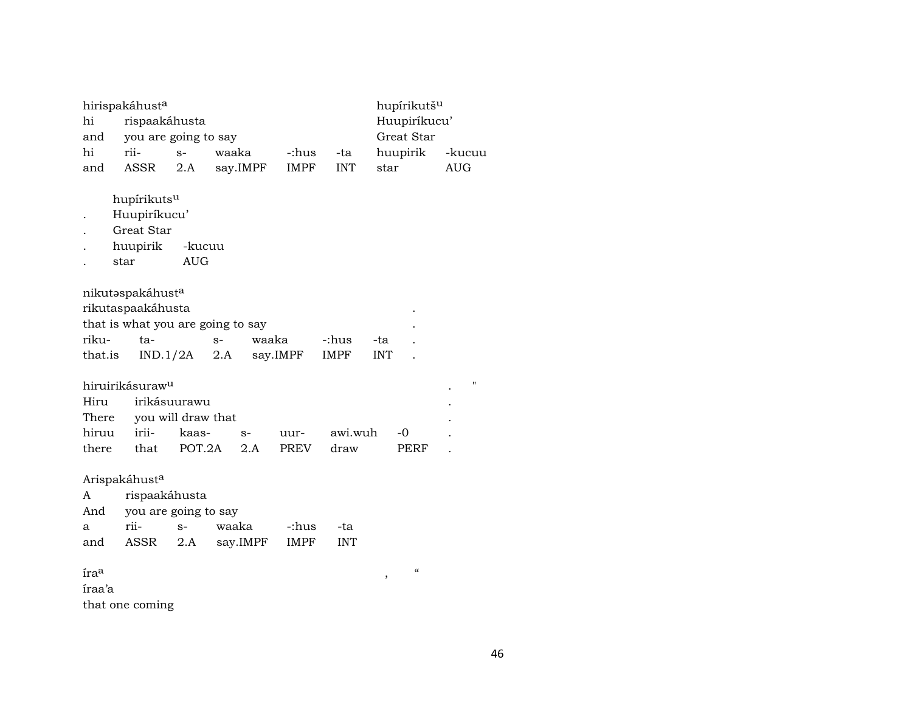hirispakáhust^a

| hi | rispaakáhusta | | | | |
|---|---|---|---|---|---|
| and | you are going to say | | | | |
| hi | rii- | s- | waaka | -:hus | -ta |
| and | ASSR | 2.A | say.IMPF | IMPF | INT |

hupírikutš^u

| Huupiríkucu' | |
|---|---|
| Great Star | |
| huupirik | -kucuu |
| star | AUG |

hupírikuts^u

| . | Huupiríkucu' | |
|---|---|---|
| . | Great Star | |
| . | huupirik | -kucuu |
| . | star | AUG |

nikutəspakáhust^a

| rikutaspaakáhusta | | | | | | . |
|---|---|---|---|---|---|---|
| that is what you are going to say | | | | | | . |
| riku- | ta- | s- | waaka | -:hus | -ta | . |
| that.is | IND.1/2A | 2.A | say.IMPF | IMPF | INT | . |

hiruirikásuraw^u . "

| Hiru | irikásuurawu | | | | | | . |
|---|---|---|---|---|---|---|---|
| There | you will draw that | | | | | | . |
| hiruu | irii- | kaas- | s- | uur- | awi.wuh | -0 | . |
| there | that | POT.2A | 2.A | PREV | draw | PERF | . |

Arispakáhust^a

| A | rispaakáhusta | | | | |
|---|---|---|---|---|---|
| And | you are going to say | | | | |
| a | rii- | s- | waaka | -:hus | -ta |
| and | ASSR | 2.A | say.IMPF | IMPF | INT |

íra^a , "

íraa'a

that one coming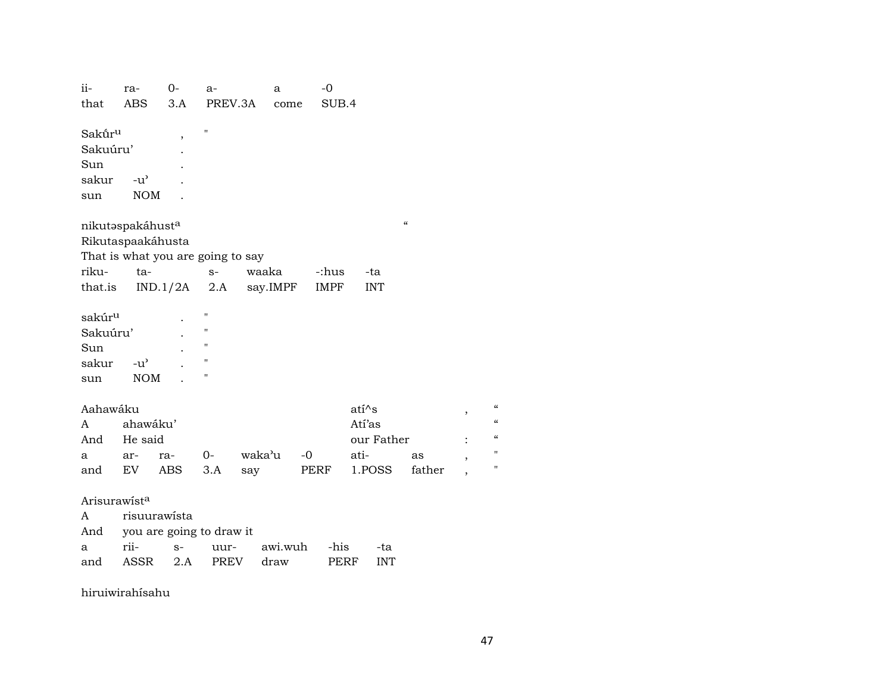| ii- | ra- | 0- | a- | a | -0 |
|---|---|---|---|---|---|
| that | ABS | 3.A | PREV.3A | come | SUB.4 |

| Sakṹr<sup>u</sup> | | , | " |
|---|---|---|---|
| Sakuúru’ | | . | |
| Sun | | . | |
| sakur | -u’ | . | |
| sun | NOM | . | |

| nikutəspakáhust<sup>a</sup> | | | | | | “ |
|---|---|---|---|---|---|---|
| Rikutaspaakáhusta | | | | | | |
| That is what you are going to say | | | | | | |
| riku- | ta- | s- | waaka | -:hus | -ta | |
| that.is | IND.1/2A | 2.A | say.IMPF | IMPF | INT | |

| sakúr<sup>u</sup> | | . | " |
|---|---|---|---|
| Sakuúru’ | | . | " |
| Sun | | . | " |
| sakur | -u’ | . | " |
| sun | NOM | . | " |

| Aahawáku | | | | | | atí^s | | , | “ |
|---|---|---|---|---|---|---|---|---|---|
| A | ahawáku’ | | | | | Atí’as | | | “ |
| And | He said | | | | | our Father | | : | “ |
| a | ar- | ra- | 0- | waka’u | -0 | ati- | as | , | " |
| and | EV | ABS | 3.A | say | PERF | 1.POSS | father | , | " |

| Arisurawíst<sup>a</sup> | | | | | | |
|---|---|---|---|---|---|---|
| A | risuurawísta | | | | | |
| And | you are going to draw it | | | | | |
| a | rii- | s- | uur- | awi.wuh | -his | -ta |
| and | ASSR | 2.A | PREV | draw | PERF | INT |

hiruiwirahísahu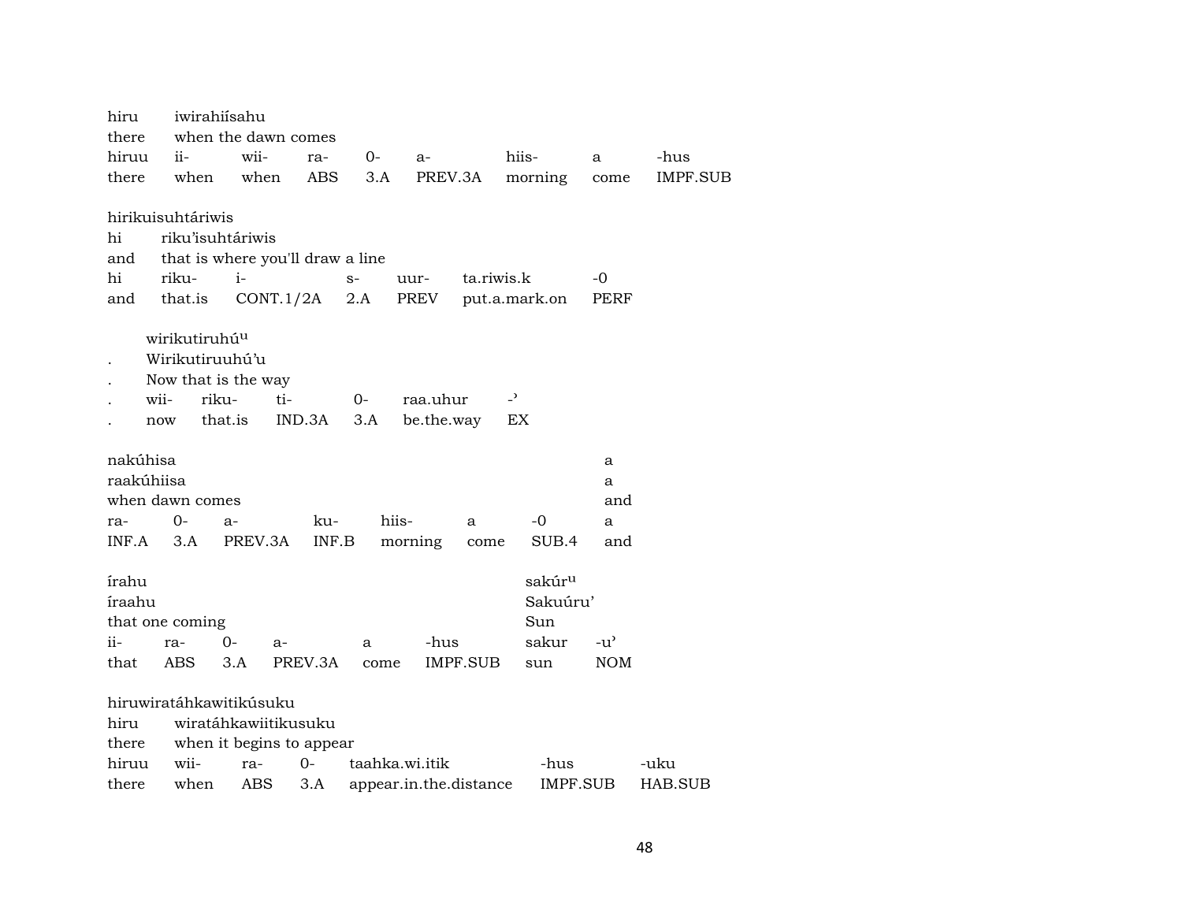hiru iwirahiísahu
there when the dawn comes

| hiruu | ii- | wii- | ra- | 0- | a- | hiis- | a | -hus |
|---|---|---|---|---|---|---|---|---|
| there | when | when | ABS | 3.A | PREV.3A | morning | come | IMPF.SUB |

hirikuisuhtáriwis
hi riku'isuhtáriwis
and that is where you'll draw a line

| hi | riku- | i- | s- | uur- | ta.riwis.k | -0 |
|---|---|---|---|---|---|---|
| and | that.is | CONT.1/2A | 2.A | PREV | put.a.mark.on | PERF |

wirikutiruhú^u
. Wirikutiruuhú'u
. Now that is the way

| . | wii- | riku- | ti- | 0- | raa.uhur | -' |
|---|---|---|---|---|---|---|
| . | now | that.is | IND.3A | 3.A | be.the.way | EX |

nakúhisa a
raakúhiisa a
when dawn comes and

| ra- | 0- | a- | ku- | hiis- | a | -0 | a |
|---|---|---|---|---|---|---|---|
| INF.A | 3.A | PREV.3A | INF.B | morning | come | SUB.4 | and |

írahu sakúr^u
íraahu Sakuúru'
that one coming Sun

| ii- | ra- | 0- | a- | a | -hus | sakur | -u' |
|---|---|---|---|---|---|---|---|
| that | ABS | 3.A | PREV.3A | come | IMPF.SUB | sun | NOM |

hiruwiratáhkawitikúsuku
hiru wiratáhkawiitikusuku
there when it begins to appear

| hiruu | wii- | ra- | 0- | taahka.wi.itik | -hus | -uku |
|---|---|---|---|---|---|---|
| there | when | ABS | 3.A | appear.in.the.distance | IMPF.SUB | HAB.SUB |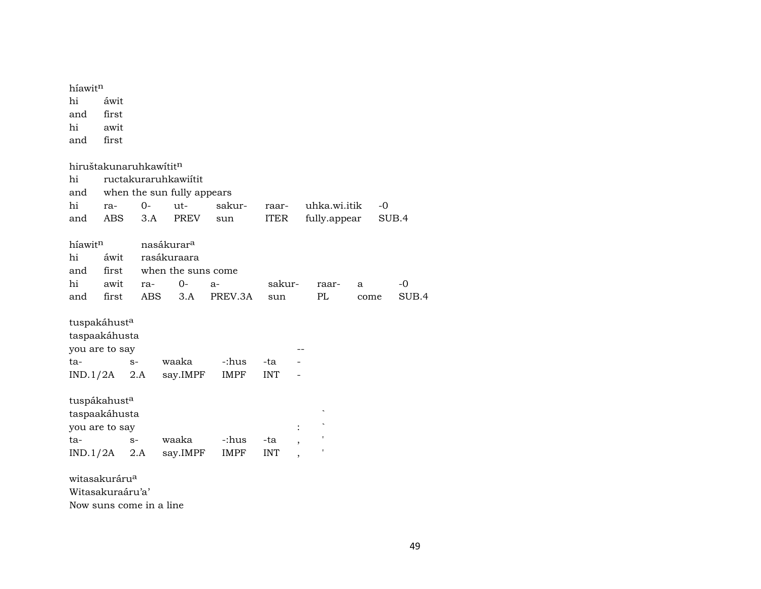híawit[n]

| hi | áwit |
|---|---|
| and | first |
| hi | awit |
| and | first |

hiruštakunaruhkawítit[n]

| hi | ructakuraruhkawiítit | | | | | | |
|---|---|---|---|---|---|---|---|
| and | when the sun fully appears | | | | | | |
| hi | ra- | 0- | ut- | sakur- | raar- | uhka.wi.itik | -0 |
| and | ABS | 3.A | PREV | sun | ITER | fully.appear | SUB.4 |

híawit[n] nasákurar[a]

| hi | áwit | rasákuraara | | | | | | |
|---|---|---|---|---|---|---|---|---|
| and | first | when the suns come | | | | | | |
| hi | awit | ra- | 0- | a- | sakur- | raar- | a | -0 |
| and | first | ABS | 3.A | PREV.3A | sun | PL | come | SUB.4 |

tuspakáhust[a]

| taspaakáhusta | | | | | |
|---|---|---|---|---|---|
| you are to say | | | | | -- |
| ta- | s- | waaka | -:hus | -ta | - |
| IND.1/2A | 2.A | say.IMPF | IMPF | INT | - |

tuspákahust[a]

| taspaakáhusta | | | | | | ` |
|---|---|---|---|---|---|---|
| you are to say | | | | | : | ` |
| ta- | s- | waaka | -:hus | -ta | , | ' |
| IND.1/2A | 2.A | say.IMPF | IMPF | INT | , | ' |

witasakuráru[a]

Witasakuraáru'a'

Now suns come in a line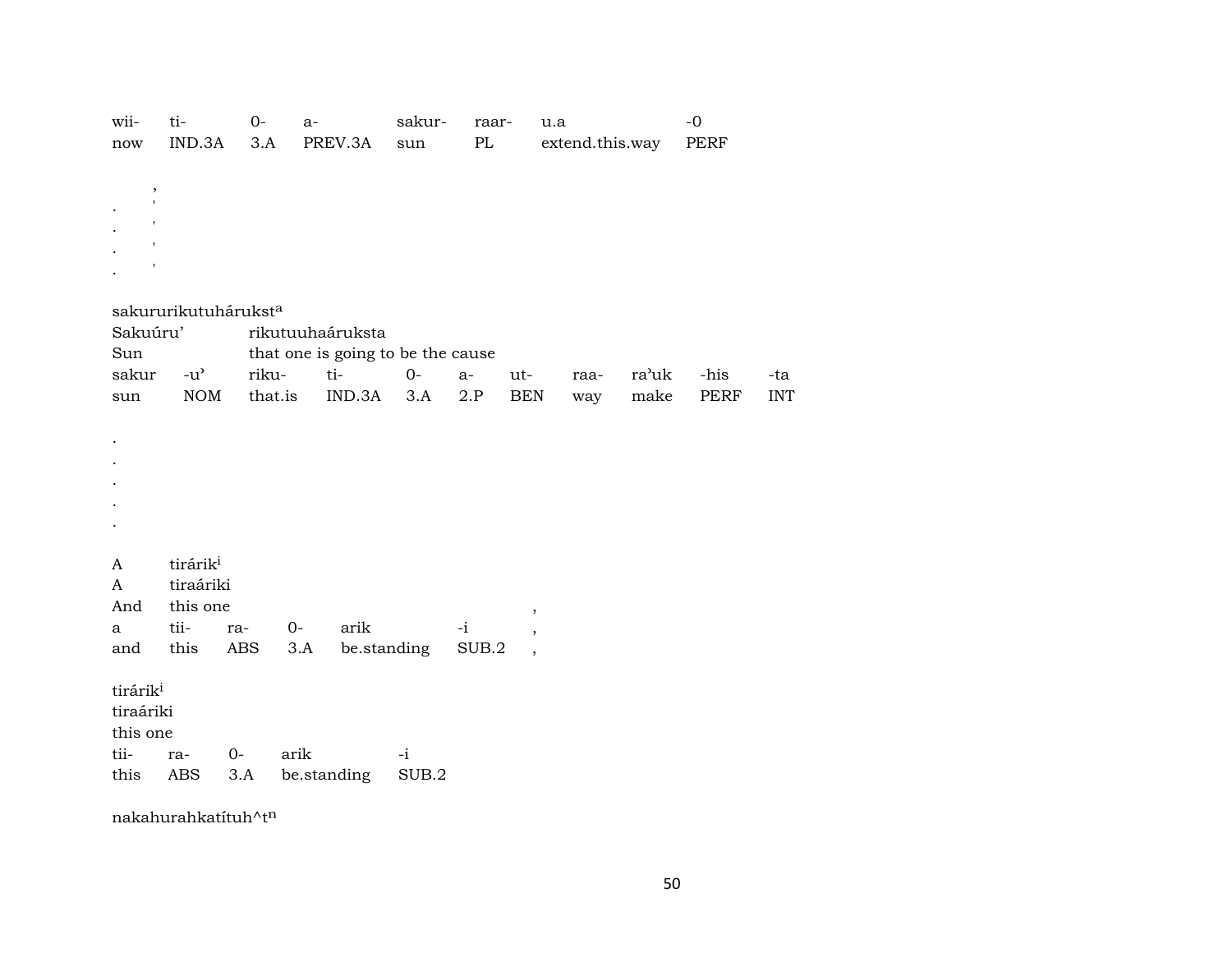| wii- | ti- | 0- | a- | sakur- | raar- | u.a | -0 |
|---|---|---|---|---|---|---|---|
| now | IND.3A | 3.A | PREV.3A | sun | PL | extend.this.way | PERF |

,
. '
. '
. '
. '

sakururikutuhárukst^a
Sakuúru' rikutuuhaáruksta
Sun that one is going to be the cause

| sakur | -u' | riku- | ti- | 0- | a- | ut- | raa- | ra'uk | -his | -ta |
|---|---|---|---|---|---|---|---|---|---|---|
| sun | NOM | that.is | IND.3A | 3.A | 2.P | BEN | way | make | PERF | INT |

.
.
.
.
.

A tirárik^i
A tiraáriki
And this one ,

| a | tii- | ra- | 0- | arik | -i | , |
|---|---|---|---|---|---|---|
| and | this | ABS | 3.A | be.standing | SUB.2 | , |

tirárik^i
tiraáriki
this one

| tii- | ra- | 0- | arik | -i |
|---|---|---|---|---|
| this | ABS | 3.A | be.standing | SUB.2 |

nakahurahkatítuh^t^n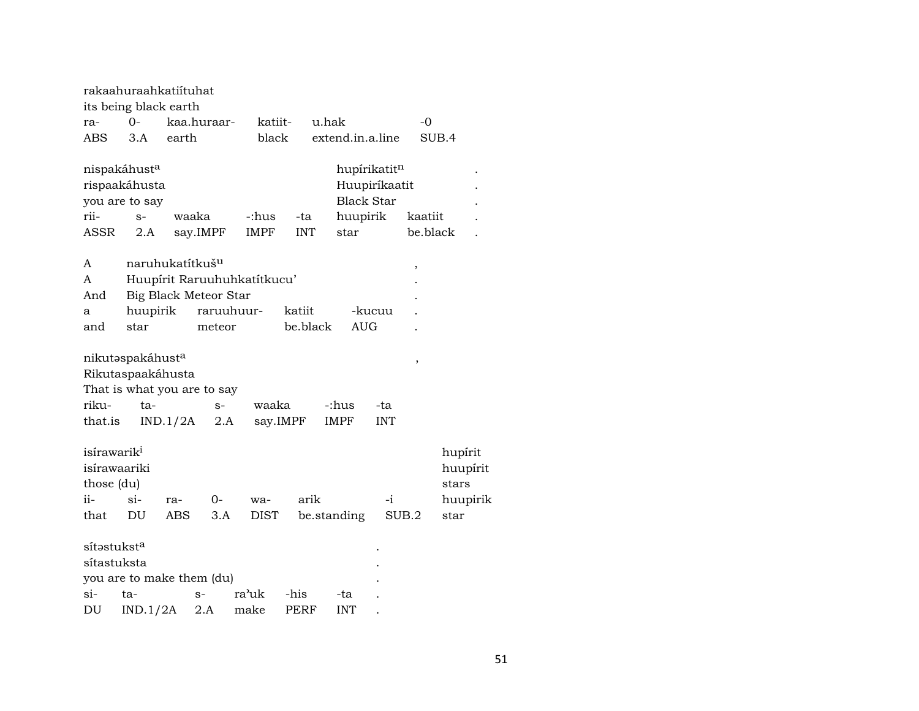rakaahuraahkatiítuhat
its being black earth

| ra- | 0- | kaa.huraar- | katiit- | u.hak | -0 |
|---|---|---|---|---|---|
| ABS | 3.A | earth | black | extend.in.a.line | SUB.4 |

| nispakáhust[a] | | | | | hupírikatit[n] | | . |
|---|---|---|---|---|---|---|---|
| rispaakáhusta | | | | | Huupiríkaatit | | . |
| you are to say | | | | | Black Star | | . |
| rii- | s- | waaka | -:hus | -ta | huupirik | kaatiit | . |
| ASSR | 2.A | say.IMPF | IMPF | INT | star | be.black | . |

| A | naruhukatítkuš[u] | | | | , |
|---|---|---|---|---|---|
| A | Huupírit Raruuhuhkatítkucu’ | | | | . |
| And | Big Black Meteor Star | | | | . |
| a | huupirik | raruuhuur- | katiit | -kucuu | . |
| and | star | meteor | be.black | AUG | . |

nikutəspakáhust[a] ,
Rikutaspaakáhusta
That is what you are to say

| riku- | ta- | s- | waaka | -:hus | -ta |
|---|---|---|---|---|---|
| that.is | IND.1/2A | 2.A | say.IMPF | IMPF | INT |

| isírawarik[i] | | | | | | | hupírit |
|---|---|---|---|---|---|---|---|
| isírawaariki | | | | | | | huupírit |
| those (du) | | | | | | | stars |
| ii- | si- | ra- | 0- | wa- | arik | -i | huupirik |
| that | DU | ABS | 3.A | DIST | be.standing | SUB.2 | star |

| sítəstukst[a] | | | | | | . |
|---|---|---|---|---|---|---|
| sítastuksta | | | | | | . |
| you are to make them (du) | | | | | | . |
| si- | ta- | s- | ra’uk | -his | -ta | . |
| DU | IND.1/2A | 2.A | make | PERF | INT | . |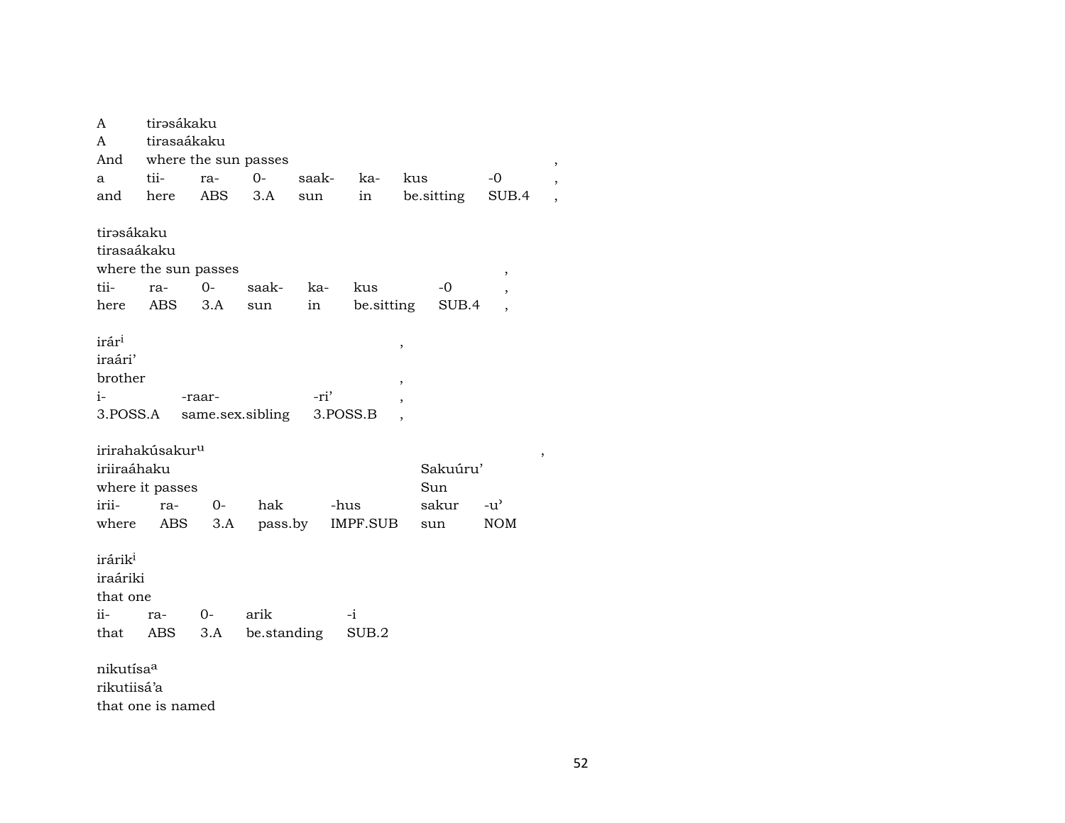A tirəsákaku
A tirasaákaku
And where the sun passes ,

| a | tii- | ra- | 0- | saak- | ka- | kus | -0 | , |
|---|---|---|---|---|---|---|---|---|
| and | here | ABS | 3.A | sun | in | be.sitting | SUB.4 | , |

tirəsákaku
tirasaákaku
where the sun passes ,

| tii- | ra- | 0- | saak- | ka- | kus | -0 | , |
|---|---|---|---|---|---|---|---|
| here | ABS | 3.A | sun | in | be.sitting | SUB.4 | , |

irár[i] ,
iraári'
brother ,

| i- | -raar- | -ri' | , |
|---|---|---|---|
| 3.POSS.A | same.sex.sibling | 3.POSS.B | , |

irirahakúsakur[u] ,
iriiraáhaku Sakuúru'
where it passes Sun

| irii- | ra- | 0- | hak | -hus | sakur | -u' |
|---|---|---|---|---|---|---|
| where | ABS | 3.A | pass.by | IMPF.SUB | sun | NOM |

irárik[i]
iraáriki
that one

| ii- | ra- | 0- | arik | -i |
|---|---|---|---|---|
| that | ABS | 3.A | be.standing | SUB.2 |

nikutísa[a]
rikutiisá'a
that one is named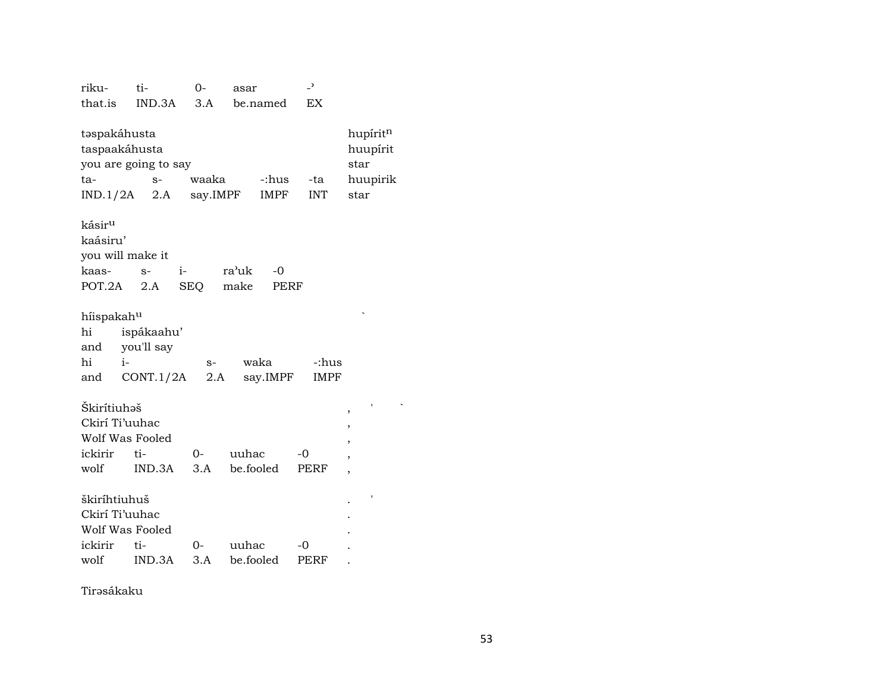riku- ti- 0- asar -ʾ
that.is IND.3A 3.A be.named EX

| təspakáhusta | | | | | hupíritⁿ |
|---|---|---|---|---|---|
| taspaakáhusta | | | | | huupírit |
| you are going to say | | | | | star |
| ta- | s- | waaka | -:hus | -ta | huupirik |
| IND.1/2A | 2.A | say.IMPF | IMPF | INT | star |

| kásirᵘ | | | | |
|---|---|---|---|---|
| kaásiru' | | | | |
| you will make it | | | | |
| kaas- | s- | i- | raʾuk | -0 |
| POT.2A | 2.A | SEQ | make | PERF |

| híispakahᵘ | | | | |
|---|---|---|---|---|
| hi | ispákaahu' | | | |
| and | you'll say | | | |
| hi | i- | s- | waka | -:hus |
| and | CONT.1/2A | 2.A | say.IMPF | IMPF |

| Škirítiuhəš | | | | | , |
|---|---|---|---|---|---|
| Ckirí Ti'uuhac | | | | | , |
| Wolf Was Fooled | | | | | , |
| ickirir | ti- | 0- | uuhac | -0 | , |
| wolf | IND.3A | 3.A | be.fooled | PERF | , |

| škiríhtiuhuš | | | | | . |
|---|---|---|---|---|---|
| Ckirí Ti'uuhac | | | | | . |
| Wolf Was Fooled | | | | | . |
| ickirir | ti- | 0- | uuhac | -0 | . |
| wolf | IND.3A | 3.A | be.fooled | PERF | . |

Tirəsákaku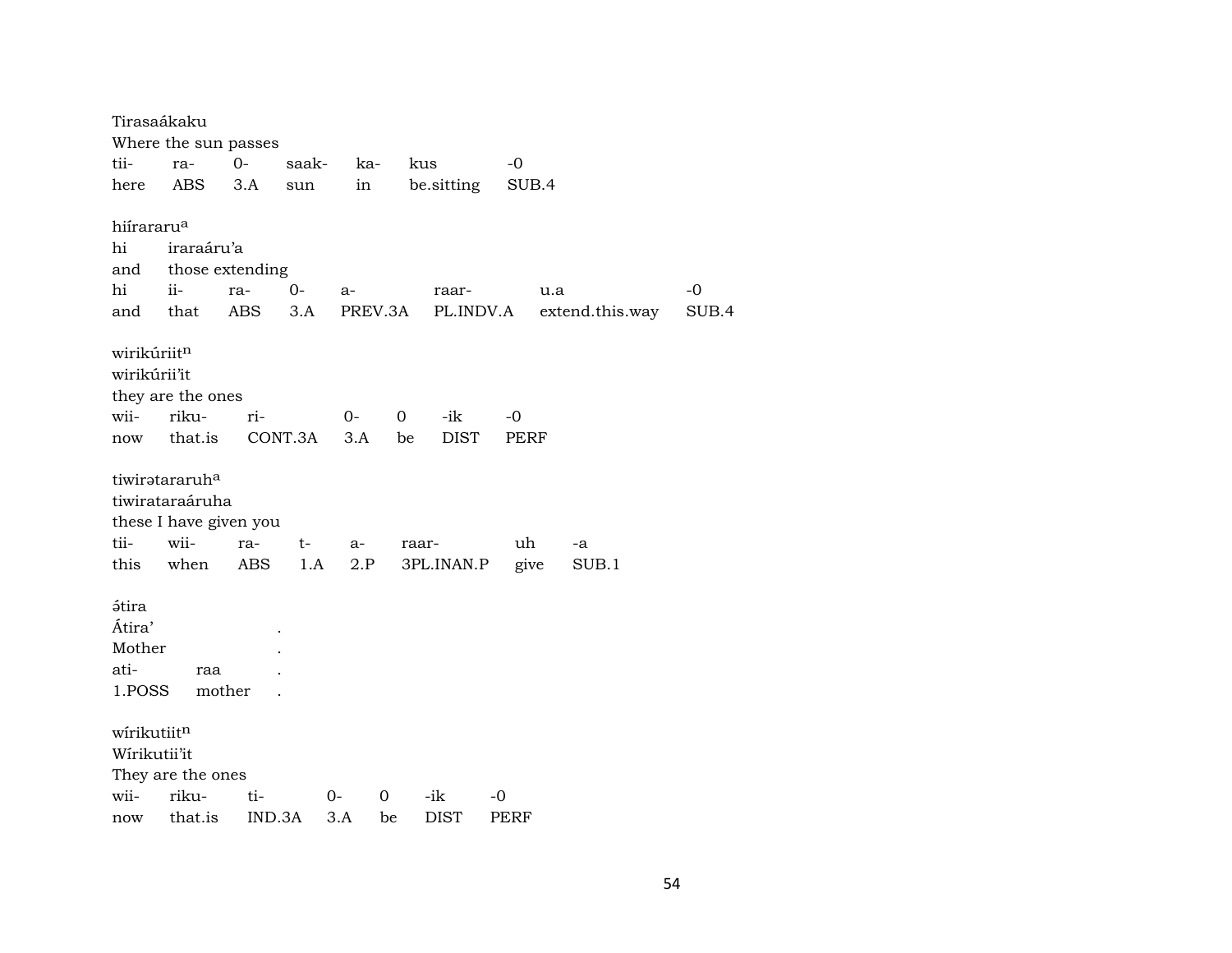Tirasaákaku
Where the sun passes

| tii- | ra- | 0- | saak- | ka- | kus | -0 |
|---|---|---|---|---|---|---|
| here | ABS | 3.A | sun | in | be.sitting | SUB.4 |

hiíraraʀu[a]
hi iraraáru'a
and those extending

| hi | ii- | ra- | 0- | a- | raar- | u.a | -0 |
|---|---|---|---|---|---|---|---|
| and | that | ABS | 3.A | PREV.3A | PL.INDV.A | extend.this.way | SUB.4 |

wirikúriit[n]
wirikúrii'it
they are the ones

| wii- | riku- | ri- | 0- | 0 | -ik | -0 |
|---|---|---|---|---|---|---|
| now | that.is | CONT.3A | 3.A | be | DIST | PERF |

tiwirətararuh[a]
tiwirataraáruha
these I have given you

| tii- | wii- | ra- | t- | a- | raar- | uh | -a |
|---|---|---|---|---|---|---|---|
| this | when | ABS | 1.A | 2.P | 3PL.INAN.P | give | SUB.1 |

ə́tira
Átira' .
Mother .

| ati- | raa | . |
|---|---|---|
| 1.POSS | mother | . |

wírikutiit[n]
Wírikutii'it
They are the ones

| wii- | riku- | ti- | 0- | 0 | -ik | -0 |
|---|---|---|---|---|---|---|
| now | that.is | IND.3A | 3.A | be | DIST | PERF |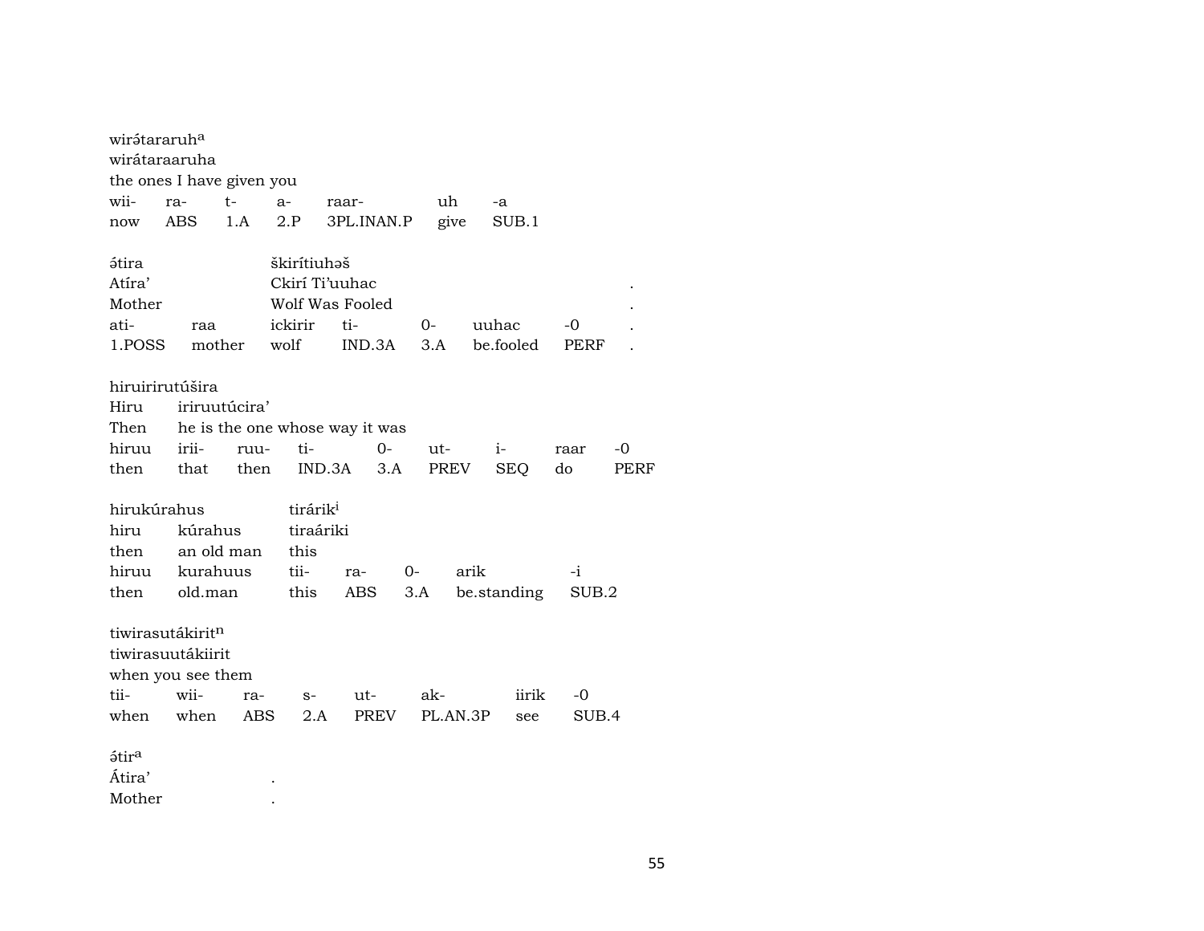wirə́tararuh^a
wirátaraaruha
the ones I have given you

| wii- | ra- | t- | a- | raar- | uh | -a |
|---|---|---|---|---|---|---|
| now | ABS | 1.A | 2.P | 3PL.INAN.P | give | SUB.1 |

ə́tira škirítiuhəš
Atíra' Ckirí Ti'uuhac .
Mother Wolf Was Fooled .

| ati- | raa | ickirir | ti- | 0- | uuhac | -0 | . |
|---|---|---|---|---|---|---|---|
| 1.POSS | mother | wolf | IND.3A | 3.A | be.fooled | PERF | . |

hiruirirutúšira
Hiru iriruutúcira'
Then he is the one whose way it was

| hiruu | irii- | ruu- | ti- | 0- | ut- | i- | raar | -0 |
|---|---|---|---|---|---|---|---|---|
| then | that | then | IND.3A | 3.A | PREV | SEQ | do | PERF |

hirukúrahus tirárik^i
hiru kúrahus tiraáriki
then an old man this

| hiruu | kurahuus | tii- | ra- | 0- | arik | -i |
|---|---|---|---|---|---|---|
| then | old.man | this | ABS | 3.A | be.standing | SUB.2 |

tiwirasutákirit^n
tiwirasuutákiirit
when you see them

| tii- | wii- | ra- | s- | ut- | ak- | iirik | -0 |
|---|---|---|---|---|---|---|---|
| when | when | ABS | 2.A | PREV | PL.AN.3P | see | SUB.4 |

ə́tir^a
Átira' .
Mother .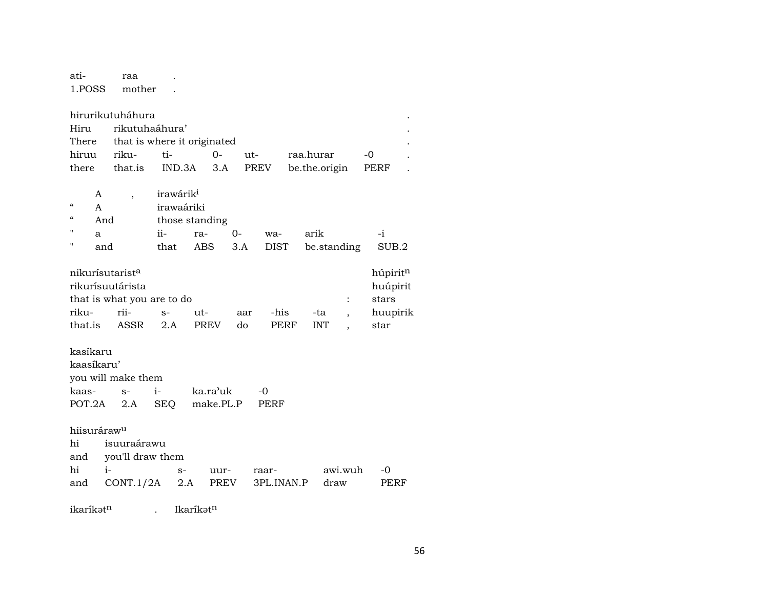| ati- | raa | . |
|---|---|---|
| 1.POSS | mother | . |

| hirurikutuháhura | | | | | | | . |
|---|---|---|---|---|---|---|---|
| Hiru | rikutuhaáhura’ | | | | | | . |
| There | that is where it originated | | | | | | . |
| hiruu | riku- | ti- | 0- | ut- | raa.hurar | -0 | . |
| there | that.is | IND.3A | 3.A | PREV | be.the.origin | PERF | . |

| | A | , | irawárik[i] | | | | | |
|---|---|---|---|---|---|---|---|---|
| “ | A | | irawaáriki | | | | | |
| “ | And | | those standing | | | | | |
| " | a | | ii- | ra- | 0- | wa- | arik | -i |
| " | and | | that | ABS | 3.A | DIST | be.standing | SUB.2 |

| nikurísutarist[a] | | | | | | | | húpirit[n] |
|---|---|---|---|---|---|---|---|---|
| rikurísuutárista | | | | | | | | huúpirit |
| that is what you are to do | | | | | | | : | stars |
| riku- | rii- | s- | ut- | aar | -his | -ta | , | huupirik |
| that.is | ASSR | 2.A | PREV | do | PERF | INT | , | star |

| kasíkaru | | | | |
|---|---|---|---|---|
| kaasíkaru’ | | | | |
| you will make them | | | | |
| kaas- | s- | i- | ka.ra’uk | -0 |
| POT.2A | 2.A | SEQ | make.PL.P | PERF |

| hiisuráraw[u] | | | | | | |
|---|---|---|---|---|---|---|
| hi | isuuraárawu | | | | | |
| and | you'll draw them | | | | | |
| hi | i- | s- | uur- | raar- | awi.wuh | -0 |
| and | CONT.1/2A | 2.A | PREV | 3PL.INAN.P | draw | PERF |

ikaríkət[n] . Ikaríkət[n]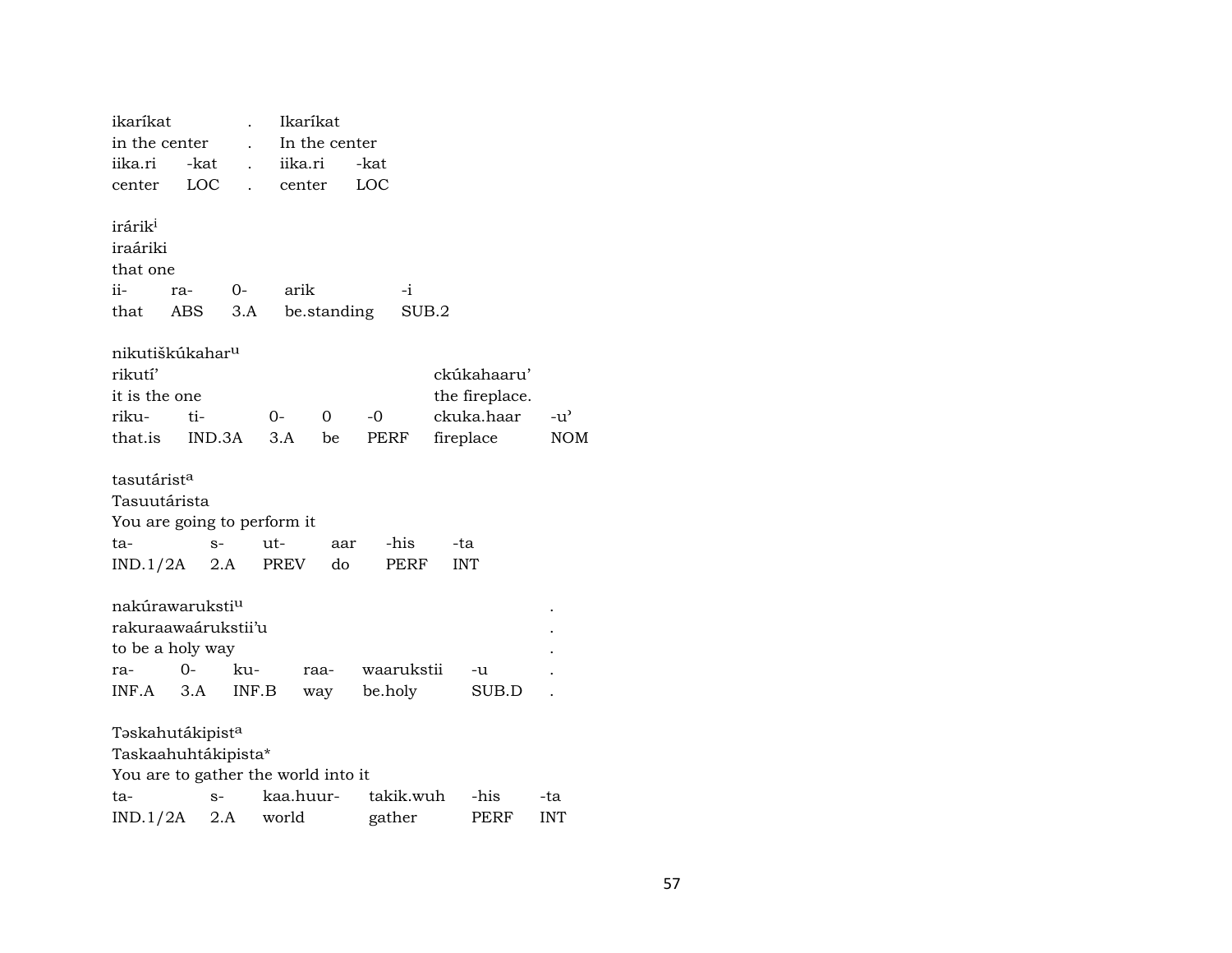| ikaríkat | | . | Ikaríkat | |
|---|---|---|---|---|
| in the center | | . | In the center | |
| iika.ri | -kat | . | iika.ri | -kat |
| center | LOC | . | center | LOC |

irárik[i]
iraáriki
that one

| ii- | ra- | 0- | arik | -i |
|---|---|---|---|---|
| that | ABS | 3.A | be.standing | SUB.2 |

nikutiškúkahar[u]

| rikutí' | | | | | ckúkahaaru' | |
|---|---|---|---|---|---|---|
| it is the one | | | | | the fireplace. | |
| riku- | ti- | 0- | 0 | -0 | ckuka.haar | -u' |
| that.is | IND.3A | 3.A | be | PERF | fireplace | NOM |

tasutárist[a]
Tasuutárista
You are going to perform it

| ta- | s- | ut- | aar | -his | -ta |
|---|---|---|---|---|---|
| IND.1/2A | 2.A | PREV | do | PERF | INT |

| nakúrawarukstii[u] | | | | | | . |
|---|---|---|---|---|---|---|
| rakuraawaárukstii'u | | | | | | . |
| to be a holy way | | | | | | . |
| ra- | 0- | ku- | raa- | waarukstii | -u | . |
| INF.A | 3.A | INF.B | way | be.holy | SUB.D | . |

Təskahutákipist[a]
Taskaahuhtákipista*
You are to gather the world into it

| ta- | s- | kaa.huur- | takik.wuh | -his | -ta |
|---|---|---|---|---|---|
| IND.1/2A | 2.A | world | gather | PERF | INT |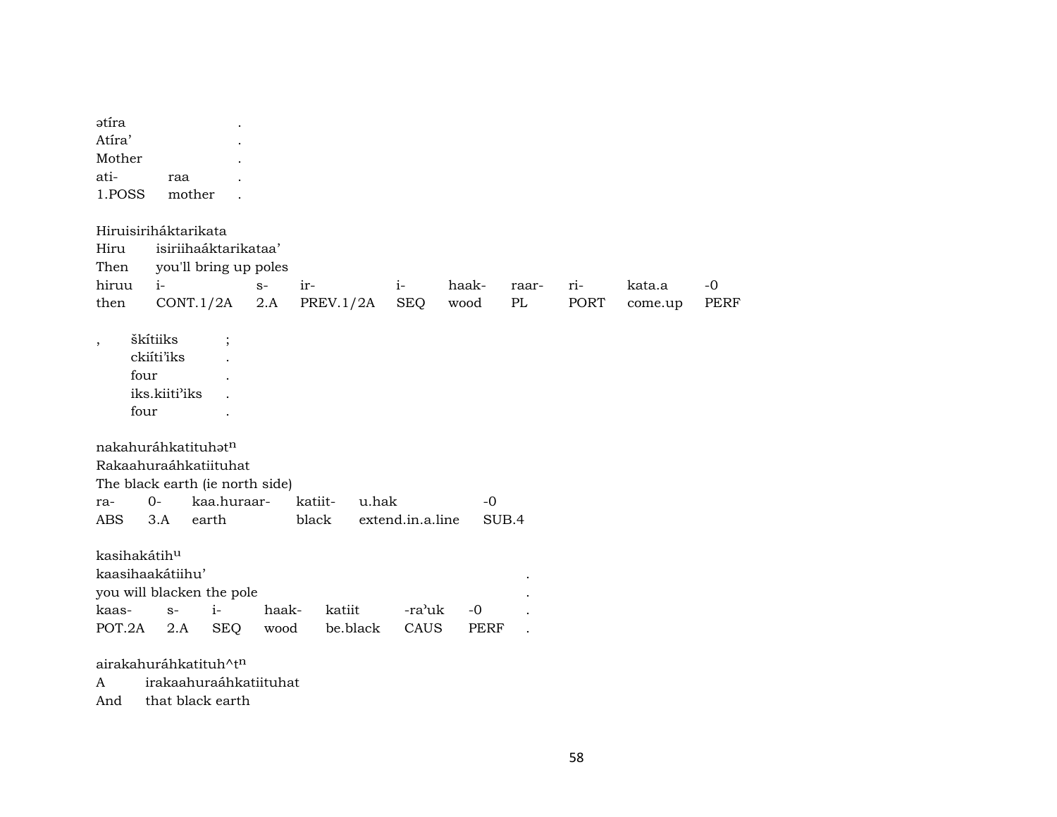ətíra .
Atíra' .
Mother .

| ati- | raa | . |
|---|---|---|
| 1.POSS | mother | . |

Hiruisiriháktarikata
Hiru isiriihaáktarikataa'
Then you'll bring up poles

| hiruu | i- | s- | ir- | i- | haak- | raar- | ri- | kata.a | -0 |
|---|---|---|---|---|---|---|---|---|---|
| then | CONT.1/2A | 2.A | PREV.1/2A | SEQ | wood | PL | PORT | come.up | PERF |

, škítiiks ;
ckiíti'iks .
four .
iks.kiiti'iks .
four .

nakahuráhkatituhət$^{n}$
Rakaahuraáhkatiituhat
The black earth (ie north side)

| ra- | 0- | kaa.huraar- | katiit- | u.hak | -0 |
|---|---|---|---|---|---|
| ABS | 3.A | earth | black | extend.in.a.line | SUB.4 |

kasihakátih$^{u}$
kaasihaakátiihu' .
you will blacken the pole .

| kaas- | s- | i- | haak- | katiit | -ra'uk | -0 | . |
|---|---|---|---|---|---|---|---|
| POT.2A | 2.A | SEQ | wood | be.black | CAUS | PERF | . |

airakahuráhkatituh^t$^{n}$
A irakaahuraáhkatiituhat
And that black earth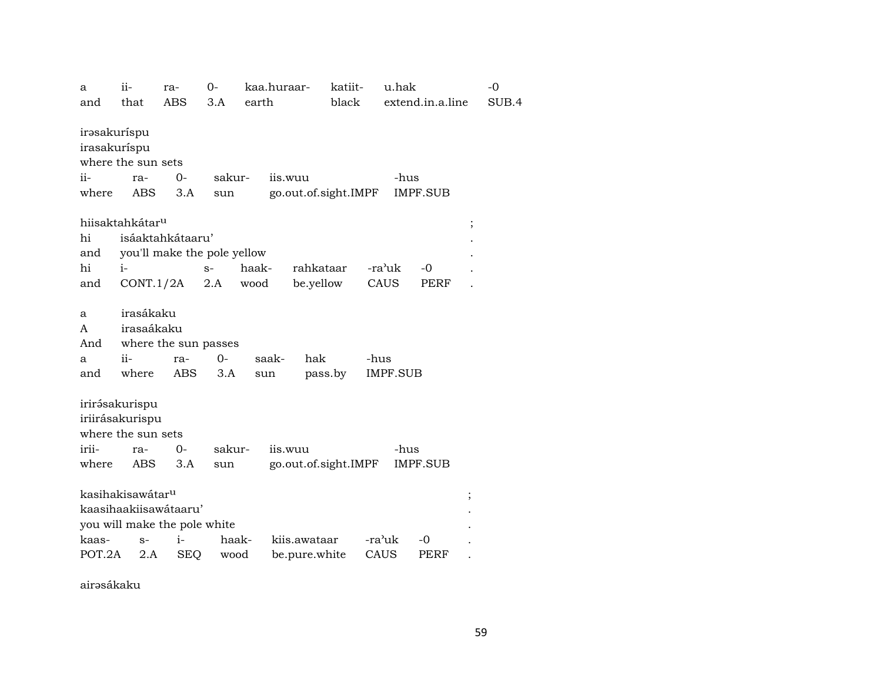| a | ii- | ra- | 0- | kaa.huraar- | katiit- | u.hak | -0 |
|---|---|---|---|---|---|---|---|
| and | that | ABS | 3.A | earth | black | extend.in.a.line | SUB.4 |

irəsakuríspu
irasakuríspu
where the sun sets

| ii- | ra- | 0- | sakur- | iis.wuu | -hus |
|---|---|---|---|---|---|
| where | ABS | 3.A | sun | go.out.of.sight.IMPF | IMPF.SUB |

hiisaktahkátar$^{u}$ ;
hi isáaktahkátaaru' .
and you'll make the pole yellow .

| hi | i- | s- | haak- | rahkataar | -ra'uk | -0 | . |
|---|---|---|---|---|---|---|---|
| and | CONT.1/2A | 2.A | wood | be.yellow | CAUS | PERF | . |

a irasákaku
A irasaákaku
And where the sun passes

| a | ii- | ra- | 0- | saak- | hak | -hus |
|---|---|---|---|---|---|---|
| and | where | ABS | 3.A | sun | pass.by | IMPF.SUB |

irirə́sakurispu
iriirásakurispu
where the sun sets

| irii- | ra- | 0- | sakur- | iis.wuu | -hus |
|---|---|---|---|---|---|
| where | ABS | 3.A | sun | go.out.of.sight.IMPF | IMPF.SUB |

kasihakisawátar$^{u}$ ;
kaasihaakiisawátaaru' .
you will make the pole white .

| kaas- | s- | i- | haak- | kiis.awataar | -ra'uk | -0 | . |
|---|---|---|---|---|---|---|---|
| POT.2A | 2.A | SEQ | wood | be.pure.white | CAUS | PERF | . |

airəsákaku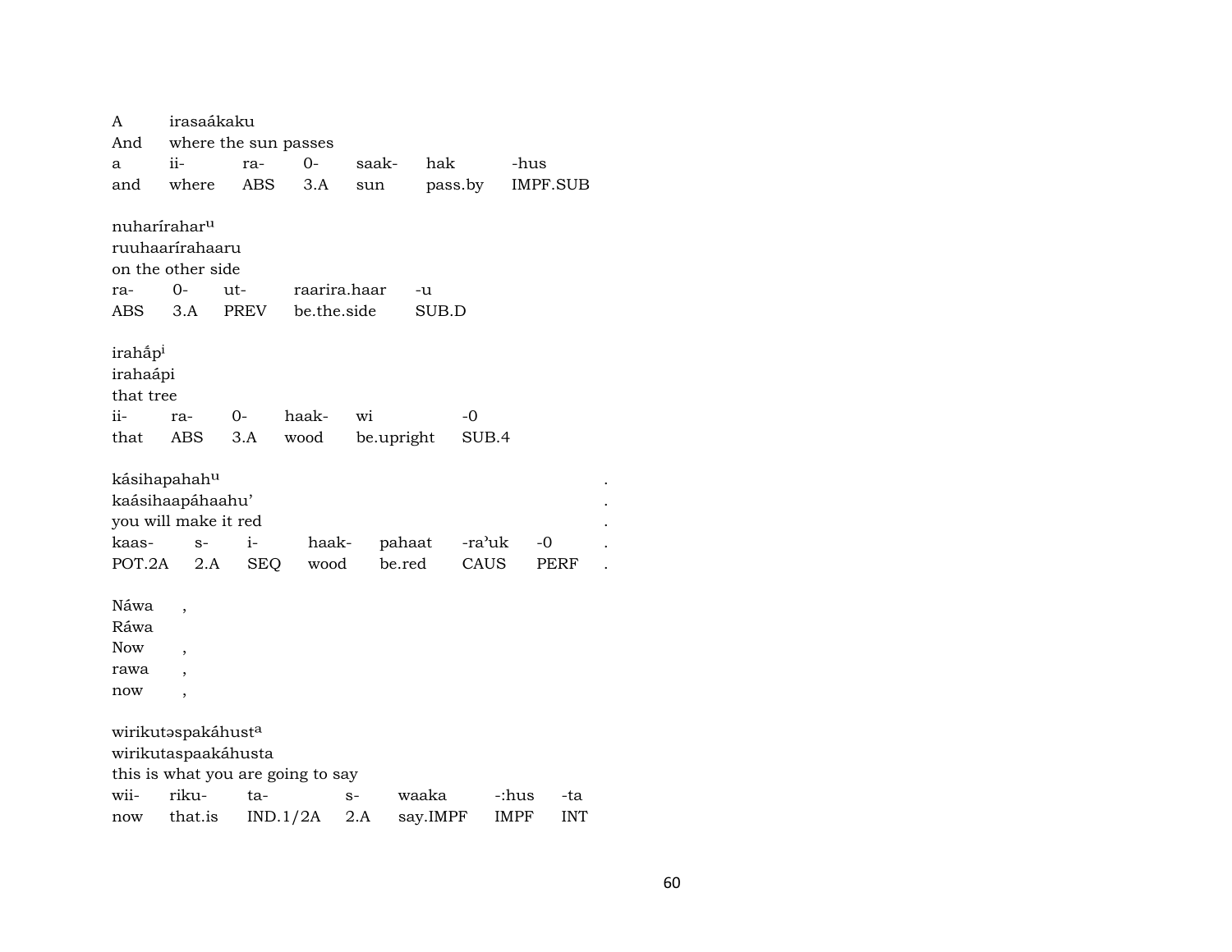A irasaákaku
And where the sun passes

| a | ii- | ra- | 0- | saak- | hak | -hus |
|---|---|---|---|---|---|---|
| and | where | ABS | 3.A | sun | pass.by | IMPF.SUB |

nuharírahar^u
ruuhaarírahaaru
on the other side

| ra- | 0- | ut- | raarira.haar | -u |
|---|---|---|---|---|
| ABS | 3.A | PREV | be.the.side | SUB.D |

irahắp^i
irahaápi
that tree

| ii- | ra- | 0- | haak- | wi | -0 |
|---|---|---|---|---|---|
| that | ABS | 3.A | wood | be.upright | SUB.4 |

kásihapahah^u .
kaásihaapáhaahu' .
you will make it red .

| kaas- | s- | i- | haak- | pahaat | -ra'uk | -0 | . |
|---|---|---|---|---|---|---|---|
| POT.2A | 2.A | SEQ | wood | be.red | CAUS | PERF | . |

Náwa ,
Ráwa
Now ,
rawa ,
now ,

wirikutəspakáhust^a
wirikutaspaakáhusta
this is what you are going to say

| wii- | riku- | ta- | s- | waaka | -:hus | -ta |
|---|---|---|---|---|---|---|
| now | that.is | IND.1/2A | 2.A | say.IMPF | IMPF | INT |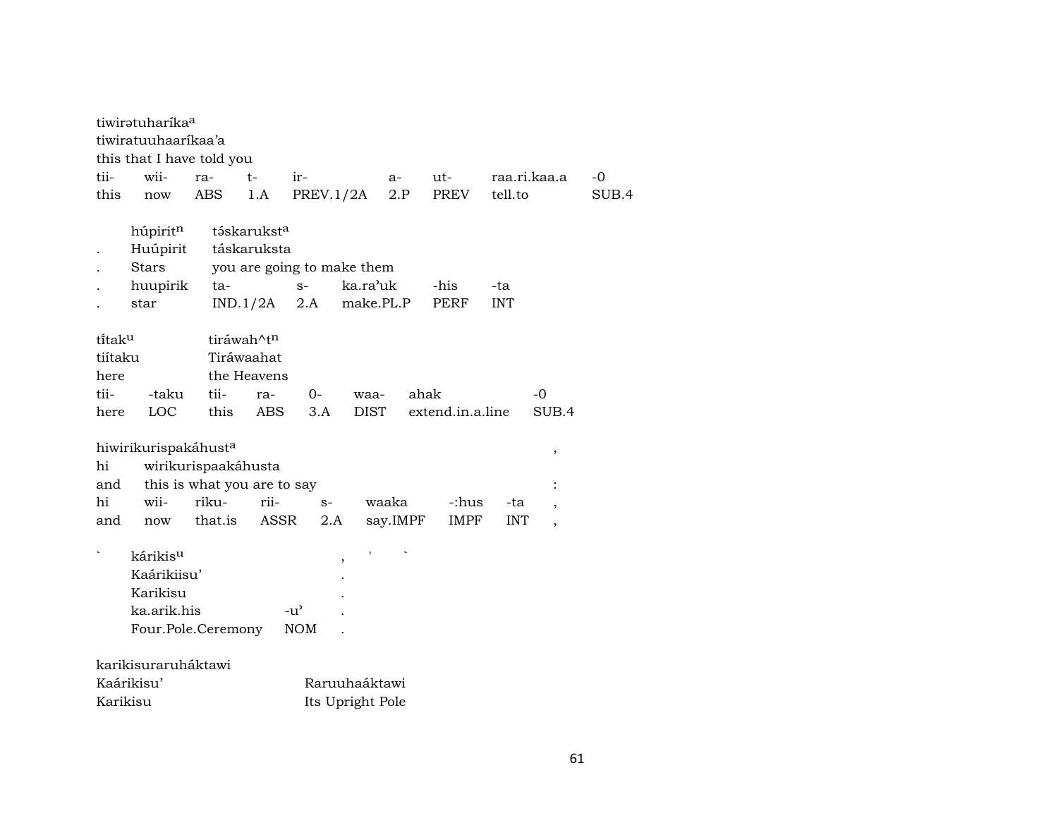tiwirətuharíka^a
tiwiratuuhaarííkaa'a
this that I have told you

| tii- | wii- | ra- | t- | ir- | a- | ut- | raa.ri.kaa.a | -0 |
|---|---|---|---|---|---|---|---|---|
| this | now | ABS | 1.A | PREV.1/2A | 2.P | PREV | tell.to | SUB.4 |

| | húpirit^n | tə́skarukst^a | | | | |
|---|---|---|---|---|---|---|
| . | Huúpirit | táskaruksta | | | | |
| . | Stars | you are going to make them | | | | |
| . | huupirik | ta- | s- | ka.ra'uk | -his | -ta |
| . | star | IND.1/2A | 2.A | make.PL.P | PERF | INT |

tĭtak^u tiráwah^t^n
tiítaku Tiráwaahat
here the Heavens

| tii- | -taku | tii- | ra- | 0- | waa- | ahak | -0 |
|---|---|---|---|---|---|---|---|
| here | LOC | this | ABS | 3.A | DIST | extend.in.a.line | SUB.4 |

hiwirikurispakáhust^a ,
hi wirikurispaakáhusta
and this is what you are to say :

| hi | wii- | riku- | rii- | s- | waaka | -:hus | -ta | , |
|---|---|---|---|---|---|---|---|---|
| and | now | that.is | ASSR | 2.A | say.IMPF | IMPF | INT | , |

| \` | kárikis^u | | , ' \` |
|---|---|---|---|
| | Kaárikiisu' | | . |
| | Karikisu | | . |
| | ka.arik.his | -u' | . |
| | Four.Pole.Ceremony | NOM | . |

karikisuraruháktawi
Kaárikisu' Raruuhaáktawi
Karikisu Its Upright Pole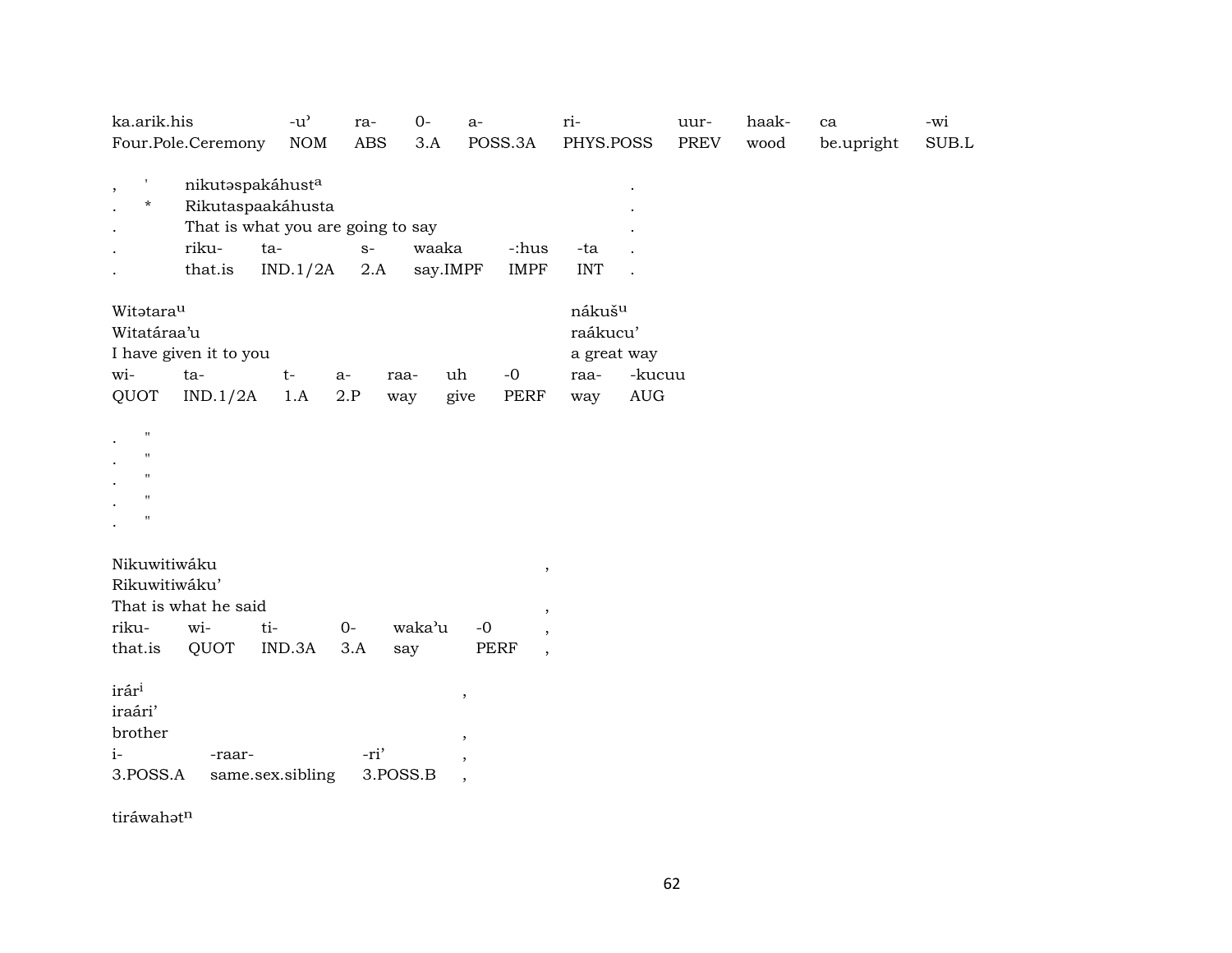| ka.arik.his | -u’ | ra- | 0- | a- | ri- | uur- | haak- | ca | -wi |
|---|---|---|---|---|---|---|---|---|---|
| Four.Pole.Ceremony | NOM | ABS | 3.A | POSS.3A | PHYS.POSS | PREV | wood | be.upright | SUB.L |

| , | ' | nikutəspakáhust[a] | | | | | | . |
|---|---|---|---|---|---|---|---|---|
| . | * | Rikutaspaakáhusta | | | | | | . |
| . | | That is what you are going to say | | | | | | . |
| . | | riku- | ta- | s- | waaka | -:hus | -ta | . |
| . | | that.is | IND.1/2A | 2.A | say.IMPF | IMPF | INT | . |

| Witətara[u] | | | | | | | nákuš[u] | |
|---|---|---|---|---|---|---|---|---|
| Witatáraa’u | | | | | | | raákucu’ | |
| I have given it to you | | | | | | | a great way | |
| wi- | ta- | t- | a- | raa- | uh | -0 | raa- | -kucuu |
| QUOT | IND.1/2A | 1.A | 2.P | way | give | PERF | way | AUG |

. "
. "
. "
. "
. "

| Nikuwitiwáku | | | | | | , |
|---|---|---|---|---|---|---|
| Rikuwitiwáku’ | | | | | | |
| That is what he said | | | | | | , |
| riku- | wi- | ti- | 0- | waka’u | -0 | , |
| that.is | QUOT | IND.3A | 3.A | say | PERF | , |

| irár[i] | | | , |
|---|---|---|---|
| iraári’ | | | |
| brother | | | , |
| i- | -raar- | -ri’ | , |
| 3.POSS.A | same.sex.sibling | 3.POSS.B | , |

tiráwahət[n]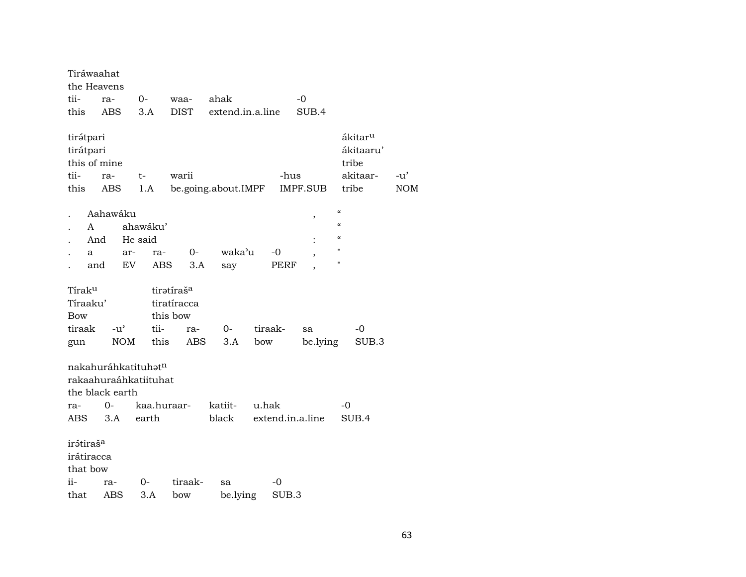Tiráwaahat
the Heavens

| tii- | ra- | 0- | waa- | ahak | -0 |
|---|---|---|---|---|---|
| this | ABS | 3.A | DIST | extend.in.a.line | SUB.4 |

| tirə́tpari | | | | | ákitar$^{u}$ | |
|---|---|---|---|---|---|---|
| tirátpari | | | | | ákitaaru’ | |
| this of mine | | | | | tribe | |
| tii- | ra- | t- | warii | -hus | akitaar- | -u’ |
| this | ABS | 1.A | be.going.about.IMPF | IMPF.SUB | tribe | NOM |

| . | Aahawáku | | | | | | , | “ |
|---|---|---|---|---|---|---|---|---|
| . | A | ahawáku’ | | | | | | “ |
| . | And | He said | | | | | : | “ |
| . | a | ar- | ra- | 0- | waka’u | -0 | , | " |
| . | and | EV | ABS | 3.A | say | PERF | , | " |

| Tírak$^{u}$ | | tirətíraš$^{a}$ | | | | | |
|---|---|---|---|---|---|---|---|
| Tíraaku’ | | tiratíracca | | | | | |
| Bow | | this bow | | | | | |
| tiraak | -u’ | tii- | ra- | 0- | tiraak- | sa | -0 |
| gun | NOM | this | ABS | 3.A | bow | be.lying | SUB.3 |

nakahuráhkatituhət$^{n}$
rakaahuraáhkatiituhat
the black earth

| ra- | 0- | kaa.huraar- | katiit- | u.hak | -0 |
|---|---|---|---|---|---|
| ABS | 3.A | earth | black | extend.in.a.line | SUB.4 |

irə́tiraš$^{a}$
irátiracca
that bow

| ii- | ra- | 0- | tiraak- | sa | -0 |
|---|---|---|---|---|---|
| that | ABS | 3.A | bow | be.lying | SUB.3 |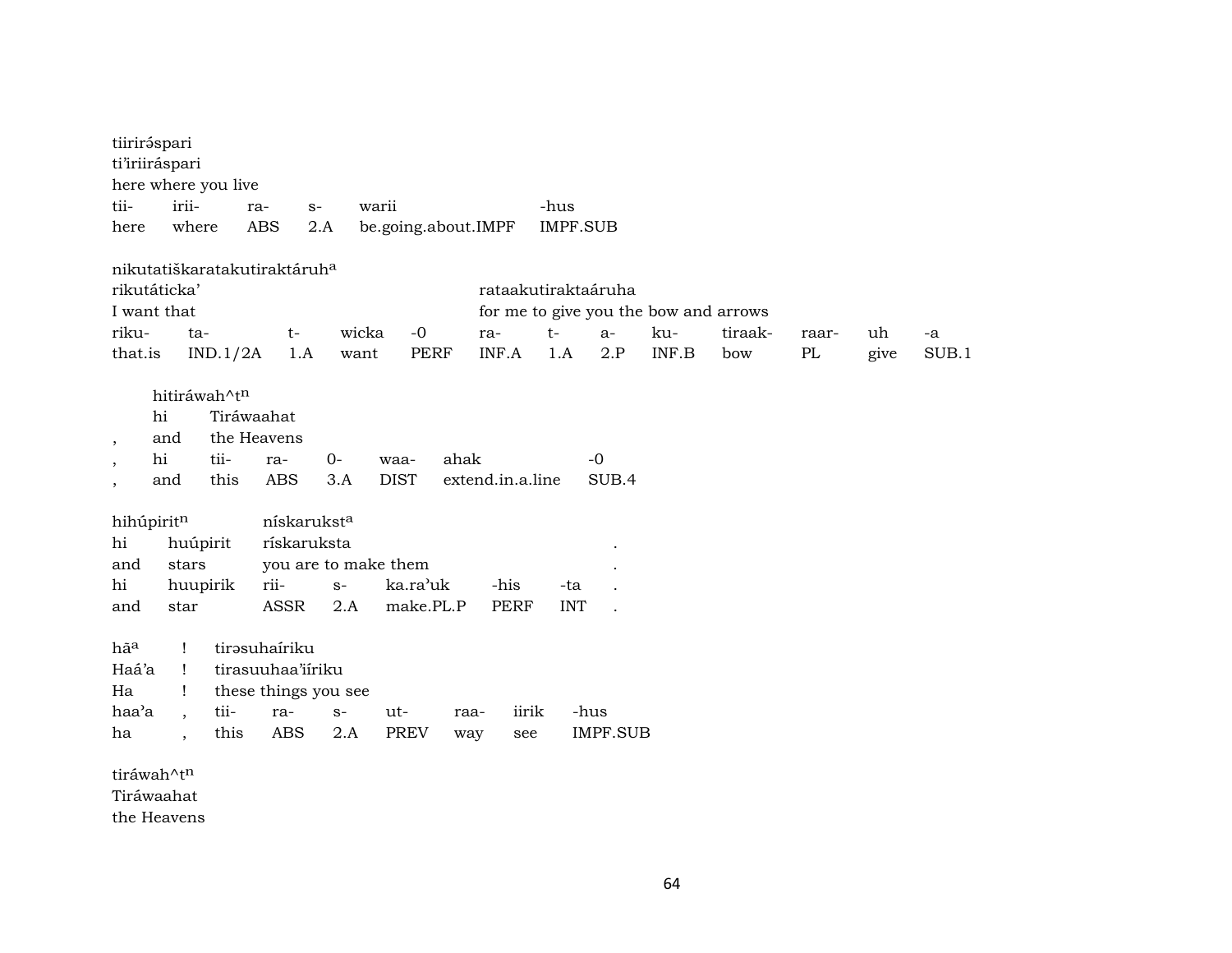tiirirə́spari
ti'iriiráspari
here where you live

| tii- | irii- | ra- | s- | warii | -hus |
|---|---|---|---|---|---|
| here | where | ABS | 2.A | be.going.about.IMPF | IMPF.SUB |

nikutatiškaratakutiraktáruh^a
rikutáticka' rataakutiraktaáruha
I want that for me to give you the bow and arrows

| riku- | ta- | t- | wicka | -0 | ra- | t- | a- | ku- | tiraak- | raar- | uh | -a |
|---|---|---|---|---|---|---|---|---|---|---|---|---|
| that.is | IND.1/2A | 1.A | want | PERF | INF.A | 1.A | 2.P | INF.B | bow | PL | give | SUB.1 |

hitiráwah^t^n
hi Tiráwaahat
, and the Heavens

| , | hi | tii- | ra- | 0- | waa- | ahak | -0 |
|---|---|---|---|---|---|---|---|
| , | and | this | ABS | 3.A | DIST | extend.in.a.line | SUB.4 |

hihúpirit^n nískarukst^a
hi huúpirit rískaruksta .
and stars you are to make them .

| hi | huupirik | rii- | s- | ka.ra'uk | -his | -ta | . |
|---|---|---|---|---|---|---|---|
| and | star | ASSR | 2.A | make.PL.P | PERF | INT | . |

hā^a ! tirəsuhaíriku
Haá'a ! tirasuuhaa'iíriku
Ha ! these things you see

| haa'a | , | tii- | ra- | s- | ut- | raa- | iirik | -hus |
|---|---|---|---|---|---|---|---|---|
| ha | , | this | ABS | 2.A | PREV | way | see | IMPF.SUB |

tiráwah^t^n
Tiráwaahat
the Heavens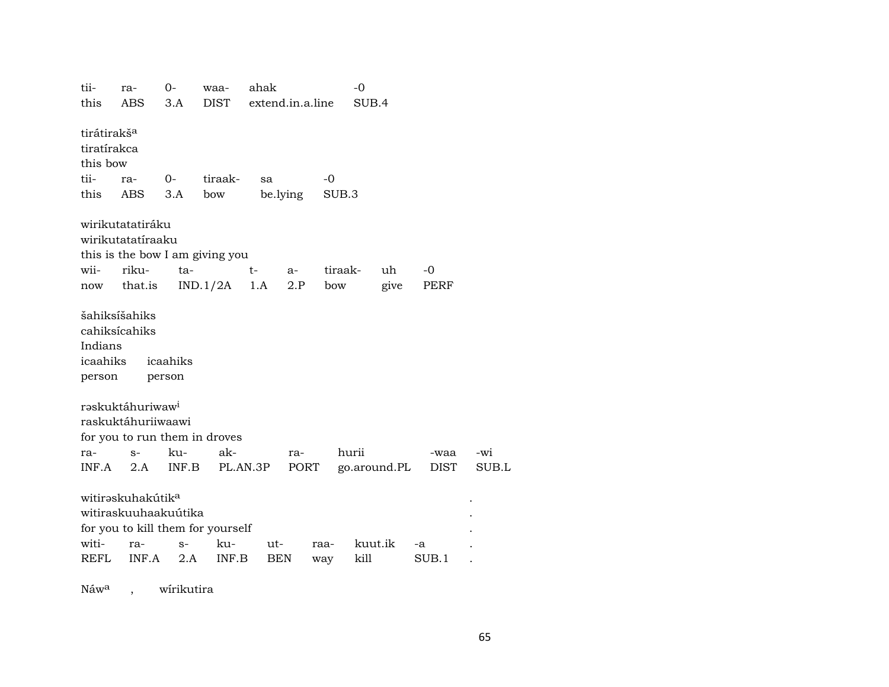| tii- | ra- | 0- | waa- | ahak | -0 |
|---|---|---|---|---|---|
| this | ABS | 3.A | DIST | extend.in.a.line | SUB.4 |

tirátirakš[a]
tiratírakca
this bow

| tii- | ra- | 0- | tiraak- | sa | -0 |
|---|---|---|---|---|---|
| this | ABS | 3.A | bow | be.lying | SUB.3 |

wirikutatatiráku
wirikutatatíraaku
this is the bow I am giving you

| wii- | riku- | ta- | t- | a- | tiraak- | uh | -0 |
|---|---|---|---|---|---|---|---|
| now | that.is | IND.1/2A | 1.A | 2.P | bow | give | PERF |

šahiksíšahiks
cahiksícahiks
Indians

| icaahiks | icaahiks |
|---|---|
| person | person |

rəskuktáhuriwaw[i]
raskuktáhuriiwaawi
for you to run them in droves

| ra- | s- | ku- | ak- | ra- | hurii | -waa | -wi |
|---|---|---|---|---|---|---|---|
| INF.A | 2.A | INF.B | PL.AN.3P | PORT | go.around.PL | DIST | SUB.L |

witirəskuhakútik[a] .
witiraskuuhaakuútika .
for you to kill them for yourself .

| witi- | ra- | s- | ku- | ut- | raa- | kuut.ik | -a | . |
|---|---|---|---|---|---|---|---|---|
| REFL | INF.A | 2.A | INF.B | BEN | way | kill | SUB.1 | . |

Náw[a] , wírikutira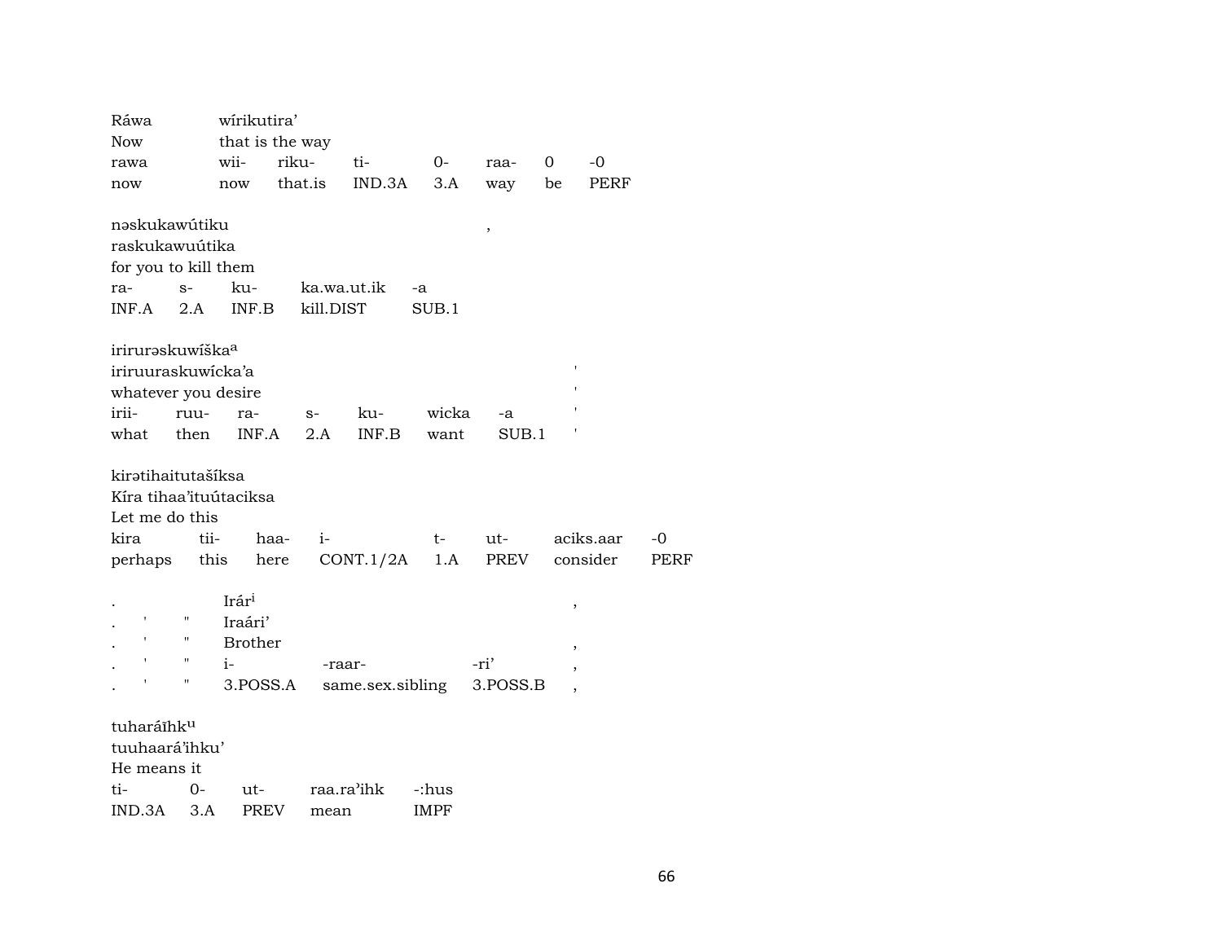Ráwa wírikutira'
Now that is the way

| rawa | wii- | riku- | ti- | 0- | raa- | 0 | -0 |
|---|---|---|---|---|---|---|---|
| now | now | that.is | IND.3A | 3.A | way | be | PERF |

nəskukawútiku ,
raskukawuútika
for you to kill them

| ra- | s- | ku- | ka.wa.ut.ik | -a |
|---|---|---|---|---|
| INF.A | 2.A | INF.B | kill.DIST | SUB.1 |

iriruraskuwíška[a]
iriruuraskuwícka'a '
whatever you desire '

| irii- | ruu- | ra- | s- | ku- | wicka | -a | ' |
|---|---|---|---|---|---|---|---|
| what | then | INF.A | 2.A | INF.B | want | SUB.1 | ' |

kirətihaitutašíksa
Kíra tihaa'ituútaciksa
Let me do this

| kira | tii- | haa- | i- | t- | ut- | aciks.aar | -0 |
|---|---|---|---|---|---|---|---|
| perhaps | this | here | CONT.1/2A | 1.A | PREV | consider | PERF |

. Irár[i] ,
. ' " Iraári'
. ' " Brother ,

| . | ' | " | i- | -raar- | -ri' | , |
|---|---|---|---|---|---|---|
| . | ' | " | 3.POSS.A | same.sex.sibling | 3.POSS.B | , |

tuharáīhk[u]
tuuhaará'ihku'
He means it

| ti- | 0- | ut- | raa.ra'ihk | -:hus |
|---|---|---|---|---|
| IND.3A | 3.A | PREV | mean | IMPF |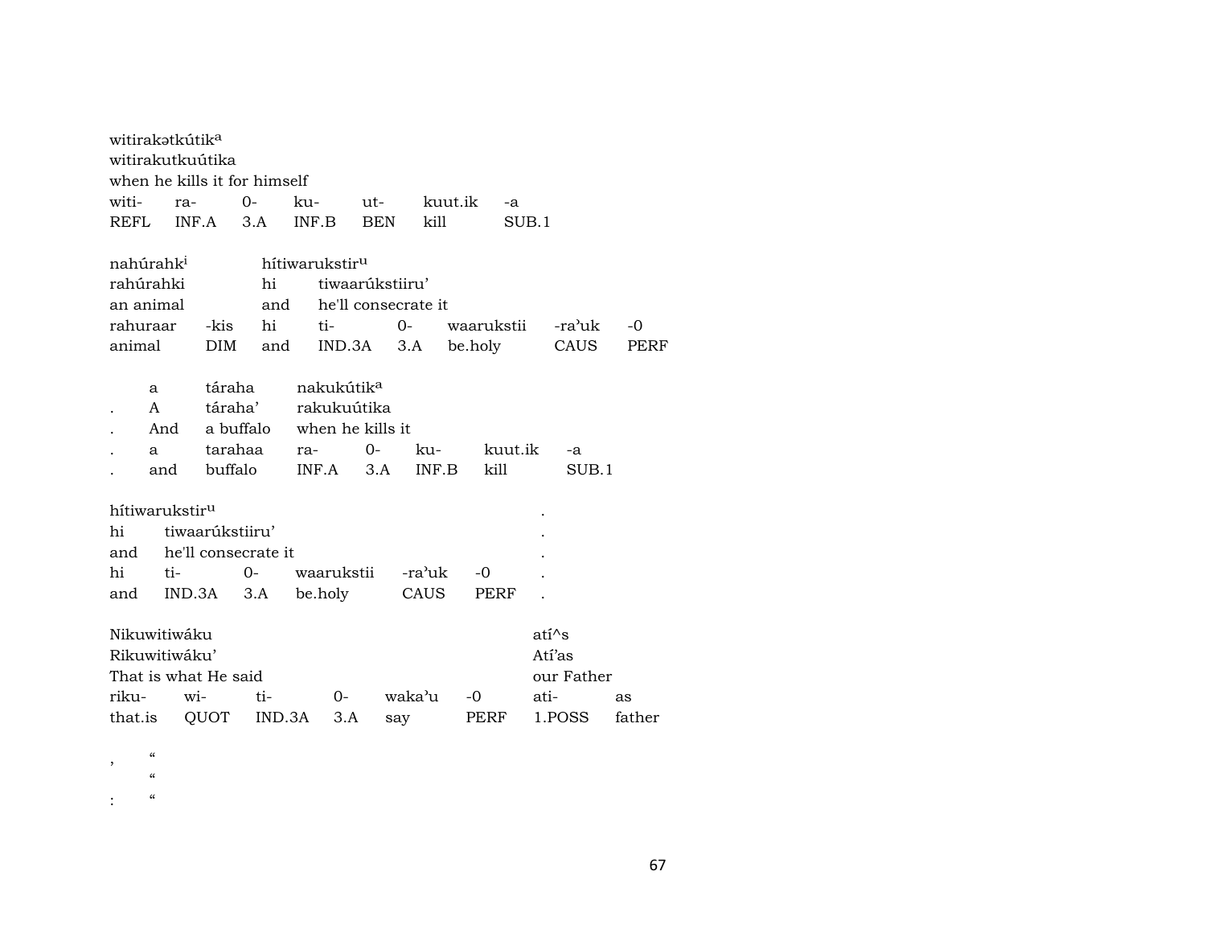witirakətkútik[a]
witirakutkuútika
when he kills it for himself

| witi- | ra- | 0- | ku- | ut- | kuut.ik | -a |
|---|---|---|---|---|---|---|
| REFL | INF.A | 3.A | INF.B | BEN | kill | SUB.1 |

nahúrahk[i] hítiwarukstir[u]
rahúrahki hi tiwaarúkstiiru'
an animal and he'll consecrate it

| rahuraar | -kis | hi | ti- | 0- | waarukstii | -ra'uk | -0 |
|---|---|---|---|---|---|---|---|
| animal | DIM | and | IND.3A | 3.A | be.holy | CAUS | PERF |

. a táraha nakukútik[a]
. A táraha' rakukuútika
. And a buffalo when he kills it

| . | a | tarahaa | ra- | 0- | ku- | kuut.ik | -a |
|---|---|---|---|---|---|---|---|
| . | and | buffalo | INF.A | 3.A | INF.B | kill | SUB.1 |

hítiwarukstir[u] .
hi tiwaarúkstiiru' .
and he'll consecrate it .

| hi | ti- | 0- | waarukstii | -ra'uk | -0 | . |
|---|---|---|---|---|---|---|
| and | IND.3A | 3.A | be.holy | CAUS | PERF | . |

Nikuwitiwáku atí^s
Rikuwitiwáku' Atí'as
That is what He said our Father

| riku- | wi- | ti- | 0- | waka'u | -0 | ati- | as |
|---|---|---|---|---|---|---|---|
| that.is | QUOT | IND.3A | 3.A | say | PERF | 1.POSS | father |

, "
"
: "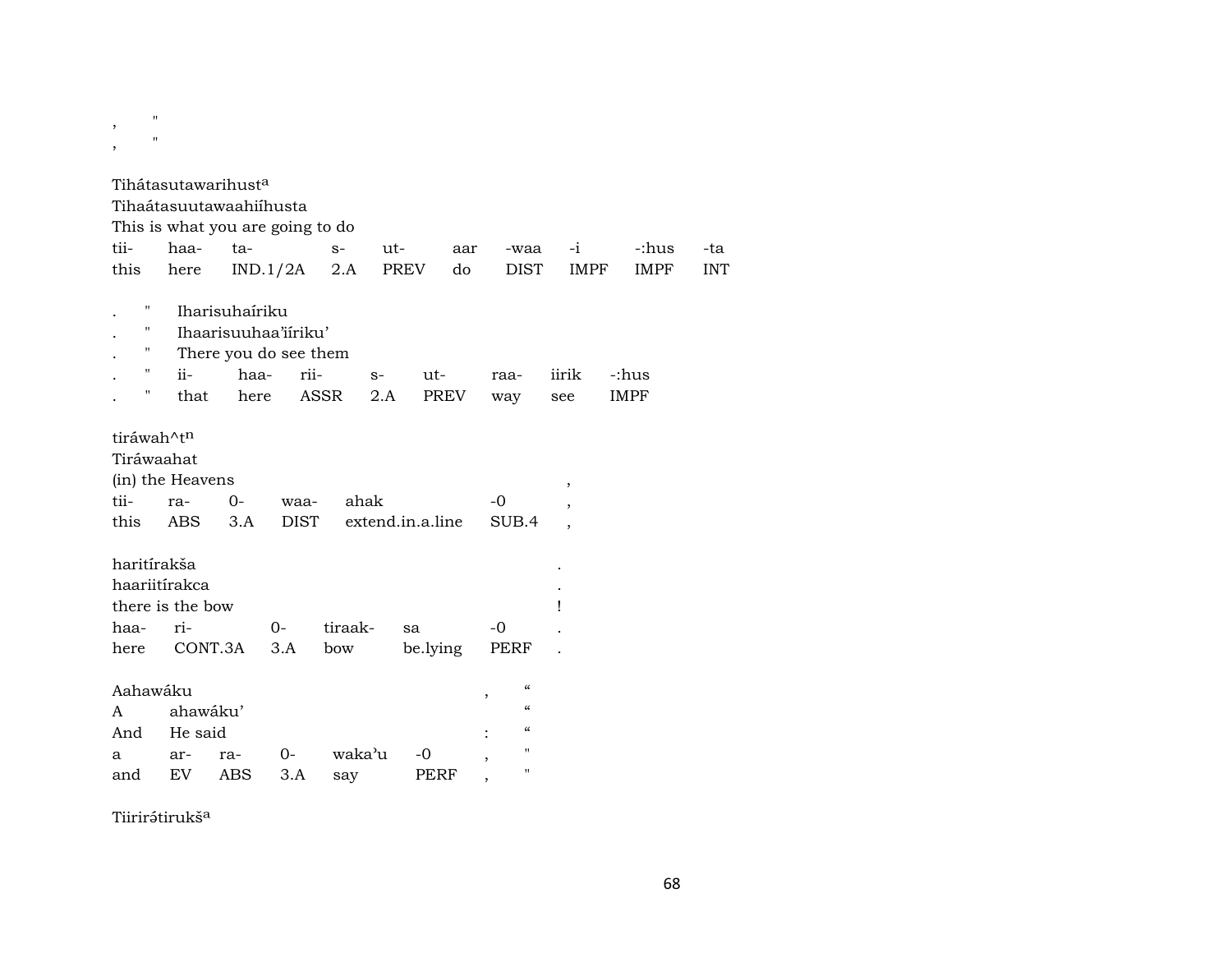,     "
,     "

Tihátasutawarihust[a]
Tihaátasuutawaahiíhusta
This is what you are going to do

| tii- | haa- | ta- | s- | ut- | aar | -waa | -i | -:hus | -ta |
|---|---|---|---|---|---|---|---|---|---|
| this | here | IND.1/2A | 2.A | PREV | do | DIST | IMPF | IMPF | INT |

| . | " | Iharisuhaíriku | | | | | | |
|---|---|---|---|---|---|---|---|---|
| . | " | Ihaarisuuhaa'iíriku' | | | | | | |
| . | " | There you do see them | | | | | | |
| . | " | ii- | haa- | rii- | s- | ut- | raa- | iirik | -:hus |
| . | " | that | here | ASSR | 2.A | PREV | way | see | IMPF |

tiráwah^t[n]
Tiráwaahat
(in) the Heavens ,

| tii- | ra- | 0- | waa- | ahak | -0 | , |
|---|---|---|---|---|---|---|
| this | ABS | 3.A | DIST | extend.in.a.line | SUB.4 | , |

haritírakša .
haariitírakca .
there is the bow !

| haa- | ri- | 0- | tiraak- | sa | -0 | . |
|---|---|---|---|---|---|---|
| here | CONT.3A | 3.A | bow | be.lying | PERF | . |

Aahawáku , "
A ahawáku' "
And He said : "

| a | ar- | ra- | 0- | waka'u | -0 | , | " |
|---|---|---|---|---|---|---|---|
| and | EV | ABS | 3.A | say | PERF | , | " |

Tiirirətirukš[a]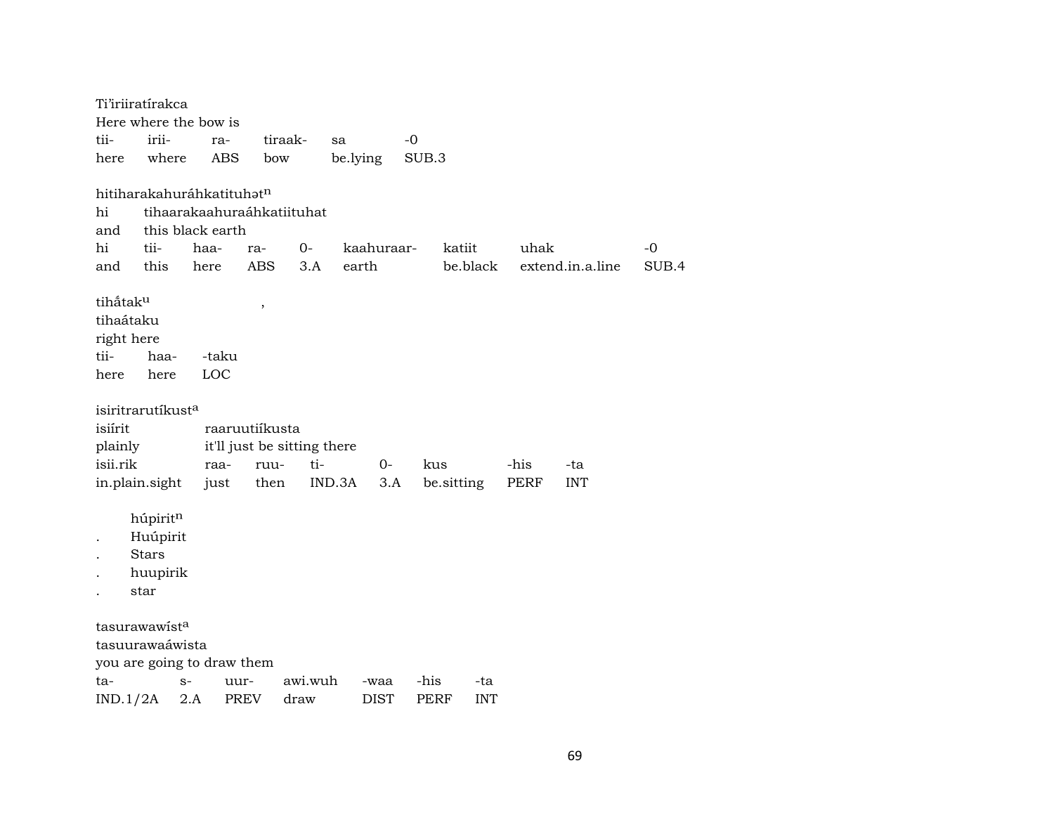Ti'iriiratírakca
Here where the bow is

| tii- | irii- | ra- | tiraak- | sa | -0 |
|---|---|---|---|---|---|
| here | where | ABS | bow | be.lying | SUB.3 |

hitiharakahuráhkatituhətⁿ
hi tihaarakaahuraáhkatiituhat
and this black earth

| hi | tii- | haa- | ra- | 0- | kaahuraar- | katiit | uhak | -0 |
|---|---|---|---|---|---|---|---|---|
| and | this | here | ABS | 3.A | earth | be.black | extend.in.a.line | SUB.4 |

tihắtakᵘ ,
tihaátaku
right here

| tii- | haa- | -taku |
|---|---|---|
| here | here | LOC |

isiritrarutíkustᵃ
isiírit raaruutiíkusta
plainly it'll just be sitting there

| isii.rik | raa- | ruu- | ti- | 0- | kus | -his | -ta |
|---|---|---|---|---|---|---|---|
| in.plain.sight | just | then | IND.3A | 3.A | be.sitting | PERF | INT |

. húpiritⁿ
. Huúpirit
. Stars
. huupirik
. star

tasurawawístᵃ
tasuurawaáwista
you are going to draw them

| ta- | s- | uur- | awi.wuh | -waa | -his | -ta |
|---|---|---|---|---|---|---|
| IND.1/2A | 2.A | PREV | draw | DIST | PERF | INT |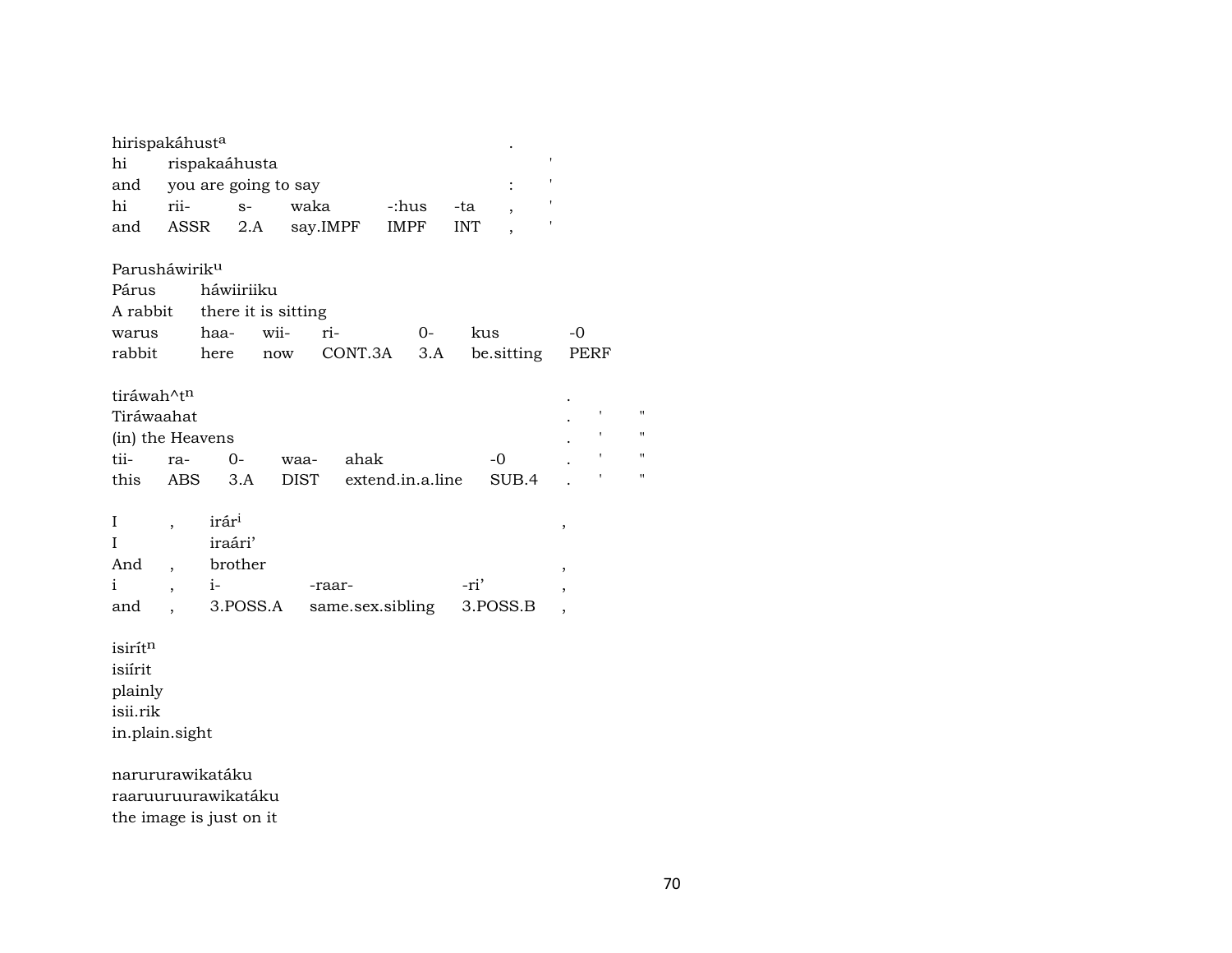hirispakáhust[a] .

| hi | rispakaáhusta | | | | | | ' |
|---|---|---|---|---|---|---|---|
| and | you are going to say | | | | | : | ' |
| hi | rii- | s- | waka | -:hus | -ta | , | ' |
| and | ASSR | 2.A | say.IMPF | IMPF | INT | , | ' |

Parusháwirik[u]

| Párus | háwiiriiku | | | | | |
|---|---|---|---|---|---|---|
| A rabbit | there it is sitting | | | | | |
| warus | haa- | wii- | ri- | 0- | kus | -0 |
| rabbit | here | now | CONT.3A | 3.A | be.sitting | PERF |

tiráwah^t[n] .

| Tiráwaahat | | | | | | . | ' | " |
|---|---|---|---|---|---|---|---|---|
| (in) the Heavens | | | | | | . | ' | " |
| tii- | ra- | 0- | waa- | ahak | -0 | . | ' | " |
| this | ABS | 3.A | DIST | extend.in.a.line | SUB.4 | . | ' | " |

| I | , | irár[i] | | | , |
|---|---|---|---|---|---|
| I | | iraári' | | | |
| And | , | brother | | | , |
| i | , | i- | -raar- | -ri' | , |
| and | , | 3.POSS.A | same.sex.sibling | 3.POSS.B | , |

isirít[n]
isiírit
plainly
isii.rik
in.plain.sight

narururawikatáku
raaruuruurawikatáku
the image is just on it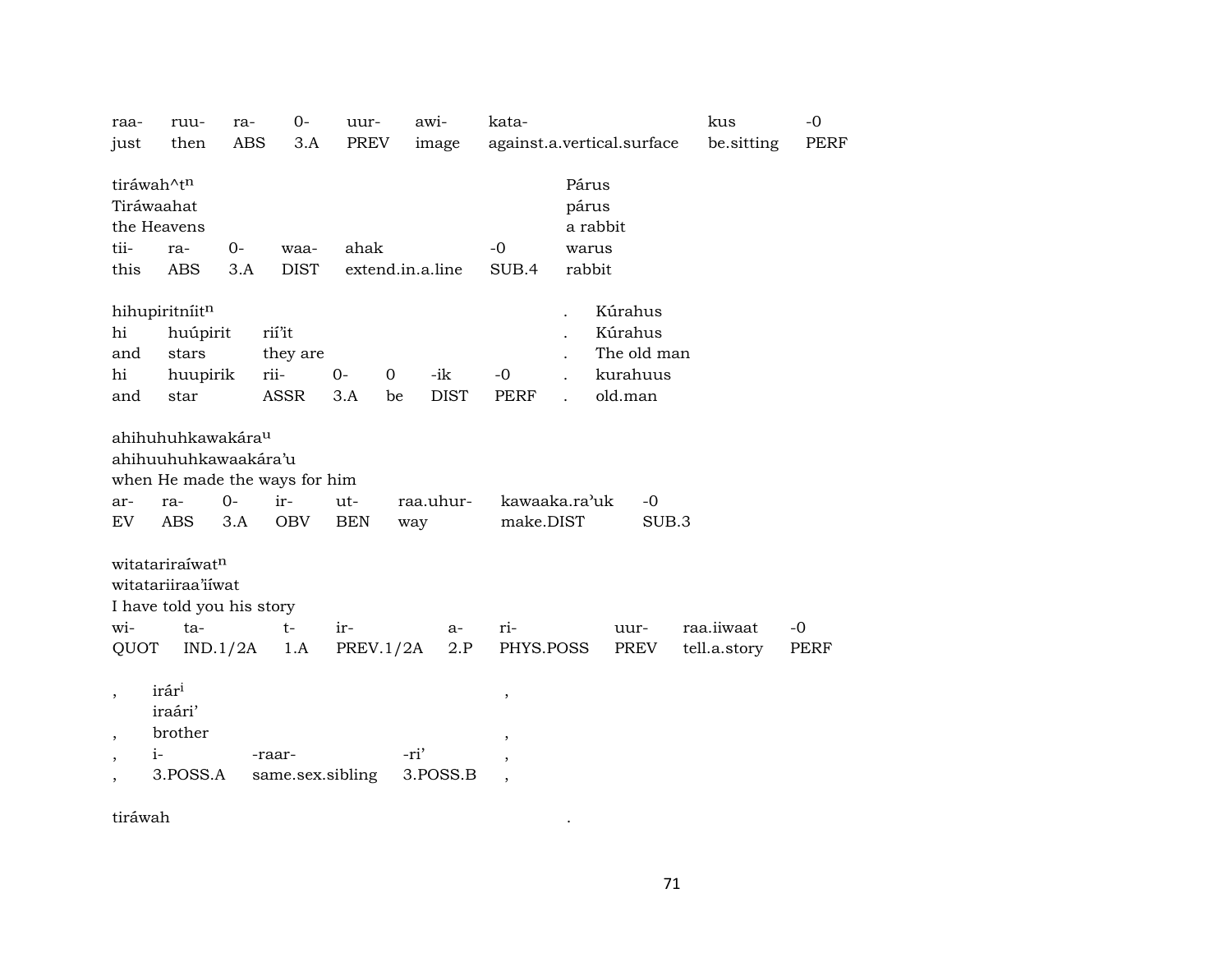| raa- | ruu- | ra- | 0- | uur- | awi- | kata- | kus | -0 |
|---|---|---|---|---|---|---|---|---|
| just | then | ABS | 3.A | PREV | image | against.a.vertical.surface | be.sitting | PERF |

| tiráwah^t[n] | | | | | | Párus |
|---|---|---|---|---|---|---|
| Tiráwaahat | | | | | | párus |
| the Heavens | | | | | | a rabbit |
| tii- | ra- | 0- | waa- | ahak | -0 | warus |
| this | ABS | 3.A | DIST | extend.in.a.line | SUB.4 | rabbit |

| hihupiritníit[n] | | | | | | | . | Kúrahus |
|---|---|---|---|---|---|---|---|---|
| hi | huúpirit | rií'it | | | | | . | Kúrahus |
| and | stars | they are | | | | | . | The old man |
| hi | huupirik | rii- | 0- | 0 | -ik | -0 | . | kurahuus |
| and | star | ASSR | 3.A | be | DIST | PERF | . | old.man |

| ahihuhuhkawakára[u] | | | | | | | |
|---|---|---|---|---|---|---|---|
| ahihuuhuhkawaakára'u | | | | | | | |
| when He made the ways for him | | | | | | | |
| ar- | ra- | 0- | ir- | ut- | raa.uhur- | kawaaka.ra'uk | -0 |
| EV | ABS | 3.A | OBV | BEN | way | make.DIST | SUB.3 |

| witatariraíwat[n] | | | | | | | | |
|---|---|---|---|---|---|---|---|---|
| witatariiraa'iíwat | | | | | | | | |
| I have told you his story | | | | | | | | |
| wi- | ta- | t- | ir- | a- | ri- | uur- | raa.iiwaat | -0 |
| QUOT | IND.1/2A | 1.A | PREV.1/2A | 2.P | PHYS.POSS | PREV | tell.a.story | PERF |

| , | irár[i] | | | , |
|---|---|---|---|---|
| | iraári' | | | |
| , | brother | | | , |
| , | i- | -raar- | -ri' | , |
| , | 3.POSS.A | same.sex.sibling | 3.POSS.B | , |

tiráwah .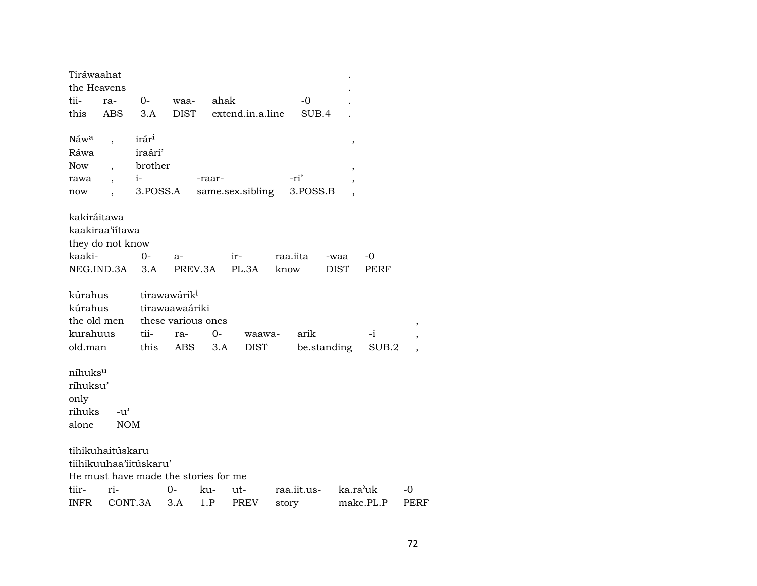Tiráwaahat .
the Heavens .

| tii- | ra- | 0- | waa- | ahak | -0 | . |
|---|---|---|---|---|---|---|
| this | ABS | 3.A | DIST | extend.in.a.line | SUB.4 | . |

Náw[a] , irár[i] ,
Ráwa iraári'
Now , brother ,

| rawa | , | i- | -raar- | -ri' | , |
|---|---|---|---|---|---|
| now | , | 3.POSS.A | same.sex.sibling | 3.POSS.B | , |

kakiráitawa
kaakiraa'iítawa
they do not know

| kaaki- | 0- | a- | ir- | raa.iita | -waa | -0 |
|---|---|---|---|---|---|---|
| NEG.IND.3A | 3.A | PREV.3A | PL.3A | know | DIST | PERF |

kúrahus tirawawárik[i]
kúrahus tirawaawaáriki
the old men these various ones ,

| kurahuus | tii- | ra- | 0- | waawa- | arik | -i | , |
|---|---|---|---|---|---|---|---|
| old.man | this | ABS | 3.A | DIST | be.standing | SUB.2 | , |

níhuks[u]
ríhuksu'
only

| rihuks | -u' |
|---|---|
| alone | NOM |

tihikuhaitúskaru
tiihikuuhaa'iitúskaru'
He must have made the stories for me

| tiir- | ri- | 0- | ku- | ut- | raa.iit.us- | ka.ra'uk | -0 |
|---|---|---|---|---|---|---|---|
| INFR | CONT.3A | 3.A | 1.P | PREV | story | make.PL.P | PERF |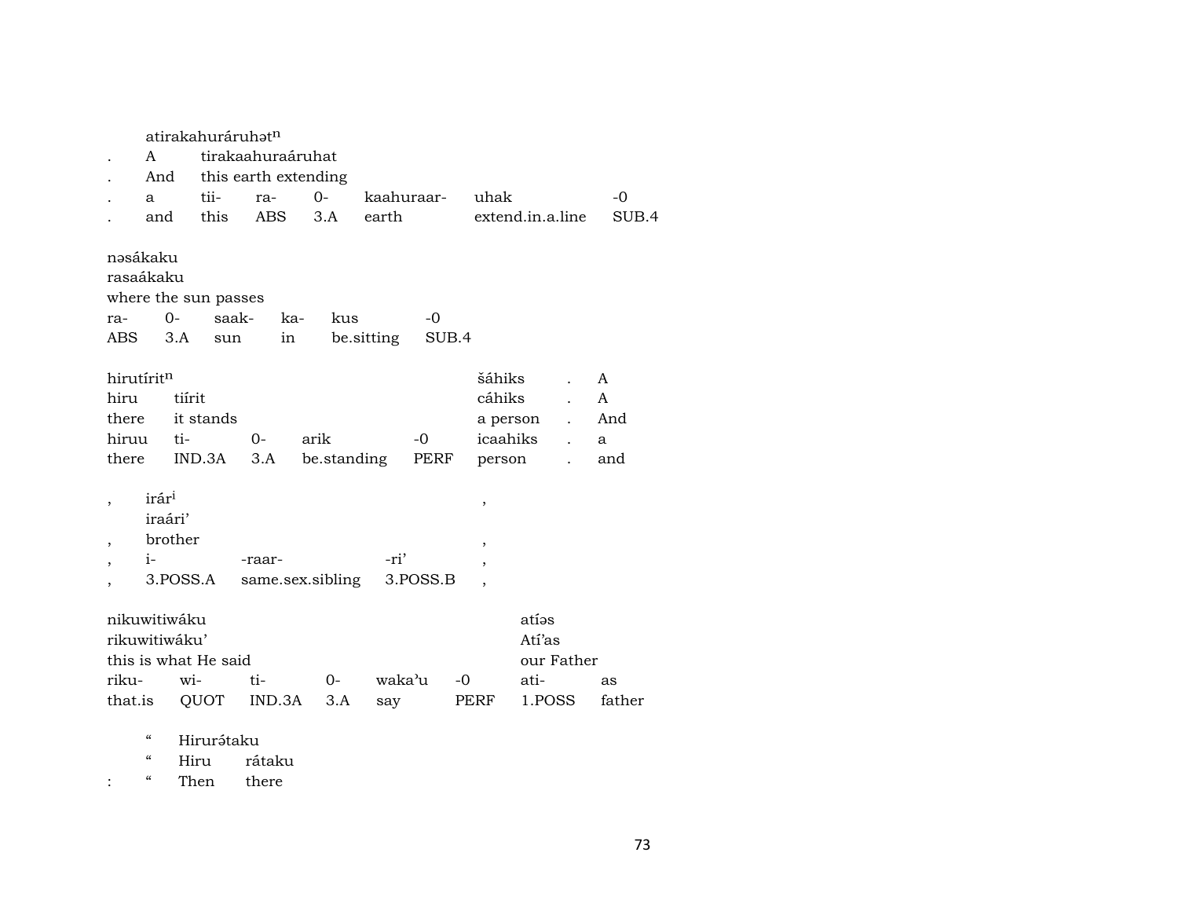| | atirakahuráruhət[n] | | | | | |
|---|---|---|---|---|---|---|
| . | A | tirakaahuraáruhat | | | | |
| . | And | this earth extending | | | | |
| . | a | tii- | ra- | 0- | kaahuraar- | uhak | -0 |
| . | and | this | ABS | 3.A | earth | extend.in.a.line | SUB.4 |

| nəsákaku | | | | | |
|---|---|---|---|---|---|
| rasaákaku | | | | | |
| where the sun passes | | | | | |
| ra- | 0- | saak- | ka- | kus | -0 |
| ABS | 3.A | sun | in | be.sitting | SUB.4 |

| hirutírit[n] | | | | | šáhiks | . | A |
|---|---|---|---|---|---|---|---|
| hiru | tiírit | | | | cáhiks | . | A |
| there | it stands | | | | a person | . | And |
| hiruu | ti- | 0- | arik | -0 | icaahiks | . | a |
| there | IND.3A | 3.A | be.standing | PERF | person | . | and |

| , | irár[i] | | | , |
|---|---|---|---|---|
| | iraári' | | | |
| , | brother | | | , |
| , | i- | -raar- | -ri' | , |
| , | 3.POSS.A | same.sex.sibling | 3.POSS.B | , |

| nikuwitiwáku | | | | | | atíəs | |
|---|---|---|---|---|---|---|---|
| rikuwitiwáku' | | | | | | Atí'as | |
| this is what He said | | | | | | our Father | |
| riku- | wi- | ti- | 0- | waka'u | -0 | ati- | as |
| that.is | QUOT | IND.3A | 3.A | say | PERF | 1.POSS | father |

| | " | Hirurə́taku | |
|---|---|---|---|
| | " | Hiru | rátaku |
| : | " | Then | there |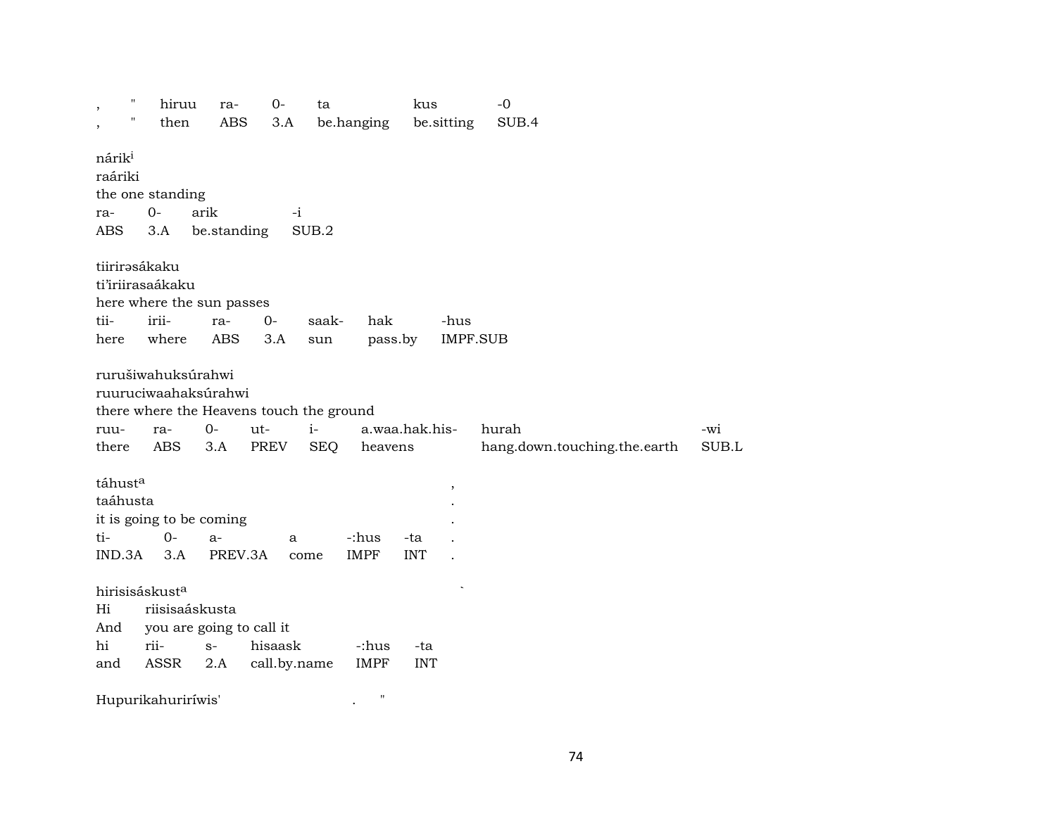| , | " | hiruu | ra- | 0- | ta | kus | -0 |
|---|---|---|---|---|---|---|---|
| , | " | then | ABS | 3.A | be.hanging | be.sitting | SUB.4 |

nárik[i]
raáriki
the one standing

| ra- | 0- | arik | -i |
|---|---|---|---|
| ABS | 3.A | be.standing | SUB.2 |

tiirirəsákaku
ti'iriirasaákaku
here where the sun passes

| tii- | irii- | ra- | 0- | saak- | hak | -hus |
|---|---|---|---|---|---|---|
| here | where | ABS | 3.A | sun | pass.by | IMPF.SUB |

rurušiwahuksúrahwi
ruuruciwaahaksúrahwi
there where the Heavens touch the ground

| ruu- | ra- | 0- | ut- | i- | a.waa.hak.his- | hurah | -wi |
|---|---|---|---|---|---|---|---|
| there | ABS | 3.A | PREV | SEQ | heavens | hang.down.touching.the.earth | SUB.L |

táhust[a] ,
taáhusta .
it is going to be coming .

| ti- | 0- | a- | a | -:hus | -ta | . |
|---|---|---|---|---|---|---|
| IND.3A | 3.A | PREV.3A | come | IMPF | INT | . |

hirisisáskust[a] `
Hi riisisaáskusta
And you are going to call it

| hi | rii- | s- | hisaask | -:hus | -ta |
|---|---|---|---|---|---|
| and | ASSR | 2.A | call.by.name | IMPF | INT |

Hupurikahuririwis' . "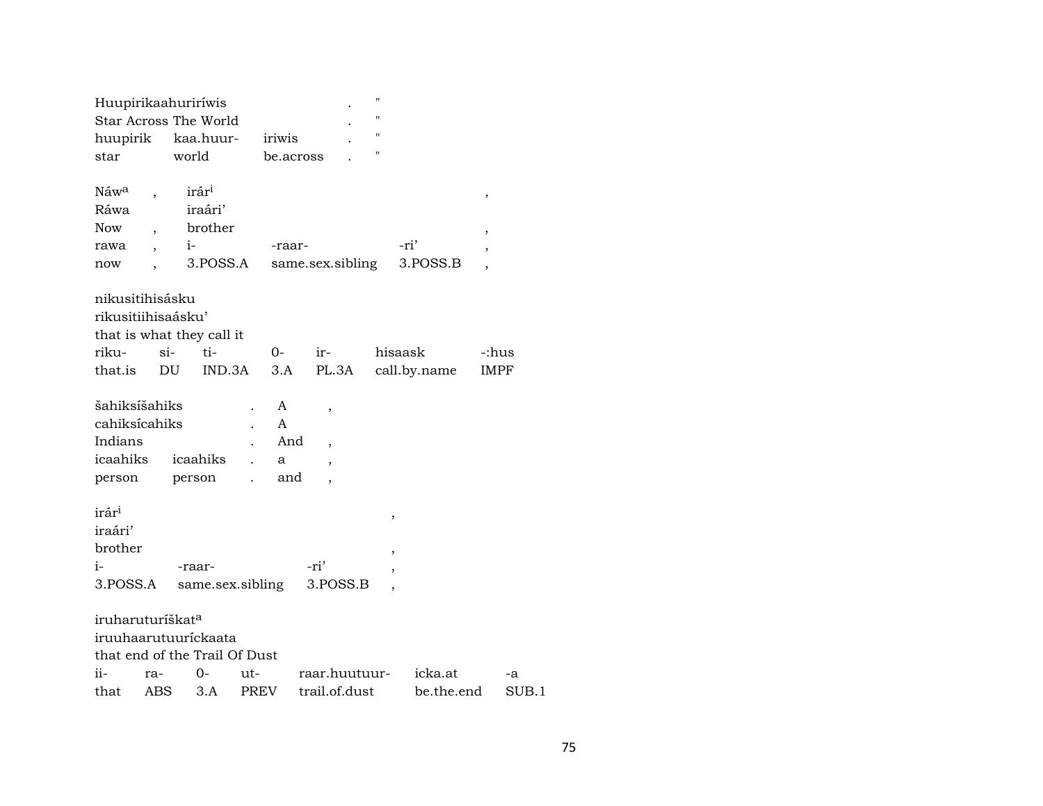Huupirikaahuriríwis . "
Star Across The World . "

| huupirik | kaa.huur- | iriwis | . | " |
|---|---|---|---|---|
| star | world | be.across | . | " |

Náw^a , irár^i ,
Ráwa iraári'
Now , brother ,

| rawa | , | i- | -raar- | -ri' | , |
|---|---|---|---|---|---|
| now | , | 3.POSS.A | same.sex.sibling | 3.POSS.B | , |

nikusitihisásku
rikusitiihisaásku'
that is what they call it

| riku- | si- | ti- | 0- | ir- | hisaask | -:hus |
|---|---|---|---|---|---|---|
| that.is | DU | IND.3A | 3.A | PL.3A | call.by.name | IMPF |

šahiksíšahiks . A ,
cahiksícahiks . A
Indians . And ,

| icaahiks | icaahiks | . | a | , |
|---|---|---|---|---|
| person | person | . | and | , |

irár^i ,
iraári'
brother ,

| i- | -raar- | -ri' | , |
|---|---|---|---|
| 3.POSS.A | same.sex.sibling | 3.POSS.B | , |

iruharuturíškat^a
iruuhaarutuuríckaata
that end of the Trail Of Dust

| ii- | ra- | 0- | ut- | raar.huutuur- | icka.at | -a |
|---|---|---|---|---|---|---|
| that | ABS | 3.A | PREV | trail.of.dust | be.the.end | SUB.1 |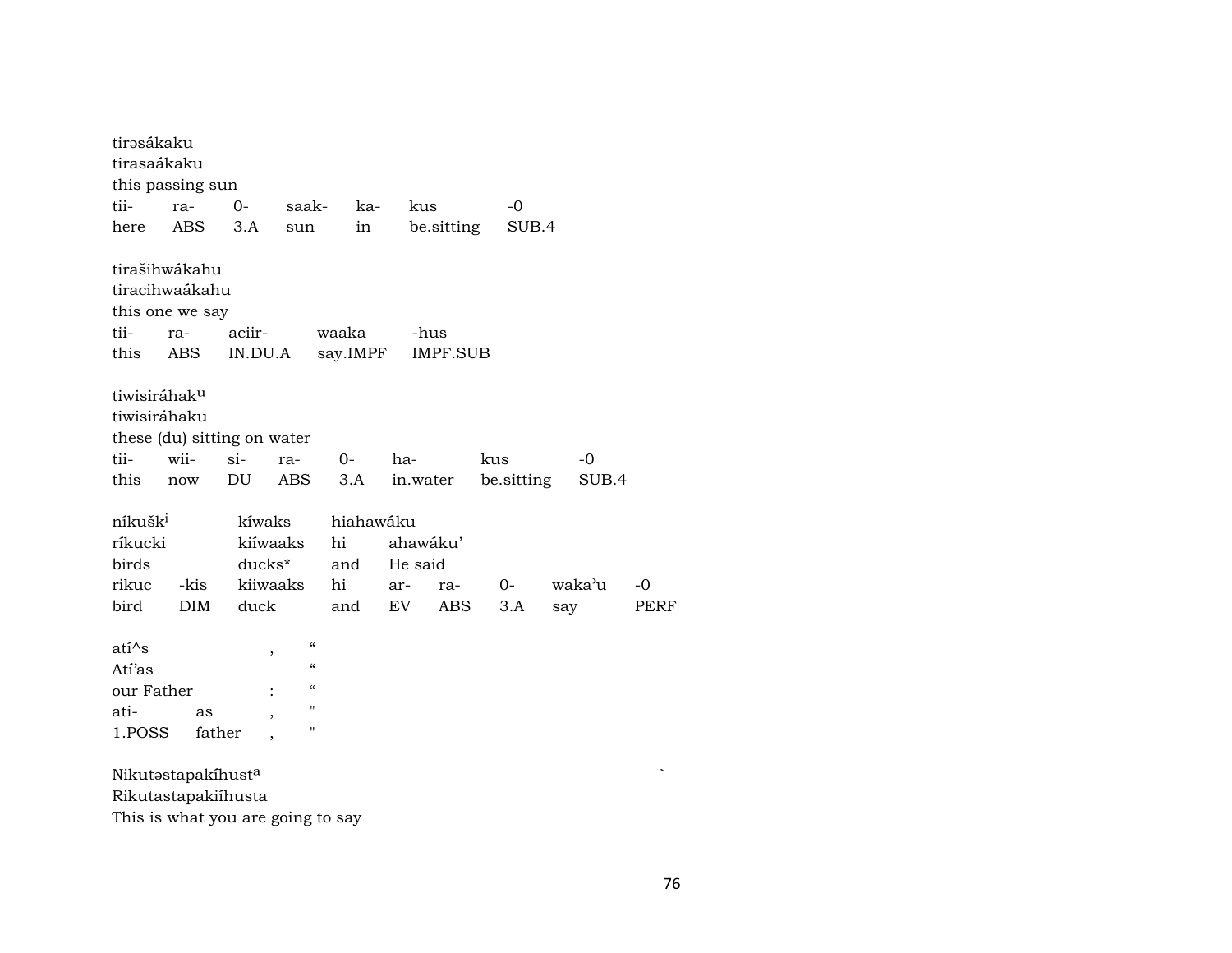tirəsákaku
tirasaákaku
this passing sun

| tii- | ra- | 0- | saak- | ka- | kus | -0 |
|---|---|---|---|---|---|---|
| here | ABS | 3.A | sun | in | be.sitting | SUB.4 |

tirašihwákahu
tiracihwaákahu
this one we say

| tii- | ra- | aciir- | waaka | -hus |
|---|---|---|---|---|
| this | ABS | IN.DU.A | say.IMPF | IMPF.SUB |

tiwisiráhak[u]
tiwisiráhaku
these (du) sitting on water

| tii- | wii- | si- | ra- | 0- | ha- | kus | -0 |
|---|---|---|---|---|---|---|---|
| this | now | DU | ABS | 3.A | in.water | be.sitting | SUB.4 |

| níkušk[i] | | kíwaks | hiahawáku | | | | | |
|---|---|---|---|---|---|---|---|---|
| ríkucki | | kiíwaaks | hi | ahawáku' | | | | |
| birds | | ducks* | and | He said | | | | |
| rikuc | -kis | kiiwaaks | hi | ar- | ra- | 0- | wakaʾu | -0 |
| bird | DIM | duck | and | EV | ABS | 3.A | say | PERF |

| atí^s | | , | " |
|---|---|---|---|
| Atí'as | | | " |
| our Father | | : | " |
| ati- | as | , | " |
| 1.POSS | father | , | " |

Nikutəstapakíhust[a]
Rikutastapakiíhusta
This is what you are going to say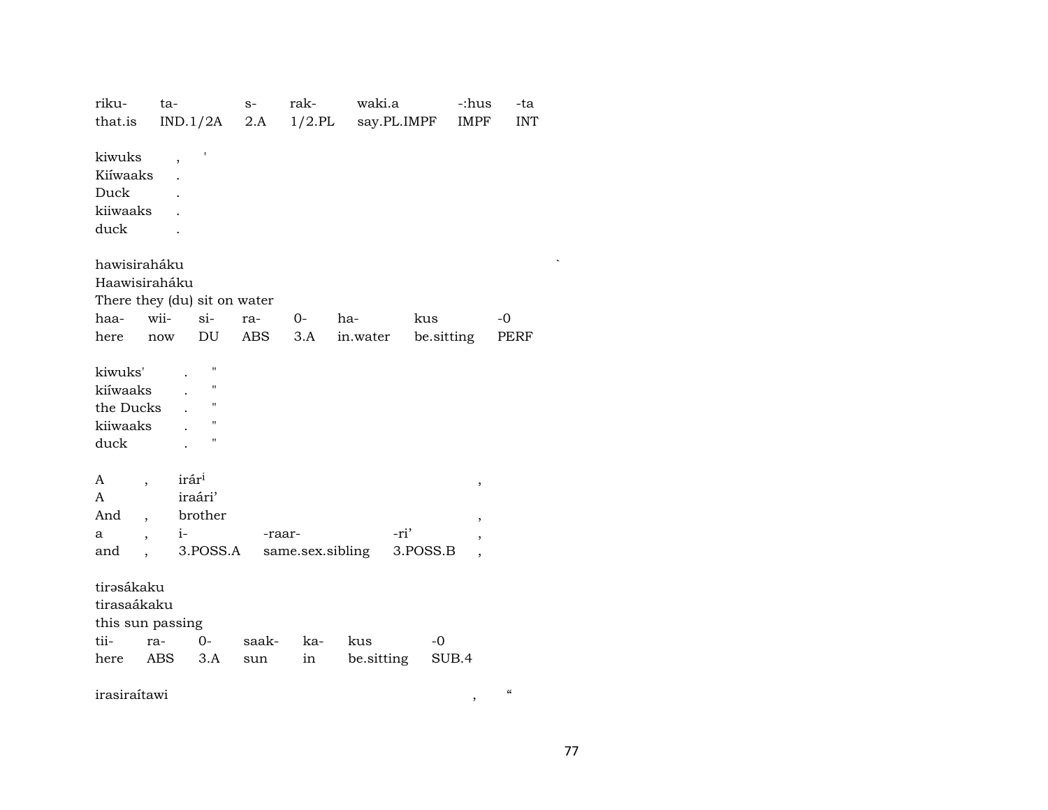| riku- | ta- | s- | rak- | waki.a | -:hus | -ta |
|---|---|---|---|---|---|---|
| that.is | IND.1/2A | 2.A | 1/2.PL | say.PL.IMPF | IMPF | INT |

kiwuks , '
Kiíwaaks .
Duck .
kiiwaaks .
duck .

hawisiraháku `
Haawisiraháku
There they (du) sit on water

| haa- | wii- | si- | ra- | 0- | ha- | kus | -0 |
|---|---|---|---|---|---|---|---|
| here | now | DU | ABS | 3.A | in.water | be.sitting | PERF |

kiwuks' . "
kiíwaaks . "
the Ducks . "
kiiwaaks . "
duck . "

| A | , | irár[i] | | | , |
|---|---|---|---|---|---|
| A | | iraári' | | | |
| And | , | brother | | | , |
| a | , | i- | -raar- | -ri' | , |
| and | , | 3.POSS.A | same.sex.sibling | 3.POSS.B | , |

tirəsákaku
tirasaákaku
this sun passing

| tii- | ra- | 0- | saak- | ka- | kus | -0 |
|---|---|---|---|---|---|---|
| here | ABS | 3.A | sun | in | be.sitting | SUB.4 |

irasiraítawi , “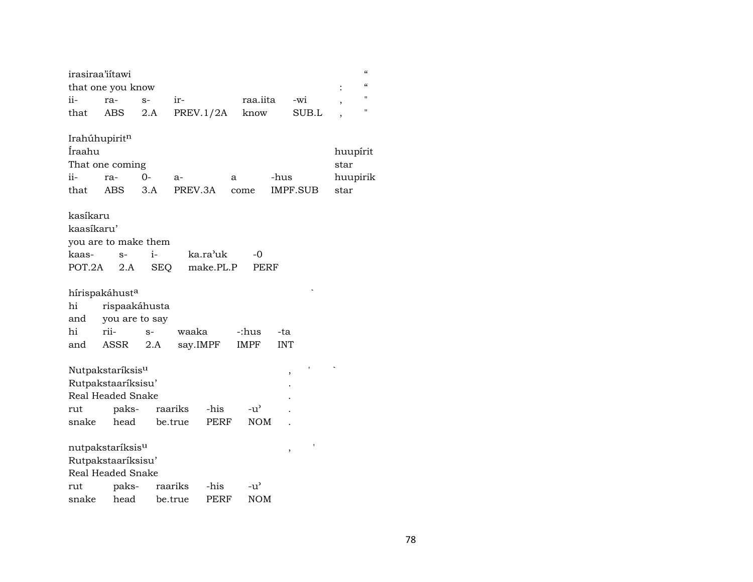irasiraa'iítawi "
that one you know : "

| ii- | ra- | s- | ir- | raa.iita | -wi | , | " |
|---|---|---|---|---|---|---|---|
| that | ABS | 2.A | PREV.1/2A | know | SUB.L | , | " |

Irahúhupirit[n]
Íraahu huupírit
That one coming star

| ii- | ra- | 0- | a- | a | -hus | huupirik |
|---|---|---|---|---|---|---|
| that | ABS | 3.A | PREV.3A | come | IMPF.SUB | star |

kasíkaru
kaasíkaru'
you are to make them

| kaas- | s- | i- | ka.ra'uk | -0 |
|---|---|---|---|---|
| POT.2A | 2.A | SEQ | make.PL.P | PERF |

hírispakáhust[a] `
hi rispaakáhusta
and you are to say

| hi | rii- | s- | waaka | -:hus | -ta |
|---|---|---|---|---|---|
| and | ASSR | 2.A | say.IMPF | IMPF | INT |

Nutpakstaríksis[u] , ' `
Rutpakstaaríksisu' .
Real Headed Snake .

| rut | paks- | raariks | -his | -u' | . |
|---|---|---|---|---|---|
| snake | head | be.true | PERF | NOM | . |

nutpakstaríksis[u] , '
Rutpakstaaríksisu'
Real Headed Snake

| rut | paks- | raariks | -his | -u' |
|---|---|---|---|---|
| snake | head | be.true | PERF | NOM |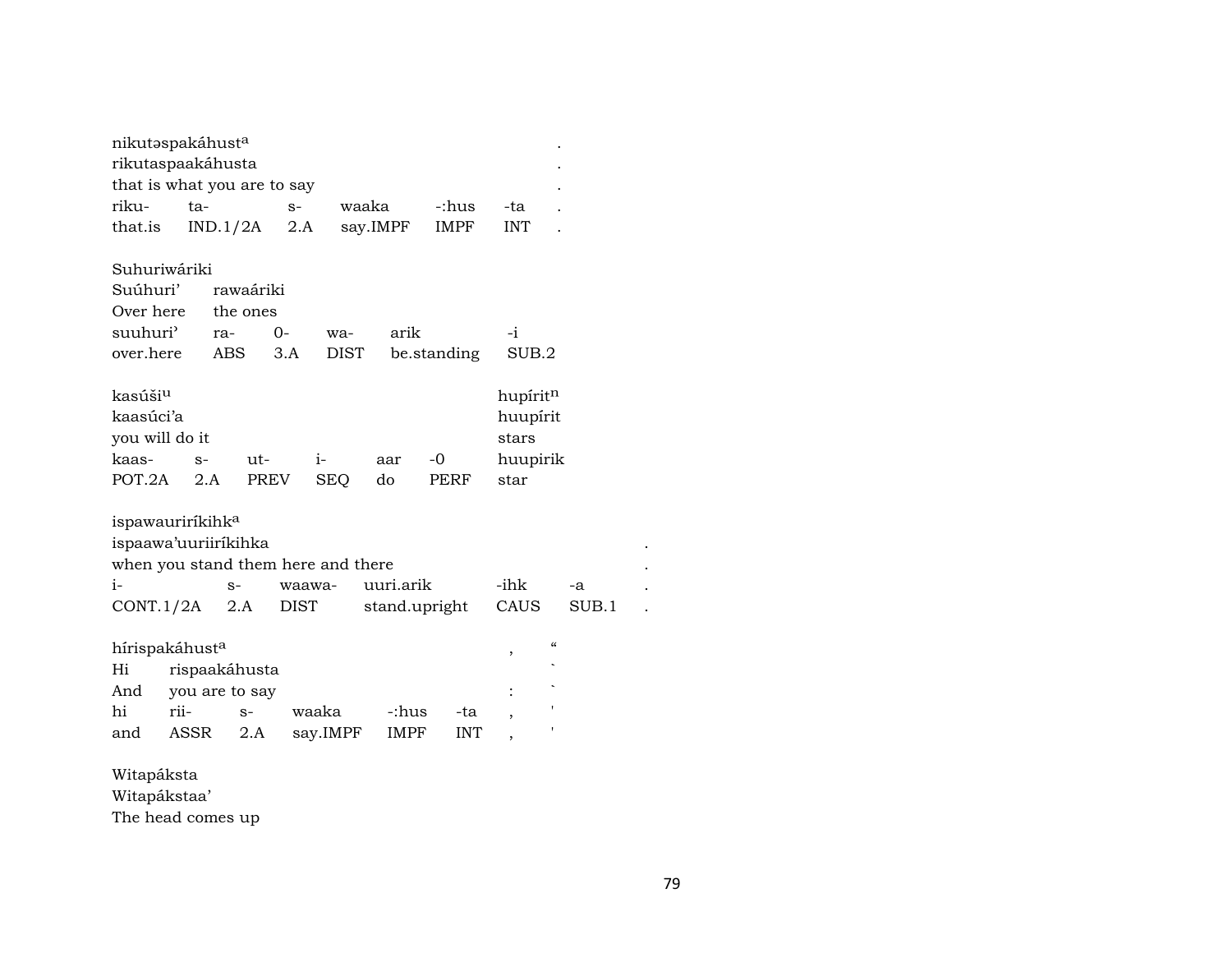nikutəspakáhust[a] .
rikutaspaakáhusta .
that is what you are to say .

| riku- | ta- | s- | waaka | -:hus | -ta | . |
|---|---|---|---|---|---|---|
| that.is | IND.1/2A | 2.A | say.IMPF | IMPF | INT | . |

Suhuriwáriki
Suúhuri' rawaáriki
Over here the ones

| suuhuri' | ra- | 0- | wa- | arik | -i |
|---|---|---|---|---|---|
| over.here | ABS | 3.A | DIST | be.standing | SUB.2 |

kasúši[u] hupírit[n]
kaasúci'a huupírit
you will do it stars

| kaas- | s- | ut- | i- | aar | -0 | huupirik |
|---|---|---|---|---|---|---|
| POT.2A | 2.A | PREV | SEQ | do | PERF | star |

ispawauriríkihk[a]
ispaawa'uuriiríkihka .
when you stand them here and there .

| i- | s- | waawa- | uuri.arik | -ihk | -a | . |
|---|---|---|---|---|---|---|
| CONT.1/2A | 2.A | DIST | stand.upright | CAUS | SUB.1 | . |

hírispakáhust[a] , "
Hi rispaakáhusta `
And you are to say : `

| hi | rii- | s- | waaka | -:hus | -ta | , | ' |
|---|---|---|---|---|---|---|---|
| and | ASSR | 2.A | say.IMPF | IMPF | INT | , | ' |

Witapáksta
Witapákstaa'
The head comes up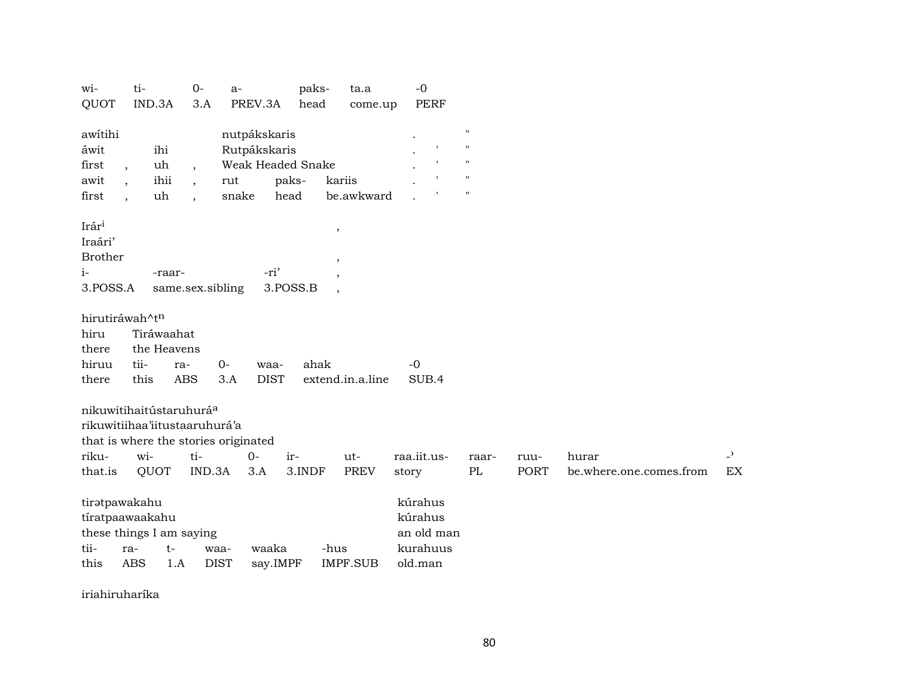| wi- | ti- | 0- | a- | paks- | ta.a | -0 |
|---|---|---|---|---|---|---|
| QUOT | IND.3A | 3.A | PREV.3A | head | come.up | PERF |

| awítihi | | | nutpákskaris | | | . | | " |
|---|---|---|---|---|---|---|---|---|
| áwit | | ihi | Rutpákskaris | | | . | ' | " |
| first | , | uh | , Weak Headed Snake | | | . | ' | " |
| awit | , | ihii | , rut | paks- | kariis | . | ' | " |
| first | , | uh | , snake | head | be.awkward | . | ' | " |

| Irár[i] | | | , |
|---|---|---|---|
| Iraári’ | | | |
| Brother | | | , |
| i- | -raar- | -ri’ | , |
| 3.POSS.A | same.sex.sibling | 3.POSS.B | , |

| hirutiráwah^t[n] | | | | | | |
|---|---|---|---|---|---|---|
| hiru | Tiráwaahat | | | | | |
| there | the Heavens | | | | | |
| hiruu | tii- | ra- | 0- | waa- | ahak | -0 |
| there | this | ABS | 3.A | DIST | extend.in.a.line | SUB.4 |

| nikuwitihaitústaruhurá[a] | | | | | | | | | | |
|---|---|---|---|---|---|---|---|---|---|---|
| rikuwitiihaa’iitustaaruhurá’a | | | | | | | | | | |
| that is where the stories originated | | | | | | | | | | |
| riku- | wi- | ti- | 0- | ir- | ut- | raa.iit.us- | raar- | ruu- | hurar | -ʾ |
| that.is | QUOT | IND.3A | 3.A | 3.INDF | PREV | story | PL | PORT | be.where.one.comes.from | EX |

| tirətpawakahu | | | | | | kúrahus |
|---|---|---|---|---|---|---|
| tíratpaawaakahu | | | | | | kúrahus |
| these things I am saying | | | | | | an old man |
| tii- | ra- | t- | waa- | waaka | -hus | kurahuus |
| this | ABS | 1.A | DIST | say.IMPF | IMPF.SUB | old.man |

iriahiruharíka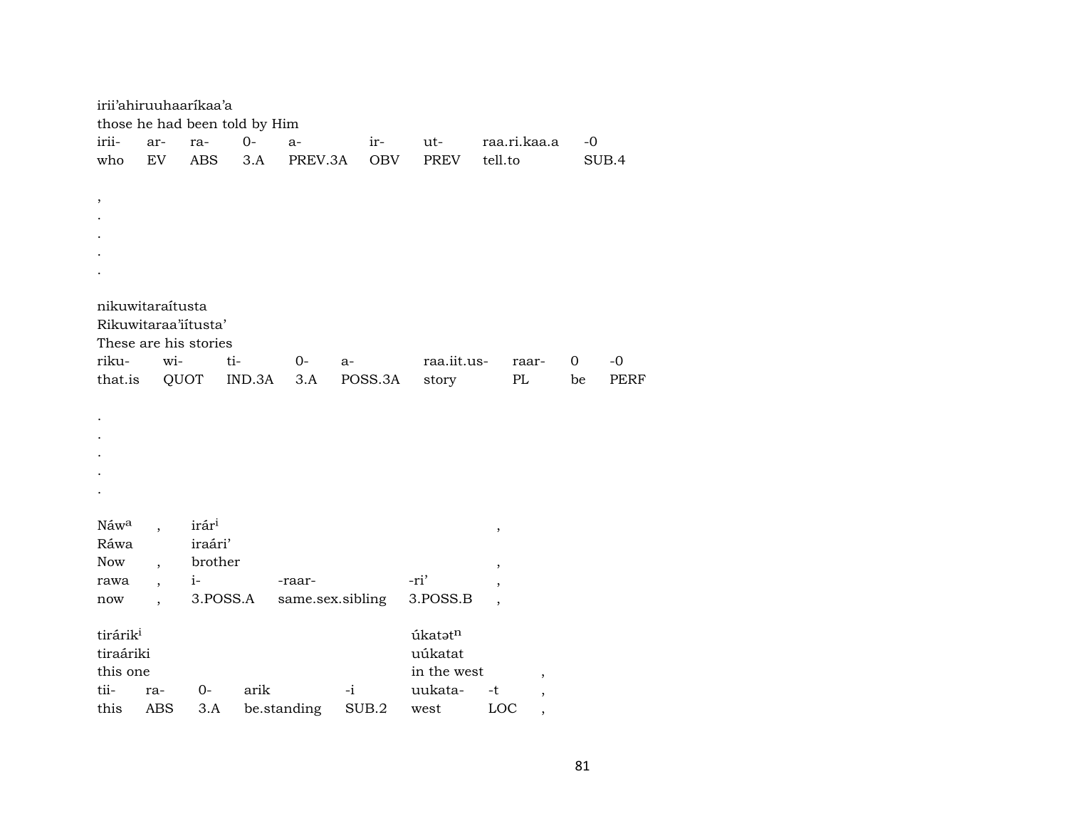irii'ahiruuhaaríkaa'a
those he had been told by Him

| irii- | ar- | ra- | 0- | a- | ir- | ut- | raa.ri.kaa.a | -0 |
|---|---|---|---|---|---|---|---|---|
| who | EV | ABS | 3.A | PREV.3A | OBV | PREV | tell.to | SUB.4 |

,
.
.
.
.

nikuwitaraítusta
Rikuwitaraa'íítusta'
These are his stories

| riku- | wi- | ti- | 0- | a- | raa.iit.us- | raar- | 0 | -0 |
|---|---|---|---|---|---|---|---|---|
| that.is | QUOT | IND.3A | 3.A | POSS.3A | story | PL | be | PERF |

.
.
.
.
.

| Náw[a] | , | irár[i] | | | , |
|---|---|---|---|---|---|
| Ráwa | | iraári' | | | |
| Now | , | brother | | | , |
| rawa | , | i- | -raar- | -ri' | , |
| now | , | 3.POSS.A | same.sex.sibling | 3.POSS.B | , |

| tirárik[i] | | | | | úkatət[n] | | |
|---|---|---|---|---|---|---|---|
| tiraáriki | | | | | uúkatat | | |
| this one | | | | | in the west | | , |
| tii- | ra- | 0- | arik | -i | uukata- | -t | , |
| this | ABS | 3.A | be.standing | SUB.2 | west | LOC | , |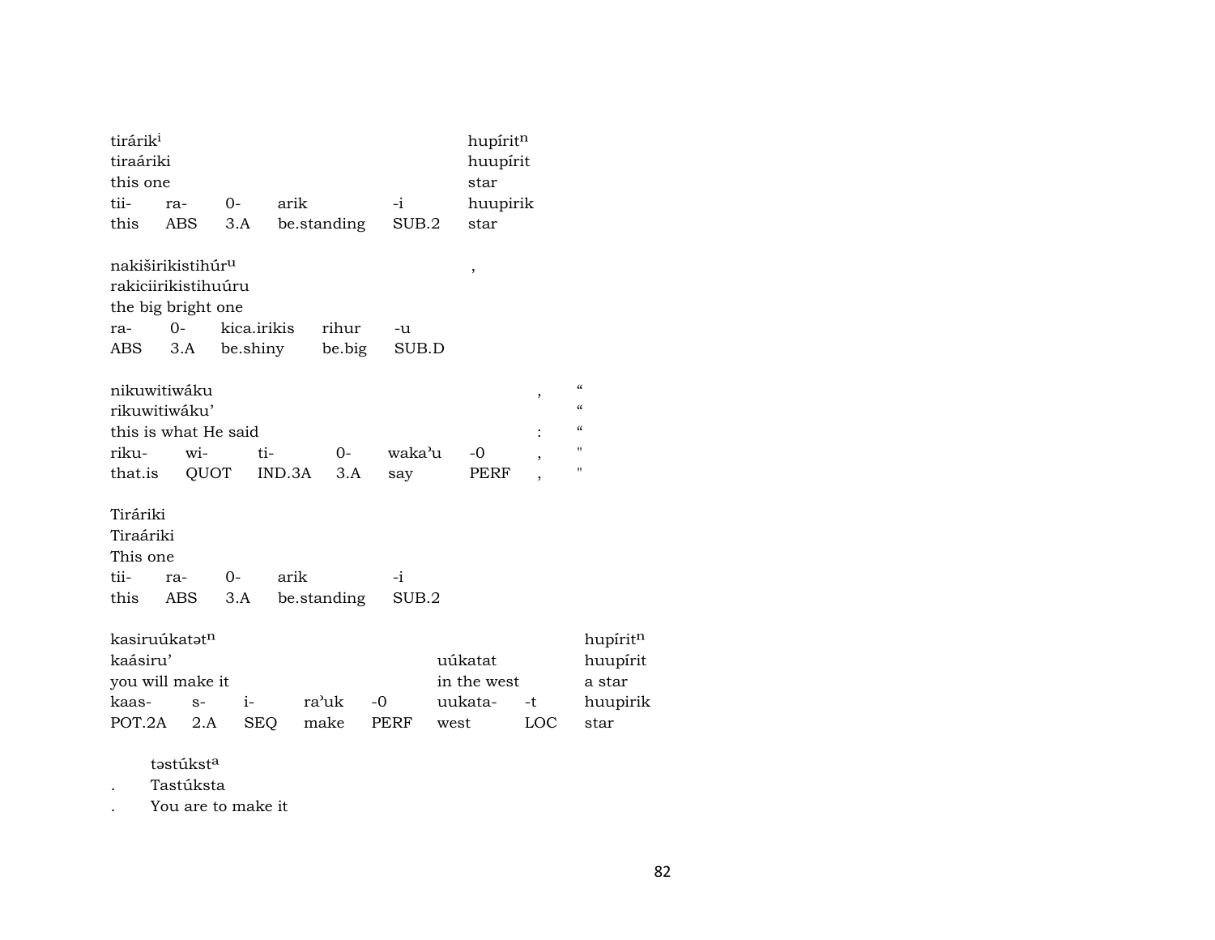| tirárik[i] | | | | | hupírit[n] |
|---|---|---|---|---|---|
| tiraáriki | | | | | huupírit |
| this one | | | | | star |
| tii- | ra- | 0- | arik | -i | huupirik |
| this | ABS | 3.A | be.standing | SUB.2 | star |

| nakiširikistihúr[u] | | | | | , |
|---|---|---|---|---|---|
| rakiciirikistihuúru | | | | | |
| the big bright one | | | | | |
| ra- | 0- | kica.irikis | rihur | -u | |
| ABS | 3.A | be.shiny | be.big | SUB.D | |

| nikuwitiwáku | | | | | | , | “ |
|---|---|---|---|---|---|---|---|
| rikuwitiwáku’ | | | | | | | “ |
| this is what He said | | | | | | : | “ |
| riku- | wi- | ti- | 0- | waka’u | -0 | , | " |
| that.is | QUOT | IND.3A | 3.A | say | PERF | , | " |

| Tiráriki | | | | |
|---|---|---|---|---|
| Tiraáriki | | | | |
| This one | | | | |
| tii- | ra- | 0- | arik | -i |
| this | ABS | 3.A | be.standing | SUB.2 |

| kasiruúkatət[n] | | | | | | | hupírit[n] |
|---|---|---|---|---|---|---|---|
| kaásiru’ | | | | | uúkatat | | huupírit |
| you will make it | | | | | in the west | | a star |
| kaas- | s- | i- | ra’uk | -0 | uukata- | -t | huupirik |
| POT.2A | 2.A | SEQ | make | PERF | west | LOC | star |

| | təstúkst[a] |
|---|---|
| . | Tastúksta |
| . | You are to make it |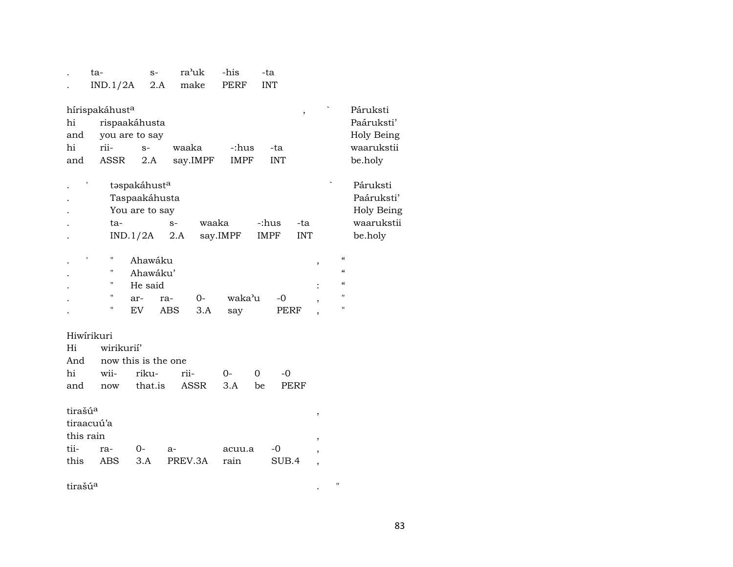| . | ta- | s- | ra'uk | -his | -ta |
|---|---|---|---|---|---|
| . | IND.1/2A | 2.A | make | PERF | INT |

hírispakáhust^a , ` Páruksti
hi rispaakáhusta Paáruksti'
and you are to say Holy Being
hi rii- s- waaka -:hus -ta waarukstii
and ASSR 2.A say.IMPF IMPF INT be.holy

. ' təspakáhust^a ` Páruksti
. Taspaakáhusta Paáruksti'
. You are to say Holy Being
. ta- s- waaka -:hus -ta waarukstii
. IND.1/2A 2.A say.IMPF IMPF INT be.holy

. ' " Ahawáku , "
. " Ahawáku' "
. " He said : "
. " ar- ra- 0- waka'u -0 , "
. " EV ABS 3.A say PERF , "

Hiwírikuri
Hi wirikurií'
And now this is the one
hi wii- riku- rii- 0- 0 -0
and now that.is ASSR 3.A be PERF

tirašú^a ,
tiraacuú'a
this rain ,
tii- ra- 0- a- acuu.a -0 ,
this ABS 3.A PREV.3A rain SUB.4 ,

tirašú^a . "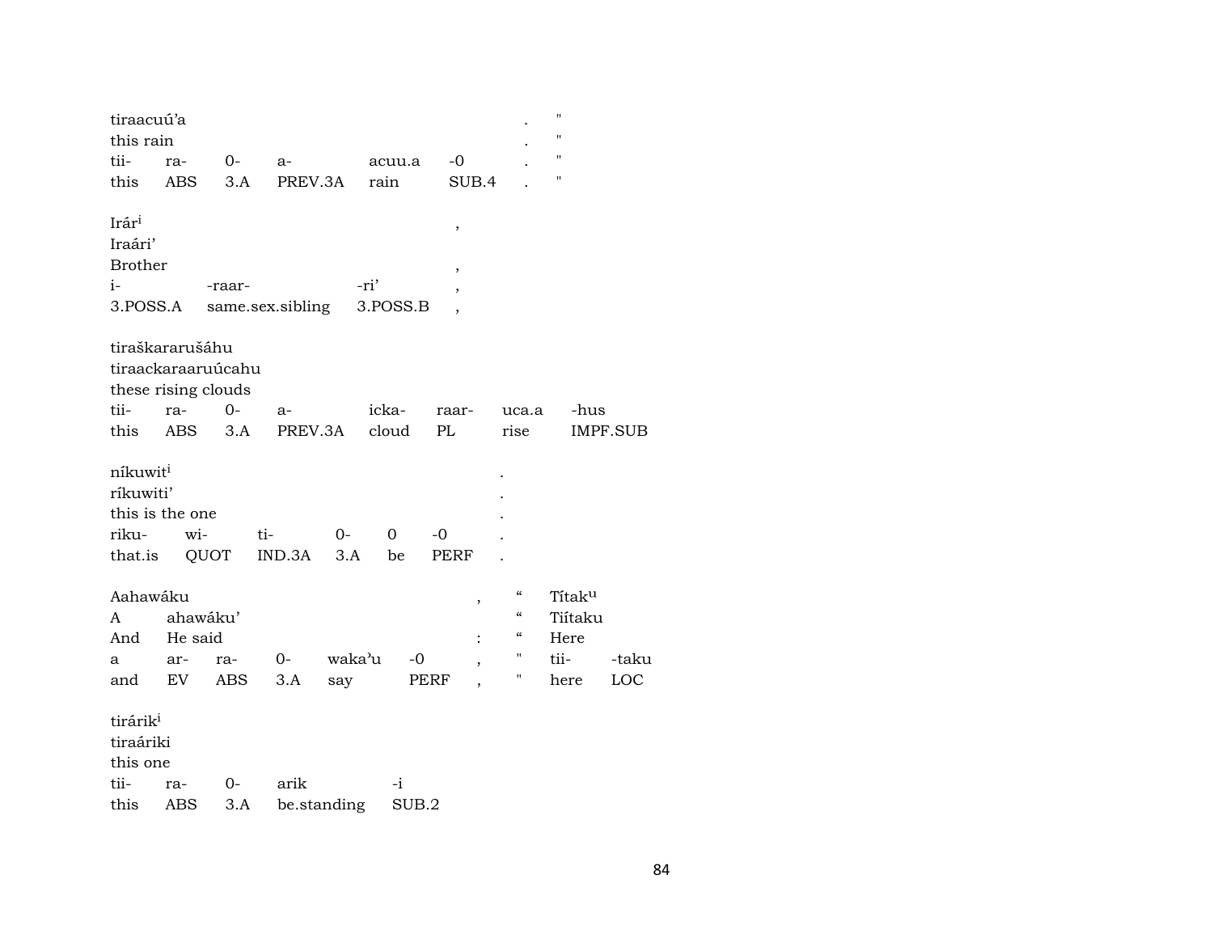tiraacuú'a .   "
this rain .   "

| tii- | ra- | 0- | a- | acuu.a | -0 | . | " |
|---|---|---|---|---|---|---|---|
| this | ABS | 3.A | PREV.3A | rain | SUB.4 | . | " |

Irár[i] ,
Iraári'
Brother ,

| i- | -raar- | -ri' | , |
|---|---|---|---|
| 3.POSS.A | same.sex.sibling | 3.POSS.B | , |

tiraškararušáhu
tiraackaraaruúcahu
these rising clouds

| tii- | ra- | 0- | a- | icka- | raar- | uca.a | -hus |
|---|---|---|---|---|---|---|---|
| this | ABS | 3.A | PREV.3A | cloud | PL | rise | IMPF.SUB |

níkuwit[i] .
ríkuwiti' .
this is the one .

| riku- | wi- | ti- | 0- | 0 | -0 | . |
|---|---|---|---|---|---|---|
| that.is | QUOT | IND.3A | 3.A | be | PERF | . |

Aahawáku ,   "   Títak[u]
A   ahawáku'   "   Tiítaku
And   He said :   "   Here

| a | ar- | ra- | 0- | waka'u | -0 | , | " | tii- | -taku |
|---|---|---|---|---|---|---|---|---|---|
| and | EV | ABS | 3.A | say | PERF | , | " | here | LOC |

tirárik[i]
tiraáriki
this one

| tii- | ra- | 0- | arik | -i |
|---|---|---|---|---|
| this | ABS | 3.A | be.standing | SUB.2 |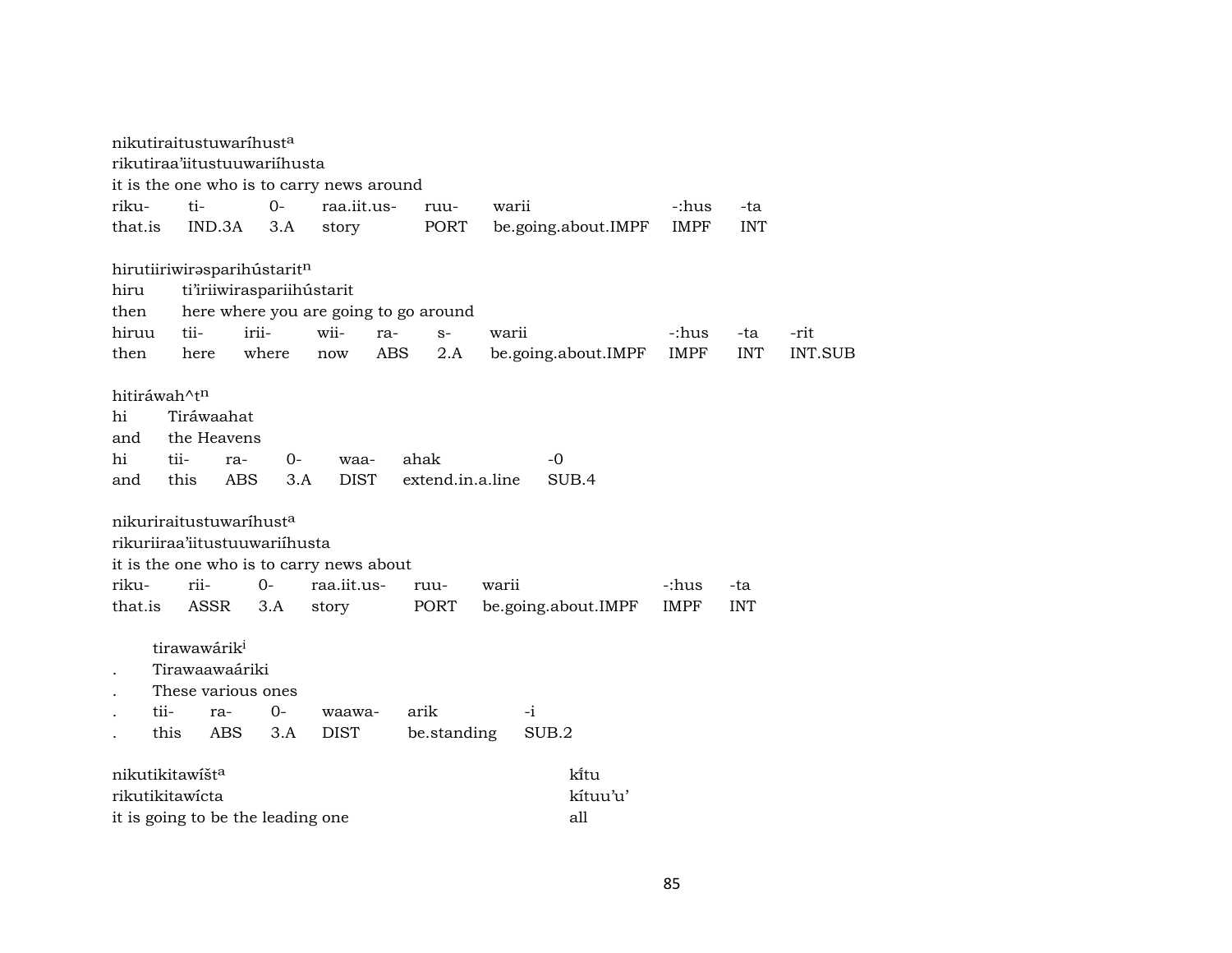nikutiraitustuwaríhust[a]
rikutiraa'iitustuuwariíhusta
it is the one who is to carry news around

| riku- | ti- | 0- | raa.iit.us- | ruu- | warii | -:hus | -ta |
|---|---|---|---|---|---|---|---|
| that.is | IND.3A | 3.A | story | PORT | be.going.about.IMPF | IMPF | INT |

hirutiiriwirəsparihústarit[n]
hiru ti'iriiwiraspariihústarit
then here where you are going to go around

| hiruu | tii- | irii- | wii- | ra- | s- | warii | -:hus | -ta | -rit |
|---|---|---|---|---|---|---|---|---|---|
| then | here | where | now | ABS | 2.A | be.going.about.IMPF | IMPF | INT | INT.SUB |

hitiráwah^t[n]
hi Tiráwaahat
and the Heavens

| hi | tii- | ra- | 0- | waa- | ahak | -0 |
|---|---|---|---|---|---|---|
| and | this | ABS | 3.A | DIST | extend.in.a.line | SUB.4 |

nikuriraitustuwaríhust[a]
rikuriiraa'iitustuuwariíhusta
it is the one who is to carry news about

| riku- | rii- | 0- | raa.iit.us- | ruu- | warii | -:hus | -ta |
|---|---|---|---|---|---|---|---|
| that.is | ASSR | 3.A | story | PORT | be.going.about.IMPF | IMPF | INT |

tirawawárik[i]
. Tirawaawaáriki
. These various ones

| . | tii- | ra- | 0- | waawa- | arik | -i |
|---|---|---|---|---|---|---|
| . | this | ABS | 3.A | DIST | be.standing | SUB.2 |

nikutikitawíšt[a] kı̃tu
rikutikitawícta kítuu'u'
it is going to be the leading one all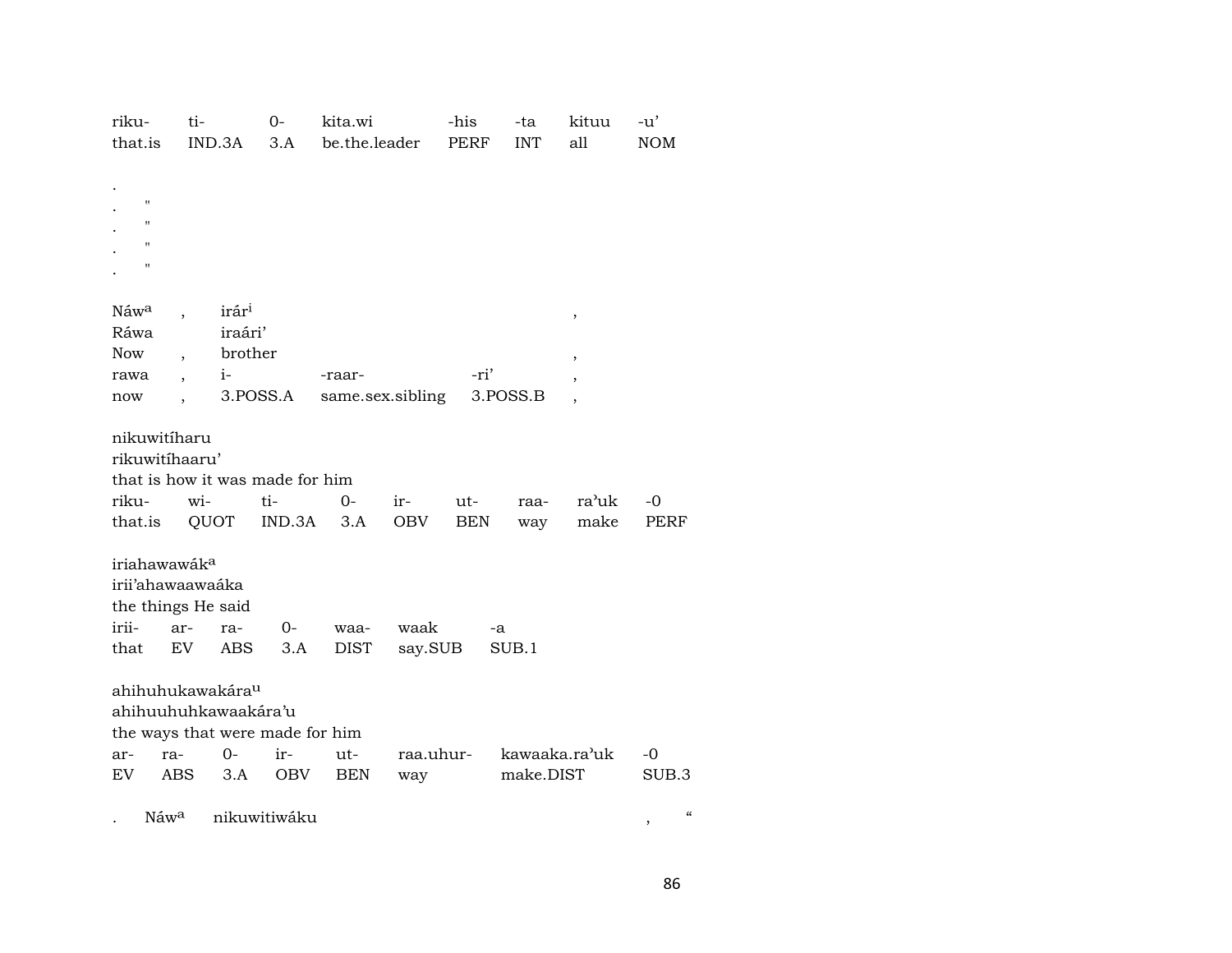| riku- | ti- | 0- | kita.wi | -his | -ta | kituu | -u’ |
|---|---|---|---|---|---|---|---|
| that.is | IND.3A | 3.A | be.the.leader | PERF | INT | all | NOM |

.
. "
. "
. "
. "

| Náw^a | , | irár^i | | , |
|---|---|---|---|---|
| Ráwa | | iraári’ | | |
| Now | , | brother | | , |
| rawa | , | i- | -raar- | -ri’ | , |
| now | , | 3.POSS.A | same.sex.sibling | 3.POSS.B | , |

nikuwitíharu
rikuwitíhaaru’
that is how it was made for him

| riku- | wi- | ti- | 0- | ir- | ut- | raa- | ra’uk | -0 |
|---|---|---|---|---|---|---|---|---|
| that.is | QUOT | IND.3A | 3.A | OBV | BEN | way | make | PERF |

iriahawawák^a
irii’ahawaawaáka
the things He said

| irii- | ar- | ra- | 0- | waa- | waak | -a |
|---|---|---|---|---|---|---|
| that | EV | ABS | 3.A | DIST | say.SUB | SUB.1 |

ahihuhukawakára^u
ahihuuhuhkawaakára’u
the ways that were made for him

| ar- | ra- | 0- | ir- | ut- | raa.uhur- | kawaaka.ra’uk | -0 |
|---|---|---|---|---|---|---|---|
| EV | ABS | 3.A | OBV | BEN | way | make.DIST | SUB.3 |

. Náw^a nikuwitiwáku , “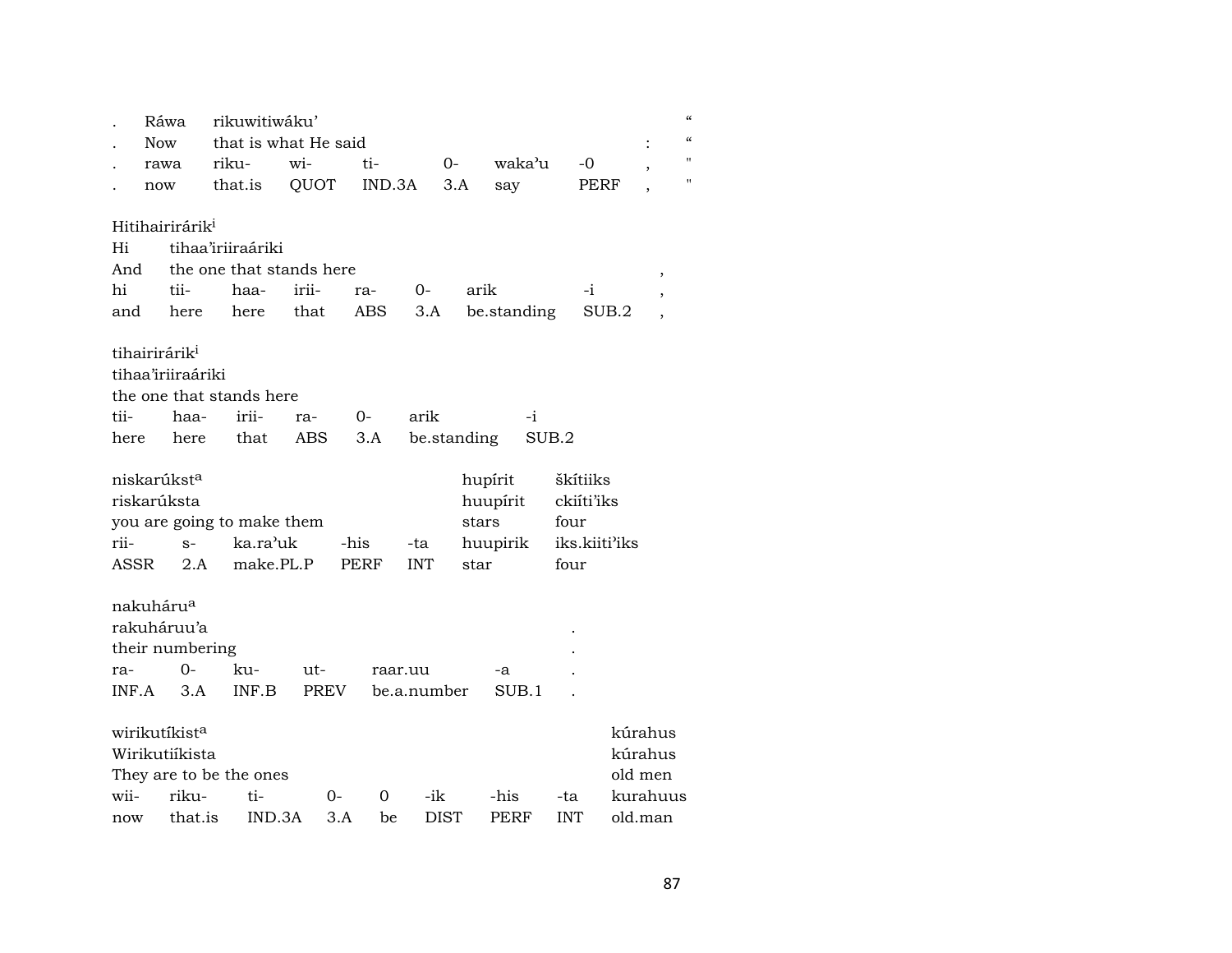| . | Ráwa | rikuwitiwáku' | | | | | | | “ |
|---|---|---|---|---|---|---|---|---|---|
| . | Now | that is what He said | | | | | | : | “ |
| . | rawa | riku- | wi- | ti- | 0- | waka'u | -0 | , | " |
| . | now | that.is | QUOT | IND.3A | 3.A | say | PERF | , | " |

| Hitihairirárik[i] | | | | | | | | |
|---|---|---|---|---|---|---|---|---|
| Hi | tihaa'iriiraáriki | | | | | | | |
| And | the one that stands here | | | | | | | , |
| hi | tii- | haa- | irii- | ra- | 0- | arik | -i | , |
| and | here | here | that | ABS | 3.A | be.standing | SUB.2 | , |

| tihairirárik[i] | | | | | | |
|---|---|---|---|---|---|---|
| tihaa'iriiraáriki | | | | | | |
| the one that stands here | | | | | | |
| tii- | haa- | irii- | ra- | 0- | arik | -i |
| here | here | that | ABS | 3.A | be.standing | SUB.2 |

| niskarúkst[a] | | | | | hupírit | škítiiks |
|---|---|---|---|---|---|---|
| riskarúksta | | | | | huupírit | ckiíti'iks |
| you are going to make them | | | | | stars | four |
| rii- | s- | ka.ra'uk | -his | -ta | huupirik | iks.kiiti'iks |
| ASSR | 2.A | make.PL.P | PERF | INT | star | four |

| nakuháru[a] | | | | | | |
|---|---|---|---|---|---|---|
| rakuháruu'a | | | | | | . |
| their numbering | | | | | | . |
| ra- | 0- | ku- | ut- | raar.uu | -a | . |
| INF.A | 3.A | INF.B | PREV | be.a.number | SUB.1 | . |

| wirikutíkist[a] | | | | | | | | kúrahus |
|---|---|---|---|---|---|---|---|---|
| Wirikutiíkista | | | | | | | | kúrahus |
| They are to be the ones | | | | | | | | old men |
| wii- | riku- | ti- | 0- | 0 | -ik | -his | -ta | kurahuus |
| now | that.is | IND.3A | 3.A | be | DIST | PERF | INT | old.man |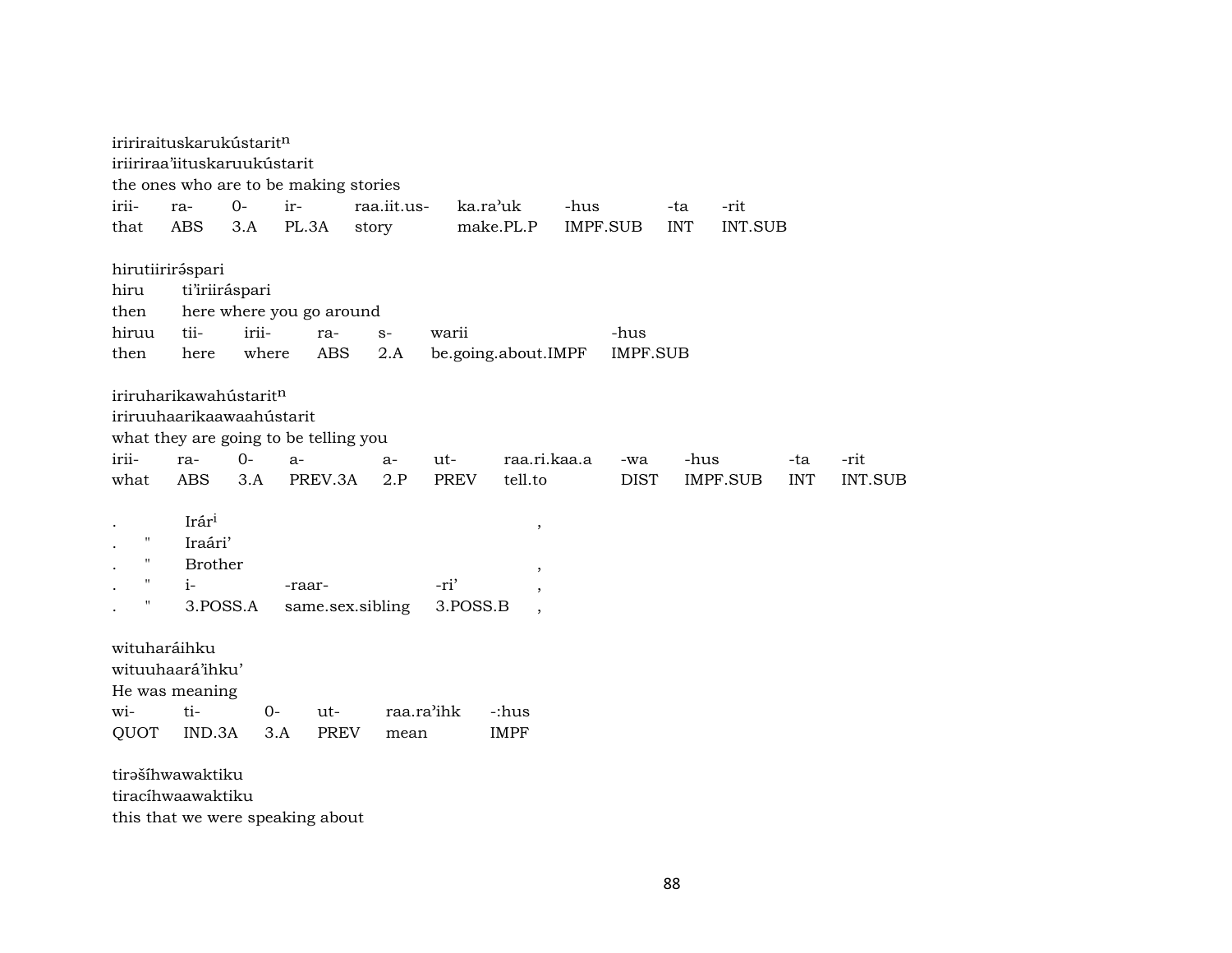iririraituskarukústaritⁿ
iriiriraa'iituskaruukústarit
the ones who are to be making stories

| irii- | ra- | 0- | ir- | raa.iit.us- | ka.ra'uk | -hus | -ta | -rit |
|---|---|---|---|---|---|---|---|---|
| that | ABS | 3.A | PL.3A | story | make.PL.P | IMPF.SUB | INT | INT.SUB |

hirutiirirə́spari
hiru ti'iriiráspari
then here where you go around

| hiruu | tii- | irii- | ra- | s- | warii | -hus |
|---|---|---|---|---|---|---|
| then | here | where | ABS | 2.A | be.going.about.IMPF | IMPF.SUB |

iriruharikawahústaritⁿ
iriruuhaarikaawaahústarit
what they are going to be telling you

| irii- | ra- | 0- | a- | a- | ut- | raa.ri.kaa.a | -wa | -hus | -ta | -rit |
|---|---|---|---|---|---|---|---|---|---|---|
| what | ABS | 3.A | PREV.3A | 2.P | PREV | tell.to | DIST | IMPF.SUB | INT | INT.SUB |

. Irárⁱ ,
. " Iraári'
. " Brother ,

| . | " | i- | -raar- | -ri' | , |
|---|---|---|---|---|---|
| . | " | 3.POSS.A | same.sex.sibling | 3.POSS.B | , |

wituharáihku
wituuhaará'ihku'
He was meaning

| wi- | ti- | 0- | ut- | raa.ra'ihk | -:hus |
|---|---|---|---|---|---|
| QUOT | IND.3A | 3.A | PREV | mean | IMPF |

tirəšíhwawaktiku
tiracíhwaawaktiku
this that we were speaking about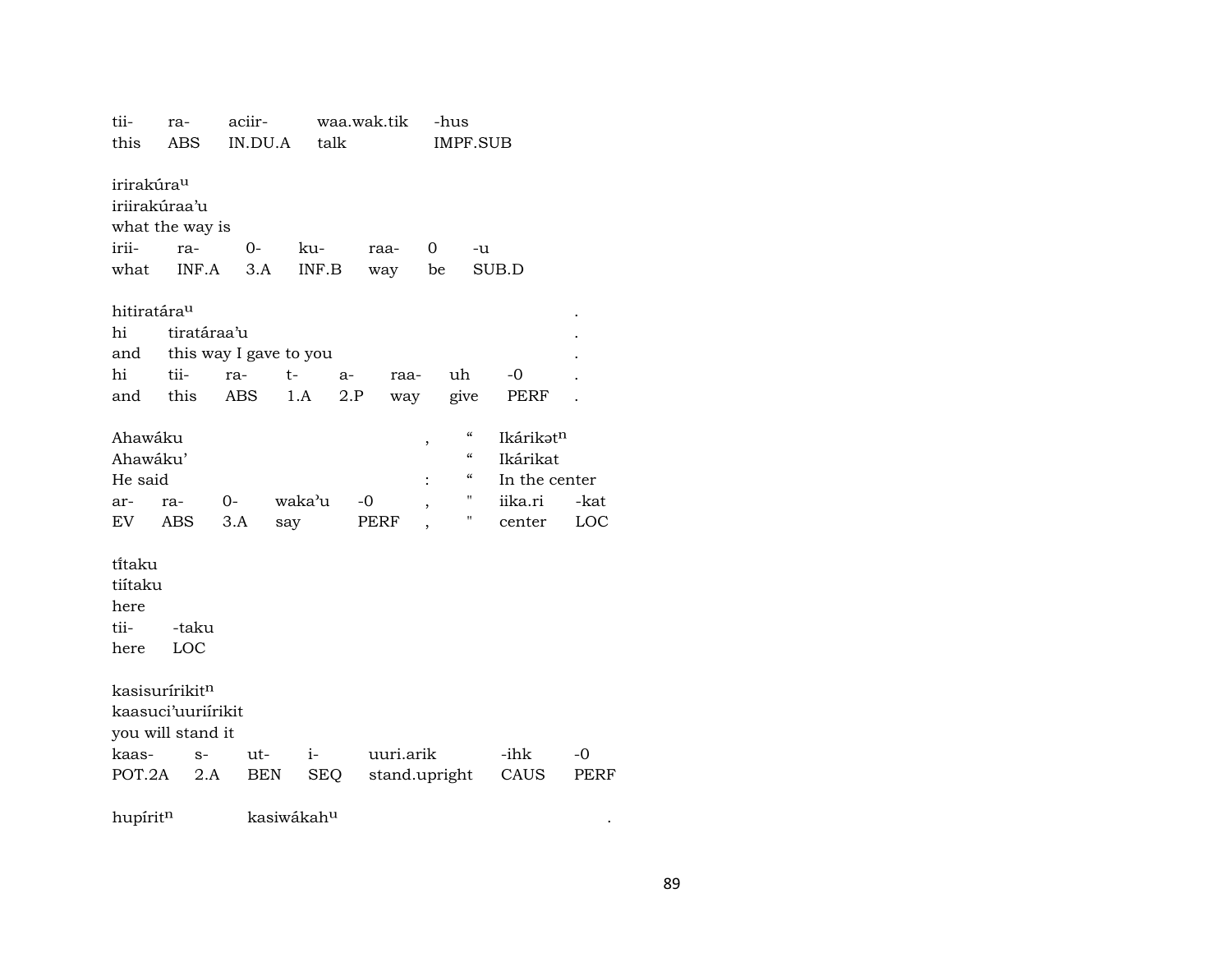| tii- | ra- | aciir- | waa.wak.tik | -hus |
|---|---|---|---|---|
| this | ABS | IN.DU.A | talk | IMPF.SUB |

irirakúra$^{u}$
iriirakúraa'u
what the way is

| irii- | ra- | 0- | ku- | raa- | 0 | -u |
|---|---|---|---|---|---|---|
| what | INF.A | 3.A | INF.B | way | be | SUB.D |

hitiratára$^{u}$ .
hi tiratáraa'u .
and this way I gave to you .

| hi | tii- | ra- | t- | a- | raa- | uh | -0 | . |
|---|---|---|---|---|---|---|---|---|
| and | this | ABS | 1.A | 2.P | way | give | PERF | . |

Ahawáku , " Ikárikət$^{n}$
Ahawáku' " Ikárikat
He said : " In the center

| ar- | ra- | 0- | waka'u | -0 | , | " | iika.ri | -kat |
|---|---|---|---|---|---|---|---|---|
| EV | ABS | 3.A | say | PERF | , | " | center | LOC |

tíˀtaku
tiítaku
here

| tii- | -taku |
|---|---|
| here | LOC |

kasisurírikit$^{n}$
kaasuci'uuriírikit
you will stand it

| kaas- | s- | ut- | i- | uuri.arik | -ihk | -0 |
|---|---|---|---|---|---|---|
| POT.2A | 2.A | BEN | SEQ | stand.upright | CAUS | PERF |

hupírit$^{n}$ kasiwákah$^{u}$ .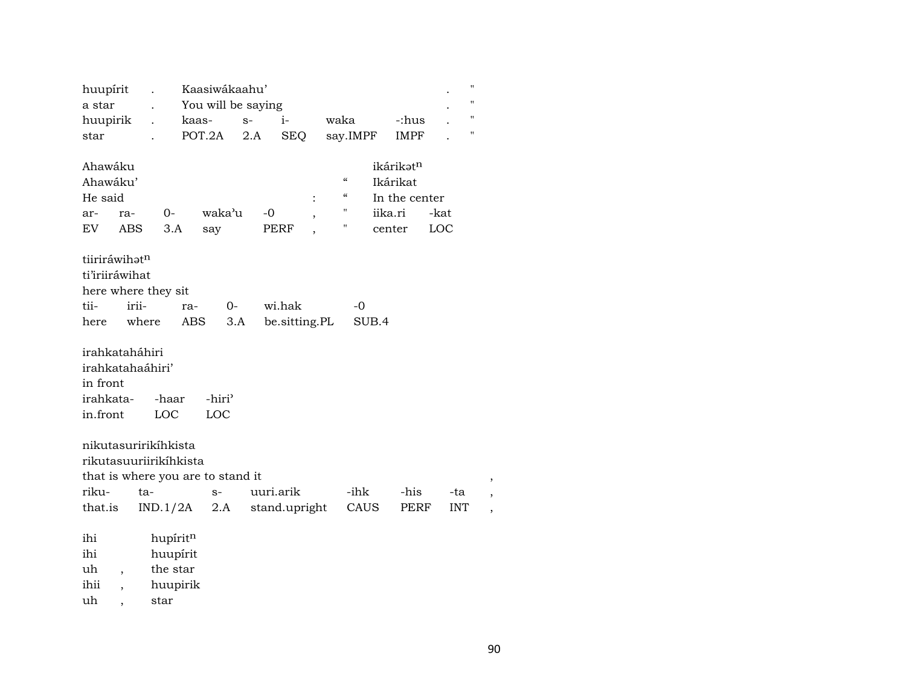| huupírit | . | Kaasiwákaahu’ | | | | | . | " |
|---|---|---|---|---|---|---|---|---|
| a star | . | You will be saying | | | | | . | " |
| huupirik | . | kaas- | s- | i- | waka | -:hus | . | " |
| star | . | POT.2A | 2.A | SEQ | say.IMPF | IMPF | . | " |

| Ahawáku | | | | | | | ikárikət$^{n}$ | |
|---|---|---|---|---|---|---|---|---|
| Ahawáku’ | | | | | | “ | Ikárikat | |
| He said | | | | | : | “ | In the center | |
| ar- | ra- | 0- | waka’u | -0 | , | " | iika.ri | -kat |
| EV | ABS | 3.A | say | PERF | , | " | center | LOC |

| tiiriráwihət$^{n}$ | | | | | |
|---|---|---|---|---|---|
| ti’iriiráwihat | | | | | |
| here where they sit | | | | | |
| tii- | irii- | ra- | 0- | wi.hak | -0 |
| here | where | ABS | 3.A | be.sitting.PL | SUB.4 |

| irahkatahаáhiri | | |
|---|---|---|
| irahkatahaáhiri’ | | |
| in front | | |
| irahkata- | -haar | -hiri’ |
| in.front | LOC | LOC |

| nikutasuririkíhkista | | | | | | | |
|---|---|---|---|---|---|---|---|
| rikutasuuriirikíhkista | | | | | | | |
| that is where you are to stand it | | | | | | | , |
| riku- | ta- | s- | uuri.arik | -ihk | -his | -ta | , |
| that.is | IND.1/2A | 2.A | stand.upright | CAUS | PERF | INT | , |

| ihi | | hupírit$^{n}$ |
|---|---|---|
| ihi | | huupírit |
| uh | , | the star |
| ihii | , | huupirik |
| uh | , | star |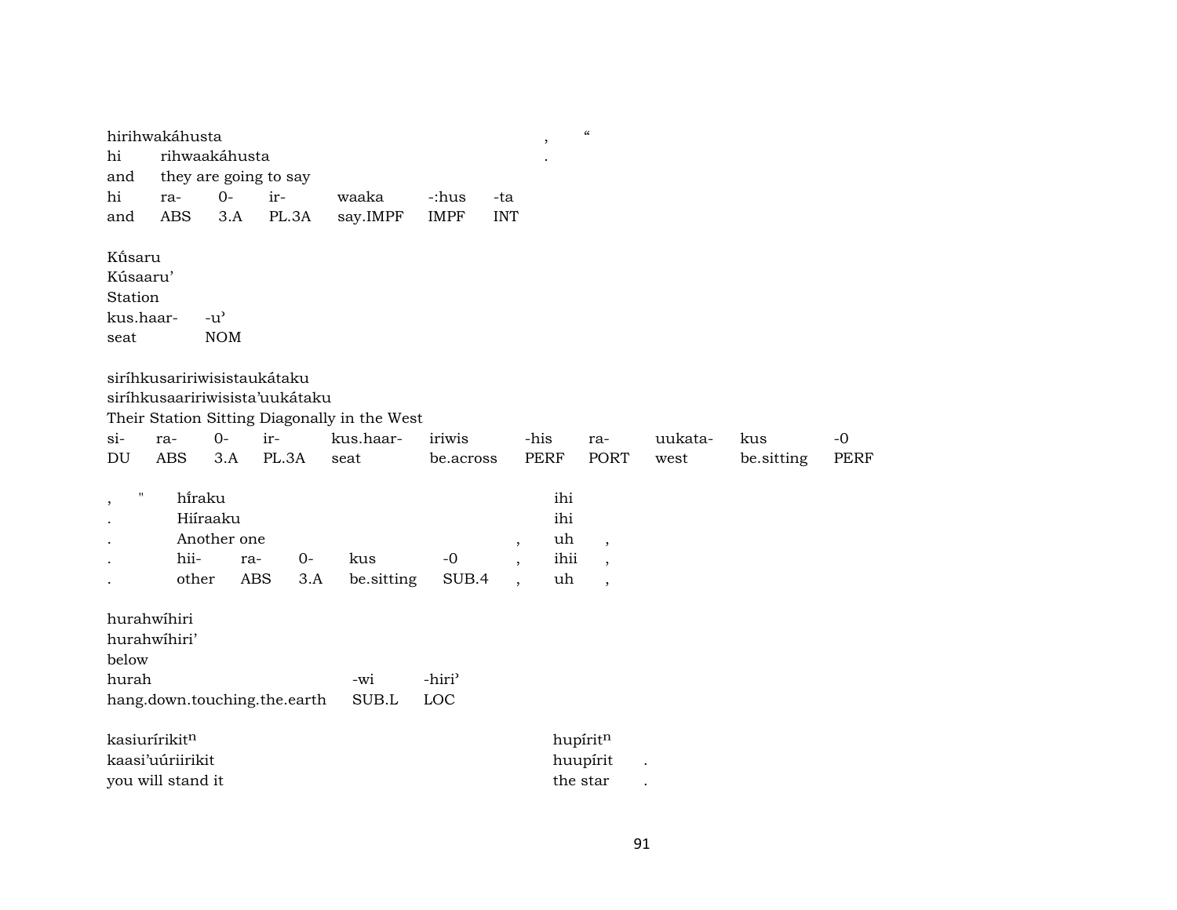| hirihwakáhusta | | | | | | | , | " |
|---|---|---|---|---|---|---|---|---|
| hi | rihwaakáhusta | | | | | | . | |
| and | they are going to say | | | | | | | |
| hi | ra- | 0- | ir- | waaka | -:hus | -ta | | |
| and | ABS | 3.A | PL.3A | say.IMPF | IMPF | INT | | |

| Kΰsaru | |
|---|---|
| Kúsaaru' | |
| Station | |
| kus.haar- | -u' |
| seat | NOM |

| siríhkusaririwisistaukátaku | | | | | | | | | | |
|---|---|---|---|---|---|---|---|---|---|---|
| siríhkusaaririwisista'uukátaku | | | | | | | | | | |
| Their Station Sitting Diagonally in the West | | | | | | | | | | |
| si- | ra- | 0- | ir- | kus.haar- | iriwis | -his | ra- | uukata- | kus | -0 |
| DU | ABS | 3.A | PL.3A | seat | be.across | PERF | PORT | west | be.sitting | PERF |

| , " | hΐraku | | | | | | ihi | |
|---|---|---|---|---|---|---|---|---|
| . | Hiíraaku | | | | | | ihi | |
| . | Another one | | | | | , | uh | , |
| . | hii- | ra- | 0- | kus | -0 | , | ihii | , |
| . | other | ABS | 3.A | be.sitting | SUB.4 | , | uh | , |

| hurahwíhiri | | |
|---|---|---|
| hurahwíhiri' | | |
| below | | |
| hurah | -wi | -hiri' |
| hang.down.touching.the.earth | SUB.L | LOC |

| kasiuríirikit$^n$ | hupírit$^n$ | |
|---|---|---|
| kaasi'uúriirikit | huupírit | . |
| you will stand it | the star | . |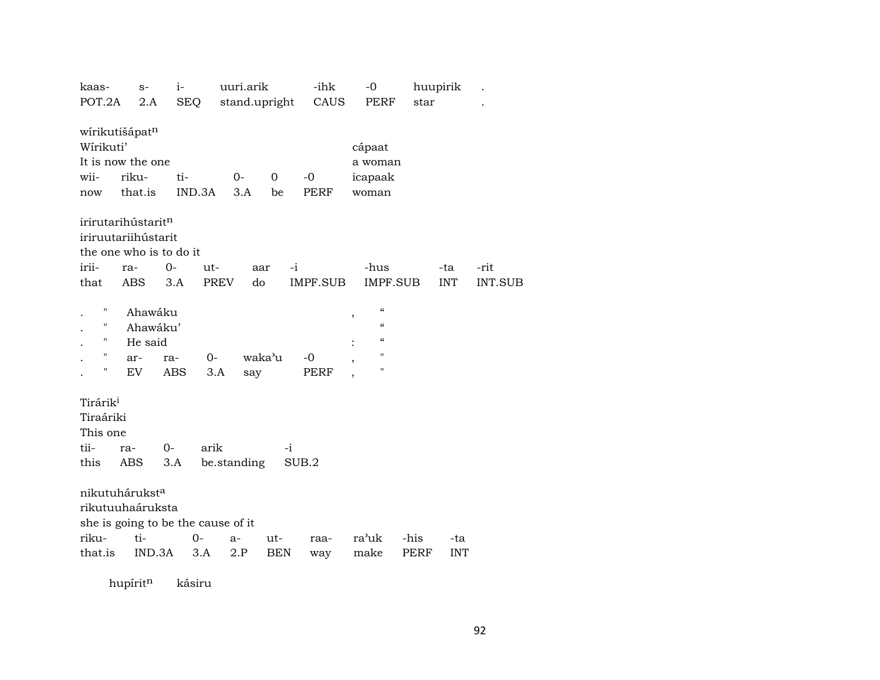| kaas- | s- | i- | uuri.arik | -ihk | -0 | huupirik | . |
|---|---|---|---|---|---|---|---|
| POT.2A | 2.A | SEQ | stand.upright | CAUS | PERF | star | . |

wírikutišápat[n]

| Wírikuti' | | | | | | cápaat |
|---|---|---|---|---|---|---|
| It is now the one | | | | | | a woman |
| wii- | riku- | ti- | 0- | 0 | -0 | icapaak |
| now | that.is | IND.3A | 3.A | be | PERF | woman |

irirutarihústarit[n]

iriruutariihústarit

the one who is to do it

| irii- | ra- | 0- | ut- | aar | -i | -hus | -ta | -rit |
|---|---|---|---|---|---|---|---|---|
| that | ABS | 3.A | PREV | do | IMPF.SUB | IMPF.SUB | INT | INT.SUB |

| . | " | Ahawáku | | | | , | " |
|---|---|---|---|---|---|---|---|
| . | " | Ahawáku' | | | | | " |
| . | " | He said | | | | : | " |
| . | " | ar- | ra- | 0- | waka'u | -0 | , | " |
| . | " | EV | ABS | 3.A | say | PERF | , | " |

Tirárik[i]

Tiraáriki

This one

| tii- | ra- | 0- | arik | -i |
|---|---|---|---|---|
| this | ABS | 3.A | be.standing | SUB.2 |

nikutuhárukst[a]

rikutuuhaáruksta

she is going to be the cause of it

| riku- | ti- | 0- | a- | ut- | raa- | ra'uk | -his | -ta |
|---|---|---|---|---|---|---|---|---|
| that.is | IND.3A | 3.A | 2.P | BEN | way | make | PERF | INT |

hupírit[n] kásiru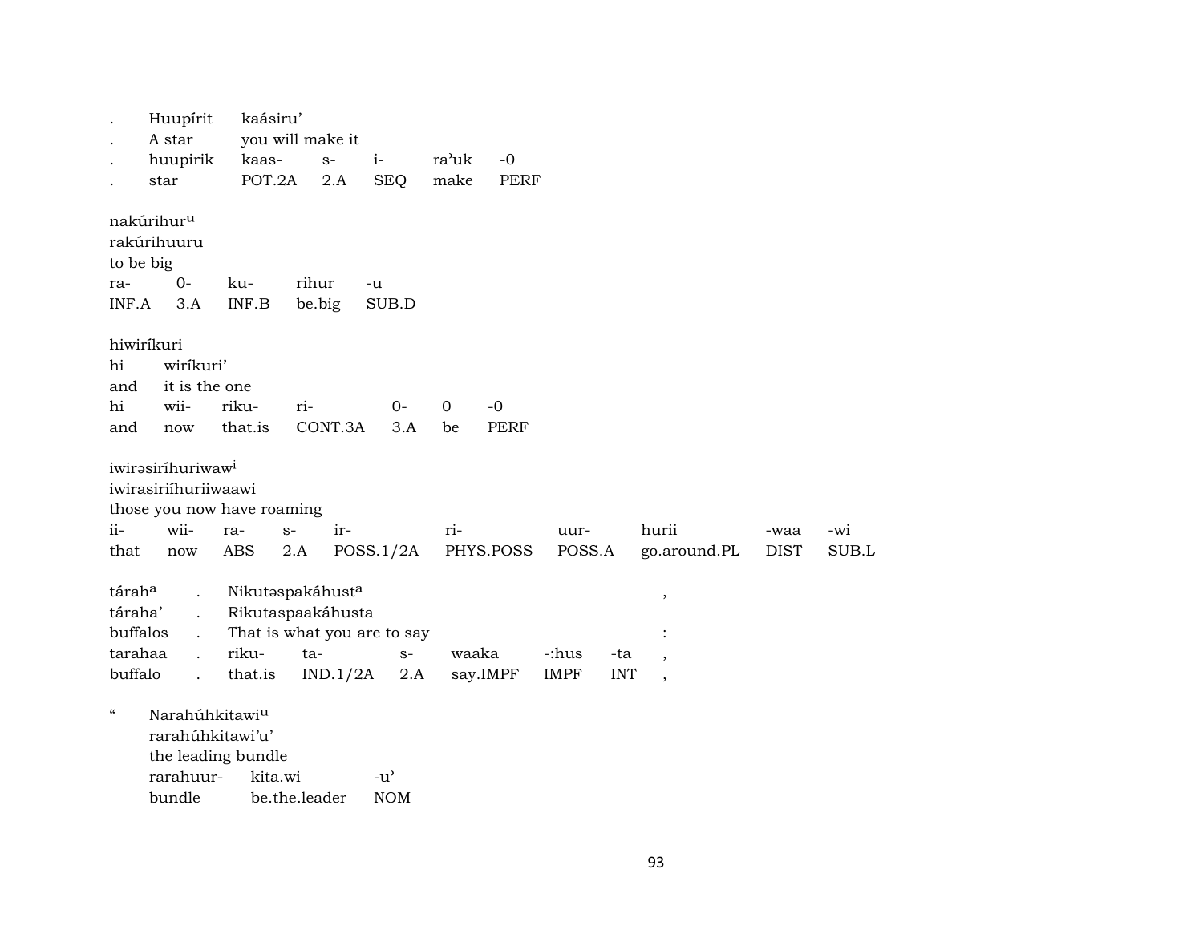| . | Huupírit | kaásiru’ | | | | |
|---|---|---|---|---|---|---|
| . | A star | you will make it | | | | |
| . | huupirik | kaas- | s- | i- | ra’uk | -0 |
| . | star | POT.2A | 2.A | SEQ | make | PERF |

nakúrihur[u]
rakúrihuuru
to be big

| ra- | 0- | ku- | rihur | -u |
|---|---|---|---|---|
| INF.A | 3.A | INF.B | be.big | SUB.D |

hiwiríkuri

| hi | wiríkuri’ | | | | | |
|---|---|---|---|---|---|---|
| and | it is the one | | | | | |
| hi | wii- | riku- | ri- | 0- | 0 | -0 |
| and | now | that.is | CONT.3A | 3.A | be | PERF |

iwirəsiríhuriwaw[i]
iwirasiriíhuriiwaawi
those you now have roaming

| ii- | wii- | ra- | s- | ir- | ri- | uur- | hurii | -waa | -wi |
|---|---|---|---|---|---|---|---|---|---|
| that | now | ABS | 2.A | POSS.1/2A | PHYS.POSS | POSS.A | go.around.PL | DIST | SUB.L |

| tárah[a] | . | Nikutəspakáhust[a] | | | | | | , |
|---|---|---|---|---|---|---|---|---|
| táraha’ | . | Rikutaspaakáhusta | | | | | | |
| buffalos | . | That is what you are to say | | | | | | : |
| tarahaa | . | riku- | ta- | s- | waaka | -:hus | -ta | , |
| buffalo | . | that.is | IND.1/2A | 2.A | say.IMPF | IMPF | INT | , |

“ Narahúhkitawi[u]
rarahúhkitawi’u’
the leading bundle

| rarahuur- | kita.wi | -u’ |
|---|---|---|
| bundle | be.the.leader | NOM |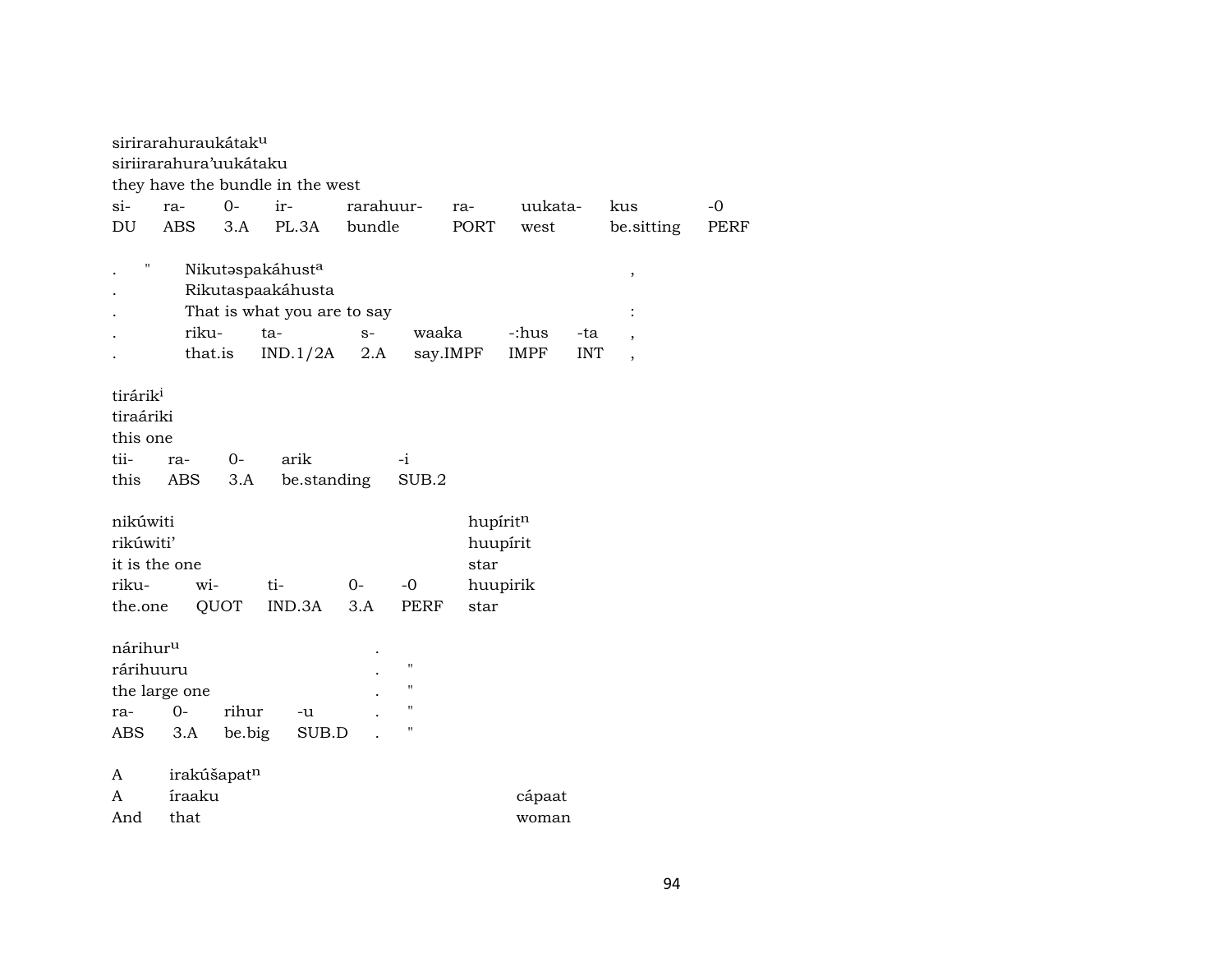sirirarahuraukátak[u]
siriirarahura'uukátaku
they have the bundle in the west

| si- | ra- | 0- | ir- | rarahuur- | ra- | uukata- | kus | -0 |
|---|---|---|---|---|---|---|---|---|
| DU | ABS | 3.A | PL.3A | bundle | PORT | west | be.sitting | PERF |

| . | " | Nikutəspakáhust[a] | | | | | | , |
|---|---|---|---|---|---|---|---|---|
| . | | Rikutaspaakáhusta | | | | | | |
| . | | That is what you are to say | | | | | | : |
| . | | riku- | ta- | s- | waaka | -:hus | -ta | , |
| . | | that.is | IND.1/2A | 2.A | say.IMPF | IMPF | INT | , |

tirárik[i]
tiraáriki
this one

| tii- | ra- | 0- | arik | -i |
|---|---|---|---|---|
| this | ABS | 3.A | be.standing | SUB.2 |

| nikúwiti | | | | | hupírit[n] |
|---|---|---|---|---|---|
| rikúwiti' | | | | | huupírit |
| it is the one | | | | | star |
| riku- | wi- | ti- | 0- | -0 | huupirik |
| the.one | QUOT | IND.3A | 3.A | PERF | star |

| nárihur[u] | | | | . | |
|---|---|---|---|---|---|
| rárihuuru | | | | . | " |
| the large one | | | | . | " |
| ra- | 0- | rihur | -u | . | " |
| ABS | 3.A | be.big | SUB.D | . | " |

| A | irakúšapat[n] | |
|---|---|---|
| A | íraaku | cápaat |
| And | that | woman |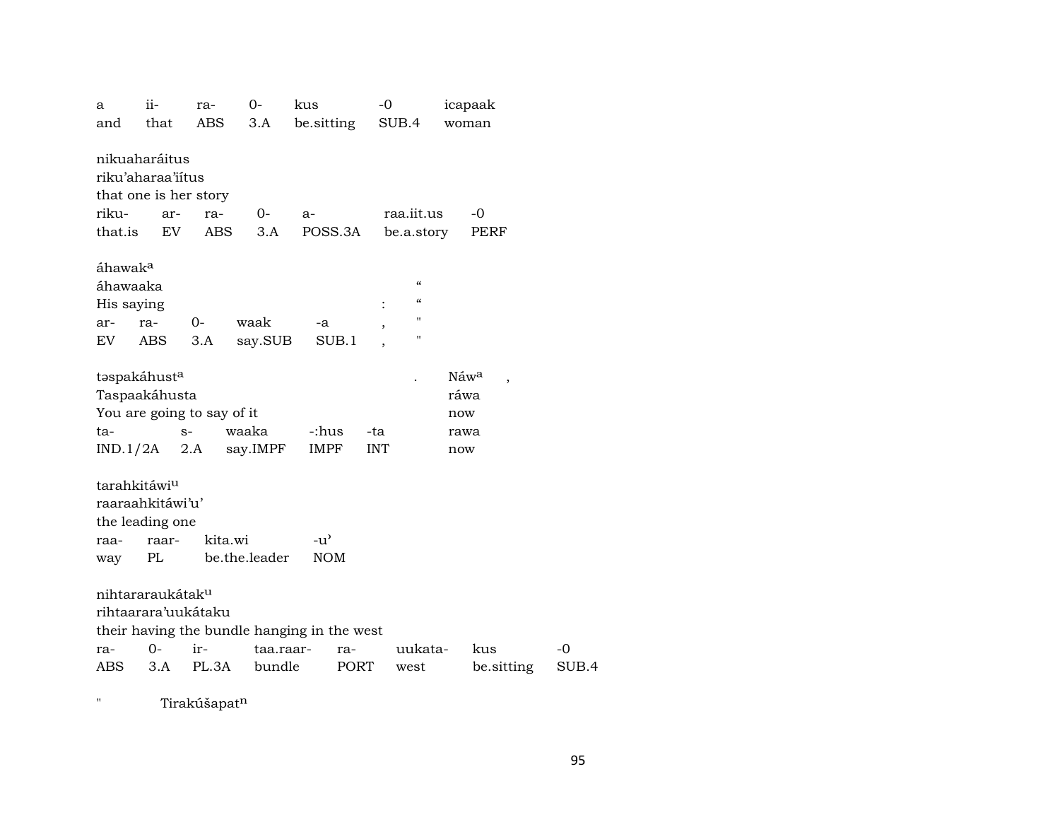| a | ii- | ra- | 0- | kus | -0 | icapaak |
|---|---|---|---|---|---|---|
| and | that | ABS | 3.A | be.sitting | SUB.4 | woman |

nikuaharáitus
riku'aharaa'iítus
that one is her story

| riku- | ar- | ra- | 0- | a- | raa.iit.us | -0 |
|---|---|---|---|---|---|---|
| that.is | EV | ABS | 3.A | POSS.3A | be.a.story | PERF |

áhawak[a] "
áhawaaka "
His saying : "

| ar- | ra- | 0- | waak | -a | , | " |
|---|---|---|---|---|---|---|
| EV | ABS | 3.A | say.SUB | SUB.1 | , | " |

təspakáhust[a] . Náw[a] ,
Taspaakáhusta ráwa
You are going to say of it now

| ta- | s- | waaka | -:hus | -ta | rawa |
|---|---|---|---|---|---|
| IND.1/2A | 2.A | say.IMPF | IMPF | INT | now |

tarahkitáwi[u]
raaraahkitáwi'u'
the leading one

| raa- | raar- | kita.wi | -u' |
|---|---|---|---|
| way | PL | be.the.leader | NOM |

nihtararaukátak[u]
rihtaarara'uukátaku
their having the bundle hanging in the west

| ra- | 0- | ir- | taa.raar- | ra- | uukata- | kus | -0 |
|---|---|---|---|---|---|---|---|
| ABS | 3.A | PL.3A | bundle | PORT | west | be.sitting | SUB.4 |

" Tirakúšapat[n]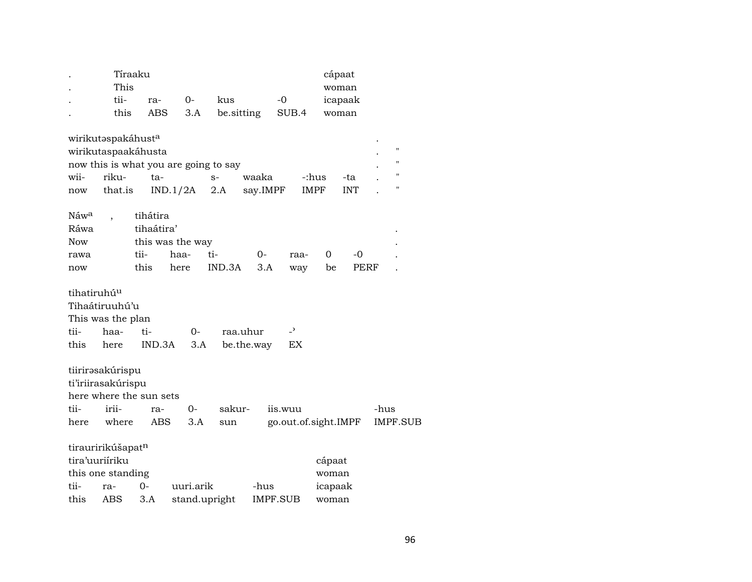| . | Tíraaku | | | | | cápaat |
|---|---|---|---|---|---|---|
| . | This | | | | | woman |
| . | tii- | ra- | 0- | kus | -0 | icapaak |
| . | this | ABS | 3.A | be.sitting | SUB.4 | woman |

| wirikutəspakáhust[a] | | | | | | | . | |
|---|---|---|---|---|---|---|---|---|
| wirikutaspaakáhusta | | | | | | | . | " |
| now this is what you are going to say | | | | | | | . | " |
| wii- | riku- | ta- | s- | waaka | -:hus | -ta | . | " |
| now | that.is | IND.1/2A | 2.A | say.IMPF | IMPF | INT | . | " |

| Náw[a] | , | tihátira | | | | | | |
|---|---|---|---|---|---|---|---|---|
| Ráwa | | tihaátira' | | | | | | . |
| Now | | this was the way | | | | | | . |
| rawa | | tii- | haa- | ti- | 0- | raa- | 0 | -0 | .
| now | | this | here | IND.3A | 3.A | way | be | PERF | .

| tihatiruhú[u] | | | | | |
|---|---|---|---|---|---|
| Tihaátiruuhú'u | | | | | |
| This was the plan | | | | | |
| tii- | haa- | ti- | 0- | raa.uhur | -ʾ |
| this | here | IND.3A | 3.A | be.the.way | EX |

| tiirirəsakúrispu | | | | | | |
|---|---|---|---|---|---|---|
| ti'iriirasakúrispu | | | | | | |
| here where the sun sets | | | | | | |
| tii- | irii- | ra- | 0- | sakur- | iis.wuu | -hus |
| here | where | ABS | 3.A | sun | go.out.of.sight.IMPF | IMPF.SUB |

| tirauririkúšapat[n] | | | | | |
|---|---|---|---|---|---|
| tira'uuriíriku | | | | | cápaat |
| this one standing | | | | | woman |
| tii- | ra- | 0- | uuri.arik | -hus | icapaak |
| this | ABS | 3.A | stand.upright | IMPF.SUB | woman |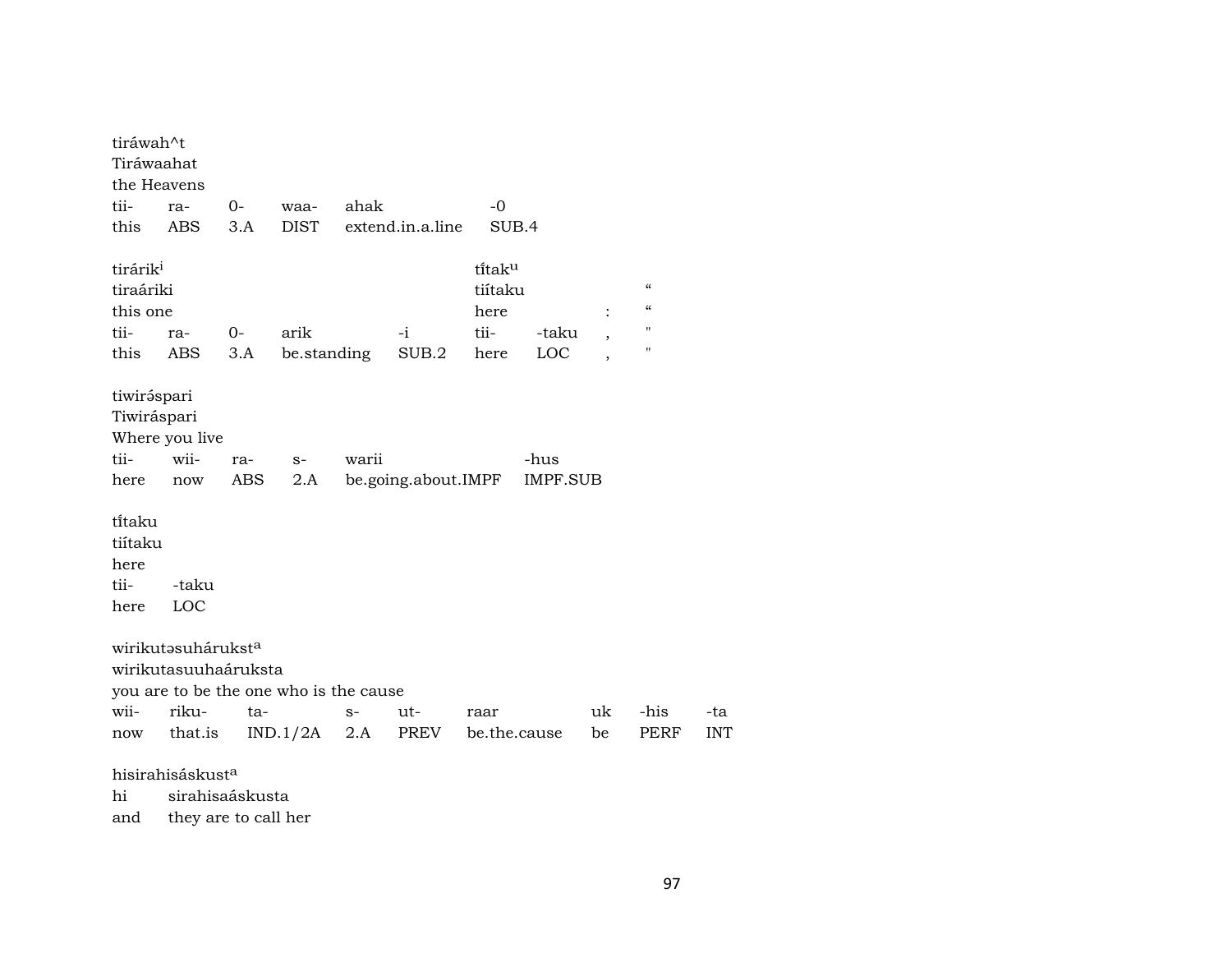tiráwah^t
Tiráwaahat
the Heavens

| tii- | ra- | 0- | waa- | ahak | -0 |
|---|---|---|---|---|---|
| this | ABS | 3.A | DIST | extend.in.a.line | SUB.4 |

tirárik[i]
tiraáriki
this one

tíitak[u]
tiítaku
here : " "

| tii- | ra- | 0- | arik | -i | tii- | -taku | , | " |
|---|---|---|---|---|---|---|---|---|
| this | ABS | 3.A | be.standing | SUB.2 | here | LOC | , | " |

tiwirə́spari
Tiwiráspari
Where you live

| tii- | wii- | ra- | s- | warii | -hus |
|---|---|---|---|---|---|
| here | now | ABS | 2.A | be.going.about.IMPF | IMPF.SUB |

tíitaku
tiítaku
here

| tii- | -taku |
|---|---|
| here | LOC |

wirikutəsuhárukst[a]
wirikutasuuhaáruksta
you are to be the one who is the cause

| wii- | riku- | ta- | s- | ut- | raar | uk | -his | -ta |
|---|---|---|---|---|---|---|---|---|
| now | that.is | IND.1/2A | 2.A | PREV | be.the.cause | be | PERF | INT |

hisirahisáskust[a]
hi sirahisaáskusta
and they are to call her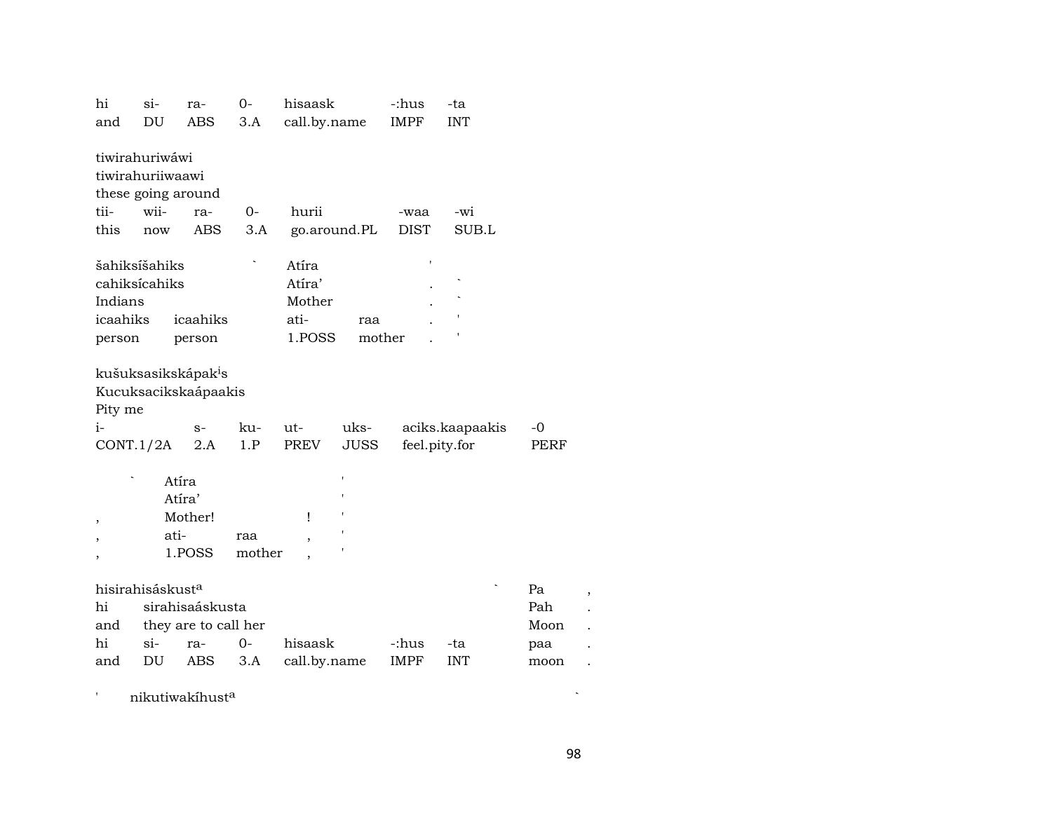| hi | si- | ra- | 0- | hisaask | -:hus | -ta |
|---|---|---|---|---|---|---|
| and | DU | ABS | 3.A | call.by.name | IMPF | INT |

tiwirahuriwáwi
tiwirahuriiwaawi
these going around

| tii- | wii- | ra- | 0- | hurii | -waa | -wi |
|---|---|---|---|---|---|---|
| this | now | ABS | 3.A | go.around.PL | DIST | SUB.L |

| šahiksíšahiks | | ` | Atíra | | ' | |
|---|---|---|---|---|---|---|
| cahiksícahiks | | | Atíra’ | | . | ` |
| Indians | | | Mother | | . | ` |
| icaahiks | icaahiks | | ati- | raa | . | ' |
| person | person | | 1.POSS | mother | . | ' |

kušuksasikskápak[i]s
Kucuksacikskaápaakis
Pity me

| i- | s- | ku- | ut- | uks- | aciks.kaapaakis | -0 |
|---|---|---|---|---|---|---|
| CONT.1/2A | 2.A | 1.P | PREV | JUSS | feel.pity.for | PERF |

| ` | Atíra | | | ' |
|---|---|---|---|---|
| | Atíra’ | | | ' |
| , | Mother! | | ! | ' |
| , | ati- | raa | , | ' |
| , | 1.POSS | mother | , | ' |

| hisirahisáskust[a] | | | | | | | ` | Pa | , |
|---|---|---|---|---|---|---|---|---|---|
| hi | sirahisaáskusta | | | | | | | Pah | . |
| and | they are to call her | | | | | | | Moon | . |
| hi | si- | ra- | 0- | hisaask | -:hus | -ta | | paa | . |
| and | DU | ABS | 3.A | call.by.name | IMPF | INT | | moon | . |

' nikutiwakíhust[a] `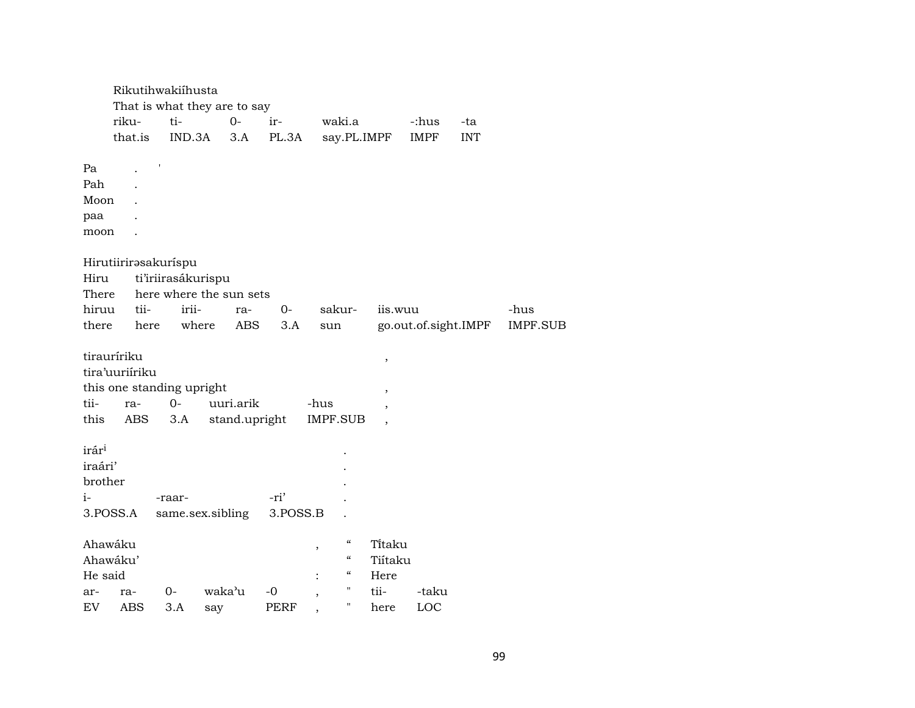Rikutihwakiíhusta
That is what they are to say

| riku- | ti- | 0- | ir- | waki.a | -:hus | -ta |
|---|---|---|---|---|---|---|
| that.is | IND.3A | 3.A | PL.3A | say.PL.IMPF | IMPF | INT |

Pa . '
Pah .
Moon .

| paa | . |
|---|---|
| moon | . |

Hirutiirirəsakuríspu
Hiru ti'iriirasákurispu
There here where the sun sets

| hiruu | tii- | irii- | ra- | 0- | sakur- | iis.wuu | -hus |
|---|---|---|---|---|---|---|---|
| there | here | where | ABS | 3.A | sun | go.out.of.sight.IMPF | IMPF.SUB |

tirauríriku ,
tira'uuriíriku
this one standing upright ,

| tii- | ra- | 0- | uuri.arik | -hus | , |
|---|---|---|---|---|---|
| this | ABS | 3.A | stand.upright | IMPF.SUB | , |

irár[i] .
iraári' .
brother .

| i- | -raar- | -ri' | . |
|---|---|---|---|
| 3.POSS.A | same.sex.sibling | 3.POSS.B | . |

Ahawáku , " Tĩtaku
Ahawáku' " Tiítaku
He said : " Here

| ar- | ra- | 0- | waka'u | -0 | , | " | tii- | -taku |
|---|---|---|---|---|---|---|---|---|
| EV | ABS | 3.A | say | PERF | , | " | here | LOC |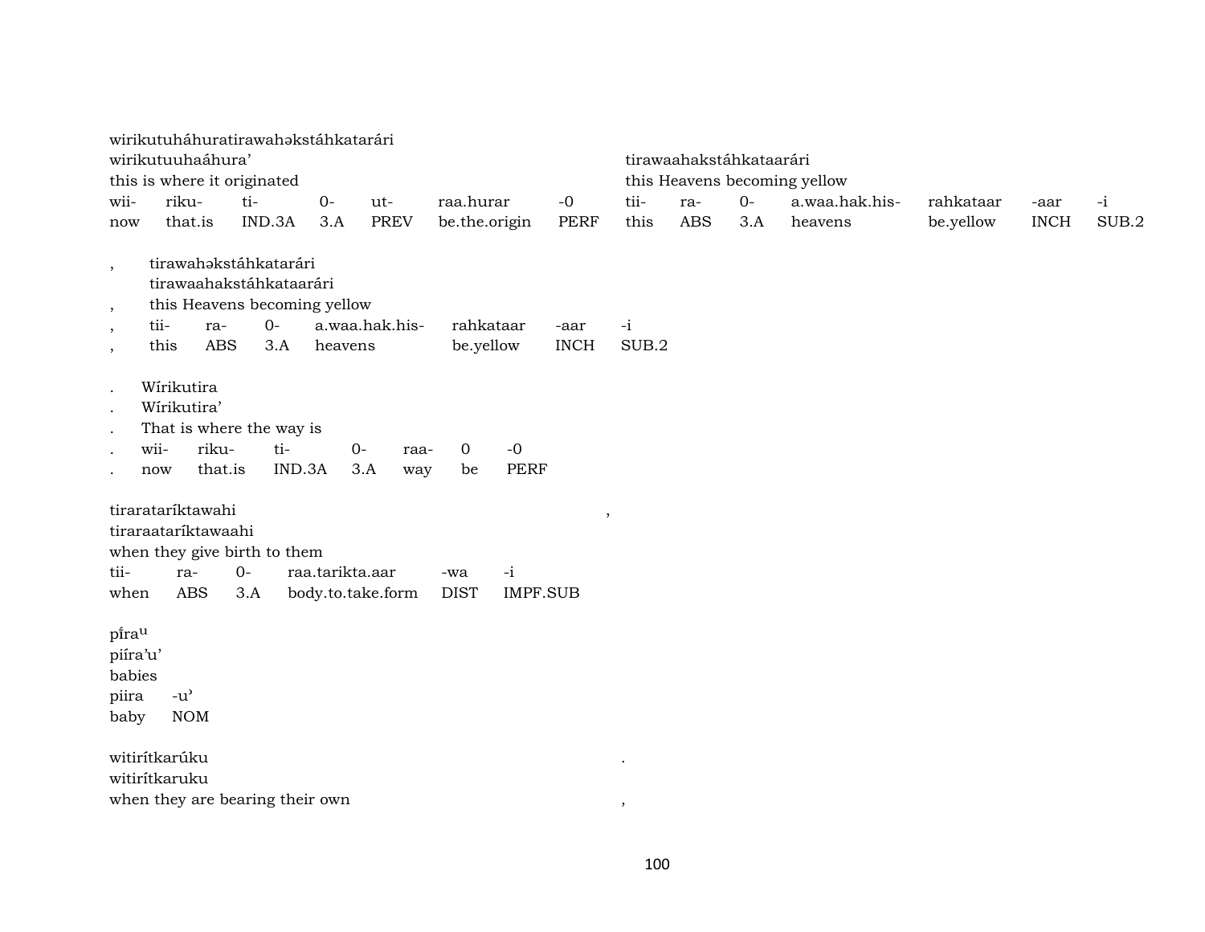wirikutuháhuratirawahəkstáhkatarári
wirikutuuhaáhura’ tirawaahakstáhkataarári
this is where it originated this Heavens becoming yellow

| wii- | riku- | ti- | 0- | ut- | raa.hurar | -0 | tii- | ra- | 0- | a.waa.hak.his- | rahkataar | -aar | -i |
|---|---|---|---|---|---|---|---|---|---|---|---|---|---|
| now | that.is | IND.3A | 3.A | PREV | be.the.origin | PERF | this | ABS | 3.A | heavens | be.yellow | INCH | SUB.2 |

, tirawahəkstáhkatarári
tirawaahakstáhkataarári
, this Heavens becoming yellow

| , | tii- | ra- | 0- | a.waa.hak.his- | rahkataar | -aar | -i |
|---|---|---|---|---|---|---|---|
| , | this | ABS | 3.A | heavens | be.yellow | INCH | SUB.2 |

. Wírikutira
. Wírikutira’
. That is where the way is

| . | wii- | riku- | ti- | 0- | raa- | 0 | -0 |
|---|---|---|---|---|---|---|---|
| . | now | that.is | IND.3A | 3.A | way | be | PERF |

tiraratariktawahi ,
tiraraatariktawaahi
when they give birth to them

| tii- | ra- | 0- | raa.tarikta.aar | -wa | -i |
|---|---|---|---|---|---|
| when | ABS | 3.A | body.to.take.form | DIST | IMPF.SUB |

pı̃ra[u]
piíra’u’
babies

| piira | -u’ |
|---|---|
| baby | NOM |

witirítkarúku .
witirítkaruku
when they are bearing their own ,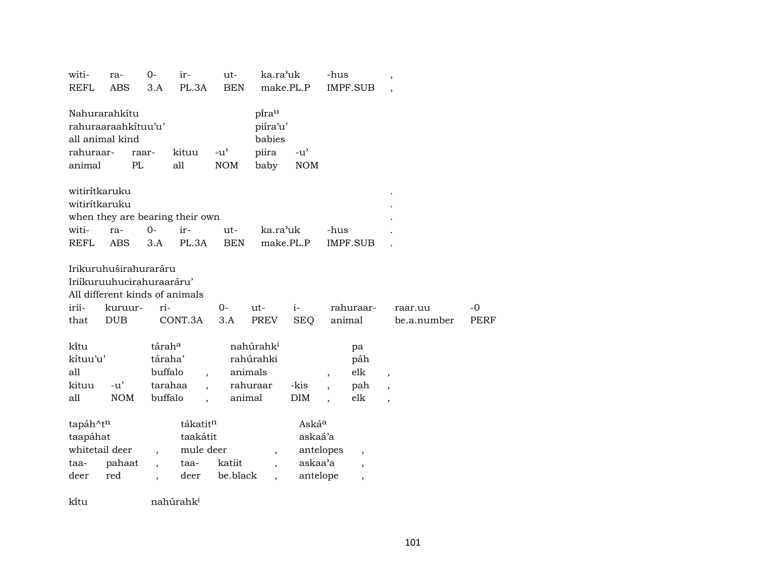| witi- | ra- | 0- | ir- | ut- | ka.ra'uk | -hus | , |
|---|---|---|---|---|---|---|---|
| REFL | ABS | 3.A | PL.3A | BEN | make.PL.P | IMPF.SUB | , |

| Nahurarahkítu | | | | píra^u | |
|---|---|---|---|---|---|
| rahuraaraahkítuu'u' | | | | piíra'u' | |
| all animal kind | | | | babies | |
| rahuraar- | raar- | kituu | -u' | piira | -u' |
| animal | PL | all | NOM | baby | NOM |

| witirítkaruku | | | | | | | . |
|---|---|---|---|---|---|---|---|
| witirítkaruku | | | | | | | . |
| when they are bearing their own | | | | | | | . |
| witi- | ra- | 0- | ir- | ut- | ka.ra'uk | -hus | . |
| REFL | ABS | 3.A | PL.3A | BEN | make.PL.P | IMPF.SUB | . |

| Irikuruhuširahuraráru | | | | | | | | |
|---|---|---|---|---|---|---|---|---|
| Iriíkuruuhucirahuraaráru' | | | | | | | | |
| All different kinds of animals | | | | | | | | |
| irii- | kuruur- | ri- | 0- | ut- | i- | rahuraar- | raar.uu | -0 |
| that | DUB | CONT.3A | 3.A | PREV | SEQ | animal | be.a.number | PERF |

| kítu | | táraha | | nahúrahki | | | pa | |
|---|---|---|---|---|---|---|---|---|
| kítuu'u' | | táraha' | | rahúrahki | | | páh | |
| all | | buffalo | , | animals | | , | elk | , |
| kituu | -u' | tarahaa | , | rahuraar | -kis | , | pah | , |
| all | NOM | buffalo | , | animal | DIM | , | elk | , |

| tapáh^tn | | | tákatitn | | | Askáa | |
|---|---|---|---|---|---|---|---|
| taapáhat | | | taakátit | | | askaá'a | |
| whitetail deer | | , | mule deer | | , | antelopes | , |
| taa- | pahaat | , | taa- | katiit | , | askaa'a | , |
| deer | red | , | deer | be.black | , | antelope | , |

kítu nahúrahki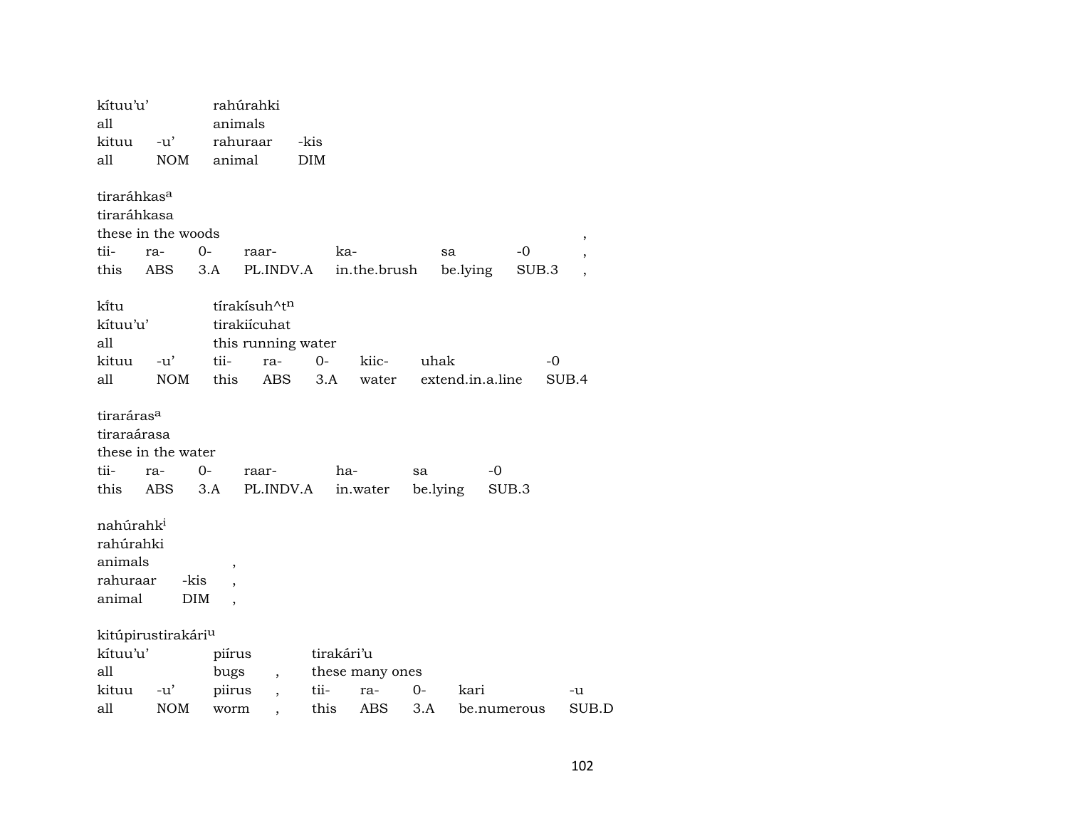kítuu'u' rahúrahki
all animals
kituu -u' rahuraar -kis
all NOM animal DIM

tiraráhkas[a]
tiraráhkasa
these in the woods ,
tii- ra- 0- raar- ka- sa -0 ,
this ABS 3.A PL.INDV.A in.the.brush be.lying SUB.3 ,

kı̃tu tírakísuh^t[n]
kítuu'u' tirakiícuhat
all this running water
kituu -u' tii- ra- 0- kiic- uhak -0
all NOM this ABS 3.A water extend.in.a.line SUB.4

tiraráras[a]
tiraraárasa
these in the water
tii- ra- 0- raar- ha- sa -0
this ABS 3.A PL.INDV.A in.water be.lying SUB.3

nahúrahk[i]
rahúrahki
animals ,
rahuraar -kis ,
animal DIM ,

kitúpirustirakári[u]
kítuu'u' piírus tirakári'u
all bugs , these many ones
kituu -u' piirus , tii- ra- 0- kari -u
all NOM worm , this ABS 3.A be.numerous SUB.D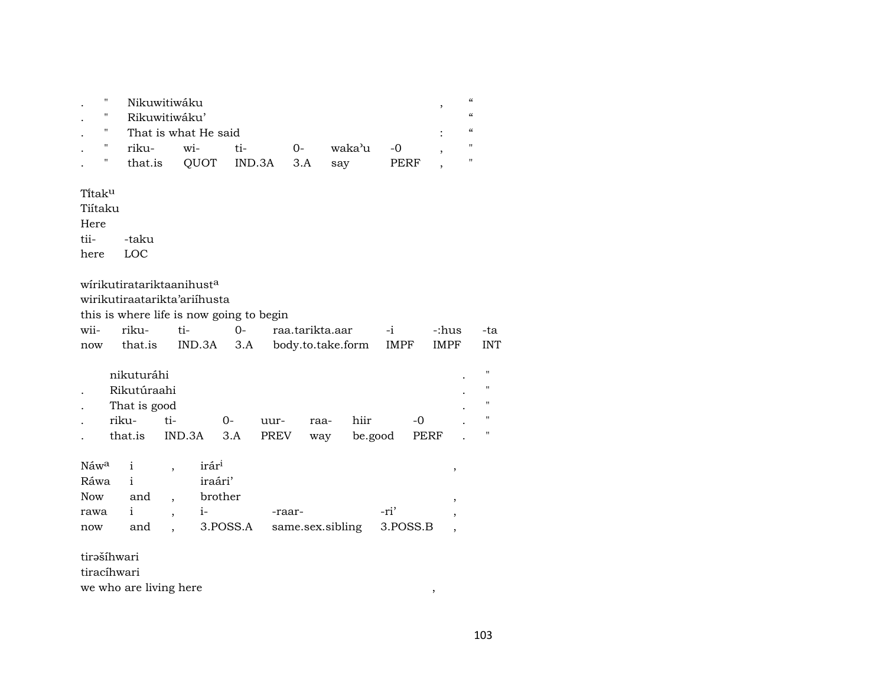| . | " | Nikuwitiwáku | | | | | , | “ |
|---|---|---|---|---|---|---|---|---|
| . | " | Rikuwitiwáku’ | | | | | | “ |
| . | " | That is what He said | | | | | : | “ |
| . | " | riku- | wi- | ti- | 0- | waka’u | -0 | , | " |
| . | " | that.is | QUOT | IND.3A | 3.A | say | PERF | , | " |

Tĩtak[u]
Tiítaku
Here

| tii- | -taku |
|---|---|
| here | LOC |

wírikutiratariktaanihust[a]
wirikutiraatarikta’ariíhusta
this is where life is now going to begin

| wii- | riku- | ti- | 0- | raa.tarikta.aar | -i | -:hus | -ta |
|---|---|---|---|---|---|---|---|
| now | that.is | IND.3A | 3.A | body.to.take.form | IMPF | IMPF | INT |

| | nikuturáhi | | | | | | | . | " |
|---|---|---|---|---|---|---|---|---|---|
| . | Rikutúraahi | | | | | | | . | " |
| . | That is good | | | | | | | . | " |
| . | riku- | ti- | 0- | uur- | raa- | hiir | -0 | . | " |
| . | that.is | IND.3A | 3.A | PREV | way | be.good | PERF | . | " |

| Náw[a] | i | , | irár[i] | | | , |
|---|---|---|---|---|---|---|
| Ráwa | i | | iraári’ | | | |
| Now | and | , | brother | | | , |
| rawa | i | , | i- | -raar- | -ri’ | , |
| now | and | , | 3.POSS.A | same.sex.sibling | 3.POSS.B | , |

tirəšíhwari
tiracíhwari
we who are living here ,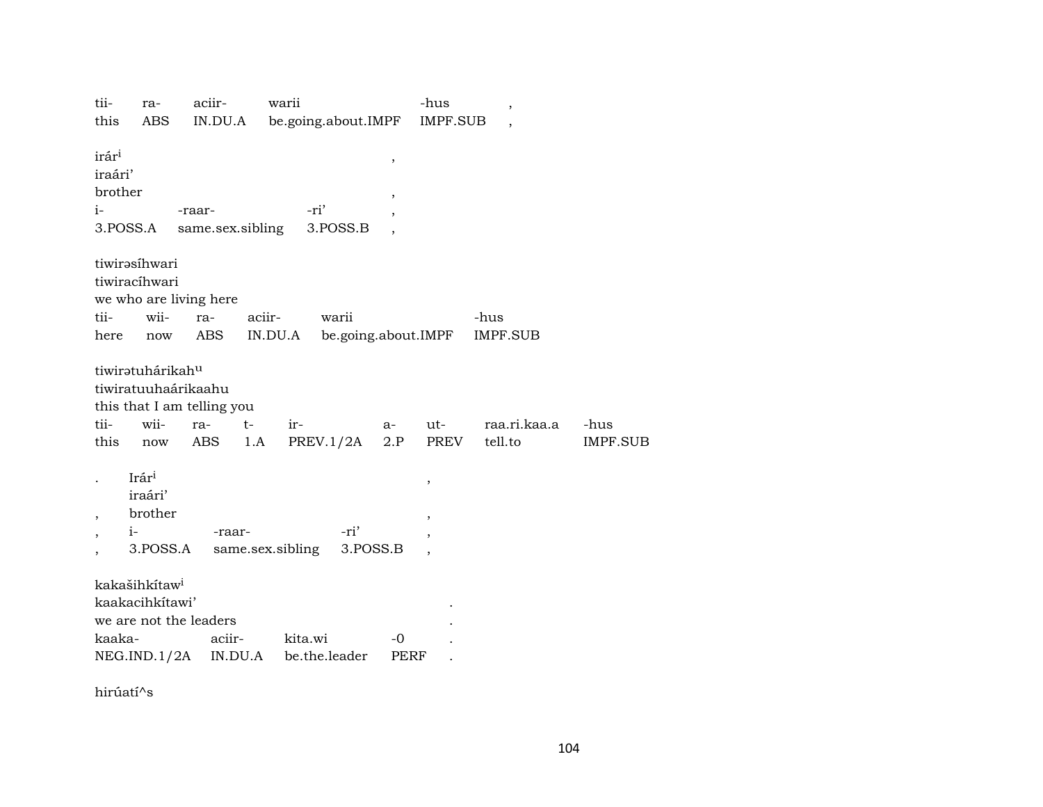| tii- | ra- | aciir- | warii | -hus | , |
|---|---|---|---|---|---|
| this | ABS | IN.DU.A | be.going.about.IMPF | IMPF.SUB | , |

irár[i] ,
iraári’
brother ,

| i- | -raar- | -ri’ | , |
|---|---|---|---|
| 3.POSS.A | same.sex.sibling | 3.POSS.B | , |

tiwirəsíhwari
tiwiracíhwari
we who are living here

| tii- | wii- | ra- | aciir- | warii | -hus |
|---|---|---|---|---|---|
| here | now | ABS | IN.DU.A | be.going.about.IMPF | IMPF.SUB |

tiwirətuhárikah[u]
tiwiratuuhaárikaahu
this that I am telling you

| tii- | wii- | ra- | t- | ir- | a- | ut- | raa.ri.kaa.a | -hus |
|---|---|---|---|---|---|---|---|---|
| this | now | ABS | 1.A | PREV.1/2A | 2.P | PREV | tell.to | IMPF.SUB |

. Irár[i] ,
iraári’
, brother ,

| , | i- | -raar- | -ri’ | , |
|---|---|---|---|---|
| , | 3.POSS.A | same.sex.sibling | 3.POSS.B | , |

kakašihkítaw[i]
kaakacihkítawi’ .
we are not the leaders .

| kaaka- | aciir- | kita.wi | -0 | . |
|---|---|---|---|---|
| NEG.IND.1/2A | IN.DU.A | be.the.leader | PERF | . |

hirúatí^s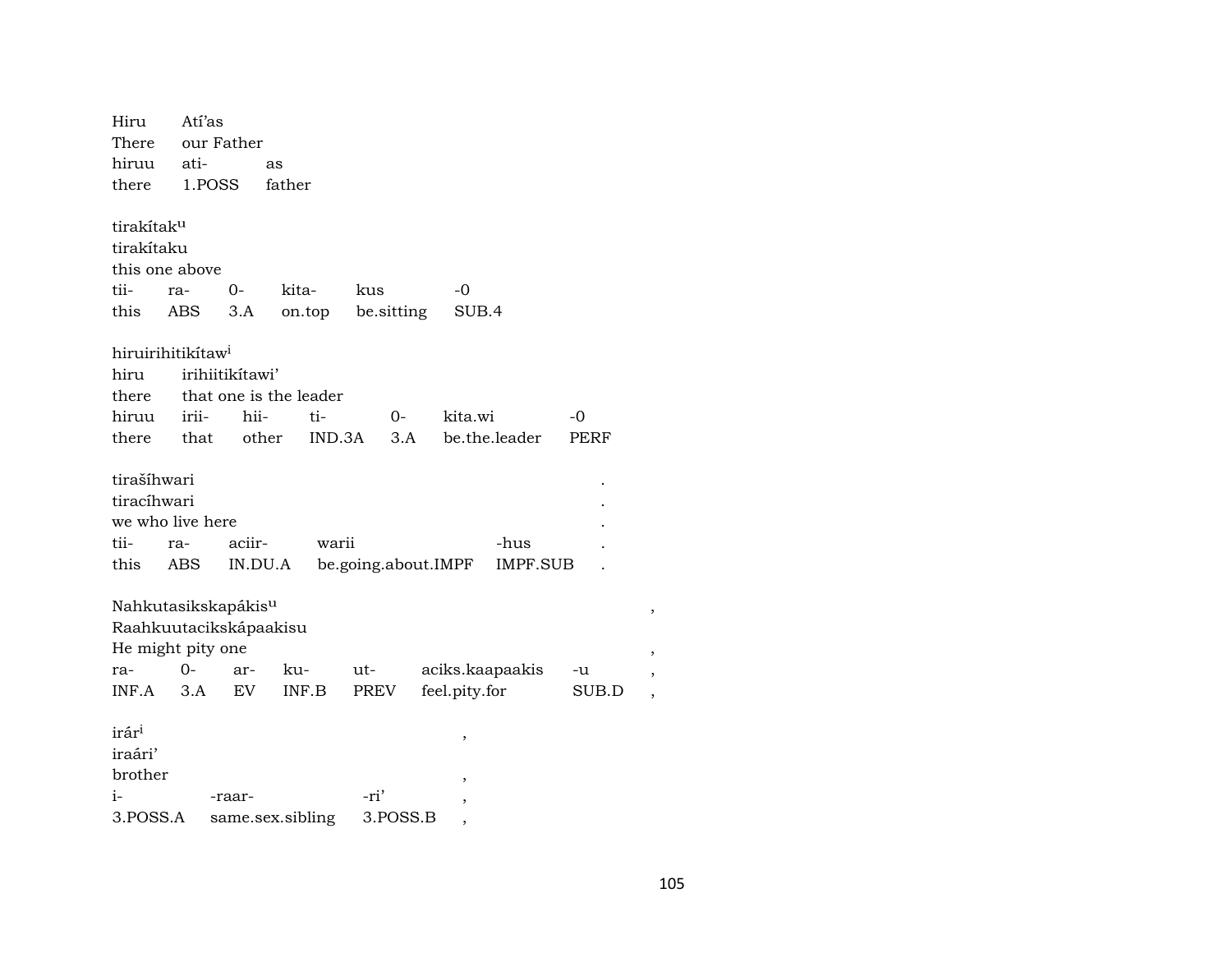Hiru Atí'as
There our Father

| hiruu | ati- | as |
|---|---|---|
| there | 1.POSS | father |

tirakítak^u
tirakítaku
this one above

| tii- | ra- | 0- | kita- | kus | -0 |
|---|---|---|---|---|---|
| this | ABS | 3.A | on.top | be.sitting | SUB.4 |

hiruirihitikítaw^i
hiru irihiitikítawi'
there that one is the leader

| hiruu | irii- | hii- | ti- | 0- | kita.wi | -0 |
|---|---|---|---|---|---|---|
| there | that | other | IND.3A | 3.A | be.the.leader | PERF |

tirašíhwari .
tiracíhwari .
we who live here .

| tii- | ra- | aciir- | warii | -hus | . |
|---|---|---|---|---|---|
| this | ABS | IN.DU.A | be.going.about.IMPF | IMPF.SUB | . |

Nahkutasikskapákis^u ,
Raahkuutacikskápaakisu
He might pity one ,

| ra- | 0- | ar- | ku- | ut- | aciks.kaapaakis | -u | , |
|---|---|---|---|---|---|---|---|
| INF.A | 3.A | EV | INF.B | PREV | feel.pity.for | SUB.D | , |

irár^i ,
iraári'
brother ,

| i- | -raar- | -ri' | , |
|---|---|---|---|
| 3.POSS.A | same.sex.sibling | 3.POSS.B | , |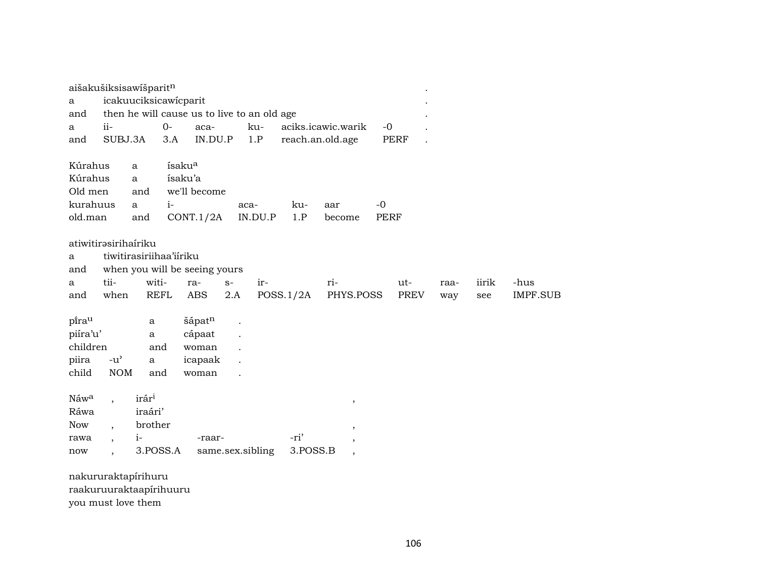aišakušiksisawíšparit[n] .
a icakuuciksicawícparit .
and then he will cause us to live to an old age .

| a | ii- | 0- | aca- | ku- | aciks.icawic.warik | -0 | . |
|---|---|---|---|---|---|---|---|
| and | SUBJ.3A | 3.A | IN.DU.P | 1.P | reach.an.old.age | PERF | . |

| Kúrahus | a | ísaku[a] | | | | |
|---|---|---|---|---|---|---|
| Kúrahus | a | ísaku'a | | | | |
| Old men | and | we'll become | | | | |
| kurahuus | a | i- | aca- | ku- | aar | -0 |
| old.man | and | CONT.1/2A | IN.DU.P | 1.P | become | PERF |

atiwitirəsirihaíriku
a tiwitirasiriihaa'iíriku
and when you will be seeing yours

| a | tii- | witi- | ra- | s- | ir- | ri- | ut- | raa- | iirik | -hus |
|---|---|---|---|---|---|---|---|---|---|---|
| and | when | REFL | ABS | 2.A | POSS.1/2A | PHYS.POSS | PREV | way | see | IMPF.SUB |

| pí̃ra[u] | | a | šápat[n] | . |
|---|---|---|---|---|
| piíra'u' | | a | cápaat | . |
| children | | and | woman | . |
| piira | -u' | a | icapaak | . |
| child | NOM | and | woman | . |

| Náw[a] | , | irár[i] | | | , |
|---|---|---|---|---|---|
| Ráwa | | iraári' | | | |
| Now | , | brother | | | , |
| rawa | , | i- | -raar- | -ri' | , |
| now | , | 3.POSS.A | same.sex.sibling | 3.POSS.B | , |

nakururaktapírihuru
raakuruuraktaapírihuuru
you must love them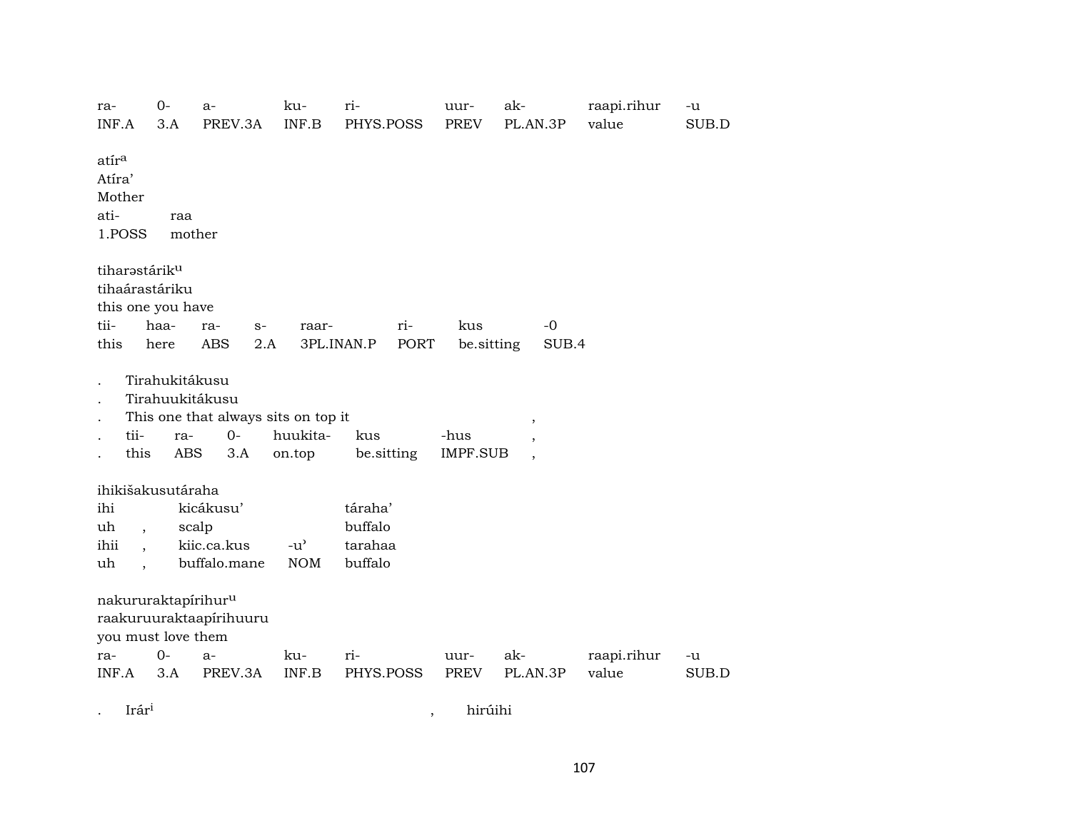| ra- | 0- | a- | ku- | ri- | uur- | ak- | raapi.rihur | -u |
|---|---|---|---|---|---|---|---|---|
| INF.A | 3.A | PREV.3A | INF.B | PHYS.POSS | PREV | PL.AN.3P | value | SUB.D |

atír[a]
Atíra'
Mother

| ati- | raa |
|---|---|
| 1.POSS | mother |

tiharəstárik[u]
tihaárastáriku
this one you have

| tii- | haa- | ra- | s- | raar- | ri- | kus | -0 |
|---|---|---|---|---|---|---|---|
| this | here | ABS | 2.A | 3PL.INAN.P | PORT | be.sitting | SUB.4 |

. Tirahukitákusu
. Tirahuukitákusu
. This one that always sits on top it ,

| . | tii- | ra- | 0- | huukita- | kus | -hus | , |
|---|---|---|---|---|---|---|---|
| . | this | ABS | 3.A | on.top | be.sitting | IMPF.SUB | , |

ihikišakusutáraha

| ihi | | kicákusu' | | táraha' |
|---|---|---|---|---|
| uh | , | scalp | | buffalo |
| ihii | , | kiic.ca.kus | -u' | tarahaa |
| uh | , | buffalo.mane | NOM | buffalo |

nakururaktapírihur[u]
raakuruuraktaapírihuuru
you must love them

| ra- | 0- | a- | ku- | ri- | uur- | ak- | raapi.rihur | -u |
|---|---|---|---|---|---|---|---|---|
| INF.A | 3.A | PREV.3A | INF.B | PHYS.POSS | PREV | PL.AN.3P | value | SUB.D |

. Irár[i] , hirúihi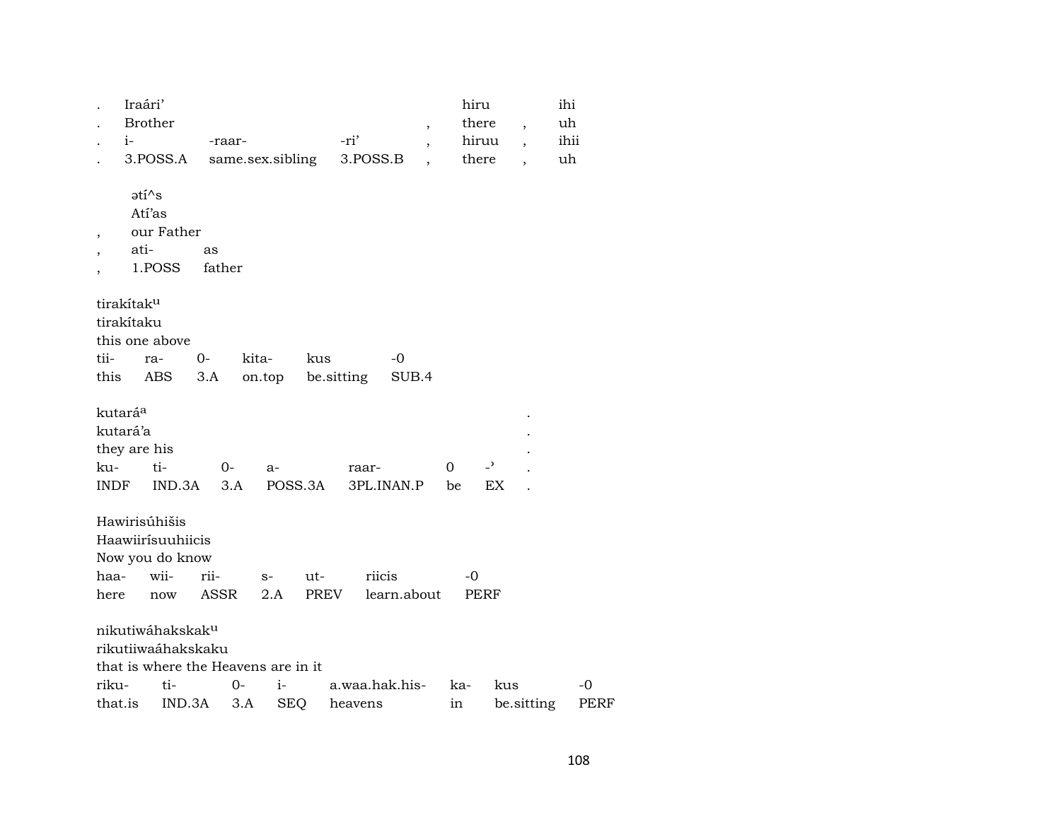| . | Iraári’ | | | | hiru | | ihi |
|---|---|---|---|---|---|---|---|
| . | Brother | | | , | there | , | uh |
| . | i- | -raar- | -ri’ | , | hiruu | , | ihii |
| . | 3.POSS.A | same.sex.sibling | 3.POSS.B | , | there | , | uh |

| | ətí^s | |
|---|---|---|
| | Atí’as | |
| , | our Father | |
| , | ati- | as |
| , | 1.POSS | father |

| tirakítak^u | | | | | |
|---|---|---|---|---|---|
| tirakítaku | | | | | |
| this one above | | | | | |
| tii- | ra- | 0- | kita- | kus | -0 |
| this | ABS | 3.A | on.top | be.sitting | SUB.4 |

| kutará^a | | | | | | | . |
|---|---|---|---|---|---|---|---|
| kutará’a | | | | | | | . |
| they are his | | | | | | | . |
| ku- | ti- | 0- | a- | raar- | 0 | -’ | . |
| INDF | IND.3A | 3.A | POSS.3A | 3PL.INAN.P | be | EX | . |

| Hawirisúhišis | | | | | | |
|---|---|---|---|---|---|---|
| Haawiirísuuhiicis | | | | | | |
| Now you do know | | | | | | |
| haa- | wii- | rii- | s- | ut- | riicis | -0 |
| here | now | ASSR | 2.A | PREV | learn.about | PERF |

| nikutiwáhakskak^u | | | | | | | |
|---|---|---|---|---|---|---|---|
| rikutiiwaáhakskaku | | | | | | | |
| that is where the Heavens are in it | | | | | | | |
| riku- | ti- | 0- | i- | a.waa.hak.his- | ka- | kus | -0 |
| that.is | IND.3A | 3.A | SEQ | heavens | in | be.sitting | PERF |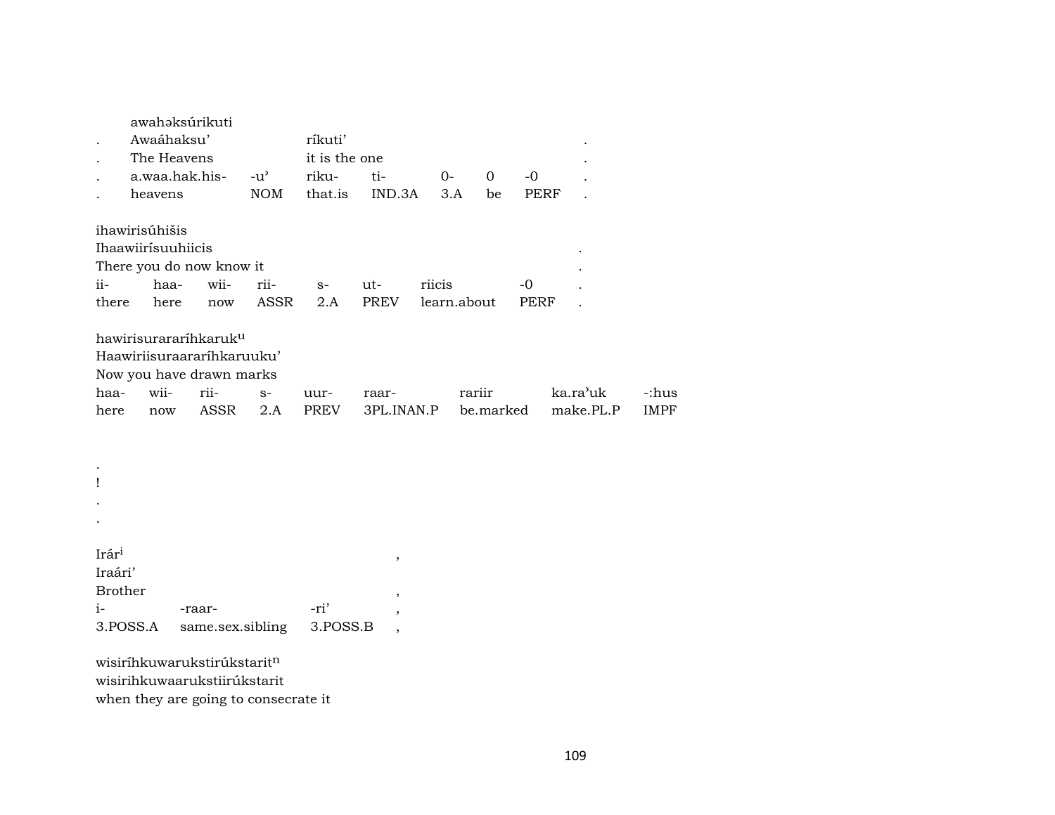awahəksúrikuti

| . | Awaáhaksu' | | ríkuti' | | | | | . |
|---|---|---|---|---|---|---|---|---|
| . | The Heavens | | it is the one | | | | | . |
| . | a.waa.hak.his- | -u' | riku- | ti- | 0- | 0 | -0 | . |
| . | heavens | NOM | that.is | IND.3A | 3.A | be | PERF | . |

ihawirisúhišis

| Ihaawiirísuuhiicis | | | | | | | | . |
|---|---|---|---|---|---|---|---|---|
| There you do now know it | | | | | | | | . |
| ii- | haa- | wii- | rii- | s- | ut- | riicis | -0 | . |
| there | here | now | ASSR | 2.A | PREV | learn.about | PERF | . |

hawirisuraraaríhkaruk$^{u}$

| Haawiriisuraararíhkaruuku' | | | | | | | | |
|---|---|---|---|---|---|---|---|---|
| Now you have drawn marks | | | | | | | | |
| haa- | wii- | rii- | s- | uur- | raar- | rariir | ka.ra'uk | -:hus |
| here | now | ASSR | 2.A | PREV | 3PL.INAN.P | be.marked | make.PL.P | IMPF |

.
!
.
.

Irár$^{i}$ ,

| Iraári' | | | |
|---|---|---|---|
| Brother | | | , |
| i- | -raar- | -ri' | , |
| 3.POSS.A | same.sex.sibling | 3.POSS.B | , |

wisiríhkuwarukstirúkstarit$^{n}$
wisirihkuwaarukstiirúkstarit
when they are going to consecrate it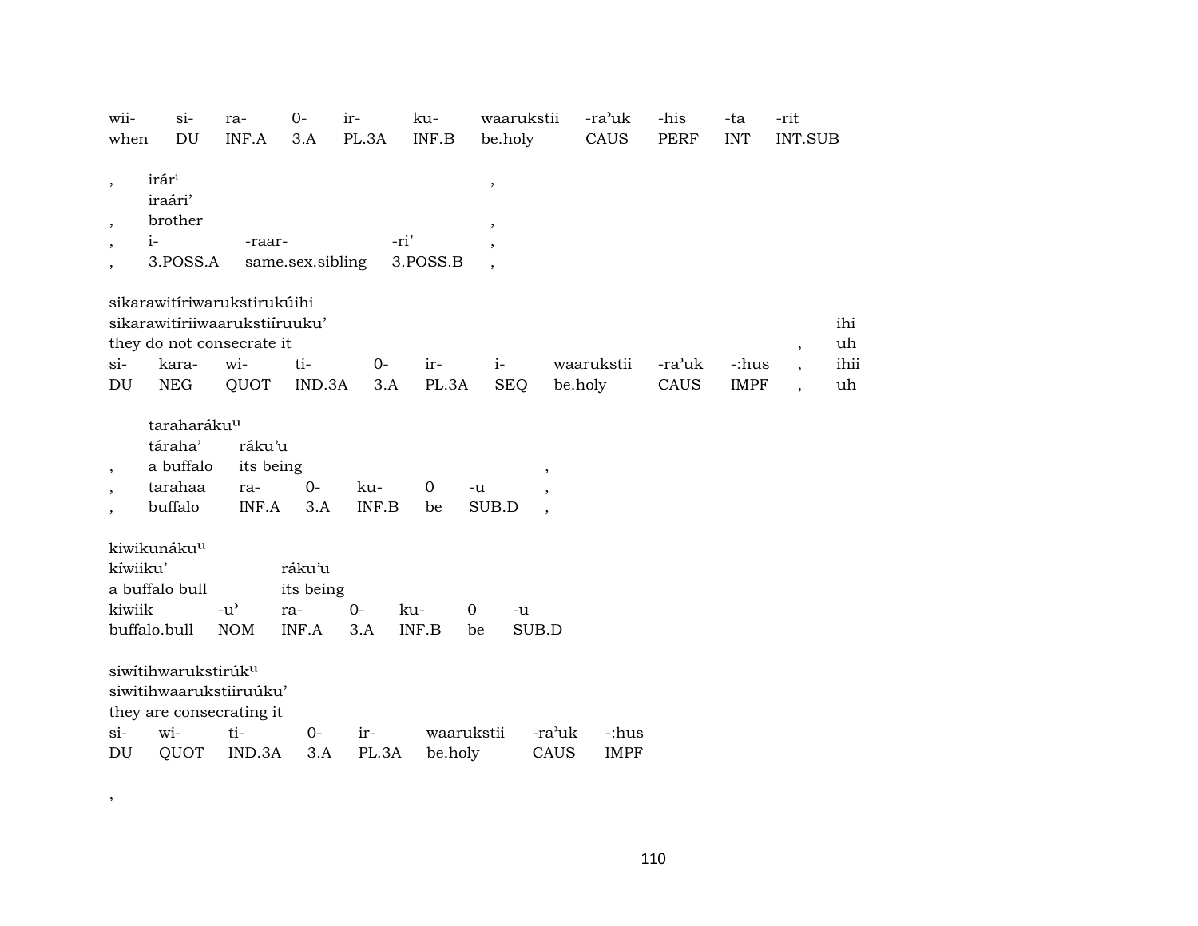| wii- | si- | ra- | 0- | ir- | ku- | waarukstii | -ra'uk | -his | -ta | -rit |
|---|---|---|---|---|---|---|---|---|---|---|
| when | DU | INF.A | 3.A | PL.3A | INF.B | be.holy | CAUS | PERF | INT | INT.SUB |

| , | irár[i] | | | , |
|---|---|---|---|---|
| | iraári' | | | |
| , | brother | | | , |
| , | i- | -raar- | -ri' | , |
| , | 3.POSS.A | same.sex.sibling | 3.POSS.B | , |

| sikarawitíriwarukstirukúihi | | | | | | | | | | | |
|---|---|---|---|---|---|---|---|---|---|---|---|
| sikarawitíriiwaarukstiíruuku' | | | | | | | | | | | ihi |
| they do not consecrate it | | | | | | | | | | , | uh |
| si- | kara- | wi- | ti- | 0- | ir- | i- | waarukstii | -ra'uk | -:hus | , | ihii |
| DU | NEG | QUOT | IND.3A | 3.A | PL.3A | SEQ | be.holy | CAUS | IMPF | , | uh |

| | taraharáku[u] | | | | | | |
|---|---|---|---|---|---|---|---|
| | táraha' | ráku'u | | | | | |
| , | a buffalo | its being | | | | | , |
| , | tarahaa | ra- | 0- | ku- | 0 | -u | , |
| , | buffalo | INF.A | 3.A | INF.B | be | SUB.D | , |

| kiwikunáku[u] | | | | | | |
|---|---|---|---|---|---|---|
| kíwiiku' | | ráku'u | | | | |
| a buffalo bull | | its being | | | | |
| kiwiik | -u' | ra- | 0- | ku- | 0 | -u |
| buffalo.bull | NOM | INF.A | 3.A | INF.B | be | SUB.D |

| siwítihwarukstirúk[u] | | | | | | | |
|---|---|---|---|---|---|---|---|
| siwitihwaarukstiiruúku' | | | | | | | |
| they are consecrating it | | | | | | | |
| si- | wi- | ti- | 0- | ir- | waarukstii | -ra'uk | -:hus |
| DU | QUOT | IND.3A | 3.A | PL.3A | be.holy | CAUS | IMPF |

,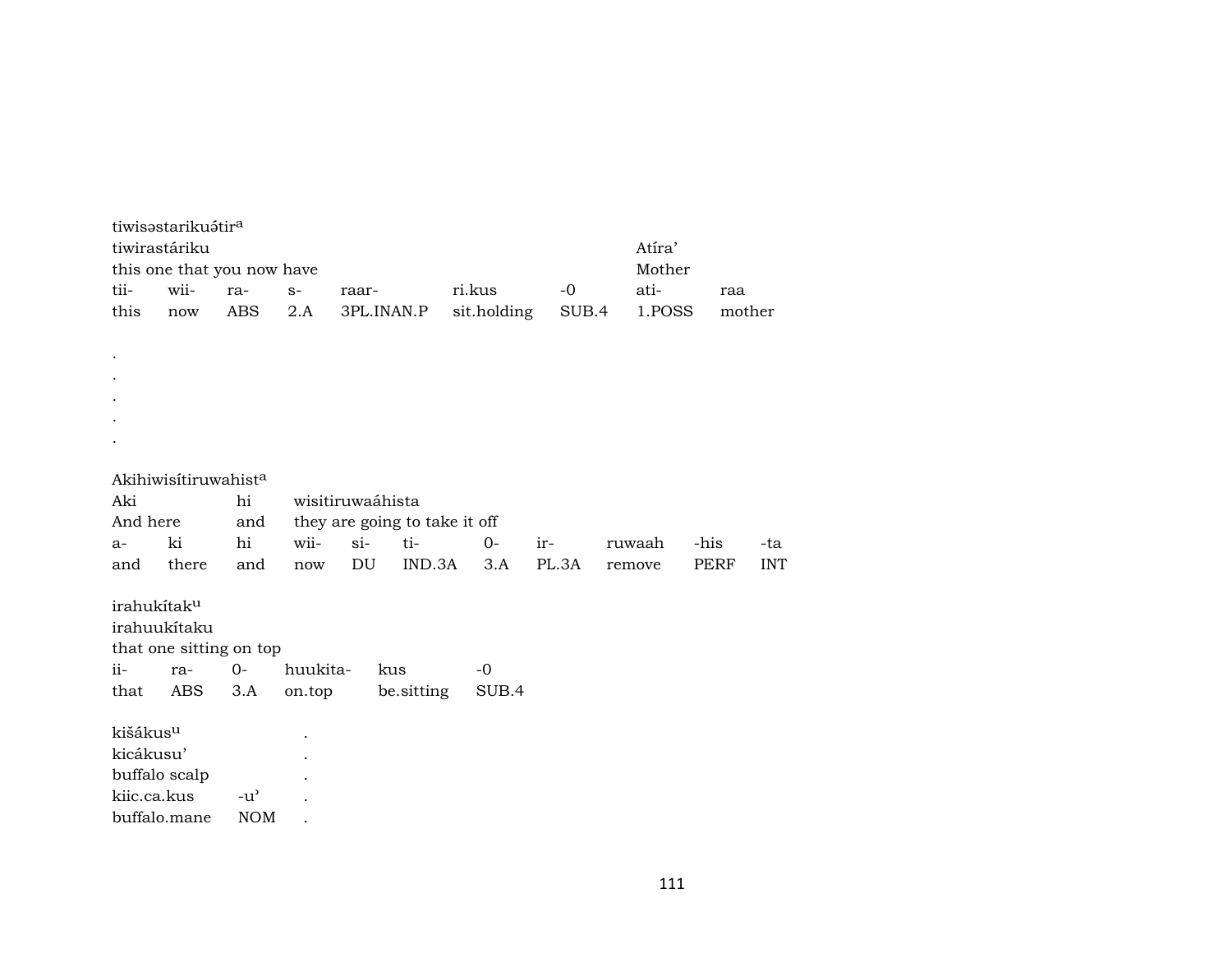tiwisəstarikuə́tir[a]

| tiwirastáriku | | | | | | | Atíra’ | |
|---|---|---|---|---|---|---|---|---|
| this one that you now have | | | | | | | Mother | |
| tii- | wii- | ra- | s- | raar- | ri.kus | -0 | ati- | raa |
| this | now | ABS | 2.A | 3PL.INAN.P | sit.holding | SUB.4 | 1.POSS | mother |

.
.
.
.
.

Akihiwisítiruwahist[a]

| Aki | | hi | wisitiruwaáhista | | | | | | |
|---|---|---|---|---|---|---|---|---|---|
| And here | | and | they are going to take it off | | | | | | |
| a- | ki | hi | wii- | si- | ti- | 0- | ir- | ruwaah | -his | -ta |
| and | there | and | now | DU | IND.3A | 3.A | PL.3A | remove | PERF | INT |

irahukítak[u]

| irahuukítaku | | | | | |
|---|---|---|---|---|---|
| that one sitting on top | | | | | |
| ii- | ra- | 0- | huukita- | kus | -0 |
| that | ABS | 3.A | on.top | be.sitting | SUB.4 |

| kišákus[u] | | . |
|---|---|---|
| kicákusu’ | | . |
| buffalo scalp | | . |
| kiic.ca.kus | -u’ | . |
| buffalo.mane | NOM | . |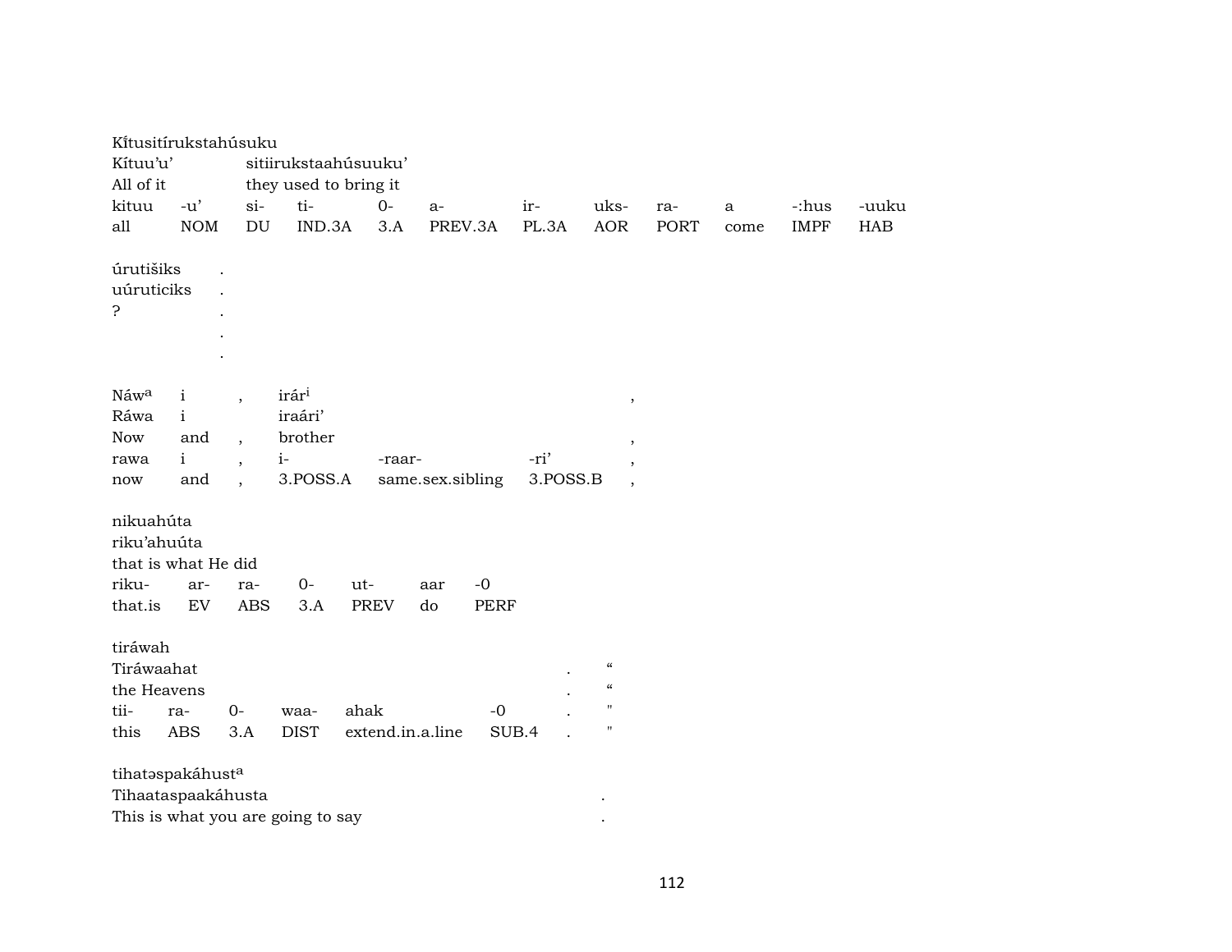Kı́tusitírukstahúsuku
Kítuu'u' sitiirukstaahúsuuku'
All of it they used to bring it

| kituu | -u' | si- | ti- | 0- | a- | ir- | uks- | ra- | a | -:hus | -uuku |
|---|---|---|---|---|---|---|---|---|---|---|---|
| all | NOM | DU | IND.3A | 3.A | PREV.3A | PL.3A | AOR | PORT | come | IMPF | HAB |

úrutiširks .
uúruticiks .
? .
.
.

Náw[a] i , irár[i] ,
Ráwa i iraári'
Now and , brother ,

| rawa | i | , | i- | -raar- | -ri' | , |
|---|---|---|---|---|---|---|
| now | and | , | 3.POSS.A | same.sex.sibling | 3.POSS.B | , |

nikuahúta
riku'ahuúta
that is what He did

| riku- | ar- | ra- | 0- | ut- | aar | -0 |
|---|---|---|---|---|---|---|
| that.is | EV | ABS | 3.A | PREV | do | PERF |

tiráwah
Tiráwaahat . "
the Heavens . "

| tii- | ra- | 0- | waa- | ahak | -0 | . | " |
|---|---|---|---|---|---|---|---|
| this | ABS | 3.A | DIST | extend.in.a.line | SUB.4 | . | " |

tihatəspakáhust[a]
Tihaataspaakáhusta .
This is what you are going to say .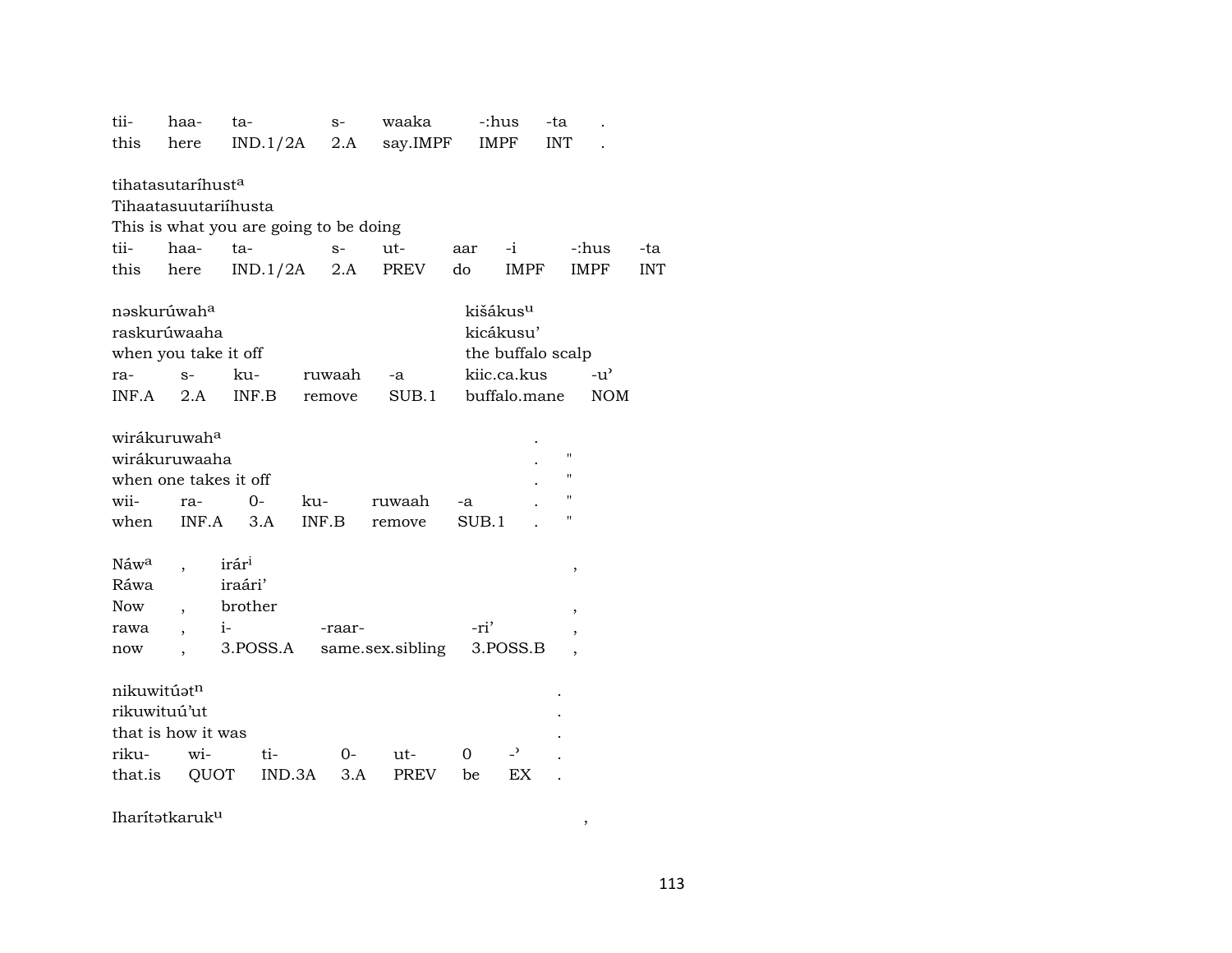| tii- | haa- | ta- | s- | waaka | -:hus | -ta | . |
|---|---|---|---|---|---|---|---|
| this | here | IND.1/2A | 2.A | say.IMPF | IMPF | INT | . |

tihatasutaríhust[a]
Tihaatasuutariíhusta
This is what you are going to be doing

| tii- | haa- | ta- | s- | ut- | aar | -i | -:hus | -ta |
|---|---|---|---|---|---|---|---|---|
| this | here | IND.1/2A | 2.A | PREV | do | IMPF | IMPF | INT |

nəskurúwah[a] kišákus[u]
raskurúwaaha kicákusu'
when you take it off the buffalo scalp

| ra- | s- | ku- | ruwaah | -a | kiic.ca.kus | -u' |
|---|---|---|---|---|---|---|
| INF.A | 2.A | INF.B | remove | SUB.1 | buffalo.mane | NOM |

wirákuruwah[a] .
wirákuruwaaha . "
when one takes it off . "

| wii- | ra- | 0- | ku- | ruwaah | -a | . | " |
|---|---|---|---|---|---|---|---|
| when | INF.A | 3.A | INF.B | remove | SUB.1 | . | " |

Náw[a] , irár[i] ,
Ráwa iraári'
Now , brother ,

| rawa | , | i- | -raar- | -ri' | , |
|---|---|---|---|---|---|
| now | , | 3.POSS.A | same.sex.sibling | 3.POSS.B | , |

nikuwitúət[n] .
rikuwituú'ut .
that is how it was .

| riku- | wi- | ti- | 0- | ut- | 0 | -ʾ | . |
|---|---|---|---|---|---|---|---|
| that.is | QUOT | IND.3A | 3.A | PREV | be | EX | . |

Iharítətkaruk[u] ,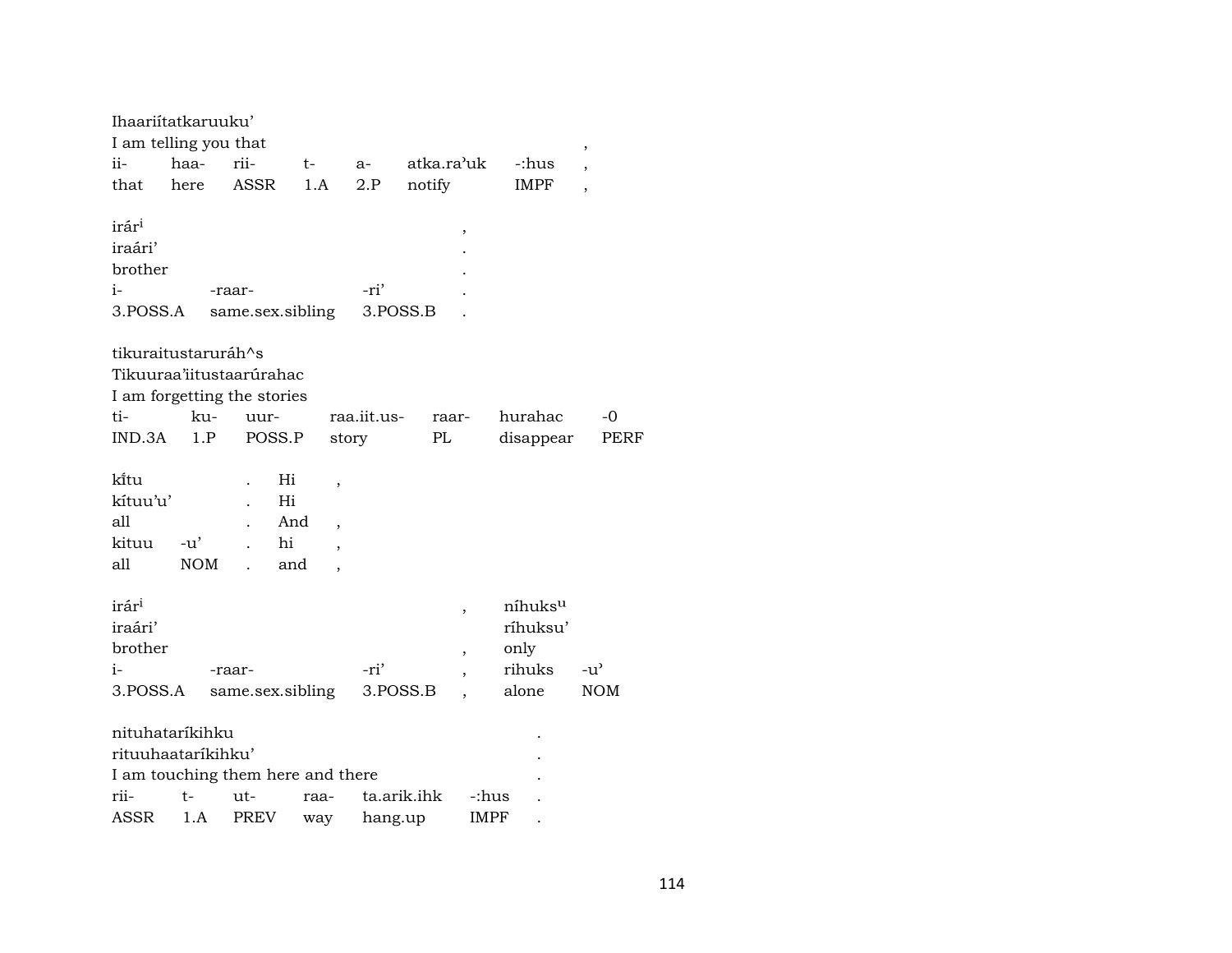Ihaariítatkaruuku'
I am telling you that ,

| ii- | haa- | rii- | t- | a- | atka.ra'uk | -:hus | , |
|---|---|---|---|---|---|---|---|
| that | here | ASSR | 1.A | 2.P | notify | IMPF | , |

irár$^{i}$ ,
iraári' .
brother .

| i- | -raar- | -ri' | . |
|---|---|---|---|
| 3.POSS.A | same.sex.sibling | 3.POSS.B | . |

tikuraitustaruráh^s
Tikuuraa'iitustaarúrahac
I am forgetting the stories

| ti- | ku- | uur- | raa.iit.us- | raar- | hurahac | -0 |
|---|---|---|---|---|---|---|
| IND.3A | 1.P | POSS.P | story | PL | disappear | PERF |

kĩtu . Hi ,
kítuu'u' . Hi
all . And ,

| kituu | -u' | . | hi | , |
|---|---|---|---|---|
| all | NOM | . | and | , |

irár$^{i}$ , níhuks$^{u}$
iraári' ríhuksu'
brother , only

| i- | -raar- | -ri' | , | rihuks | -u' |
|---|---|---|---|---|---|
| 3.POSS.A | same.sex.sibling | 3.POSS.B | , | alone | NOM |

nituhataríkihku .
rituuhaataríkihku' .
I am touching them here and there .

| rii- | t- | ut- | raa- | ta.arik.ihk | -:hus | . |
|---|---|---|---|---|---|---|
| ASSR | 1.A | PREV | way | hang.up | IMPF | . |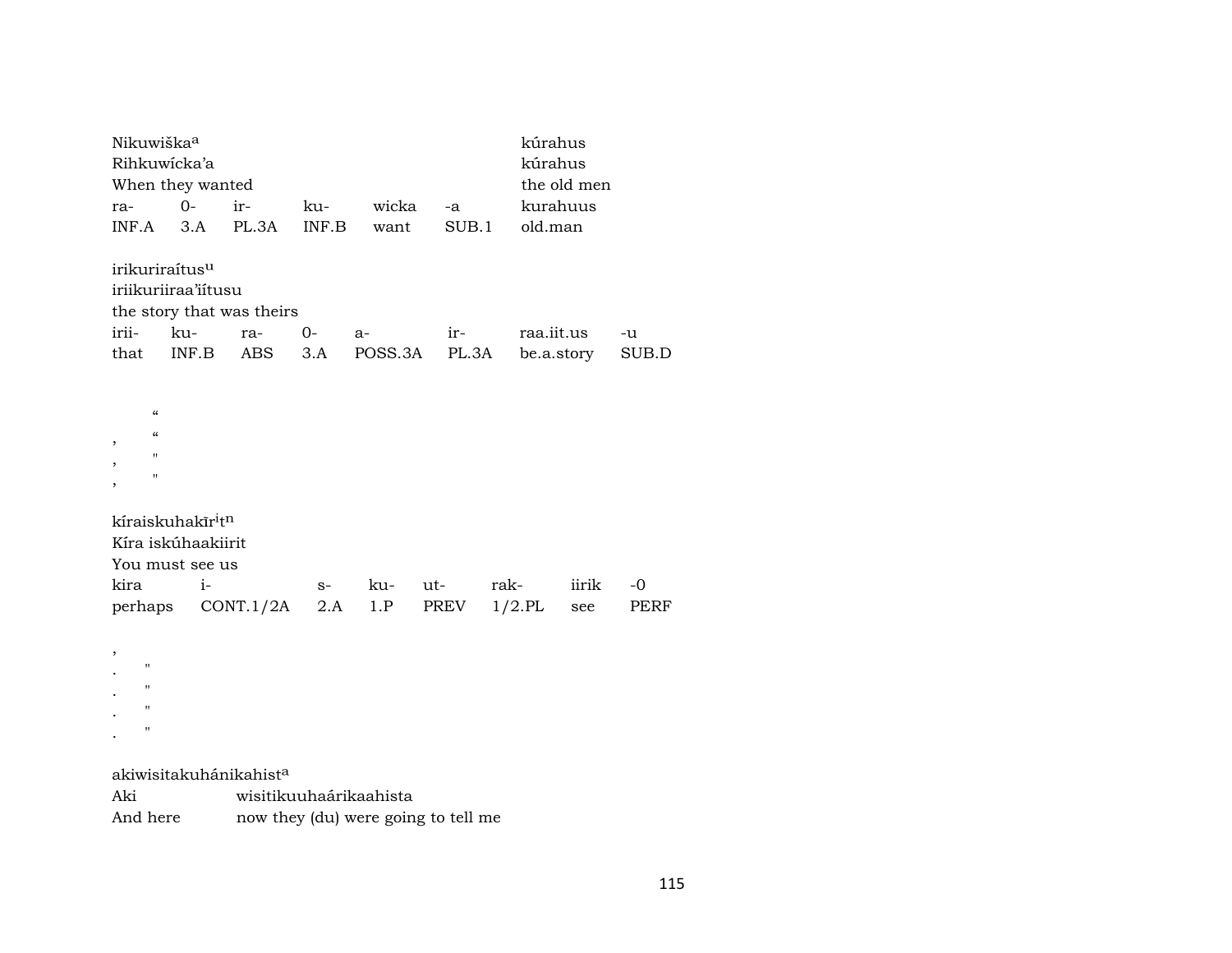Nikuwiška[a] kúrahus
Rihkuwícka'a kúrahus
When they wanted the old men

| ra- | 0- | ir- | ku- | wicka | -a | kurahuus |
|---|---|---|---|---|---|---|
| INF.A | 3.A | PL.3A | INF.B | want | SUB.1 | old.man |

irikuriraítus[u]
iriikuriiraa'iítusu
the story that was theirs

| irii- | ku- | ra- | 0- | a- | ir- | raa.iit.us | -u |
|---|---|---|---|---|---|---|---|
| that | INF.B | ABS | 3.A | POSS.3A | PL.3A | be.a.story | SUB.D |

"
, "
, "
, "

kíraiskuhakīr[i]t[n]
Kíra iskúhaakiirit
You must see us

| kira | i- | s- | ku- | ut- | rak- | iirik | -0 |
|---|---|---|---|---|---|---|---|
| perhaps | CONT.1/2A | 2.A | 1.P | PREV | 1/2.PL | see | PERF |

,
. "
. "
. "
. "

akiwisitakuhánikahist[a]
Aki wisitikuuhaárikaahista
And here now they (du) were going to tell me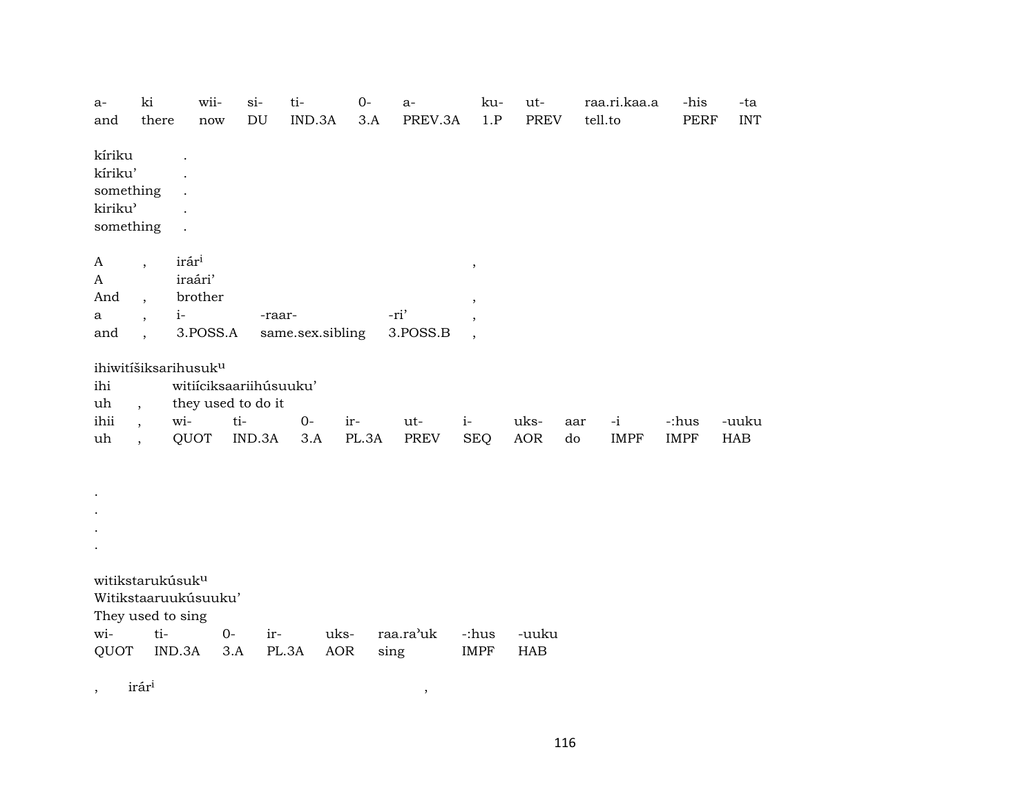| a- | ki | wii- | si- | ti- | 0- | a- | ku- | ut- | raa.ri.kaa.a | -his | -ta |
|---|---|---|---|---|---|---|---|---|---|---|---|
| and | there | now | DU | IND.3A | 3.A | PREV.3A | 1.P | PREV | tell.to | PERF | INT |

kíriku .
kíriku' .
something .
kiriku' .
something .

| A | , | irár$^{i}$ | | | , |
|---|---|---|---|---|---|
| A | | iraári' | | | |
| And | , | brother | | | , |
| a | , | i- | -raar- | -ri' | , |
| and | , | 3.POSS.A | same.sex.sibling | 3.POSS.B | , |

ihiwitíšiksarihusuk$^{u}$

| ihi | witiíciksaariihúsuuku' | | | | | | | | | |
|---|---|---|---|---|---|---|---|---|---|---|
| uh , | they used to do it | | | | | | | | | |
| ihii , | wi- | ti- | 0- | ir- | ut- | i- | uks- | aar | -i | -:hus | -uuku |
| uh , | QUOT | IND.3A | 3.A | PL.3A | PREV | SEQ | AOR | do | IMPF | IMPF | HAB |

.
.
.
.

witikstarukúsuk$^{u}$
Witikstaaruukúsuuku'
They used to sing

| wi- | ti- | 0- | ir- | uks- | raa.ra'uk | -:hus | -uuku |
|---|---|---|---|---|---|---|---|
| QUOT | IND.3A | 3.A | PL.3A | AOR | sing | IMPF | HAB |

, irár$^{i}$ ,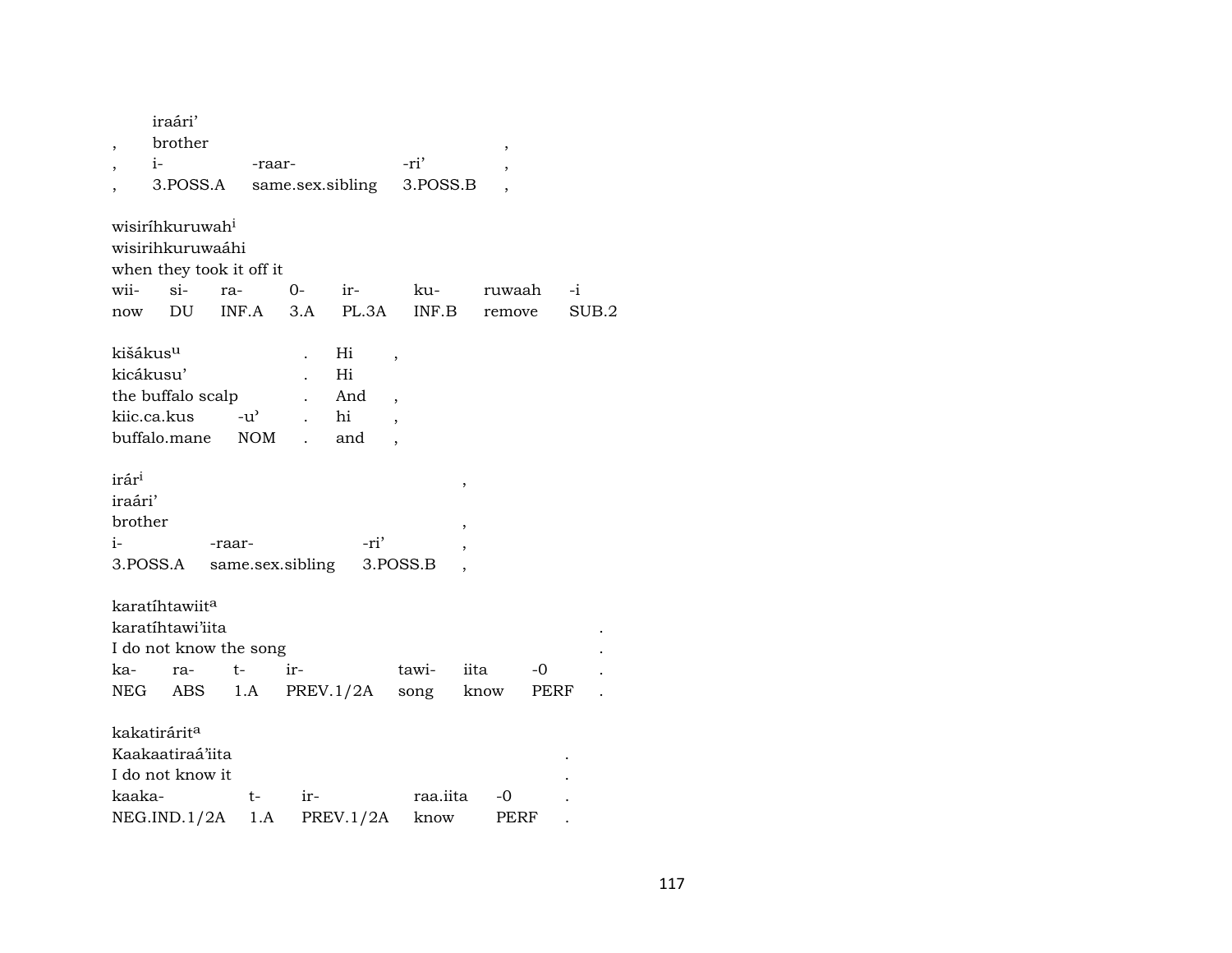|   | iraári' |   |   |   |
|---|---|---|---|---|
| , | brother |   |   | , |
| , | i- | -raar- | -ri' | , |
| , | 3.POSS.A | same.sex.sibling | 3.POSS.B | , |

wisiríhkuruwah[i]
wisirihkuruwaáhi
when they took it off it

| wii- | si- | ra- | 0- | ir- | ku- | ruwaah | -i |
|---|---|---|---|---|---|---|---|
| now | DU | INF.A | 3.A | PL.3A | INF.B | remove | SUB.2 |

| kišákus[u] |   | . | Hi | , |
|---|---|---|---|---|
| kicákusu' |   | . | Hi |   |
| the buffalo scalp |   | . | And | , |
| kiic.ca.kus | -u' | . | hi | , |
| buffalo.mane | NOM | . | and | , |

| irár[i] |   |   | , |
|---|---|---|---|
| iraári' |   |   |   |
| brother |   |   | , |
| i- | -raar- | -ri' | , |
| 3.POSS.A | same.sex.sibling | 3.POSS.B | , |

karatíhtawiit[a]
karatíhtawi'iita .
I do not know the song .

| ka- | ra- | t- | ir- | tawi- | iita | -0 | . |
|---|---|---|---|---|---|---|---|
| NEG | ABS | 1.A | PREV.1/2A | song | know | PERF | . |

kakatirárit[a]
Kaakaatiraá'iita .
I do not know it .

| kaaka- | t- | ir- | raa.iita | -0 | . |
|---|---|---|---|---|---|
| NEG.IND.1/2A | 1.A | PREV.1/2A | know | PERF | . |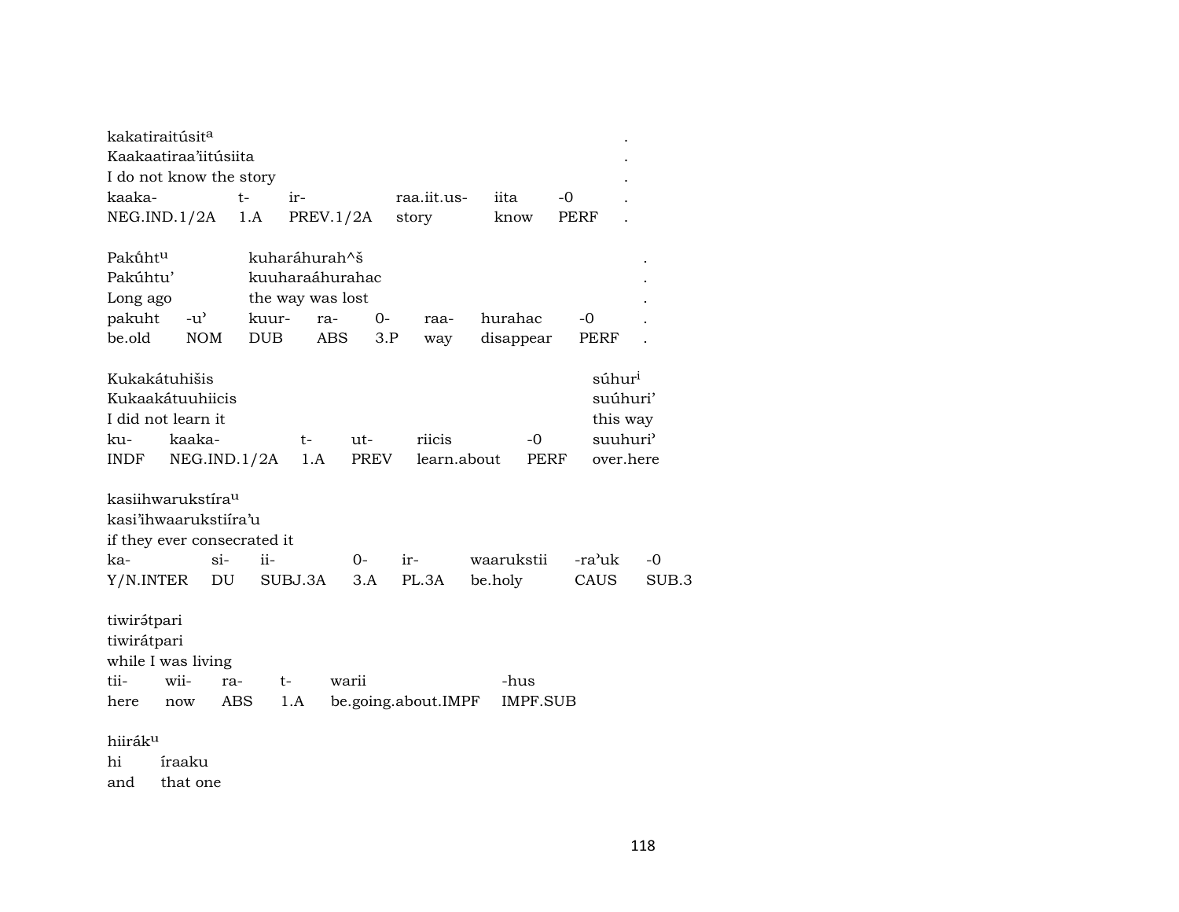kakatiraitúsit[a] .
Kaakaatiraa'iitúsiita .
I do not know the story .

| kaaka- | t- | ir- | raa.iit.us- | iita | -0 | . |
|---|---|---|---|---|---|---|
| NEG.IND.1/2A | 1.A | PREV.1/2A | story | know | PERF | . |

| Pakúht[u] | | kuharáhurah^š | | | | | | . |
|---|---|---|---|---|---|---|---|---|
| Pakúhtu' | | kuuharaáhurahac | | | | | | . |
| Long ago | | the way was lost | | | | | | . |
| pakuht | -u' | kuur- | ra- | 0- | raa- | hurahac | -0 | . |
| be.old | NOM | DUB | ABS | 3.P | way | disappear | PERF | . |

| Kukakátuhišis | | | | | | súhur[i] |
|---|---|---|---|---|---|---|
| Kukaakátuuhiicis | | | | | | suúhuri' |
| I did not learn it | | | | | | this way |
| ku- | kaaka- | t- | ut- | riicis | -0 | suuhuri' |
| INDF | NEG.IND.1/2A | 1.A | PREV | learn.about | PERF | over.here |

kasiihwarukstíra[u]
kasi'ihwaarukstiíra'u
if they ever consecrated it

| ka- | si- | ii- | 0- | ir- | waarukstii | -ra'uk | -0 |
|---|---|---|---|---|---|---|---|
| Y/N.INTER | DU | SUBJ.3A | 3.A | PL.3A | be.holy | CAUS | SUB.3 |

tiwirə́tpari
tiwirátpari
while I was living

| tii- | wii- | ra- | t- | warii | -hus |
|---|---|---|---|---|---|
| here | now | ABS | 1.A | be.going.about.IMPF | IMPF.SUB |

hiirák[u]

| hi | íraaku |
|---|---|
| and | that one |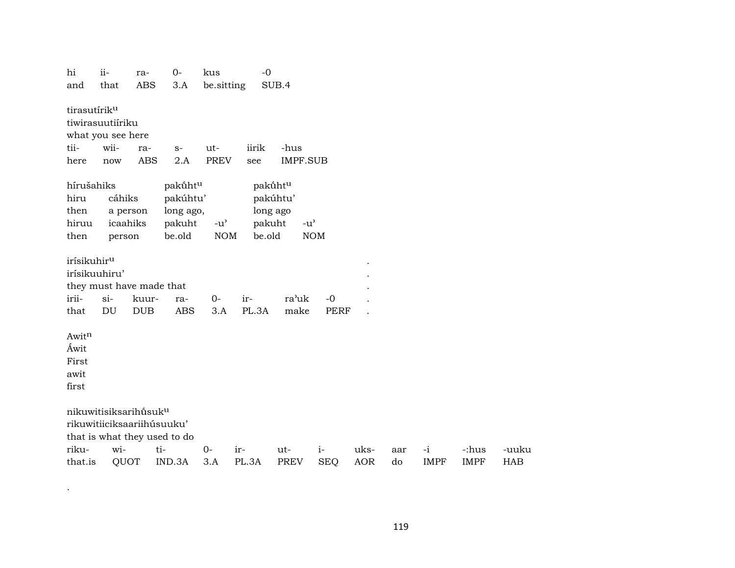| hi | ii- | ra- | 0- | kus | -0 |
|---|---|---|---|---|---|
| and | that | ABS | 3.A | be.sitting | SUB.4 |

tirasutírik$^{u}$
tiwirasuutiíriku
what you see here

| tii- | wii- | ra- | s- | ut- | iirik | -hus |
|---|---|---|---|---|---|---|
| here | now | ABS | 2.A | PREV | see | IMPF.SUB |

| híruš̌ahiks | | pakúht$^{u}$ | | pakúht$^{u}$ | |
|---|---|---|---|---|---|
| hiru | cáhiks | pakúhtu’ | | pakúhtu’ | |
| then | a person | long ago, | | long ago | |
| hiruu | icaahiks | pakuht | -u’ | pakuht | -u’ |
| then | person | be.old | NOM | be.old | NOM |

irísikuhir$^{u}$ .
irísikuuhiru’ .
they must have made that .

| irii- | si- | kuur- | ra- | 0- | ir- | ra’uk | -0 | . |
|---|---|---|---|---|---|---|---|---|
| that | DU | DUB | ABS | 3.A | PL.3A | make | PERF | . |

Awit$^{n}$
Áwit
First
awit
first

nikuwitisiksarihúsuk$^{u}$
rikuwitiiciksaariihúsuuku’
that is what they used to do

| riku- | wi- | ti- | 0- | ir- | ut- | i- | uks- | aar | -i | -:hus | -uuku |
|---|---|---|---|---|---|---|---|---|---|---|---|
| that.is | QUOT | IND.3A | 3.A | PL.3A | PREV | SEQ | AOR | do | IMPF | IMPF | HAB |

.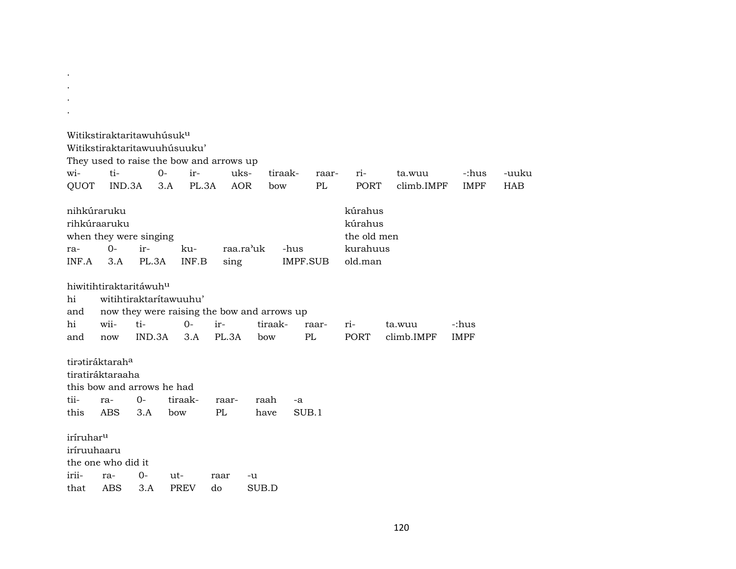.
.
.
.

Witikstiraktaritawuhúsuk[u]
Witikstiraktaritawuuhúsuuku'
They used to raise the bow and arrows up

| wi- | ti- | 0- | ir- | uks- | tiraak- | raar- | ri- | ta.wuu | -:hus | -uuku |
|---|---|---|---|---|---|---|---|---|---|---|
| QUOT | IND.3A | 3.A | PL.3A | AOR | bow | PL | PORT | climb.IMPF | IMPF | HAB |

nihkúraruku
rihkúraaruku
when they were singing

| ra- | 0- | ir- | ku- | raa.ra'uk | -hus |
|---|---|---|---|---|---|
| INF.A | 3.A | PL.3A | INF.B | sing | IMPF.SUB |

kúrahus
kúrahus
the old men
kurahuus
old.man

hiwitihtiraktaritáwuh[u]
hi witihtiraktarítawuuhu'
and now they were raising the bow and arrows up

| hi | wii- | ti- | 0- | ir- | tiraak- | raar- | ri- | ta.wuu | -:hus |
|---|---|---|---|---|---|---|---|---|---|
| and | now | IND.3A | 3.A | PL.3A | bow | PL | PORT | climb.IMPF | IMPF |

tirətiráktarah[a]
tiratiráktaraaha
this bow and arrows he had

| tii- | ra- | 0- | tiraak- | raar- | raah | -a |
|---|---|---|---|---|---|---|
| this | ABS | 3.A | bow | PL | have | SUB.1 |

iríruhar[u]
iríruuhaaru
the one who did it

| irii- | ra- | 0- | ut- | raar | -u |
|---|---|---|---|---|---|
| that | ABS | 3.A | PREV | do | SUB.D |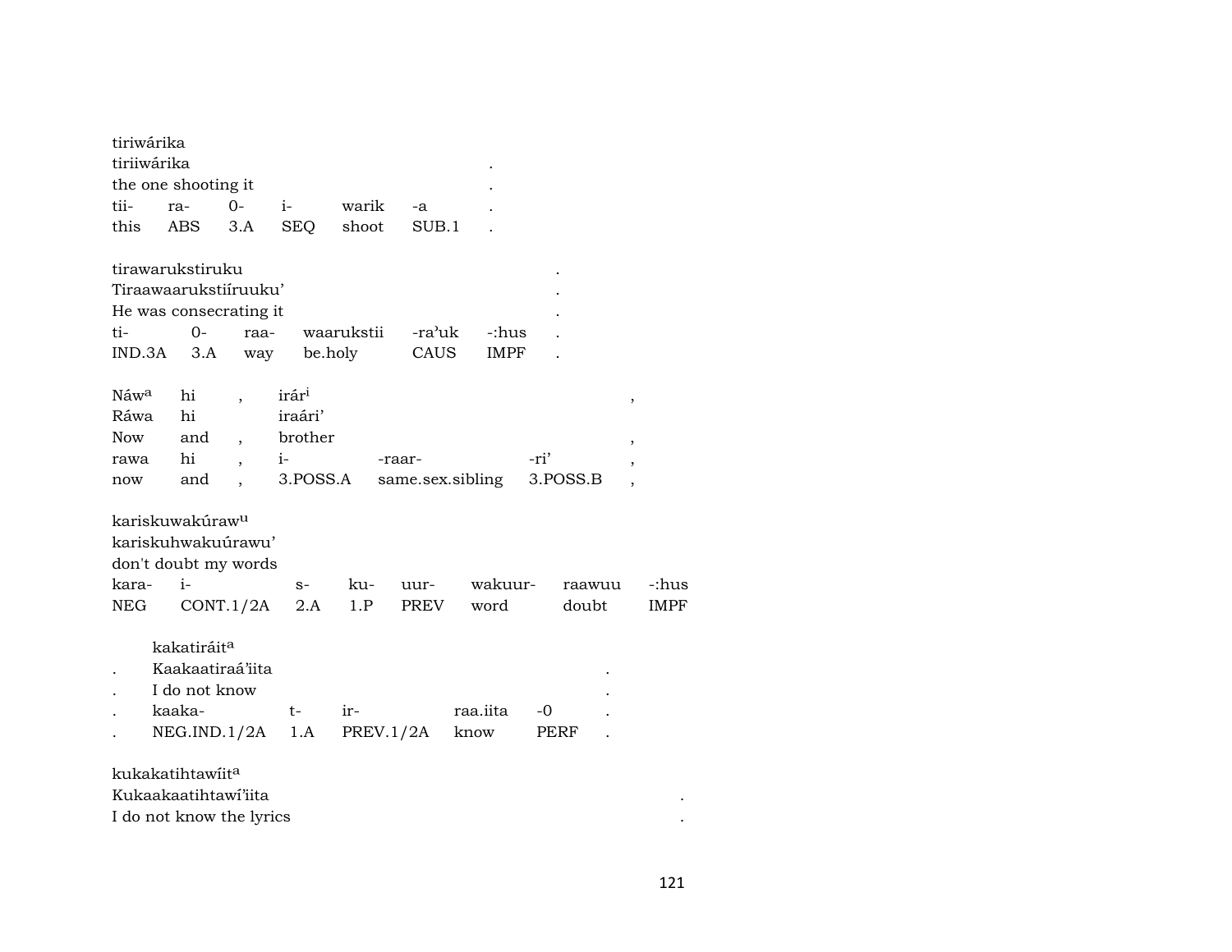tiriwárika
tiriiwárika .
the one shooting it .

| tii- | ra- | 0- | i- | warik | -a | . |
|---|---|---|---|---|---|---|
| this | ABS | 3.A | SEQ | shoot | SUB.1 | . |

tirawarukstiruku .
Tiraawaarukstiíruuku’ .
He was consecrating it .

| ti- | 0- | raa- | waarukstii | -ra’uk | -:hus | . |
|---|---|---|---|---|---|---|
| IND.3A | 3.A | way | be.holy | CAUS | IMPF | . |

| Náw[a] | hi | , | irár[i] | | | , |
|---|---|---|---|---|---|---|
| Ráwa | hi | | iraári’ | | | |
| Now | and | , | brother | | | , |
| rawa | hi | , | i- | -raar- | -ri’ | , |
| now | and | , | 3.POSS.A | same.sex.sibling | 3.POSS.B | , |

kariskuwakúraw[u]
kariskuhwakuúrawu’
don't doubt my words

| kara- | i- | s- | ku- | uur- | wakuur- | raawuu | -:hus |
|---|---|---|---|---|---|---|---|
| NEG | CONT.1/2A | 2.A | 1.P | PREV | word | doubt | IMPF |

kakatiráit[a]
. Kaakaatiraá’iita .
. I do not know .

| . | kaaka- | t- | ir- | raa.iita | -0 | . |
|---|---|---|---|---|---|---|
| . | NEG.IND.1/2A | 1.A | PREV.1/2A | know | PERF | . |

kukakatihtawíit[a]
Kukaakaatihtawí’iita .
I do not know the lyrics .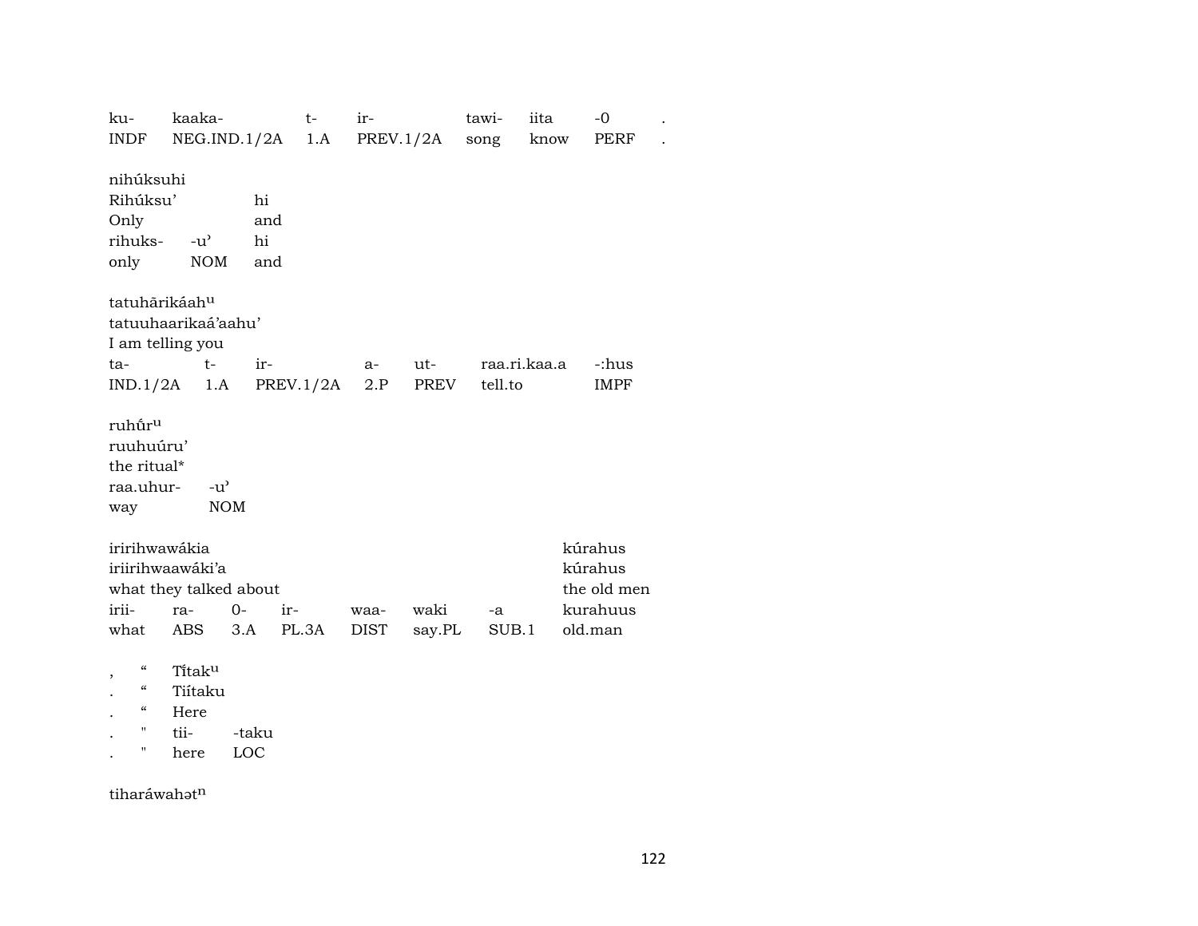| ku- | kaaka- | t- | ir- | tawi- | iita | -0 | . |
|---|---|---|---|---|---|---|---|
| INDF | NEG.IND.1/2A | 1.A | PREV.1/2A | song | know | PERF | . |

nihúksuhi

| Rihúksu' | | hi |
|---|---|---|
| Only | | and |
| rihuks- | -u' | hi |
| only | NOM | and |

tatuhārikáah$^{u}$

tatuuhaarikaá'aahu'

I am telling you

| ta- | t- | ir- | a- | ut- | raa.ri.kaa.a | -:hus |
|---|---|---|---|---|---|---|
| IND.1/2A | 1.A | PREV.1/2A | 2.P | PREV | tell.to | IMPF |

ruhű́r$^{u}$

ruuhuúru'

the ritual*

| raa.uhur- | -u' |
|---|---|
| way | NOM |

| iririhwawákia | | | | | | | kúrahus |
|---|---|---|---|---|---|---|---|
| iriirihwaawáki'a | | | | | | | kúrahus |
| what they talked about | | | | | | | the old men |
| irii- | ra- | 0- | ir- | waa- | waki | -a | kurahuus |
| what | ABS | 3.A | PL.3A | DIST | say.PL | SUB.1 | old.man |

| , | " | Tī́tak$^{u}$ | |
|---|---|---|---|
| . | " | Tiítaku | |
| . | " | Here | |
| . | " | tii- | -taku |
| . | " | here | LOC |

tiharáwahət$^{n}$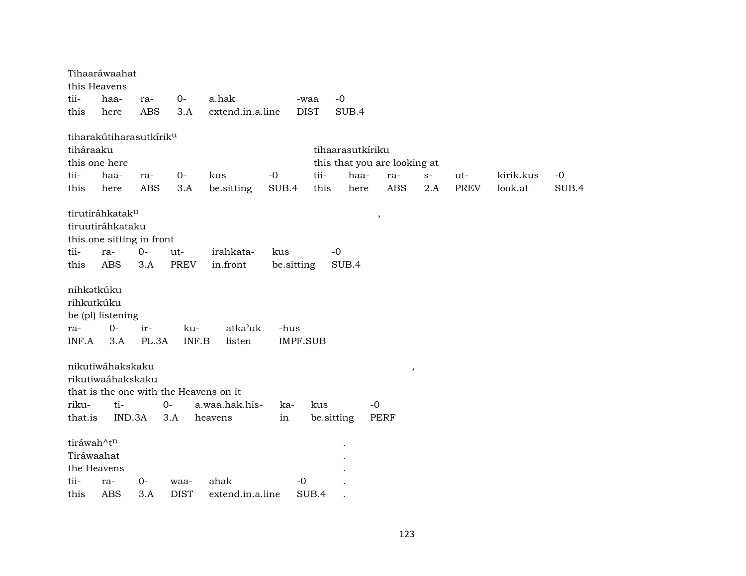Tihaaráwaahat
this Heavens

| tii- | haa- | ra- | 0- | a.hak | -waa | -0 |
|---|---|---|---|---|---|---|
| this | here | ABS | 3.A | extend.in.a.line | DIST | SUB.4 |

tiharakútiharasutkírik^u^

tiháraaku
this one here

| tii- | haa- | ra- | 0- | kus | -0 |
|---|---|---|---|---|---|
| this | here | ABS | 3.A | be.sitting | SUB.4 |

tihaarasutkíriku
this that you are looking at

| tii- | haa- | ra- | s- | ut- | kirik.kus | -0 |
|---|---|---|---|---|---|---|
| this | here | ABS | 2.A | PREV | look.at | SUB.4 |

tirutiráhkatak^u^ ,
tiruutiráhkataku
this one sitting in front

| tii- | ra- | 0- | ut- | irahkata- | kus | -0 |
|---|---|---|---|---|---|---|
| this | ABS | 3.A | PREV | in.front | be.sitting | SUB.4 |

nihkətkúku
rihkutkúku
be (pl) listening

| ra- | 0- | ir- | ku- | atka'uk | -hus |
|---|---|---|---|---|---|
| INF.A | 3.A | PL.3A | INF.B | listen | IMPF.SUB |

nikutiwáhakskaku ,
rikutiwaáhakskaku
that is the one with the Heavens on it

| riku- | ti- | 0- | a.waa.hak.his- | ka- | kus | -0 |
|---|---|---|---|---|---|---|
| that.is | IND.3A | 3.A | heavens | in | be.sitting | PERF |

tiráwah^t^n^ .
Tiráwaahat .
the Heavens .

| tii- | ra- | 0- | waa- | ahak | -0 | . |
|---|---|---|---|---|---|---|
| this | ABS | 3.A | DIST | extend.in.a.line | SUB.4 | . |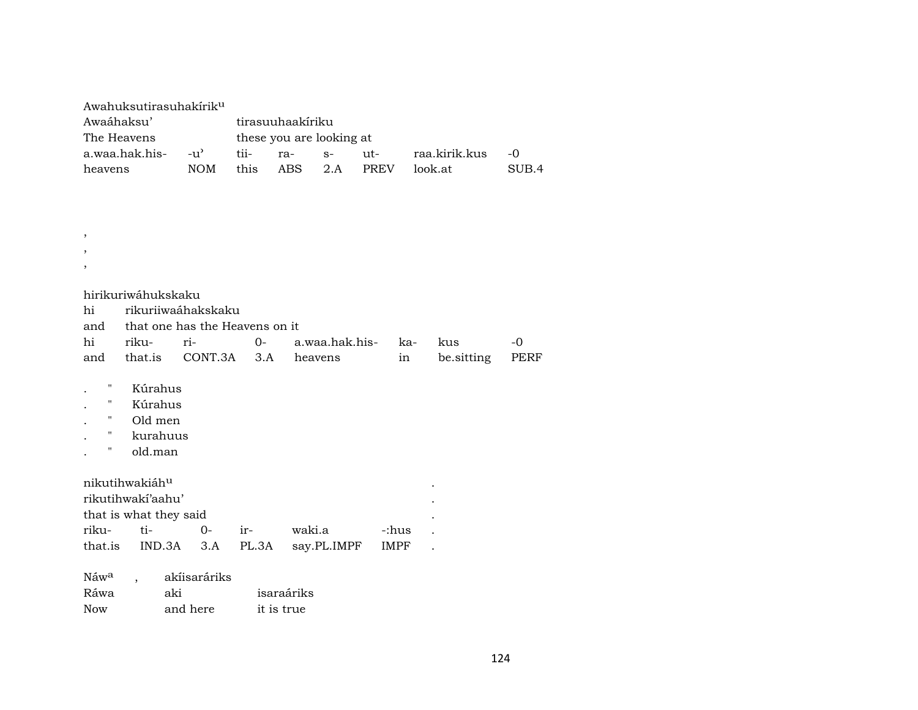Awahuksutirasuhakírik^u

| Awaáhaksu' | | tirasuuhaakíriku | | | | | |
|---|---|---|---|---|---|---|---|
| The Heavens | | these you are looking at | | | | | |
| a.waa.hak.his- | -u' | tii- | ra- | s- | ut- | raa.kirik.kus | -0 |
| heavens | NOM | this | ABS | 2.A | PREV | look.at | SUB.4 |

,
,
,

hirikuriwáhukskaku

| hi | rikuriiwaáhakskaku | | | | | | |
|---|---|---|---|---|---|---|---|
| and | that one has the Heavens on it | | | | | | |
| hi | riku- | ri- | 0- | a.waa.hak.his- | ka- | kus | -0 |
| and | that.is | CONT.3A | 3.A | heavens | in | be.sitting | PERF |

. " Kúrahus
. " Kúrahus
. " Old men
. " kurahuus
. " old.man

nikutihwakiáh^u .

| rikutihwakí'aahu' | | | | | | . |
|---|---|---|---|---|---|---|
| that is what they said | | | | | | . |
| riku- | ti- | 0- | ir- | waki.a | -:hus | . |
| that.is | IND.3A | 3.A | PL.3A | say.PL.IMPF | IMPF | . |

Náw^a , akíisaráriks

| Ráwa | aki | isaraáriks |
|---|---|---|
| Now | and here | it is true |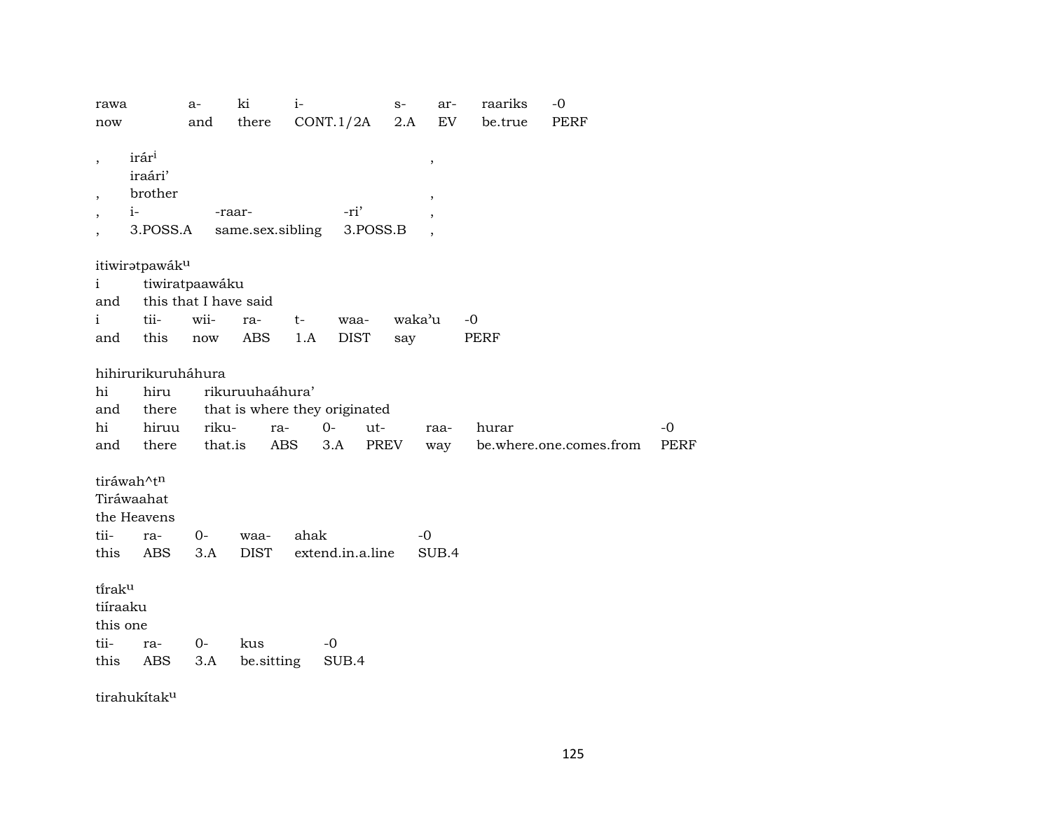| rawa | a- | ki | i- | s- | ar- | raariks | -0 |
|---|---|---|---|---|---|---|---|
| now | and | there | CONT.1/2A | 2.A | EV | be.true | PERF |

, irár[i] ,
iraári'
, brother ,

| , | i- | -raar- | -ri' | , |
|---|---|---|---|---|
| , | 3.POSS.A | same.sex.sibling | 3.POSS.B | , |

itiwirətpawák[u]
i tiwiratpaawáku
and this that I have said

| i | tii- | wii- | ra- | t- | waa- | waka'u | -0 |
|---|---|---|---|---|---|---|---|
| and | this | now | ABS | 1.A | DIST | say | PERF |

hihirurikuruháhura
hi hiru rikuruuhaáhura'
and there that is where they originated

| hi | hiruu | riku- | ra- | 0- | ut- | raa- | hurar | -0 |
|---|---|---|---|---|---|---|---|---|
| and | there | that.is | ABS | 3.A | PREV | way | be.where.one.comes.from | PERF |

tiráwah^t[n]
Tiráwaahat
the Heavens

| tii- | ra- | 0- | waa- | ahak | -0 |
|---|---|---|---|---|---|
| this | ABS | 3.A | DIST | extend.in.a.line | SUB.4 |

tí̃rak[u]
tiíraaku
this one

| tii- | ra- | 0- | kus | -0 |
|---|---|---|---|---|
| this | ABS | 3.A | be.sitting | SUB.4 |

tirahukítak[u]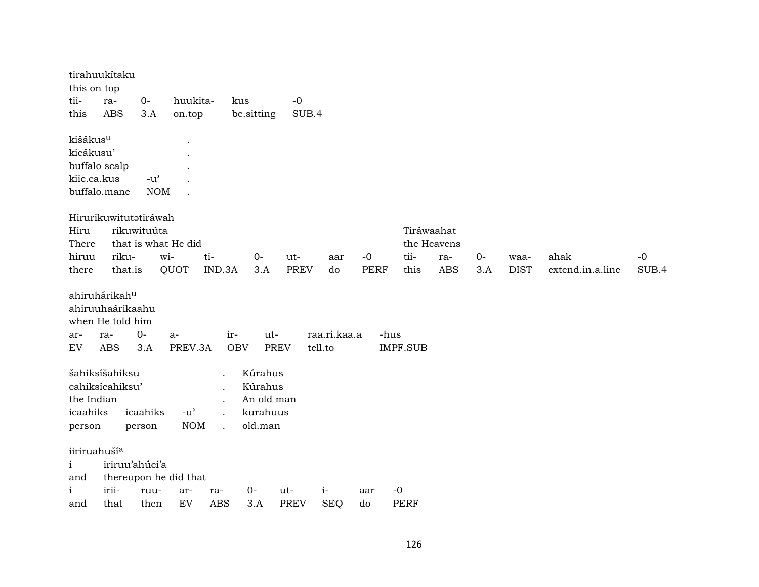tirahuukítaku
this on top

| tii- | ra- | 0- | huukita- | kus | -0 |
|---|---|---|---|---|---|
| this | ABS | 3.A | on.top | be.sitting | SUB.4 |

kišákus[u] .
kicákusu' .
buffalo scalp .

| kiic.ca.kus | -u' | . |
|---|---|---|
| buffalo.mane | NOM | . |

Hirurikuwitutətiráwah

| Hiru | rikuwituúta | | | | | | | Tiráwaahat | | | | | |
|---|---|---|---|---|---|---|---|---|---|---|---|---|---|
| There | that is what He did | | | | | | | the Heavens | | | | | |
| hiruu | riku- | wi- | ti- | 0- | ut- | aar | -0 | tii- | ra- | 0- | waa- | ahak | -0 |
| there | that.is | QUOT | IND.3A | 3.A | PREV | do | PERF | this | ABS | 3.A | DIST | extend.in.a.line | SUB.4 |

ahiruhárikah[u]
ahiruuhaárikaahu
when He told him

| ar- | ra- | 0- | a- | ir- | ut- | raa.ri.kaa.a | -hus |
|---|---|---|---|---|---|---|---|
| EV | ABS | 3.A | PREV.3A | OBV | PREV | tell.to | IMPF.SUB |

| šahiksíšahiksu | | | . | Kúrahus |
|---|---|---|---|---|
| cahiksícahiksu' | | | . | Kúrahus |
| the Indian | | | . | An old man |
| icaahiks | icaahiks | -u' | . | kurahuus |
| person | person | NOM | . | old.man |

iiriruahuší[a]

| i | iriruu'ahúci'a | | | | | | | |
|---|---|---|---|---|---|---|---|---|
| and | thereupon he did that | | | | | | | |
| i | irii- | ruu- | ar- | ra- | 0- | ut- | i- | aar | -0 |
| and | that | then | EV | ABS | 3.A | PREV | SEQ | do | PERF |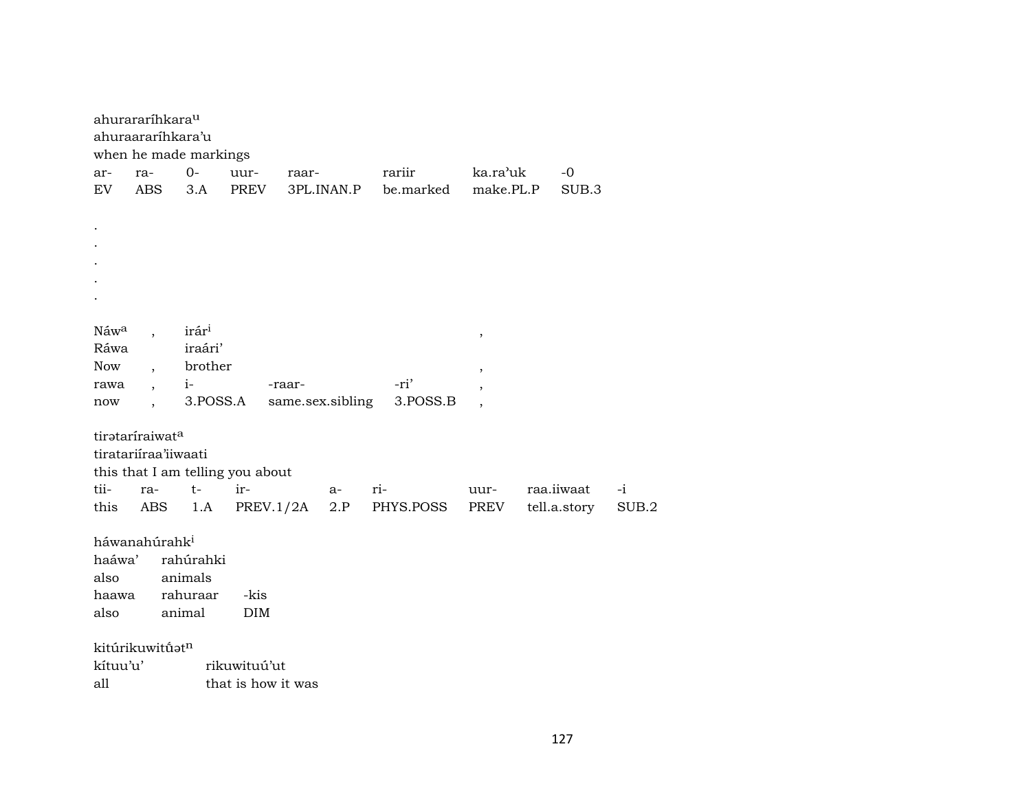ahurararíhkara[u]
ahuraararíhkara'u
when he made markings

| ar- | ra- | 0- | uur- | raar- | rariir | ka.ra'uk | -0 |
|---|---|---|---|---|---|---|---|
| EV | ABS | 3.A | PREV | 3PL.INAN.P | be.marked | make.PL.P | SUB.3 |

.
.
.
.
.

| Náw[a] | , | irár[i] | | | , |
|---|---|---|---|---|---|
| Ráwa | | iraári' | | | |
| Now | , | brother | | | , |
| rawa | , | i- | -raar- | -ri' | , |
| now | , | 3.POSS.A | same.sex.sibling | 3.POSS.B | , |

tirətaríraiwat[a]
tiratariíraa'iiwaati
this that I am telling you about

| tii- | ra- | t- | ir- | a- | ri- | uur- | raa.iiwaat | -i |
|---|---|---|---|---|---|---|---|---|
| this | ABS | 1.A | PREV.1/2A | 2.P | PHYS.POSS | PREV | tell.a.story | SUB.2 |

háwanahúrahk[i]

| haáwa' | rahúrahki | |
|---|---|---|
| also | animals | |
| haawa | rahuraar | -kis |
| also | animal | DIM |

kitúrikuwitű́ət[n]

| kítuu'u' | rikuwituú'ut |
|---|---|
| all | that is how it was |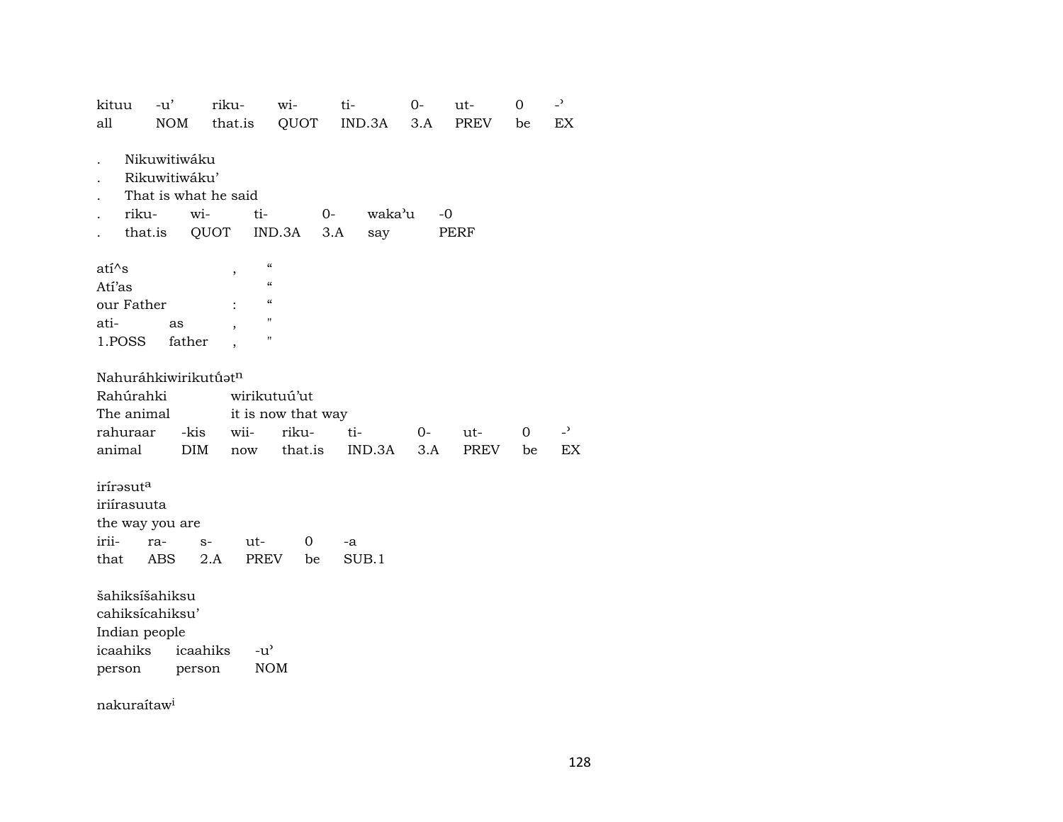| kituu | -u’ | riku- | wi- | ti- | 0- | ut- | 0 | -ʾ |
|---|---|---|---|---|---|---|---|---|
| all | NOM | that.is | QUOT | IND.3A | 3.A | PREV | be | EX |

. Nikuwitiwáku
. Rikuwitiwáku’
. That is what he said

| . | riku- | wi- | ti- | 0- | wakaʼu | -0 |
|---|---|---|---|---|---|---|
| . | that.is | QUOT | IND.3A | 3.A | say | PERF |

atí^s , “
Atí’as “
our Father : “

| ati- | as | , | " |
|---|---|---|---|
| 1.POSS | father | , | " |

Nahuráhkiwirikutúətn
Rahúrahki wirikutuú’ut
The animal it is now that way

| rahuraar | -kis | wii- | riku- | ti- | 0- | ut- | 0 | -ʾ |
|---|---|---|---|---|---|---|---|---|
| animal | DIM | now | that.is | IND.3A | 3.A | PREV | be | EX |

irírəsuta
iriírasuuta
the way you are

| irii- | ra- | s- | ut- | 0 | -a |
|---|---|---|---|---|---|
| that | ABS | 2.A | PREV | be | SUB.1 |

šahiksíšahiksu
cahiksícahiksu’
Indian people

| icaahiks | icaahiks | -uʼ |
|---|---|---|
| person | person | NOM |

nakuraítawi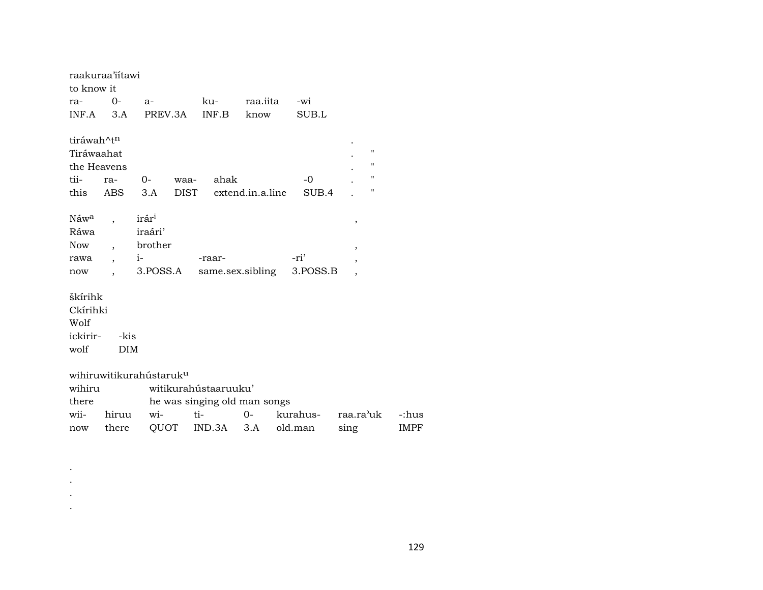raakuraa'iítawi
to know it

| ra- | 0- | a- | ku- | raa.iita | -wi |
|---|---|---|---|---|---|
| INF.A | 3.A | PREV.3A | INF.B | know | SUB.L |

tiráwah^t^n .
Tiráwaahat . "
the Heavens . "

| tii- | ra- | 0- | waa- | ahak | -0 | . | " |
|---|---|---|---|---|---|---|---|
| this | ABS | 3.A | DIST | extend.in.a.line | SUB.4 | . | " |

Náw^a , irár^i ,
Ráwa iraári'
Now , brother ,

| rawa | , | i- | -raar- | -ri' | , |
|---|---|---|---|---|---|
| now | , | 3.POSS.A | same.sex.sibling | 3.POSS.B | , |

škírihk
Ckírihki
Wolf

| ickirir- | -kis |
|---|---|
| wolf | DIM |

wihiruwitikurahústaruk^u
wihiru witikurahústaaruuku'
there he was singing old man songs

| wii- | hiruu | wi- | ti- | 0- | kurahus- | raa.ra'uk | -:hus |
|---|---|---|---|---|---|---|---|
| now | there | QUOT | IND.3A | 3.A | old.man | sing | IMPF |

.
.
.
.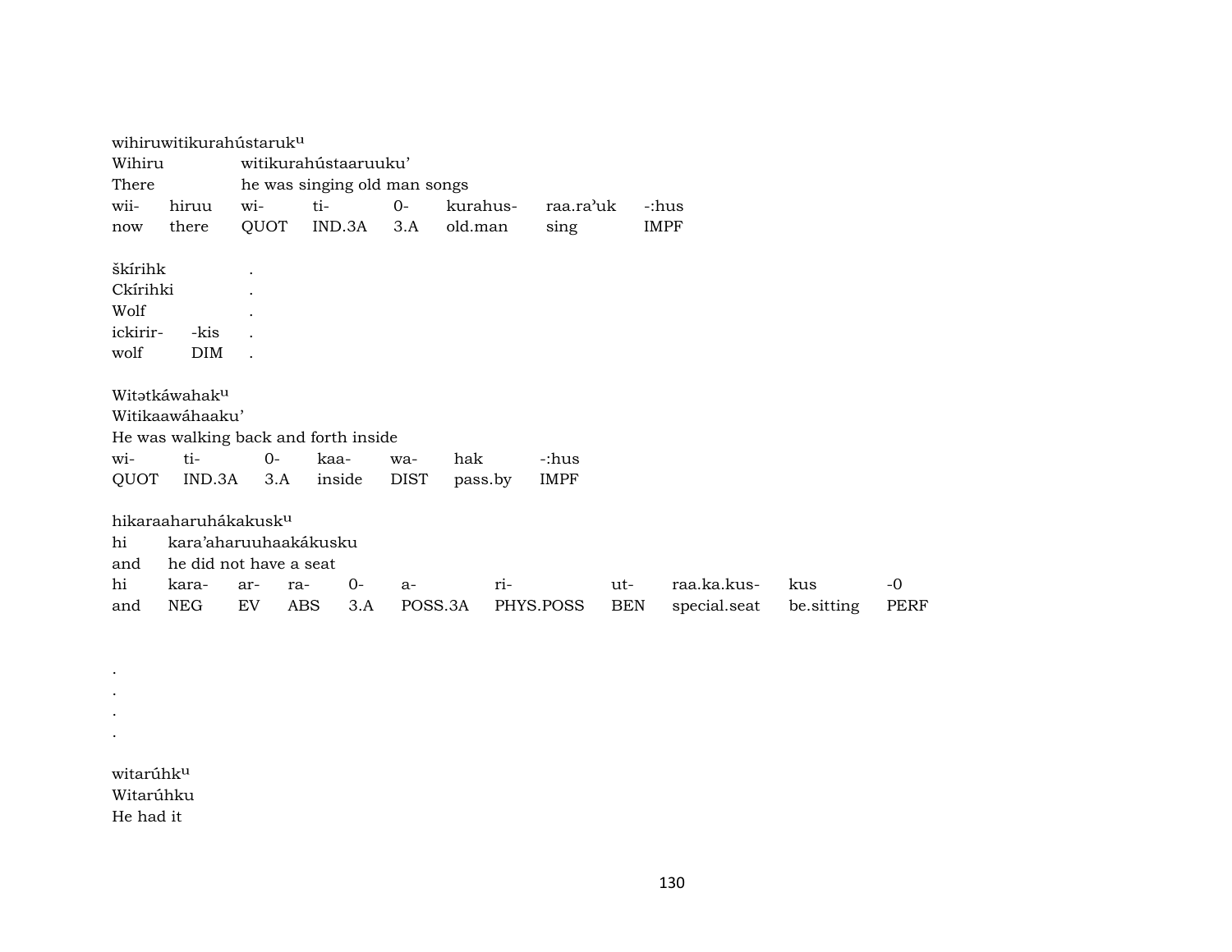wihiruwitikurahústaruk^u
Wihiru witikurahústaaruuku'
There he was singing old man songs

| wii- | hiruu | wi- | ti- | 0- | kurahus- | raa.ra'uk | -:hus |
|---|---|---|---|---|---|---|---|
| now | there | QUOT | IND.3A | 3.A | old.man | sing | IMPF |

škírihk .
Ckírihki .
Wolf .

| ickirir- | -kis | . |
|---|---|---|
| wolf | DIM | . |

Witətkáwahak^u
Witikaawáhaaku'
He was walking back and forth inside

| wi- | ti- | 0- | kaa- | wa- | hak | -:hus |
|---|---|---|---|---|---|---|
| QUOT | IND.3A | 3.A | inside | DIST | pass.by | IMPF |

hikaraaharuhákakusk^u
hi kara'aharuuhaakákusku
and he did not have a seat

| hi | kara- | ar- | ra- | 0- | a- | ri- | ut- | raa.ka.kus- | kus | -0 |
|---|---|---|---|---|---|---|---|---|---|---|
| and | NEG | EV | ABS | 3.A | POSS.3A | PHYS.POSS | BEN | special.seat | be.sitting | PERF |

.
.
.
.

witarúhk^u
Witarúhku
He had it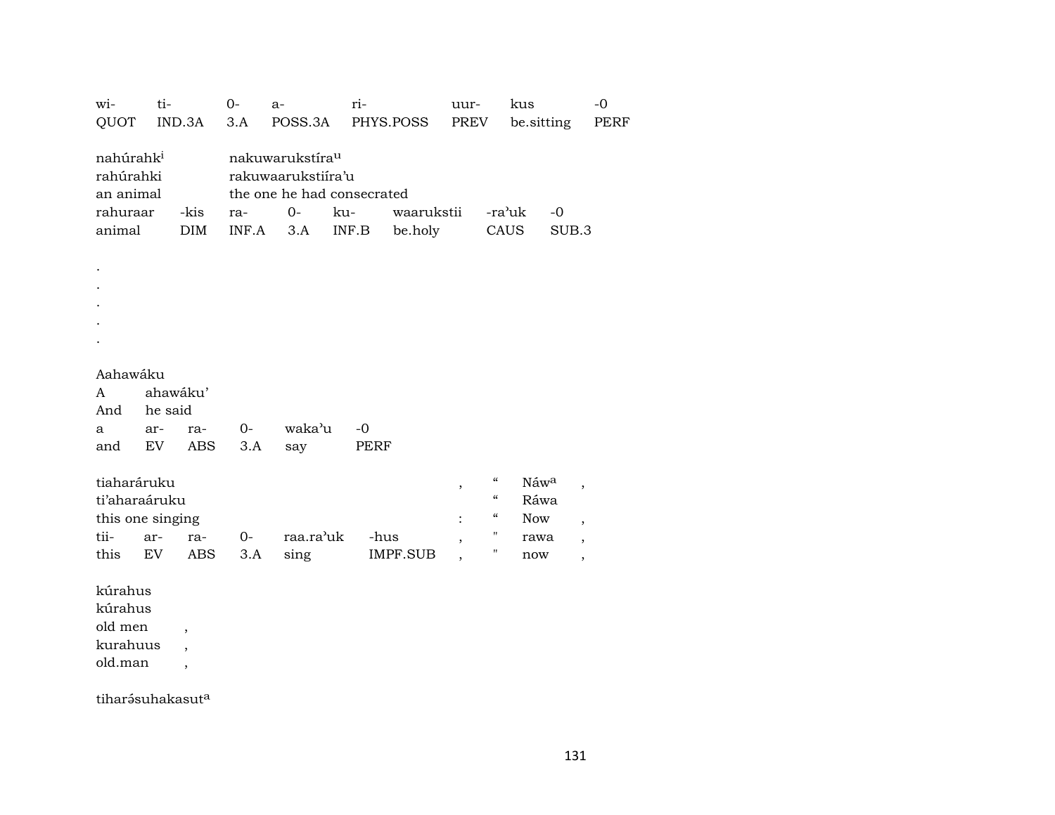| wi- | ti- | 0- | a- | ri- | uur- | kus | -0 |
|---|---|---|---|---|---|---|---|
| QUOT | IND.3A | 3.A | POSS.3A | PHYS.POSS | PREV | be.sitting | PERF |

nahúrahk[i] nakuwarukstíra[u]
rahúrahki rakuwaarukstiíra'u
an animal the one he had consecrated

| rahuraar | -kis | ra- | 0- | ku- | waarukstii | -ra'uk | -0 |
|---|---|---|---|---|---|---|---|
| animal | DIM | INF.A | 3.A | INF.B | be.holy | CAUS | SUB.3 |

.
.
.
.
.

Aahawáku
A ahawáku'
And he said

| a | ar- | ra- | 0- | waka'u | -0 |
|---|---|---|---|---|---|
| and | EV | ABS | 3.A | say | PERF |

tiaharáruku , " Náw[a] ,
ti'aharaáruku " Ráwa
this one singing : " Now ,

| tii- | ar- | ra- | 0- | raa.ra'uk | -hus | , | " | rawa | , |
|---|---|---|---|---|---|---|---|---|---|
| this | EV | ABS | 3.A | sing | IMPF.SUB | , | " | now | , |

kúrahus
kúrahus
old men ,
kurahuus ,
old.man ,

tiharə́suhakasut[a]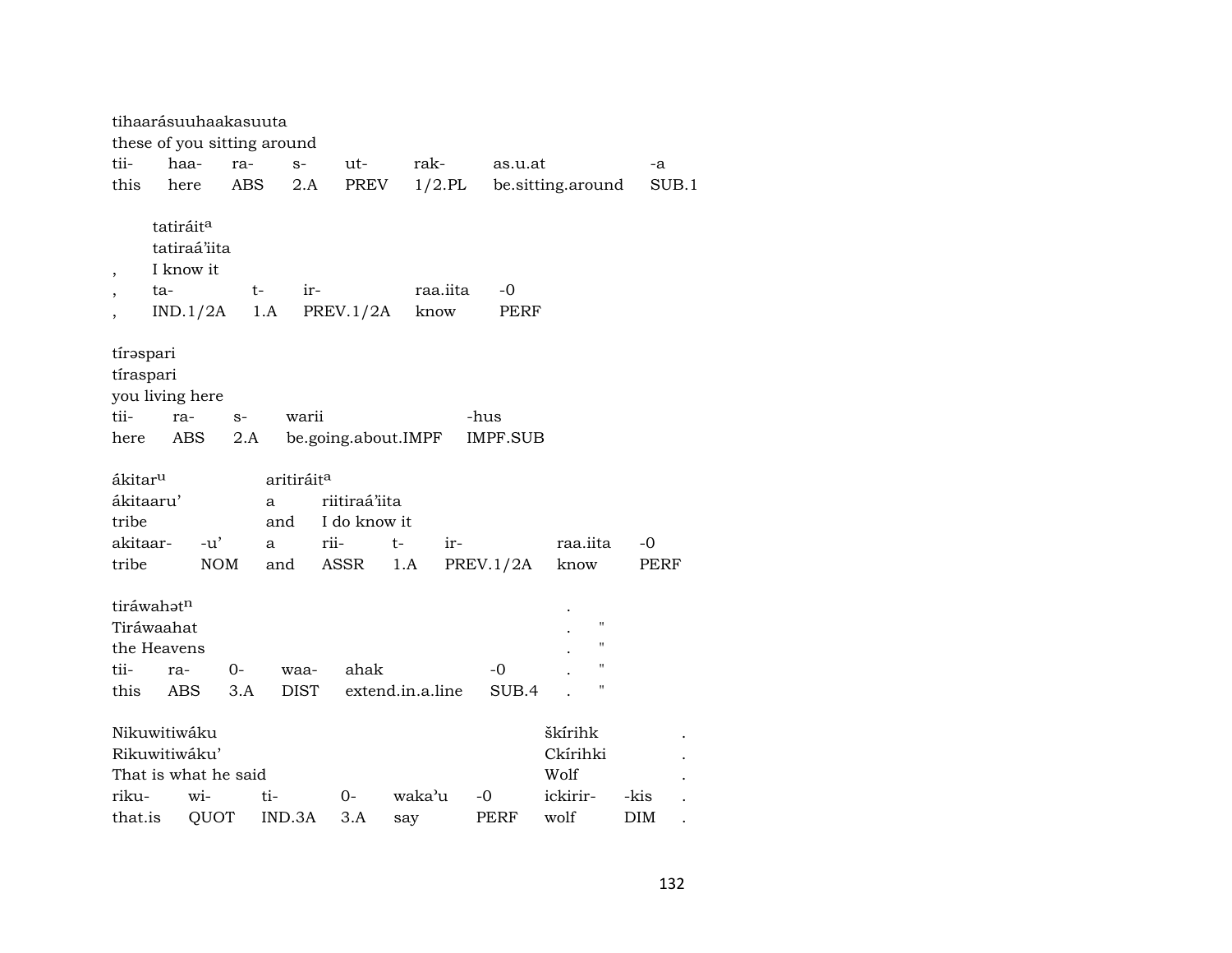tihaarásuuhaakasuuta
these of you sitting around

| tii- | haa- | ra- | s- | ut- | rak- | as.u.at | -a |
|---|---|---|---|---|---|---|---|
| this | here | ABS | 2.A | PREV | 1/2.PL | be.sitting.around | SUB.1 |

tatiráit[a]
tatiraá'iita
, I know it

| , | ta- | t- | ir- | raa.iita | -0 |
|---|---|---|---|---|---|
| , | IND.1/2A | 1.A | PREV.1/2A | know | PERF |

tírəspari
tíraspari
you living here

| tii- | ra- | s- | warii | -hus |
|---|---|---|---|---|
| here | ABS | 2.A | be.going.about.IMPF | IMPF.SUB |

ákitar[u] aritiráit[a]
ákitaaru' a riitiraá'iita
tribe and I do know it

| akitaar- | -u' | a | rii- | t- | ir- | raa.iita | -0 |
|---|---|---|---|---|---|---|---|
| tribe | NOM | and | ASSR | 1.A | PREV.1/2A | know | PERF |

tiráwahət[n] .
Tiráwaahat . "
the Heavens . "

| tii- | ra- | 0- | waa- | ahak | -0 | . | " |
|---|---|---|---|---|---|---|---|
| this | ABS | 3.A | DIST | extend.in.a.line | SUB.4 | . | " |

Nikuwitiwáku škírihk .
Rikuwitiwáku' Ckírihki .
That is what he said Wolf .

| riku- | wi- | ti- | 0- | waka'u | -0 | ickirir- | -kis | . |
|---|---|---|---|---|---|---|---|---|
| that.is | QUOT | IND.3A | 3.A | say | PERF | wolf | DIM | . |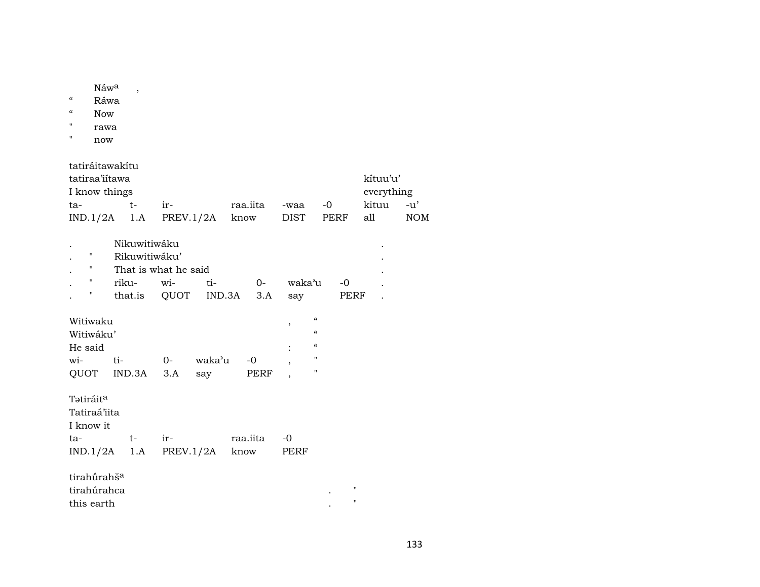|  | Náw[a] | , |
|---|---|---|
| " | Ráwa |  |
| " | Now |  |
| " | rawa |  |
| " | now |  |

| tatiráitawakítu |  |  |  |  |  |  |  |
|---|---|---|---|---|---|---|---|
| tatiraa'iítawa |  |  |  |  |  | kítuu'u' |  |
| I know things |  |  |  |  |  | everything |  |
| ta- | t- | ir- | raa.iita | -waa | -0 | kituu | -u' |
| IND.1/2A | 1.A | PREV.1/2A | know | DIST | PERF | all | NOM |

| . |  | Nikuwitiwáku |  |  |  |  |  | . |
|---|---|---|---|---|---|---|---|---|
| . | " | Rikuwitiwáku' |  |  |  |  |  | . |
| . | " | That is what he said |  |  |  |  |  | . |
| . | " | riku- | wi- | ti- | 0- | waka'u | -0 | . |
| . | " | that.is | QUOT | IND.3A | 3.A | say | PERF | . |

| Witiwaku |  |  |  |  | , | " |
|---|---|---|---|---|---|---|
| Witiwáku' |  |  |  |  |  | " |
| He said |  |  |  |  | : | " |
| wi- | ti- | 0- | waka'u | -0 | , | " |
| QUOT | IND.3A | 3.A | say | PERF | , | " |

| Təttiráit[a] |  |  |  |  |
|---|---|---|---|---|
| Tatiraá'iita |  |  |  |  |
| I know it |  |  |  |  |
| ta- | t- | ir- | raa.iita | -0 |
| IND.1/2A | 1.A | PREV.1/2A | know | PERF |

| tirahű̃rahš[a] |  |  |
|---|---|---|
| tirahúrahca | . | " |
| this earth | . | " |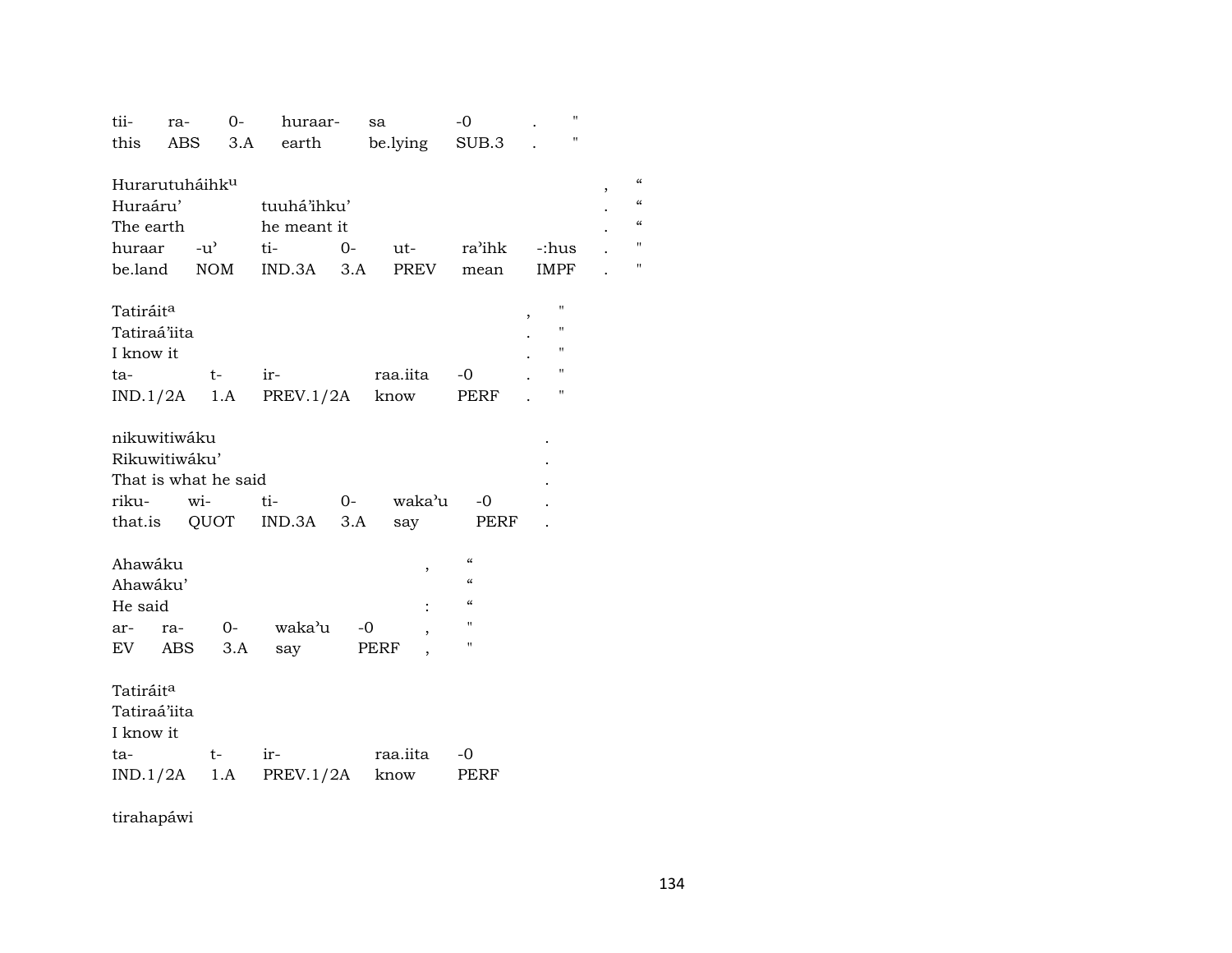tii- ra- 0- huraar- sa -0 . "
this ABS 3.A earth be.lying SUB.3 . "

Hurarutuháihkᵘ , "
Huraáru' tuuhá'ihku' . "
The earth he meant it . "

| huraar | -u' | ti- | 0- | ut- | ra'ihk | -:hus | . | " |
|---|---|---|---|---|---|---|---|---|
| be.land | NOM | IND.3A | 3.A | PREV | mean | IMPF | . | " |

Tatiráitᵃ , "
Tatiraá'iita . "
I know it . "

| ta- | t- | ir- | raa.iita | -0 | . | " |
|---|---|---|---|---|---|---|
| IND.1/2A | 1.A | PREV.1/2A | know | PERF | . | " |

nikuwitiwáku .
Rikuwitiwáku' .
That is what he said .

| riku- | wi- | ti- | 0- | waka'u | -0 | . |
|---|---|---|---|---|---|---|
| that.is | QUOT | IND.3A | 3.A | say | PERF | . |

Ahawáku , "
Ahawáku' "
He said : "

| ar- | ra- | 0- | waka'u | -0 | , | " |
|---|---|---|---|---|---|---|
| EV | ABS | 3.A | say | PERF | , | " |

Tatiráitᵃ
Tatiraá'iita
I know it

| ta- | t- | ir- | raa.iita | -0 |
|---|---|---|---|---|
| IND.1/2A | 1.A | PREV.1/2A | know | PERF |

tirahapáwi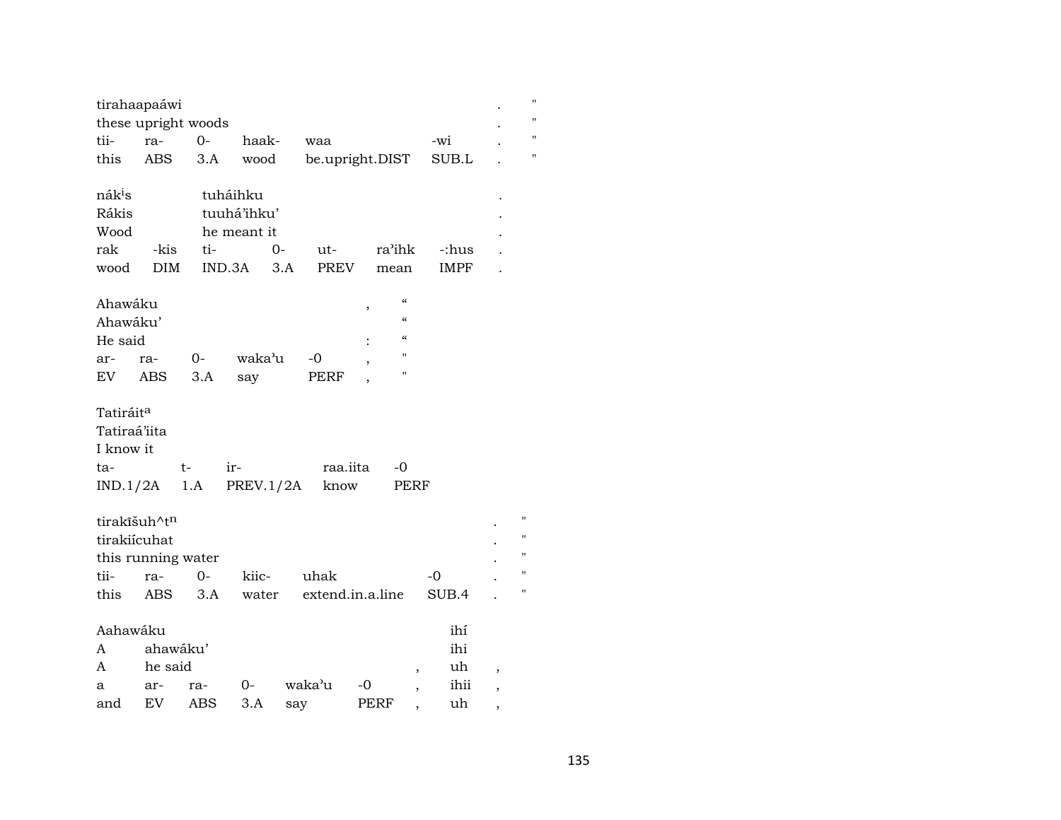| tirahaapaáwi | | | | | | . | " |
|---|---|---|---|---|---|---|---|
| these upright woods | | | | | | . | " |
| tii- | ra- | 0- | haak- | waa | -wi | . | " |
| this | ABS | 3.A | wood | be.upright.DIST | SUB.L | . | " |

| nák[i]s | tuháihku | | | | | . |
|---|---|---|---|---|---|---|
| Rákis | tuuhá'ihku' | | | | | . |
| Wood | he meant it | | | | | . |
| rak -kis | ti- | 0- | ut- | ra'ihk | -:hus | . |
| wood DIM | IND.3A | 3.A | PREV | mean | IMPF | . |

| Ahawáku | | | | , | “ |
|---|---|---|---|---|---|
| Ahawáku' | | | | | “ |
| He said | | | | : | “ |
| ar- | ra- | 0- | waka'u -0 | , | " |
| EV | ABS | 3.A | say PERF | , | " |

| Tatiráit[a] | | | | |
|---|---|---|---|---|
| Tatiraá'iita | | | | |
| I know it | | | | |
| ta- | t- | ir- | raa.iita | -0 |
| IND.1/2A | 1.A | PREV.1/2A | know | PERF |

| tirakĩšuh^t[n] | | | | | | . | " |
|---|---|---|---|---|---|---|---|
| tirakiícuhat | | | | | | . | " |
| this running water | | | | | | . | " |
| tii- | ra- | 0- | kiic- | uhak | -0 | . | " |
| this | ABS | 3.A | water | extend.in.a.line | SUB.4 | . | " |

| Aahawáku | | | | | | | ihí | |
|---|---|---|---|---|---|---|---|---|
| A | ahawáku' | | | | | | ihi | |
| A | he said | | | | | , | uh | , |
| a | ar- | ra- | 0- | waka'u | -0 | , | ihii | , |
| and | EV | ABS | 3.A | say | PERF | , | uh | , |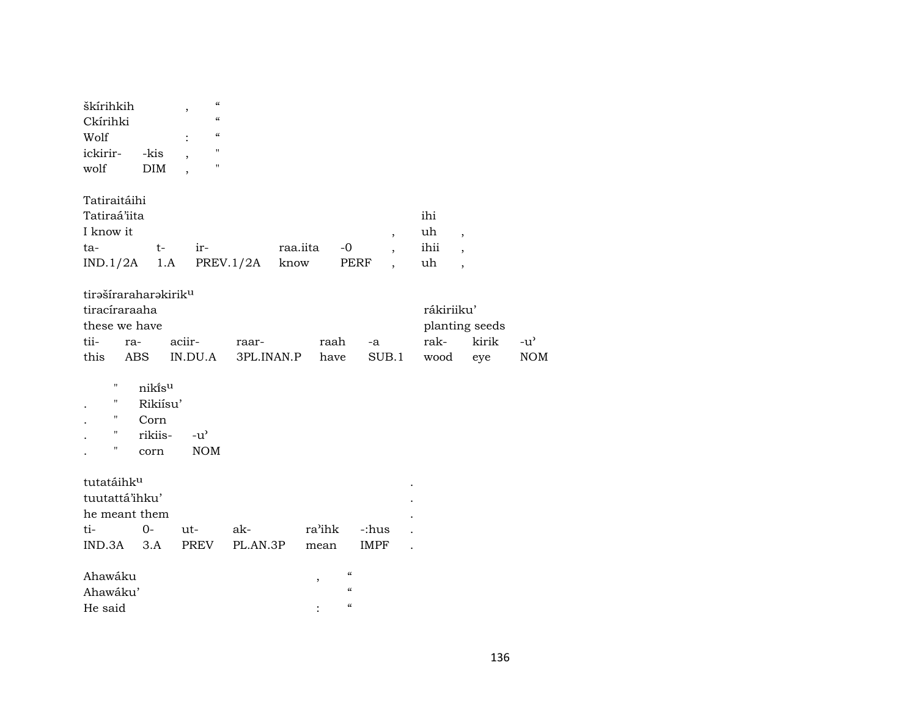| škírihkih | | , | “ |
|---|---|---|---|
| Ckírihki | | | “ |
| Wolf | | : | “ |
| ickirir- | -kis | , | " |
| wolf | DIM | , | " |

| Tatiraitáihi | | | | | | | |
|---|---|---|---|---|---|---|---|
| Tatiraá’iita | | | | | | ihi | |
| I know it | | | | | , | uh | , |
| ta- | t- | ir- | raa.iita | -0 | , | ihii | , |
| IND.1/2A | 1.A | PREV.1/2A | know | PERF | , | uh | , |

| tirəšíraraharəkirik^u | | | | | | | | |
|---|---|---|---|---|---|---|---|---|
| tiracíraraaha | | | | | | rákiriiku’ | | |
| these we have | | | | | | planting seeds | | |
| tii- | ra- | aciir- | raar- | raah | -a | rak- | kirik | -u’ |
| this | ABS | IN.DU.A | 3PL.INAN.P | have | SUB.1 | wood | eye | NOM |

| | " | nikɨ́s^u | |
|---|---|---|---|
| . | " | Rikiísu’ | |
| . | " | Corn | |
| . | " | rikiis- | -u’ |
| . | " | corn | NOM |

| tutatáihk^u | | | | | | |
|---|---|---|---|---|---|---|
| tuutattá’ihku’ | | | | | | . |
| he meant them | | | | | | . |
| ti- | 0- | ut- | ak- | ra’ihk | -:hus | . |
| IND.3A | 3.A | PREV | PL.AN.3P | mean | IMPF | . |

| Ahawáku | , | “ |
|---|---|---|
| Ahawáku’ | | “ |
| He said | : | “ |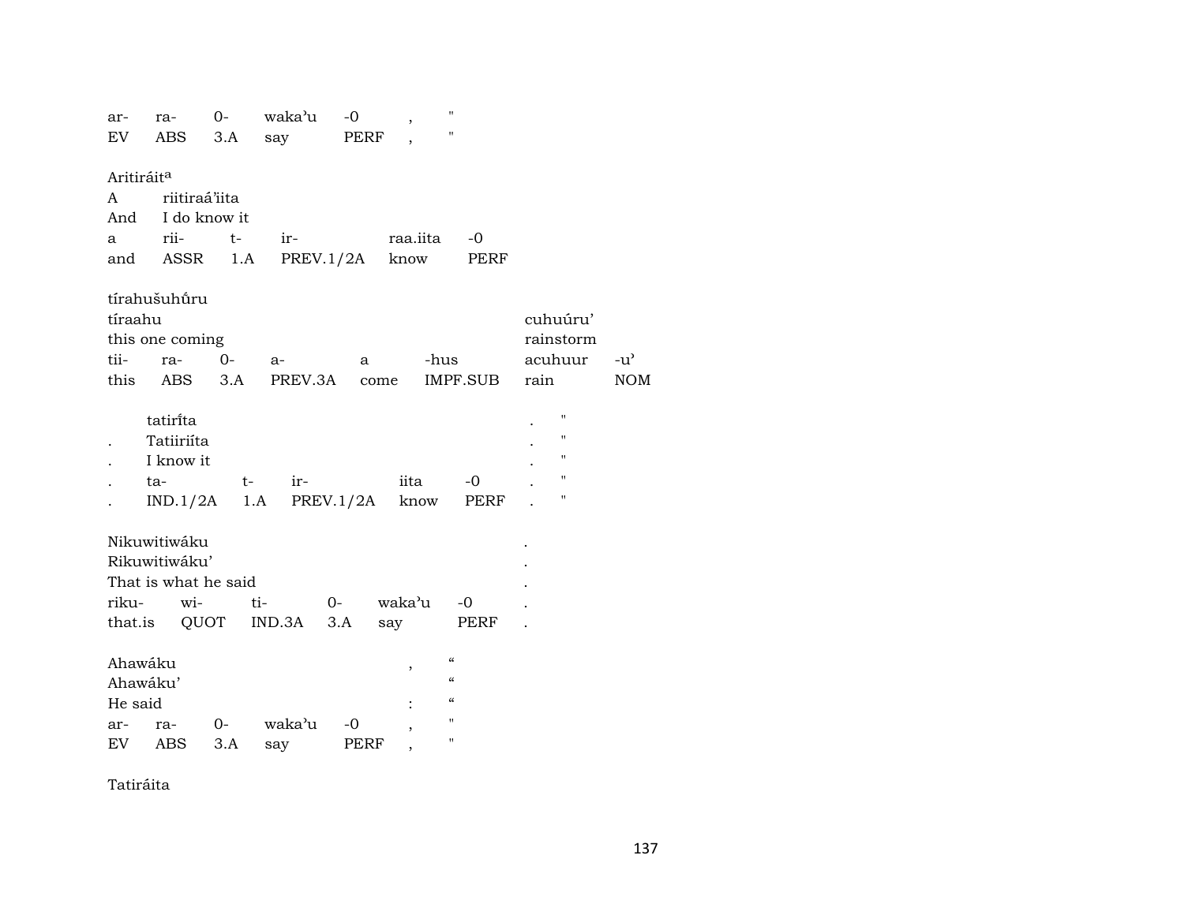| ar- | ra- | 0- | waka'u | -0 | , | " |
|---|---|---|---|---|---|---|
| EV | ABS | 3.A | say | PERF | , | " |

Aritiráit[a]

| A | riitiraá'iita | | | | |
|---|---|---|---|---|---|
| And | I do know it | | | | |
| a | rii- | t- | ir- | raa.iita | -0 |
| and | ASSR | 1.A | PREV.1/2A | know | PERF |

tírahušuhúru

| tíraahu | | | | | | cuhuúru' | |
|---|---|---|---|---|---|---|---|
| this one coming | | | | | | rainstorm | |
| tii- | ra- | 0- | a- | a | -hus | acuhuur | -u' |
| this | ABS | 3.A | PREV.3A | come | IMPF.SUB | rain | NOM |

| | tatiríta | | | | | . | " |
|---|---|---|---|---|---|---|---|
| . | Tatiiriíta | | | | | . | " |
| . | I know it | | | | | . | " |
| . | ta- | t- | ir- | iita | -0 | . | " |
| . | IND.1/2A | 1.A | PREV.1/2A | know | PERF | . | " |

| Nikuwitiwáku | | | | | | . |
|---|---|---|---|---|---|---|
| Rikuwitiwáku' | | | | | | . |
| That is what he said | | | | | | . |
| riku- | wi- | ti- | 0- | waka'u | -0 | . |
| that.is | QUOT | IND.3A | 3.A | say | PERF | . |

| Ahawáku | | | | | , | " |
|---|---|---|---|---|---|---|
| Ahawáku' | | | | | | " |
| He said | | | | | : | " |
| ar- | ra- | 0- | waka'u | -0 | , | " |
| EV | ABS | 3.A | say | PERF | , | " |

Tatiráita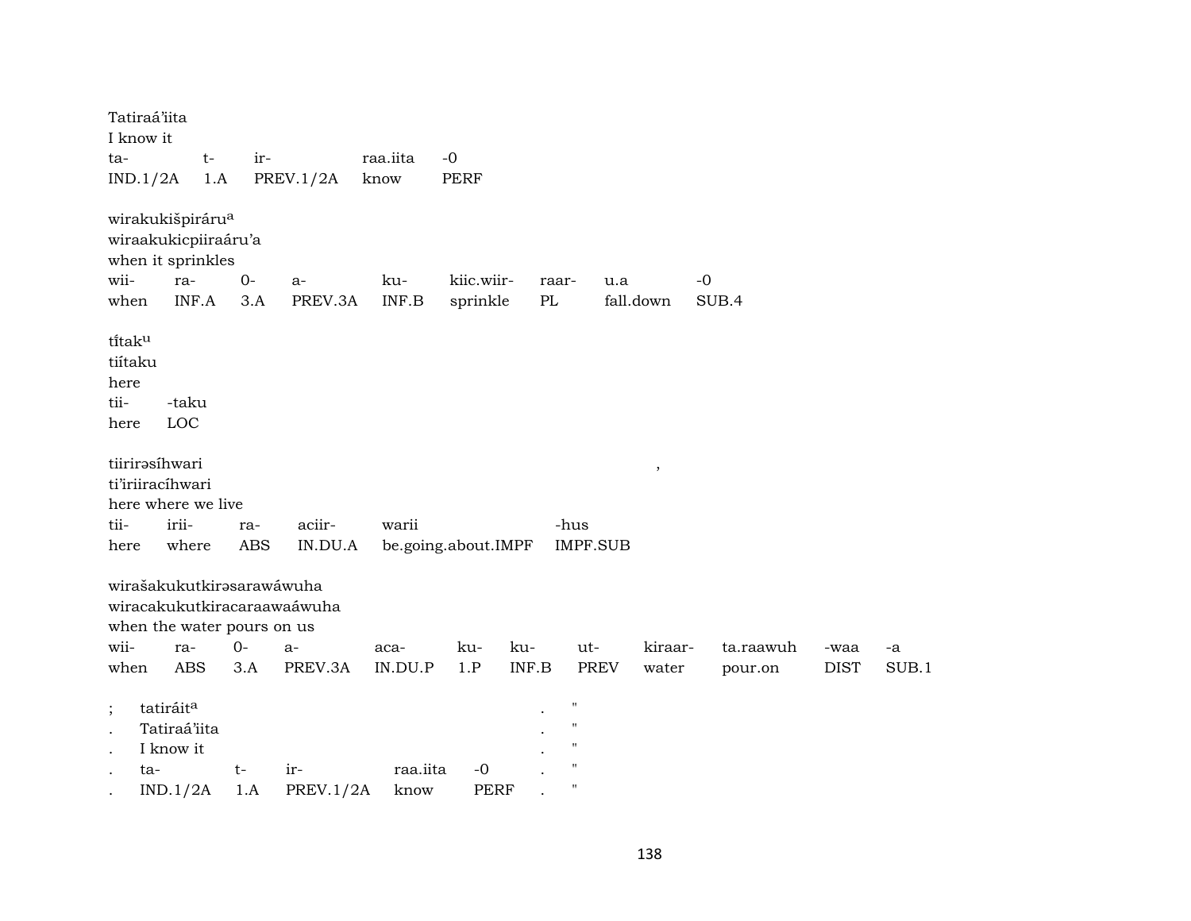Tatiraá'iita
I know it

| ta- | t- | ir- | raa.iita | -0 |
|---|---|---|---|---|
| IND.1/2A | 1.A | PREV.1/2A | know | PERF |

wirakukišpiráru[a]
wiraakukicpiiraáru'a
when it sprinkles

| wii- | ra- | 0- | a- | ku- | kiic.wiir- | raar- | u.a | -0 |
|---|---|---|---|---|---|---|---|---|
| when | INF.A | 3.A | PREV.3A | INF.B | sprinkle | PL | fall.down | SUB.4 |

tĩtak[u]
tiítaku
here

| tii- | -taku |
|---|---|
| here | LOC |

tiirirəsíhwari ,
ti'iriiracíhwari
here where we live

| tii- | irii- | ra- | aciir- | warii | -hus |
|---|---|---|---|---|---|
| here | where | ABS | IN.DU.A | be.going.about.IMPF | IMPF.SUB |

wirašakukutkirəsarawáwuha
wiracakukutkiracaraawaáwuha
when the water pours on us

| wii- | ra- | 0- | a- | aca- | ku- | ku- | ut- | kiraar- | ta.raawuh | -waa | -a |
|---|---|---|---|---|---|---|---|---|---|---|---|
| when | ABS | 3.A | PREV.3A | IN.DU.P | 1.P | INF.B | PREV | water | pour.on | DIST | SUB.1 |

; tatiráit[a] . "
. Tatiraá'iita . "
. I know it . "

| . | ta- | t- | ir- | raa.iita | -0 | . | " |
|---|---|---|---|---|---|---|---|
| . | IND.1/2A | 1.A | PREV.1/2A | know | PERF | . | " |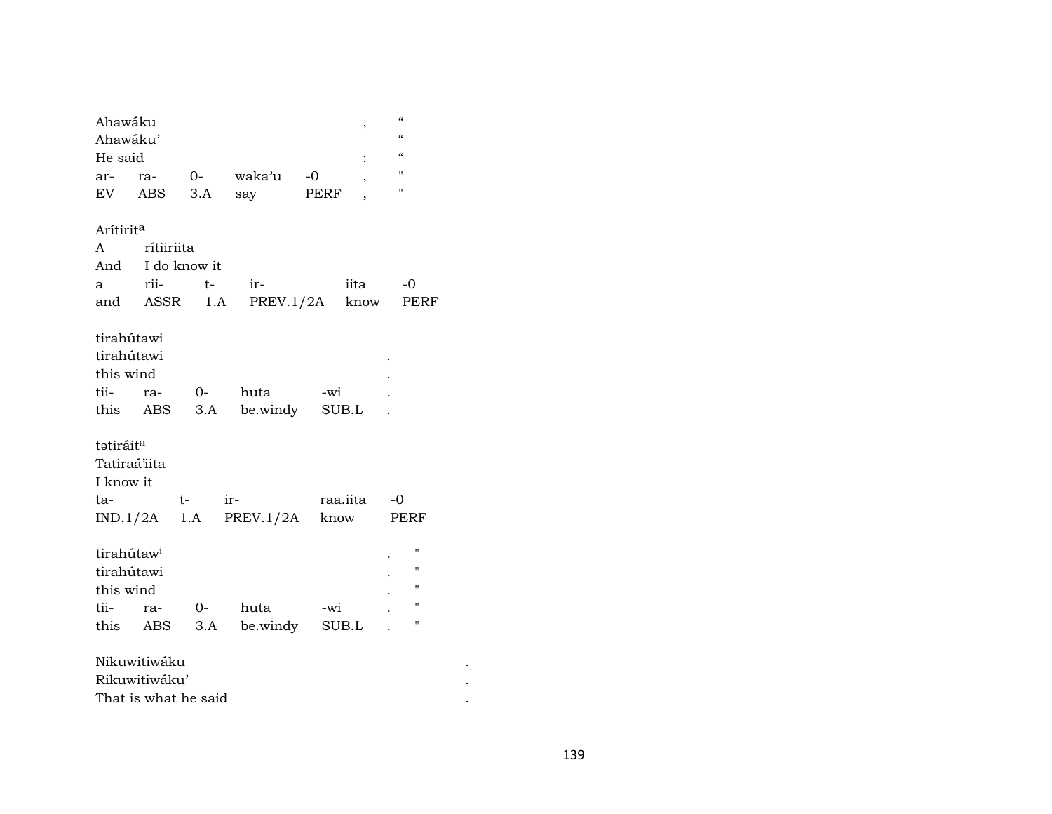Ahawáku , “
Ahawáku’ “
He said : “

| ar- | ra- | 0- | waka’u | -0 | , | " |
|---|---|---|---|---|---|---|
| EV | ABS | 3.A | say | PERF | , | " |

Arítirit[a]
A rítiiriita
And I do know it

| a | rii- | t- | ir- | iita | -0 |
|---|---|---|---|---|---|
| and | ASSR | 1.A | PREV.1/2A | know | PERF |

tirahútawi
tirahútawi .
this wind .

| tii- | ra- | 0- | huta | -wi | . |
|---|---|---|---|---|---|
| this | ABS | 3.A | be.windy | SUB.L | . |

tətiráit[a]
Tatiraá’iita
I know it

| ta- | t- | ir- | raa.iita | -0 |
|---|---|---|---|---|
| IND.1/2A | 1.A | PREV.1/2A | know | PERF |

tirahútaw[i] . "
tirahútawi . "
this wind . "

| tii- | ra- | 0- | huta | -wi | . | " |
|---|---|---|---|---|---|---|
| this | ABS | 3.A | be.windy | SUB.L | . | " |

Nikuwitiwáku .
Rikuwitiwáku’ .
That is what he said .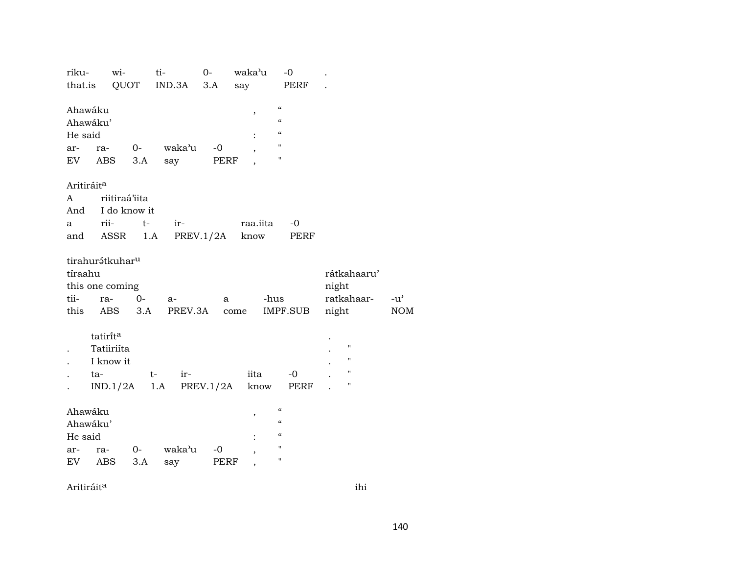riku- wi- ti- 0- waka'u -0 .
that.is QUOT IND.3A 3.A say PERF .

Ahawáku , "
Ahawáku' "
He said : "
ar- ra- 0- waka'u -0 , "
EV ABS 3.A say PERF , "

Aritiráit[a]
A riitiraá'iita
And I do know it
a rii- t- ir- raa.iita -0
and ASSR 1.A PREV.1/2A know PERF

tirahurátkuhar[u]
tíraahu rátkahaaru'
this one coming night
tii- ra- 0- a- a -hus ratkahaar- -u'
this ABS 3.A PREV.3A come IMPF.SUB night NOM

tatirít[a] .
. Tatiiriíta . "
. I know it . "
. ta- t- ir- iita -0 . "
. IND.1/2A 1.A PREV.1/2A know PERF . "

Ahawáku , "
Ahawáku' "
He said : "
ar- ra- 0- waka'u -0 , "
EV ABS 3.A say PERF , "

Aritiráit[a] ihi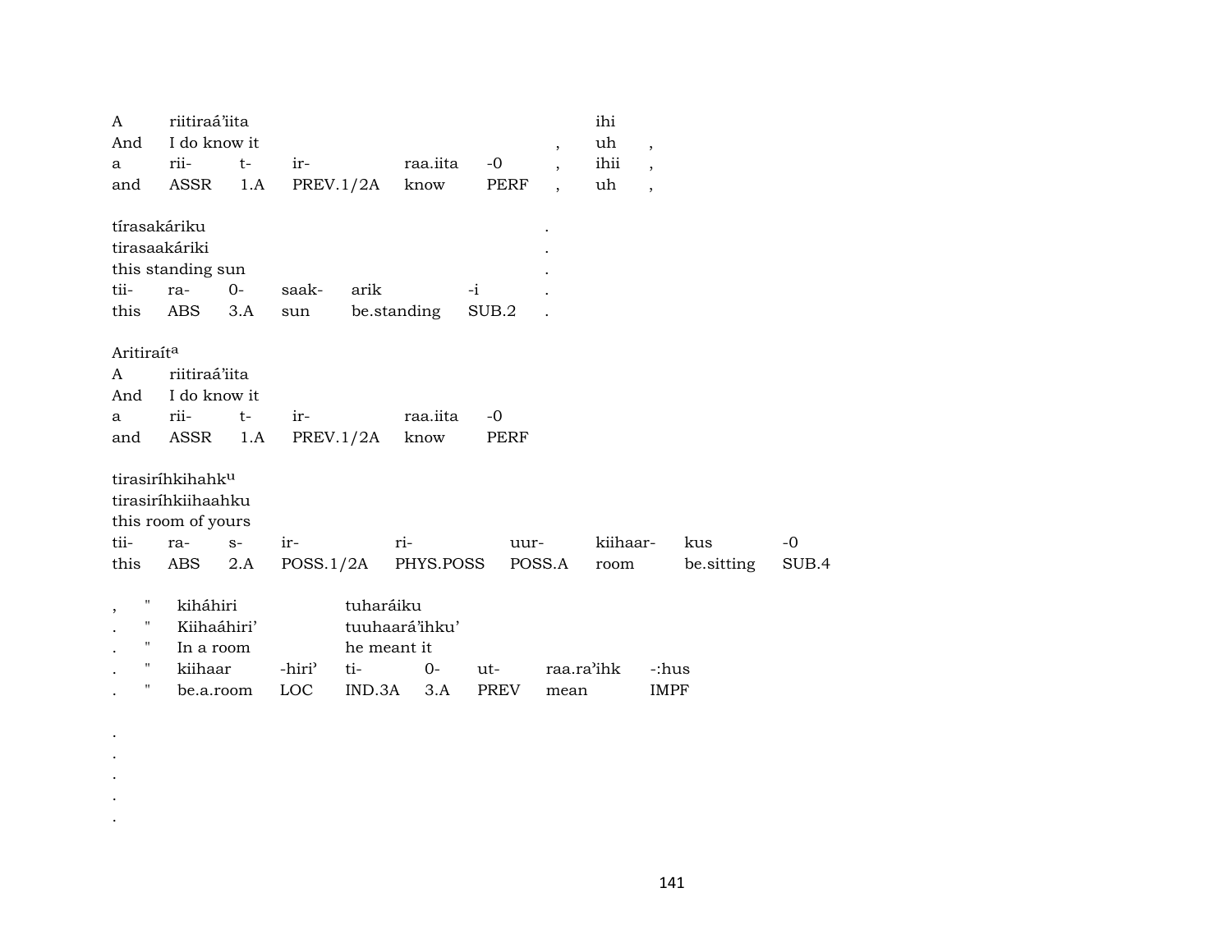| A | riitiraá'iita | | | | | | ihi | |
|---|---|---|---|---|---|---|---|---|
| And | I do know it | | | | | , | uh | , |
| a | rii- | t- | ir- | raa.iita | -0 | , | ihii | , |
| and | ASSR | 1.A | PREV.1/2A | know | PERF | , | uh | , |

| tírasakáriku | | | | | | . |
|---|---|---|---|---|---|---|
| tirasaakáriki | | | | | | . |
| this standing sun | | | | | | . |
| tii- | ra- | 0- | saak- | arik | -i | . |
| this | ABS | 3.A | sun | be.standing | SUB.2 | . |

Aritiraít[a]

| A | riitiraá'iita | | | | |
|---|---|---|---|---|---|
| And | I do know it | | | | |
| a | rii- | t- | ir- | raa.iita | -0 |
| and | ASSR | 1.A | PREV.1/2A | know | PERF |

| tirasiríhkihahk[u] | | | | | | | | |
|---|---|---|---|---|---|---|---|---|
| tirasiríhkiihaahku | | | | | | | | |
| this room of yours | | | | | | | | |
| tii- | ra- | s- | ir- | ri- | uur- | kiihaar- | kus | -0 |
| this | ABS | 2.A | POSS.1/2A | PHYS.POSS | POSS.A | room | be.sitting | SUB.4 |

| , | " | kiháhiri | | tuharáiku | | | | |
|---|---|---|---|---|---|---|---|---|
| . | " | Kiihaáhiri' | | tuuhaará'ihku' | | | | |
| . | " | In a room | | he meant it | | | | |
| . | " | kiihaar | -hiri' | ti- | 0- | ut- | raa.ra'ihk | -:hus |
| . | " | be.a.room | LOC | IND.3A | 3.A | PREV | mean | IMPF |

.
.
.
.
.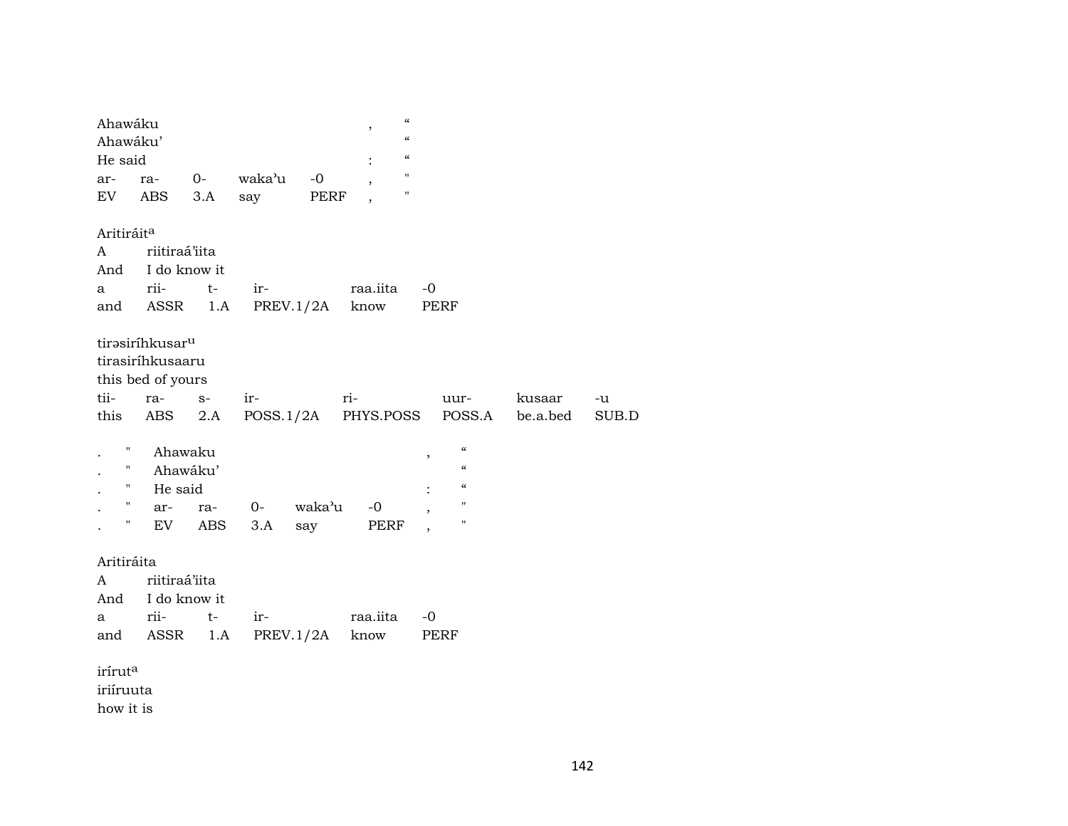Ahawáku , "
Ahawáku' "
He said : "

| ar- | ra- | 0- | waka'u | -0 | , | " |
|---|---|---|---|---|---|---|
| EV | ABS | 3.A | say | PERF | , | " |

Aritiráit[a]
A riitiraá'iita
And I do know it

| a | rii- | t- | ir- | raa.iita | -0 |
|---|---|---|---|---|---|
| and | ASSR | 1.A | PREV.1/2A | know | PERF |

tirəsiríhkusar[u]
tirasiríhkusaaru
this bed of yours

| tii- | ra- | s- | ir- | ri- | uur- | kusaar | -u |
|---|---|---|---|---|---|---|---|
| this | ABS | 2.A | POSS.1/2A | PHYS.POSS | POSS.A | be.a.bed | SUB.D |

. " Ahawaku , "
. " Ahawáku' "
. " He said : "

| . | " | ar- | ra- | 0- | waka'u | -0 | , | " |
|---|---|---|---|---|---|---|---|---|
| . | " | EV | ABS | 3.A | say | PERF | , | " |

Aritiráita
A riitiraá'iita
And I do know it

| a | rii- | t- | ir- | raa.iita | -0 |
|---|---|---|---|---|---|
| and | ASSR | 1.A | PREV.1/2A | know | PERF |

irírut[a]
iriíruuta
how it is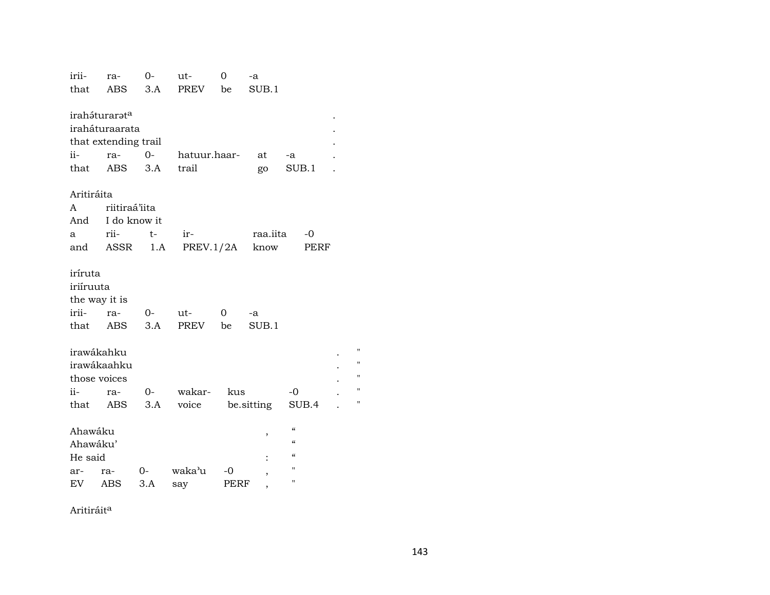| | | | | | | |
|---|---|---|---|---|---|---|
| irii- | ra- | 0- | ut- | 0 | -a | |
| that | ABS | 3.A | PREV | be | SUB.1 | |

irahə́turarətª .
iraháturaarata .
that extending trail .

| | | | | | | |
|---|---|---|---|---|---|---|
| ii- | ra- | 0- | hatuur.haar- | at | -a | . |
| that | ABS | 3.A | trail | go | SUB.1 | . |

Aritiráita
A riitiraá'iita
And I do know it

| | | | | | |
|---|---|---|---|---|---|
| a | rii- | t- | ir- | raa.iita | -0 |
| and | ASSR | 1.A | PREV.1/2A | know | PERF |

iríruta
iriíruuta
the way it is

| | | | | | |
|---|---|---|---|---|---|
| irii- | ra- | 0- | ut- | 0 | -a |
| that | ABS | 3.A | PREV | be | SUB.1 |

irawákahku . "
irawákaahku . "
those voices . "

| | | | | | | | |
|---|---|---|---|---|---|---|---|
| ii- | ra- | 0- | wakar- | kus | -0 | . | " |
| that | ABS | 3.A | voice | be.sitting | SUB.4 | . | " |

Ahawáku , “
Ahawáku' “
He said : “

| | | | | | | |
|---|---|---|---|---|---|---|
| ar- | ra- | 0- | wakaʼu | -0 | , | " |
| EV | ABS | 3.A | say | PERF | , | " |

Aritiráitª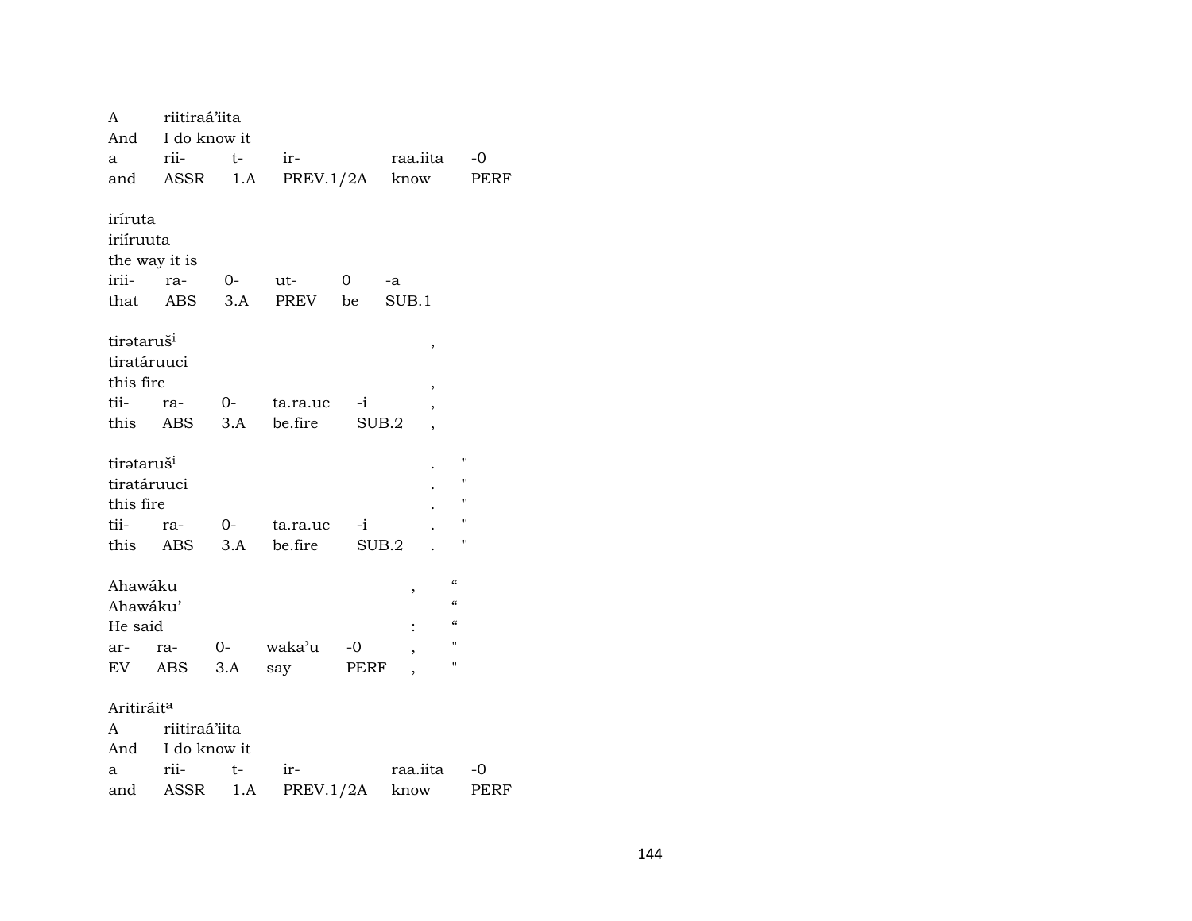A riitiraá'iita
And I do know it

| a | rii- | t- | ir- | raa.iita | -0 |
|---|---|---|---|---|---|
| and | ASSR | 1.A | PREV.1/2A | know | PERF |

iríruta
iriíruuta
the way it is

| irii- | ra- | 0- | ut- | 0 | -a |
|---|---|---|---|---|---|
| that | ABS | 3.A | PREV | be | SUB.1 |

tirətaruš[i] ,
tiratáruuci
this fire ,

| tii- | ra- | 0- | ta.ra.uc | -i | , |
|---|---|---|---|---|---|
| this | ABS | 3.A | be.fire | SUB.2 | , |

tirətaruš[i] . "
tiratáruuci . "
this fire . "

| tii- | ra- | 0- | ta.ra.uc | -i | . | " |
|---|---|---|---|---|---|---|
| this | ABS | 3.A | be.fire | SUB.2 | . | " |

Ahawáku , "
Ahawáku' "
He said : "

| ar- | ra- | 0- | waka'u | -0 | , | " |
|---|---|---|---|---|---|---|
| EV | ABS | 3.A | say | PERF | , | " |

Aritiráit[a]
A riitiraá'iita
And I do know it

| a | rii- | t- | ir- | raa.iita | -0 |
|---|---|---|---|---|---|
| and | ASSR | 1.A | PREV.1/2A | know | PERF |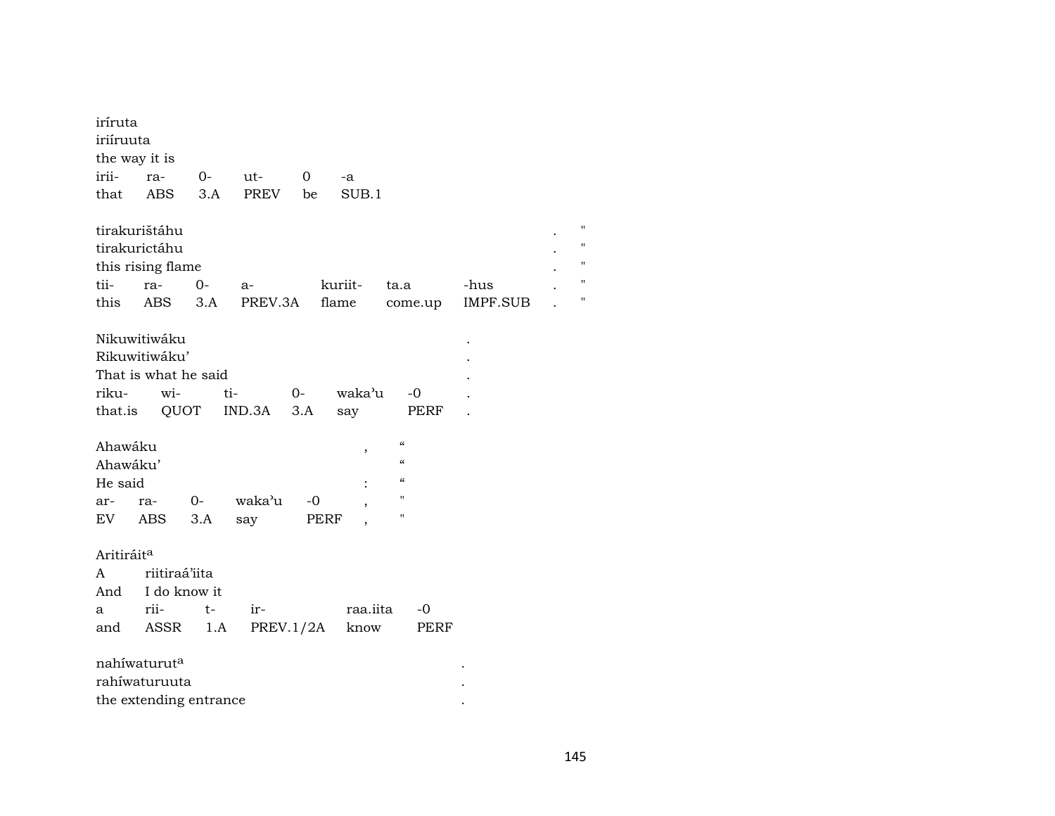iríruta
iriíruuta
the way it is

| irii- | ra- | 0- | ut- | 0 | -a |
|---|---|---|---|---|---|
| that | ABS | 3.A | PREV | be | SUB.1 |

tirakurištáhu . "
tirakurictáhu . "
this rising flame . "

| tii- | ra- | 0- | a- | kuriit- | ta.a | -hus | . | " |
|---|---|---|---|---|---|---|---|---|
| this | ABS | 3.A | PREV.3A | flame | come.up | IMPF.SUB | . | " |

Nikuwitiwáku .
Rikuwitiwáku' .
That is what he said .

| riku- | wi- | ti- | 0- | waka'u | -0 | . |
|---|---|---|---|---|---|---|
| that.is | QUOT | IND.3A | 3.A | say | PERF | . |

Ahawáku , "
Ahawáku' "
He said : "

| ar- | ra- | 0- | waka'u | -0 | , | " |
|---|---|---|---|---|---|---|
| EV | ABS | 3.A | say | PERF | , | " |

Aritiráit[a]
A riitiraá'iita
And I do know it

| a | rii- | t- | ir- | raa.iita | -0 |
|---|---|---|---|---|---|
| and | ASSR | 1.A | PREV.1/2A | know | PERF |

nahíwaturut[a] .
rahíwaturuuta .
the extending entrance .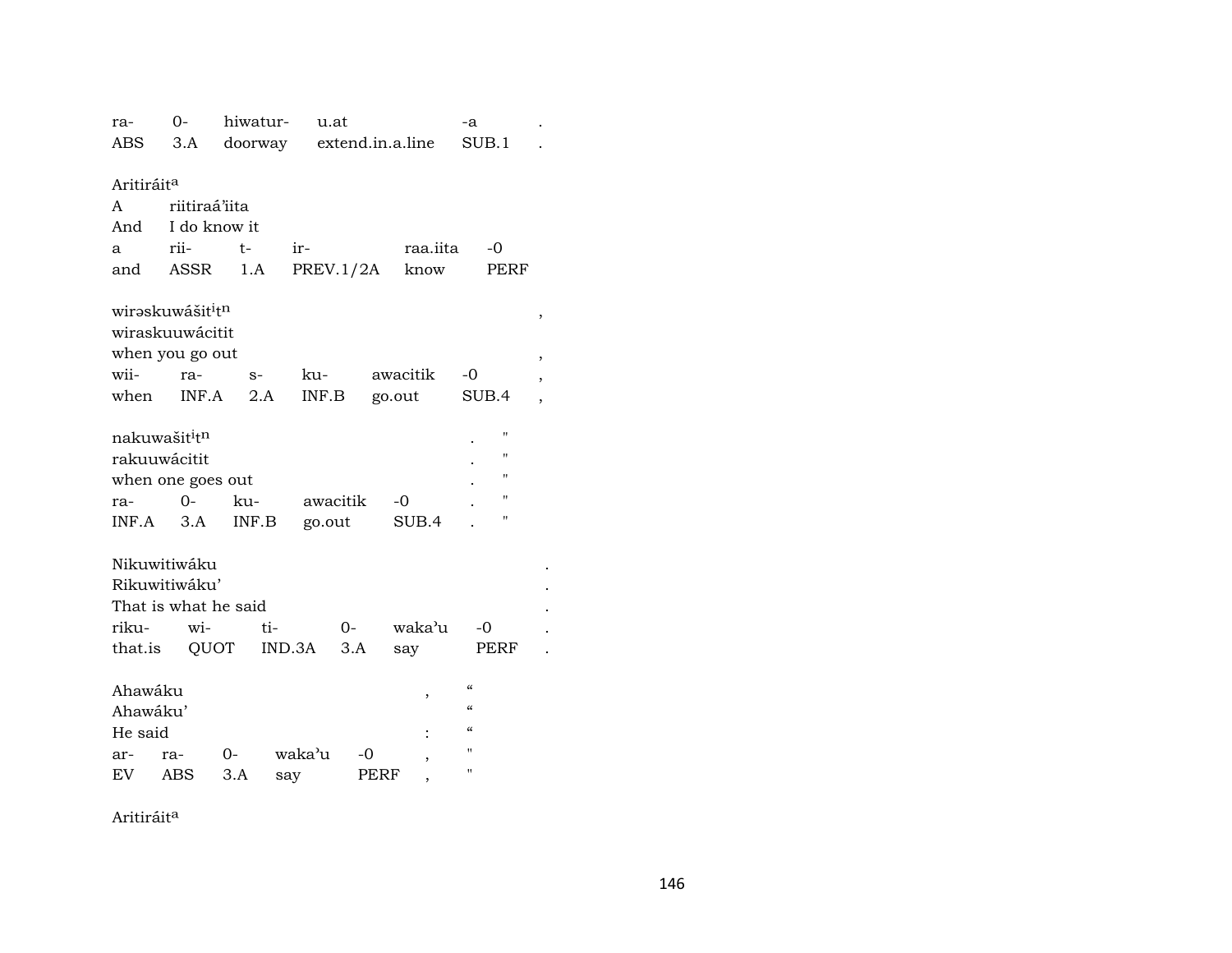| ra- | 0- | hiwatur- | u.at | -a | . |
|---|---|---|---|---|---|
| ABS | 3.A | doorway | extend.in.a.line | SUB.1 | . |

Aritiráit[a]

| A | riitiraá'iita | | | | |
|---|---|---|---|---|---|
| And | I do know it | | | | |
| a | rii- | t- | ir- | raa.iita | -0 |
| and | ASSR | 1.A | PREV.1/2A | know | PERF |

wirəskuwášit[i]t[n] ,

wiraskuuwácitit

when you go out ,

| wii- | ra- | s- | ku- | awacitik | -0 | , |
|---|---|---|---|---|---|---|
| when | INF.A | 2.A | INF.B | go.out | SUB.4 | , |

nakuwašit[i]t[n] . "

rakuuwácitit . "

when one goes out . "

| ra- | 0- | ku- | awacitik | -0 | . | " |
|---|---|---|---|---|---|---|
| INF.A | 3.A | INF.B | go.out | SUB.4 | . | " |

Nikuwitiwáku .

Rikuwitiwáku' .

That is what he said .

| riku- | wi- | ti- | 0- | waka'u | -0 | . |
|---|---|---|---|---|---|---|
| that.is | QUOT | IND.3A | 3.A | say | PERF | . |

Ahawáku , "

Ahawáku' "

He said : "

| ar- | ra- | 0- | waka'u | -0 | , | " |
|---|---|---|---|---|---|---|
| EV | ABS | 3.A | say | PERF | , | " |

Aritiráit[a]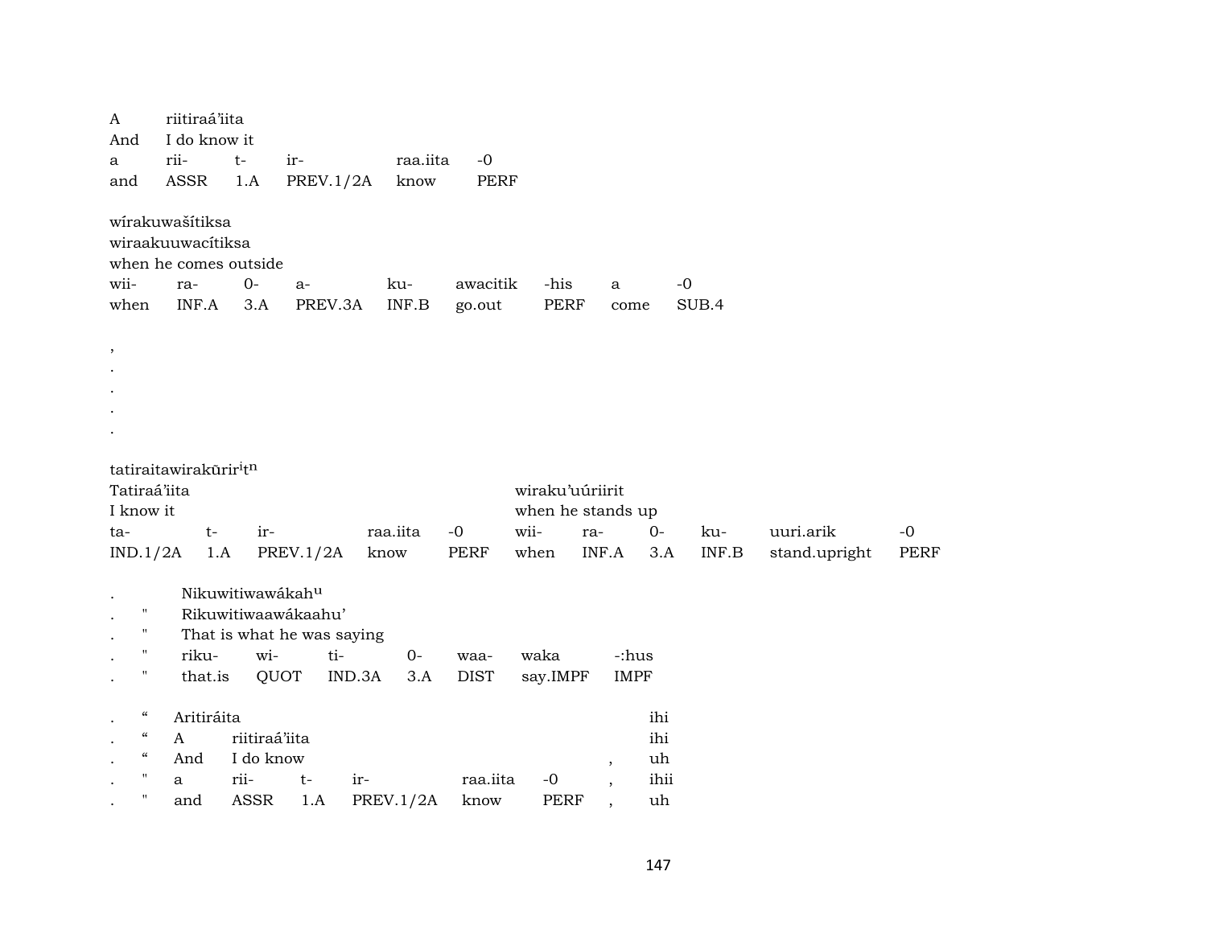| A | riitiraá'iita | | | | |
|---|---|---|---|---|---|
| And | I do know it | | | | |
| a | rii- | t- | ir- | raa.iita | -0 |
| and | ASSR | 1.A | PREV.1/2A | know | PERF |

wírakuwašítiksa
wiraakuuwacítiksa
when he comes outside

| wii- | ra- | 0- | a- | ku- | awacitik | -his | a | -0 |
|---|---|---|---|---|---|---|---|---|
| when | INF.A | 3.A | PREV.3A | INF.B | go.out | PERF | come | SUB.4 |

,
.
.
.
.

tatiraitawirakūrir[i]t[n]

| Tatiraá'iita | | | | | wiraku'uúriirit | | | | | |
|---|---|---|---|---|---|---|---|---|---|---|
| I know it | | | | | when he stands up | | | | | |
| ta- | t- | ir- | raa.iita | -0 | wii- | ra- | 0- | ku- | uuri.arik | -0 |
| IND.1/2A | 1.A | PREV.1/2A | know | PERF | when | INF.A | 3.A | INF.B | stand.upright | PERF |

| . | | Nikuwitiwawákah[u] | | | | | | |
|---|---|---|---|---|---|---|---|---|
| . | " | Rikuwitiwaawákaahu' | | | | | | |
| . | " | That is what he was saying | | | | | | |
| . | " | riku- | wi- | ti- | 0- | waa- | waka | -:hus |
| . | " | that.is | QUOT | IND.3A | 3.A | DIST | say.IMPF | IMPF |

| . | " | Aritiráita | | | | | | | ihi |
|---|---|---|---|---|---|---|---|---|---|
| . | " | A | riitiraá'iita | | | | | | ihi |
| . | " | And | I do know | | | | | , | uh |
| . | " | a | rii- | t- | ir- | raa.iita | -0 | , | ihii |
| . | " | and | ASSR | 1.A | PREV.1/2A | know | PERF | , | uh |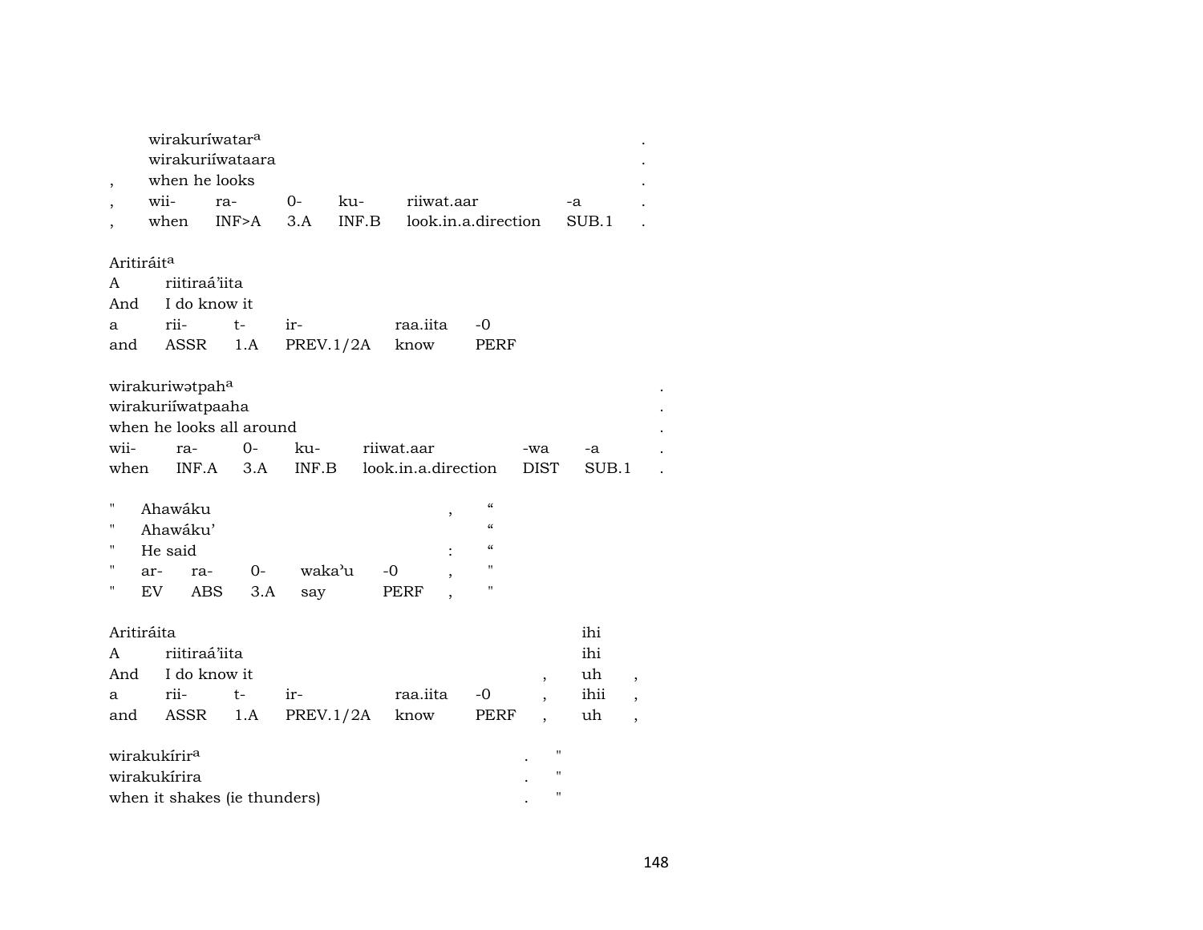| | | | | | | | |
|---|---|---|---|---|---|---|---|
| | wirakuríwatar[a] | | | | | | . |
| | wirakuriíwataara | | | | | | . |
| , | when he looks | | | | | | . |
| , | wii- | ra- | 0- | ku- | riiwat.aar | -a | . |
| , | when | INF>A | 3.A | INF.B | look.in.a.direction | SUB.1 | . |

| | | | | | |
|---|---|---|---|---|---|
| Aritiráit[a] | | | | | |
| A | riitiraá'iita | | | | |
| And | I do know it | | | | |
| a | rii- | t- | ir- | raa.iita | -0 |
| and | ASSR | 1.A | PREV.1/2A | know | PERF |

| | | | | | | | |
|---|---|---|---|---|---|---|---|
| wirakuriwətpah[a] | | | | | | | . |
| wirakuriíwatpaaha | | | | | | | . |
| when he looks all around | | | | | | | . |
| wii- | ra- | 0- | ku- | riiwat.aar | -wa | -a | . |
| when | INF.A | 3.A | INF.B | look.in.a.direction | DIST | SUB.1 | . |

| | | | | | | | |
|---|---|---|---|---|---|---|---|
| " | Ahawáku | | | | | , | " |
| " | Ahawáku' | | | | | | " |
| " | He said | | | | | : | " |
| " | ar- | ra- | 0- | waka'u | -0 | , | " |
| " | EV | ABS | 3.A | say | PERF | , | " |

| | | | | | | | | |
|---|---|---|---|---|---|---|---|---|
| Aritiráita | | | | | | | ihi | |
| A | riitiraá'iita | | | | | | ihi | |
| And | I do know it | | | | | , | uh | , |
| a | rii- | t- | ir- | raa.iita | -0 | , | ihii | , |
| and | ASSR | 1.A | PREV.1/2A | know | PERF | , | uh | , |

| | | |
|---|---|---|
| wirakukírir[a] | . | " |
| wirakukírira | . | " |
| when it shakes (ie thunders) | . | " |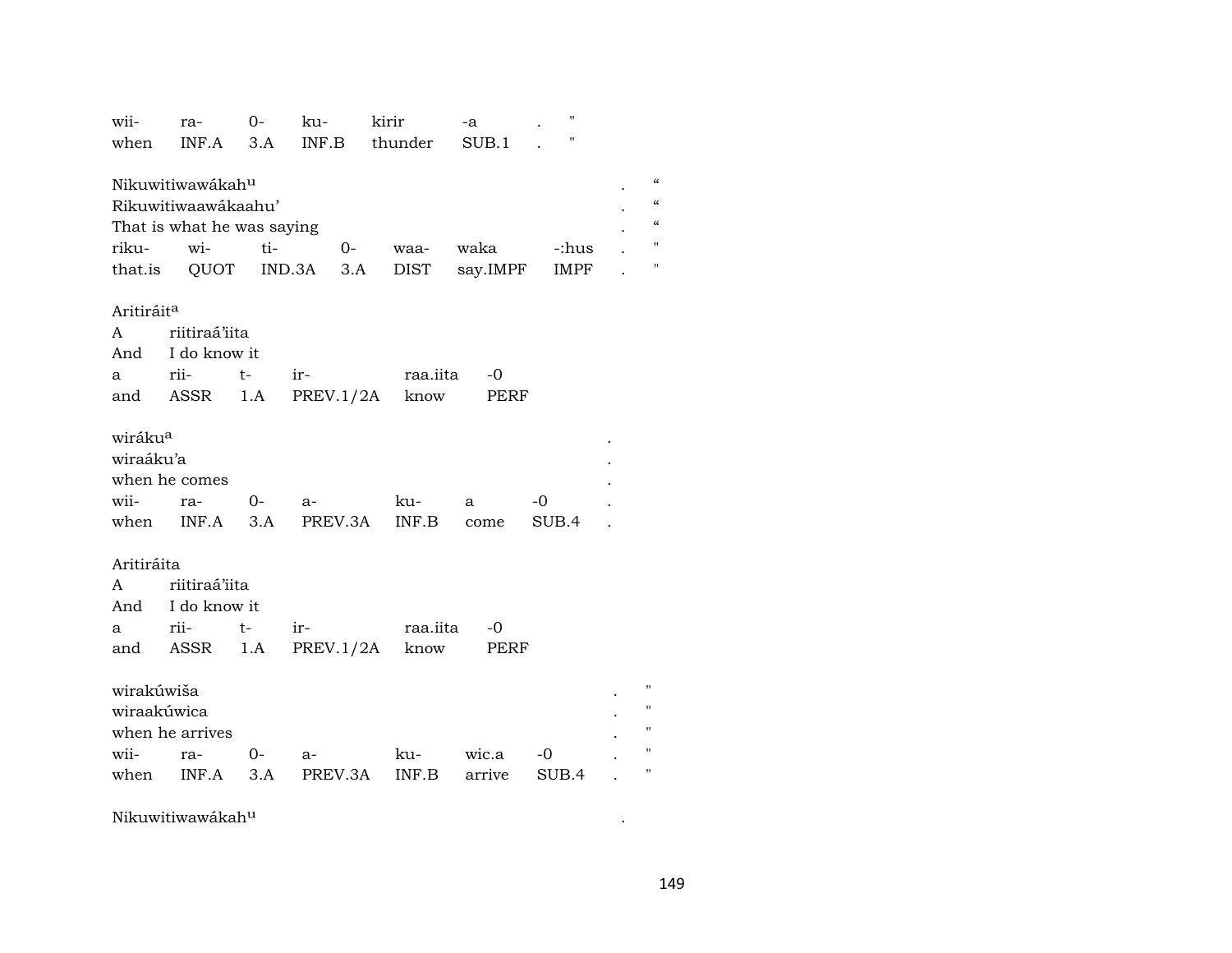| wii- | ra- | 0- | ku- | kirir | -a | . | " |
|---|---|---|---|---|---|---|---|
| when | INF.A | 3.A | INF.B | thunder | SUB.1 | . | " |

Nikuwitiwawákah[u] . “
Rikuwitiwaawákaahu’ . “
That is what he was saying . “

| riku- | wi- | ti- | 0- | waa- | waka | -:hus | . | " |
|---|---|---|---|---|---|---|---|---|
| that.is | QUOT | IND.3A | 3.A | DIST | say.IMPF | IMPF | . | " |

Aritiráit[a]

| A | riitiraá’iita | | | | |
|---|---|---|---|---|---|
| And | I do know it | | | | |
| a | rii- | t- | ir- | raa.iita | -0 |
| and | ASSR | 1.A | PREV.1/2A | know | PERF |

wiráku[a] .
wiraáku’a .
when he comes .

| wii- | ra- | 0- | a- | ku- | a | -0 | . |
|---|---|---|---|---|---|---|---|
| when | INF.A | 3.A | PREV.3A | INF.B | come | SUB.4 | . |

Aritiráita

| A | riitiraá’iita | | | | |
|---|---|---|---|---|---|
| And | I do know it | | | | |
| a | rii- | t- | ir- | raa.iita | -0 |
| and | ASSR | 1.A | PREV.1/2A | know | PERF |

wirakúwiša . "
wiraakúwica . "
when he arrives . "

| wii- | ra- | 0- | a- | ku- | wic.a | -0 | . | " |
|---|---|---|---|---|---|---|---|---|
| when | INF.A | 3.A | PREV.3A | INF.B | arrive | SUB.4 | . | " |

Nikuwitiwawákah[u] .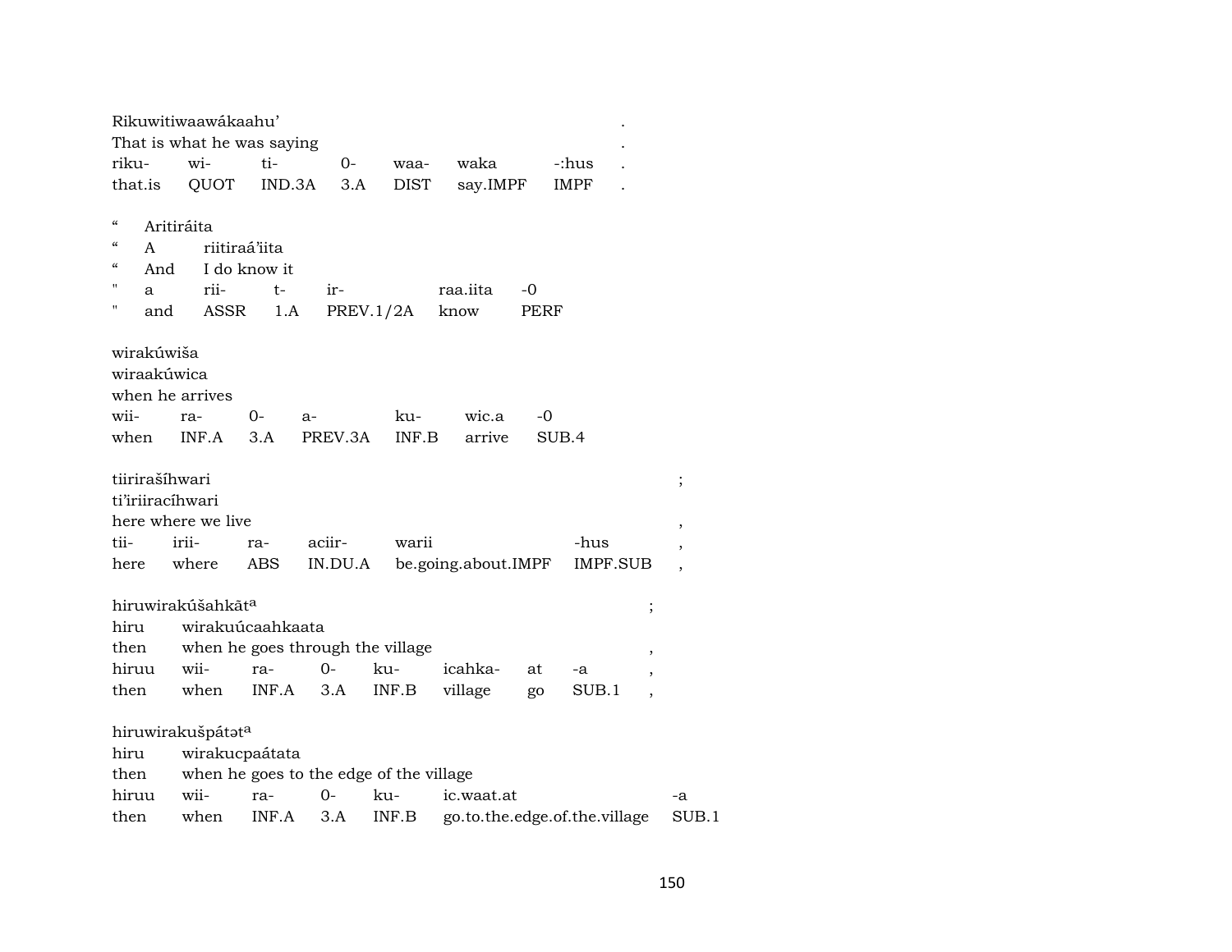Rikuwitiwaawákaahu' .
That is what he was saying .

| riku- | wi- | ti- | 0- | waa- | waka | -:hus | . |
|---|---|---|---|---|---|---|---|
| that.is | QUOT | IND.3A | 3.A | DIST | say.IMPF | IMPF | . |

" Aritiráita
" A riitiraá'iita
" And I do know it

| " | a | rii- | t- | ir- | raa.iita | -0 |
|---|---|---|---|---|---|---|
| " | and | ASSR | 1.A | PREV.1/2A | know | PERF |

wirakúwiša
wiraakúwica
when he arrives

| wii- | ra- | 0- | a- | ku- | wic.a | -0 |
|---|---|---|---|---|---|---|
| when | INF.A | 3.A | PREV.3A | INF.B | arrive | SUB.4 |

tiirirašíhwari ;
ti'iriiracíhwari
here where we live ,

| tii- | irii- | ra- | aciir- | warii | -hus | , |
|---|---|---|---|---|---|---|
| here | where | ABS | IN.DU.A | be.going.about.IMPF | IMPF.SUB | , |

hiruwirakúšahkātᵃ ;
hiru wirakuúcaahkaata
then when he goes through the village ,

| hiruu | wii- | ra- | 0- | ku- | icahka- | at | -a | , |
|---|---|---|---|---|---|---|---|---|
| then | when | INF.A | 3.A | INF.B | village | go | SUB.1 | , |

hiruwirakušpátətᵃ
hiru wirakucpaátata
then when he goes to the edge of the village

| hiruu | wii- | ra- | 0- | ku- | ic.waat.at | -a |
|---|---|---|---|---|---|---|
| then | when | INF.A | 3.A | INF.B | go.to.the.edge.of.the.village | SUB.1 |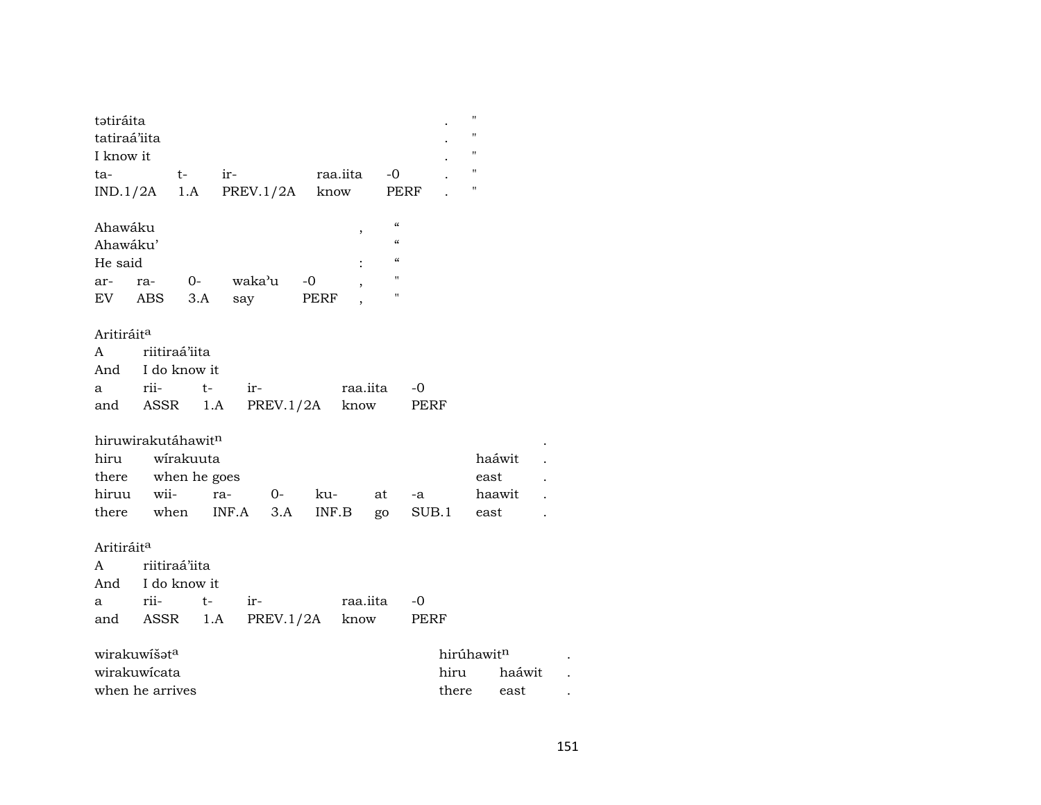| tətiráita | | | | | . | " |
|---|---|---|---|---|---|---|
| tatiraá'iita | | | | | . | " |
| I know it | | | | | . | " |
| ta- | t- | ir- | raa.iita | -0 | . | " |
| IND.1/2A | 1.A | PREV.1/2A | know | PERF | . | " |

| Ahawáku | | | | | , | " |
|---|---|---|---|---|---|---|
| Ahawáku' | | | | | | " |
| He said | | | | | : | " |
| ar- | ra- | 0- | waka'u | -0 | , | " |
| EV | ABS | 3.A | say | PERF | , | " |

| Aritiráit$^{a}$ | | | | | |
|---|---|---|---|---|---|
| A | riitiraá'iita | | | | |
| And | I do know it | | | | |
| a | rii- | t- | ir- | raa.iita | -0 |
| and | ASSR | 1.A | PREV.1/2A | know | PERF |

| hiruwirakutáhawit$^{n}$ | | | | | | | | . |
|---|---|---|---|---|---|---|---|---|
| hiru | wírakuuta | | | | | | haáwit | . |
| there | when he goes | | | | | | east | . |
| hiruu | wii- | ra- | 0- | ku- | at | -a | haawit | . |
| there | when | INF.A | 3.A | INF.B | go | SUB.1 | east | . |

| Aritiráit$^{a}$ | | | | | |
|---|---|---|---|---|---|
| A | riitiraá'iita | | | | |
| And | I do know it | | | | |
| a | rii- | t- | ir- | raa.iita | -0 |
| and | ASSR | 1.A | PREV.1/2A | know | PERF |

| wirakuwíšət$^{a}$ | hirúhawit$^{n}$ | | . |
|---|---|---|---|
| wirakuwícata | hiru | haáwit | . |
| when he arrives | there | east | . |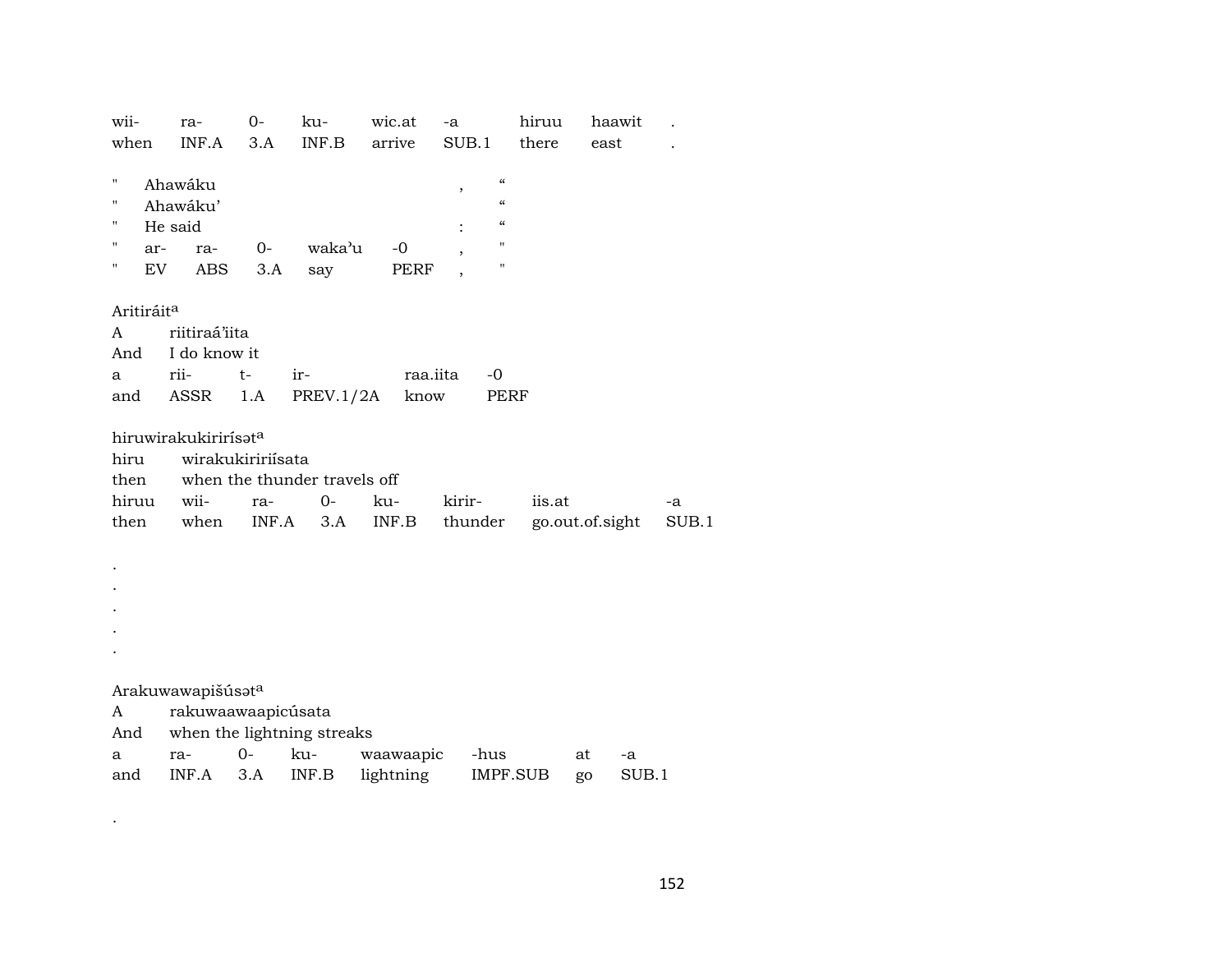| wii- | ra- | 0- | ku- | wic.at | -a | hiruu | haawit | . |
|---|---|---|---|---|---|---|---|---|
| when | INF.A | 3.A | INF.B | arrive | SUB.1 | there | east | . |

| " | Ahawáku | | | | , | “ |
|---|---|---|---|---|---|---|
| " | Ahawáku’ | | | | | “ |
| " | He said | | | | : | “ |
| " | ar- | ra- | 0- | waka’u | -0 | , | " |
| " | EV | ABS | 3.A | say | PERF | , | " |

Aritiráit[a]

| A | riitiraá’iita | | | | |
|---|---|---|---|---|---|
| And | I do know it | | | | |
| a | rii- | t- | ir- | raa.iita | -0 |
| and | ASSR | 1.A | PREV.1/2A | know | PERF |

hiruwirakukiririsət[a]

| hiru | wirakukiririísata | | | | | | |
|---|---|---|---|---|---|---|---|
| then | when the thunder travels off | | | | | | |
| hiruu | wii- | ra- | 0- | ku- | kirir- | iis.at | -a |
| then | when | INF.A | 3.A | INF.B | thunder | go.out.of.sight | SUB.1 |

.
.
.
.
.

Arakuwawapišúsət[a]

| A | rakuwaawaapicúsata | | | | | | |
|---|---|---|---|---|---|---|---|
| And | when the lightning streaks | | | | | | |
| a | ra- | 0- | ku- | waawaapic | -hus | at | -a |
| and | INF.A | 3.A | INF.B | lightning | IMPF.SUB | go | SUB.1 |

.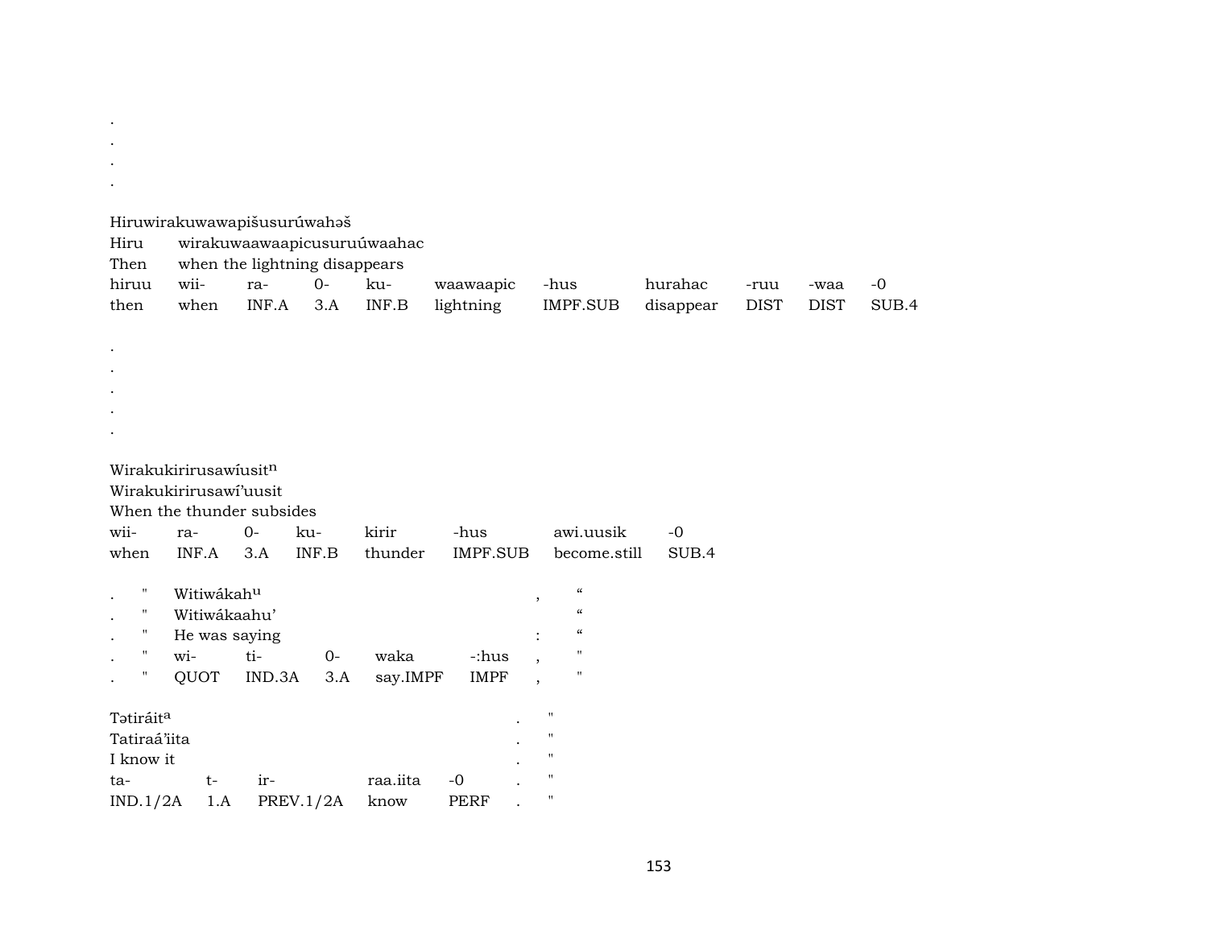.

.

.

.

Hiruwirakuwawapišusurúwahəš
Hiru wirakuwaawaapicusuruúwaahac
Then when the lightning disappears

| hiruu | wii- | ra- | 0- | ku- | waawaapic | -hus | hurahac | -ruu | -waa | -0 |
|---|---|---|---|---|---|---|---|---|---|---|
| then | when | INF.A | 3.A | INF.B | lightning | IMPF.SUB | disappear | DIST | DIST | SUB.4 |

.

.

.

.

.

Wirakukiririrusawíusit[n]
Wirakukiririrusawí'uusit
When the thunder subsides

| wii- | ra- | 0- | ku- | kirir | -hus | awi.uusik | -0 |
|---|---|---|---|---|---|---|---|
| when | INF.A | 3.A | INF.B | thunder | IMPF.SUB | become.still | SUB.4 |

| . | " | Witiwákah[u] | | | | , | " |
|---|---|---|---|---|---|---|---|
| . | " | Witiwákaahu' | | | | | " |
| . | " | He was saying | | | | : | " |
| . | " | wi- | ti- | 0- | waka | -:hus , | " |
| . | " | QUOT | IND.3A | 3.A | say.IMPF | IMPF , | " |

Tətiráit[a] . "
Tatiraá'iita . "
I know it . "

| ta- | t- | ir- | raa.iita | -0 | . | " |
|---|---|---|---|---|---|---|
| IND.1/2A | 1.A | PREV.1/2A | know | PERF | . | " |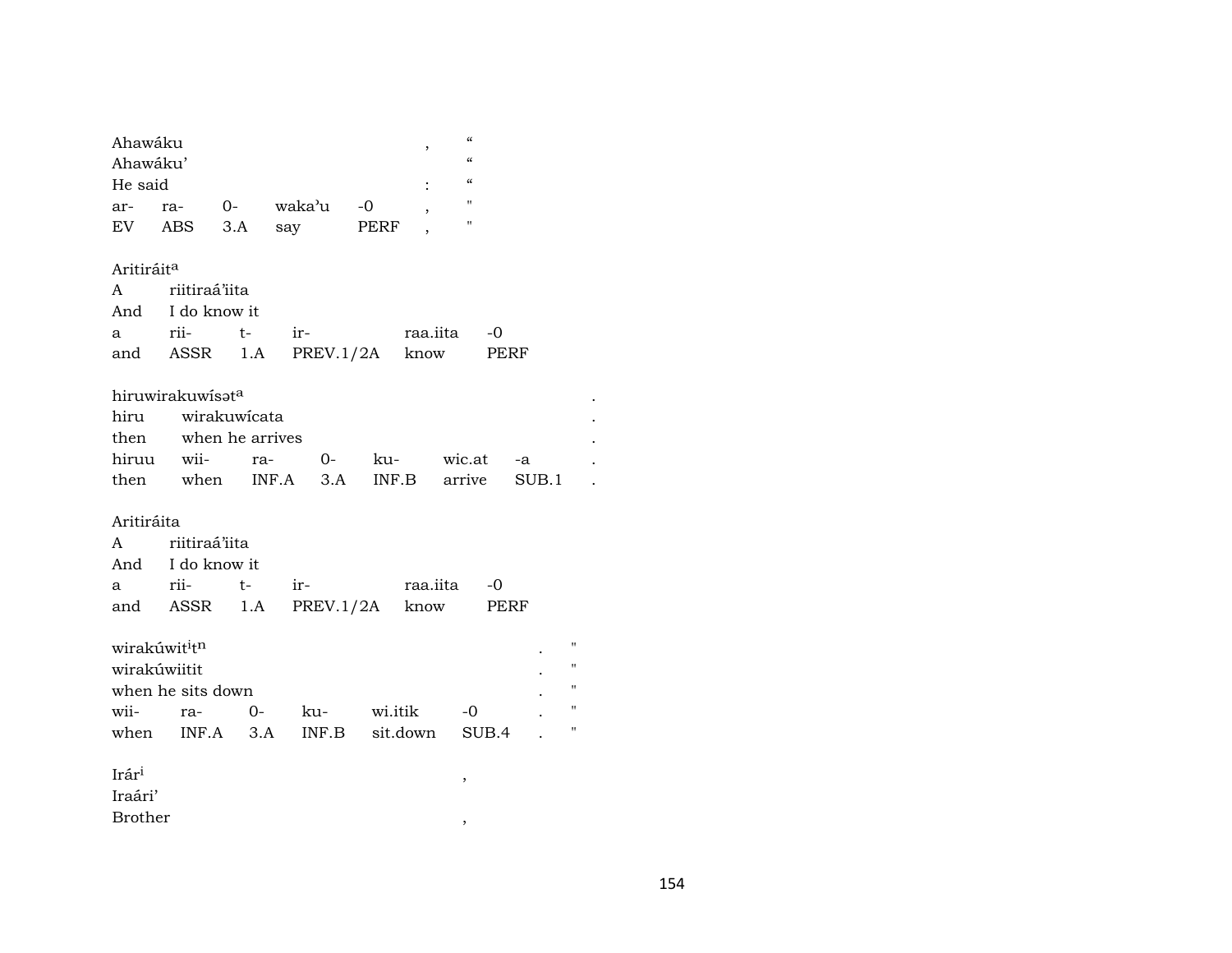Ahawáku , “
Ahawáku’ “
He said : “

| ar- | ra- | 0- | waka’u | -0 | , | " |
|---|---|---|---|---|---|---|
| EV | ABS | 3.A | say | PERF | , | " |

Aritiráit[a]
A riitiraá’iita
And I do know it

| a | rii- | t- | ir- | raa.iita | -0 |
|---|---|---|---|---|---|
| and | ASSR | 1.A | PREV.1/2A | know | PERF |

hiruwirakuwísət[a] .
hiru wirakuwícata .
then when he arrives .

| hiruu | wii- | ra- | 0- | ku- | wic.at | -a | . |
|---|---|---|---|---|---|---|---|
| then | when | INF.A | 3.A | INF.B | arrive | SUB.1 | . |

Aritiráita
A riitiraá’iita
And I do know it

| a | rii- | t- | ir- | raa.iita | -0 |
|---|---|---|---|---|---|
| and | ASSR | 1.A | PREV.1/2A | know | PERF |

wirakúwit[i]t[n] . "
wirakúwiitit . "
when he sits down . "

| wii- | ra- | 0- | ku- | wi.itik | -0 | . | " |
|---|---|---|---|---|---|---|---|
| when | INF.A | 3.A | INF.B | sit.down | SUB.4 | . | " |

Irár[i] ,
Iraári’
Brother ,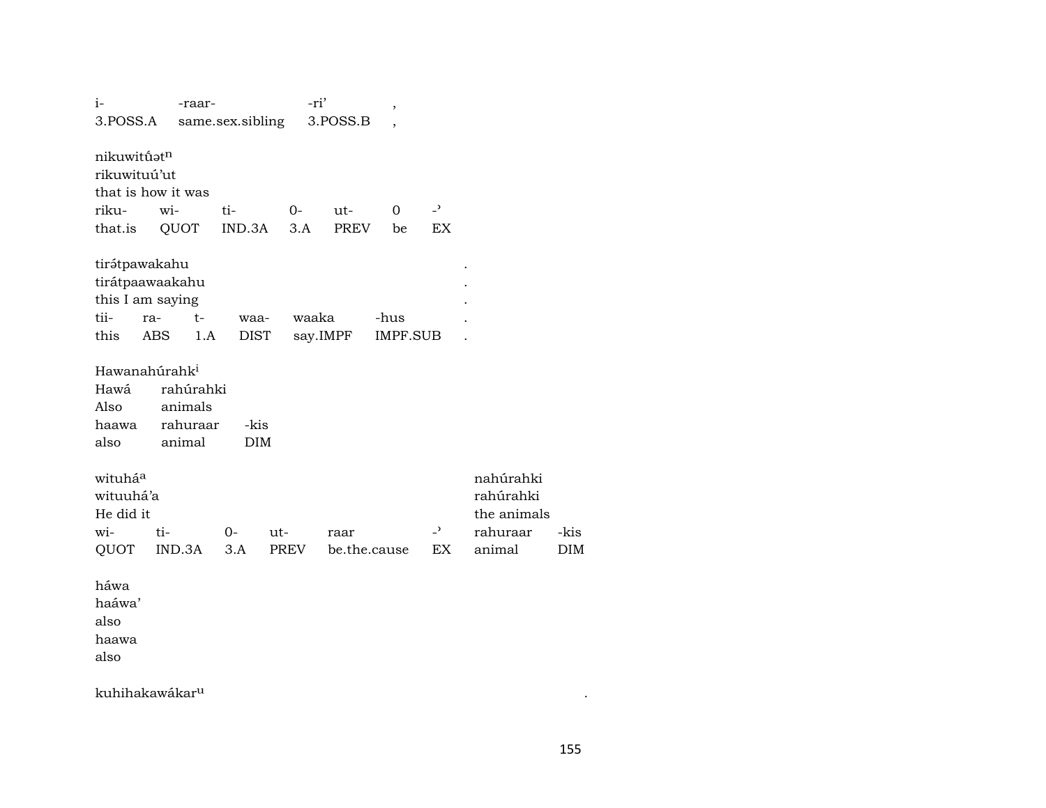| i- | -raar- | -ri’ | , |
|---|---|---|---|
| 3.POSS.A | same.sex.sibling | 3.POSS.B | , |

nikuwitů́ət$^{n}$
rikuwituú’ut
that is how it was

| riku- | wi- | ti- | 0- | ut- | 0 | -ʾ |
|---|---|---|---|---|---|---|
| that.is | QUOT | IND.3A | 3.A | PREV | be | EX |

tirə́tpawakahu .
tirátpaawaakahu .
this I am saying .

| tii- | ra- | t- | waa- | waaka | -hus | . |
|---|---|---|---|---|---|---|
| this | ABS | 1.A | DIST | say.IMPF | IMPF.SUB | . |

Hawanahúrahk$^{i}$

| Hawá | rahúrahki | |
|---|---|---|
| Also | animals | |
| haawa | rahuraar | -kis |
| also | animal | DIM |

| wituhá$^{a}$ | | | | | | nahúrahki | |
|---|---|---|---|---|---|---|---|
| wituuhá’a | | | | | | rahúrahki | |
| He did it | | | | | | the animals | |
| wi- | ti- | 0- | ut- | raar | -ʾ | rahuraar | -kis |
| QUOT | IND.3A | 3.A | PREV | be.the.cause | EX | animal | DIM |

háwa
haáwa’
also
haawa
also

kuhihakawákar$^{u}$ .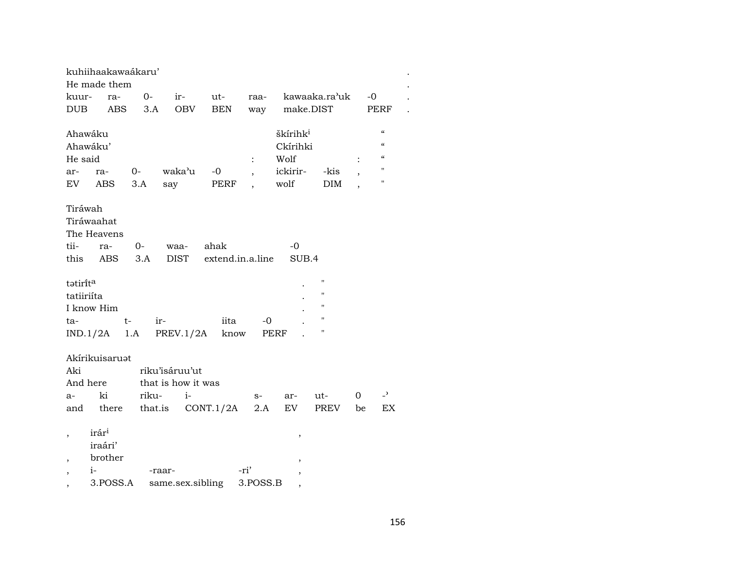| kuhiihaakawaákaru' | | | | | | | | . |
|---|---|---|---|---|---|---|---|---|
| He made them | | | | | | | | . |
| kuur- | ra- | 0- | ir- | ut- | raa- | kawaaka.ra'uk | -0 | . |
| DUB | ABS | 3.A | OBV | BEN | way | make.DIST | PERF | . |

| Ahawáku | | | | | | škírihk[i] | | | " |
|---|---|---|---|---|---|---|---|---|---|
| Ahawáku' | | | | | | Ckírihki | | | " |
| He said | | | | | : | Wolf | | : | " |
| ar- | ra- | 0- | waka'u | -0 | , | ickirir- | -kis | , | " |
| EV | ABS | 3.A | say | PERF | , | wolf | DIM | , | " |

| Tiráwah | | | | |
|---|---|---|---|---|
| Tiráwaahat | | | | |
| The Heavens | | | | |
| tii- | ra- | 0- | waa- | ahak | -0 |
| this | ABS | 3.A | DIST | extend.in.a.line | SUB.4 |

| tətirít[a] | | | | | . | " |
|---|---|---|---|---|---|---|
| tatiiriíta | | | | | . | " |
| I know Him | | | | | . | " |
| ta- | t- | ir- | iita | -0 | . | " |
| IND.1/2A | 1.A | PREV.1/2A | know | PERF | . | " |

| Akírikuisaruət | | | | | | | | |
|---|---|---|---|---|---|---|---|---|
| Aki | riku'isáruu'ut | | | | | | | |
| And here | that is how it was | | | | | | | |
| a- | ki | riku- | i- | s- | ar- | ut- | 0 | -' |
| and | there | that.is | CONT.1/2A | 2.A | EV | PREV | be | EX |

| , | irár[i] | | | , |
|---|---|---|---|---|
| | iraári' | | | |
| , | brother | | | , |
| , | i- | -raar- | -ri' | , |
| , | 3.POSS.A | same.sex.sibling | 3.POSS.B | , |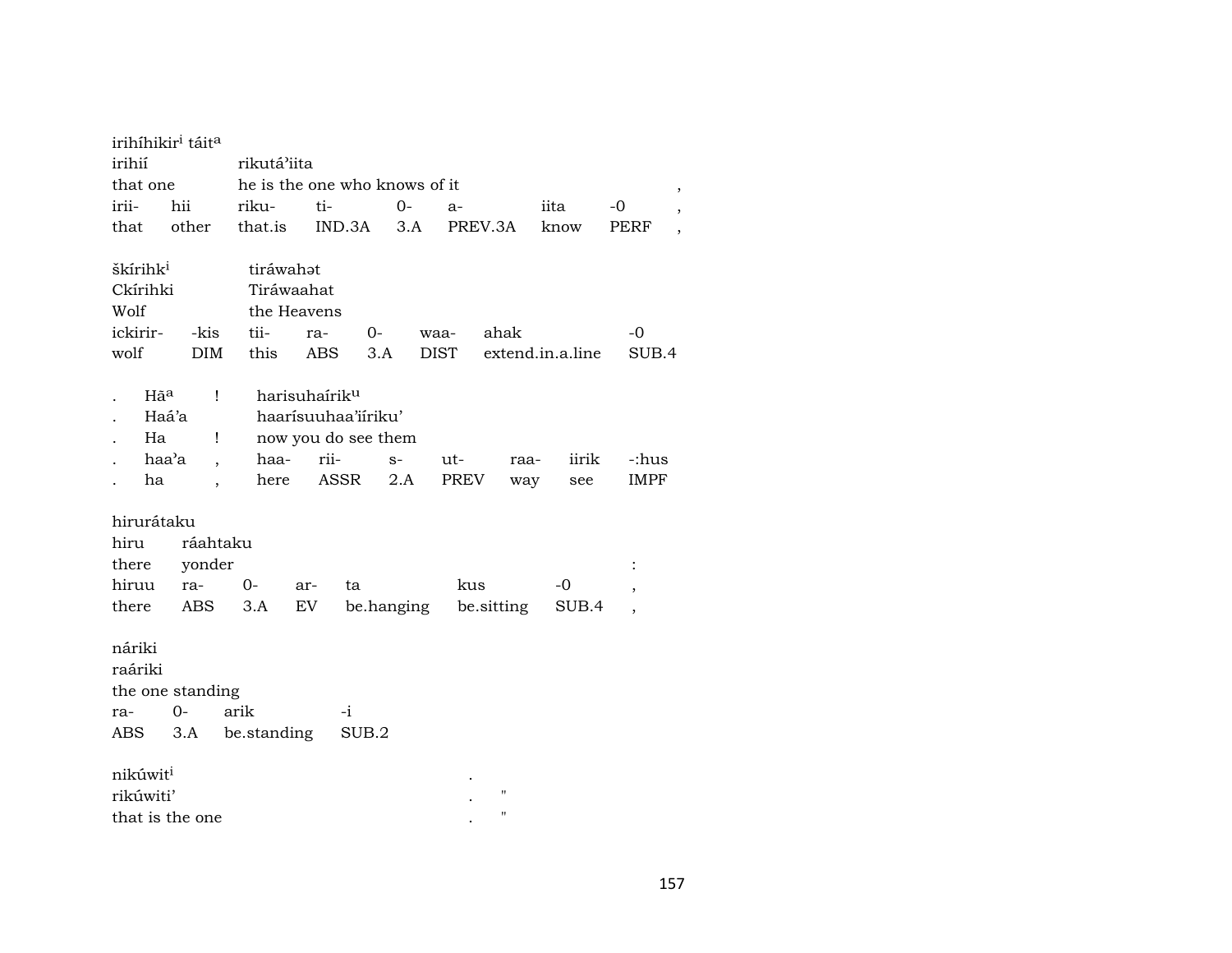irihíhikir[i] táit[a]
irihií rikutá'iita
that one he is the one who knows of it ,
irii- hii riku- ti- 0- a- iita -0 ,
that other that.is IND.3A 3.A PREV.3A know PERF ,

škírihk[i] tiráwahət
Ckírihki Tiráwaahat
Wolf the Heavens
ickirir- -kis tii- ra- 0- waa- ahak -0
wolf DIM this ABS 3.A DIST extend.in.a.line SUB.4

. Hā[a] ! harisuhaírik[u]
. Haá'a haarísuuhaa'iíriku'
. Ha ! now you do see them
. haa'a , haa- rii- s- ut- raa- iirik -:hus
. ha , here ASSR 2.A PREV way see IMPF

hirurátaku
hiru ráahtaku
there yonder :
hiruu ra- 0- ar- ta kus -0 ,
there ABS 3.A EV be.hanging be.sitting SUB.4 ,

náriki
raáriki
the one standing
ra- 0- arik -i
ABS 3.A be.standing SUB.2

nikúwit[i] .
rikúwiti' . "
that is the one . "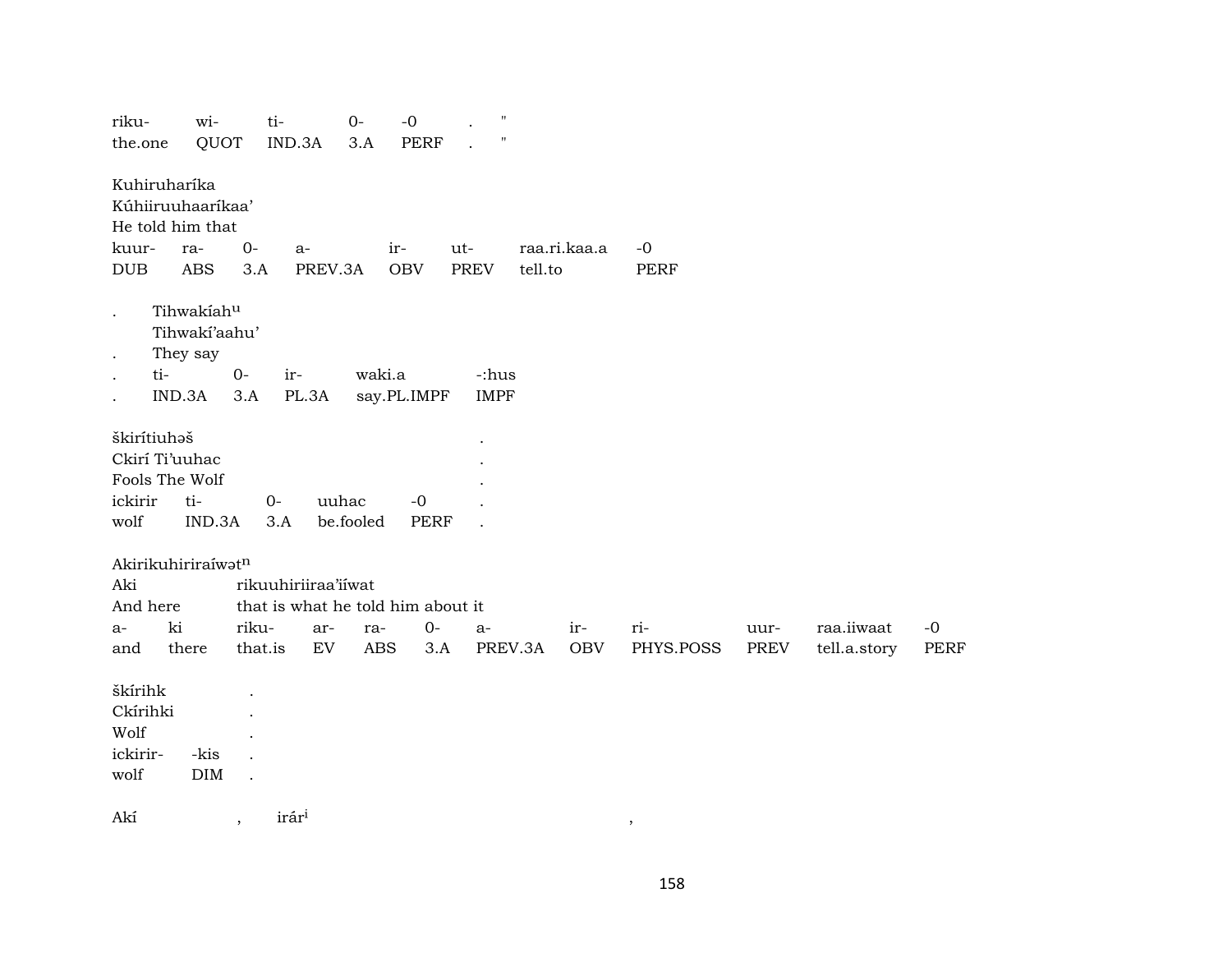| riku- | wi- | ti- | 0- | -0 | . | " |
|---|---|---|---|---|---|---|
| the.one | QUOT | IND.3A | 3.A | PERF | . | " |

Kuhiruharíka
Kúhiiruuhaaríkaa’
He told him that

| kuur- | ra- | 0- | a- | ir- | ut- | raa.ri.kaa.a | -0 |
|---|---|---|---|---|---|---|---|
| DUB | ABS | 3.A | PREV.3A | OBV | PREV | tell.to | PERF |

. Tihwakíah[u]
Tihwakí’aahu’
. They say

| . | ti- | 0- | ir- | waki.a | -:hus |
|---|---|---|---|---|---|
| . | IND.3A | 3.A | PL.3A | say.PL.IMPF | IMPF |

škirítiuhəš .
Ckirí Ti’uuhac .
Fools The Wolf .

| ickirir | ti- | 0- | uuhac | -0 | . |
|---|---|---|---|---|---|
| wolf | IND.3A | 3.A | be.fooled | PERF | . |

Akirikuhiriraíwət[n]
Aki rikuuhiriiraa’iíwat
And here that is what he told him about it

| a- | ki | riku- | ar- | ra- | 0- | a- | ir- | ri- | uur- | raa.iiwaat | -0 |
|---|---|---|---|---|---|---|---|---|---|---|---|
| and | there | that.is | EV | ABS | 3.A | PREV.3A | OBV | PHYS.POSS | PREV | tell.a.story | PERF |

škírihk .
Ckírihki .
Wolf .

| ickirir- | -kis | . |
|---|---|---|
| wolf | DIM | . |

Akí , irár[i] ,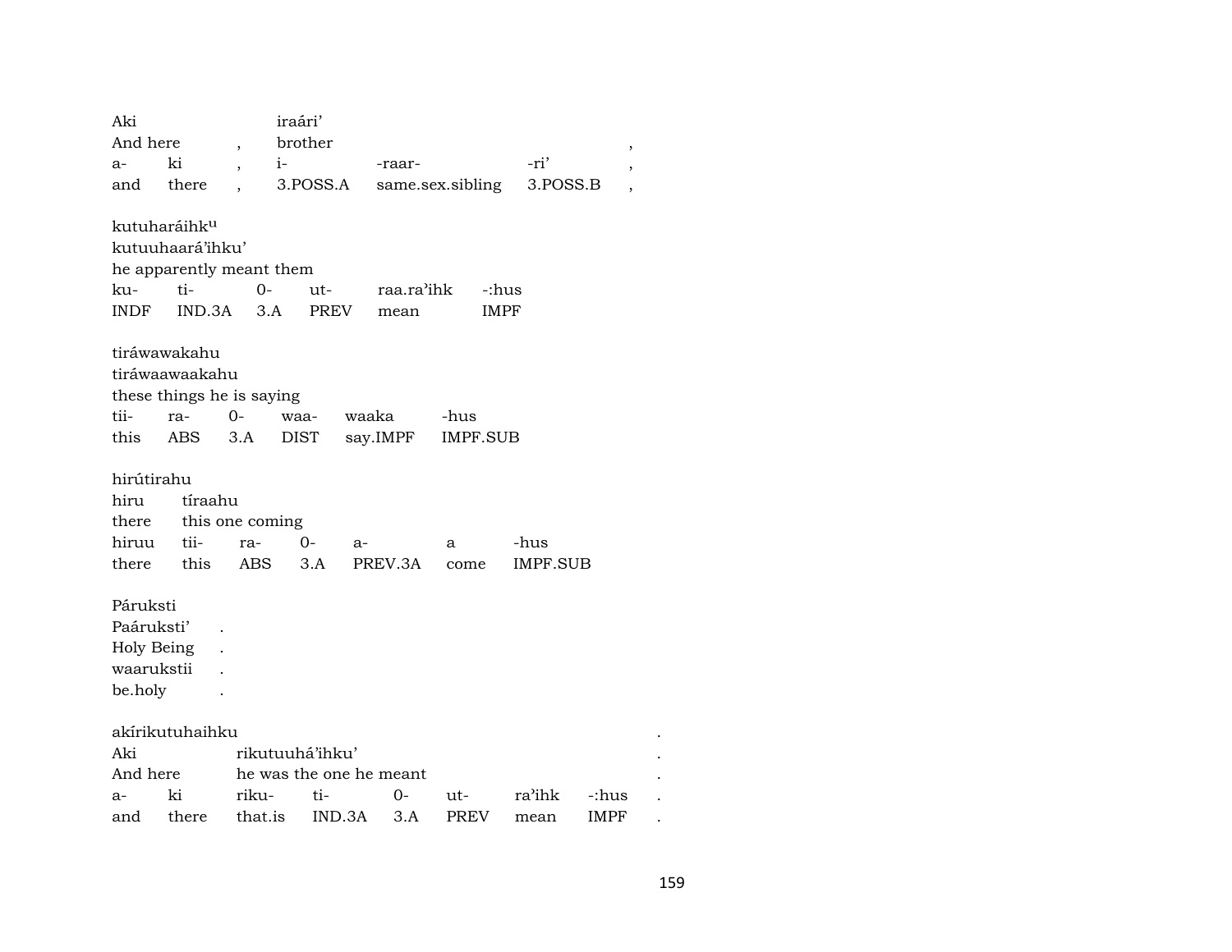Aki iraári'
And here , brother ,

| a- | ki | , | i- | -raar- | -ri' | , |
|---|---|---|---|---|---|---|
| and | there | , | 3.POSS.A | same.sex.sibling | 3.POSS.B | , |

kutuharáihk$^u$
kutuuhaará'ihku'
he apparently meant them

| ku- | ti- | 0- | ut- | raa.ra'ihk | -:hus |
|---|---|---|---|---|---|
| INDF | IND.3A | 3.A | PREV | mean | IMPF |

tiráwawakahu
tiráwaawaakahu
these things he is saying

| tii- | ra- | 0- | waa- | waaka | -hus |
|---|---|---|---|---|---|
| this | ABS | 3.A | DIST | say.IMPF | IMPF.SUB |

hirútirahu
hiru tíraahu
there this one coming

| hiruu | tii- | ra- | 0- | a- | a | -hus |
|---|---|---|---|---|---|---|
| there | this | ABS | 3.A | PREV.3A | come | IMPF.SUB |

Páruksti
Paáruksti' .
Holy Being .
waarukstii .
be.holy .

akírikutuhaihku .
Aki rikutuuhá'ihku' .
And here he was the one he meant .

| a- | ki | riku- | ti- | 0- | ut- | ra'ihk | -:hus | . |
|---|---|---|---|---|---|---|---|---|
| and | there | that.is | IND.3A | 3.A | PREV | mean | IMPF | . |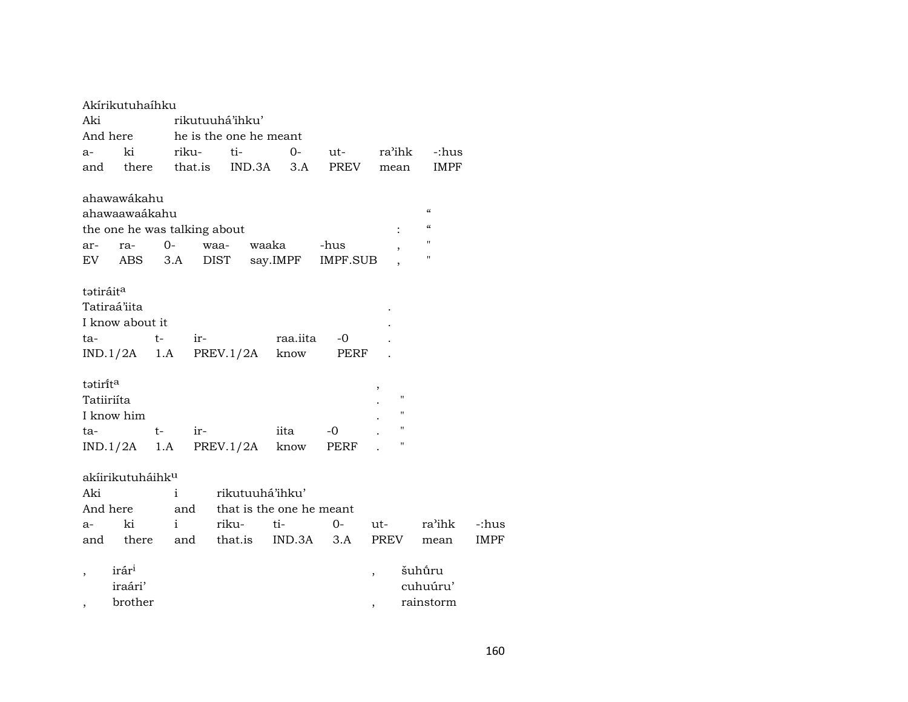Akírikutuhaíhku
Aki rikutuuhá'ihku'
And here he is the one he meant

| a- | ki | riku- | ti- | 0- | ut- | ra'ihk | -:hus |
|---|---|---|---|---|---|---|---|
| and | there | that.is | IND.3A | 3.A | PREV | mean | IMPF |

ahawawákahu
ahawaawaákahu "
the one he was talking about : "

| ar- | ra- | 0- | waa- | waaka | -hus | , | " |
|---|---|---|---|---|---|---|---|
| EV | ABS | 3.A | DIST | say.IMPF | IMPF.SUB | , | " |

tətiráit^a
Tatiraá'iita .
I know about it .

| ta- | t- | ir- | raa.iita | -0 | . |
|---|---|---|---|---|---|
| IND.1/2A | 1.A | PREV.1/2A | know | PERF | . |

tətiríːt^a ,
Tatiiriíta . "
I know him . "

| ta- | t- | ir- | iita | -0 | . | " |
|---|---|---|---|---|---|---|
| IND.1/2A | 1.A | PREV.1/2A | know | PERF | . | " |

akíirikutuháihk^u
Aki i rikutuuhá'ihku'
And here and that is the one he meant

| a- | ki | i | riku- | ti- | 0- | ut- | ra'ihk | -:hus |
|---|---|---|---|---|---|---|---|---|
| and | there | and | that.is | IND.3A | 3.A | PREV | mean | IMPF |

, irár^i , šuhṹru
iraári' cuhuúru'
, brother , rainstorm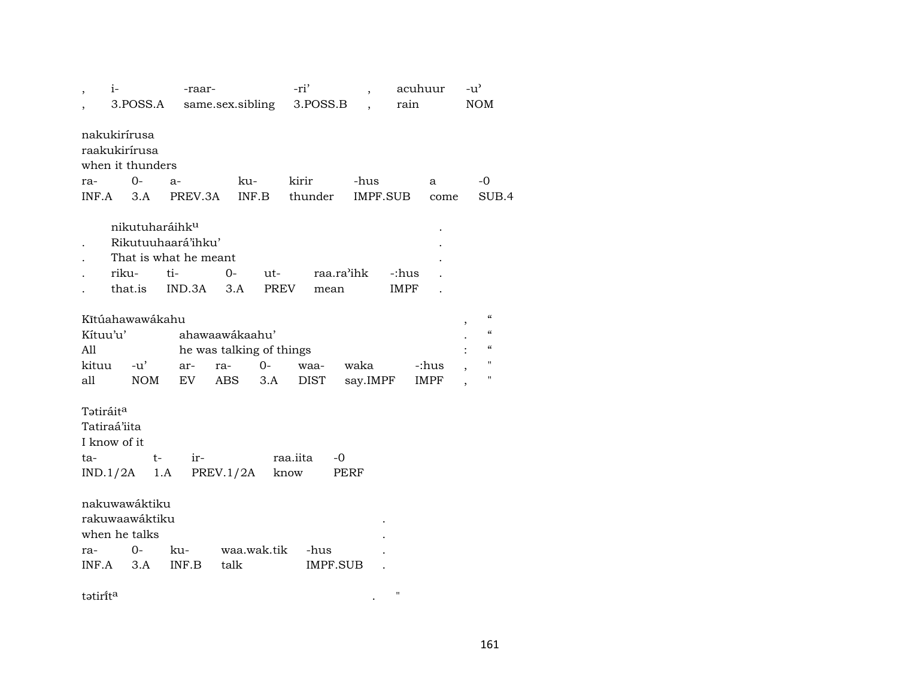| , | i- | -raar- | -ri' | , | acuhuur | -u' |
|---|---|---|---|---|---|---|
| , | 3.POSS.A | same.sex.sibling | 3.POSS.B | , | rain | NOM |

nakukirírusa
raakukirírusa
when it thunders

| ra- | 0- | a- | ku- | kirir | -hus | a | -0 |
|---|---|---|---|---|---|---|---|
| INF.A | 3.A | PREV.3A | INF.B | thunder | IMPF.SUB | come | SUB.4 |

| | nikutuharáihk[u] | | | | | | . |
|---|---|---|---|---|---|---|---|
| . | Rikutuuhaará'ihku' | | | | | | . |
| . | That is what he meant | | | | | | . |
| . | riku- | ti- | 0- | ut- | raa.ra'ihk | -:hus | . |
| . | that.is | IND.3A | 3.A | PREV | mean | IMPF | . |

| Kītúahawawákahu | | | | | | | | , | " |
|---|---|---|---|---|---|---|---|---|---|
| Kítuu'u' | | ahawaawákaahu' | | | | | | . | " |
| All | | he was talking of things | | | | | | : | " |
| kituu | -u' | ar- | ra- | 0- | waa- | waka | -:hus | , | " |
| all | NOM | EV | ABS | 3.A | DIST | say.IMPF | IMPF | , | " |

Tətiráit[a]
Tatiraá'iita
I know of it

| ta- | t- | ir- | raa.iita | -0 |
|---|---|---|---|---|
| IND.1/2A | 1.A | PREV.1/2A | know | PERF |

nakuwawáktiku
rakuwaawáktiku .
when he talks .

| ra- | 0- | ku- | waa.wak.tik | -hus | . |
|---|---|---|---|---|---|
| INF.A | 3.A | INF.B | talk | IMPF.SUB | . |

tətirít[a] . "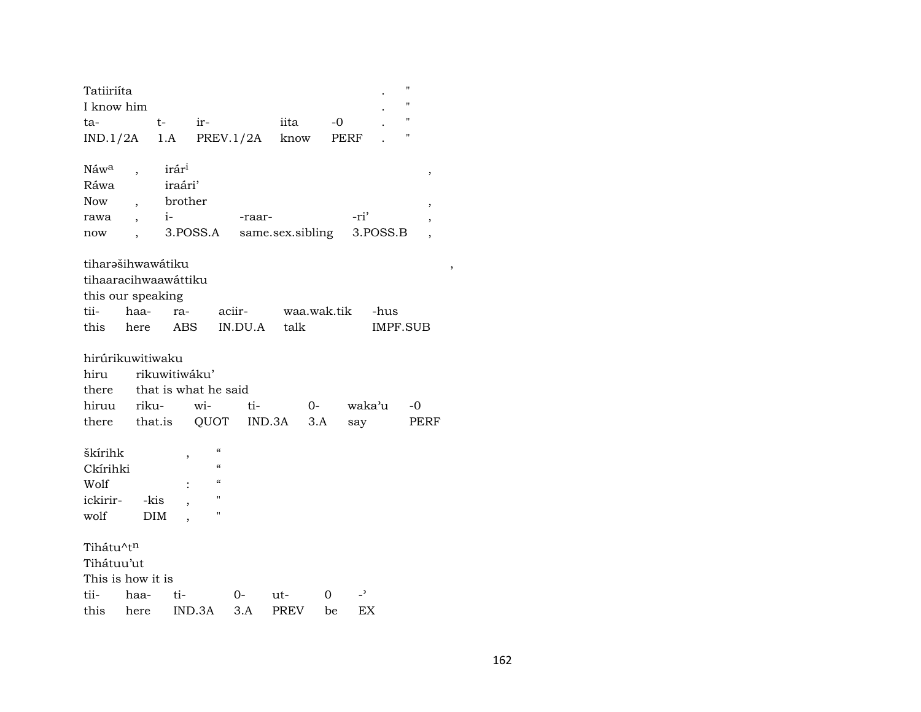Tatiiriíta . "
I know him . "

| ta- | t- | ir- | iita | -0 | . | " |
|---|---|---|---|---|---|---|
| IND.1/2A | 1.A | PREV.1/2A | know | PERF | . | " |

Náwᵃ , irárⁱ ,
Ráwa iraári'
Now , brother ,

| rawa | , | i- | -raar- | -ri' | , |
|---|---|---|---|---|---|
| now | , | 3.POSS.A | same.sex.sibling | 3.POSS.B | , |

tiharəšihwawátiku ,
tihaaracihwaawáttiku
this our speaking

| tii- | haa- | ra- | aciir- | waa.wak.tik | -hus |
|---|---|---|---|---|---|
| this | here | ABS | IN.DU.A | talk | IMPF.SUB |

hirúrikuwitiwaku
hiru rikuwitiwáku'
there that is what he said

| hiruu | riku- | wi- | ti- | 0- | waka'u | -0 |
|---|---|---|---|---|---|---|
| there | that.is | QUOT | IND.3A | 3.A | say | PERF |

škírihk , "
Ckírihki "
Wolf : "

| ickirir- | -kis | , | " |
|---|---|---|---|
| wolf | DIM | , | " |

Tihátu^tⁿ
Tihátuu'ut
This is how it is

| tii- | haa- | ti- | 0- | ut- | 0 | -' |
|---|---|---|---|---|---|---|
| this | here | IND.3A | 3.A | PREV | be | EX |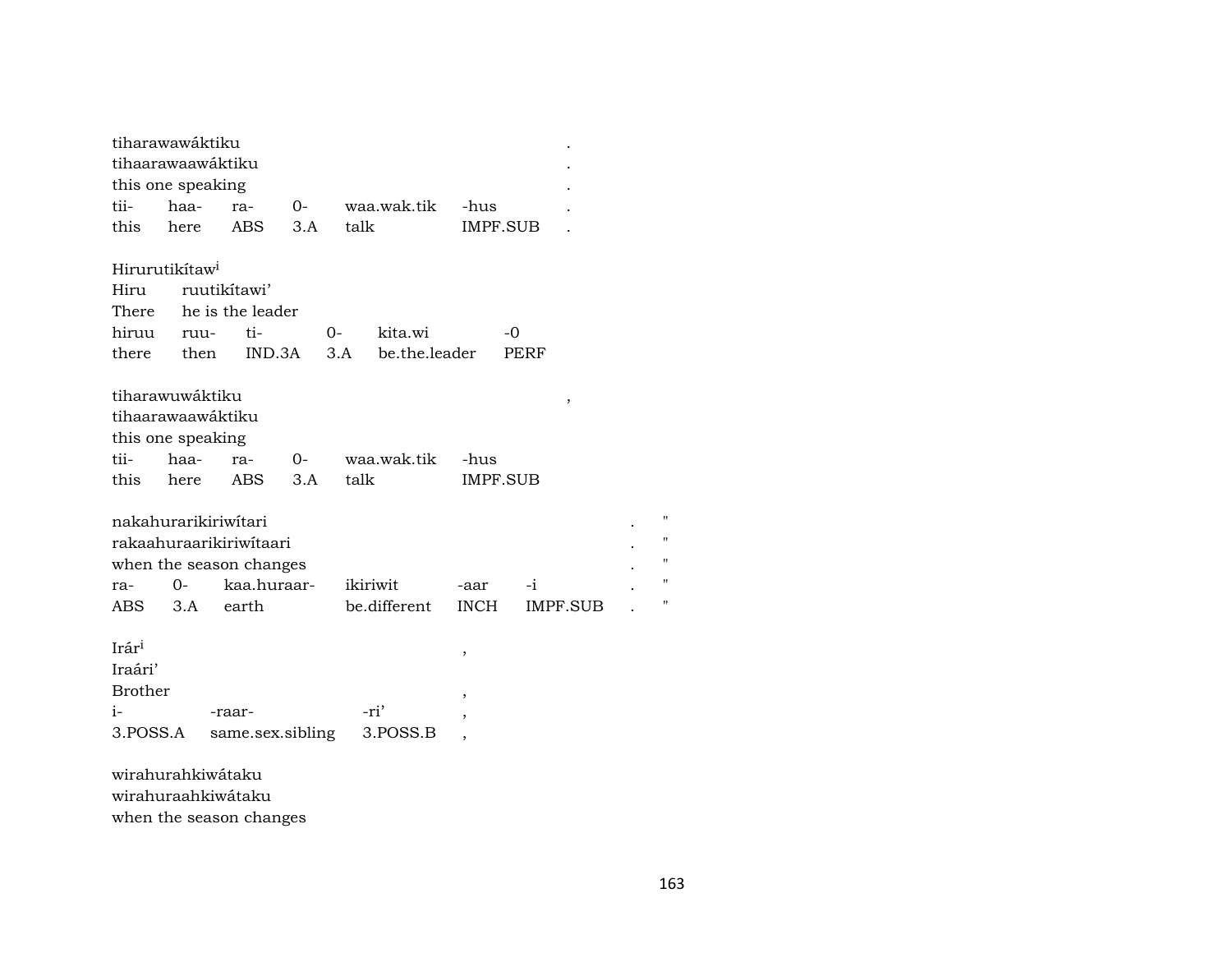tiharawawáktiku .
tihaarawaawáktiku .
this one speaking .

| tii- | haa- | ra- | 0- | waa.wak.tik | -hus | . |
|---|---|---|---|---|---|---|
| this | here | ABS | 3.A | talk | IMPF.SUB | . |

Hirurutikítaw[i]
Hiru ruutikítawi'
There he is the leader

| hiruu | ruu- | ti- | 0- | kita.wi | -0 |
|---|---|---|---|---|---|
| there | then | IND.3A | 3.A | be.the.leader | PERF |

tiharawuwáktiku ,
tihaarawaawáktiku
this one speaking

| tii- | haa- | ra- | 0- | waa.wak.tik | -hus |
|---|---|---|---|---|---|
| this | here | ABS | 3.A | talk | IMPF.SUB |

nakahurarikiriwítari . "
rakaahuraarikiriwítaari . "
when the season changes . "

| ra- | 0- | kaa.huraar- | ikiriwit | -aar | -i | . | " |
|---|---|---|---|---|---|---|---|
| ABS | 3.A | earth | be.different | INCH | IMPF.SUB | . | " |

Irár[i] ,
Iraári'
Brother ,

| i- | -raar- | -ri' | , |
|---|---|---|---|
| 3.POSS.A | same.sex.sibling | 3.POSS.B | , |

wirahurahkiwátaku
wirahuraahkiwátaku
when the season changes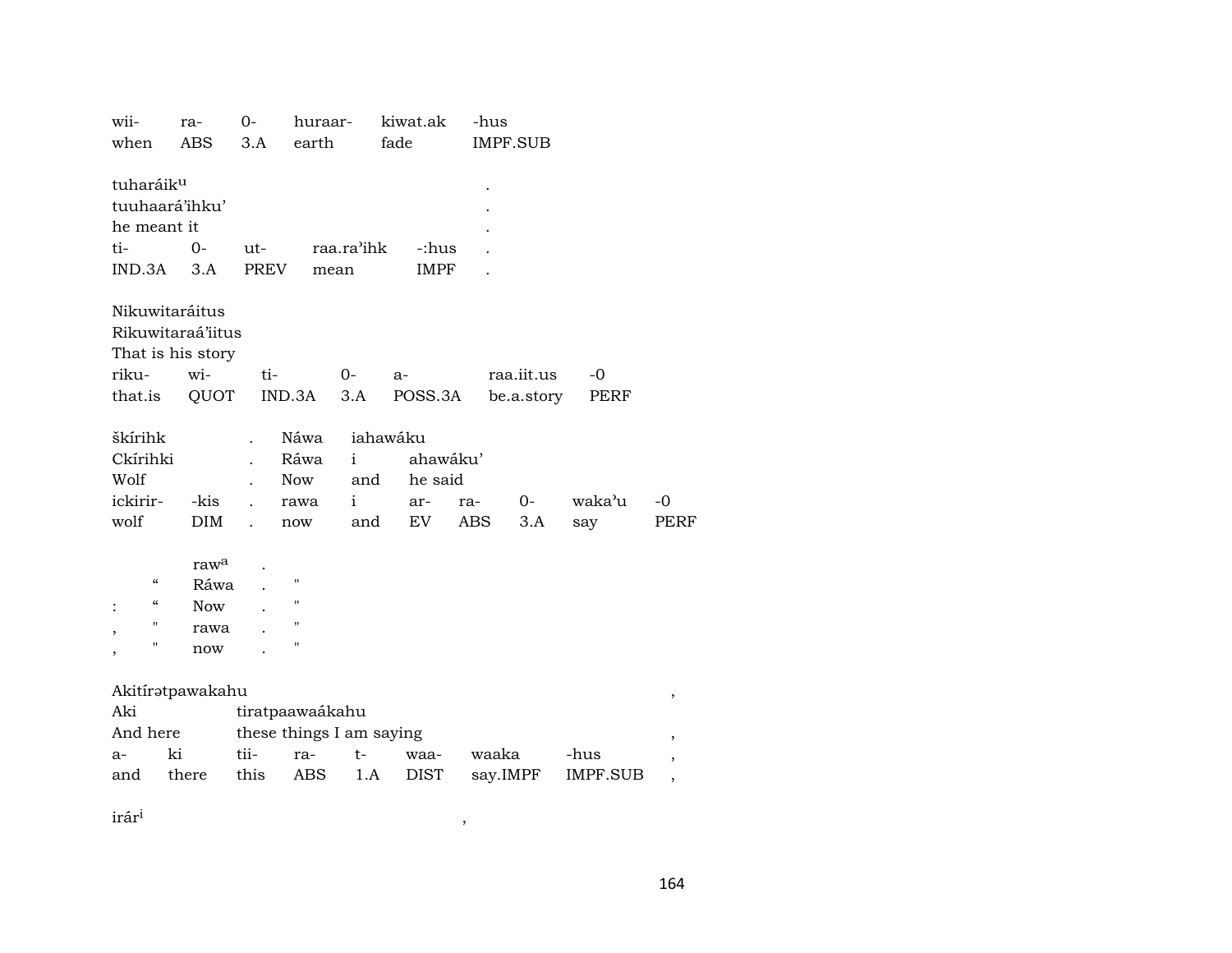| wii- | ra- | 0- | huraar- | kiwat.ak | -hus |
|---|---|---|---|---|---|
| when | ABS | 3.A | earth | fade | IMPF.SUB |

| tuharáik^u | | | | | . |
|---|---|---|---|---|---|
| tuuhaará'ihku' | | | | | . |
| he meant it | | | | | . |
| ti- | 0- | ut- | raa.ra'ihk | -:hus | . |
| IND.3A | 3.A | PREV | mean | IMPF | . |

| Nikuwitaráitus | | | | | | |
|---|---|---|---|---|---|---|
| Rikuwitaraá'iitus | | | | | | |
| That is his story | | | | | | |
| riku- | wi- | ti- | 0- | a- | raa.iit.us | -0 |
| that.is | QUOT | IND.3A | 3.A | POSS.3A | be.a.story | PERF |

| škírihk | | . | Náwa | iahawáku | | | | | |
|---|---|---|---|---|---|---|---|---|---|
| Ckírihki | | . | Ráwa | i | ahawáku' | | | | |
| Wolf | | . | Now | and | he said | | | | |
| ickirir- | -kis | . | rawa | i | ar- | ra- | 0- | waka'u | -0 |
| wolf | DIM | . | now | and | EV | ABS | 3.A | say | PERF |

| | | raw^a | . | |
|---|---|---|---|---|
| | " | Ráwa | . | " |
| : | " | Now | . | " |
| , | " | rawa | . | " |
| , | " | now | . | " |

| Akitírətpawakahu | | | | | | | | , |
|---|---|---|---|---|---|---|---|---|
| Aki | | tiratpaawaákahu | | | | | | |
| And here | | these things I am saying | | | | | | , |
| a- | ki | tii- | ra- | t- | waa- | waaka | -hus | , |
| and | there | this | ABS | 1.A | DIST | say.IMPF | IMPF.SUB | , |

irár^i ,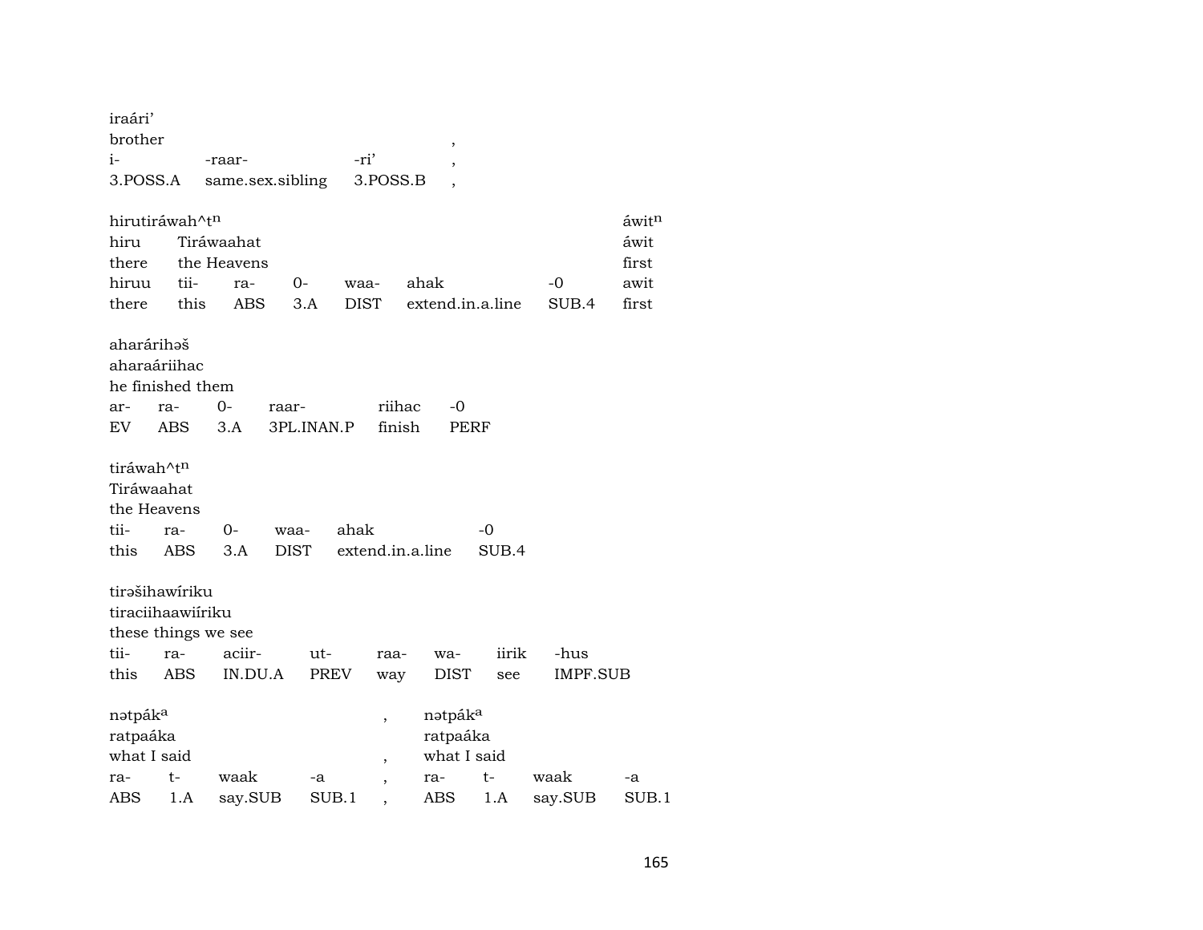iraári’
brother ,
i- -raar- -ri’ ,
3.POSS.A same.sex.sibling 3.POSS.B ,

| hirutiráwah^t$^n$ | | | | | | | áwit$^n$ |
|---|---|---|---|---|---|---|---|
| hiru | Tiráwaahat | | | | | | áwit |
| there | the Heavens | | | | | | first |
| hiruu | tii- | ra- | 0- | waa- | ahak | -0 | awit |
| there | this | ABS | 3.A | DIST | extend.in.a.line | SUB.4 | first |

| aharárihəš | | | | | |
|---|---|---|---|---|---|
| aharaáriihac | | | | | |
| he finished them | | | | | |
| ar- | ra- | 0- | raar- | riihac | -0 |
| EV | ABS | 3.A | 3PL.INAN.P | finish | PERF |

| tiráwah^t$^n$ | | | | | |
|---|---|---|---|---|---|
| Tiráwaahat | | | | | |
| the Heavens | | | | | |
| tii- | ra- | 0- | waa- | ahak | -0 |
| this | ABS | 3.A | DIST | extend.in.a.line | SUB.4 |

| tirəšihawíriku | | | | | | | |
|---|---|---|---|---|---|---|---|
| tiraciihaawiíriku | | | | | | | |
| these things we see | | | | | | | |
| tii- | ra- | aciir- | ut- | raa- | wa- | iirik | -hus |
| this | ABS | IN.DU.A | PREV | way | DIST | see | IMPF.SUB |

| nətpák$^a$ | | | | , | nətpák$^a$ | | | |
|---|---|---|---|---|---|---|---|---|
| ratpaáka | | | | | ratpaáka | | | |
| what I said | | | | , | what I said | | | |
| ra- | t- | waak | -a | , | ra- | t- | waak | -a |
| ABS | 1.A | say.SUB | SUB.1 | , | ABS | 1.A | say.SUB | SUB.1 |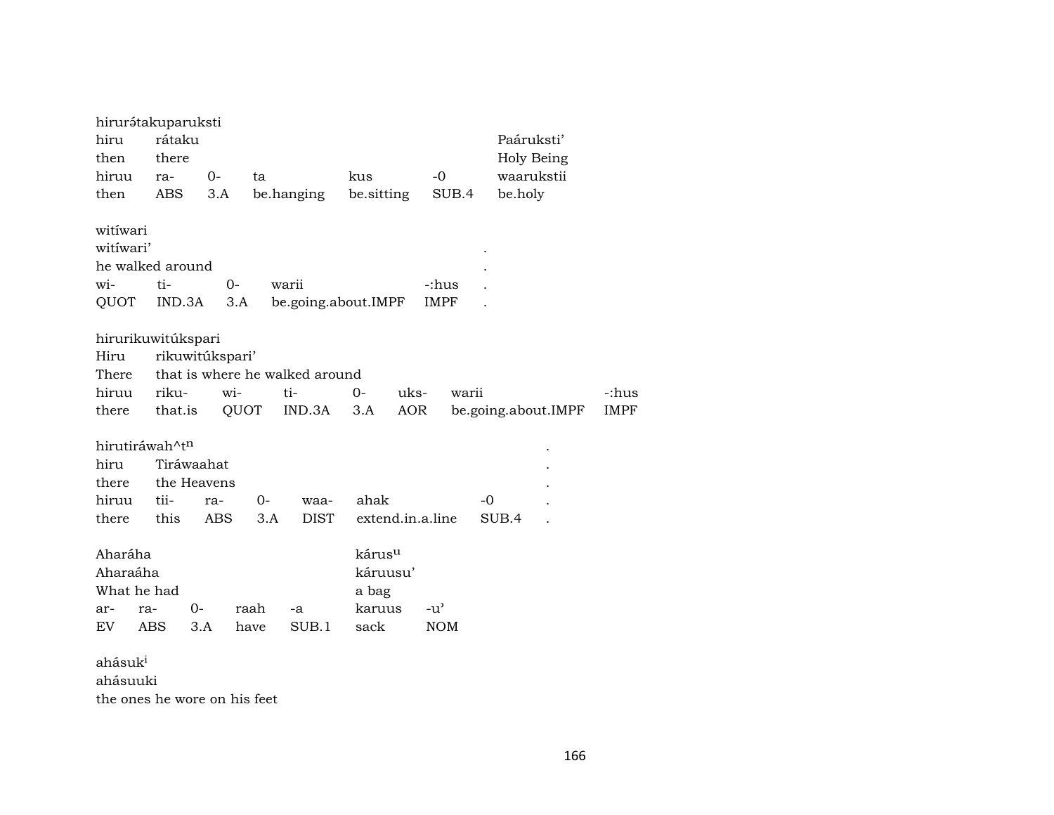hirurətakuparuksti

| hiru | rátaku | | | | | Paáruksti’ |
|---|---|---|---|---|---|---|
| then | there | | | | | Holy Being |
| hiruu | ra- | 0- | ta | kus | -0 | waarukstii |
| then | ABS | 3.A | be.hanging | be.sitting | SUB.4 | be.holy |

witíwari

| witíwari’ | | | | | . |
|---|---|---|---|---|---|
| he walked around | | | | | . |
| wi- | ti- | 0- | warii | -:hus | . |
| QUOT | IND.3A | 3.A | be.going.about.IMPF | IMPF | . |

hirurikuwitúkspari

| Hiru | rikuwitúkspari’ | | | | | | |
|---|---|---|---|---|---|---|---|
| There | that is where he walked around | | | | | | |
| hiruu | riku- | wi- | ti- | 0- | uks- | warii | -:hus |
| there | that.is | QUOT | IND.3A | 3.A | AOR | be.going.about.IMPF | IMPF |

hirutiráwah^t$^{n}$ .

| hiru | Tiráwaahat | | | | | | . |
|---|---|---|---|---|---|---|---|
| there | the Heavens | | | | | | . |
| hiruu | tii- | ra- | 0- | waa- | ahak | -0 | . |
| there | this | ABS | 3.A | DIST | extend.in.a.line | SUB.4 | . |

| Aharáha | | | | | kárus$^{u}$ | |
|---|---|---|---|---|---|---|
| Aharaáha | | | | | káruusu’ | |
| What he had | | | | | a bag | |
| ar- | ra- | 0- | raah | -a | karuus | -u’ |
| EV | ABS | 3.A | have | SUB.1 | sack | NOM |

ahásuk$^{i}$
ahásuuki
the ones he wore on his feet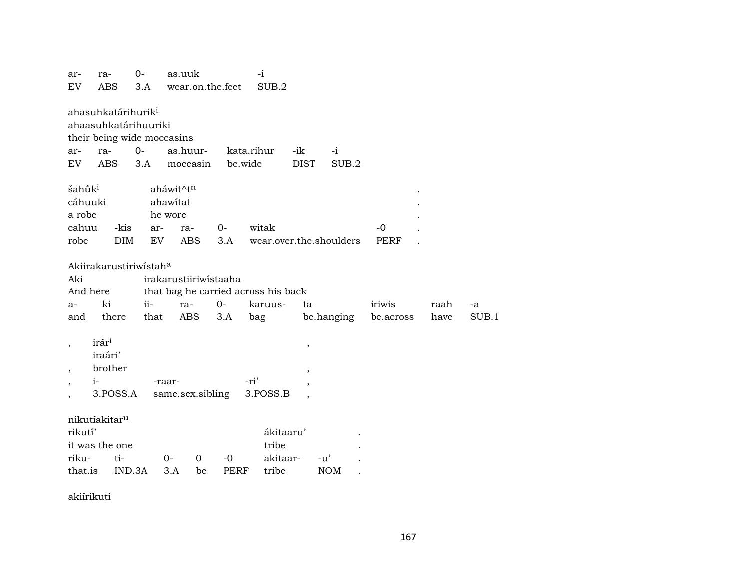| ar- | ra- | 0- | as.uuk | -i |
|---|---|---|---|---|
| EV | ABS | 3.A | wear.on.the.feet | SUB.2 |

ahasuhkatárihurik[i]
ahaasuhkatárihuuriki
their being wide moccasins

| ar- | ra- | 0- | as.huur- | kata.rihur | -ik | -i |
|---|---|---|---|---|---|---|
| EV | ABS | 3.A | moccasin | be.wide | DIST | SUB.2 |

| šahṹk[i] | | ahávit^t[n] | | | | | . |
|---|---|---|---|---|---|---|---|
| cáhuuki | | ahawítat | | | | | . |
| a robe | | he wore | | | | | . |
| cahuu | -kis | ar- | ra- | 0- | witak | -0 | . |
| robe | DIM | EV | ABS | 3.A | wear.over.the.shoulders | PERF | . |

Akiirakarustiriwístah[a]

| Aki | | irakarustiiriwístaaha | | | | | | | |
|---|---|---|---|---|---|---|---|---|---|
| And here | | that bag he carried across his back | | | | | | | |
| a- | ki | ii- | ra- | 0- | karuus- | ta | iriwis | raah | -a |
| and | there | that | ABS | 3.A | bag | be.hanging | be.across | have | SUB.1 |

| , | irár[i] | | | , |
|---|---|---|---|---|
| | iraári' | | | |
| , | brother | | | , |
| , | i- | -raar- | -ri' | , |
| , | 3.POSS.A | same.sex.sibling | 3.POSS.B | , |

nikutíakitar[u]

| rikutí' | | | | | ákitaaru' | | . |
|---|---|---|---|---|---|---|---|
| it was the one | | | | | tribe | | . |
| riku- | ti- | 0- | 0 | -0 | akitaar- | -u' | . |
| that.is | IND.3A | 3.A | be | PERF | tribe | NOM | . |

akiírikuti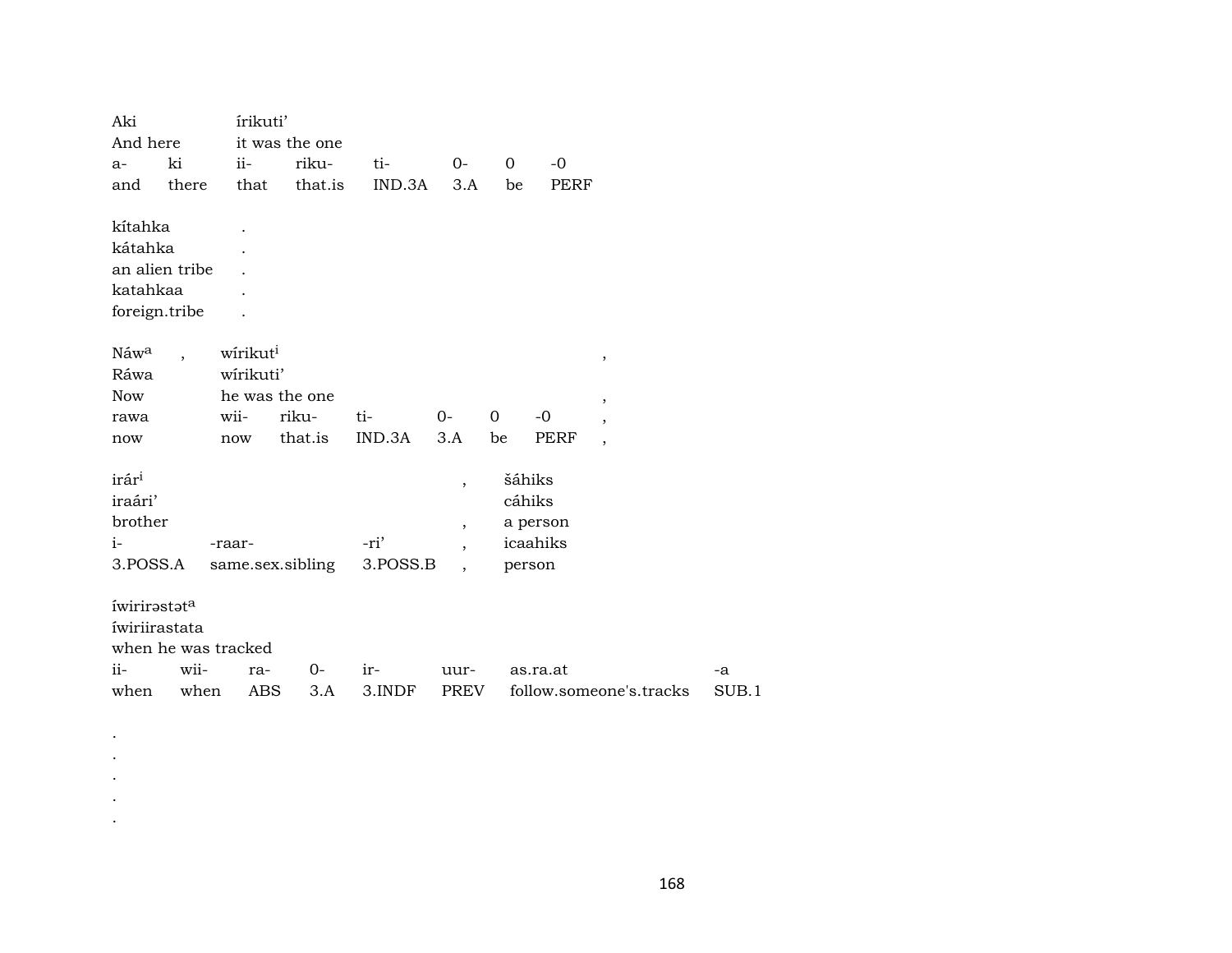Aki íikuti'
And here it was the one

| a- | ki | ii- | riku- | ti- | 0- | 0 | -0 |
|---|---|---|---|---|---|---|---|
| and | there | that | that.is | IND.3A | 3.A | be | PERF |

kítahka .
kátahka .
an alien tribe .
katahkaa .
foreign.tribe .

Náw[a] , wírikut[i] ,
Ráwa wírikuti'
Now he was the one ,

| rawa | wii- | riku- | ti- | 0- | 0 | -0 | , |
|---|---|---|---|---|---|---|---|
| now | now | that.is | IND.3A | 3.A | be | PERF | , |

irár[i] , šáhiks
iraári' cáhiks
brother , a person

| i- | -raar- | -ri' | , | icaahiks |
|---|---|---|---|---|
| 3.POSS.A | same.sex.sibling | 3.POSS.B | , | person |

íwirirəstət[a]
íwiriirastata
when he was tracked

| ii- | wii- | ra- | 0- | ir- | uur- | as.ra.at | -a |
|---|---|---|---|---|---|---|---|
| when | when | ABS | 3.A | 3.INDF | PREV | follow.someone's.tracks | SUB.1 |

.
.
.
.
.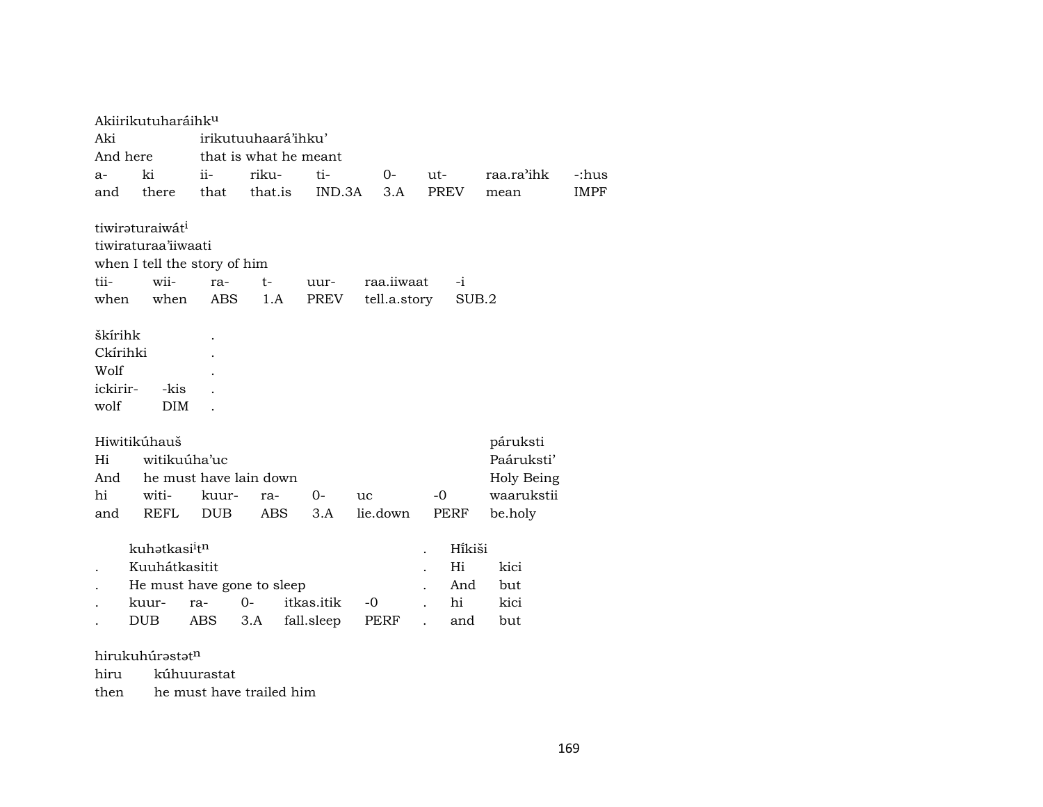Akiirikutuharáihk^u
Aki irikutuuhaará'ihku'
And here that is what he meant

| a- | ki | ii- | riku- | ti- | 0- | ut- | raa.ra'ihk | -:hus |
|---|---|---|---|---|---|---|---|---|
| and | there | that | that.is | IND.3A | 3.A | PREV | mean | IMPF |

tiwirəturaiwát^i
tiwiraturaa'iiwaati
when I tell the story of him

| tii- | wii- | ra- | t- | uur- | raa.iiwaat | -i |
|---|---|---|---|---|---|---|
| when | when | ABS | 1.A | PREV | tell.a.story | SUB.2 |

škírihk .
Ckírihki .
Wolf .

| ickirir- | -kis | . |
|---|---|---|
| wolf | DIM | . |

Hiwitikúhauš páruksti
Hi witikuúha'uc Paáruksti'
And he must have lain down Holy Being

| hi | witi- | kuur- | ra- | 0- | uc | -0 | waarukstii |
|---|---|---|---|---|---|---|---|
| and | REFL | DUB | ABS | 3.A | lie.down | PERF | be.holy |

kuhətkasi^it^n . Hĩkiši
. Kuuhátkasitit . Hi kici
. He must have gone to sleep . And but

| . | kuur- | ra- | 0- | itkas.itik | -0 | . | hi | kici |
|---|---|---|---|---|---|---|---|---|
| . | DUB | ABS | 3.A | fall.sleep | PERF | . | and | but |

hirukuhúrəstət^n
hiru kúhuurastat
then he must have trailed him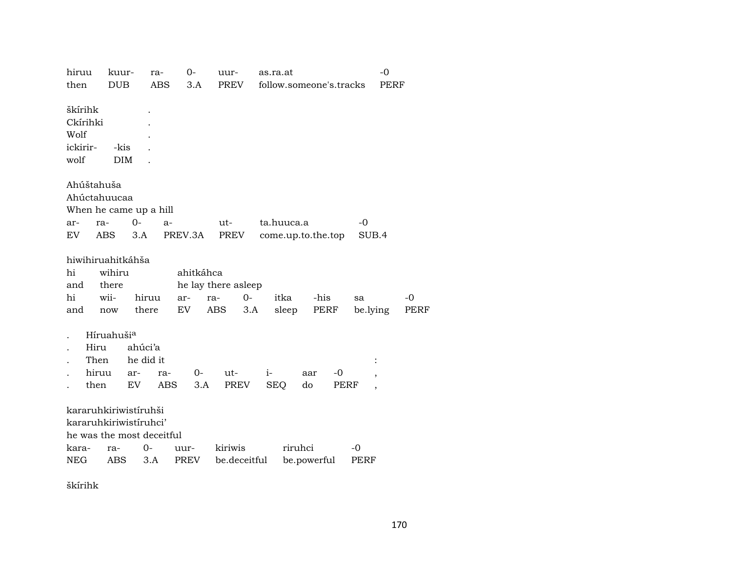| hiruu | kuur- | ra- | 0- | uur- | as.ra.at | -0 |
|---|---|---|---|---|---|---|
| then | DUB | ABS | 3.A | PREV | follow.someone's.tracks | PERF |

| škírihk | | . |
|---|---|---|
| Ckírihki | | . |
| Wolf | | . |
| ickirir- | -kis | . |
| wolf | DIM | . |

Ahúštahuša
Ahúctahuucaa
When he came up a hill

| ar- | ra- | 0- | a- | ut- | ta.huuca.a | -0 |
|---|---|---|---|---|---|---|
| EV | ABS | 3.A | PREV.3A | PREV | come.up.to.the.top | SUB.4 |

hiwihiruahitkáhša

| hi | wihiru | | ahitkáhca | | | | | |
|---|---|---|---|---|---|---|---|---|
| and | there | | he lay there asleep | | | | | |
| hi | wii- | hiruu | ar- | ra- | 0- | itka | -his | sa | -0 |
| and | now | there | EV | ABS | 3.A | sleep | PERF | be.lying | PERF |

| . | Híruahuši[a] | | | | | | | | |
|---|---|---|---|---|---|---|---|---|---|
| . | Hiru | ahúci'a | | | | | | | |
| . | Then | he did it | | | | | | | : |
| . | hiruu | ar- | ra- | 0- | ut- | i- | aar | -0 | , |
| . | then | EV | ABS | 3.A | PREV | SEQ | do | PERF | , |

kararuhkiriwistíruhši
kararuhkiriwistíruhci'
he was the most deceitful

| kara- | ra- | 0- | uur- | kiriwis | riruhci | -0 |
|---|---|---|---|---|---|---|
| NEG | ABS | 3.A | PREV | be.deceitful | be.powerful | PERF |

škírihk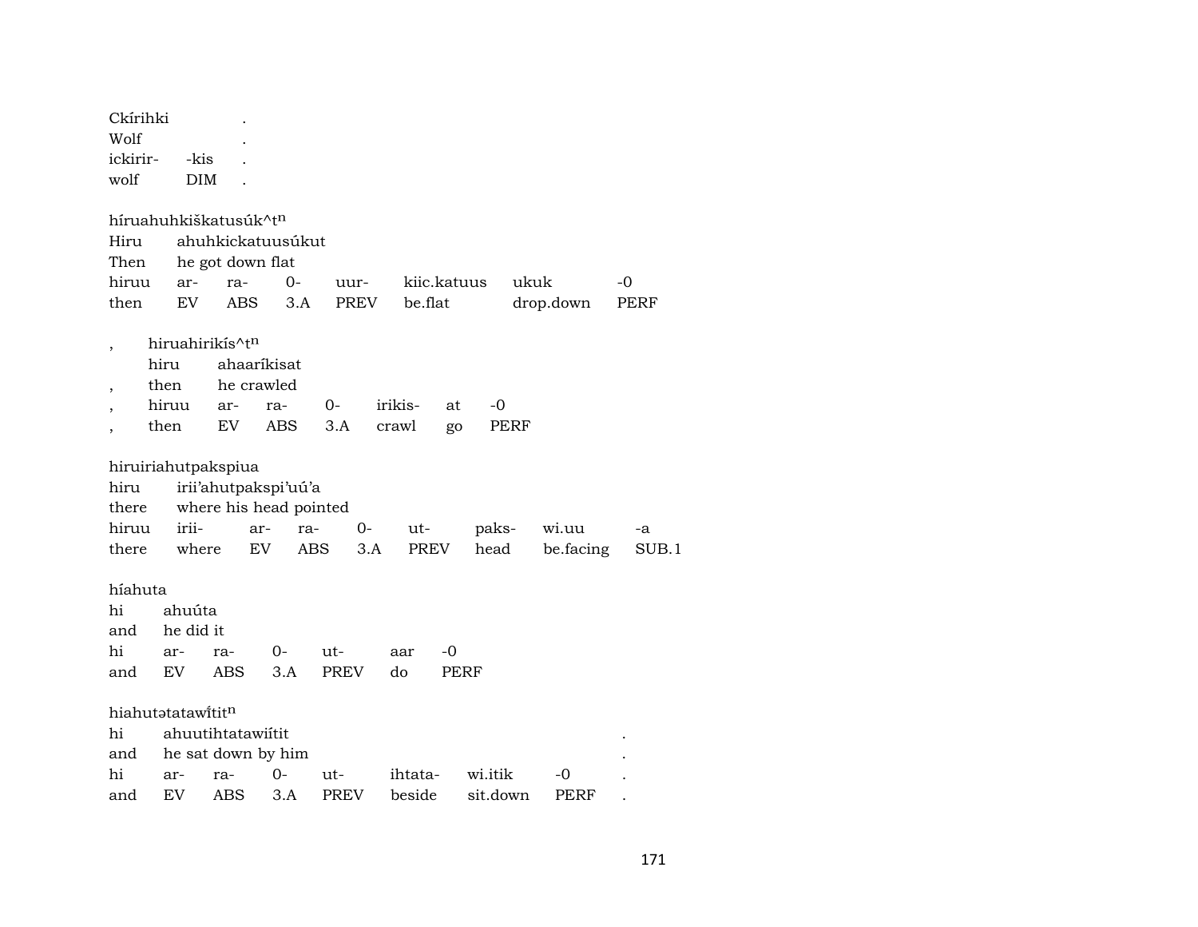Ckírihki .
Wolf .
ickirir- -kis .
wolf DIM .

híruahuhkiškatusúk^tⁿ
Hiru ahuhkickatuusúkut
Then he got down flat
hiruu ar- ra- 0- uur- kiic.katuus ukuk -0
then EV ABS 3.A PREV be.flat drop.down PERF

, hiruahirikís^tⁿ
hiru ahaaríkisat
, then he crawled
, hiruu ar- ra- 0- irikis- at -0
, then EV ABS 3.A crawl go PERF

hiruiriahutpakspiua
hiru irii'ahutpakspi'uú'a
there where his head pointed
hiruu irii- ar- ra- 0- ut- paks- wi.uu -a
there where EV ABS 3.A PREV head be.facing SUB.1

híahuta
hi ahuúta
and he did it
hi ar- ra- 0- ut- aar -0
and EV ABS 3.A PREV do PERF

hiahutətatawı̃titⁿ
hi ahuutihtatawiítit .
and he sat down by him .
hi ar- ra- 0- ut- ihtata- wi.itik -0 .
and EV ABS 3.A PREV beside sit.down PERF .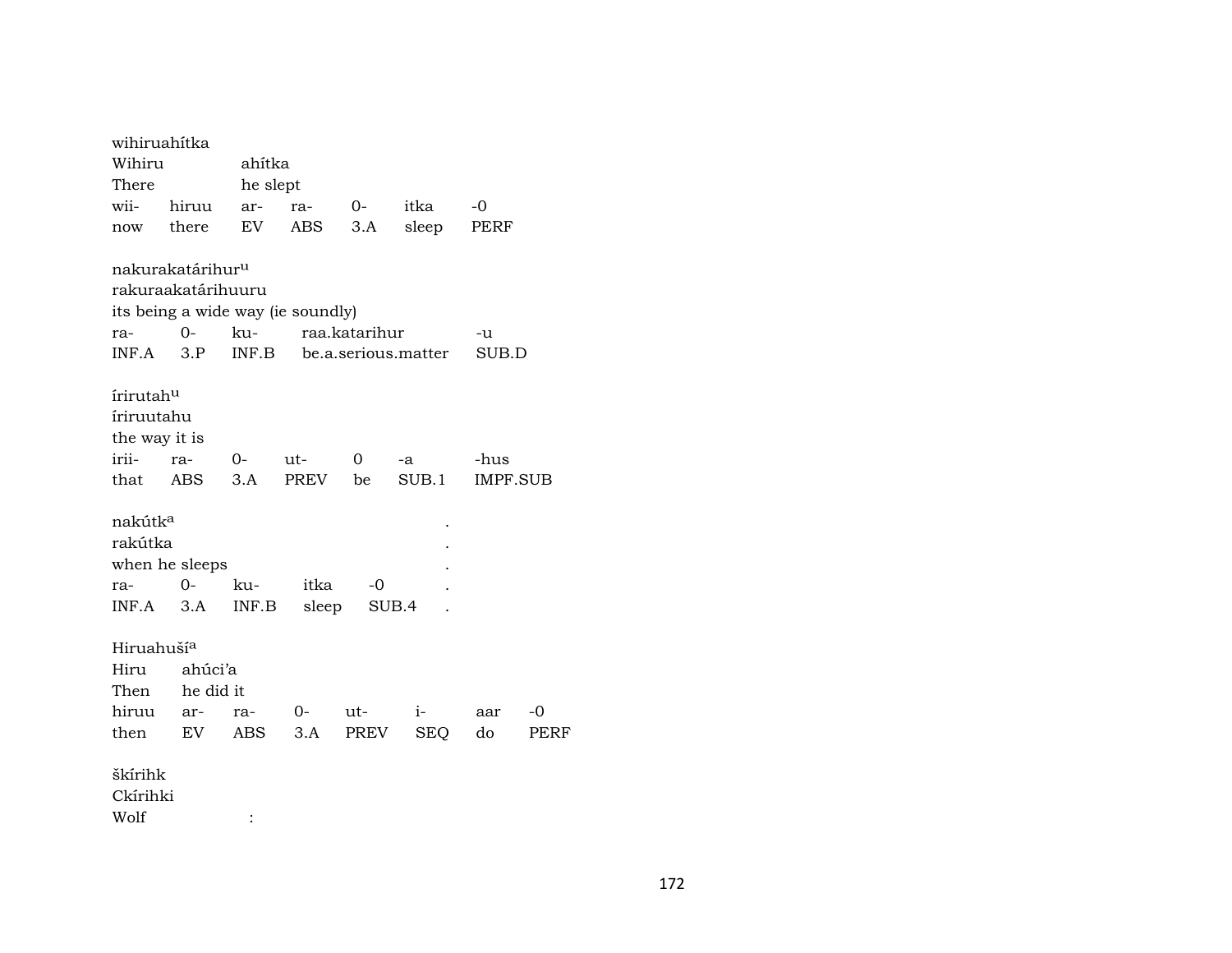wihiruahítka
Wihiru ahítka
There he slept

| wii- | hiruu | ar- | ra- | 0- | itka | -0 |
|---|---|---|---|---|---|---|
| now | there | EV | ABS | 3.A | sleep | PERF |

nakurakatárihur[u]
rakuraakatárihuuru
its being a wide way (ie soundly)

| ra- | 0- | ku- | raa.katarihur | -u |
|---|---|---|---|---|
| INF.A | 3.P | INF.B | be.a.serious.matter | SUB.D |

írirutah[u]
íriruutahu
the way it is

| irii- | ra- | 0- | ut- | 0 | -a | -hus |
|---|---|---|---|---|---|---|
| that | ABS | 3.A | PREV | be | SUB.1 | IMPF.SUB |

nakútk[a] .
rakútka .
when he sleeps .

| ra- | 0- | ku- | itka | -0 | . |
|---|---|---|---|---|---|
| INF.A | 3.A | INF.B | sleep | SUB.4 | . |

Hiruahuší[a]
Hiru ahúci'a
Then he did it

| hiruu | ar- | ra- | 0- | ut- | i- | aar | -0 |
|---|---|---|---|---|---|---|---|
| then | EV | ABS | 3.A | PREV | SEQ | do | PERF |

škírihk
Ckírihki
Wolf :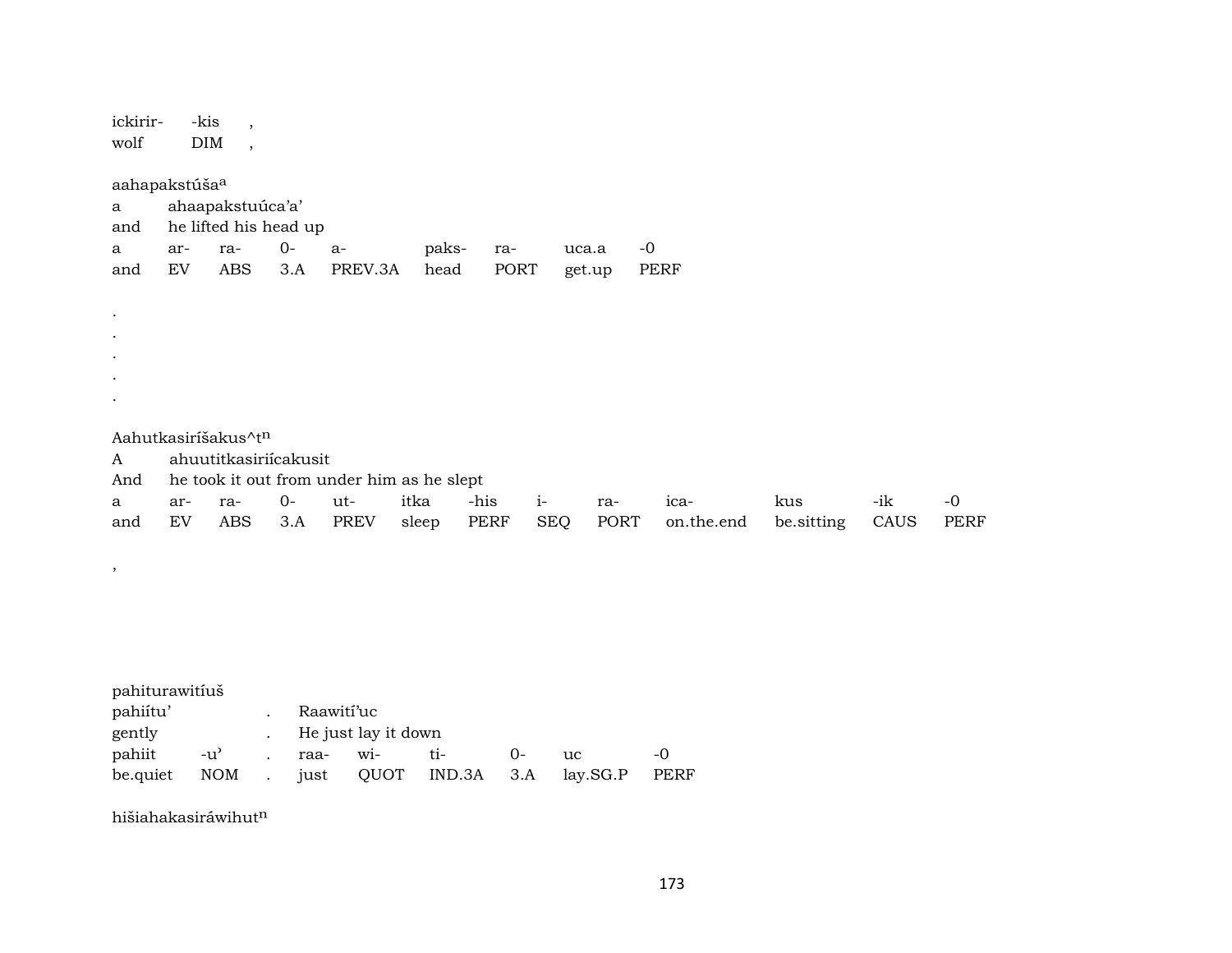ickirir- -kis ,
wolf DIM ,

aahapakstúša[a]

| a | ahaapakstuúca'a' | | | | | | | |
|---|---|---|---|---|---|---|---|---|
| and | he lifted his head up | | | | | | | |
| a | ar- | ra- | 0- | a- | paks- | ra- | uca.a | -0 |
| and | EV | ABS | 3.A | PREV.3A | head | PORT | get.up | PERF |

.
.
.
.
.

Aahutkasiríšakus^t[n]

| A | ahuutitkasiriícakusit | | | | | | | | | | | |
|---|---|---|---|---|---|---|---|---|---|---|---|---|
| And | he took it out from under him as he slept | | | | | | | | | | | |
| a | ar- | ra- | 0- | ut- | itka | -his | i- | ra- | ica- | kus | -ik | -0 |
| and | EV | ABS | 3.A | PREV | sleep | PERF | SEQ | PORT | on.the.end | be.sitting | CAUS | PERF |

,

pahiturawitíuš

| pahiítu' | | . | Raawití'uc | | | | | |
|---|---|---|---|---|---|---|---|---|
| gently | | . | He just lay it down | | | | | |
| pahiit | -u' | . | raa- | wi- | ti- | 0- | uc | -0 |
| be.quiet | NOM | . | just | QUOT | IND.3A | 3.A | lay.SG.P | PERF |

hišiahakasiráwihut[n]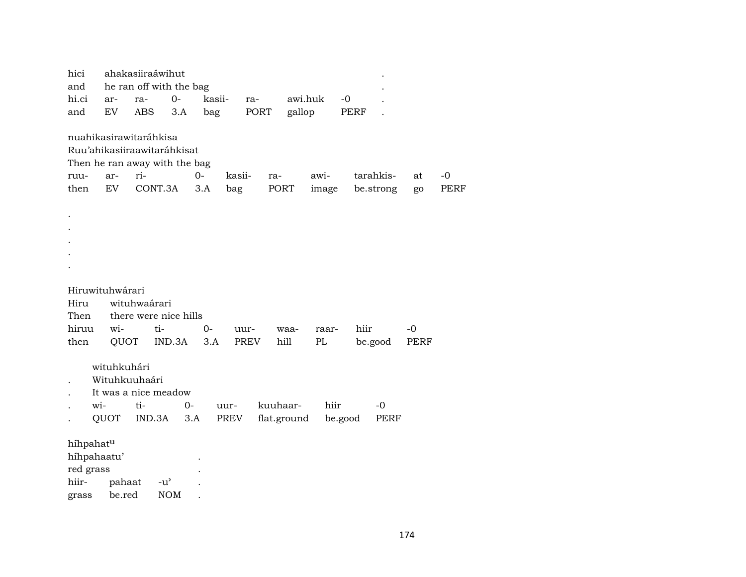hici ahakasiiraáwihut .
and he ran off with the bag .

| hi.ci | ar- | ra- | 0- | kasii- | ra- | awi.huk | -0 | . |
|---|---|---|---|---|---|---|---|---|
| and | EV | ABS | 3.A | bag | PORT | gallop | PERF | . |

nuahikasirawitaráhkisa
Ruu'ahikasiiraawitaráhkisat
Then he ran away with the bag

| ruu- | ar- | ri- | 0- | kasii- | ra- | awi- | tarahkis- | at | -0 |
|---|---|---|---|---|---|---|---|---|---|
| then | EV | CONT.3A | 3.A | bag | PORT | image | be.strong | go | PERF |

.
.
.
.
.

Hiruwituhwárari
Hiru wituhwaárari
Then there were nice hills

| hiruu | wi- | ti- | 0- | uur- | waa- | raar- | hiir | -0 |
|---|---|---|---|---|---|---|---|---|
| then | QUOT | IND.3A | 3.A | PREV | hill | PL | be.good | PERF |

wituhkuhári
. Wituhkuuhaári
. It was a nice meadow

| . | wi- | ti- | 0- | uur- | kuuhaar- | hiir | -0 |
|---|---|---|---|---|---|---|---|
| . | QUOT | IND.3A | 3.A | PREV | flat.ground | be.good | PERF |

híhpahat$^{u}$
híhpahaatu' .
red grass .

| hiir- | pahaat | -u' | . |
|---|---|---|---|
| grass | be.red | NOM | . |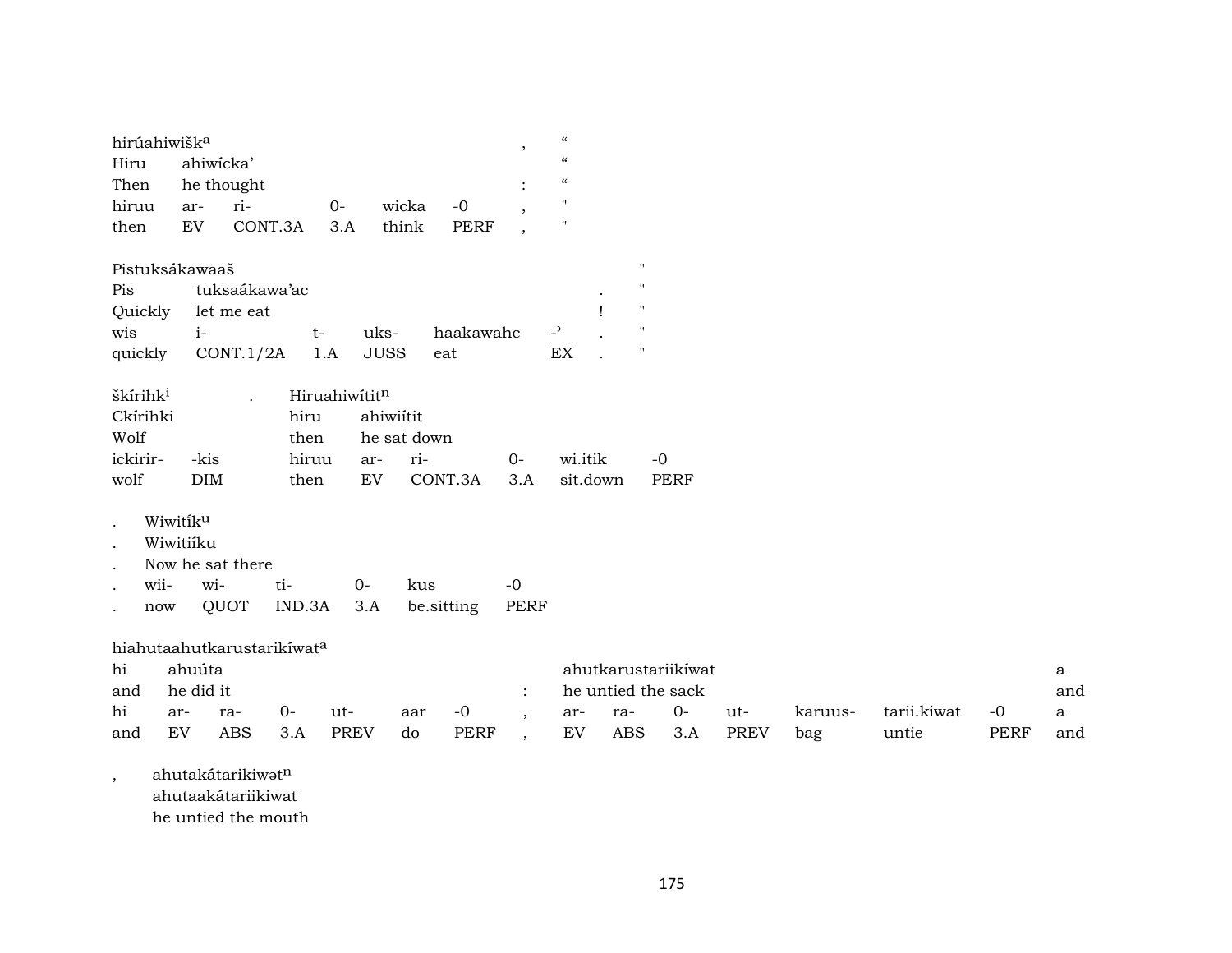hirúahiwišk[a] , “
Hiru ahiwícka’ “
Then he thought : “
hiruu ar- ri- 0- wicka -0 , "
then EV CONT.3A 3.A think PERF , "

Pistuksákawaaš "
Pis tuksaákawa’ac . "
Quickly let me eat ! "
wis i- t- uks- haakawahc -ᵓ . "
quickly CONT.1/2A 1.A JUSS eat EX . "

škírihk[i] . Hiruahiwítit[n]
Ckírihki hiru ahiwiítit
Wolf then he sat down
ickirir- -kis hiruu ar- ri- 0- wi.itik -0
wolf DIM then EV CONT.3A 3.A sit.down PERF

. Wiwitík[u]
. Wiwitiíku
. Now he sat there
. wii- wi- ti- 0- kus -0
. now QUOT IND.3A 3.A be.sitting PERF

hiahutaahutkarustarikíwat[a]
hi ahuúta ahutkarustariikíwat a
and he did it : he untied the sack and
hi ar- ra- 0- ut- aar -0 , ar- ra- 0- ut- karuus- tarii.kiwat -0 a
and EV ABS 3.A PREV do PERF , EV ABS 3.A PREV bag untie PERF and

, ahutakátarikiwət[n]
ahutaakátariikiwat
he untied the mouth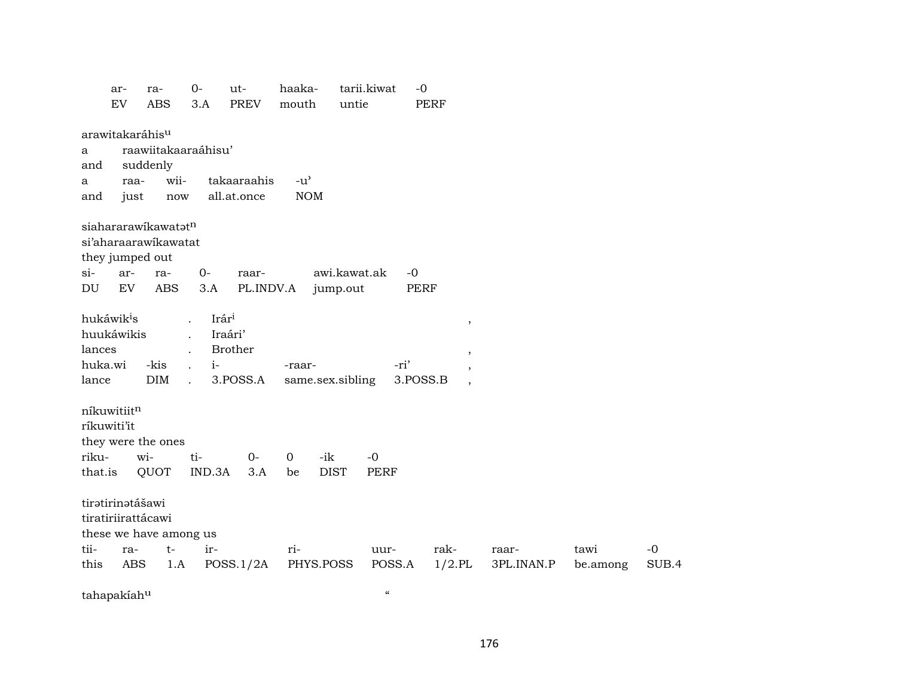| ar- | ra- | 0- | ut- | haaka- | tarii.kiwat | -0 |
|---|---|---|---|---|---|---|
| EV | ABS | 3.A | PREV | mouth | untie | PERF |

arawitakaráhis$^{u}$
a raawiitakaaraáhisu'
and suddenly

| a | raa- | wii- | takaaraahis | -u' |
|---|---|---|---|---|
| and | just | now | all.at.once | NOM |

siahararawíkawatət$^{n}$
si'aharaarawíkawatat
they jumped out

| si- | ar- | ra- | 0- | raar- | awi.kawat.ak | -0 |
|---|---|---|---|---|---|---|
| DU | EV | ABS | 3.A | PL.INDV.A | jump.out | PERF |

| hukáwik$^{i}$s | | . | Irár$^{i}$ | | | , |
|---|---|---|---|---|---|---|
| huukáwikis | | . | Iraári' | | | |
| lances | | . | Brother | | | , |
| huka.wi | -kis | . | i- | -raar- | -ri' | , |
| lance | DIM | . | 3.POSS.A | same.sex.sibling | 3.POSS.B | , |

níkuwitiit$^{n}$
ríkuwiti'it
they were the ones

| riku- | wi- | ti- | 0- | 0 | -ik | -0 |
|---|---|---|---|---|---|---|
| that.is | QUOT | IND.3A | 3.A | be | DIST | PERF |

tirətirinətášawi
tiratiriirattácawi
these we have among us

| tii- | ra- | t- | ir- | ri- | uur- | rak- | raar- | tawi | -0 |
|---|---|---|---|---|---|---|---|---|---|
| this | ABS | 1.A | POSS.1/2A | PHYS.POSS | POSS.A | 1/2.PL | 3PL.INAN.P | be.among | SUB.4 |

tahapakíah$^{u}$ "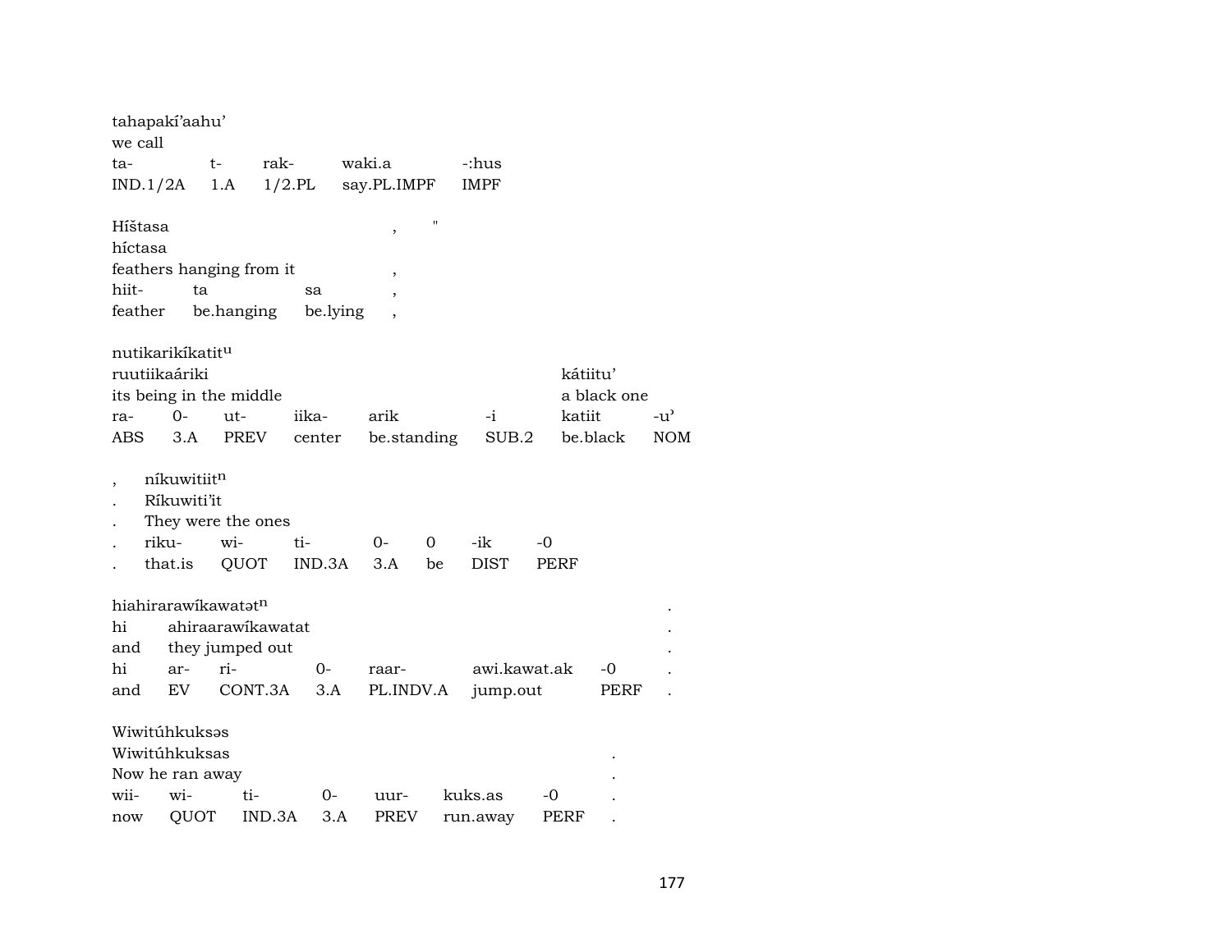tahapakí'aahu'
we call

| ta- | t- | rak- | waki.a | -:hus |
|---|---|---|---|---|
| IND.1/2A | 1.A | 1/2.PL | say.PL.IMPF | IMPF |

Híštasa , "
híctasa
feathers hanging from it ,

| hiit- | ta | sa | , |
|---|---|---|---|
| feather | be.hanging | be.lying | , |

nutikarikíkatit^u
ruutiikaáriki kátiitu'
its being in the middle a black one

| ra- | 0- | ut- | iika- | arik | -i | katiit | -u' |
|---|---|---|---|---|---|---|---|
| ABS | 3.A | PREV | center | be.standing | SUB.2 | be.black | NOM |

, níkuwitiit^n
. Ríkuwiti'it
. They were the ones

| . | riku- | wi- | ti- | 0- | 0 | -ik | -0 |
|---|---|---|---|---|---|---|---|
| . | that.is | QUOT | IND.3A | 3.A | be | DIST | PERF |

hiahirarawíkawatət^n .
hi ahiraarawíkawatat .
and they jumped out .

| hi | ar- | ri- | 0- | raar- | awi.kawat.ak | -0 | . |
|---|---|---|---|---|---|---|---|
| and | EV | CONT.3A | 3.A | PL.INDV.A | jump.out | PERF | . |

Wiwitúhkuksəs
Wiwitúhkuksas .
Now he ran away .

| wii- | wi- | ti- | 0- | uur- | kuks.as | -0 | . |
|---|---|---|---|---|---|---|---|
| now | QUOT | IND.3A | 3.A | PREV | run.away | PERF | . |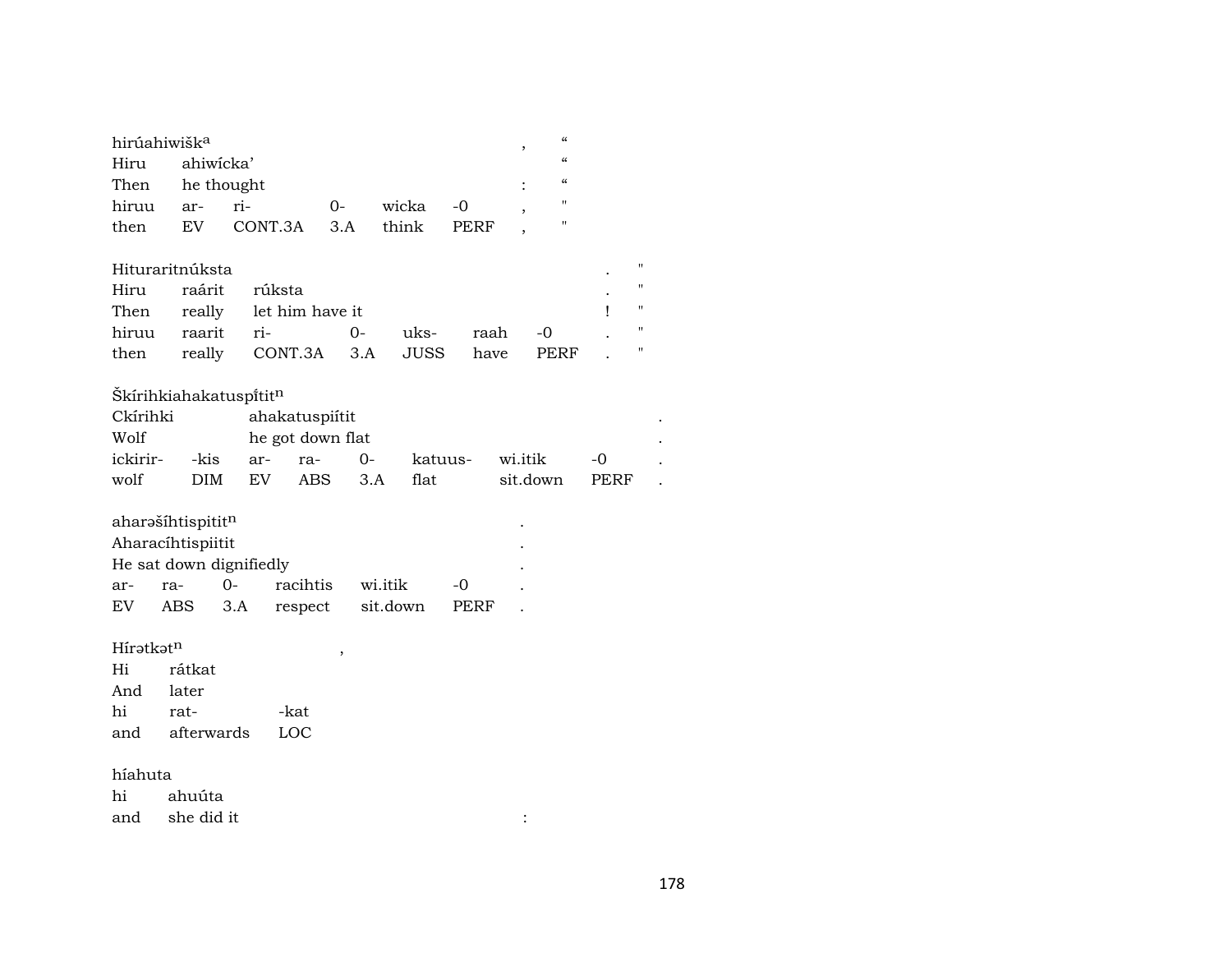hirúahiwišk^a , “
Hiru ahiwícka’ “
Then he thought : “
hiruu ar- ri- 0- wicka -0 , "
then EV CONT.3A 3.A think PERF , "

Hiturarit­núksta . "
Hiru raárit rúksta . "
Then really let him have it ! "
hiruu raarit ri- 0- uks- raah -0 . "
then really CONT.3A 3.A JUSS have PERF . "

Škírihkiahakatuspít̄it^n
Ckírihki ahakatuspiítit .
Wolf he got down flat .
ickirir- -kis ar- ra- 0- katuus- wi.itik -0 .
wolf DIM EV ABS 3.A flat sit.down PERF .

aharəšíhtispitit^n .
Aharacíhtispiitit .
He sat down dignifiedly .
ar- ra- 0- racihtis wi.itik -0 .
EV ABS 3.A respect sit.down PERF .

Hírətkət^n ,
Hi rátkat
And later
hi rat- -kat
and afterwards LOC

híahuta
hi ahuúta
and she did it :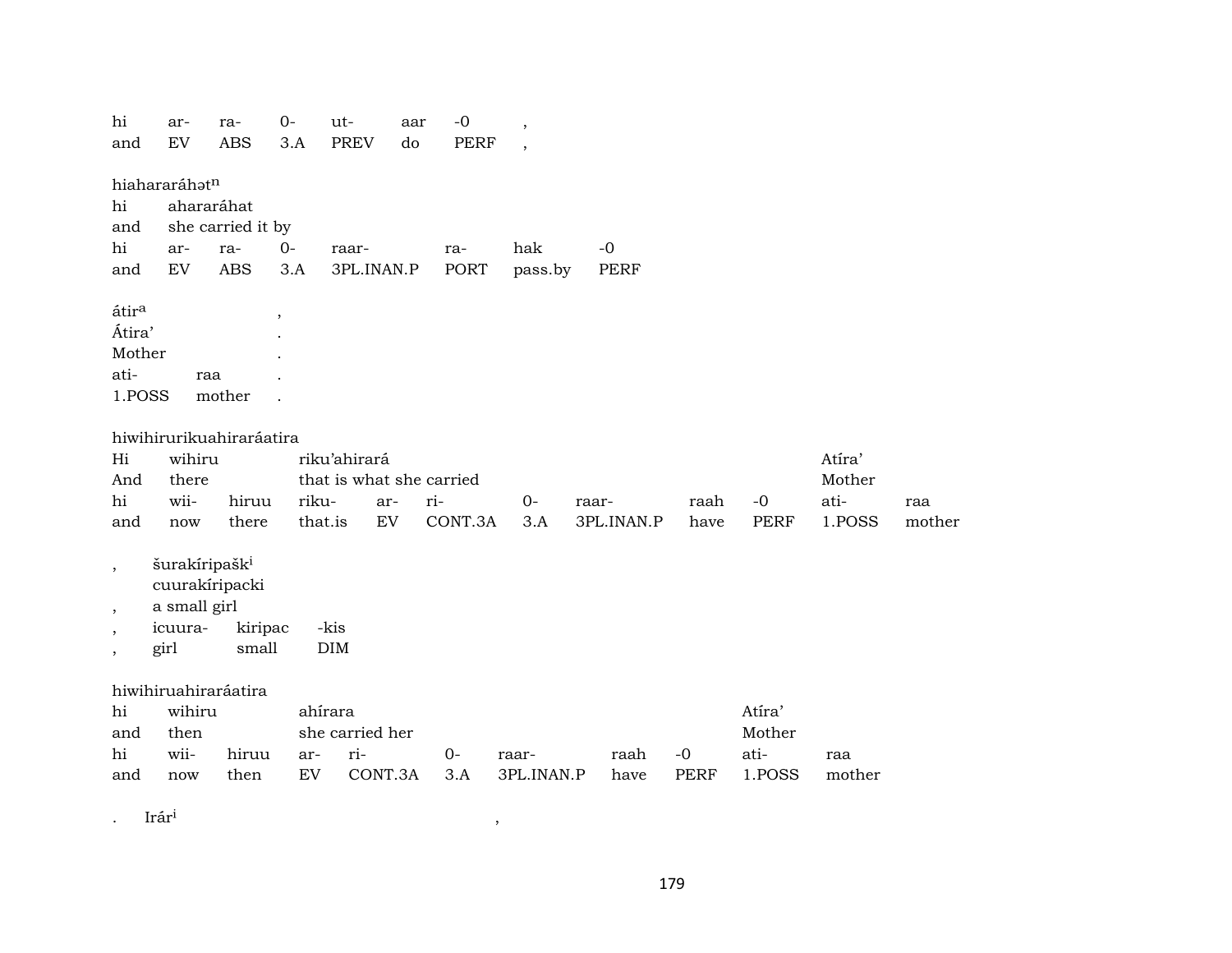| hi | ar- | ra- | 0- | ut- | aar | -0 | , |
|---|---|---|---|---|---|---|---|
| and | EV | ABS | 3.A | PREV | do | PERF | , |

hiahararáhətⁿ

| hi | ahararáhat | | | | | | |
|---|---|---|---|---|---|---|---|
| and | she carried it by | | | | | | |
| hi | ar- | ra- | 0- | raar- | ra- | hak | -0 |
| and | EV | ABS | 3.A | 3PL.INAN.P | PORT | pass.by | PERF |

átirᵃ ,

| Átira' | | . |
|---|---|---|
| Mother | | . |
| ati- | raa | . |
| 1.POSS | mother | . |

hiwihirurikuahiraráatira

| Hi | wihiru | | riku'ahirará | | | | | | | Atíra' | |
|---|---|---|---|---|---|---|---|---|---|---|---|
| And | there | | that is what she carried | | | | | | | Mother | |
| hi | wii- | hiruu | riku- | ar- | ri- | 0- | raar- | raah | -0 | ati- | raa |
| and | now | there | that.is | EV | CONT.3A | 3.A | 3PL.INAN.P | have | PERF | 1.POSS | mother |

, šurakíripaškⁱ

| | cuurakíripacki | | |
|---|---|---|---|
| , | a small girl | | |
| , | icuura- | kiripac | -kis |
| , | girl | small | DIM |

hiwihiruahiraráatira

| hi | wihiru | | ahírara | | | | | | Atíra' | |
|---|---|---|---|---|---|---|---|---|---|---|
| and | then | | she carried her | | | | | | Mother | |
| hi | wii- | hiruu | ar- | ri- | 0- | raar- | raah | -0 | ati- | raa |
| and | now | then | EV | CONT.3A | 3.A | 3PL.INAN.P | have | PERF | 1.POSS | mother |

. Irárⁱ ,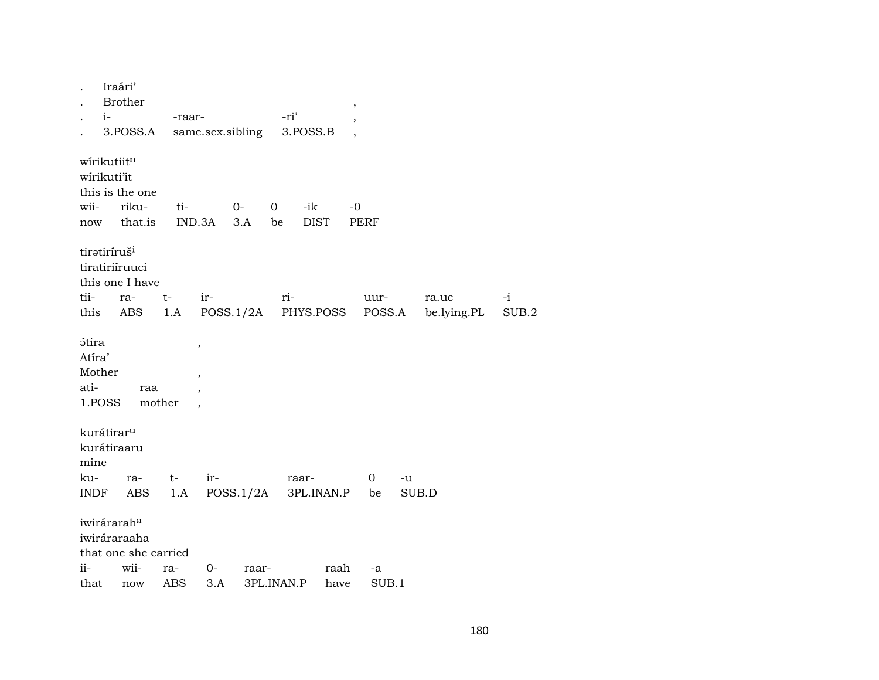. Iraári’
. Brother ,
. i- -raar- -ri’ ,
. 3.POSS.A same.sex.sibling 3.POSS.B ,

wírikutiit[n]
wírikuti’it
this is the one

| wii- | riku- | ti- | 0- | 0 | -ik | -0 |
|---|---|---|---|---|---|---|
| now | that.is | IND.3A | 3.A | be | DIST | PERF |

tirətiríruš[i]
tiratiriíruuci
this one I have

| tii- | ra- | t- | ir- | ri- | uur- | ra.uc | -i |
|---|---|---|---|---|---|---|---|
| this | ABS | 1.A | POSS.1/2A | PHYS.POSS | POSS.A | be.lying.PL | SUB.2 |

ə́tira ,
Atíra’
Mother ,
ati- raa ,
1.POSS mother ,

kurátirar[u]
kurátiraaru
mine

| ku- | ra- | t- | ir- | raar- | 0 | -u |
|---|---|---|---|---|---|---|
| INDF | ABS | 1.A | POSS.1/2A | 3PL.INAN.P | be | SUB.D |

iwirárarah[a]
iwiráraraaha
that one she carried

| ii- | wii- | ra- | 0- | raar- | raah | -a |
|---|---|---|---|---|---|---|
| that | now | ABS | 3.A | 3PL.INAN.P | have | SUB.1 |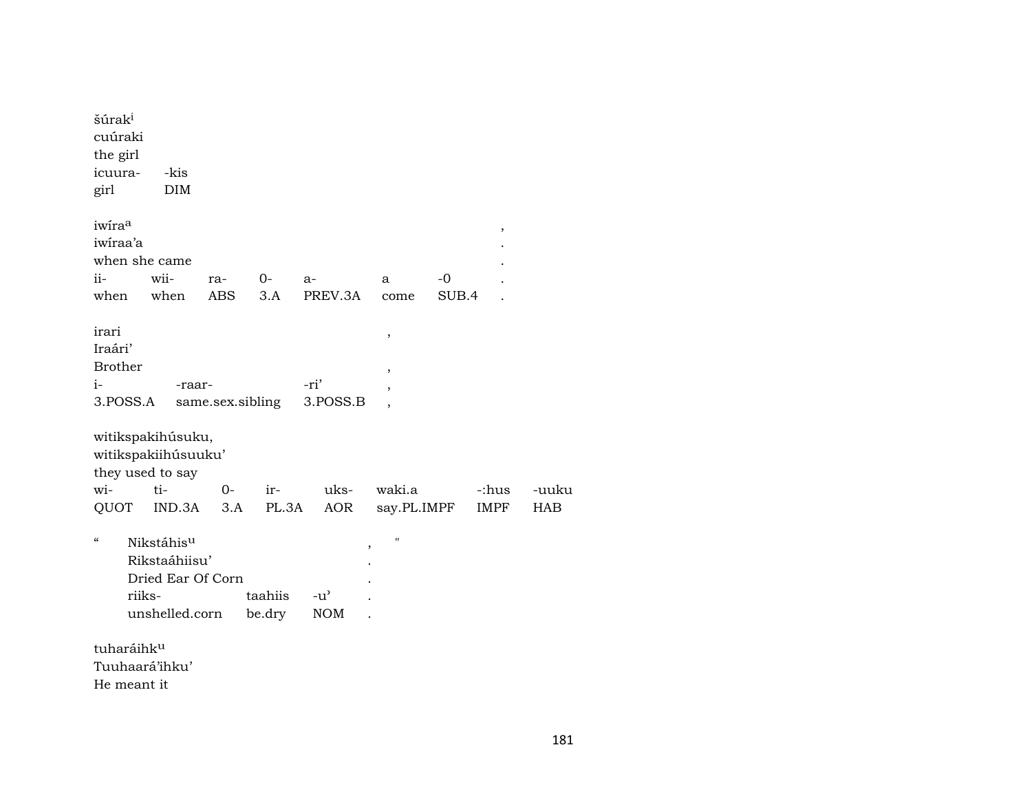šúrak[i]
cuúraki
the girl

| icuura- | -kis |
|---|---|
| girl | DIM |

iwíra[a] ,
iwíraa'a .
when she came .

| ii- | wii- | ra- | 0- | a- | a | -0 | . |
|---|---|---|---|---|---|---|---|
| when | when | ABS | 3.A | PREV.3A | come | SUB.4 | . |

irari ,
Iraári'
Brother ,

| i- | -raar- | -ri' | , |
|---|---|---|---|
| 3.POSS.A | same.sex.sibling | 3.POSS.B | , |

witikspakihúsuku,
witikspakiihúsuuku'
they used to say

| wi- | ti- | 0- | ir- | uks- | waki.a | -:hus | -uuku |
|---|---|---|---|---|---|---|---|
| QUOT | IND.3A | 3.A | PL.3A | AOR | say.PL.IMPF | IMPF | HAB |

" Nikstáhis[u] , "
Rikstaáhiisu' .
Dried Ear Of Corn .

| riiks- | taahiis | -u' | . |
|---|---|---|---|
| unshelled.corn | be.dry | NOM | . |

tuharáihk[u]
Tuuhaará'ihku'
He meant it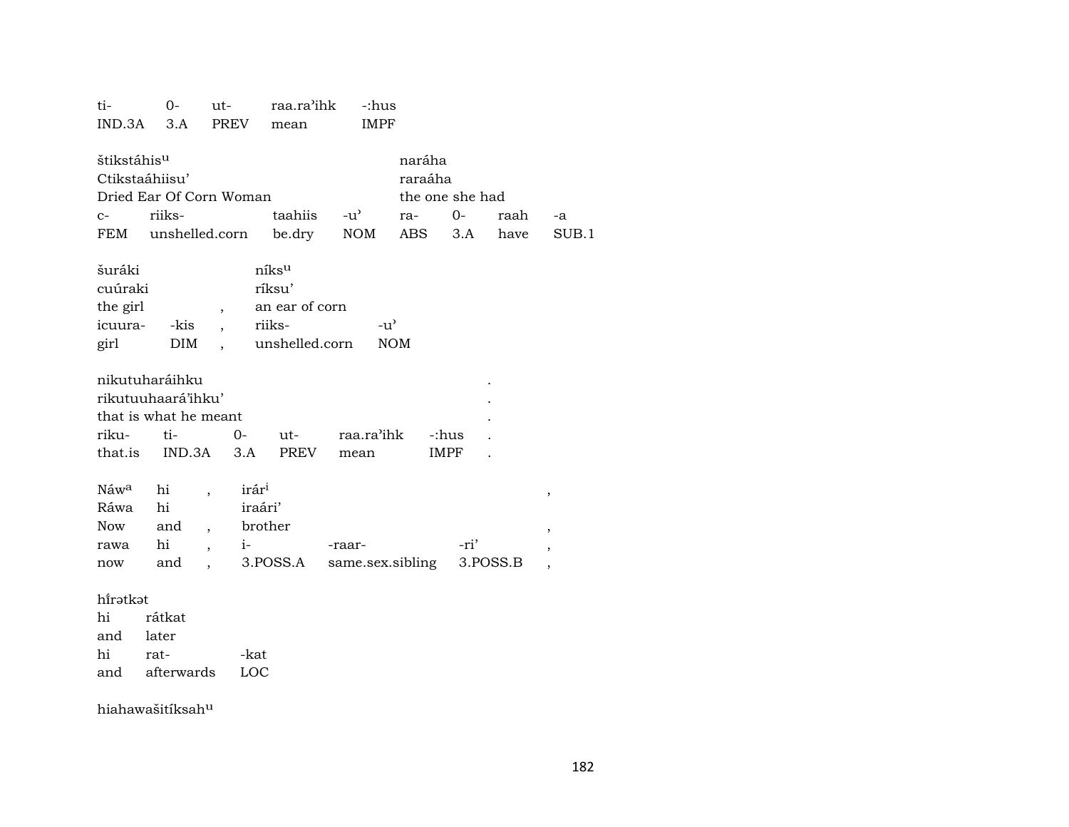| ti- | 0- | ut- | raa.ra'ihk | -:hus |
|---|---|---|---|---|
| IND.3A | 3.A | PREV | mean | IMPF |

| štikstáhis[u] | | | | naráha | | | |
|---|---|---|---|---|---|---|---|
| Ctikstaáhiisu' | | | | raraáha | | | |
| Dried Ear Of Corn Woman | | | | the one she had | | | |
| c- | riiks- | taahiis | -u' | ra- | 0- | raah | -a |
| FEM | unshelled.corn | be.dry | NOM | ABS | 3.A | have | SUB.1 |

| šuráki | | | níks[u] | |
|---|---|---|---|---|
| cuúraki | | | ríksu' | |
| the girl | | , | an ear of corn | |
| icuura- | -kis | , | riiks- | -u' |
| girl | DIM | , | unshelled.corn | NOM |

| nikutuharáihku | | | | | | . |
|---|---|---|---|---|---|---|
| rikutuuhaará'ihku' | | | | | | . |
| that is what he meant | | | | | | . |
| riku- | ti- | 0- | ut- | raa.ra'ihk | -:hus | . |
| that.is | IND.3A | 3.A | PREV | mean | IMPF | . |

| Náw[a] | hi | , | irár[i] | | | , |
|---|---|---|---|---|---|---|
| Ráwa | hi | | iraári' | | | |
| Now | and | , | brother | | | , |
| rawa | hi | , | i- | -raar- | -ri' | , |
| now | and | , | 3.POSS.A | same.sex.sibling | 3.POSS.B | , |

| hĩrətkət | | |
|---|---|---|
| hi | rátkat | |
| and | later | |
| hi | rat- | -kat |
| and | afterwards | LOC |

hiahawašitíksah[u]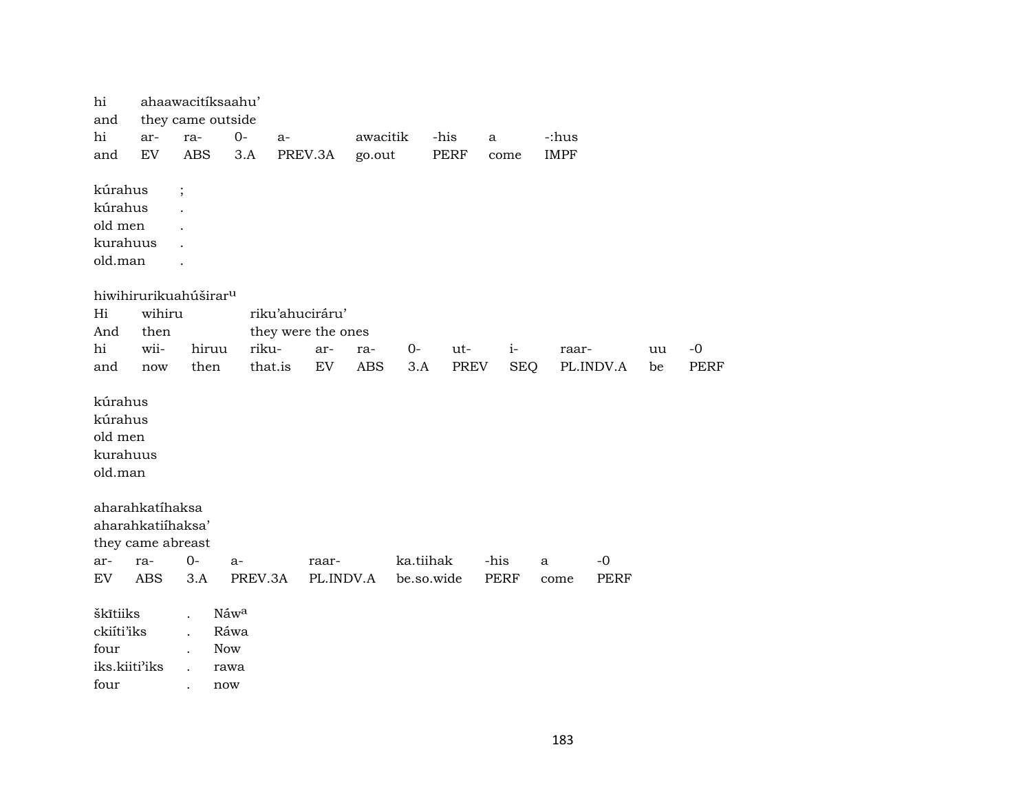hi ahaawacitíksaahu'

| hi | ahaawacitíksaahu' | | | | | | | |
|---|---|---|---|---|---|---|---|---|
| and | they came outside | | | | | | | |
| hi | ar- | ra- | 0- | a- | awacitik | -his | a | -:hus |
| and | EV | ABS | 3.A | PREV.3A | go.out | PERF | come | IMPF |

| kúrahus | ; |
|---|---|
| kúrahus | . |
| old men | . |
| kurahuus | . |
| old.man | . |

hiwihirurikuahúširar$^{u}$

| Hi | wihiru | | riku'ahuciráru' | | | | | | | | |
|---|---|---|---|---|---|---|---|---|---|---|---|
| And | then | | they were the ones | | | | | | | | |
| hi | wii- | hiruu | riku- | ar- | ra- | 0- | ut- | i- | raar- | uu | -0 |
| and | now | then | that.is | EV | ABS | 3.A | PREV | SEQ | PL.INDV.A | be | PERF |

kúrahus
kúrahus
old men
kurahuus
old.man

aharahkatíhaksa

| aharahkatiíhaksa' | | | | | | | | |
|---|---|---|---|---|---|---|---|---|
| they came abreast | | | | | | | | |
| ar- | ra- | 0- | a- | raar- | ka.tiihak | -his | a | -0 |
| EV | ABS | 3.A | PREV.3A | PL.INDV.A | be.so.wide | PERF | come | PERF |

| škītiiks | . | Náw$^{a}$ |
|---|---|---|
| ckiíti'iks | . | Ráwa |
| four | . | Now |
| iks.kiiti'iks | . | rawa |
| four | . | now |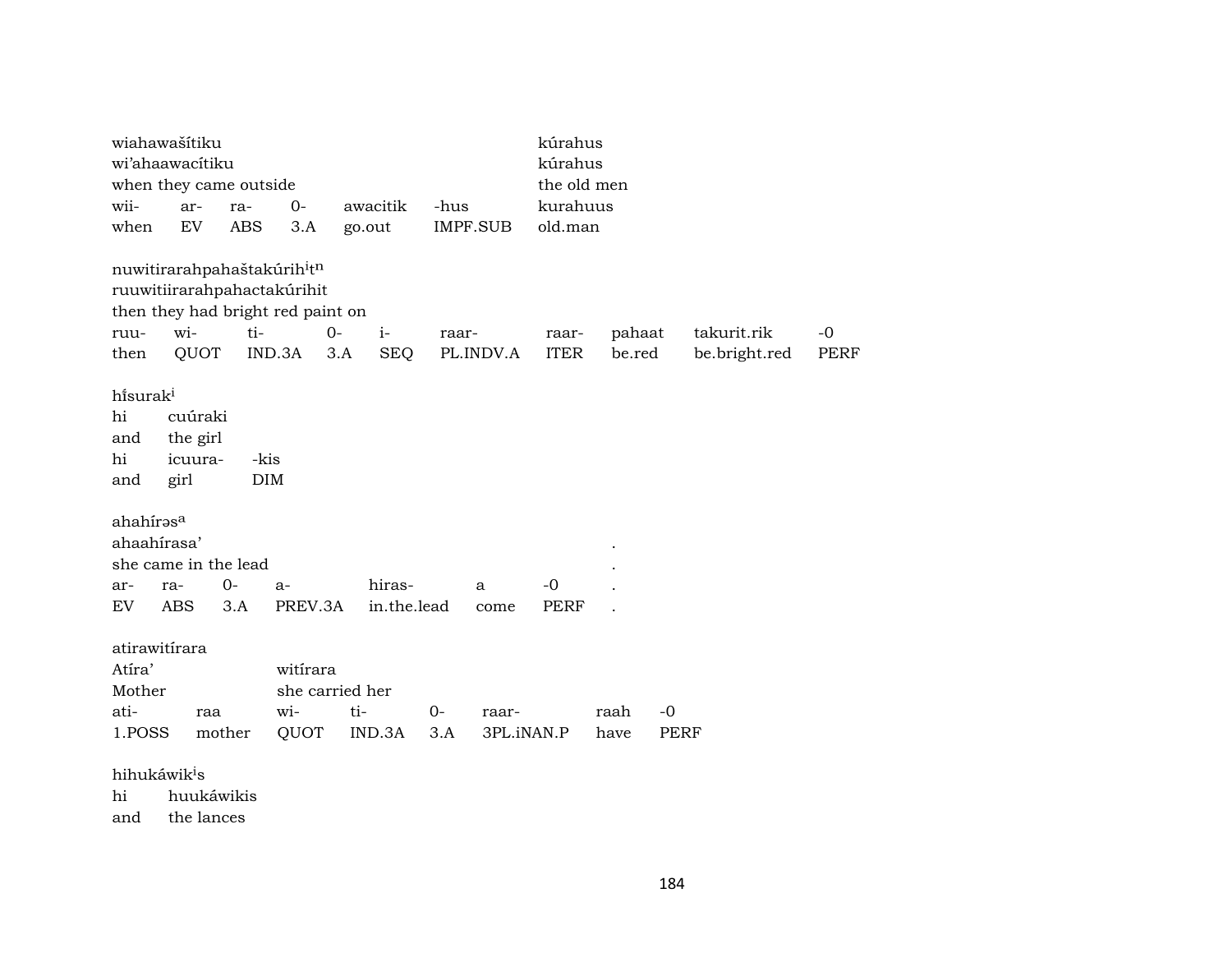wiahawašítiku kúrahus
wi'ahaawacítiku kúrahus
when they came outside the old men

| wii- | ar- | ra- | 0- | awacitik | -hus | kurahuus |
|---|---|---|---|---|---|---|
| when | EV | ABS | 3.A | go.out | IMPF.SUB | old.man |

nuwitirarahpahaštakúrih[i]t[n]
ruuwitiirarahpahactakúrihit
then they had bright red paint on

| ruu- | wi- | ti- | 0- | i- | raar- | raar- | pahaat | takurit.rik | -0 |
|---|---|---|---|---|---|---|---|---|---|
| then | QUOT | IND.3A | 3.A | SEQ | PL.INDV.A | ITER | be.red | be.bright.red | PERF |

hísurak[i]
hi cuúraki
and the girl

| hi | icuura- | -kis |
|---|---|---|
| and | girl | DIM |

ahahírəs[a]
ahaahírasa' .
she came in the lead .

| ar- | ra- | 0- | a- | hiras- | a | -0 | . |
|---|---|---|---|---|---|---|---|
| EV | ABS | 3.A | PREV.3A | in.the.lead | come | PERF | . |

atirawitírara
Atíra' witírara
Mother she carried her

| ati- | raa | wi- | ti- | 0- | raar- | raah | -0 |
|---|---|---|---|---|---|---|---|
| 1.POSS | mother | QUOT | IND.3A | 3.A | 3PL.iNAN.P | have | PERF |

hihukáwik[i]s
hi huukáwikis
and the lances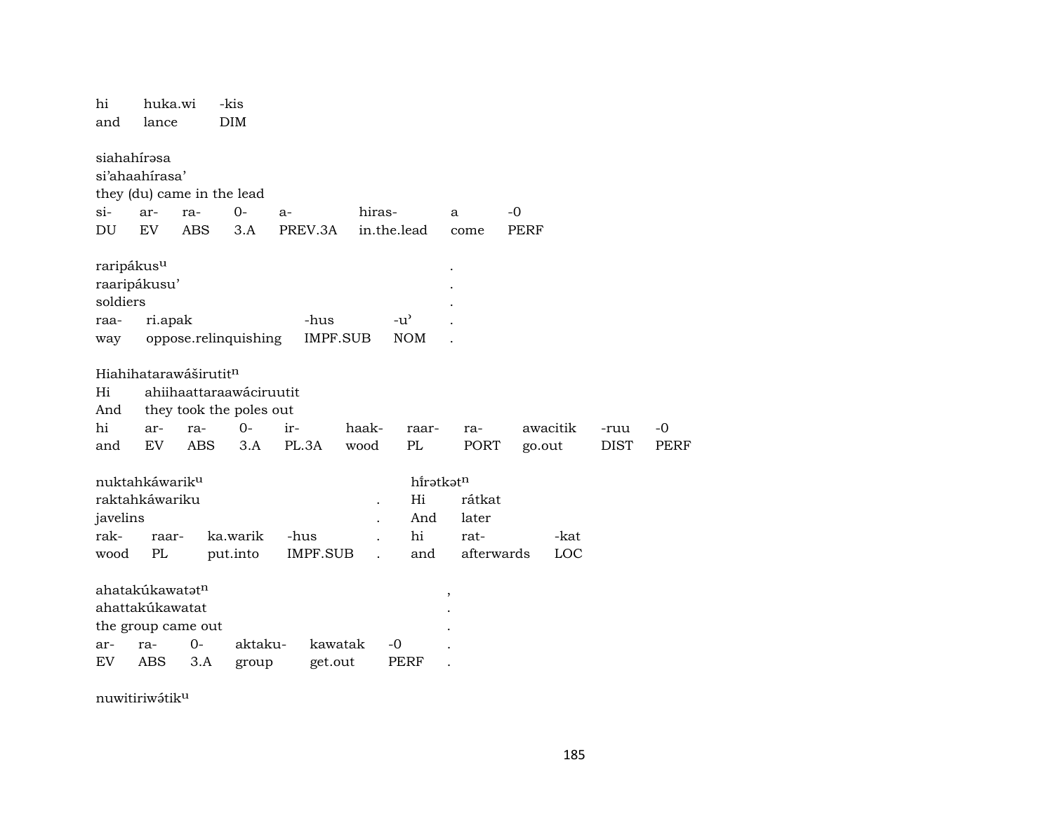hi huka.wi -kis
and lance DIM

siahahírəsa
si'ahaahírasa'
they (du) came in the lead

| si- | ar- | ra- | 0- | a- | hiras- | a | -0 |
|---|---|---|---|---|---|---|---|
| DU | EV | ABS | 3.A | PREV.3A | in.the.lead | come | PERF |

raripákus$^{u}$ .
raaripákusu' .
soldiers .

| raa- | ri.apak | -hus | -u' | . |
|---|---|---|---|---|
| way | oppose.relinquishing | IMPF.SUB | NOM | . |

Hiahihatarawáširutit$^{n}$
Hi ahiihaattaraawáciruutit
And they took the poles out

| hi | ar- | ra- | 0- | ir- | haak- | raar- | ra- | awacitik | -ruu | -0 |
|---|---|---|---|---|---|---|---|---|---|---|
| and | EV | ABS | 3.A | PL.3A | wood | PL | PORT | go.out | DIST | PERF |

nuktahkáwarik$^{u}$
raktahkáwariku .
javelins .

| rak- | raar- | ka.warik | -hus | . |
|---|---|---|---|---|
| wood | PL | put.into | IMPF.SUB | . |

hǐrətkət$^{n}$
Hi rátkat
And later

| hi | rat- | -kat |
|---|---|---|
| and | afterwards | LOC |

ahatakúkawatət$^{n}$ ,
ahattakúkawatat .
the group came out .

| ar- | ra- | 0- | aktaku- | kawatak | -0 | . |
|---|---|---|---|---|---|---|
| EV | ABS | 3.A | group | get.out | PERF | . |

nuwitiriwə́tik$^{u}$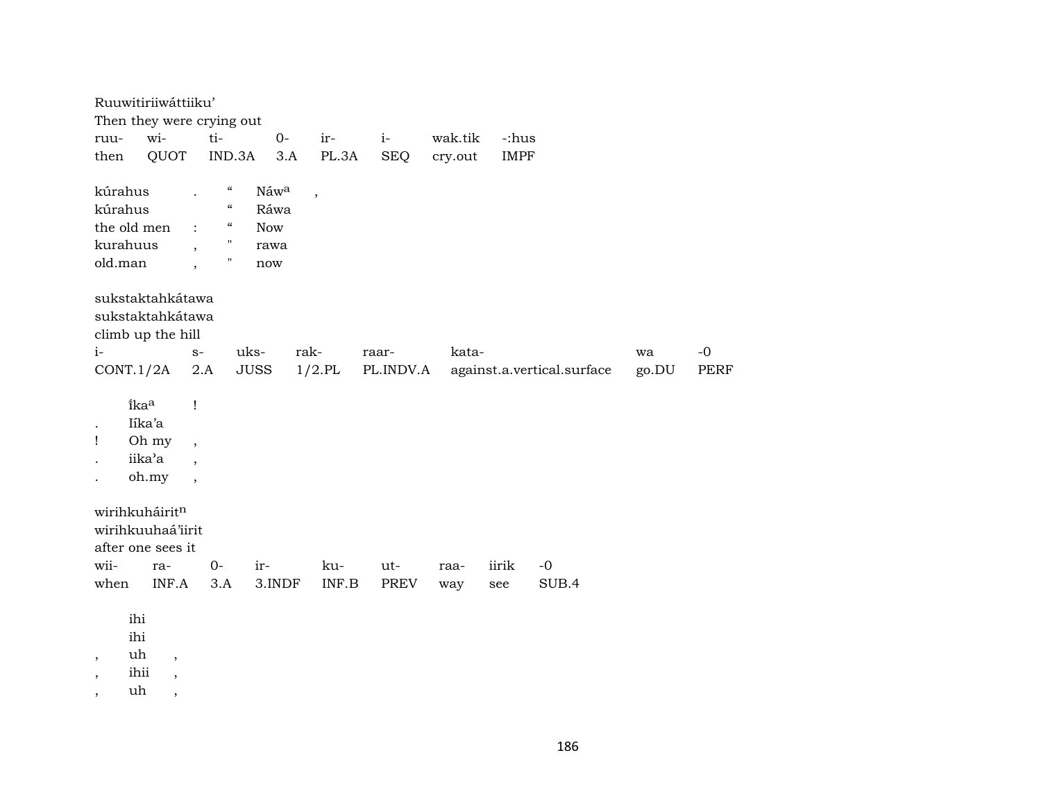Ruuwitiriiwáttiiku’
Then they were crying out

| ruu- | wi- | ti- | 0- | ir- | i- | wak.tik | -:hus |
|---|---|---|---|---|---|---|---|
| then | QUOT | IND.3A | 3.A | PL.3A | SEQ | cry.out | IMPF |

| kúrahus | . | “ | Náw^a | , |
|---|---|---|---|---|
| kúrahus | | “ | Ráwa | |
| the old men | : | “ | Now | |
| kurahuus | , | " | rawa | |
| old.man | , | " | now | |

sukstaktahkátawa
sukstaktahkátawa
climb up the hill

| i- | s- | uks- | rak- | raar- | kata- | wa | -0 |
|---|---|---|---|---|---|---|---|
| CONT.1/2A | 2.A | JUSS | 1/2.PL | PL.INDV.A | against.a.vertical.surface | go.DU | PERF |

| | íka^a | ! |
|---|---|---|
| . | Iíka’a | |
| ! | Oh my | , |
| . | iika’a | , |
| . | oh.my | , |

wirihkuháirit^n
wirihkuuhaá’iirit
after one sees it

| wii- | ra- | 0- | ir- | ku- | ut- | raa- | iirik | -0 |
|---|---|---|---|---|---|---|---|---|
| when | INF.A | 3.A | 3.INDF | INF.B | PREV | way | see | SUB.4 |

| | ihi | |
|---|---|---|
| | ihi | |
| , | uh | , |
| , | ihii | , |
| , | uh | , |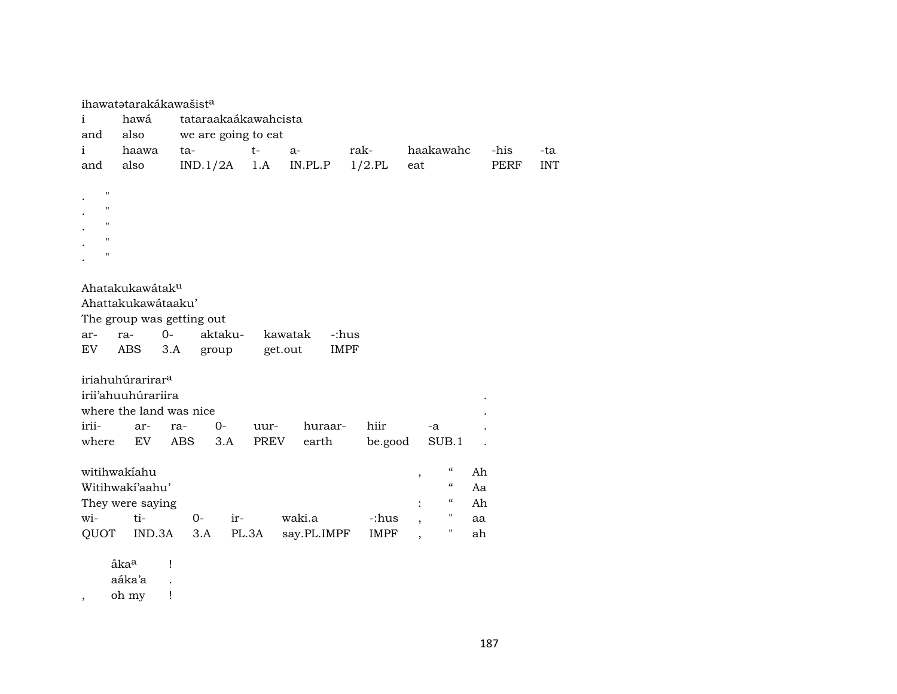ihawatətarakákawašist[a]

| i | hawá | tataraakaákawahcista | | | | | | |
|---|---|---|---|---|---|---|---|---|
| and | also | we are going to eat | | | | | | |
| i | haawa | ta- | t- | a- | rak- | haakawahc | -his | -ta |
| and | also | IND.1/2A | 1.A | IN.PL.P | 1/2.PL | eat | PERF | INT |

. "
. "
. "
. "
. "

Ahatakukawátak[u]

Ahattakukawátaaku'

The group was getting out

| ar- | ra- | 0- | aktaku- | kawatak | -:hus |
|---|---|---|---|---|---|
| EV | ABS | 3.A | group | get.out | IMPF |

iriahuhúrarirar[a]

| irii'ahuuhúrariira | | | | | | | | . |
|---|---|---|---|---|---|---|---|---|
| where the land was nice | | | | | | | | . |
| irii- | ar- | ra- | 0- | uur- | huraar- | hiir | -a | . |
| where | EV | ABS | 3.A | PREV | earth | be.good | SUB.1 | . |

| witihwakíahu | | | | | , | " | Ah |
|---|---|---|---|---|---|---|---|
| Witihwakí'aahu' | | | | | | " | Aa |
| They were saying | | | | | : | " | Ah |
| wi- | ti- | 0- | ir- | waki.a | -:hus | , | " | aa |
| QUOT | IND.3A | 3.A | PL.3A | say.PL.IMPF | IMPF | , | " | ah |

| | ắka[a] | ! |
|---|---|---|
| | aáka'a | . |
| , | oh my | ! |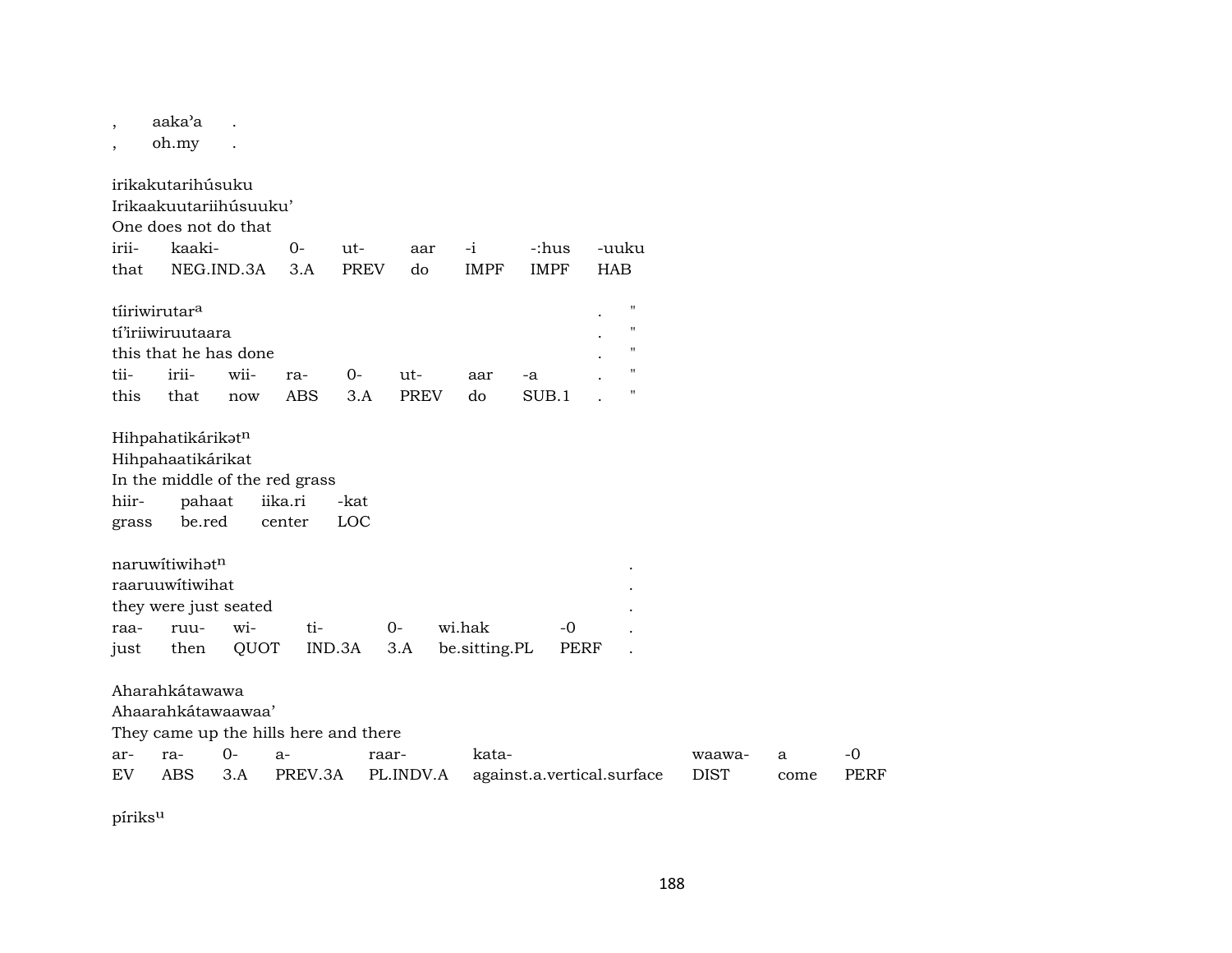, aaka'a .
, oh.my .

irikakutarihúsuku
Irikaakuutariihúsuuku'
One does not do that

| irii- | kaaki- | 0- | ut- | aar | -i | -:hus | -uuku |
|---|---|---|---|---|---|---|---|
| that | NEG.IND.3A | 3.A | PREV | do | IMPF | IMPF | HAB |

tíiriwirutar[a] . "
tí'iriiwiruutaara . "
this that he has done . "

| tii- | irii- | wii- | ra- | 0- | ut- | aar | -a | . | " |
|---|---|---|---|---|---|---|---|---|---|
| this | that | now | ABS | 3.A | PREV | do | SUB.1 | . | " |

Hihpahatikárikət[n]
Hihpahaatikárikat
In the middle of the red grass

| hiir- | pahaat | iika.ri | -kat |
|---|---|---|---|
| grass | be.red | center | LOC |

naruwítiwihət[n] .
raaruuwítiwihat .
they were just seated .

| raa- | ruu- | wi- | ti- | 0- | wi.hak | -0 | . |
|---|---|---|---|---|---|---|---|
| just | then | QUOT | IND.3A | 3.A | be.sitting.PL | PERF | . |

Aharahkátawawa
Ahaarahkátawaawaa'
They came up the hills here and there

| ar- | ra- | 0- | a- | raar- | kata- | waawa- | a | -0 |
|---|---|---|---|---|---|---|---|---|
| EV | ABS | 3.A | PREV.3A | PL.INDV.A | against.a.vertical.surface | DIST | come | PERF |

píriks[u]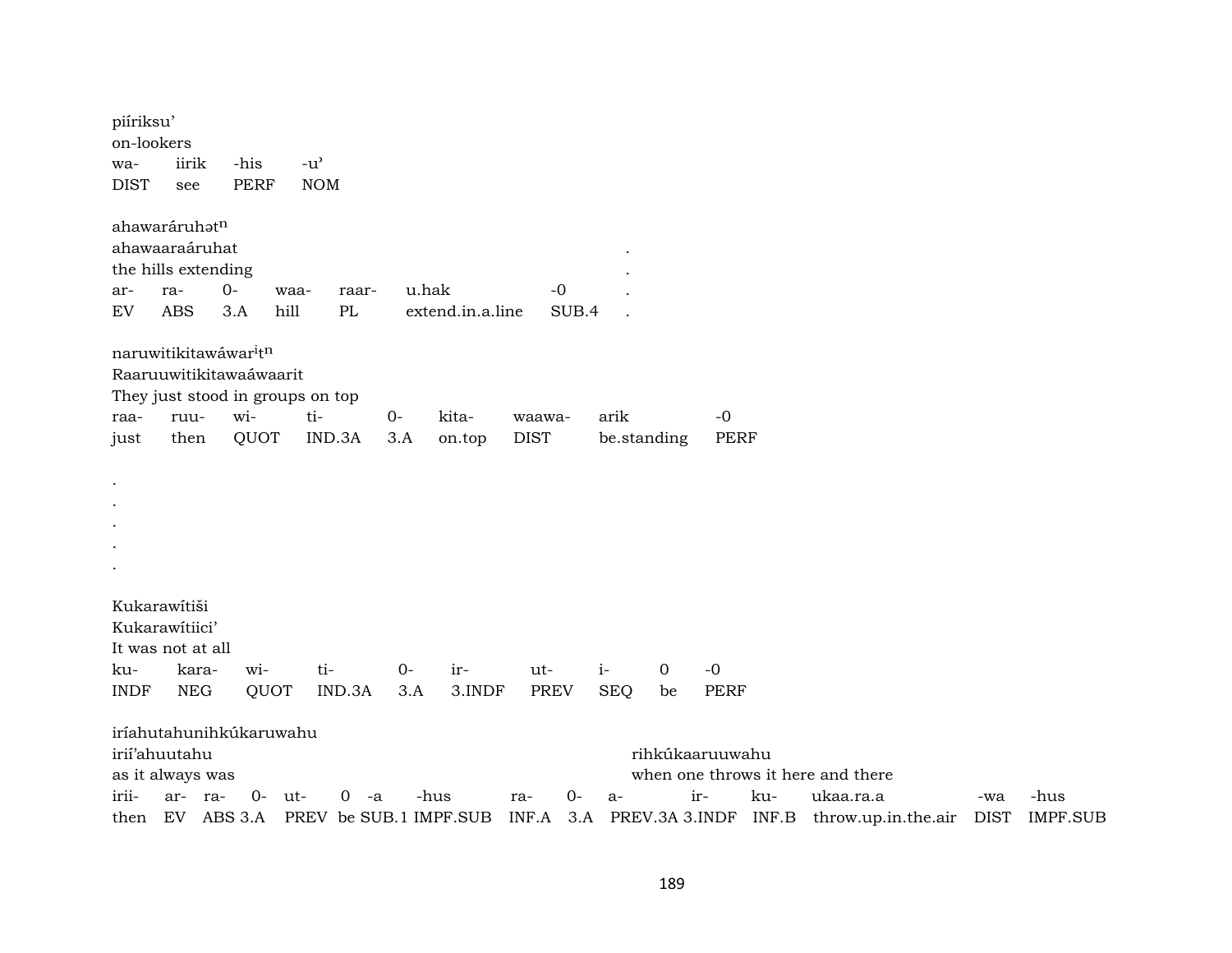piíriksu'
on-lookers

| wa- | iirik | -his | -u' |
|---|---|---|---|
| DIST | see | PERF | NOM |

ahawaráruhət$^{n}$
ahawaaraáruhat .
the hills extending .

| ar- | ra- | 0- | waa- | raar- | u.hak | -0 | . |
|---|---|---|---|---|---|---|---|
| EV | ABS | 3.A | hill | PL | extend.in.a.line | SUB.4 | . |

naruwitikitawáwar$^{i}$t$^{n}$
Raaruuwitikitawaáwaarit
They just stood in groups on top

| raa- | ruu- | wi- | ti- | 0- | kita- | waawa- | arik | -0 |
|---|---|---|---|---|---|---|---|---|
| just | then | QUOT | IND.3A | 3.A | on.top | DIST | be.standing | PERF |

.
.
.
.
.

Kukarawítiši
Kukarawítiici'
It was not at all

| ku- | kara- | wi- | ti- | 0- | ir- | ut- | i- | 0 | -0 |
|---|---|---|---|---|---|---|---|---|---|
| INDF | NEG | QUOT | IND.3A | 3.A | 3.INDF | PREV | SEQ | be | PERF |

iríahutahunihkúkaruwahu
irií'ahuutahu — rihkúkaaruuwahu
as it always was — when one throws it here and there

| irii- | ar- | ra- | 0- | ut- | 0 | -a | -hus | ra- | 0- | a- | ir- | ku- | ukaa.ra.a | -wa | -hus |
|---|---|---|---|---|---|---|---|---|---|---|---|---|---|---|---|
| then | EV | ABS | 3.A | PREV | be | SUB.1 | IMPF.SUB | INF.A | 3.A | PREV.3A | 3.INDF | INF.B | throw.up.in.the.air | DIST | IMPF.SUB |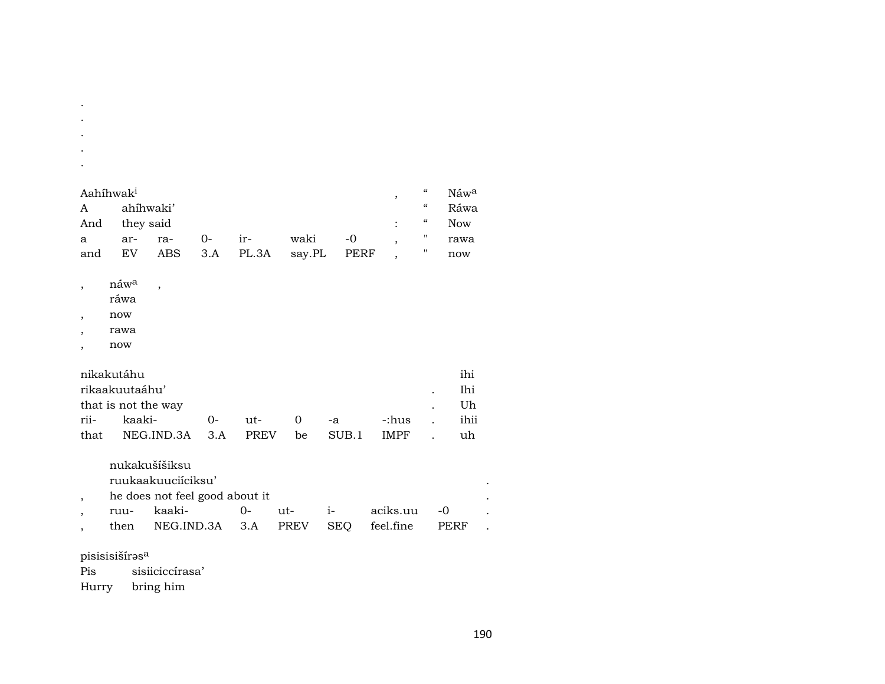.
.
.
.
.

| Aahíhwak[i] | | | | | | | , | " | Náw[a] |
|---|---|---|---|---|---|---|---|---|---|
| A | ahíhwaki' | | | | | | | " | Ráwa |
| And | they said | | | | | | : | " | Now |
| a | ar- | ra- | 0- | ir- | waki | -0 | , | " | rawa |
| and | EV | ABS | 3.A | PL.3A | say.PL | PERF | , | " | now |

| | | |
|---|---|---|
| , | náw[a] | , |
| | ráwa | |
| , | now | |
| , | rawa | |
| , | now | |

| nikakutáhu | | | | | | | | ihi |
|---|---|---|---|---|---|---|---|---|
| rikaakuutaáhu' | | | | | | | . | Ihi |
| that is not the way | | | | | | | . | Uh |
| rii- | kaaki- | 0- | ut- | 0 | -a | -:hus | . | ihii |
| that | NEG.IND.3A | 3.A | PREV | be | SUB.1 | IMPF | . | uh |

| | | | | | | | | |
|---|---|---|---|---|---|---|---|---|
| | nukakušíšiksu | | | | | | | |
| | ruukaakuuciíciksu' | | | | | | | . |
| , | he does not feel good about it | | | | | | | . |
| , | ruu- | kaaki- | 0- | ut- | i- | aciks.uu | -0 | . |
| , | then | NEG.IND.3A | 3.A | PREV | SEQ | feel.fine | PERF | . |

| pisisisišírəs[a] | |
|---|---|
| Pis | sisiiciccírasa' |
| Hurry | bring him |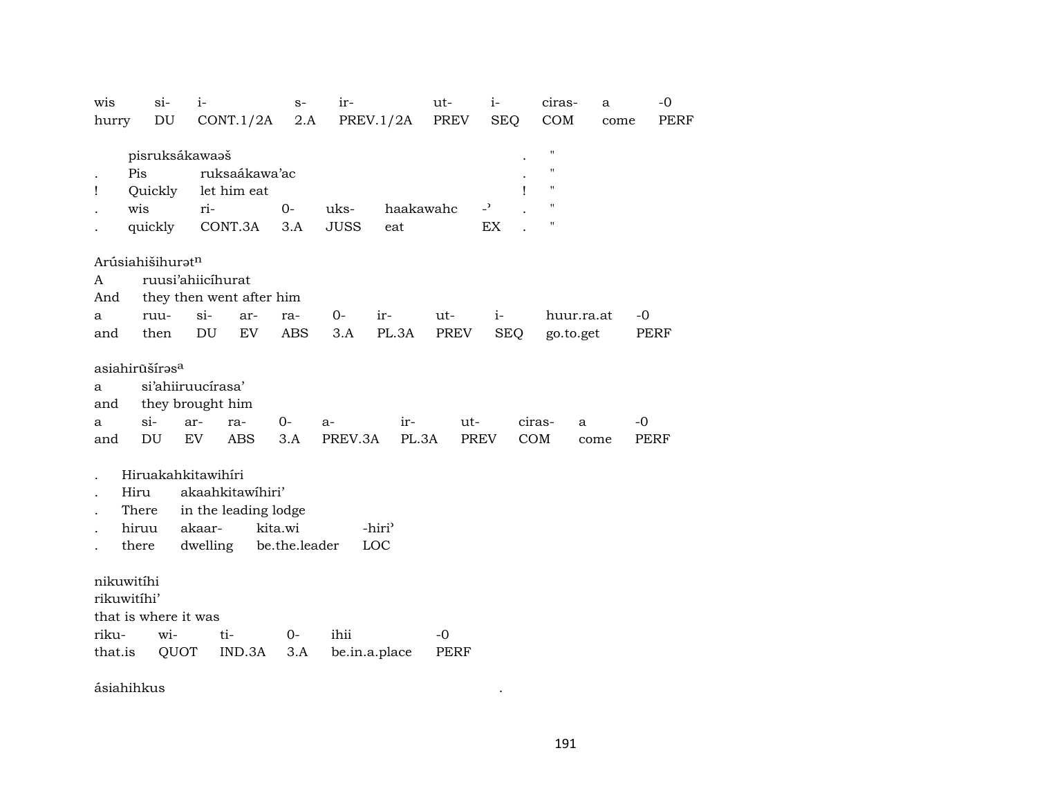| wis | si- | i- | s- | ir- | ut- | i- | ciras- | a | -0 |
|---|---|---|---|---|---|---|---|---|---|
| hurry | DU | CONT.1/2A | 2.A | PREV.1/2A | PREV | SEQ | COM | come | PERF |

|   | pisruksákawaəš |   |   |   |   |   | . | " |
|---|---|---|---|---|---|---|---|---|
| . | Pis | ruksaákawa'ac |   |   |   |   | . | " |
| ! | Quickly | let him eat |   |   |   |   | ! | " |
| . | wis | ri- | 0- | uks- | haakawahc | -ʾ | . | " |
| . | quickly | CONT.3A | 3.A | JUSS | eat | EX | . | " |

Arúsiahišihurət^n

| A | ruusi'ahiicíhurat |   |   |   |   |   |   |   |   |
|---|---|---|---|---|---|---|---|---|---|
| And | they then went after him |   |   |   |   |   |   |   |   |
| a | ruu- | si- | ar- | ra- | 0- | ir- | ut- | i- | huur.ra.at | -0 |
| and | then | DU | EV | ABS | 3.A | PL.3A | PREV | SEQ | go.to.get | PERF |

asiahirūšírəs^a

| a | si'ahiiruucírasa' |   |   |   |   |   |   |   |   |   |
|---|---|---|---|---|---|---|---|---|---|---|
| and | they brought him |   |   |   |   |   |   |   |   |   |
| a | si- | ar- | ra- | 0- | a- | ir- | ut- | ciras- | a | -0 |
| and | DU | EV | ABS | 3.A | PREV.3A | PL.3A | PREV | COM | come | PERF |

|   | Hiruakahkitawihíri |   |   |
|---|---|---|---|
| . | Hiru | akaahkitawíhiri' |   |
| . | There | in the leading lodge |   |
| . | hiruu | akaar- kita.wi | -hiriʾ |
| . | there | dwelling be.the.leader | LOC |

nikuwitíhi

| rikuwitíhi' |   |   |   |   |   |
|---|---|---|---|---|---|
| that is where it was |   |   |   |   |   |
| riku- | wi- | ti- | 0- | ihii | -0 |
| that.is | QUOT | IND.3A | 3.A | be.in.a.place | PERF |

ásiahihkus .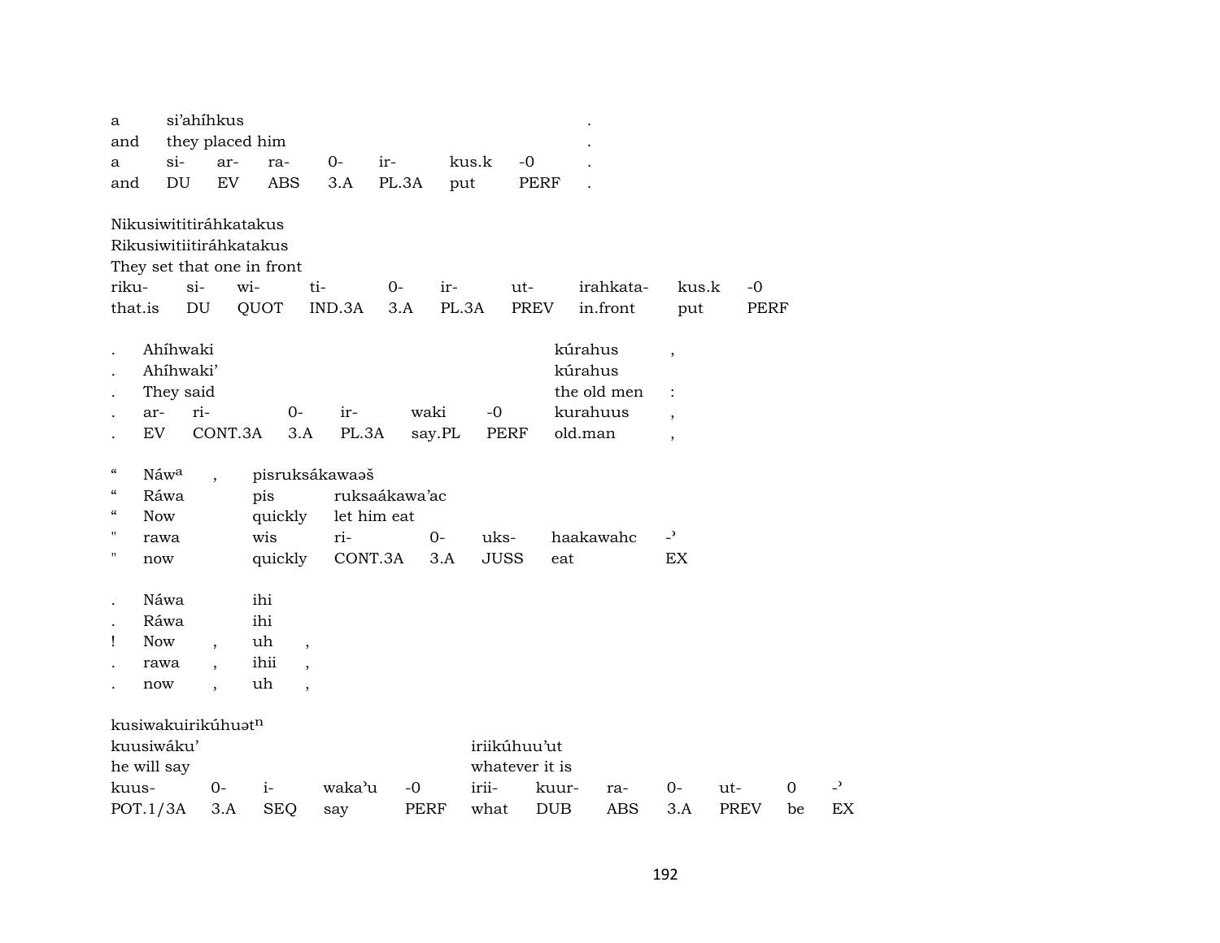| a | si'ahíhkus | | | | | | | . |
|---|---|---|---|---|---|---|---|---|
| and | they placed him | | | | | | | . |
| a | si- | ar- | ra- | 0- | ir- | kus.k | -0 | . |
| and | DU | EV | ABS | 3.A | PL.3A | put | PERF | . |

Nikusiwitititiráhkatakus
Rikusiwitiitiráhkatakus
They set that one in front

| riku- | si- | wi- | ti- | 0- | ir- | ut- | irahkata- | kus.k | -0 |
|---|---|---|---|---|---|---|---|---|---|
| that.is | DU | QUOT | IND.3A | 3.A | PL.3A | PREV | in.front | put | PERF |

| . | Ahíhwaki | | | | | | kúrahus | , |
|---|---|---|---|---|---|---|---|---|
| . | Ahíhwaki' | | | | | | kúrahus | |
| . | They said | | | | | | the old men | : |
| . | ar- | ri- | 0- | ir- | waki | -0 | kurahuus | , |
| . | EV | CONT.3A | 3.A | PL.3A | say.PL | PERF | old.man | , |

| " | Náw[a] | , | pisruksákawaəš | | | | | |
|---|---|---|---|---|---|---|---|---|
| " | Ráwa | | pis | ruksaákawa'ac | | | | |
| " | Now | | quickly | let him eat | | | | |
| " | rawa | | wis | ri- | 0- | uks- | haakawahc | -' |
| " | now | | quickly | CONT.3A | 3.A | JUSS | eat | EX |

| . | Náwa | | ihi | |
|---|---|---|---|---|
| . | Ráwa | | ihi | |
| ! | Now | , | uh | , |
| . | rawa | , | ihii | , |
| . | now | , | uh | , |

kusiwakuirikúhuət[n]

| kuusiwáku' | | | | | iriikúhuu'ut | | | | | | |
|---|---|---|---|---|---|---|---|---|---|---|---|
| he will say | | | | | whatever it is | | | | | | |
| kuus- | 0- | i- | waka'u | -0 | irii- | kuur- | ra- | 0- | ut- | 0 | -' |
| POT.1/3A | 3.A | SEQ | say | PERF | what | DUB | ABS | 3.A | PREV | be | EX |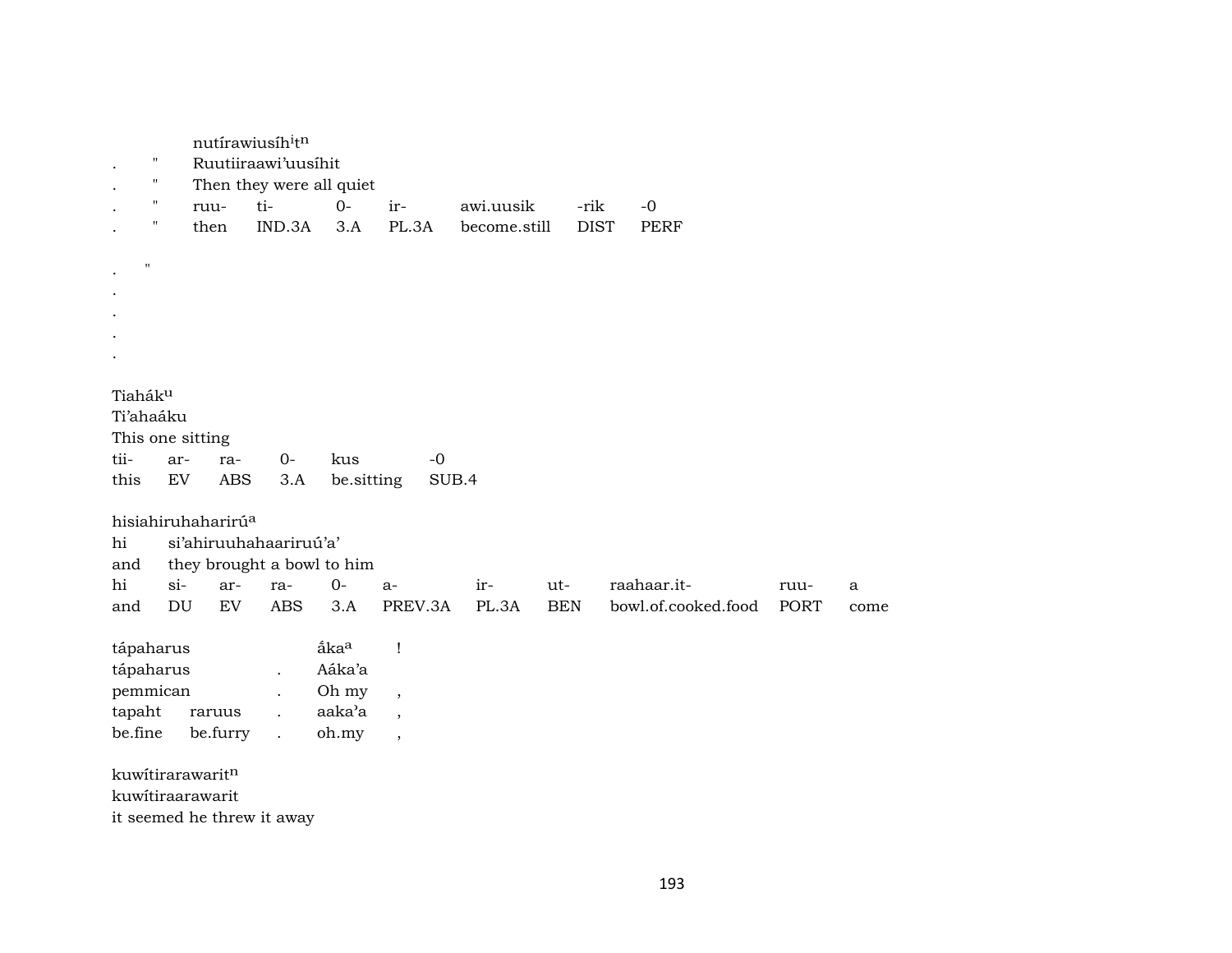nutírawiusíh[i]t[n]

| . | " | Ruutiiraawi'uusíhit | | | | | | |
|---|---|---|---|---|---|---|---|---|
| . | " | Then they were all quiet | | | | | | |
| . | " | ruu- | ti- | 0- | ir- | awi.uusik | -rik | -0 |
| . | " | then | IND.3A | 3.A | PL.3A | become.still | DIST | PERF |

. "
.
.
.
.

Tiahák[u]
Ti'ahaáku
This one sitting

| tii- | ar- | ra- | 0- | kus | -0 |
|---|---|---|---|---|---|
| this | EV | ABS | 3.A | be.sitting | SUB.4 |

hisiahiruhaharirú[a]

| hi | si'ahiruuhahaariruú'a' | | | | | | | | | |
|---|---|---|---|---|---|---|---|---|---|---|
| and | they brought a bowl to him | | | | | | | | | |
| hi | si- | ar- | ra- | 0- | a- | ir- | ut- | raahaar.it- | ruu- | a |
| and | DU | EV | ABS | 3.A | PREV.3A | PL.3A | BEN | bowl.of.cooked.food | PORT | come |

| tápaharus | | | áka[a] | ! |
|---|---|---|---|---|
| tápaharus | | . | Aáka'a | |
| pemmican | | . | Oh my | , |
| tapaht | raruus | . | aaka'a | , |
| be.fine | be.furry | . | oh.my | , |

kuwítirarawarit[n]
kuwítiraarawarit
it seemed he threw it away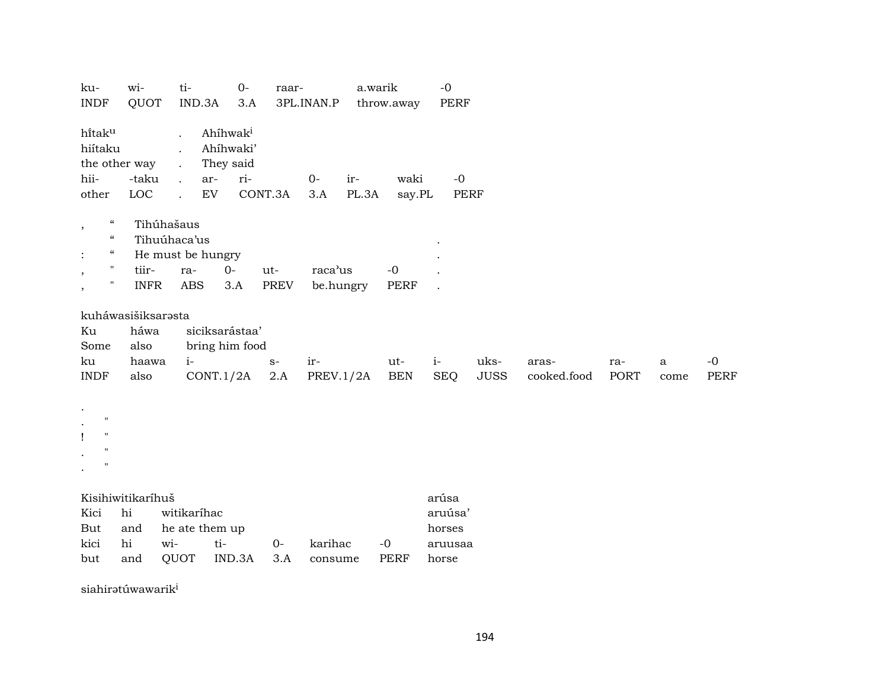| ku- | wi- | ti- | 0- | raar- | a.warik | -0 |
|---|---|---|---|---|---|---|
| INDF | QUOT | IND.3A | 3.A | 3PL.INAN.P | throw.away | PERF |

| hĩtakᵘ | | . | Ahíhwakⁱ | | | | | |
|---|---|---|---|---|---|---|---|---|
| hiítaku | | . | Ahíhwaki’ | | | | | |
| the other way | | . | They said | | | | | |
| hii- | -taku | . | ar- | ri- | 0- | ir- | waki | -0 |
| other | LOC | . | EV | CONT.3A | 3.A | PL.3A | say.PL | PERF |

| , | “ | Tihúhašaus | | | | | | |
|---|---|---|---|---|---|---|---|---|
| | “ | Tihuúhaca’us | | | | | | . |
| : | “ | He must be hungry | | | | | | . |
| , | " | tiir- | ra- | 0- | ut- | raca’us | -0 | . |
| , | " | INFR | ABS | 3.A | PREV | be.hungry | PERF | . |

| kuháwasišiksarəsta | | | | | | | | | | | |
|---|---|---|---|---|---|---|---|---|---|---|---|
| Ku | háwa | siciksarástaa’ | | | | | | | | | |
| Some | also | bring him food | | | | | | | | | |
| ku | haawa | i- | s- | ir- | ut- | i- | uks- | aras- | ra- | a | -0 |
| INDF | also | CONT.1/2A | 2.A | PREV.1/2A | BEN | SEQ | JUSS | cooked.food | PORT | come | PERF |

.
. "
! "
. "
. "

| Kisihiwitikaríhuš | | | | | | | arúsa |
|---|---|---|---|---|---|---|---|
| Kici | hi | witikaríhac | | | | | aruúsa’ |
| But | and | he ate them up | | | | | horses |
| kici | hi | wi- | ti- | 0- | karihac | -0 | aruusaa |
| but | and | QUOT | IND.3A | 3.A | consume | PERF | horse |

siahirətúwawarikⁱ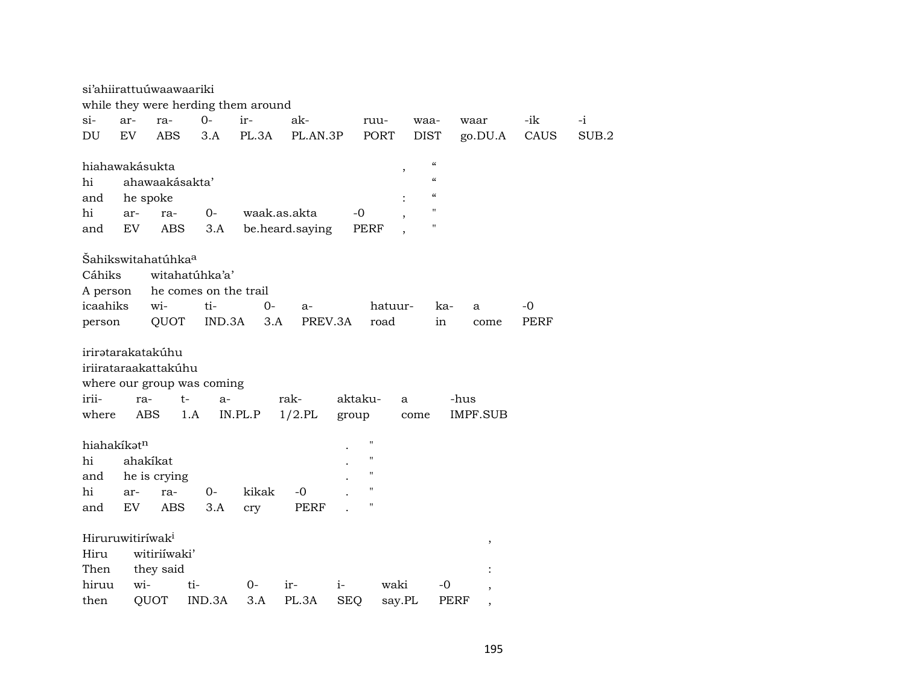si'ahiirattuúwaawaariki
while they were herding them around

| si- | ar- | ra- | 0- | ir- | ak- | ruu- | waa- | waar | -ik | -i |
|---|---|---|---|---|---|---|---|---|---|---|
| DU | EV | ABS | 3.A | PL.3A | PL.AN.3P | PORT | DIST | go.DU.A | CAUS | SUB.2 |

hiahawakásukta , “
hi ahawaakásakta' “
and he spoke : “

| hi | ar- | ra- | 0- | waak.as.akta | -0 | , | " |
|---|---|---|---|---|---|---|---|
| and | EV | ABS | 3.A | be.heard.saying | PERF | , | " |

Šahikswitahatúhka[a]
Cáhiks witahatúhka'a'
A person he comes on the trail

| icaahiks | wi- | ti- | 0- | a- | hatuur- | ka- | a | -0 |
|---|---|---|---|---|---|---|---|---|
| person | QUOT | IND.3A | 3.A | PREV.3A | road | in | come | PERF |

irirətarakatakúhu
iriirataraakattakúhu
where our group was coming

| irii- | ra- | t- | a- | rak- | aktaku- | a | -hus |
|---|---|---|---|---|---|---|---|
| where | ABS | 1.A | IN.PL.P | 1/2.PL | group | come | IMPF.SUB |

hiahakíkət[n] . "
hi ahakíkat . "
and he is crying . "

| hi | ar- | ra- | 0- | kikak | -0 | . | " |
|---|---|---|---|---|---|---|---|
| and | EV | ABS | 3.A | cry | PERF | . | " |

Hiruruwitiríwak[i] ,
Hiru witiriíwaki'
Then they said :

| hiruu | wi- | ti- | 0- | ir- | i- | waki | -0 | , |
|---|---|---|---|---|---|---|---|---|
| then | QUOT | IND.3A | 3.A | PL.3A | SEQ | say.PL | PERF | , |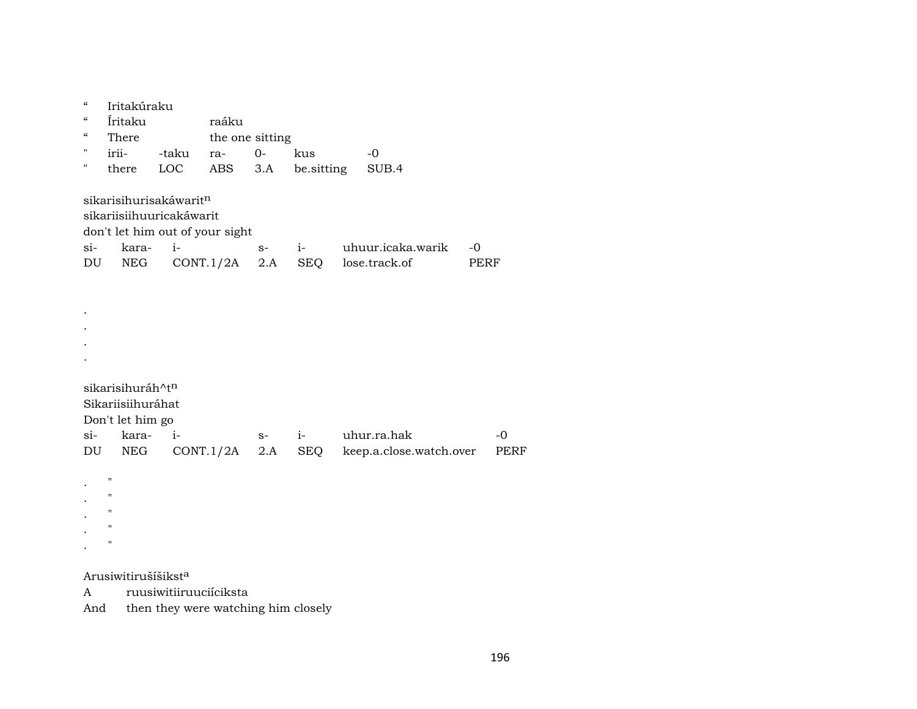“ Iritakúraku

| “ | Íritaku | | raáku | | | |
|---|---|---|---|---|---|---|
| “ | There | | the one sitting | | | |
| " | irii- | -taku | ra- | 0- | kus | -0 |
| " | there | LOC | ABS | 3.A | be.sitting | SUB.4 |

sikarisihurisakáwarit$^{n}$
sikariisiihuuricakáwarit
don't let him out of your sight

| si- | kara- | i- | s- | i- | uhuur.icaka.warik | -0 |
|---|---|---|---|---|---|---|
| DU | NEG | CONT.1/2A | 2.A | SEQ | lose.track.of | PERF |

.
.
.
.

sikarisihuráh^t$^{n}$
Sikariisiihuráhat
Don't let him go

| si- | kara- | i- | s- | i- | uhur.ra.hak | -0 |
|---|---|---|---|---|---|---|
| DU | NEG | CONT.1/2A | 2.A | SEQ | keep.a.close.watch.over | PERF |

. "
. "
. "
. "
. "

Arusiwitirušíšikst$^{a}$
A ruusiwitiiruuciíciksta
And then they were watching him closely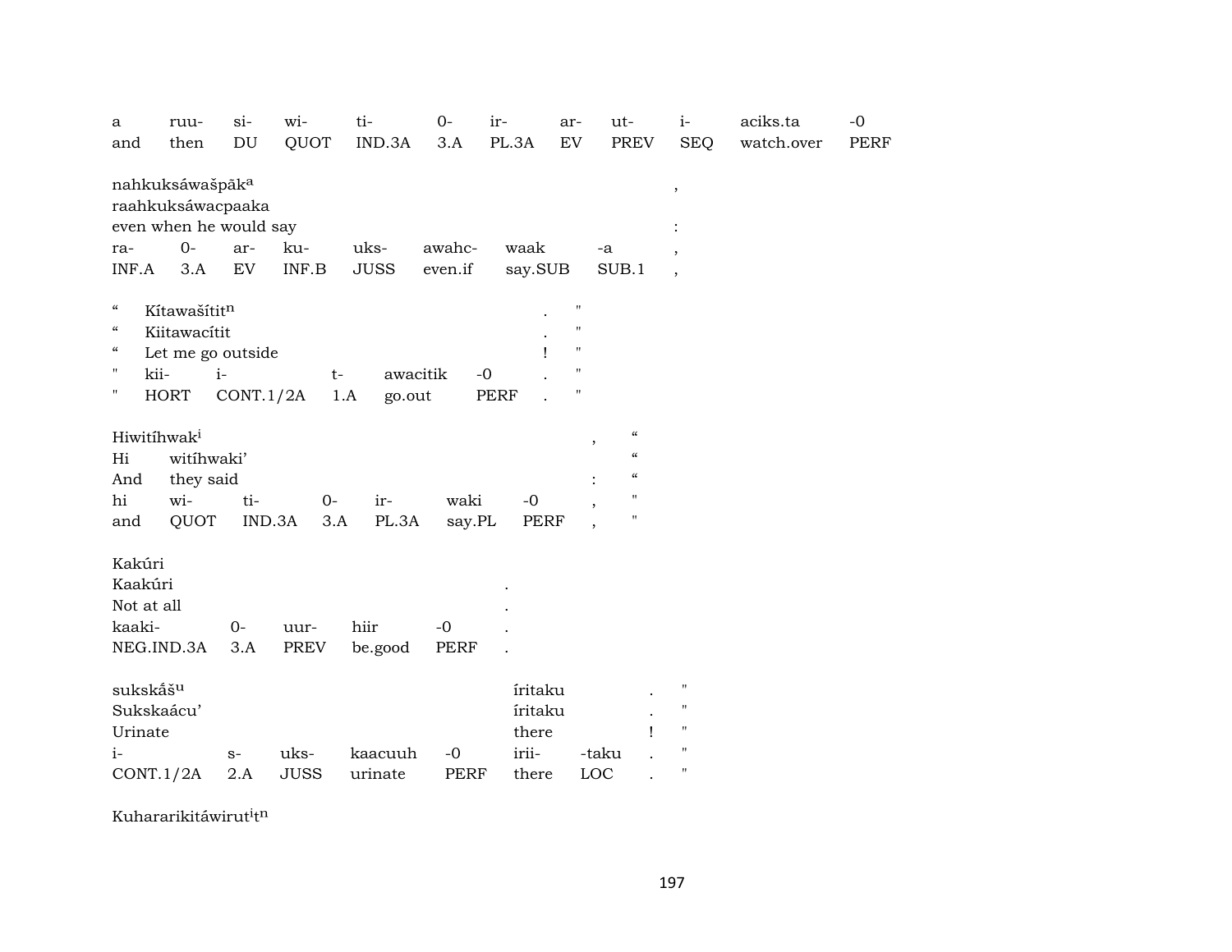| a | ruu- | si- | wi- | ti- | 0- | ir- | ar- | ut- | i- | aciks.ta | -0 |
|---|---|---|---|---|---|---|---|---|---|---|---|
| and | then | DU | QUOT | IND.3A | 3.A | PL.3A | EV | PREV | SEQ | watch.over | PERF |

nahkuksáwašpāk[a] ,
raahkuksáwacpaaka
even when he would say :

| ra- | 0- | ar- | ku- | uks- | awahc- | waak | -a | , |
|---|---|---|---|---|---|---|---|---|
| INF.A | 3.A | EV | INF.B | JUSS | even.if | say.SUB | SUB.1 | , |

“ Kítawašítit[n] . "
“ Kiitawacítit . "
“ Let me go outside ! "

| " | kii- | i- | t- | awacitik | -0 | . | " |
|---|---|---|---|---|---|---|---|
| " | HORT | CONT.1/2A | 1.A | go.out | PERF | . | " |

Hiwitíhwak[i] , “
Hi witíhwaki’ “
And they said : “

| hi | wi- | ti- | 0- | ir- | waki | -0 | , | " |
|---|---|---|---|---|---|---|---|---|
| and | QUOT | IND.3A | 3.A | PL.3A | say.PL | PERF | , | " |

Kakúri
Kaakúri .
Not at all .

| kaaki- | 0- | uur- | hiir | -0 | . |
|---|---|---|---|---|---|
| NEG.IND.3A | 3.A | PREV | be.good | PERF | . |

sukskā̃š[u] íritaku . "
Sukskaácu’ íritaku . "
Urinate there ! "

| i- | s- | uks- | kaacuuh | -0 | irii- | -taku | . | " |
|---|---|---|---|---|---|---|---|---|
| CONT.1/2A | 2.A | JUSS | urinate | PERF | there | LOC | . | " |

Kuhararikitáwirut[i]t[n]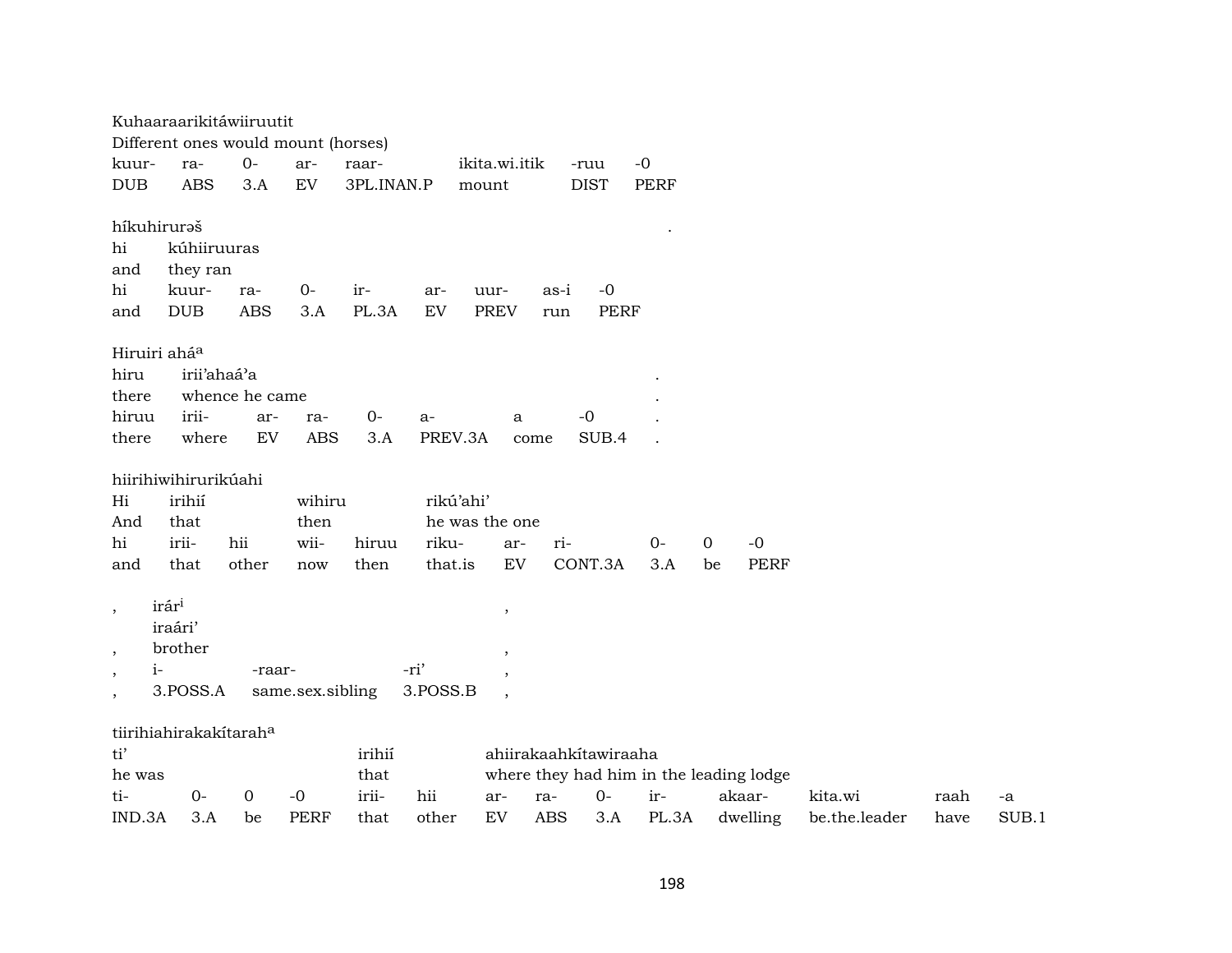Kuhaaraarikitáwiiruutit
Different ones would mount (horses)

| kuur- | ra- | 0- | ar- | raar- | ikita.wi.itik | -ruu | -0 |
|---|---|---|---|---|---|---|---|
| DUB | ABS | 3.A | EV | 3PL.INAN.P | mount | DIST | PERF |

híkuhirurəš .
hi kúhiiruuras
and they ran

| hi | kuur- | ra- | 0- | ir- | ar- | uur- | as-i | -0 |
|---|---|---|---|---|---|---|---|---|
| and | DUB | ABS | 3.A | PL.3A | EV | PREV | run | PERF |

Hiruiri aháa
hiru irii'ahaá'a .
there whence he came .

| hiruu | irii- | ar- | ra- | 0- | a- | a | -0 | . |
|---|---|---|---|---|---|---|---|---|
| there | where | EV | ABS | 3.A | PREV.3A | come | SUB.4 | . |

hiirihiwihirurikúahi
Hi irihií wihiru rikú'ahi'
And that then he was the one

| hi | irii- | hii | wii- | hiruu | riku- | ar- | ri- | 0- | 0 | -0 |
|---|---|---|---|---|---|---|---|---|---|---|
| and | that | other | now | then | that.is | EV | CONT.3A | 3.A | be | PERF |

, irári ,
iraári'
, brother ,

| , | i- | -raar- | -ri' | , |
|---|---|---|---|---|
| , | 3.POSS.A | same.sex.sibling | 3.POSS.B | , |

tiirihiahirakakítaraha
ti' irihií ahiirakaahkítawiraaha
he was that where they had him in the leading lodge

| ti- | 0- | 0 | -0 | irii- | hii | ar- | ra- | 0- | ir- | akaar- | kita.wi | raah | -a |
|---|---|---|---|---|---|---|---|---|---|---|---|---|---|
| IND.3A | 3.A | be | PERF | that | other | EV | ABS | 3.A | PL.3A | dwelling | be.the.leader | have | SUB.1 |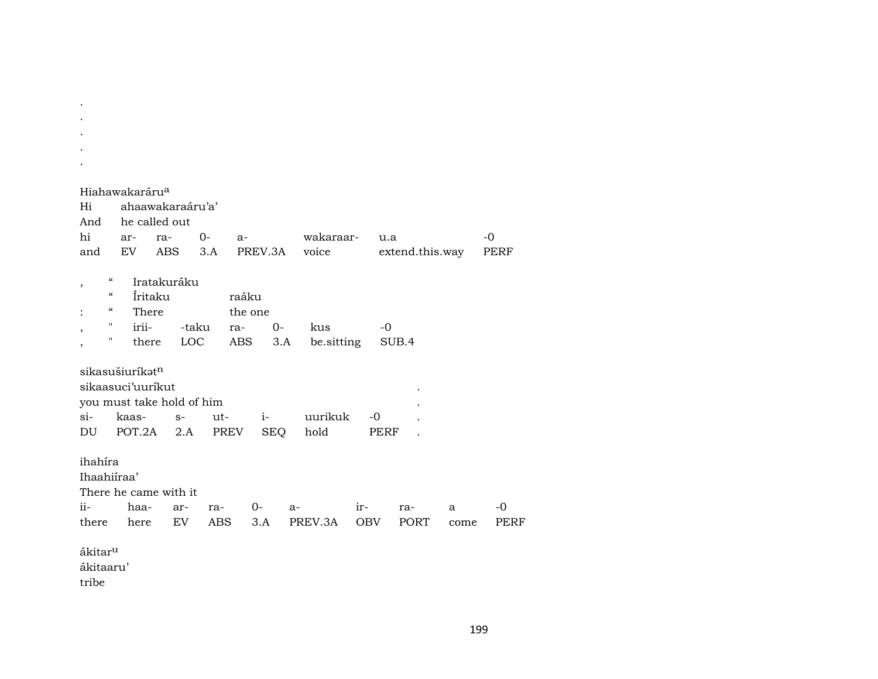.
.
.
.
.

Hiahawakaráru[a]
Hi ahaawakaraáru'a'
And he called out

| hi | ar- | ra- | 0- | a- | wakaraar- | u.a | -0 |
|---|---|---|---|---|---|---|---|
| and | EV | ABS | 3.A | PREV.3A | voice | extend.this.way | PERF |

, " Iratakuráku
" Íritaku raáku
: " There the one

| , | " | irii- | -taku | ra- | 0- | kus | -0 |
|---|---|---|---|---|---|---|---|
| , | " | there | LOC | ABS | 3.A | be.sitting | SUB.4 |

sikasušiurík$ə$t[n]
sikaasuci'uuríkut .
you must take hold of him .

| si- | kaas- | s- | ut- | i- | uurikuk | -0 | . |
|---|---|---|---|---|---|---|---|
| DU | POT.2A | 2.A | PREV | SEQ | hold | PERF | . |

ihahíra
Ihaahiíraa'
There he came with it

| ii- | haa- | ar- | ra- | 0- | a- | ir- | ra- | a | -0 |
|---|---|---|---|---|---|---|---|---|---|
| there | here | EV | ABS | 3.A | PREV.3A | OBV | PORT | come | PERF |

ákitar[u]
ákitaaru'
tribe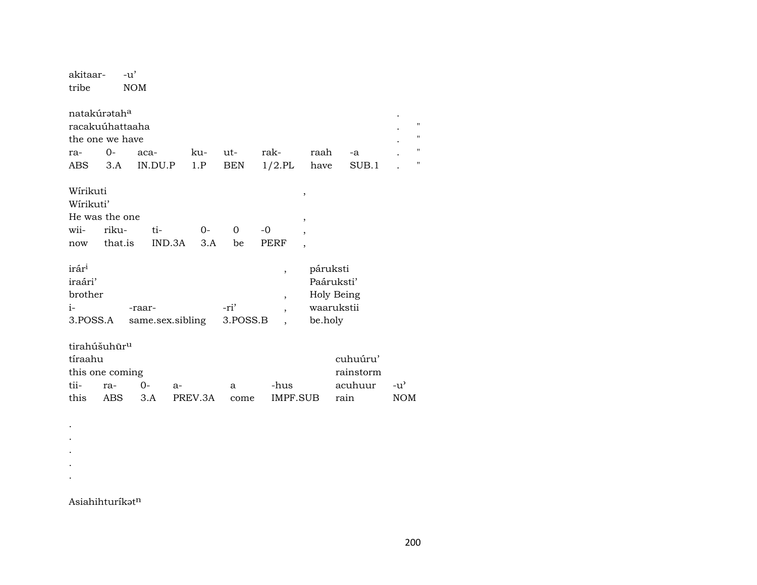| akitaar- | -u' |
|---|---|
| tribe | NOM |

| natakúrətah[a] | | | | | | | | . | |
|---|---|---|---|---|---|---|---|---|---|
| racakuúhattaaha | | | | | | | | . | " |
| the one we have | | | | | | | | . | " |
| ra- | 0- | aca- | ku- | ut- | rak- | raah | -a | . | " |
| ABS | 3.A | IN.DU.P | 1.P | BEN | 1/2.PL | have | SUB.1 | . | " |

| Wírikuti | | | | | | , |
|---|---|---|---|---|---|---|
| Wírikuti' | | | | | | |
| He was the one | | | | | | , |
| wii- | riku- | ti- | 0- | 0 | -0 | , |
| now | that.is | IND.3A | 3.A | be | PERF | , |

| irár[i] | | | , | páruksti |
|---|---|---|---|---|
| iraári' | | | | Paáruksti' |
| brother | | | , | Holy Being |
| i- | -raar- | -ri' | , | waarukstii |
| 3.POSS.A | same.sex.sibling | 3.POSS.B | , | be.holy |

| tirahúšuhūr[u] | | | | | | | |
|---|---|---|---|---|---|---|---|
| tíraahu | | | | | | cuhuúru' | |
| this one coming | | | | | | rainstorm | |
| tii- | ra- | 0- | a- | a | -hus | acuhuur | -u' |
| this | ABS | 3.A | PREV.3A | come | IMPF.SUB | rain | NOM |

.
.
.
.
.

Asiahihturíkət[n]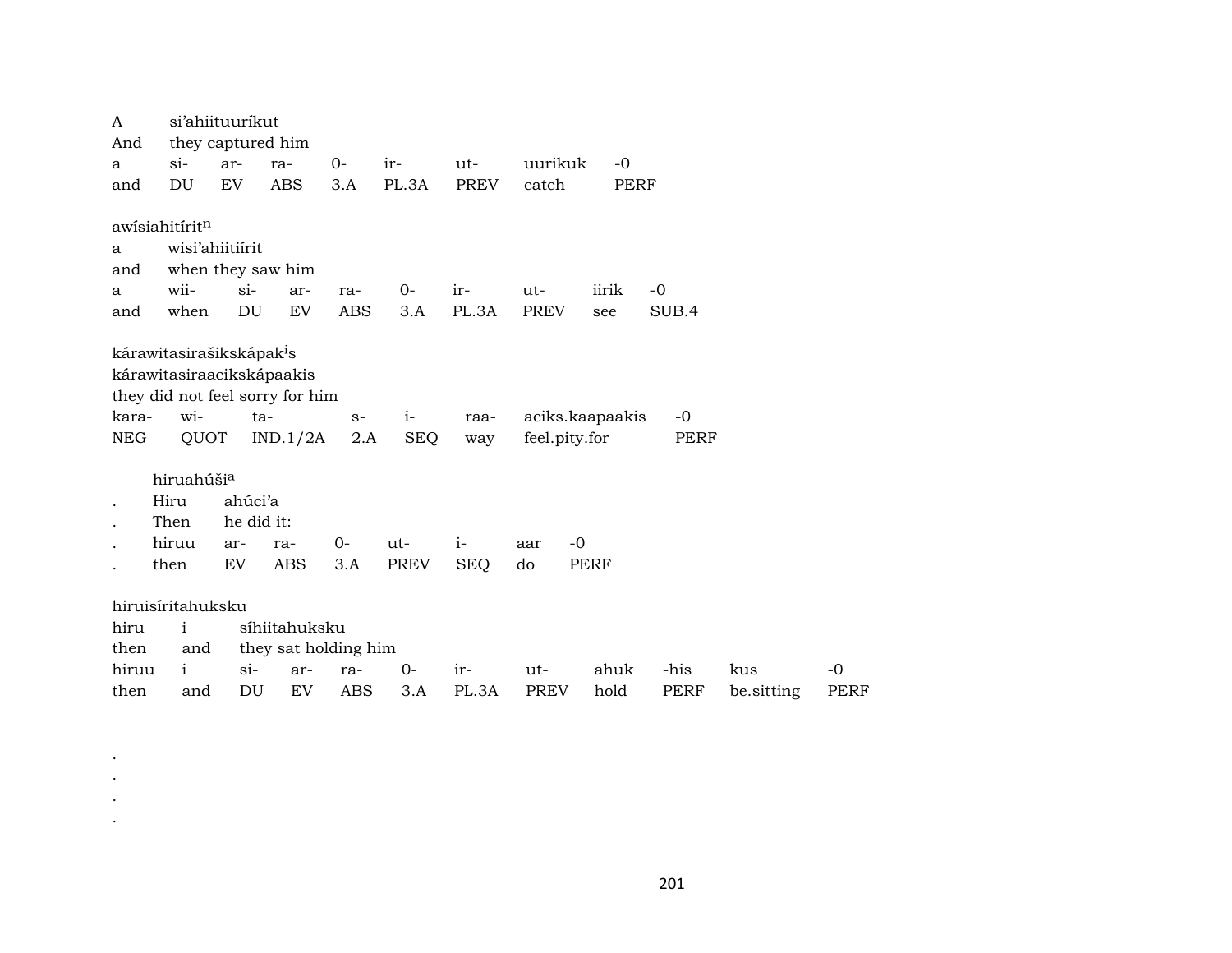A si’ahiituuríkut
And they captured him

| a | si- | ar- | ra- | 0- | ir- | ut- | uurikuk | -0 |
|---|---|---|---|---|---|---|---|---|
| and | DU | EV | ABS | 3.A | PL.3A | PREV | catch | PERF |

awísiahitírit[n]
a wisi’ahiitiírit
and when they saw him

| a | wii- | si- | ar- | ra- | 0- | ir- | ut- | iirik | -0 |
|---|---|---|---|---|---|---|---|---|---|
| and | when | DU | EV | ABS | 3.A | PL.3A | PREV | see | SUB.4 |

kárawitasirašikskápak[i]s
kárawitasiraacikskápaakis
they did not feel sorry for him

| kara- | wi- | ta- | s- | i- | raa- | aciks.kaapaakis | -0 |
|---|---|---|---|---|---|---|---|
| NEG | QUOT | IND.1/2A | 2.A | SEQ | way | feel.pity.for | PERF |

hiruahúši[a]
. Hiru ahúci’a
. Then he did it:

| . | hiruu | ar- | ra- | 0- | ut- | i- | aar | -0 |
|---|---|---|---|---|---|---|---|---|
| . | then | EV | ABS | 3.A | PREV | SEQ | do | PERF |

hiruisíritahuksku
hiru i síhiitahuksku
then and they sat holding him

| hiruu | i | si- | ar- | ra- | 0- | ir- | ut- | ahuk | -his | kus | -0 |
|---|---|---|---|---|---|---|---|---|---|---|---|
| then | and | DU | EV | ABS | 3.A | PL.3A | PREV | hold | PERF | be.sitting | PERF |

.
.
.
.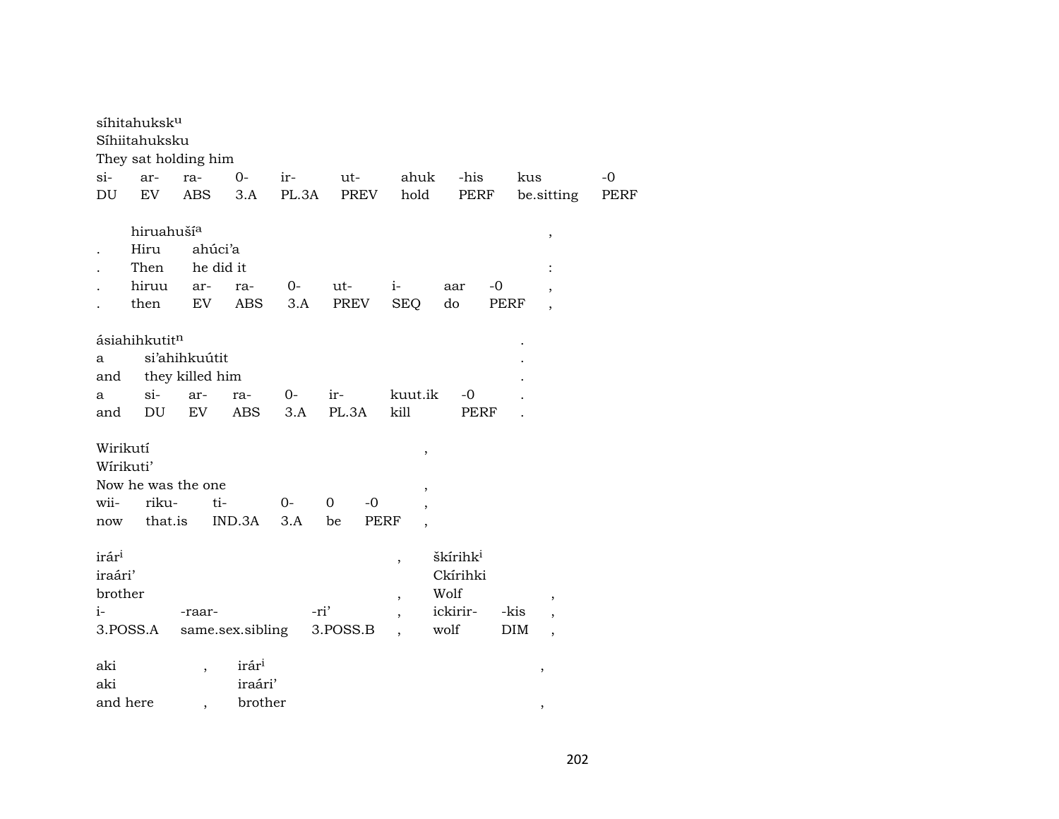síhitahuksk[u]
Síhiitahuksku
They sat holding him

| si- | ar- | ra- | 0- | ir- | ut- | ahuk | -his | kus | -0 |
|---|---|---|---|---|---|---|---|---|---|
| DU | EV | ABS | 3.A | PL.3A | PREV | hold | PERF | be.sitting | PERF |

| | hiruahuší[a] | | | | | | | | , |
|---|---|---|---|---|---|---|---|---|---|
| . | Hiru | ahúci'a | | | | | | | |
| . | Then | he did it | | | | | | | : |
| . | hiruu | ar- | ra- | 0- | ut- | i- | aar | -0 | , |
| . | then | EV | ABS | 3.A | PREV | SEQ | do | PERF | , |

ásiahihkutit[n] .
a si'ahihkuútit .
and they killed him .

| a | si- | ar- | ra- | 0- | ir- | kuut.ik | -0 | . |
|---|---|---|---|---|---|---|---|---|
| and | DU | EV | ABS | 3.A | PL.3A | kill | PERF | . |

Wirikutí ,
Wírikuti'
Now he was the one ,

| wii- | riku- | ti- | 0- | 0 | -0 | , |
|---|---|---|---|---|---|---|
| now | that.is | IND.3A | 3.A | be | PERF | , |

| irár[i] | | | , | škírihk[i] | | |
|---|---|---|---|---|---|---|
| iraári' | | | | Ckírihki | | |
| brother | | | , | Wolf | | , |
| i- | -raar- | -ri' | , | ickirir- | -kis | , |
| 3.POSS.A | same.sex.sibling | 3.POSS.B | , | wolf | DIM | , |

| aki | , | irár[i] | , |
|---|---|---|---|
| aki | | iraári' | |
| and here | , | brother | , |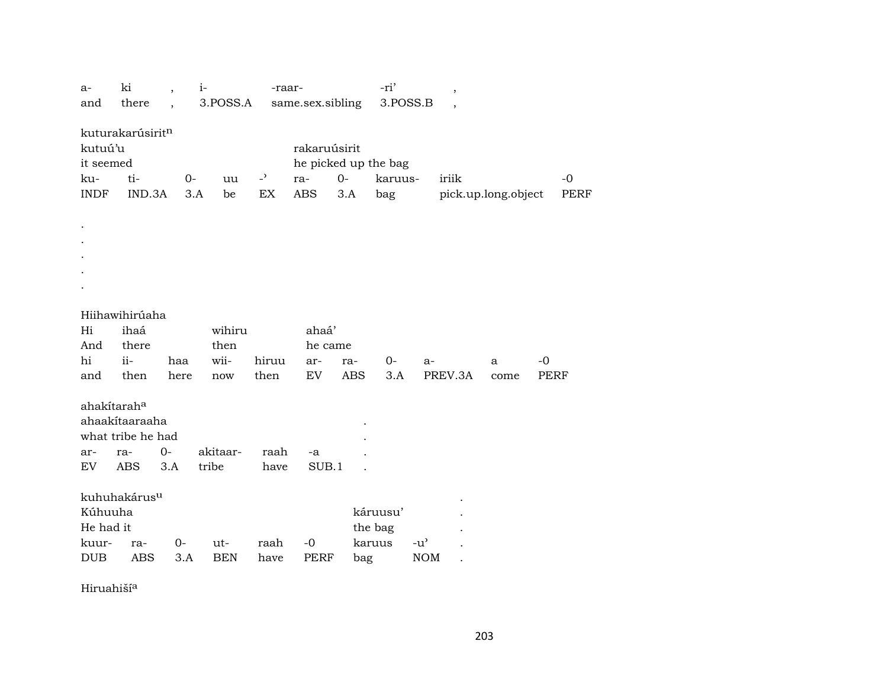| a- | ki | , | i- | -raar- | -ri’ | , |
|---|---|---|---|---|---|---|
| and | there | , | 3.POSS.A | same.sex.sibling | 3.POSS.B | , |

kuturakarúsirit[n]

| kutuú’u | | | | | rakaruúsirit | | | | |
|---|---|---|---|---|---|---|---|---|---|
| it seemed | | | | | he picked up the bag | | | | |
| ku- | ti- | 0- | uu | -’ | ra- | 0- | karuus- | iriik | -0 |
| INDF | IND.3A | 3.A | be | EX | ABS | 3.A | bag | pick.up.long.object | PERF |

.
.
.
.
.

Hiihawihirúaha

| Hi | ihaá | | wihiru | | ahaá’ | | | | | |
|---|---|---|---|---|---|---|---|---|---|---|
| And | there | | then | | he came | | | | | |
| hi | ii- | haa | wii- | hiruu | ar- | ra- | 0- | a- | a | -0 |
| and | then | here | now | then | EV | ABS | 3.A | PREV.3A | come | PERF |

ahakítarah[a]

| ahaakítaaraaha | | | | | | . |
|---|---|---|---|---|---|---|
| what tribe he had | | | | | | . |
| ar- | ra- | 0- | akitaar- | raah | -a | . |
| EV | ABS | 3.A | tribe | have | SUB.1 | . |

kuhuhakárus[u] .

| Kúhuuha | | | | | | káruusu’ | | . |
|---|---|---|---|---|---|---|---|---|
| He had it | | | | | | the bag | | . |
| kuur- | ra- | 0- | ut- | raah | -0 | karuus | -u’ | . |
| DUB | ABS | 3.A | BEN | have | PERF | bag | NOM | . |

Hiruahiší[a]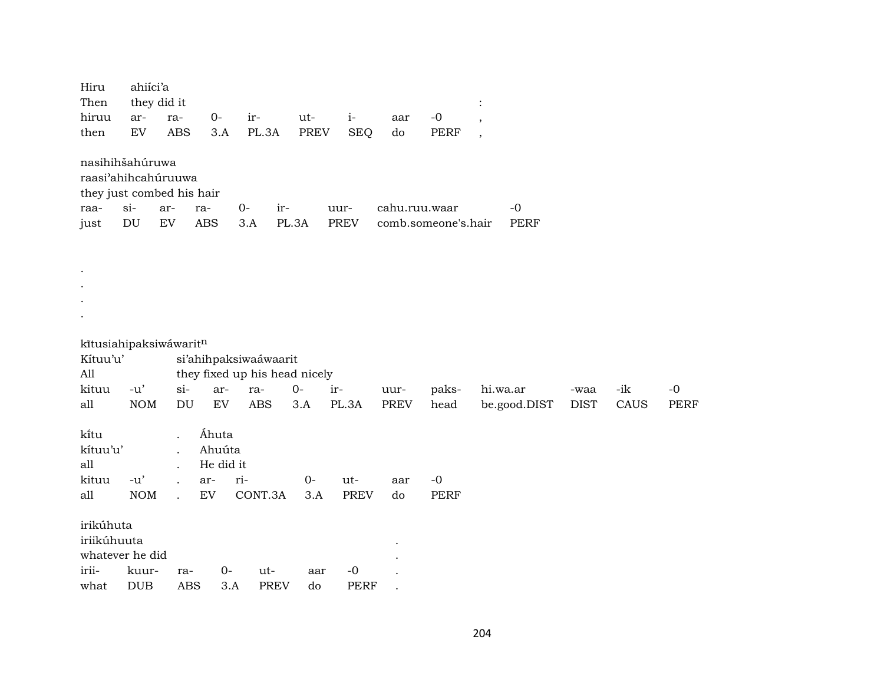Hiru ahiíci’a
Then they did it :

| hiruu | ar- | ra- | 0- | ir- | ut- | i- | aar | -0 | , |
|---|---|---|---|---|---|---|---|---|---|
| then | EV | ABS | 3.A | PL.3A | PREV | SEQ | do | PERF | , |

nasihihšahúruwa
raasi’ahihcahúruuwa
they just combed his hair

| raa- | si- | ar- | ra- | 0- | ir- | uur- | cahu.ruu.waar | -0 |
|---|---|---|---|---|---|---|---|---|
| just | DU | EV | ABS | 3.A | PL.3A | PREV | comb.someone's.hair | PERF |

.
.
.
.

kītusiahipaksiwáwarit$^{n}$
Kítuu’u’ si’ahihpaksiwaáwaarit
All they fixed up his head nicely

| kituu | -u’ | si- | ar- | ra- | 0- | ir- | uur- | paks- | hi.wa.ar | -waa | -ik | -0 |
|---|---|---|---|---|---|---|---|---|---|---|---|---|
| all | NOM | DU | EV | ABS | 3.A | PL.3A | PREV | head | be.good.DIST | DIST | CAUS | PERF |

kı̄́tu . Áhuta
kítuu’u’ . Ahuúta
all . He did it

| kituu | -u’ | . | ar- | ri- | 0- | ut- | aar | -0 |
|---|---|---|---|---|---|---|---|---|
| all | NOM | . | EV | CONT.3A | 3.A | PREV | do | PERF |

irikúhuta
iriikúhuuta .
whatever he did .

| irii- | kuur- | ra- | 0- | ut- | aar | -0 | . |
|---|---|---|---|---|---|---|---|
| what | DUB | ABS | 3.A | PREV | do | PERF | . |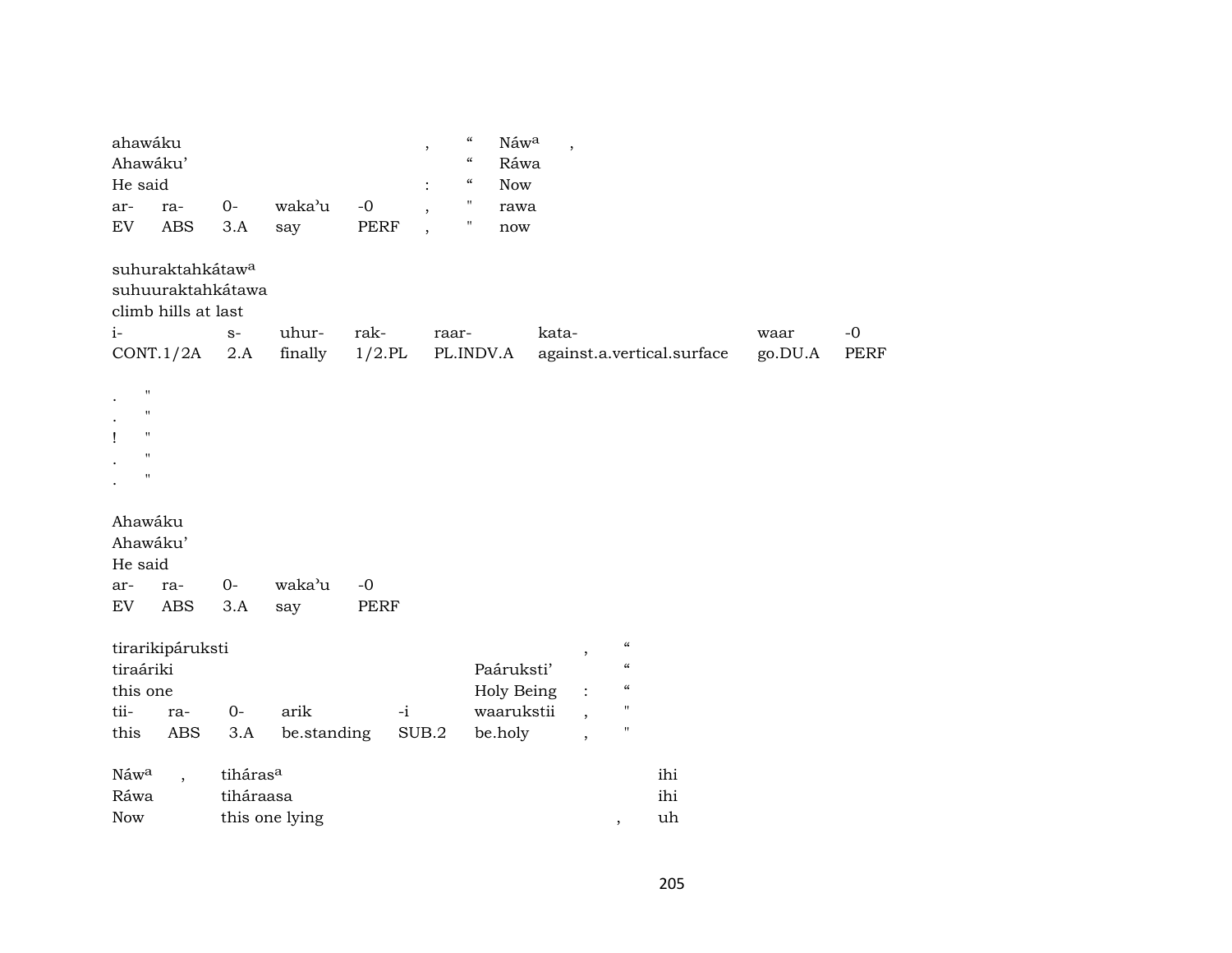| ahawáku | | | | | , | “ | Náw[a] | , |
|---|---|---|---|---|---|---|---|---|
| Ahawáku’ | | | | | | “ | Ráwa | |
| He said | | | | | : | “ | Now | |
| ar- | ra- | 0- | waka’u | -0 | , | " | rawa | |
| EV | ABS | 3.A | say | PERF | , | " | now | |

| suhuraktahkátaw[a] | | | | | | | |
|---|---|---|---|---|---|---|---|
| suhuuraktahkátawa | | | | | | | |
| climb hills at last | | | | | | | |
| i- | s- | uhur- | rak- | raar- | kata- | waar | -0 |
| CONT.1/2A | 2.A | finally | 1/2.PL | PL.INDV.A | against.a.vertical.surface | go.DU.A | PERF |

| . | " |
|---|---|
| . | " |
| ! | " |
| . | " |
| . | " |

| Ahawáku | | | | |
|---|---|---|---|---|
| Ahawáku’ | | | | |
| He said | | | | |
| ar- | ra- | 0- | waka’u | -0 |
| EV | ABS | 3.A | say | PERF |

| tirarikipáruksti | | | | | | , | “ |
|---|---|---|---|---|---|---|---|
| tiraáriki | | | | | Paáruksti’ | | “ |
| this one | | | | | Holy Being | : | “ |
| tii- | ra- | 0- | arik | -i | waarukstii | , | " |
| this | ABS | 3.A | be.standing | SUB.2 | be.holy | , | " |

| Náw[a] | , | tiháras[a] | | ihi |
|---|---|---|---|---|
| Ráwa | | tiháraasa | | ihi |
| Now | | this one lying | , | uh |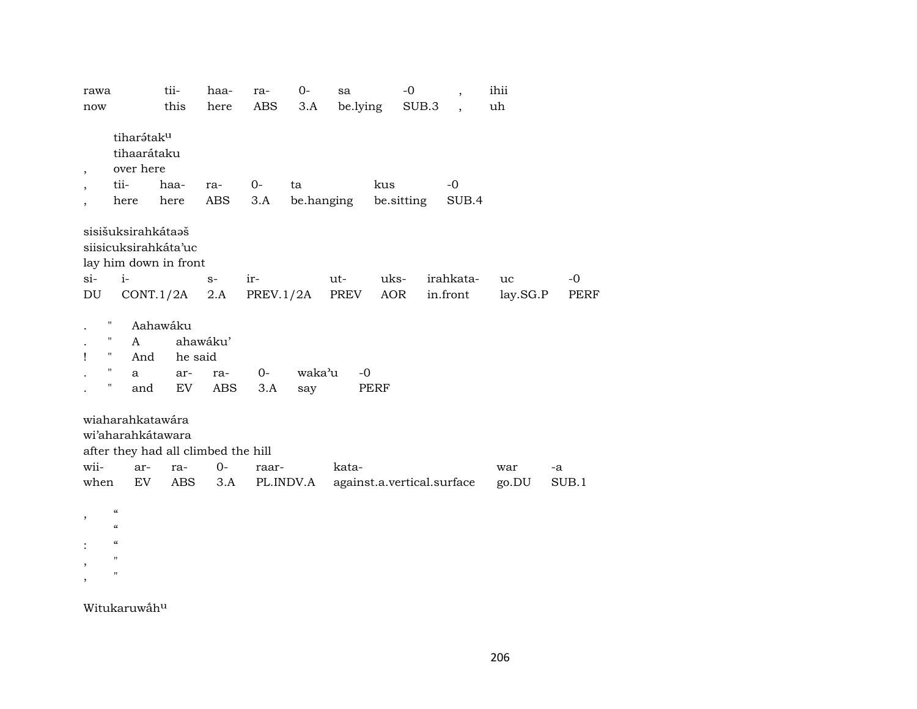| rawa | tii- | haa- | ra- | 0- | sa | -0 | , | ihii |
|---|---|---|---|---|---|---|---|---|
| now | this | here | ABS | 3.A | be.lying | SUB.3 | , | uh |

| | tiharə́taku | | | | | |
|---|---|---|---|---|---|---|
| | tihaaráttaku | | | | | |
| , | over here | | | | | |
| , | tii- | haa- | ra- | 0- | ta | kus | -0 |
| , | here | here | ABS | 3.A | be.hanging | be.sitting | SUB.4 |

sisišuksirahkátaəš
siisicuksirahkáta'uc
lay him down in front

| si- | i- | s- | ir- | ut- | uks- | irahkata- | uc | -0 |
|---|---|---|---|---|---|---|---|---|
| DU | CONT.1/2A | 2.A | PREV.1/2A | PREV | AOR | in.front | lay.SG.P | PERF |

| . | " | Aahawáku | | | | | |
|---|---|---|---|---|---|---|---|
| . | " | A | ahawáku' | | | | |
| ! | " | And | he said | | | | |
| . | " | a | ar- | ra- | 0- | waka'u | -0 |
| . | " | and | EV | ABS | 3.A | say | PERF |

wiaharahkatawára
wi'aharahkátawara
after they had all climbed the hill

| wii- | ar- | ra- | 0- | raar- | kata- | war | -a |
|---|---|---|---|---|---|---|---|
| when | EV | ABS | 3.A | PL.INDV.A | against.a.vertical.surface | go.DU | SUB.1 |

, “
“
: “
, "
, "

Witukaruwə́hu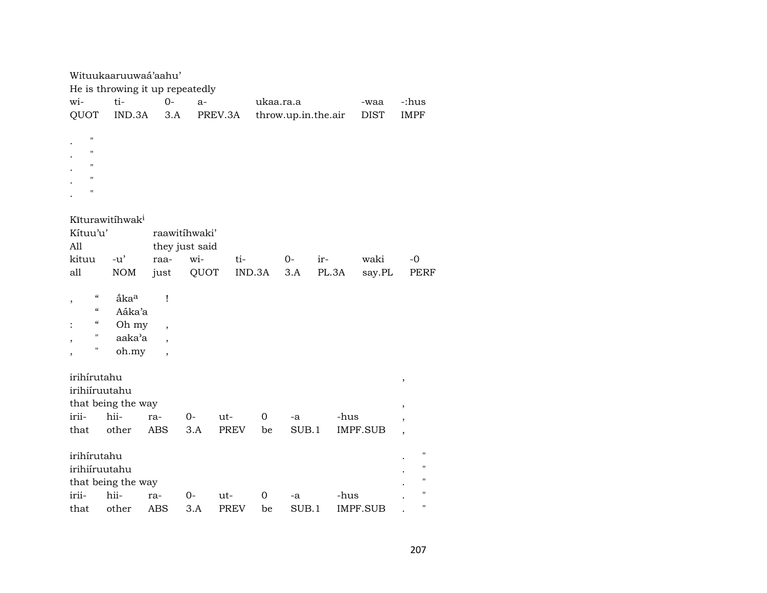Wituukaaruuwaá'aahu'
He is throwing it up repeatedly

| wi- | ti- | 0- | a- | ukaa.ra.a | -waa | -:hus |
|---|---|---|---|---|---|---|
| QUOT | IND.3A | 3.A | PREV.3A | throw.up.in.the.air | DIST | IMPF |

. "
. "
. "
. "
. "

Kĩturawitíhwak^i^
Kítuu'u' raawitíhwaki'
All they just said

| kituu | -u' | raa- | wi- | ti- | 0- | ir- | waki | -0 |
|---|---|---|---|---|---|---|---|---|
| all | NOM | just | QUOT | IND.3A | 3.A | PL.3A | say.PL | PERF |

| , | " | ắka^a^ | ! |
|---|---|---|---|
| | " | Aáka'a | |
| : | " | Oh my | , |
| , | " | aaka'a | , |
| , | " | oh.my | , |

irihírutahu ,
irihiíruutahu
that being the way ,

| irii- | hii- | ra- | 0- | ut- | 0 | -a | -hus | , |
|---|---|---|---|---|---|---|---|---|
| that | other | ABS | 3.A | PREV | be | SUB.1 | IMPF.SUB | , |

irihírutahu . "
irihiíruutahu . "
that being the way . "

| irii- | hii- | ra- | 0- | ut- | 0 | -a | -hus | . " |
|---|---|---|---|---|---|---|---|---|
| that | other | ABS | 3.A | PREV | be | SUB.1 | IMPF.SUB | . " |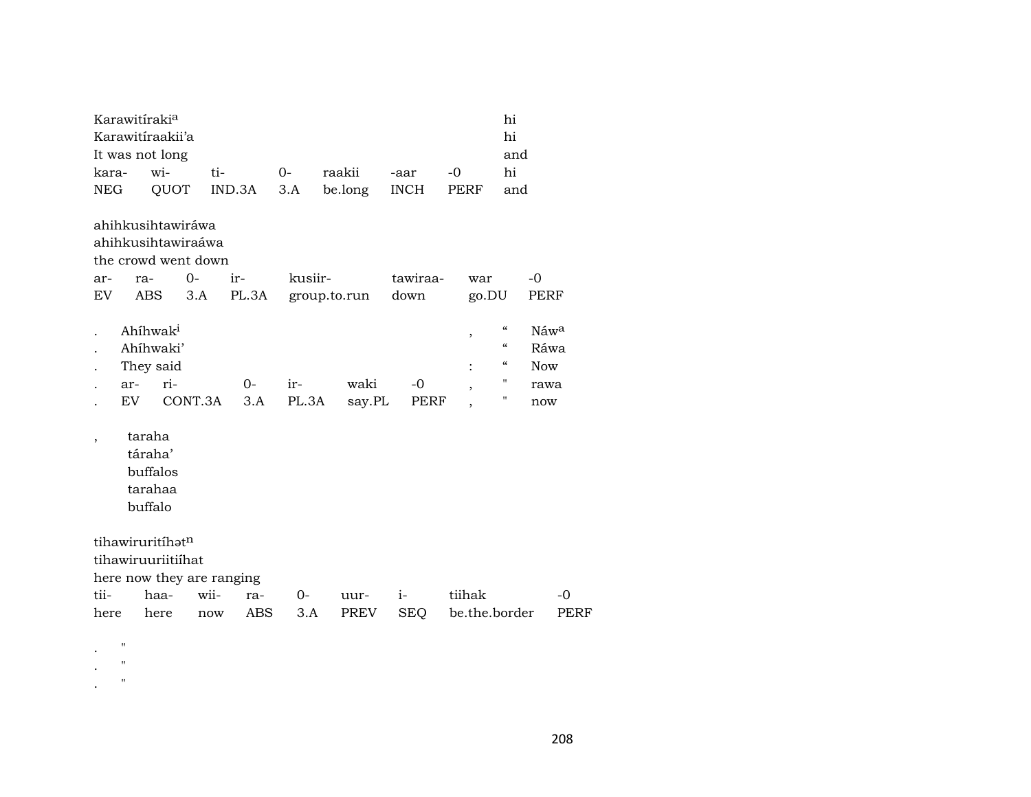Karawitíraki[a]
Karawitíraakii'a
It was not long

| kara- | wi- | ti- | 0- | raakii | -aar | -0 | hi |
|---|---|---|---|---|---|---|---|
| NEG | QUOT | IND.3A | 3.A | be.long | INCH | PERF | and |

hi
hi
and

ahihkusihtawiráwa
ahihkusihtawiraáwa
the crowd went down

| ar- | ra- | 0- | ir- | kusiir- | tawiraa- | war | -0 |
|---|---|---|---|---|---|---|---|
| EV | ABS | 3.A | PL.3A | group.to.run | down | go.DU | PERF |

. Ahíhwak[i] , " Náw[a]
. Ahíhwaki' " Ráwa
. They said : " Now

| . | ar- | ri- | 0- | ir- | waki | -0 | , | " | rawa |
|---|---|---|---|---|---|---|---|---|---|
| . | EV | CONT.3A | 3.A | PL.3A | say.PL | PERF | , | " | now |

, taraha
táraha'
buffalos
tarahaa
buffalo

tihawiruritíhət[n]
tihawiruuriitiíhat
here now they are ranging

| tii- | haa- | wii- | ra- | 0- | uur- | i- | tiihak | -0 |
|---|---|---|---|---|---|---|---|---|
| here | here | now | ABS | 3.A | PREV | SEQ | be.the.border | PERF |

. "
. "
. "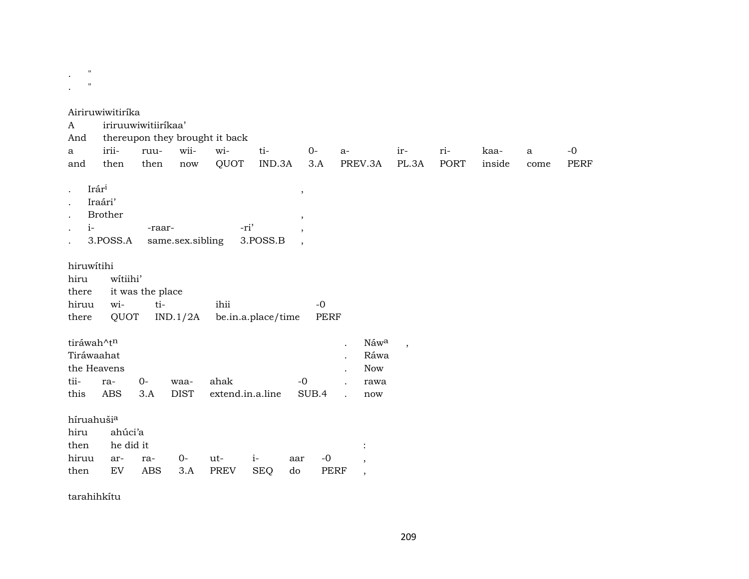.	"
.	"

Airiruwiwitiríka

| A | iriruuwiwitiiríkaa’ | | | | | | | | | | | |
|---|---|---|---|---|---|---|---|---|---|---|---|---|
| And | thereupon they brought it back | | | | | | | | | | | |
| a | irii- | ruu- | wii- | wi- | ti- | 0- | a- | ir- | ri- | kaa- | a | -0 |
| and | then | then | now | QUOT | IND.3A | 3.A | PREV.3A | PL.3A | PORT | inside | come | PERF |

| . | Irár[i] | | | , |
|---|---|---|---|---|
| . | Iraári’ | | | |
| . | Brother | | | , |
| . | i- | -raar- | -ri’ | , |
| . | 3.POSS.A | same.sex.sibling | 3.POSS.B | , |

hiruwítihi

| hiru | wítiihi’ | | | |
|---|---|---|---|---|
| there | it was the place | | | |
| hiruu | wi- | ti- | ihii | -0 |
| there | QUOT | IND.1/2A | be.in.a.place/time | PERF |

| tiráwah^t[n] | | | | | | . | Náw[a] | , |
|---|---|---|---|---|---|---|---|---|
| Tiráwaahat | | | | | | . | Ráwa | |
| the Heavens | | | | | | . | Now | |
| tii- | ra- | 0- | waa- | ahak | -0 | . | rawa | |
| this | ABS | 3.A | DIST | extend.in.a.line | SUB.4 | . | now | |

híruahuši[a]

| hiru | ahúci’a | | | | | | | |
|---|---|---|---|---|---|---|---|---|
| then | he did it | | | | | | | : |
| hiruu | ar- | ra- | 0- | ut- | i- | aar | -0 | , |
| then | EV | ABS | 3.A | PREV | SEQ | do | PERF | , |

tarahihkítu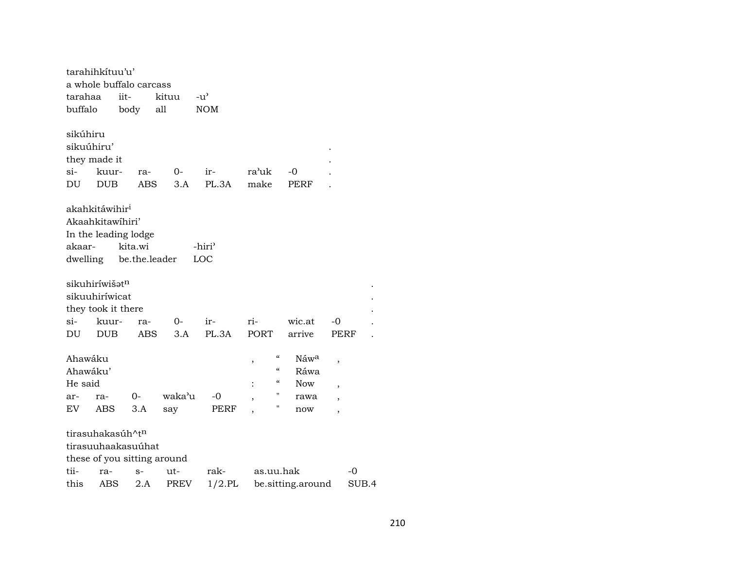tarahihkítuu'u'
a whole buffalo carcass

| tarahaa | iit- | kituu | -u' |
|---|---|---|---|
| buffalo | body | all | NOM |

sikúhiru
sikuúhiru' .
they made it .

| si- | kuur- | ra- | 0- | ir- | ra'uk | -0 | . |
|---|---|---|---|---|---|---|---|
| DU | DUB | ABS | 3.A | PL.3A | make | PERF | . |

akahkitáwihir^i
Akaahkitawíhiri'
In the leading lodge

| akaar- | kita.wi | -hiri' |
|---|---|---|
| dwelling | be.the.leader | LOC |

sikuhiríwišət^n .
sikuuhiríwicat .
they took it there .

| si- | kuur- | ra- | 0- | ir- | ri- | wic.at | -0 | . |
|---|---|---|---|---|---|---|---|---|
| DU | DUB | ABS | 3.A | PL.3A | PORT | arrive | PERF | . |

Ahawáku , " Náw^a ,
Ahawáku' " Ráwa
He said : " Now ,

| ar- | ra- | 0- | waka'u | -0 | , | " | rawa | , |
|---|---|---|---|---|---|---|---|---|
| EV | ABS | 3.A | say | PERF | , | " | now | , |

tirasuhakasúh^t^n
tirasuuhaakasuúhat
these of you sitting around

| tii- | ra- | s- | ut- | rak- | as.uu.hak | -0 |
|---|---|---|---|---|---|---|
| this | ABS | 2.A | PREV | 1/2.PL | be.sitting.around | SUB.4 |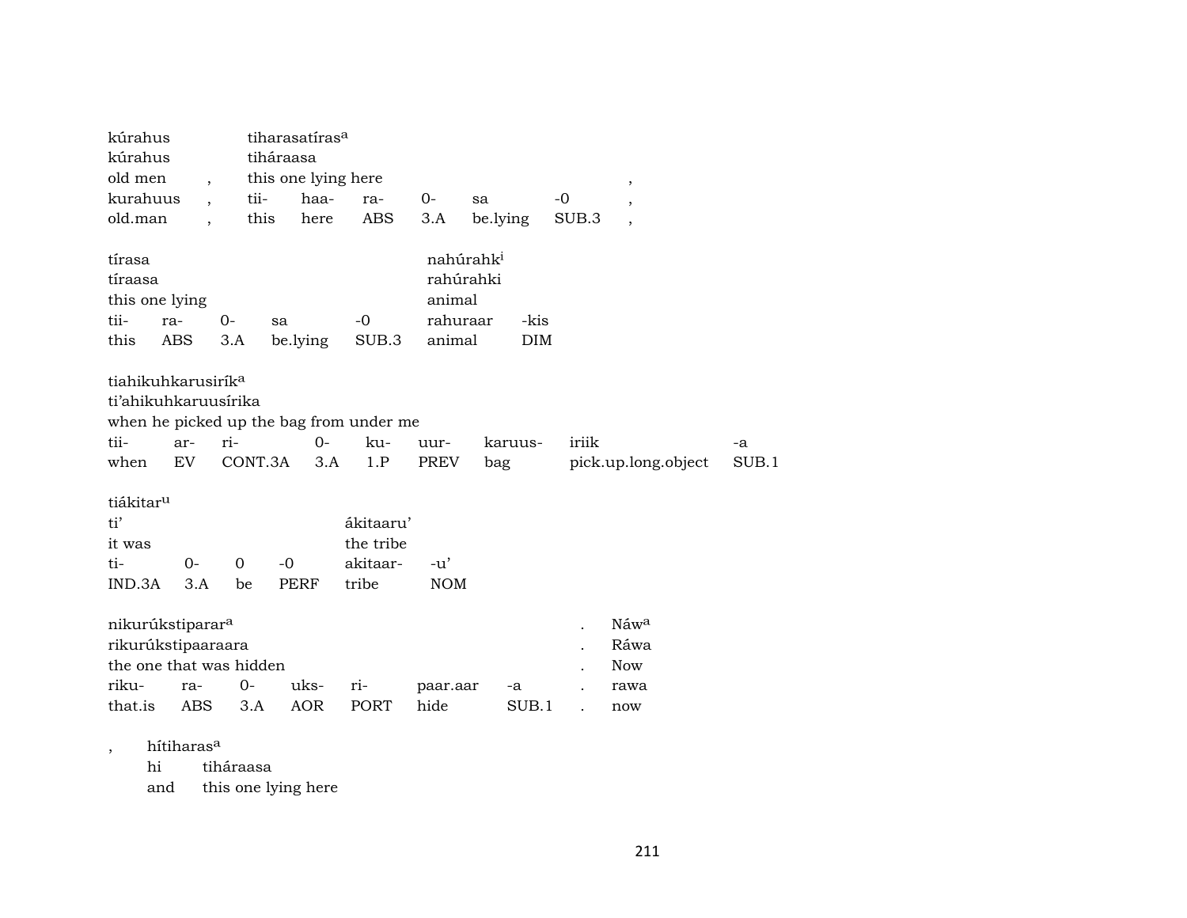| kúrahus | | tiharasatíras[a] | | | | | | |
|---|---|---|---|---|---|---|---|---|
| kúrahus | | tiháraasa | | | | | | |
| old men | , | this one lying here | | | | | | , |
| kurahuus | , | tii- | haa- | ra- | 0- | sa | -0 | , |
| old.man | , | this | here | ABS | 3.A | be.lying | SUB.3 | , |

| tírasa | | | | | nahúrahk[i] | |
|---|---|---|---|---|---|---|
| tíraasa | | | | | rahúrahki | |
| this one lying | | | | | animal | |
| tii- | ra- | 0- | sa | -0 | rahuraar | -kis |
| this | ABS | 3.A | be.lying | SUB.3 | animal | DIM |

| tiahikuhkarusirík[a] | | | | | | | | |
|---|---|---|---|---|---|---|---|---|
| ti'ahikuhkaruusírika | | | | | | | | |
| when he picked up the bag from under me | | | | | | | | |
| tii- | ar- | ri- | 0- | ku- | uur- | karuus- | iriik | -a |
| when | EV | CONT.3A | 3.A | 1.P | PREV | bag | pick.up.long.object | SUB.1 |

| tiákitar[u] | | | | | |
|---|---|---|---|---|---|
| ti' | | | | ákitaaru' | |
| it was | | | | the tribe | |
| ti- | 0- | 0 | -0 | akitaar- | -u' |
| IND.3A | 3.A | be | PERF | tribe | NOM |

| nikurúkstiparar[a] | | | | | | | . | Náw[a] |
|---|---|---|---|---|---|---|---|---|
| rikurúkstipaaraara | | | | | | | . | Ráwa |
| the one that was hidden | | | | | | | . | Now |
| riku- | ra- | 0- | uks- | ri- | paar.aar | -a | . | rawa |
| that.is | ABS | 3.A | AOR | PORT | hide | SUB.1 | . | now |

| , | hítiharas[a] | |
|---|---|---|
| | hi | tiháraasa |
| | and | this one lying here |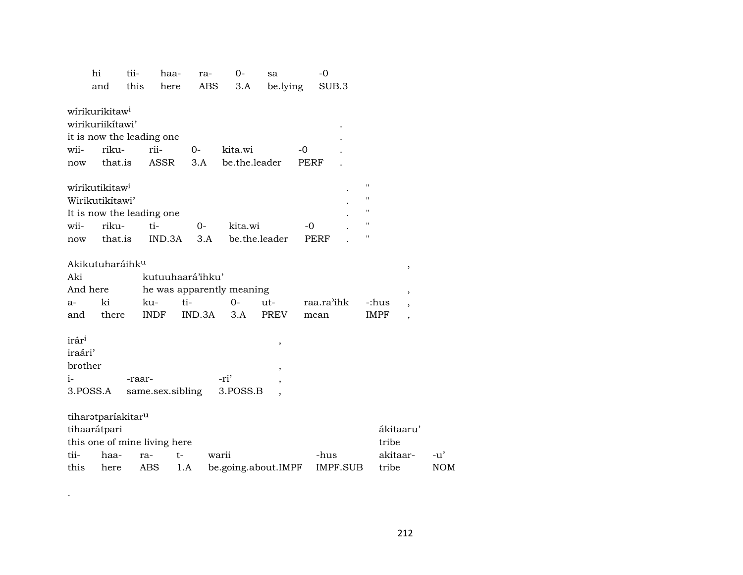| hi | tii- | haa- | ra- | 0- | sa | -0 |
|---|---|---|---|---|---|---|
| and | this | here | ABS | 3.A | be.lying | SUB.3 |

wírikurikitaw[i]
wirikuriikítawi' .
it is now the leading one .

| wii- | riku- | rii- | 0- | kita.wi | -0 | . |
|---|---|---|---|---|---|---|
| now | that.is | ASSR | 3.A | be.the.leader | PERF | . |

wírikutikitaw[i] . "
Wirikutikítawi' . "
It is now the leading one . "

| wii- | riku- | ti- | 0- | kita.wi | -0 | . | " |
|---|---|---|---|---|---|---|---|
| now | that.is | IND.3A | 3.A | be.the.leader | PERF | . | " |

Akikutuharáihk[u] ,
Aki kutuuhaará'ihku'
And here he was apparently meaning ,

| a- | ki | ku- | ti- | 0- | ut- | raa.ra'ihk | -:hus | , |
|---|---|---|---|---|---|---|---|---|
| and | there | INDF | IND.3A | 3.A | PREV | mean | IMPF | , |

irár[i] ,
iraári'
brother ,

| i- | -raar- | -ri' | , |
|---|---|---|---|
| 3.POSS.A | same.sex.sibling | 3.POSS.B | , |

tiharətparíakitar[u]
tihaarátpari ákitaaru'
this one of mine living here tribe

| tii- | haa- | ra- | t- | warii | -hus | akitaar- | -u' |
|---|---|---|---|---|---|---|---|
| this | here | ABS | 1.A | be.going.about.IMPF | IMPF.SUB | tribe | NOM |

.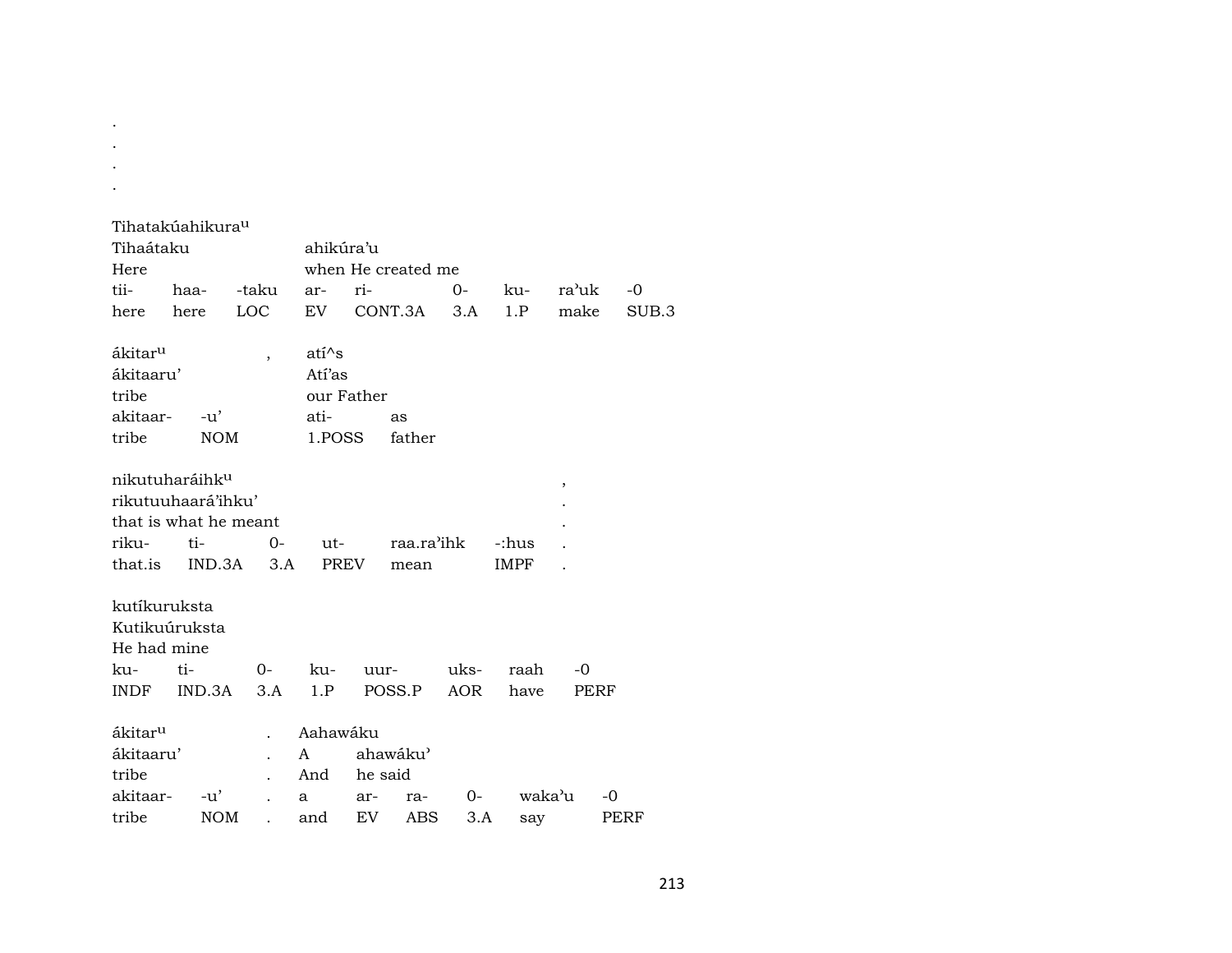.
.
.
.

Tihatakúahikura[u]

| Tihaátaku | | | ahikúra'u | | | | | |
|---|---|---|---|---|---|---|---|---|
| Here | | | when He created me | | | | | |
| tii- | haa- | -taku | ar- | ri- | 0- | ku- | ra'uk | -0 |
| here | here | LOC | EV | CONT.3A | 3.A | 1.P | make | SUB.3 |

| ákitar[u] | | , | atí^s | |
|---|---|---|---|---|
| ákitaaru' | | | Atí'as | |
| tribe | | | our Father | |
| akitaar- | -u' | | ati- | as |
| tribe | NOM | | 1.POSS | father |

| nikutuharáihk[u] | | | | | | , |
|---|---|---|---|---|---|---|
| rikutuuhaará'ihku' | | | | | | . |
| that is what he meant | | | | | | . |
| riku- | ti- | 0- | ut- | raa.ra'ihk | -:hus | . |
| that.is | IND.3A | 3.A | PREV | mean | IMPF | . |

| kutíkuruksta | | | | | | | |
|---|---|---|---|---|---|---|---|
| Kutikuúruksta | | | | | | | |
| He had mine | | | | | | | |
| ku- | ti- | 0- | ku- | uur- | uks- | raah | -0 |
| INDF | IND.3A | 3.A | 1.P | POSS.P | AOR | have | PERF |

| ákitar[u] | | . | Aahawáku | | | | | |
|---|---|---|---|---|---|---|---|---|
| ákitaaru' | | . | A | ahawáku' | | | | |
| tribe | | . | And | he said | | | | |
| akitaar- | -u' | . | a | ar- | ra- | 0- | waka'u | -0 |
| tribe | NOM | . | and | EV | ABS | 3.A | say | PERF |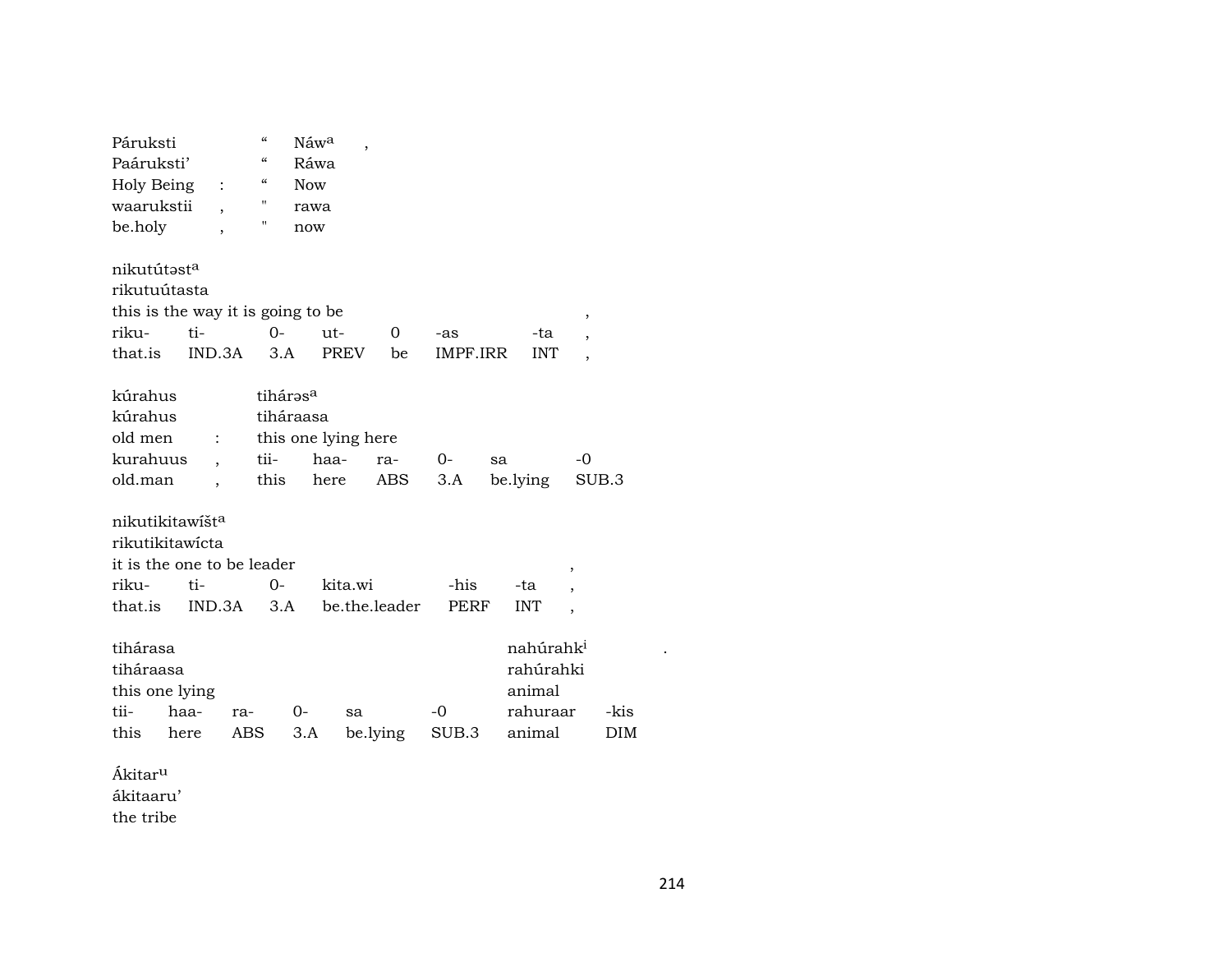| Páruksti | “ | Náw[a] | , |
|---|---|---|---|
| Paáruksti’ | “ | Ráwa | |
| Holy Being : | “ | Now | |
| waarukstii , | " | rawa | |
| be.holy , | " | now | |

nikutútəst[a]
rikutuútasta
this is the way it is going to be ,

| riku- | ti- | 0- | ut- | 0 | -as | -ta | , |
|---|---|---|---|---|---|---|---|
| that.is | IND.3A | 3.A | PREV | be | IMPF.IRR | INT | , |

| kúrahus | | tihárəs[a] | | | | | |
|---|---|---|---|---|---|---|---|
| kúrahus | | tiháraasa | | | | | |
| old men | : | this one lying here | | | | | |
| kurahuus | , | tii- | haa- | ra- | 0- | sa | -0 |
| old.man | , | this | here | ABS | 3.A | be.lying | SUB.3 |

nikutikitawíšt[a]
rikutikitawícta
it is the one to be leader ,

| riku- | ti- | 0- | kita.wi | -his | -ta | , |
|---|---|---|---|---|---|---|
| that.is | IND.3A | 3.A | be.the.leader | PERF | INT | , |

| tihárasa | | | | | | nahúrahk[i] | | . |
|---|---|---|---|---|---|---|---|---|
| tiháraasa | | | | | | rahúrahki | | |
| this one lying | | | | | | animal | | |
| tii- | haa- | ra- | 0- | sa | -0 | rahuraar | -kis | |
| this | here | ABS | 3.A | be.lying | SUB.3 | animal | DIM | |

Ákitar[u]
ákitaaru’
the tribe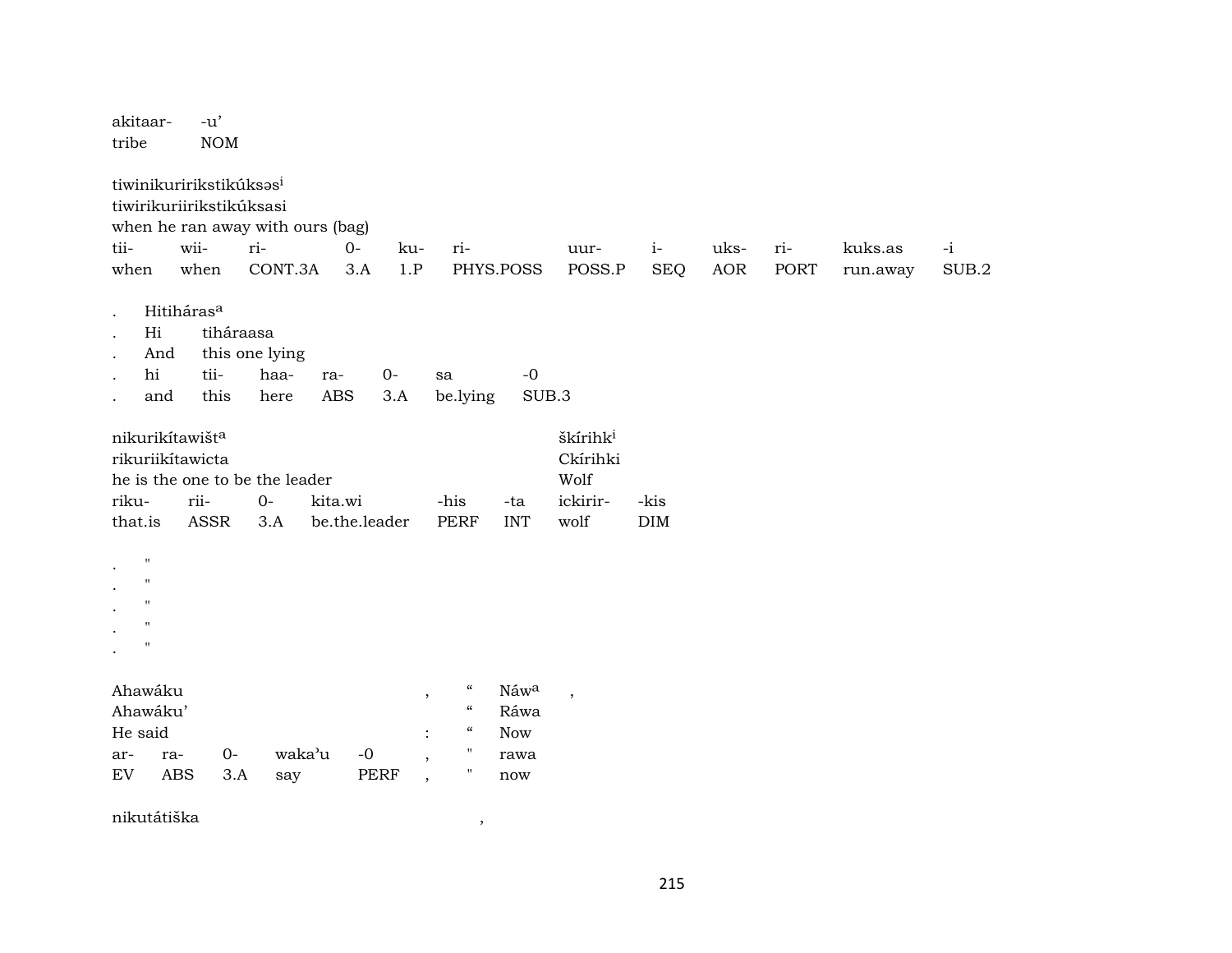akitaar- -u'
tribe NOM

tiwinikuririkstikúksə[i]
tiwirikuriirikstikúksasi
when he ran away with ours (bag)

| tii- | wii- | ri- | 0- | ku- | ri- | uur- | i- | uks- | ri- | kuks.as | -i |
|---|---|---|---|---|---|---|---|---|---|---|---|
| when | when | CONT.3A | 3.A | 1.P | PHYS.POSS | POSS.P | SEQ | AOR | PORT | run.away | SUB.2 |

. Hitiháras[a]
. Hi tiháraasa
. And this one lying

| . | hi | tii- | haa- | ra- | 0- | sa | -0 |
|---|---|---|---|---|---|---|---|
| . | and | this | here | ABS | 3.A | be.lying | SUB.3 |

nikurikítawišt[a] škírihk[i]
rikuriikítawicta Ckírihki
he is the one to be the leader Wolf

| riku- | rii- | 0- | kita.wi | -his | -ta | ickirir- | -kis |
|---|---|---|---|---|---|---|---|
| that.is | ASSR | 3.A | be.the.leader | PERF | INT | wolf | DIM |

. "
. "
. "
. "
. "

Ahawáku , " Náw[a] ,
Ahawáku' " Ráwa
He said : " Now

| ar- | ra- | 0- | waka'u | -0 | , | " | rawa |
|---|---|---|---|---|---|---|---|
| EV | ABS | 3.A | say | PERF | , | " | now |

nikutátiška ,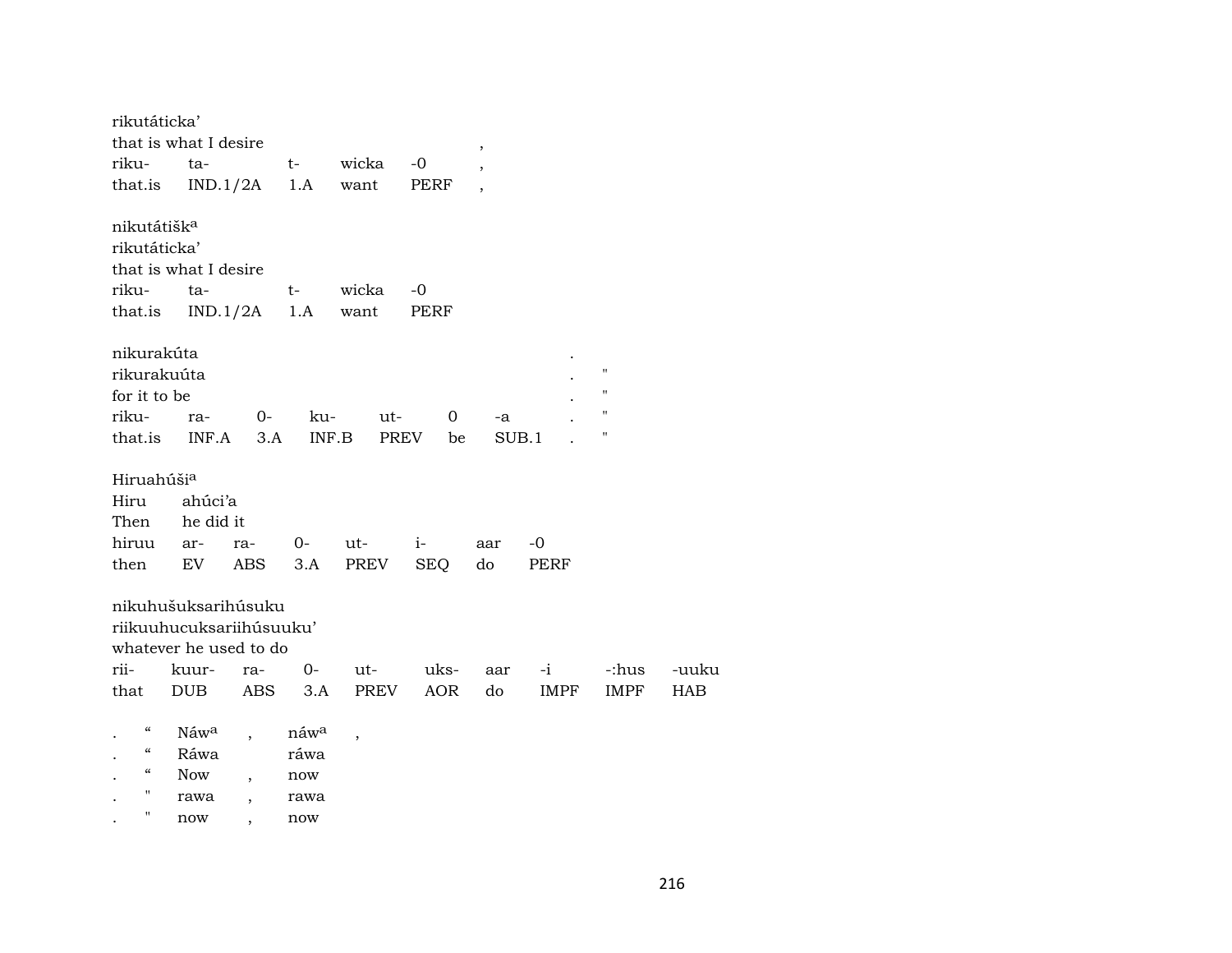rikutáticka'
that is what I desire ,

| riku- | ta- | t- | wicka | -0 | , |
|---|---|---|---|---|---|
| that.is | IND.1/2A | 1.A | want | PERF | , |

nikutátišk[a]
rikutáticka'
that is what I desire

| riku- | ta- | t- | wicka | -0 |
|---|---|---|---|---|
| that.is | IND.1/2A | 1.A | want | PERF |

nikurakúta .
rikurakuúta . "
for it to be . "

| riku- | ra- | 0- | ku- | ut- | 0 | -a | . | " |
|---|---|---|---|---|---|---|---|---|
| that.is | INF.A | 3.A | INF.B | PREV | be | SUB.1 | . | " |

Hiruahúši[a]
Hiru ahúci'a
Then he did it

| hiruu | ar- | ra- | 0- | ut- | i- | aar | -0 |
|---|---|---|---|---|---|---|---|
| then | EV | ABS | 3.A | PREV | SEQ | do | PERF |

nikuhušuksarihúsuku
riikuuhucuksariihúsuuku'
whatever he used to do

| rii- | kuur- | ra- | 0- | ut- | uks- | aar | -i | -:hus | -uuku |
|---|---|---|---|---|---|---|---|---|---|
| that | DUB | ABS | 3.A | PREV | AOR | do | IMPF | IMPF | HAB |

| . | " | Náw[a] | , | náw[a] | , |
|---|---|---|---|---|---|
| . | " | Ráwa | | ráwa | |
| . | " | Now | , | now | |
| . | " | rawa | , | rawa | |
| . | " | now | , | now | |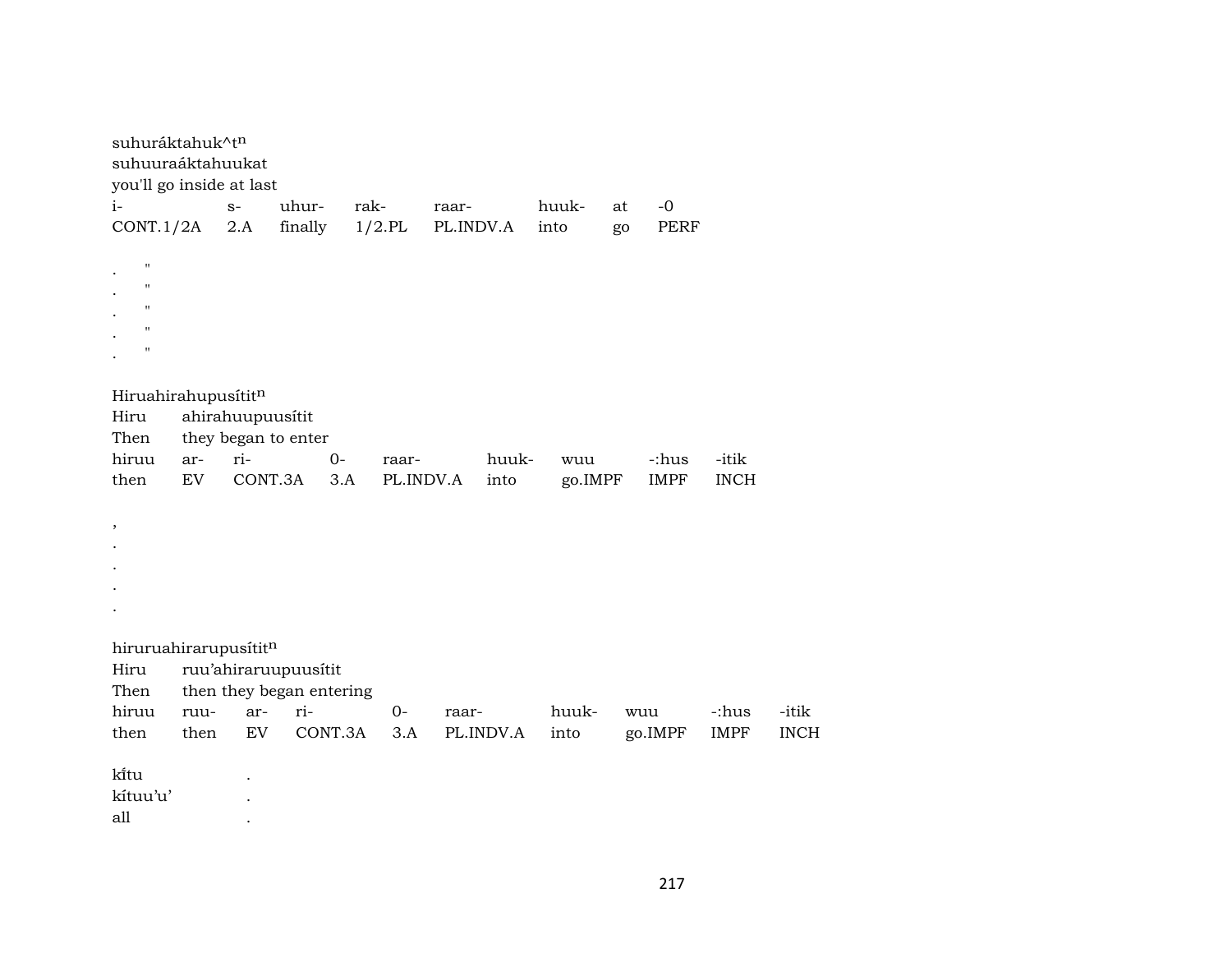suhuráktahuk^t$^{n}$
suhuuraáktahuukat
you'll go inside at last

| i- | s- | uhur- | rak- | raar- | huuk- | at | -0 |
|---|---|---|---|---|---|---|---|
| CONT.1/2A | 2.A | finally | 1/2.PL | PL.INDV.A | into | go | PERF |

. "
. "
. "
. "
. "

Hiruahirahupusítit$^{n}$
Hiru ahirahuupuusítit
Then they began to enter

| hiruu | ar- | ri- | 0- | raar- | huuk- | wuu | -:hus | -itik |
|---|---|---|---|---|---|---|---|---|
| then | EV | CONT.3A | 3.A | PL.INDV.A | into | go.IMPF | IMPF | INCH |

,
.
.
.
.

hiruruahirarupusítit$^{n}$
Hiru ruu’ahiraruupuusítit
Then then they began entering

| hiruu | ruu- | ar- | ri- | 0- | raar- | huuk- | wuu | -:hus | -itik |
|---|---|---|---|---|---|---|---|---|---|
| then | then | EV | CONT.3A | 3.A | PL.INDV.A | into | go.IMPF | IMPF | INCH |

kı̃tu .
kítuu’u’ .
all .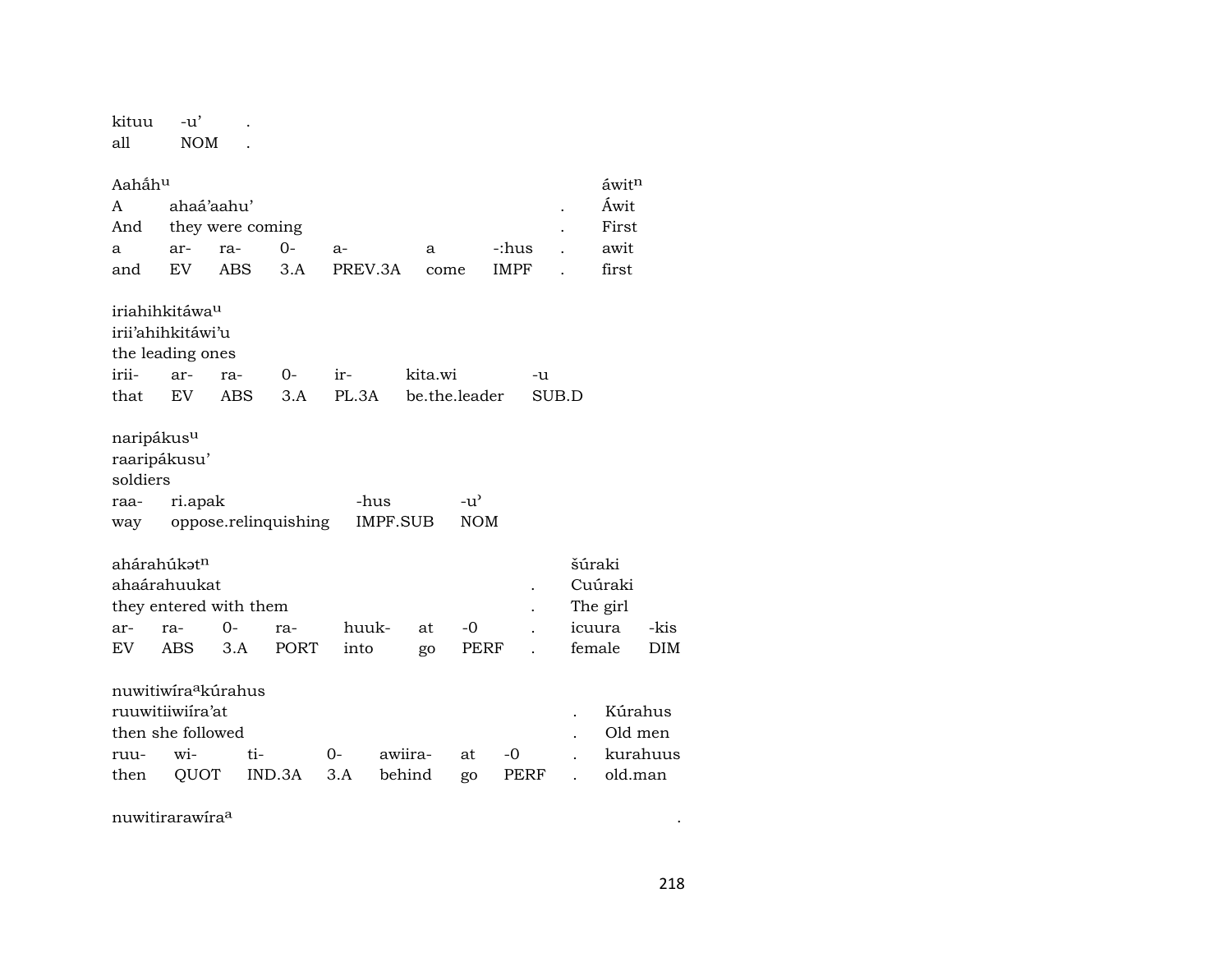| kituu | -u' | . |
|---|---|---|
| all | NOM | . |

Aahắh^u áwit^n

| A | ahaá'aahu' | | | | | | . | Áwit |
|---|---|---|---|---|---|---|---|---|
| And | they were coming | | | | | | . | First |
| a | ar- | ra- | 0- | a- | a | -:hus | . | awit |
| and | EV | ABS | 3.A | PREV.3A | come | IMPF | . | first |

iriahihkitáwa^u

| irii'ahihkitáwi'u | | | | | | |
|---|---|---|---|---|---|---|
| the leading ones | | | | | | |
| irii- | ar- | ra- | 0- | ir- | kita.wi | -u |
| that | EV | ABS | 3.A | PL.3A | be.the.leader | SUB.D |

naripákus^u

| raaripákusu' | | | |
|---|---|---|---|
| soldiers | | | |
| raa- | ri.apak | -hus | -u' |
| way | oppose.relinquishing | IMPF.SUB | NOM |

ahárahúkət^n šúraki

| ahaárahuukat | | | | | | | . | Cuúraki | |
|---|---|---|---|---|---|---|---|---|---|
| they entered with them | | | | | | | . | The girl | |
| ar- | ra- | 0- | ra- | huuk- | at | -0 | . | icuura | -kis |
| EV | ABS | 3.A | PORT | into | go | PERF | . | female | DIM |

nuwitiwíra^akúrahus

| ruuwitiiwiíra'at | | | | | | | . | Kúrahus |
|---|---|---|---|---|---|---|---|---|
| then she followed | | | | | | | . | Old men |
| ruu- | wi- | ti- | 0- | awiira- | at | -0 | . | kurahuus |
| then | QUOT | IND.3A | 3.A | behind | go | PERF | . | old.man |

nuwitirarawíra^a .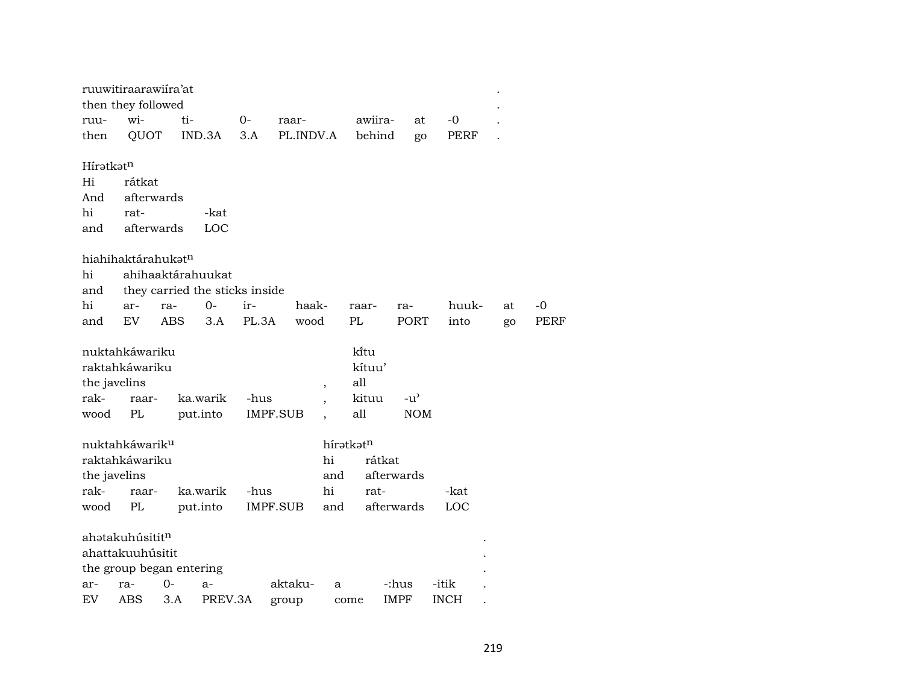ruuwitiraarawiíra'at .
then they followed .

| ruu- | wi- | ti- | 0- | raar- | awiira- | at | -0 | . |
|---|---|---|---|---|---|---|---|---|
| then | QUOT | IND.3A | 3.A | PL.INDV.A | behind | go | PERF | . |

Hírətkət$^{n}$

| Hi | rátkat | |
|---|---|---|
| And | afterwards | |
| hi | rat- | -kat |
| and | afterwards | LOC |

hiahihaktárahukət$^{n}$

| hi | ahihaaktárahuukat | | | | | | | | | |
|---|---|---|---|---|---|---|---|---|---|---|
| and | they carried the sticks inside | | | | | | | | | |
| hi | ar- | ra- | 0- | ir- | haak- | raar- | ra- | huuk- | at | -0 |
| and | EV | ABS | 3.A | PL.3A | wood | PL | PORT | into | go | PERF |

| nuktahkáwariku | | | | | kítu | |
|---|---|---|---|---|---|---|
| raktahkáwariku | | | | | kítuu' | |
| the javelins | | | | , | all | |
| rak- | raar- | ka.warik | -hus | , | kituu | -u' |
| wood | PL | put.into | IMPF.SUB | , | all | NOM |

| nuktahkáwarik$^{u}$ | | | | hírətkət$^{n}$ | | |
|---|---|---|---|---|---|---|
| raktahkáwariku | | | | hi | rátkat | |
| the javelins | | | | and | afterwards | |
| rak- | raar- | ka.warik | -hus | hi | rat- | -kat |
| wood | PL | put.into | IMPF.SUB | and | afterwards | LOC |

ahətakuhúsitit$^{n}$ .
ahattakuuhúsitit .
the group began entering .

| ar- | ra- | 0- | a- | aktaku- | a | -:hus | -itik | . |
|---|---|---|---|---|---|---|---|---|
| EV | ABS | 3.A | PREV.3A | group | come | IMPF | INCH | . |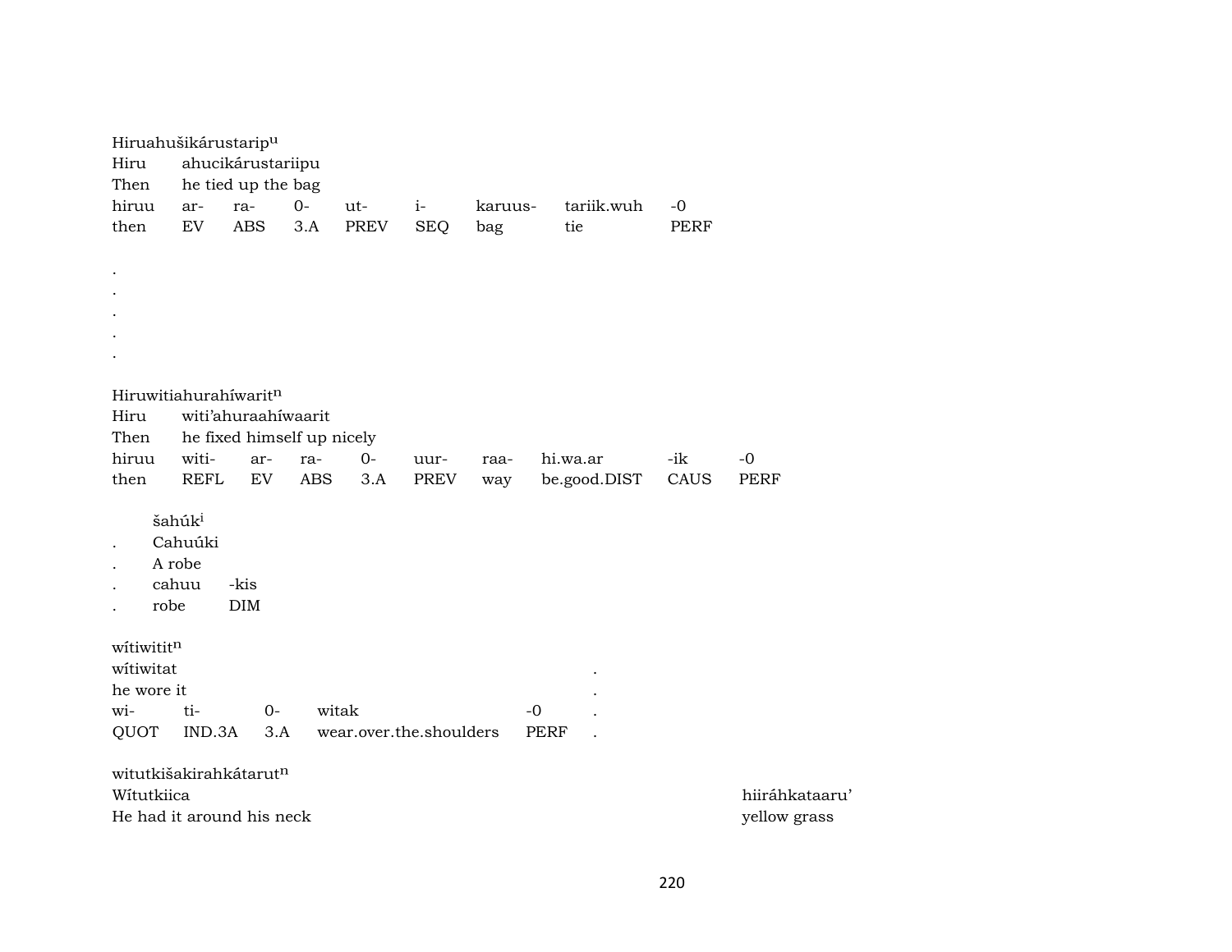Hiruahušikárustarip[u]
Hiru ahucikárustariipu
Then he tied up the bag

| hiruu | ar- | ra- | 0- | ut- | i- | karuus- | tariik.wuh | -0 |
|---|---|---|---|---|---|---|---|---|
| then | EV | ABS | 3.A | PREV | SEQ | bag | tie | PERF |

.
.
.
.
.

Hiruwitiahurahíwarit[n]
Hiru witi’ahuraahíwaarit
Then he fixed himself up nicely

| hiruu | witi- | ar- | ra- | 0- | uur- | raa- | hi.wa.ar | -ik | -0 |
|---|---|---|---|---|---|---|---|---|---|
| then | REFL | EV | ABS | 3.A | PREV | way | be.good.DIST | CAUS | PERF |

šahúk[i]
. Cahuúki
. A robe

| . | cahuu | -kis |
|---|---|---|
| . | robe | DIM |

wítiwitit[n]
wítiwitat .
he wore it .

| wi- | ti- | 0- | witak | -0 | . |
|---|---|---|---|---|---|
| QUOT | IND.3A | 3.A | wear.over.the.shoulders | PERF | . |

witutkišakirahkátarut[n]
Wítutkiica hiiráhkataaru’
He had it around his neck yellow grass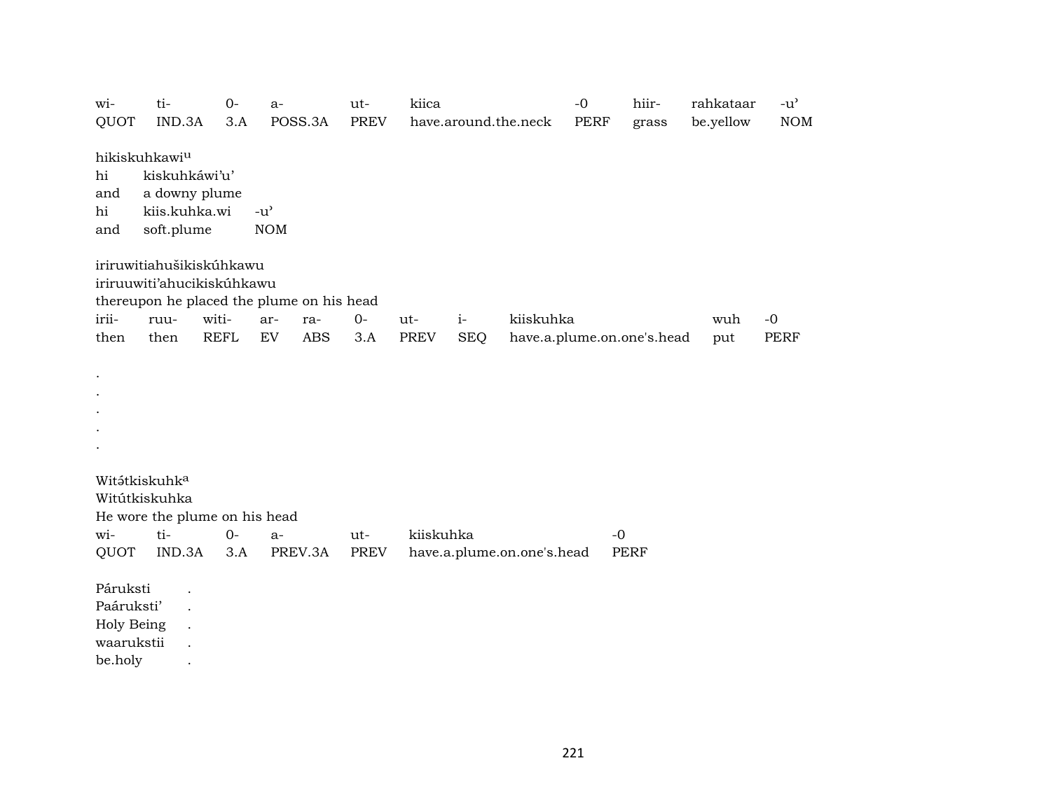| | | | | | | | | | |
|---|---|---|---|---|---|---|---|---|---|
| wi- | ti- | 0- | a- | ut- | kiica | -0 | hiir- | rahkataar | -u’ |
| QUOT | IND.3A | 3.A | POSS.3A | PREV | have.around.the.neck | PERF | grass | be.yellow | NOM |

hikiskuhkawi[u]

| | | |
|---|---|---|
| hi | kiskuhkáwi’u’ | |
| and | a downy plume | |
| hi | kiis.kuhka.wi | -u’ |
| and | soft.plume | NOM |

iriruwitiahušikiskúhkawu
iriruuwiti’ahucikiskúhkawu
thereupon he placed the plume on his head

| | | | | | | | | | | |
|---|---|---|---|---|---|---|---|---|---|---|
| irii- | ruu- | witi- | ar- | ra- | 0- | ut- | i- | kiiskuhka | wuh | -0 |
| then | then | REFL | EV | ABS | 3.A | PREV | SEQ | have.a.plume.on.one's.head | put | PERF |

.
.
.
.
.

Witə́tkiskuhk[a]
Witútkiskuhka
He wore the plume on his head

| | | | | | | |
|---|---|---|---|---|---|---|
| wi- | ti- | 0- | a- | ut- | kiiskuhka | -0 |
| QUOT | IND.3A | 3.A | PREV.3A | PREV | have.a.plume.on.one's.head | PERF |

| | |
|---|---|
| Páruksti | . |
| Paáruksti’ | . |
| Holy Being | . |
| waarukstii | . |
| be.holy | . |